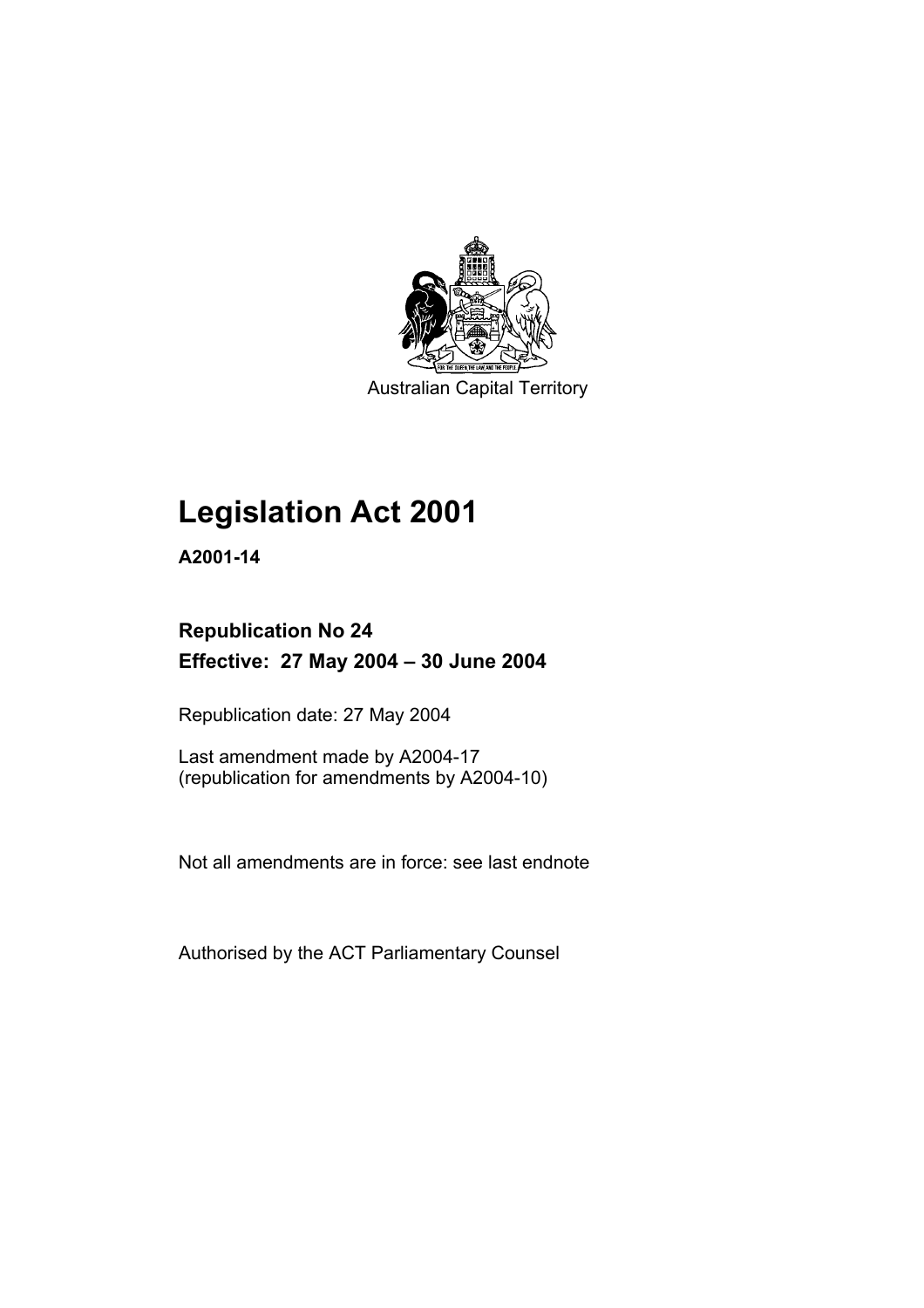Australian Capital Territory

# Legislation Act 2001

**A2001-14**

## Republication No 24
## Effective: 27 May 2004 – 30 June 2004

Republication date: 27 May 2004

Last amendment made by A2004-17
(republication for amendments by A2004-10)

Not all amendments are in force: see last endnote

Authorised by the ACT Parliamentary Counsel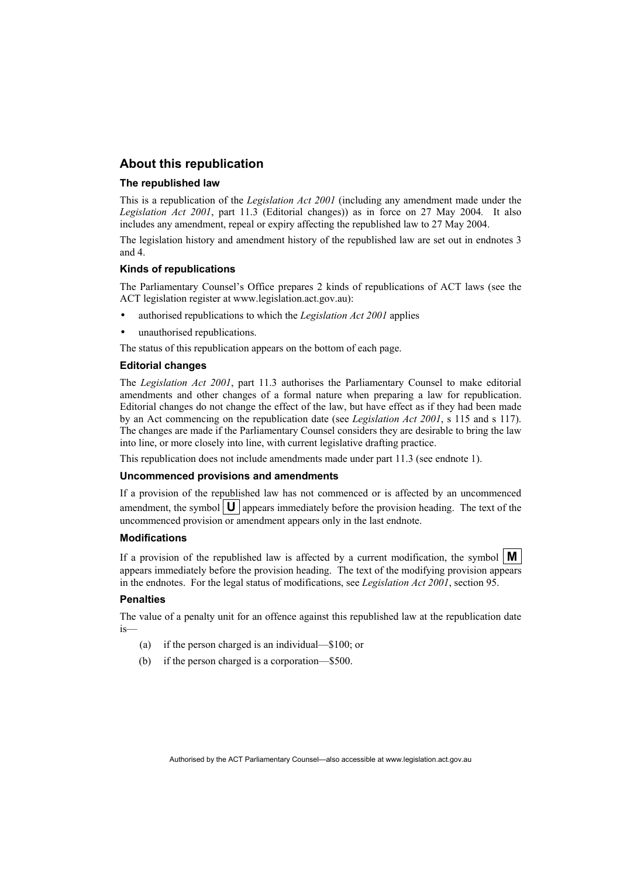## About this republication

### The republished law

This is a republication of the *Legislation Act 2001* (including any amendment made under the *Legislation Act 2001*, part 11.3 (Editorial changes)) as in force on 27 May 2004*.* It also includes any amendment, repeal or expiry affecting the republished law to 27 May 2004.

The legislation history and amendment history of the republished law are set out in endnotes 3 and 4.

### Kinds of republications

The Parliamentary Counsel's Office prepares 2 kinds of republications of ACT laws (see the ACT legislation register at www.legislation.act.gov.au):

- authorised republications to which the *Legislation Act 2001* applies
- unauthorised republications.

The status of this republication appears on the bottom of each page.

### Editorial changes

The *Legislation Act 2001*, part 11.3 authorises the Parliamentary Counsel to make editorial amendments and other changes of a formal nature when preparing a law for republication. Editorial changes do not change the effect of the law, but have effect as if they had been made by an Act commencing on the republication date (see *Legislation Act 2001*, s 115 and s 117). The changes are made if the Parliamentary Counsel considers they are desirable to bring the law into line, or more closely into line, with current legislative drafting practice.

This republication does not include amendments made under part 11.3 (see endnote 1).

### Uncommenced provisions and amendments

If a provision of the republished law has not commenced or is affected by an uncommenced amendment, the symbol **U** appears immediately before the provision heading. The text of the uncommenced provision or amendment appears only in the last endnote.

### Modifications

If a provision of the republished law is affected by a current modification, the symbol **M** appears immediately before the provision heading. The text of the modifying provision appears in the endnotes. For the legal status of modifications, see *Legislation Act 2001*, section 95.

### Penalties

The value of a penalty unit for an offence against this republished law at the republication date is—

(a) if the person charged is an individual—$100; or

(b) if the person charged is a corporation—$500.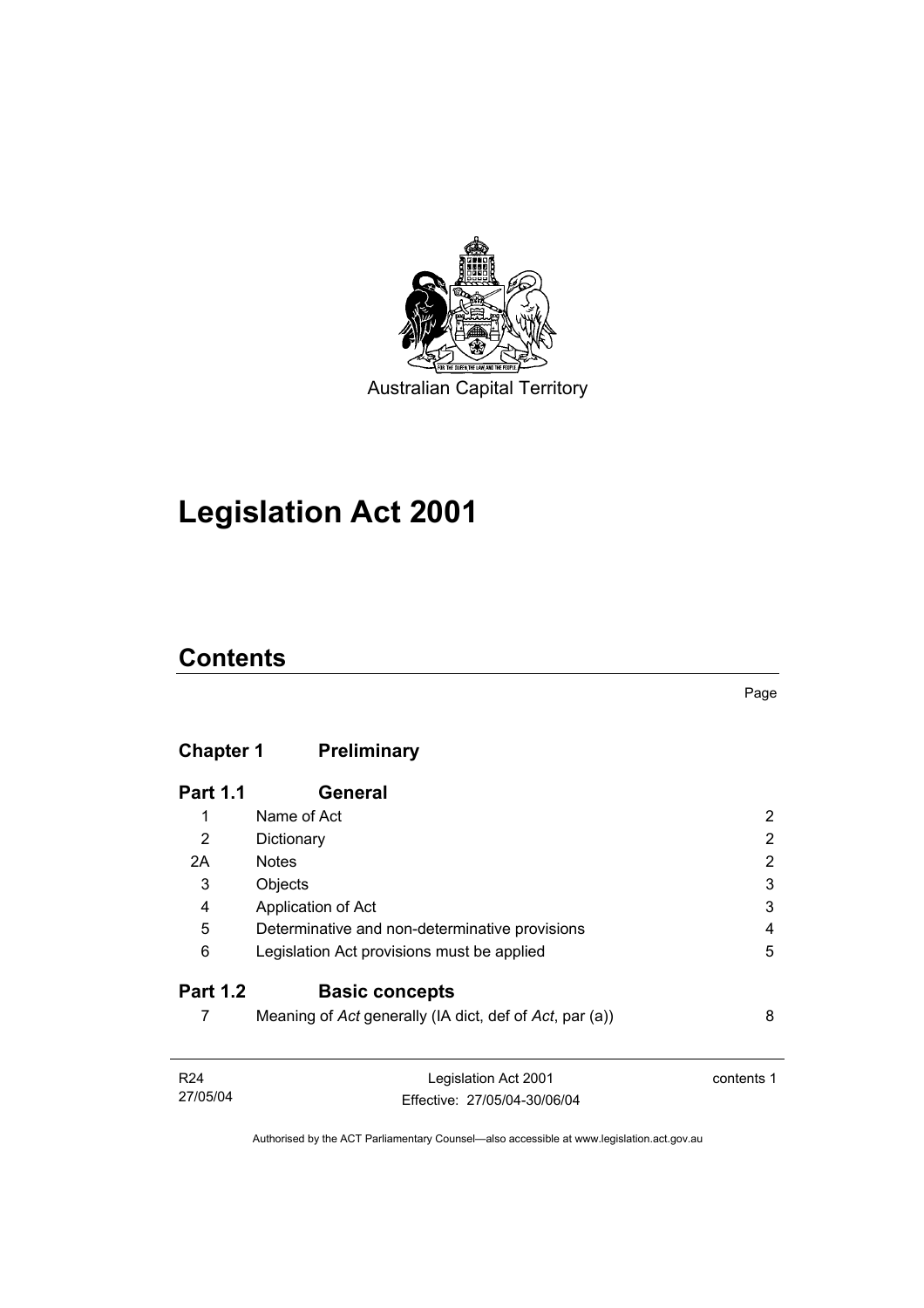Australian Capital Territory

# Legislation Act 2001

## Contents

Page

| | | |
|---|---|---|
| **Chapter 1** | **Preliminary** | |
| **Part 1.1** | **General** | |
| 1 | Name of Act | 2 |
| 2 | Dictionary | 2 |
| 2A | Notes | 2 |
| 3 | Objects | 3 |
| 4 | Application of Act | 3 |
| 5 | Determinative and non-determinative provisions | 4 |
| 6 | Legislation Act provisions must be applied | 5 |
| **Part 1.2** | **Basic concepts** | |
| 7 | Meaning of *Act* generally (IA dict, def of *Act*, par (a)) | 8 |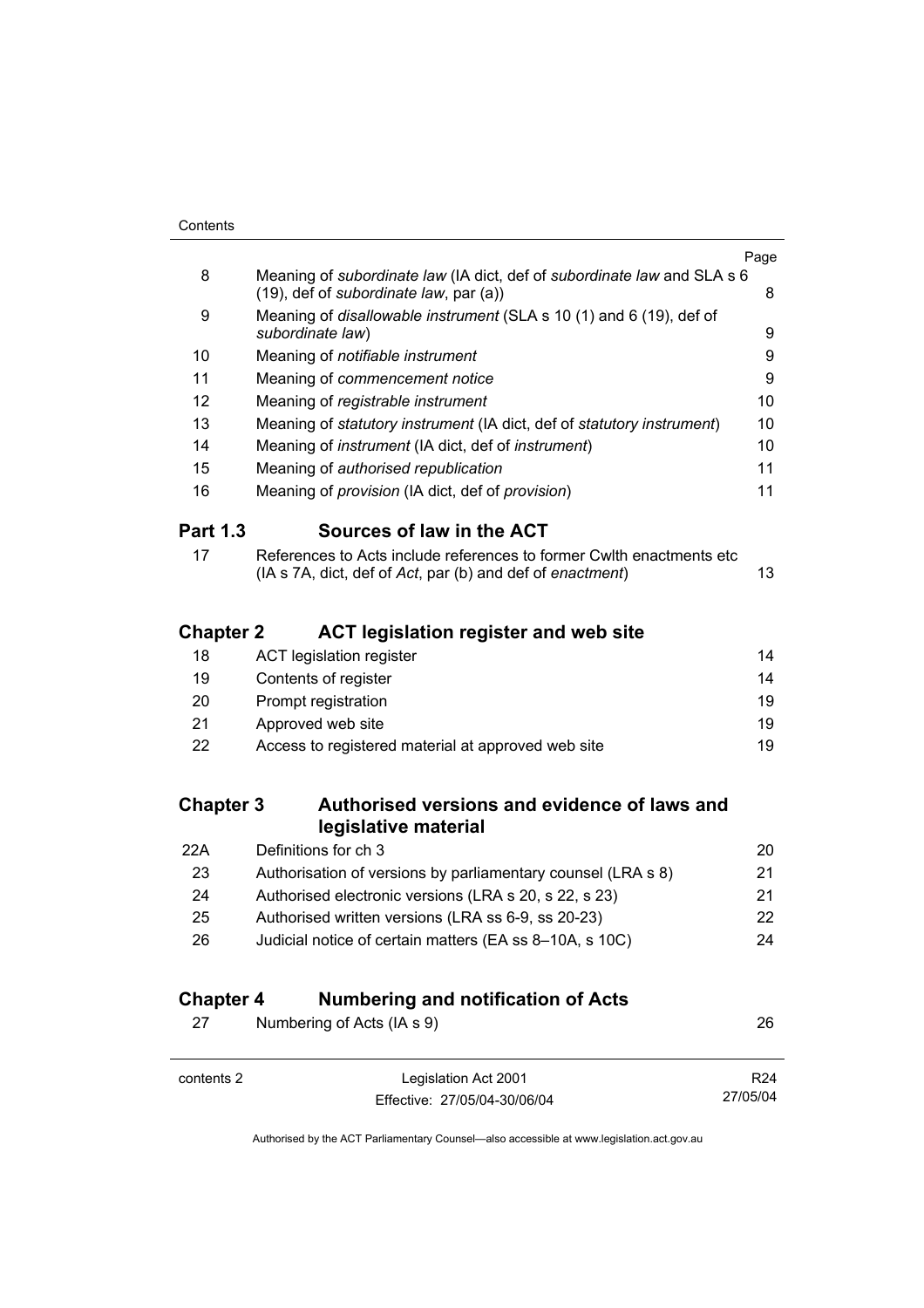| | | Page |
|---|---|---|
| 8 | Meaning of *subordinate law* (IA dict, def of *subordinate law* and SLA s 6 (19), def of *subordinate law*, par (a)) | 8 |
| 9 | Meaning of *disallowable instrument* (SLA s 10 (1) and 6 (19), def of *subordinate law*) | 9 |
| 10 | Meaning of *notifiable instrument* | 9 |
| 11 | Meaning of *commencement notice* | 9 |
| 12 | Meaning of *registrable instrument* | 10 |
| 13 | Meaning of *statutory instrument* (IA dict, def of *statutory instrument*) | 10 |
| 14 | Meaning of *instrument* (IA dict, def of *instrument*) | 10 |
| 15 | Meaning of *authorised republication* | 11 |
| 16 | Meaning of *provision* (IA dict, def of *provision*) | 11 |

## Part 1.3 Sources of law in the ACT

| | | |
|---|---|---|
| 17 | References to Acts include references to former Cwlth enactments etc (IA s 7A, dict, def of *Act*, par (b) and def of *enactment*) | 13 |

## Chapter 2 ACT legislation register and web site

| | | |
|---|---|---|
| 18 | ACT legislation register | 14 |
| 19 | Contents of register | 14 |
| 20 | Prompt registration | 19 |
| 21 | Approved web site | 19 |
| 22 | Access to registered material at approved web site | 19 |

## Chapter 3 Authorised versions and evidence of laws and legislative material

| | | |
|---|---|---|
| 22A | Definitions for ch 3 | 20 |
| 23 | Authorisation of versions by parliamentary counsel (LRA s 8) | 21 |
| 24 | Authorised electronic versions (LRA s 20, s 22, s 23) | 21 |
| 25 | Authorised written versions (LRA ss 6-9, ss 20-23) | 22 |
| 26 | Judicial notice of certain matters (EA ss 8–10A, s 10C) | 24 |

## Chapter 4 Numbering and notification of Acts

| | | |
|---|---|---|
| 27 | Numbering of Acts (IA s 9) | 26 |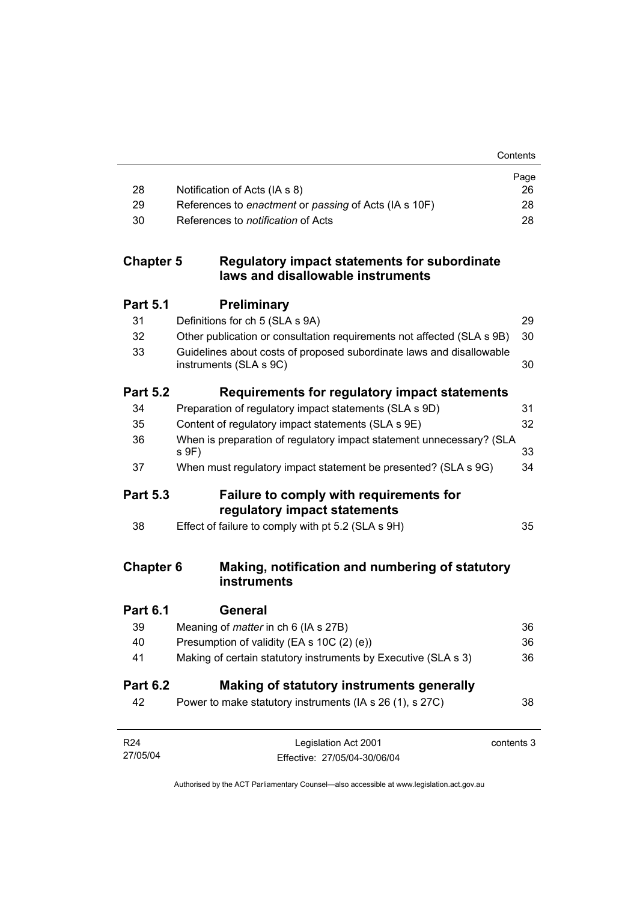| | | Page |
|---|---|---|
| 28 | Notification of Acts (IA s 8) | 26 |
| 29 | References to *enactment* or *passing* of Acts (IA s 10F) | 28 |
| 30 | References to *notification* of Acts | 28 |

## Chapter 5 Regulatory impact statements for subordinate laws and disallowable instruments

### Part 5.1 Preliminary

| | | |
|---|---|---|
| 31 | Definitions for ch 5 (SLA s 9A) | 29 |
| 32 | Other publication or consultation requirements not affected (SLA s 9B) | 30 |
| 33 | Guidelines about costs of proposed subordinate laws and disallowable instruments (SLA s 9C) | 30 |

### Part 5.2 Requirements for regulatory impact statements

| | | |
|---|---|---|
| 34 | Preparation of regulatory impact statements (SLA s 9D) | 31 |
| 35 | Content of regulatory impact statements (SLA s 9E) | 32 |
| 36 | When is preparation of regulatory impact statement unnecessary? (SLA s 9F) | 33 |
| 37 | When must regulatory impact statement be presented? (SLA s 9G) | 34 |

### Part 5.3 Failure to comply with requirements for regulatory impact statements

| | | |
|---|---|---|
| 38 | Effect of failure to comply with pt 5.2 (SLA s 9H) | 35 |

## Chapter 6 Making, notification and numbering of statutory instruments

### Part 6.1 General

| | | |
|---|---|---|
| 39 | Meaning of *matter* in ch 6 (IA s 27B) | 36 |
| 40 | Presumption of validity (EA s 10C (2) (e)) | 36 |
| 41 | Making of certain statutory instruments by Executive (SLA s 3) | 36 |

### Part 6.2 Making of statutory instruments generally

| | | |
|---|---|---|
| 42 | Power to make statutory instruments (IA s 26 (1), s 27C) | 38 |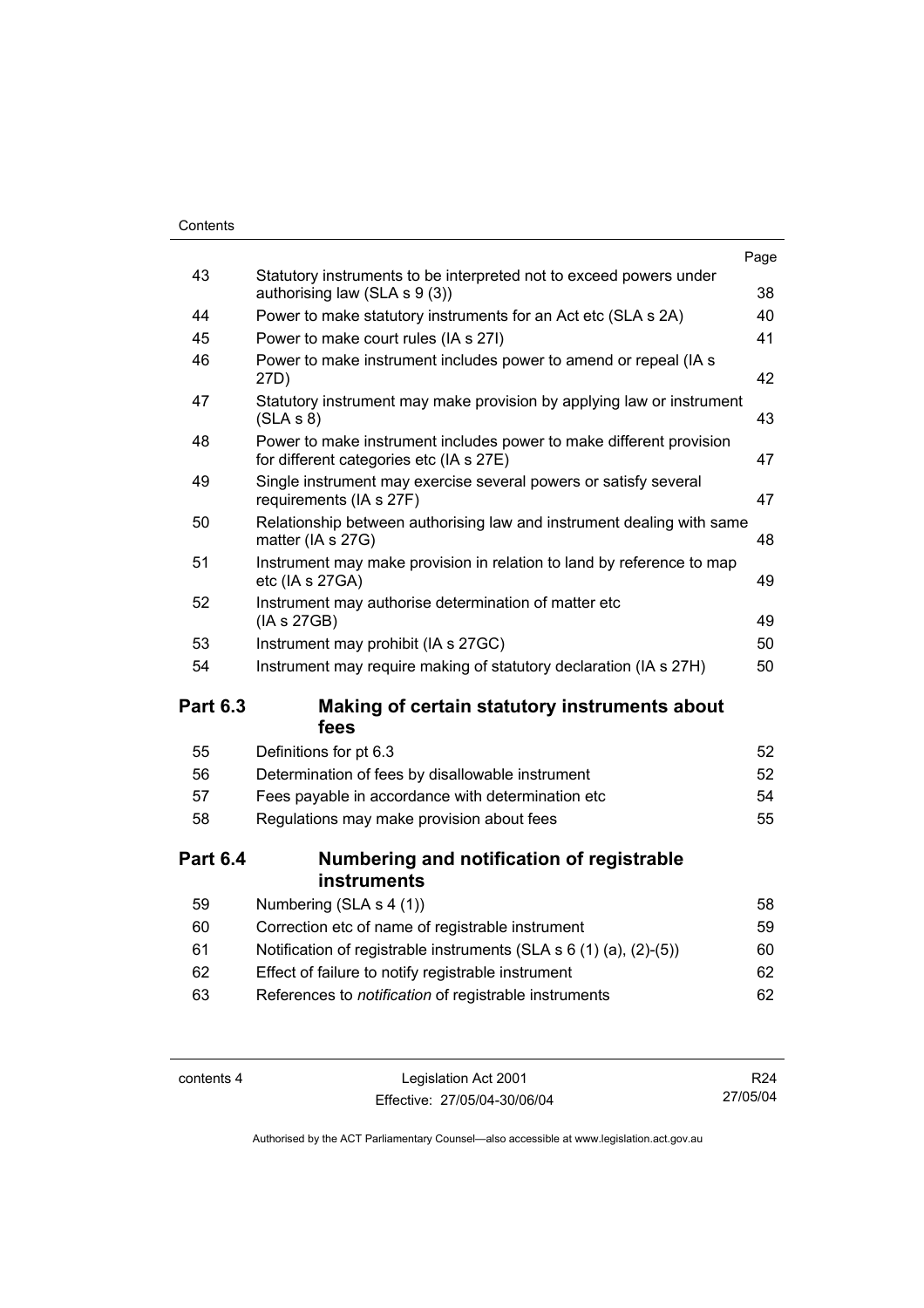| | | Page |
|---|---|---|
| 43 | Statutory instruments to be interpreted not to exceed powers under authorising law (SLA s 9 (3)) | 38 |
| 44 | Power to make statutory instruments for an Act etc (SLA s 2A) | 40 |
| 45 | Power to make court rules (IA s 27I) | 41 |
| 46 | Power to make instrument includes power to amend or repeal (IA s 27D) | 42 |
| 47 | Statutory instrument may make provision by applying law or instrument (SLA s 8) | 43 |
| 48 | Power to make instrument includes power to make different provision for different categories etc (IA s 27E) | 47 |
| 49 | Single instrument may exercise several powers or satisfy several requirements (IA s 27F) | 47 |
| 50 | Relationship between authorising law and instrument dealing with same matter (IA s 27G) | 48 |
| 51 | Instrument may make provision in relation to land by reference to map etc (IA s 27GA) | 49 |
| 52 | Instrument may authorise determination of matter etc (IA s 27GB) | 49 |
| 53 | Instrument may prohibit (IA s 27GC) | 50 |
| 54 | Instrument may require making of statutory declaration (IA s 27H) | 50 |

## Part 6.3 Making of certain statutory instruments about fees

| | | |
|---|---|---|
| 55 | Definitions for pt 6.3 | 52 |
| 56 | Determination of fees by disallowable instrument | 52 |
| 57 | Fees payable in accordance with determination etc | 54 |
| 58 | Regulations may make provision about fees | 55 |

## Part 6.4 Numbering and notification of registrable instruments

| | | |
|---|---|---|
| 59 | Numbering (SLA s 4 (1)) | 58 |
| 60 | Correction etc of name of registrable instrument | 59 |
| 61 | Notification of registrable instruments (SLA s 6 (1) (a), (2)-(5)) | 60 |
| 62 | Effect of failure to notify registrable instrument | 62 |
| 63 | References to *notification* of registrable instruments | 62 |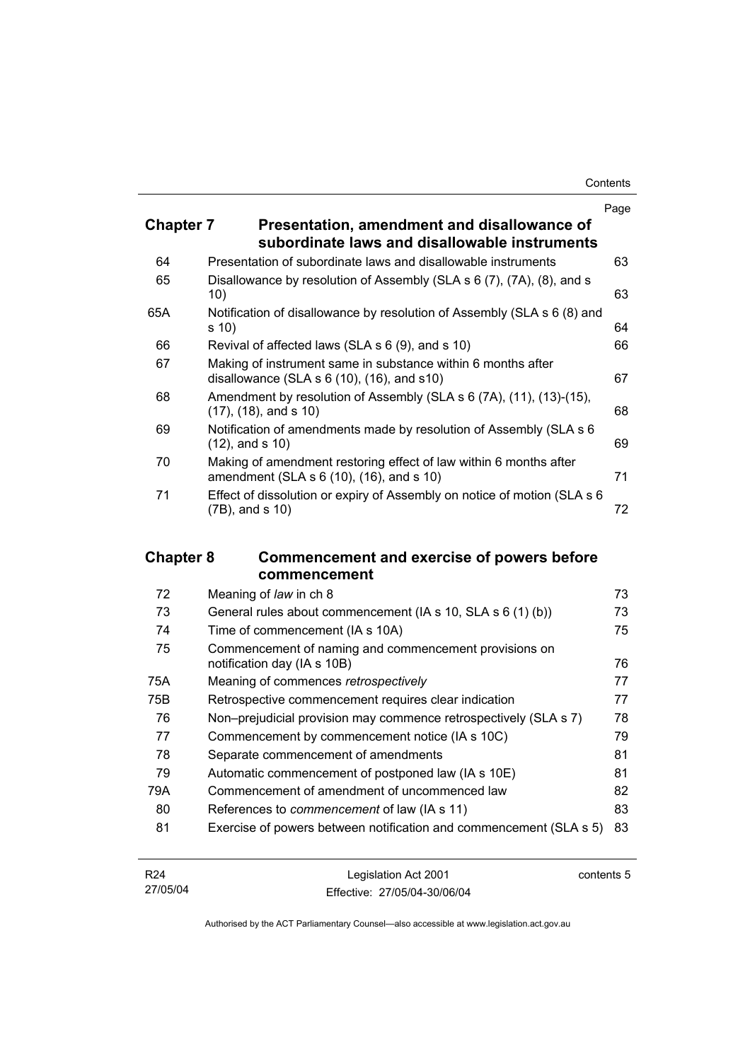| | | Page |
|---|---|---|
| **Chapter 7** | **Presentation, amendment and disallowance of subordinate laws and disallowable instruments** | |
| 64 | Presentation of subordinate laws and disallowable instruments | 63 |
| 65 | Disallowance by resolution of Assembly (SLA s 6 (7), (7A), (8), and s 10) | 63 |
| 65A | Notification of disallowance by resolution of Assembly (SLA s 6 (8) and s 10) | 64 |
| 66 | Revival of affected laws (SLA s 6 (9), and s 10) | 66 |
| 67 | Making of instrument same in substance within 6 months after disallowance (SLA s 6 (10), (16), and s10) | 67 |
| 68 | Amendment by resolution of Assembly (SLA s 6 (7A), (11), (13)-(15), (17), (18), and s 10) | 68 |
| 69 | Notification of amendments made by resolution of Assembly (SLA s 6 (12), and s 10) | 69 |
| 70 | Making of amendment restoring effect of law within 6 months after amendment (SLA s 6 (10), (16), and s 10) | 71 |
| 71 | Effect of dissolution or expiry of Assembly on notice of motion (SLA s 6 (7B), and s 10) | 72 |
| **Chapter 8** | **Commencement and exercise of powers before commencement** | |
| 72 | Meaning of *law* in ch 8 | 73 |
| 73 | General rules about commencement (IA s 10, SLA s 6 (1) (b)) | 73 |
| 74 | Time of commencement (IA s 10A) | 75 |
| 75 | Commencement of naming and commencement provisions on notification day (IA s 10B) | 76 |
| 75A | Meaning of commences *retrospectively* | 77 |
| 75B | Retrospective commencement requires clear indication | 77 |
| 76 | Non–prejudicial provision may commence retrospectively (SLA s 7) | 78 |
| 77 | Commencement by commencement notice (IA s 10C) | 79 |
| 78 | Separate commencement of amendments | 81 |
| 79 | Automatic commencement of postponed law (IA s 10E) | 81 |
| 79A | Commencement of amendment of uncommenced law | 82 |
| 80 | References to *commencement* of law (IA s 11) | 83 |
| 81 | Exercise of powers between notification and commencement (SLA s 5) | 83 |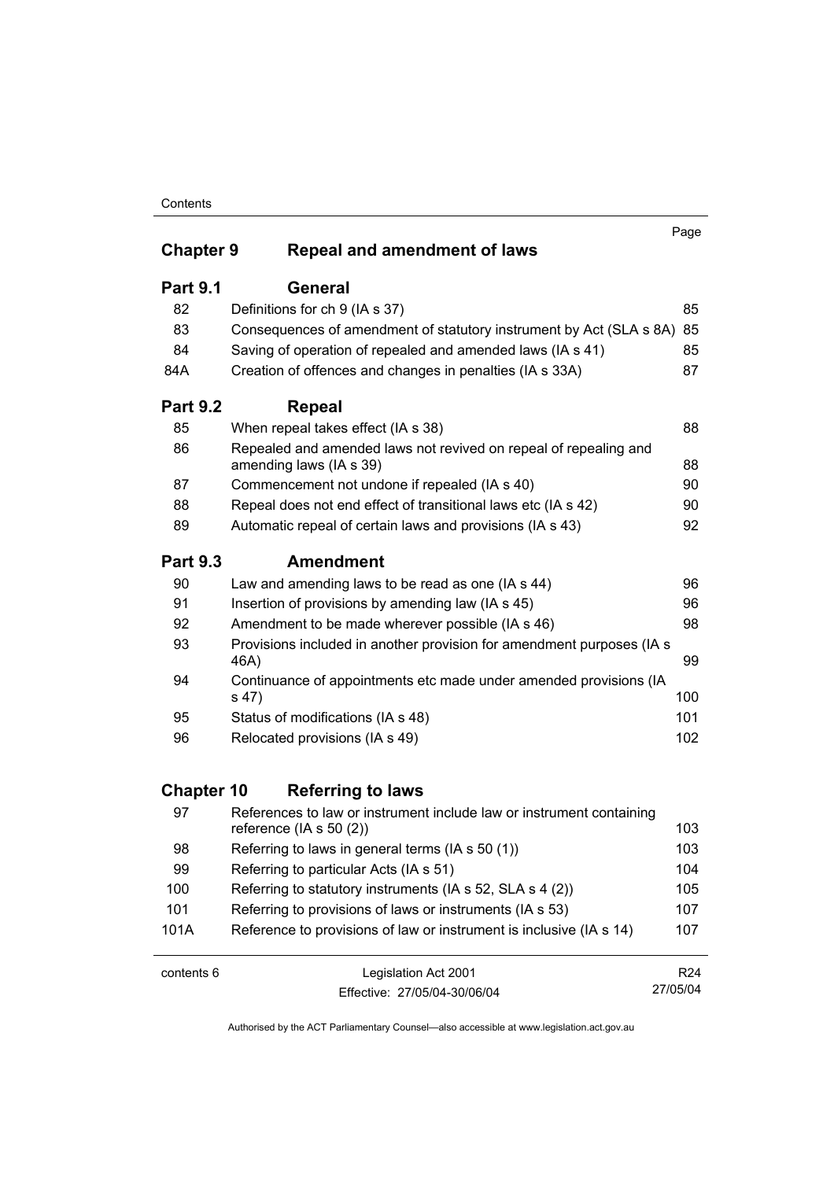## Chapter 9 Repeal and amendment of laws

### Part 9.1 General

| | | Page |
|---|---|---|
| 82 | Definitions for ch 9 (IA s 37) | 85 |
| 83 | Consequences of amendment of statutory instrument by Act (SLA s 8A) | 85 |
| 84 | Saving of operation of repealed and amended laws (IA s 41) | 85 |
| 84A | Creation of offences and changes in penalties (IA s 33A) | 87 |

### Part 9.2 Repeal

| | | |
|---|---|---|
| 85 | When repeal takes effect (IA s 38) | 88 |
| 86 | Repealed and amended laws not revived on repeal of repealing and amending laws (IA s 39) | 88 |
| 87 | Commencement not undone if repealed (IA s 40) | 90 |
| 88 | Repeal does not end effect of transitional laws etc (IA s 42) | 90 |
| 89 | Automatic repeal of certain laws and provisions (IA s 43) | 92 |

### Part 9.3 Amendment

| | | |
|---|---|---|
| 90 | Law and amending laws to be read as one (IA s 44) | 96 |
| 91 | Insertion of provisions by amending law (IA s 45) | 96 |
| 92 | Amendment to be made wherever possible (IA s 46) | 98 |
| 93 | Provisions included in another provision for amendment purposes (IA s 46A) | 99 |
| 94 | Continuance of appointments etc made under amended provisions (IA s 47) | 100 |
| 95 | Status of modifications (IA s 48) | 101 |
| 96 | Relocated provisions (IA s 49) | 102 |

## Chapter 10 Referring to laws

| | | |
|---|---|---|
| 97 | References to law or instrument include law or instrument containing reference (IA s 50 (2)) | 103 |
| 98 | Referring to laws in general terms (IA s 50 (1)) | 103 |
| 99 | Referring to particular Acts (IA s 51) | 104 |
| 100 | Referring to statutory instruments (IA s 52, SLA s 4 (2)) | 105 |
| 101 | Referring to provisions of laws or instruments (IA s 53) | 107 |
| 101A | Reference to provisions of law or instrument is inclusive (IA s 14) | 107 |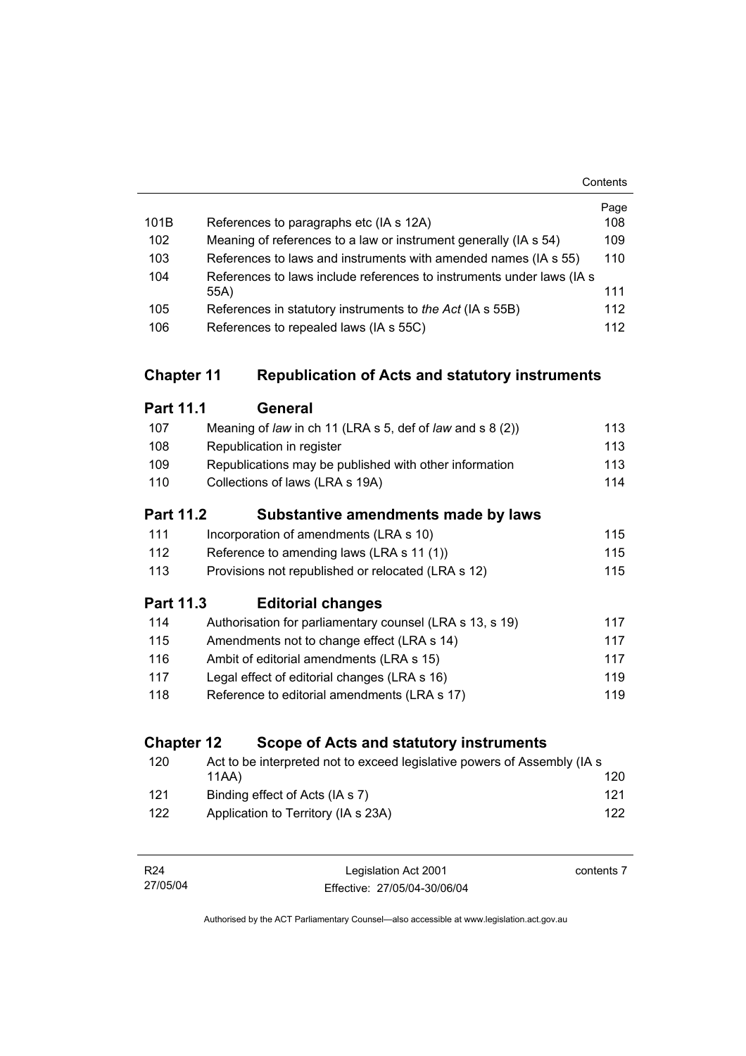| | | Page |
|---|---|---|
| 101B | References to paragraphs etc (IA s 12A) | 108 |
| 102 | Meaning of references to a law or instrument generally (IA s 54) | 109 |
| 103 | References to laws and instruments with amended names (IA s 55) | 110 |
| 104 | References to laws include references to instruments under laws (IA s 55A) | 111 |
| 105 | References in statutory instruments to *the Act* (IA s 55B) | 112 |
| 106 | References to repealed laws (IA s 55C) | 112 |

## Chapter 11 Republication of Acts and statutory instruments

### Part 11.1 General

| | | |
|---|---|---|
| 107 | Meaning of *law* in ch 11 (LRA s 5, def of *law* and s 8 (2)) | 113 |
| 108 | Republication in register | 113 |
| 109 | Republications may be published with other information | 113 |
| 110 | Collections of laws (LRA s 19A) | 114 |

### Part 11.2 Substantive amendments made by laws

| | | |
|---|---|---|
| 111 | Incorporation of amendments (LRA s 10) | 115 |
| 112 | Reference to amending laws (LRA s 11 (1)) | 115 |
| 113 | Provisions not republished or relocated (LRA s 12) | 115 |

### Part 11.3 Editorial changes

| | | |
|---|---|---|
| 114 | Authorisation for parliamentary counsel (LRA s 13, s 19) | 117 |
| 115 | Amendments not to change effect (LRA s 14) | 117 |
| 116 | Ambit of editorial amendments (LRA s 15) | 117 |
| 117 | Legal effect of editorial changes (LRA s 16) | 119 |
| 118 | Reference to editorial amendments (LRA s 17) | 119 |

## Chapter 12 Scope of Acts and statutory instruments

| | | |
|---|---|---|
| 120 | Act to be interpreted not to exceed legislative powers of Assembly (IA s 11AA) | 120 |
| 121 | Binding effect of Acts (IA s 7) | 121 |
| 122 | Application to Territory (IA s 23A) | 122 |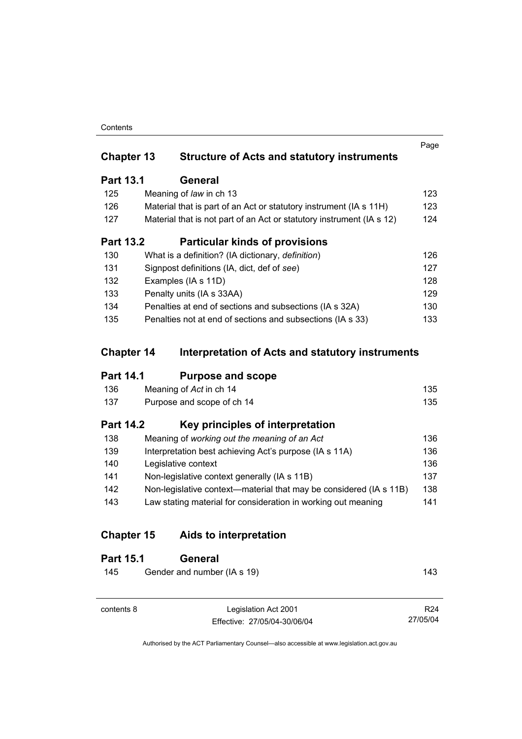| | | Page |
|---|---|---|
| **Chapter 13** | **Structure of Acts and statutory instruments** | |
| **Part 13.1** | **General** | |
| 125 | Meaning of *law* in ch 13 | 123 |
| 126 | Material that is part of an Act or statutory instrument (IA s 11H) | 123 |
| 127 | Material that is not part of an Act or statutory instrument (IA s 12) | 124 |
| **Part 13.2** | **Particular kinds of provisions** | |
| 130 | What is a definition? (IA dictionary, *definition*) | 126 |
| 131 | Signpost definitions (IA, dict, def of *see*) | 127 |
| 132 | Examples (IA s 11D) | 128 |
| 133 | Penalty units (IA s 33AA) | 129 |
| 134 | Penalties at end of sections and subsections (IA s 32A) | 130 |
| 135 | Penalties not at end of sections and subsections (IA s 33) | 133 |
| **Chapter 14** | **Interpretation of Acts and statutory instruments** | |
| **Part 14.1** | **Purpose and scope** | |
| 136 | Meaning of *Act* in ch 14 | 135 |
| 137 | Purpose and scope of ch 14 | 135 |
| **Part 14.2** | **Key principles of interpretation** | |
| 138 | Meaning of *working out the meaning of an Act* | 136 |
| 139 | Interpretation best achieving Act's purpose (IA s 11A) | 136 |
| 140 | Legislative context | 136 |
| 141 | Non-legislative context generally (IA s 11B) | 137 |
| 142 | Non-legislative context—material that may be considered (IA s 11B) | 138 |
| 143 | Law stating material for consideration in working out meaning | 141 |
| **Chapter 15** | **Aids to interpretation** | |
| **Part 15.1** | **General** | |
| 145 | Gender and number (IA s 19) | 143 |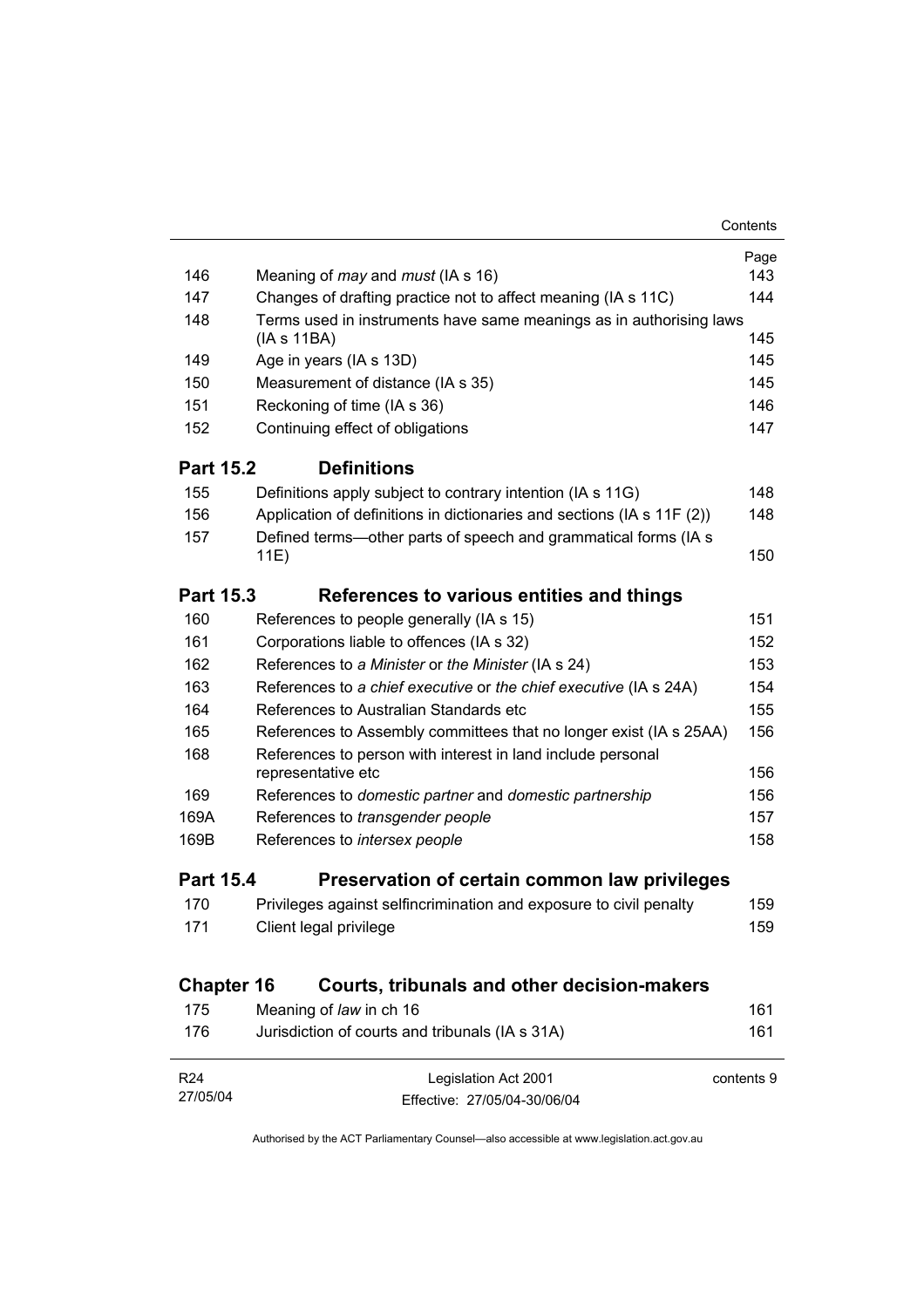| | | Page |
|---|---|---|
| 146 | Meaning of *may* and *must* (IA s 16) | 143 |
| 147 | Changes of drafting practice not to affect meaning (IA s 11C) | 144 |
| 148 | Terms used in instruments have same meanings as in authorising laws (IA s 11BA) | 145 |
| 149 | Age in years (IA s 13D) | 145 |
| 150 | Measurement of distance (IA s 35) | 145 |
| 151 | Reckoning of time (IA s 36) | 146 |
| 152 | Continuing effect of obligations | 147 |

### Part 15.2 Definitions

| | | |
|---|---|---|
| 155 | Definitions apply subject to contrary intention (IA s 11G) | 148 |
| 156 | Application of definitions in dictionaries and sections (IA s 11F (2)) | 148 |
| 157 | Defined terms—other parts of speech and grammatical forms (IA s 11E) | 150 |

### Part 15.3 References to various entities and things

| | | |
|---|---|---|
| 160 | References to people generally (IA s 15) | 151 |
| 161 | Corporations liable to offences (IA s 32) | 152 |
| 162 | References to *a Minister* or *the Minister* (IA s 24) | 153 |
| 163 | References to *a chief executive* or *the chief executive* (IA s 24A) | 154 |
| 164 | References to Australian Standards etc | 155 |
| 165 | References to Assembly committees that no longer exist (IA s 25AA) | 156 |
| 168 | References to person with interest in land include personal representative etc | 156 |
| 169 | References to *domestic partner* and *domestic partnership* | 156 |
| 169A | References to *transgender people* | 157 |
| 169B | References to *intersex people* | 158 |

### Part 15.4 Preservation of certain common law privileges

| | | |
|---|---|---|
| 170 | Privileges against selfincrimination and exposure to civil penalty | 159 |
| 171 | Client legal privilege | 159 |

## Chapter 16 Courts, tribunals and other decision-makers

| | | |
|---|---|---|
| 175 | Meaning of *law* in ch 16 | 161 |
| 176 | Jurisdiction of courts and tribunals (IA s 31A) | 161 |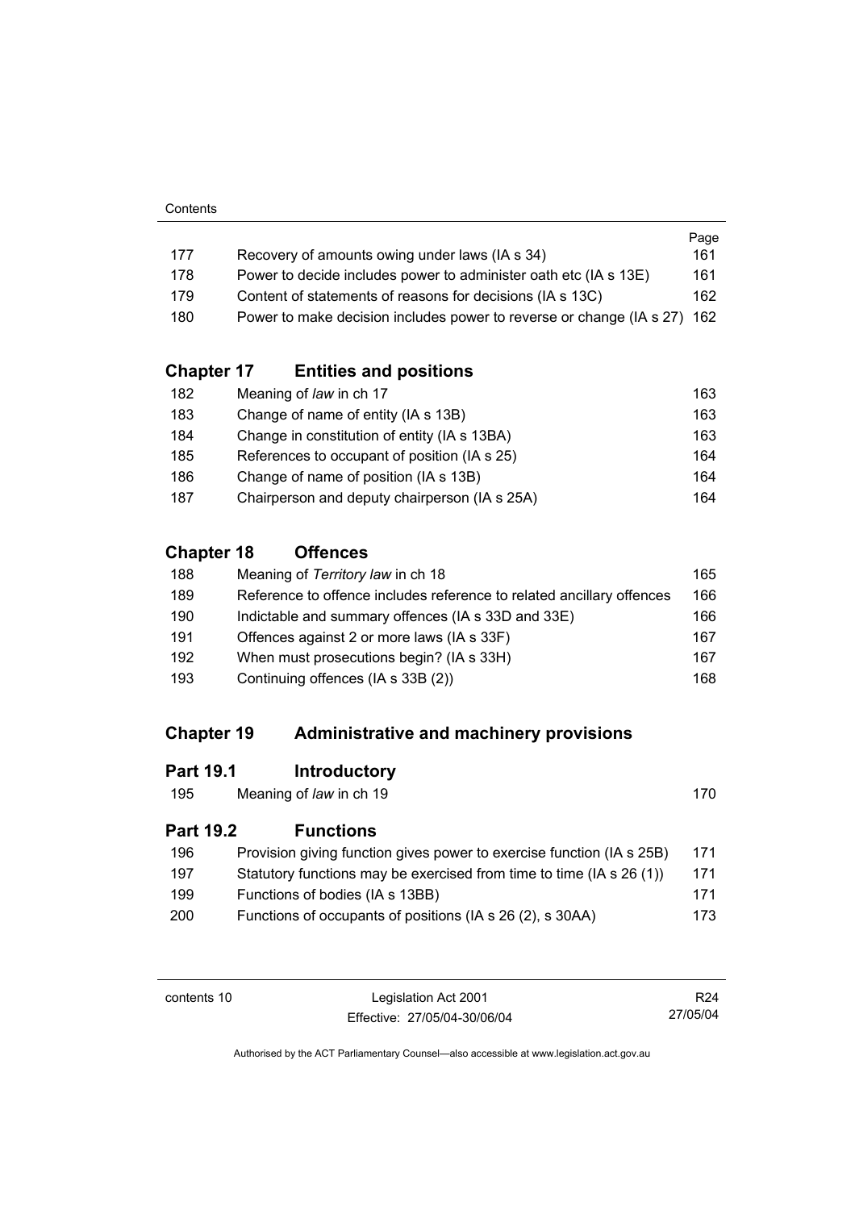| | | Page |
|---|---|---|
| 177 | Recovery of amounts owing under laws (IA s 34) | 161 |
| 178 | Power to decide includes power to administer oath etc (IA s 13E) | 161 |
| 179 | Content of statements of reasons for decisions (IA s 13C) | 162 |
| 180 | Power to make decision includes power to reverse or change (IA s 27) | 162 |

## Chapter 17 Entities and positions

| | | |
|---|---|---|
| 182 | Meaning of *law* in ch 17 | 163 |
| 183 | Change of name of entity (IA s 13B) | 163 |
| 184 | Change in constitution of entity (IA s 13BA) | 163 |
| 185 | References to occupant of position (IA s 25) | 164 |
| 186 | Change of name of position (IA s 13B) | 164 |
| 187 | Chairperson and deputy chairperson (IA s 25A) | 164 |

## Chapter 18 Offences

| | | |
|---|---|---|
| 188 | Meaning of *Territory law* in ch 18 | 165 |
| 189 | Reference to offence includes reference to related ancillary offences | 166 |
| 190 | Indictable and summary offences (IA s 33D and 33E) | 166 |
| 191 | Offences against 2 or more laws (IA s 33F) | 167 |
| 192 | When must prosecutions begin? (IA s 33H) | 167 |
| 193 | Continuing offences (IA s 33B (2)) | 168 |

## Chapter 19 Administrative and machinery provisions

### Part 19.1 Introductory

| | | |
|---|---|---|
| 195 | Meaning of *law* in ch 19 | 170 |

### Part 19.2 Functions

| | | |
|---|---|---|
| 196 | Provision giving function gives power to exercise function (IA s 25B) | 171 |
| 197 | Statutory functions may be exercised from time to time (IA s 26 (1)) | 171 |
| 199 | Functions of bodies (IA s 13BB) | 171 |
| 200 | Functions of occupants of positions (IA s 26 (2), s 30AA) | 173 |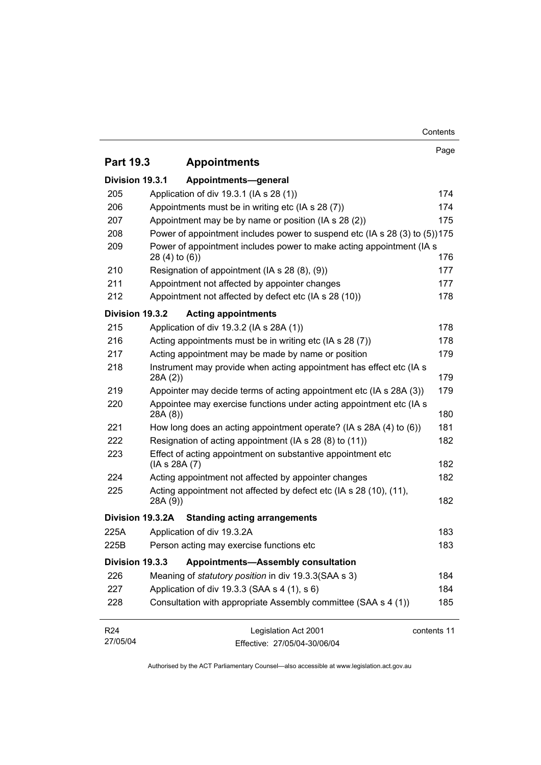| | | Page |
|---|---|---|
| **Part 19.3** | **Appointments** | |
| **Division 19.3.1** | **Appointments—general** | |
| 205 | Application of div 19.3.1 (IA s 28 (1)) | 174 |
| 206 | Appointments must be in writing etc (IA s 28 (7)) | 174 |
| 207 | Appointment may be by name or position (IA s 28 (2)) | 175 |
| 208 | Power of appointment includes power to suspend etc (IA s 28 (3) to (5)) | 175 |
| 209 | Power of appointment includes power to make acting appointment (IA s 28 (4) to (6)) | 176 |
| 210 | Resignation of appointment (IA s 28 (8), (9)) | 177 |
| 211 | Appointment not affected by appointer changes | 177 |
| 212 | Appointment not affected by defect etc (IA s 28 (10)) | 178 |
| **Division 19.3.2** | **Acting appointments** | |
| 215 | Application of div 19.3.2 (IA s 28A (1)) | 178 |
| 216 | Acting appointments must be in writing etc (IA s 28 (7)) | 178 |
| 217 | Acting appointment may be made by name or position | 179 |
| 218 | Instrument may provide when acting appointment has effect etc (IA s 28A (2)) | 179 |
| 219 | Appointer may decide terms of acting appointment etc (IA s 28A (3)) | 179 |
| 220 | Appointee may exercise functions under acting appointment etc (IA s 28A (8)) | 180 |
| 221 | How long does an acting appointment operate? (IA s 28A (4) to (6)) | 181 |
| 222 | Resignation of acting appointment (IA s 28 (8) to (11)) | 182 |
| 223 | Effect of acting appointment on substantive appointment etc (IA s 28A (7) | 182 |
| 224 | Acting appointment not affected by appointer changes | 182 |
| 225 | Acting appointment not affected by defect etc (IA s 28 (10), (11), 28A (9)) | 182 |
| **Division 19.3.2A** | **Standing acting arrangements** | |
| 225A | Application of div 19.3.2A | 183 |
| 225B | Person acting may exercise functions etc | 183 |
| **Division 19.3.3** | **Appointments—Assembly consultation** | |
| 226 | Meaning of *statutory position* in div 19.3.3(SAA s 3) | 184 |
| 227 | Application of div 19.3.3 (SAA s 4 (1), s 6) | 184 |
| 228 | Consultation with appropriate Assembly committee (SAA s 4 (1)) | 185 |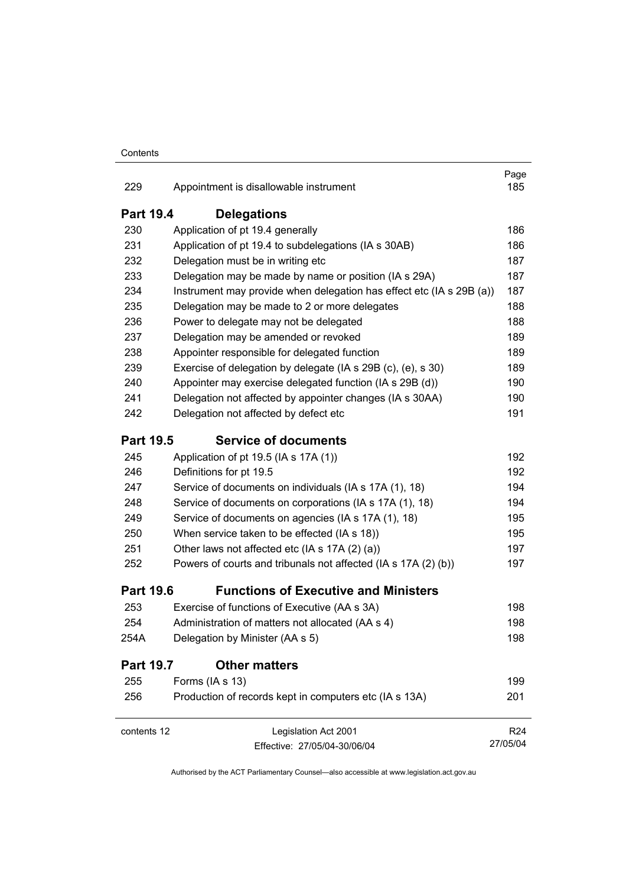| | | Page |
|---|---|---|
| 229 | Appointment is disallowable instrument | 185 |

## Part 19.4 Delegations

| | | |
|---|---|---|
| 230 | Application of pt 19.4 generally | 186 |
| 231 | Application of pt 19.4 to subdelegations (IA s 30AB) | 186 |
| 232 | Delegation must be in writing etc | 187 |
| 233 | Delegation may be made by name or position (IA s 29A) | 187 |
| 234 | Instrument may provide when delegation has effect etc (IA s 29B (a)) | 187 |
| 235 | Delegation may be made to 2 or more delegates | 188 |
| 236 | Power to delegate may not be delegated | 188 |
| 237 | Delegation may be amended or revoked | 189 |
| 238 | Appointer responsible for delegated function | 189 |
| 239 | Exercise of delegation by delegate (IA s 29B (c), (e), s 30) | 189 |
| 240 | Appointer may exercise delegated function (IA s 29B (d)) | 190 |
| 241 | Delegation not affected by appointer changes (IA s 30AA) | 190 |
| 242 | Delegation not affected by defect etc | 191 |

## Part 19.5 Service of documents

| | | |
|---|---|---|
| 245 | Application of pt 19.5 (IA s 17A (1)) | 192 |
| 246 | Definitions for pt 19.5 | 192 |
| 247 | Service of documents on individuals (IA s 17A (1), 18) | 194 |
| 248 | Service of documents on corporations (IA s 17A (1), 18) | 194 |
| 249 | Service of documents on agencies (IA s 17A (1), 18) | 195 |
| 250 | When service taken to be effected (IA s 18)) | 195 |
| 251 | Other laws not affected etc (IA s 17A (2) (a)) | 197 |
| 252 | Powers of courts and tribunals not affected (IA s 17A (2) (b)) | 197 |

## Part 19.6 Functions of Executive and Ministers

| | | |
|---|---|---|
| 253 | Exercise of functions of Executive (AA s 3A) | 198 |
| 254 | Administration of matters not allocated (AA s 4) | 198 |
| 254A | Delegation by Minister (AA s 5) | 198 |

## Part 19.7 Other matters

| | | |
|---|---|---|
| 255 | Forms (IA s 13) | 199 |
| 256 | Production of records kept in computers etc (IA s 13A) | 201 |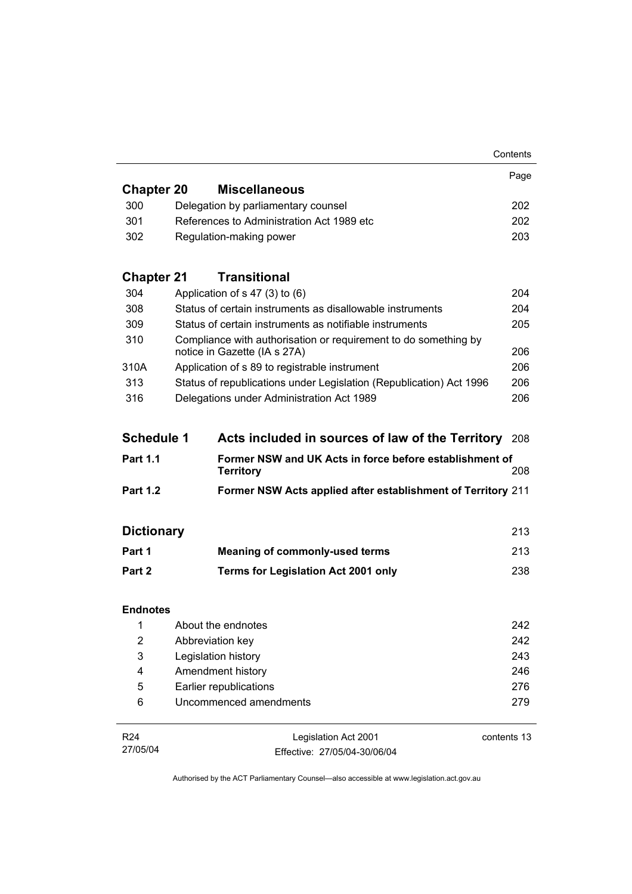| | | Page |
|---|---|---|
| **Chapter 20** | **Miscellaneous** | |
| 300 | Delegation by parliamentary counsel | 202 |
| 301 | References to Administration Act 1989 etc | 202 |
| 302 | Regulation-making power | 203 |
| **Chapter 21** | **Transitional** | |
| 304 | Application of s 47 (3) to (6) | 204 |
| 308 | Status of certain instruments as disallowable instruments | 204 |
| 309 | Status of certain instruments as notifiable instruments | 205 |
| 310 | Compliance with authorisation or requirement to do something by notice in Gazette (IA s 27A) | 206 |
| 310A | Application of s 89 to registrable instrument | 206 |
| 313 | Status of republications under Legislation (Republication) Act 1996 | 206 |
| 316 | Delegations under Administration Act 1989 | 206 |
| **Schedule 1** | **Acts included in sources of law of the Territory** | 208 |
| **Part 1.1** | **Former NSW and UK Acts in force before establishment of Territory** | 208 |
| **Part 1.2** | **Former NSW Acts applied after establishment of Territory** | 211 |
| **Dictionary** | | 213 |
| **Part 1** | **Meaning of commonly-used terms** | 213 |
| **Part 2** | **Terms for Legislation Act 2001 only** | 238 |
| **Endnotes** | | |
| 1 | About the endnotes | 242 |
| 2 | Abbreviation key | 242 |
| 3 | Legislation history | 243 |
| 4 | Amendment history | 246 |
| 5 | Earlier republications | 276 |
| 6 | Uncommenced amendments | 279 |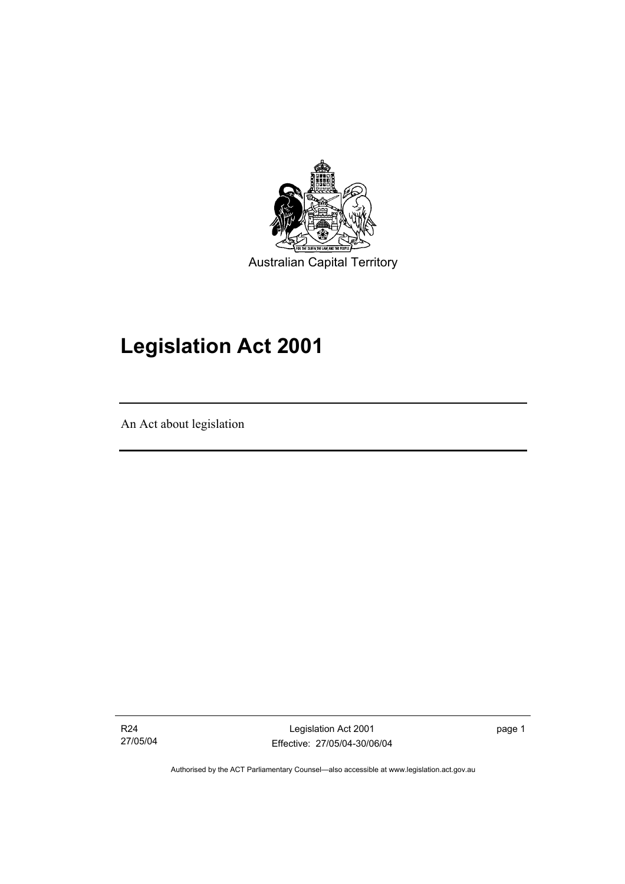Australian Capital Territory

# Legislation Act 2001

An Act about legislation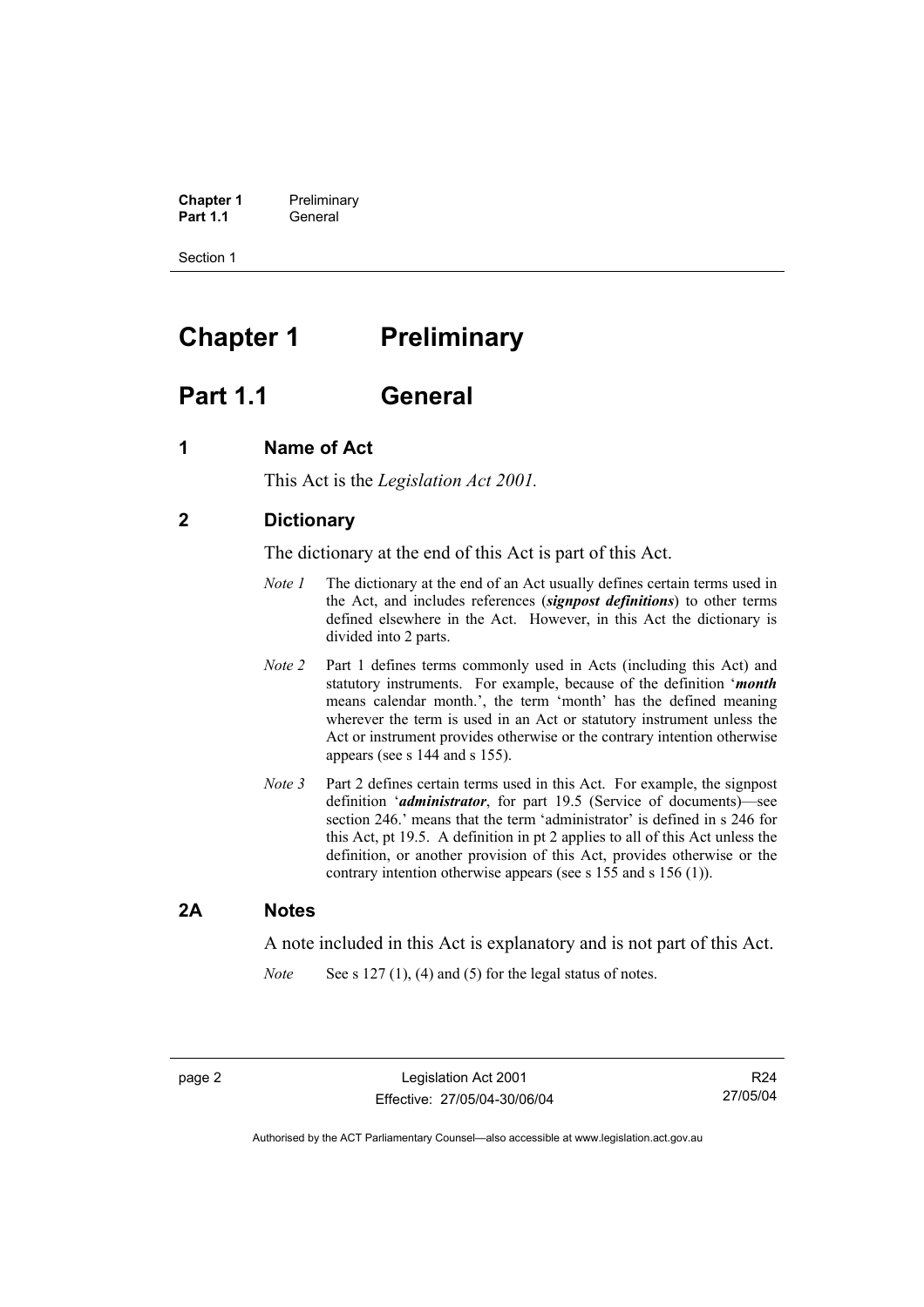# Chapter 1 Preliminary

## Part 1.1 General

### 1 Name of Act

This Act is the *Legislation Act 2001*.

### 2 Dictionary

The dictionary at the end of this Act is part of this Act.

*Note 1* The dictionary at the end of an Act usually defines certain terms used in the Act, and includes references (***signpost definitions***) to other terms defined elsewhere in the Act. However, in this Act the dictionary is divided into 2 parts.

*Note 2* Part 1 defines terms commonly used in Acts (including this Act) and statutory instruments. For example, because of the definition '***month*** means calendar month.', the term 'month' has the defined meaning wherever the term is used in an Act or statutory instrument unless the Act or instrument provides otherwise or the contrary intention otherwise appears (see s 144 and s 155).

*Note 3* Part 2 defines certain terms used in this Act. For example, the signpost definition '***administrator***, for part 19.5 (Service of documents)—see section 246.' means that the term 'administrator' is defined in s 246 for this Act, pt 19.5. A definition in pt 2 applies to all of this Act unless the definition, or another provision of this Act, provides otherwise or the contrary intention otherwise appears (see s 155 and s 156 (1)).

### 2A Notes

A note included in this Act is explanatory and is not part of this Act.

*Note* See s 127 (1), (4) and (5) for the legal status of notes.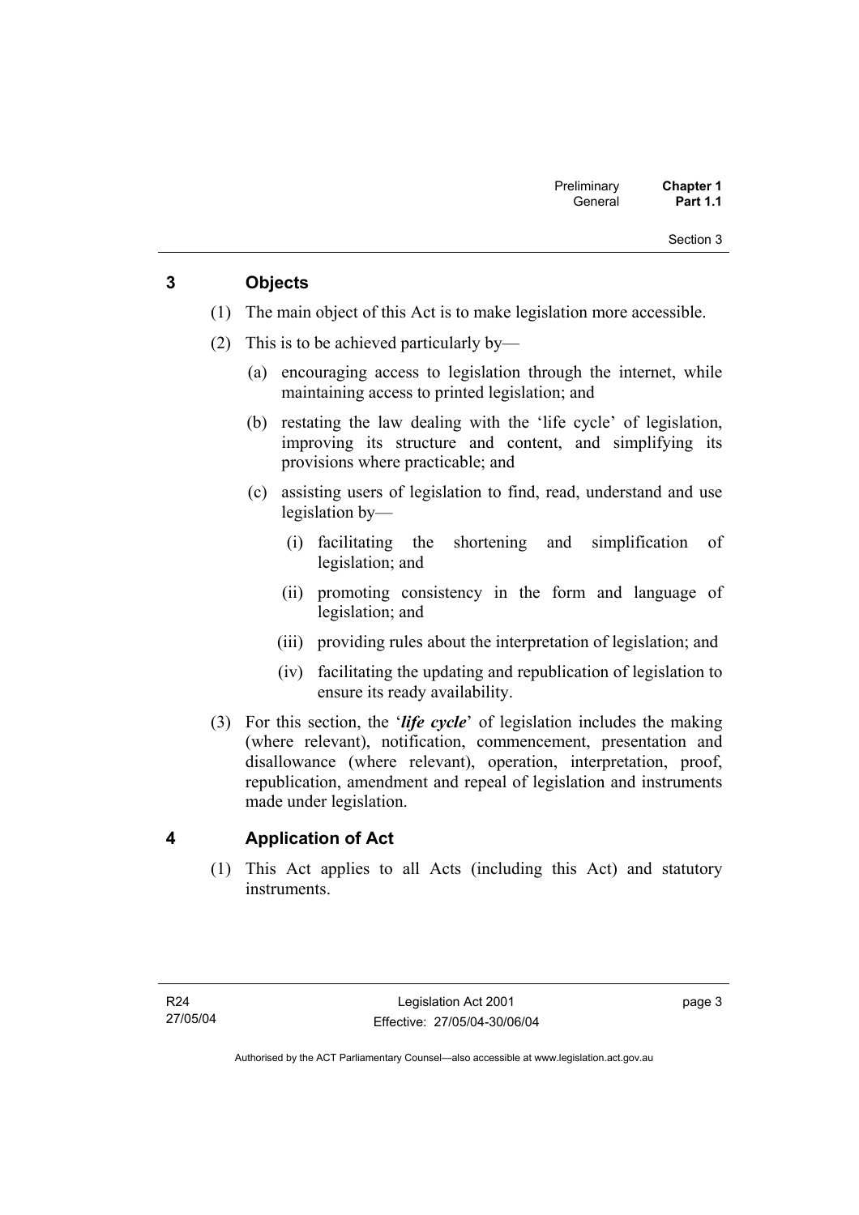## 3 Objects

(1) The main object of this Act is to make legislation more accessible.

(2) This is to be achieved particularly by—

(a) encouraging access to legislation through the internet, while maintaining access to printed legislation; and

(b) restating the law dealing with the 'life cycle' of legislation, improving its structure and content, and simplifying its provisions where practicable; and

(c) assisting users of legislation to find, read, understand and use legislation by—

(i) facilitating the shortening and simplification of legislation; and

(ii) promoting consistency in the form and language of legislation; and

(iii) providing rules about the interpretation of legislation; and

(iv) facilitating the updating and republication of legislation to ensure its ready availability.

(3) For this section, the '***life cycle***' of legislation includes the making (where relevant), notification, commencement, presentation and disallowance (where relevant), operation, interpretation, proof, republication, amendment and repeal of legislation and instruments made under legislation.

## 4 Application of Act

(1) This Act applies to all Acts (including this Act) and statutory instruments.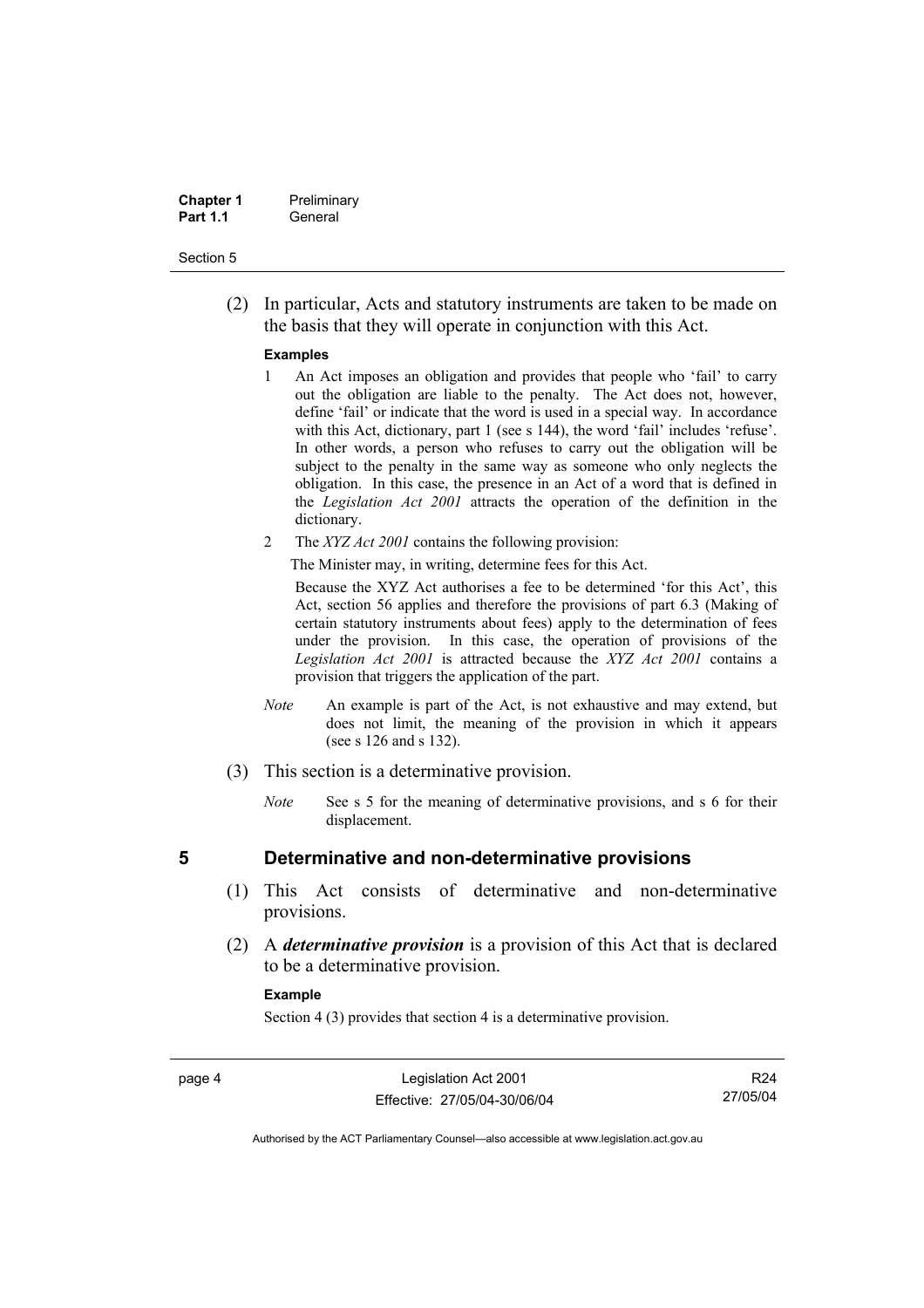(2) In particular, Acts and statutory instruments are taken to be made on the basis that they will operate in conjunction with this Act.

**Examples**

1 An Act imposes an obligation and provides that people who 'fail' to carry out the obligation are liable to the penalty. The Act does not, however, define 'fail' or indicate that the word is used in a special way. In accordance with this Act, dictionary, part 1 (see s 144), the word 'fail' includes 'refuse'. In other words, a person who refuses to carry out the obligation will be subject to the penalty in the same way as someone who only neglects the obligation. In this case, the presence in an Act of a word that is defined in the *Legislation Act 2001* attracts the operation of the definition in the dictionary.

2 The *XYZ Act 2001* contains the following provision:

The Minister may, in writing, determine fees for this Act.

Because the XYZ Act authorises a fee to be determined 'for this Act', this Act, section 56 applies and therefore the provisions of part 6.3 (Making of certain statutory instruments about fees) apply to the determination of fees under the provision. In this case, the operation of provisions of the *Legislation Act 2001* is attracted because the *XYZ Act 2001* contains a provision that triggers the application of the part.

*Note* An example is part of the Act, is not exhaustive and may extend, but does not limit, the meaning of the provision in which it appears (see s 126 and s 132).

(3) This section is a determinative provision.

*Note* See s 5 for the meaning of determinative provisions, and s 6 for their displacement.

## 5 Determinative and non-determinative provisions

(1) This Act consists of determinative and non-determinative provisions.

(2) A ***determinative provision*** is a provision of this Act that is declared to be a determinative provision.

**Example**

Section 4 (3) provides that section 4 is a determinative provision.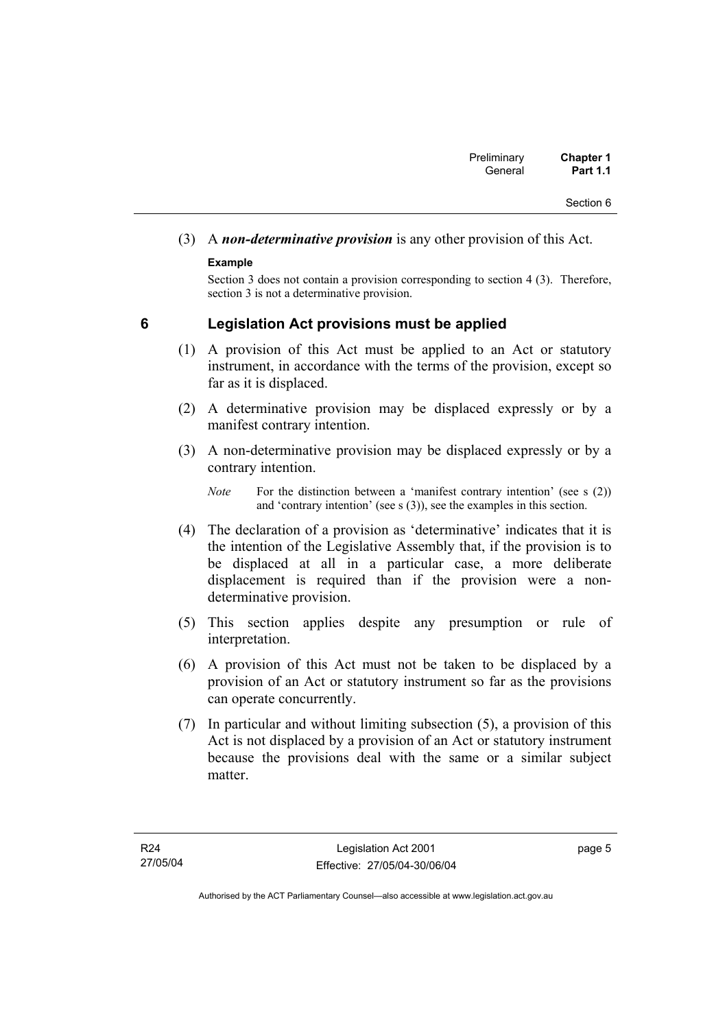(3) A ***non-determinative provision*** is any other provision of this Act.

**Example**

Section 3 does not contain a provision corresponding to section 4 (3). Therefore, section 3 is not a determinative provision.

## 6 Legislation Act provisions must be applied

(1) A provision of this Act must be applied to an Act or statutory instrument, in accordance with the terms of the provision, except so far as it is displaced.

(2) A determinative provision may be displaced expressly or by a manifest contrary intention.

(3) A non-determinative provision may be displaced expressly or by a contrary intention.

*Note* For the distinction between a 'manifest contrary intention' (see s (2)) and 'contrary intention' (see s (3)), see the examples in this section.

(4) The declaration of a provision as 'determinative' indicates that it is the intention of the Legislative Assembly that, if the provision is to be displaced at all in a particular case, a more deliberate displacement is required than if the provision were a non-determinative provision.

(5) This section applies despite any presumption or rule of interpretation.

(6) A provision of this Act must not be taken to be displaced by a provision of an Act or statutory instrument so far as the provisions can operate concurrently.

(7) In particular and without limiting subsection (5), a provision of this Act is not displaced by a provision of an Act or statutory instrument because the provisions deal with the same or a similar subject matter.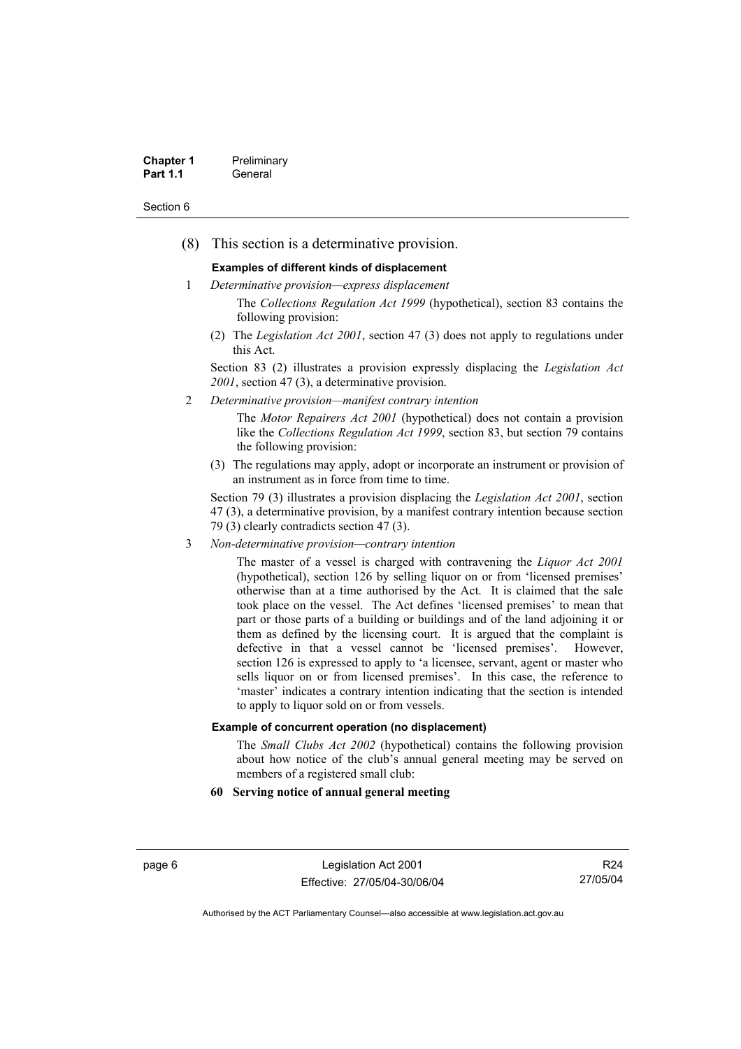(8) This section is a determinative provision.

**Examples of different kinds of displacement**

1 *Determinative provision—express displacement*

The *Collections Regulation Act 1999* (hypothetical), section 83 contains the following provision:

(2) The *Legislation Act 2001*, section 47 (3) does not apply to regulations under this Act.

Section 83 (2) illustrates a provision expressly displacing the *Legislation Act 2001*, section 47 (3), a determinative provision.

2 *Determinative provision—manifest contrary intention*

The *Motor Repairers Act 2001* (hypothetical) does not contain a provision like the *Collections Regulation Act 1999*, section 83, but section 79 contains the following provision:

(3) The regulations may apply, adopt or incorporate an instrument or provision of an instrument as in force from time to time.

Section 79 (3) illustrates a provision displacing the *Legislation Act 2001*, section 47 (3), a determinative provision, by a manifest contrary intention because section 79 (3) clearly contradicts section 47 (3).

3 *Non-determinative provision—contrary intention*

The master of a vessel is charged with contravening the *Liquor Act 2001* (hypothetical), section 126 by selling liquor on or from 'licensed premises' otherwise than at a time authorised by the Act. It is claimed that the sale took place on the vessel. The Act defines 'licensed premises' to mean that part or those parts of a building or buildings and of the land adjoining it or them as defined by the licensing court. It is argued that the complaint is defective in that a vessel cannot be 'licensed premises'. However, section 126 is expressed to apply to 'a licensee, servant, agent or master who sells liquor on or from licensed premises'. In this case, the reference to 'master' indicates a contrary intention indicating that the section is intended to apply to liquor sold on or from vessels.

**Example of concurrent operation (no displacement)**

The *Small Clubs Act 2002* (hypothetical) contains the following provision about how notice of the club's annual general meeting may be served on members of a registered small club:

**60 Serving notice of annual general meeting**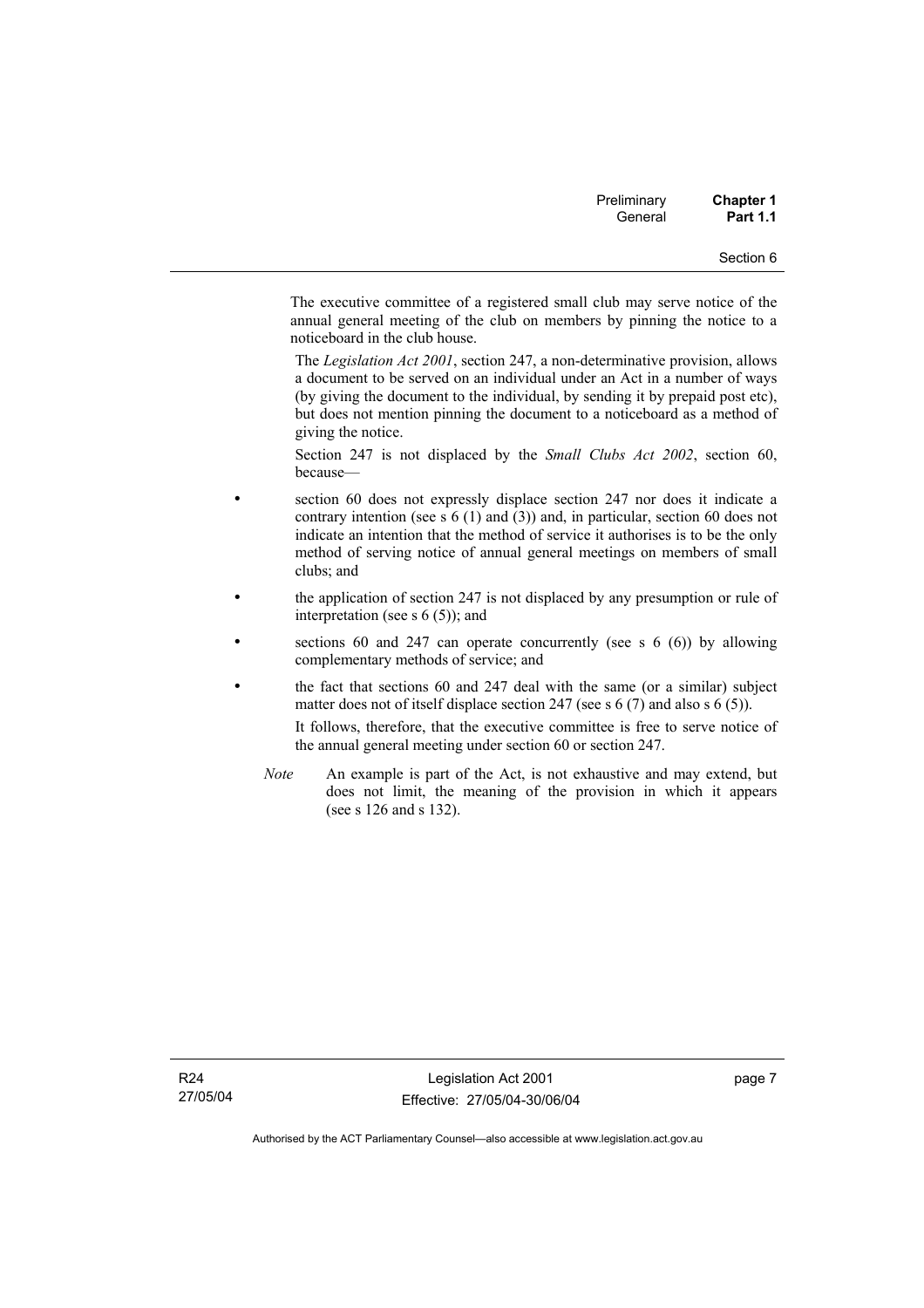The executive committee of a registered small club may serve notice of the annual general meeting of the club on members by pinning the notice to a noticeboard in the club house.

The *Legislation Act 2001*, section 247, a non-determinative provision, allows a document to be served on an individual under an Act in a number of ways (by giving the document to the individual, by sending it by prepaid post etc), but does not mention pinning the document to a noticeboard as a method of giving the notice.

Section 247 is not displaced by the *Small Clubs Act 2002*, section 60, because—

- section 60 does not expressly displace section 247 nor does it indicate a contrary intention (see s 6 (1) and (3)) and, in particular, section 60 does not indicate an intention that the method of service it authorises is to be the only method of serving notice of annual general meetings on members of small clubs; and
- the application of section 247 is not displaced by any presumption or rule of interpretation (see s 6 (5)); and
- sections 60 and 247 can operate concurrently (see s 6 (6)) by allowing complementary methods of service; and
- the fact that sections 60 and 247 deal with the same (or a similar) subject matter does not of itself displace section 247 (see s 6 (7) and also s 6 (5)).

It follows, therefore, that the executive committee is free to serve notice of the annual general meeting under section 60 or section 247.

*Note* An example is part of the Act, is not exhaustive and may extend, but does not limit, the meaning of the provision in which it appears (see s 126 and s 132).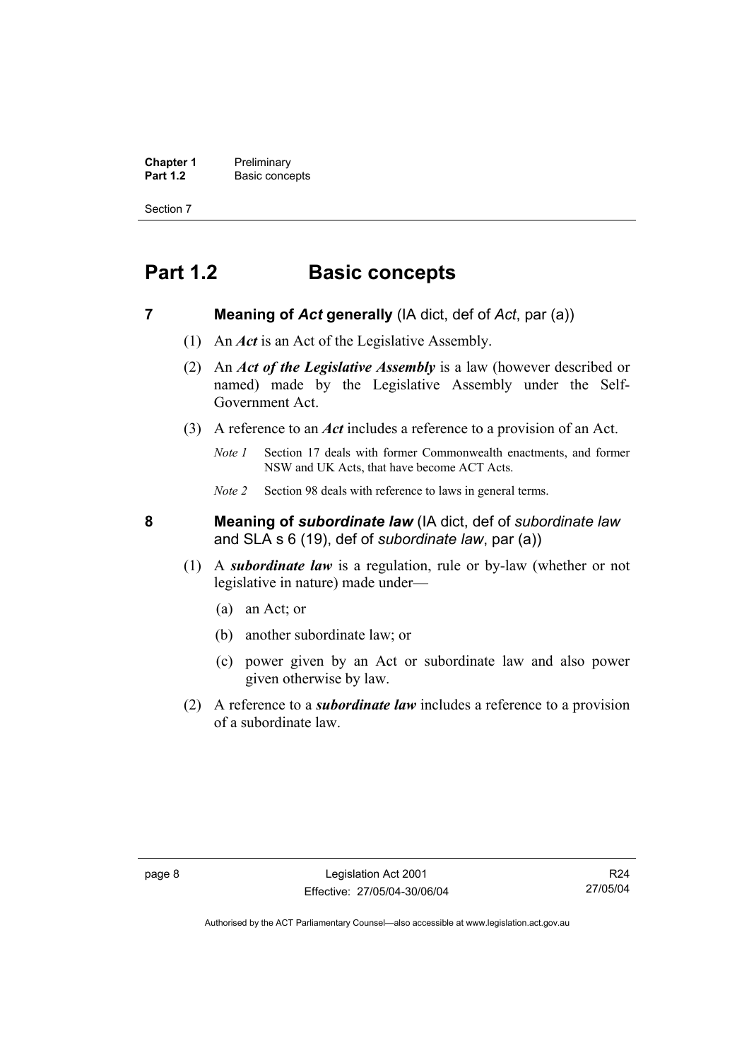# Part 1.2 Basic concepts

## 7 Meaning of *Act* generally (IA dict, def of *Act*, par (a))

(1) An ***Act*** is an Act of the Legislative Assembly.

(2) An ***Act of the Legislative Assembly*** is a law (however described or named) made by the Legislative Assembly under the Self-Government Act.

(3) A reference to an ***Act*** includes a reference to a provision of an Act.

*Note 1* Section 17 deals with former Commonwealth enactments, and former NSW and UK Acts, that have become ACT Acts.

*Note 2* Section 98 deals with reference to laws in general terms.

## 8 Meaning of *subordinate law* (IA dict, def of *subordinate law* and SLA s 6 (19), def of *subordinate law*, par (a))

(1) A ***subordinate law*** is a regulation, rule or by-law (whether or not legislative in nature) made under—

(a) an Act; or

(b) another subordinate law; or

(c) power given by an Act or subordinate law and also power given otherwise by law.

(2) A reference to a ***subordinate law*** includes a reference to a provision of a subordinate law.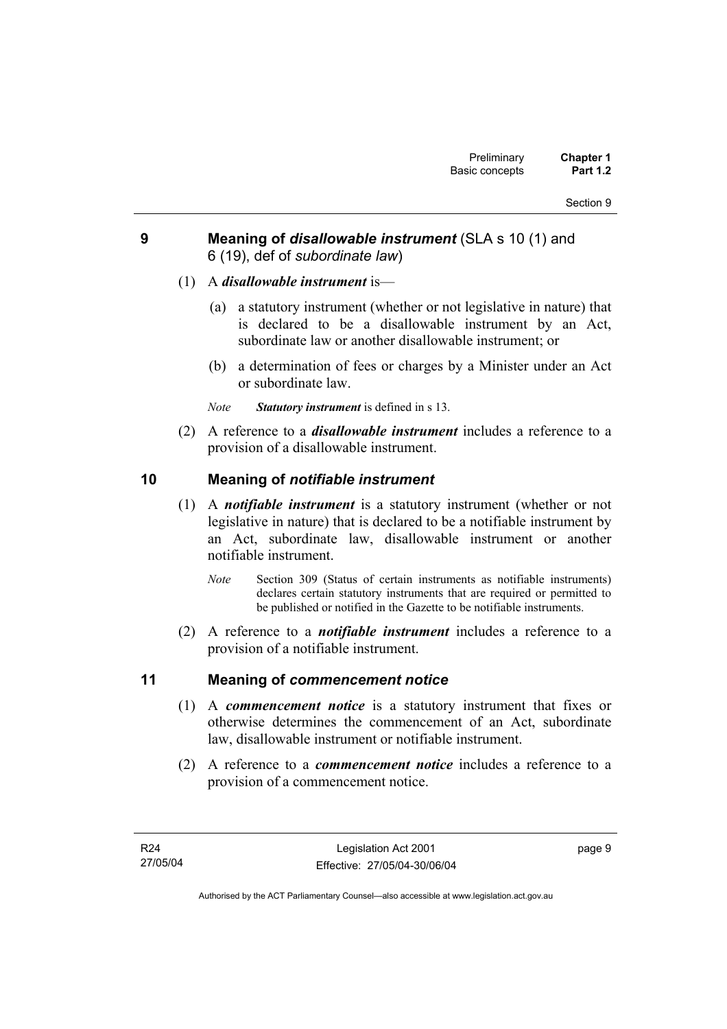## 9 Meaning of *disallowable instrument* (SLA s 10 (1) and 6 (19), def of *subordinate law*)

(1) A ***disallowable instrument*** is—

(a) a statutory instrument (whether or not legislative in nature) that is declared to be a disallowable instrument by an Act, subordinate law or another disallowable instrument; or

(b) a determination of fees or charges by a Minister under an Act or subordinate law.

*Note* ***Statutory instrument*** is defined in s 13.

(2) A reference to a ***disallowable instrument*** includes a reference to a provision of a disallowable instrument.

## 10 Meaning of *notifiable instrument*

(1) A ***notifiable instrument*** is a statutory instrument (whether or not legislative in nature) that is declared to be a notifiable instrument by an Act, subordinate law, disallowable instrument or another notifiable instrument.

*Note* Section 309 (Status of certain instruments as notifiable instruments) declares certain statutory instruments that are required or permitted to be published or notified in the Gazette to be notifiable instruments.

(2) A reference to a ***notifiable instrument*** includes a reference to a provision of a notifiable instrument.

## 11 Meaning of *commencement notice*

(1) A ***commencement notice*** is a statutory instrument that fixes or otherwise determines the commencement of an Act, subordinate law, disallowable instrument or notifiable instrument.

(2) A reference to a ***commencement notice*** includes a reference to a provision of a commencement notice.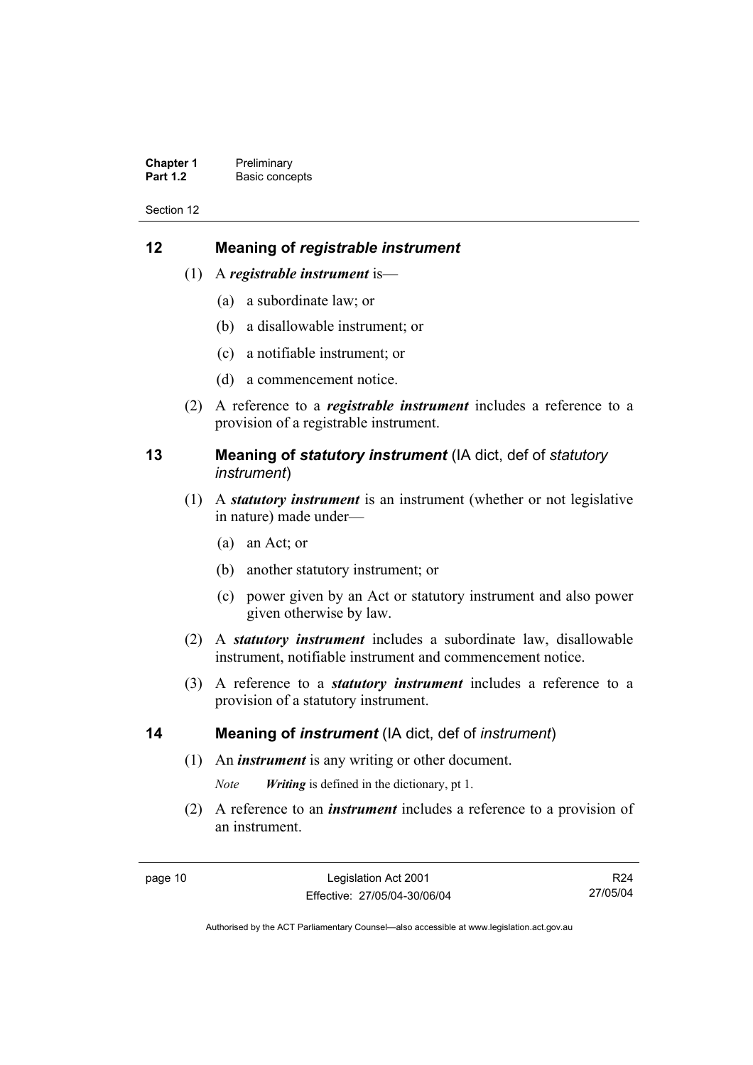## 12 Meaning of *registrable instrument*

(1) A ***registrable instrument*** is—

(a) a subordinate law; or

(b) a disallowable instrument; or

(c) a notifiable instrument; or

(d) a commencement notice.

(2) A reference to a ***registrable instrument*** includes a reference to a provision of a registrable instrument.

## 13 Meaning of *statutory instrument* (IA dict, def of *statutory instrument*)

(1) A ***statutory instrument*** is an instrument (whether or not legislative in nature) made under—

(a) an Act; or

(b) another statutory instrument; or

(c) power given by an Act or statutory instrument and also power given otherwise by law.

(2) A ***statutory instrument*** includes a subordinate law, disallowable instrument, notifiable instrument and commencement notice.

(3) A reference to a ***statutory instrument*** includes a reference to a provision of a statutory instrument.

## 14 Meaning of *instrument* (IA dict, def of *instrument*)

(1) An ***instrument*** is any writing or other document.

*Note* ***Writing*** is defined in the dictionary, pt 1.

(2) A reference to an ***instrument*** includes a reference to a provision of an instrument.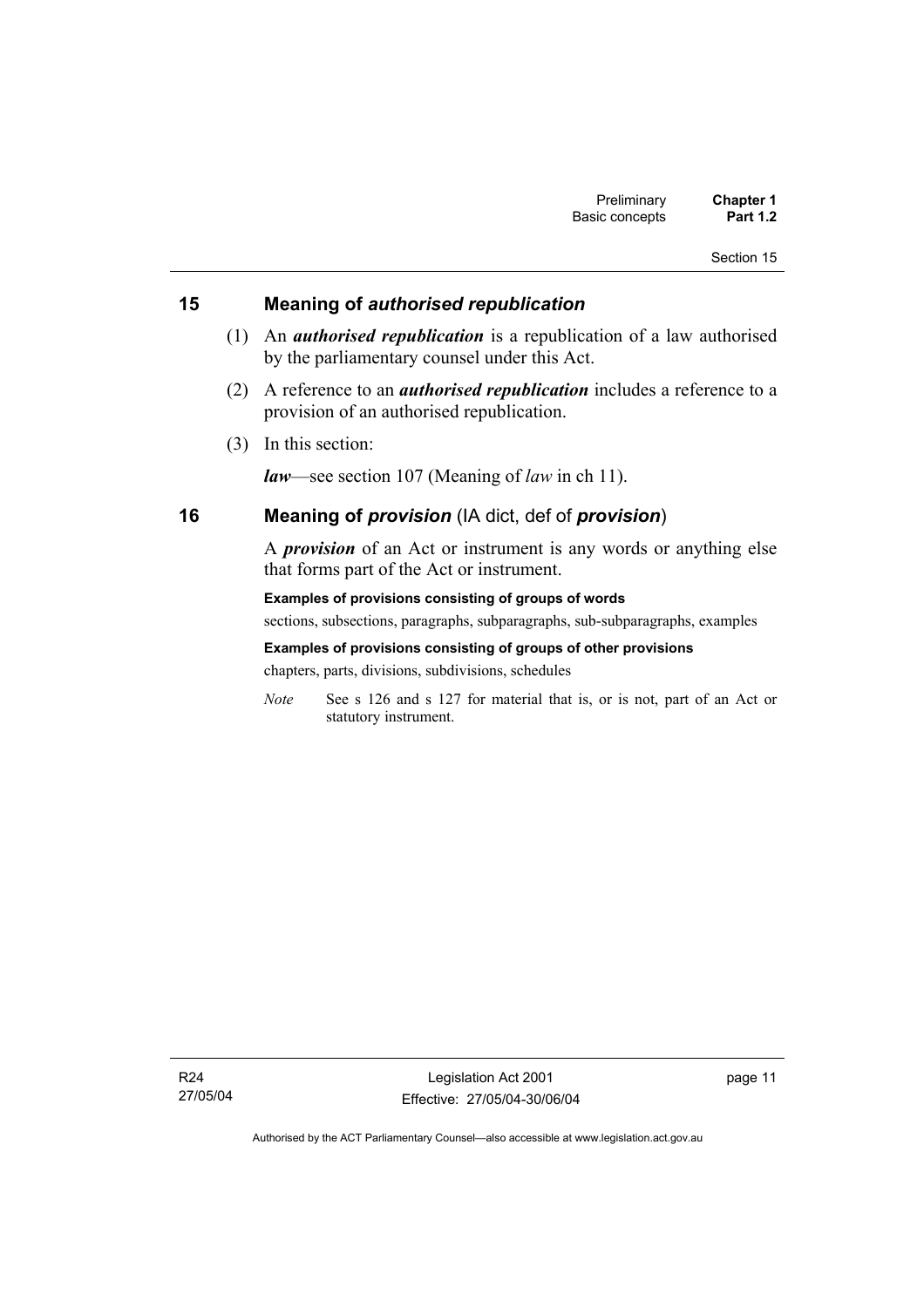## 15 Meaning of *authorised republication*

(1) An ***authorised republication*** is a republication of a law authorised by the parliamentary counsel under this Act.

(2) A reference to an ***authorised republication*** includes a reference to a provision of an authorised republication.

(3) In this section:

***law***—see section 107 (Meaning of *law* in ch 11).

## 16 Meaning of *provision* (IA dict, def of *provision*)

A ***provision*** of an Act or instrument is any words or anything else that forms part of the Act or instrument.

**Examples of provisions consisting of groups of words**

sections, subsections, paragraphs, subparagraphs, sub-subparagraphs, examples

**Examples of provisions consisting of groups of other provisions**

chapters, parts, divisions, subdivisions, schedules

*Note* See s 126 and s 127 for material that is, or is not, part of an Act or statutory instrument.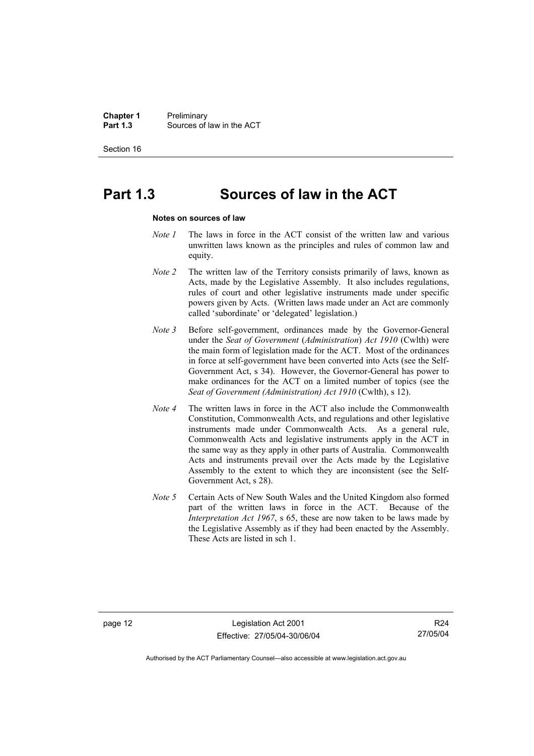# Part 1.3 Sources of law in the ACT

**Notes on sources of law**

*Note 1* The laws in force in the ACT consist of the written law and various unwritten laws known as the principles and rules of common law and equity.

*Note 2* The written law of the Territory consists primarily of laws, known as Acts, made by the Legislative Assembly. It also includes regulations, rules of court and other legislative instruments made under specific powers given by Acts. (Written laws made under an Act are commonly called 'subordinate' or 'delegated' legislation.)

*Note 3* Before self-government, ordinances made by the Governor-General under the *Seat of Government* (*Administration*) *Act 1910* (Cwlth) were the main form of legislation made for the ACT. Most of the ordinances in force at self-government have been converted into Acts (see the Self-Government Act, s 34). However, the Governor-General has power to make ordinances for the ACT on a limited number of topics (see the *Seat of Government (Administration) Act 1910* (Cwlth), s 12).

*Note 4* The written laws in force in the ACT also include the Commonwealth Constitution, Commonwealth Acts, and regulations and other legislative instruments made under Commonwealth Acts. As a general rule, Commonwealth Acts and legislative instruments apply in the ACT in the same way as they apply in other parts of Australia. Commonwealth Acts and instruments prevail over the Acts made by the Legislative Assembly to the extent to which they are inconsistent (see the Self-Government Act, s 28).

*Note 5* Certain Acts of New South Wales and the United Kingdom also formed part of the written laws in force in the ACT. Because of the *Interpretation Act 1967*, s 65, these are now taken to be laws made by the Legislative Assembly as if they had been enacted by the Assembly. These Acts are listed in sch 1.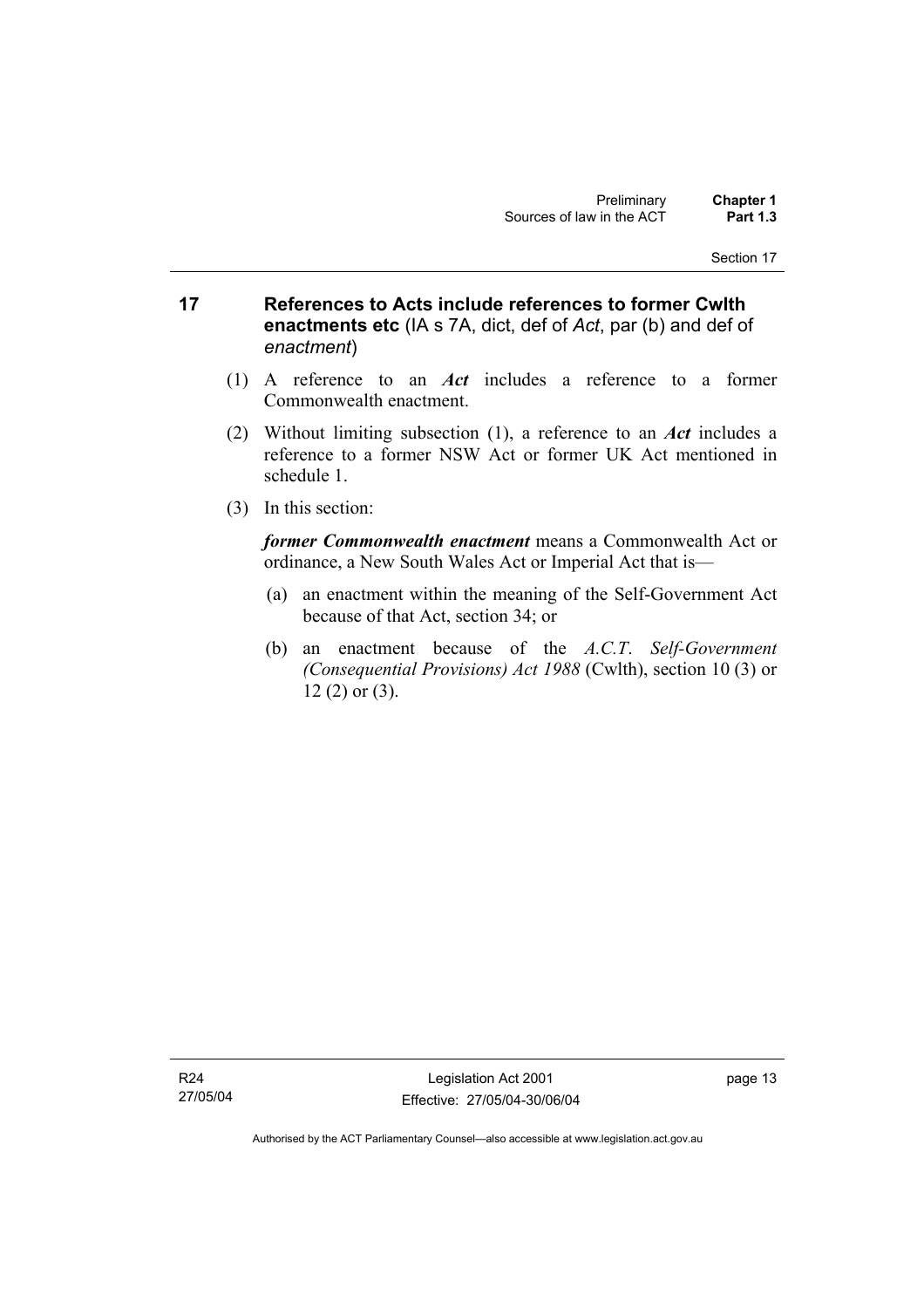## 17 References to Acts include references to former Cwlth enactments etc (IA s 7A, dict, def of *Act*, par (b) and def of *enactment*)

(1) A reference to an ***Act*** includes a reference to a former Commonwealth enactment.

(2) Without limiting subsection (1), a reference to an ***Act*** includes a reference to a former NSW Act or former UK Act mentioned in schedule 1.

(3) In this section:

***former Commonwealth enactment*** means a Commonwealth Act or ordinance, a New South Wales Act or Imperial Act that is—

(a) an enactment within the meaning of the Self-Government Act because of that Act, section 34; or

(b) an enactment because of the *A.C.T. Self-Government (Consequential Provisions) Act 1988* (Cwlth), section 10 (3) or 12 (2) or (3).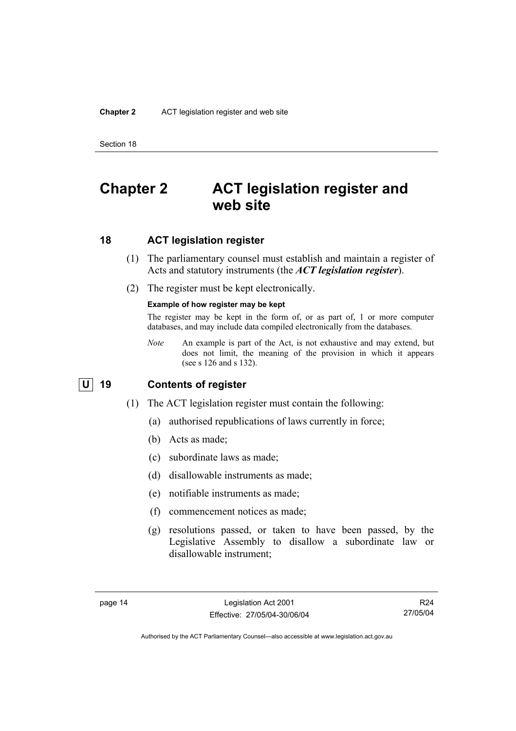# Chapter 2 ACT legislation register and web site

## 18 ACT legislation register

(1) The parliamentary counsel must establish and maintain a register of Acts and statutory instruments (the ***ACT legislation register***).

(2) The register must be kept electronically.

**Example of how register may be kept**

The register may be kept in the form of, or as part of, 1 or more computer databases, and may include data compiled electronically from the databases.

*Note* An example is part of the Act, is not exhaustive and may extend, but does not limit, the meaning of the provision in which it appears (see s 126 and s 132).

## U 19 Contents of register

(1) The ACT legislation register must contain the following:

(a) authorised republications of laws currently in force;

(b) Acts as made;

(c) subordinate laws as made;

(d) disallowable instruments as made;

(e) notifiable instruments as made;

(f) commencement notices as made;

(g) resolutions passed, or taken to have been passed, by the Legislative Assembly to disallow a subordinate law or disallowable instrument;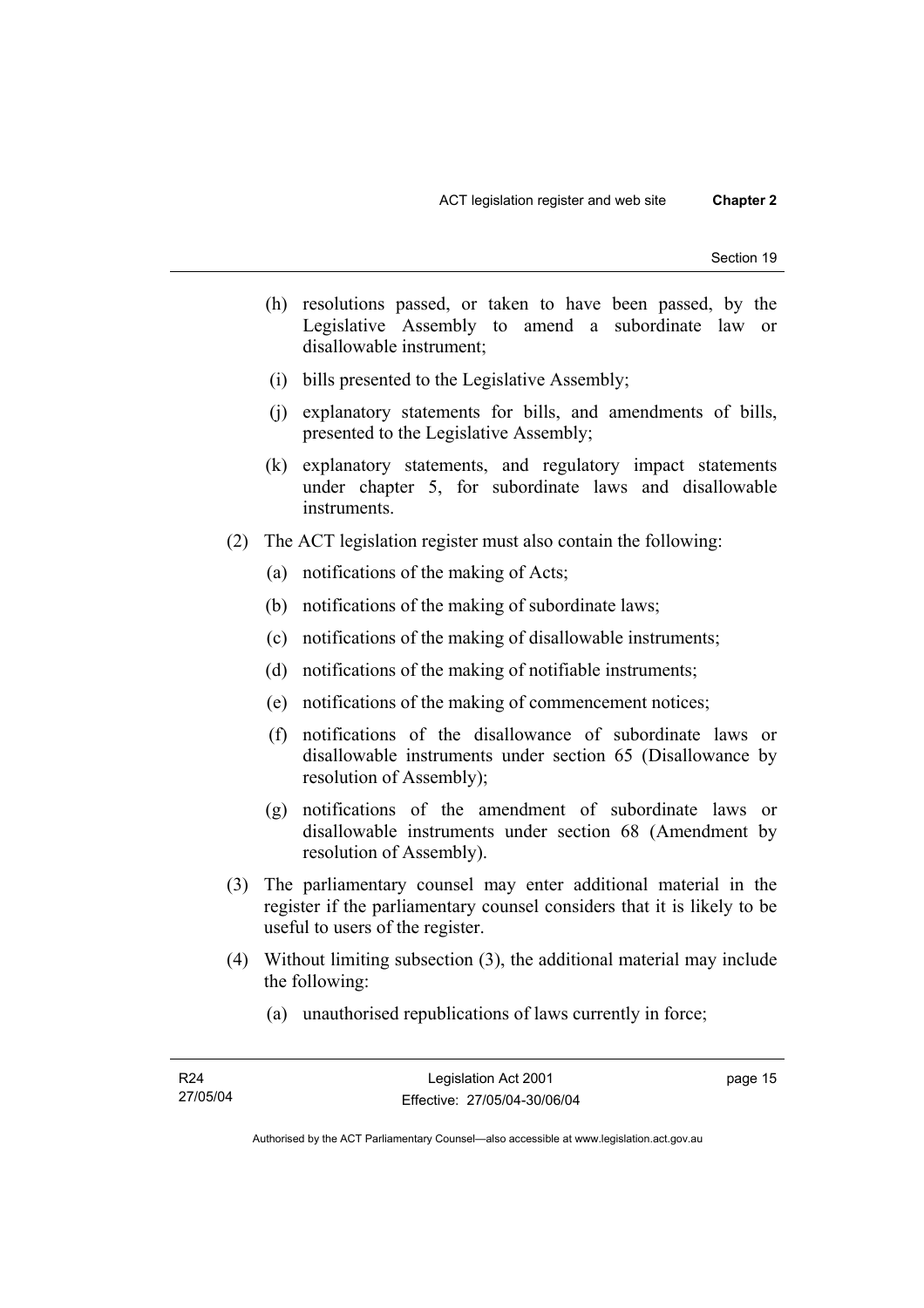(h) resolutions passed, or taken to have been passed, by the Legislative Assembly to amend a subordinate law or disallowable instrument;

(i) bills presented to the Legislative Assembly;

(j) explanatory statements for bills, and amendments of bills, presented to the Legislative Assembly;

(k) explanatory statements, and regulatory impact statements under chapter 5, for subordinate laws and disallowable instruments.

(2) The ACT legislation register must also contain the following:

(a) notifications of the making of Acts;

(b) notifications of the making of subordinate laws;

(c) notifications of the making of disallowable instruments;

(d) notifications of the making of notifiable instruments;

(e) notifications of the making of commencement notices;

(f) notifications of the disallowance of subordinate laws or disallowable instruments under section 65 (Disallowance by resolution of Assembly);

(g) notifications of the amendment of subordinate laws or disallowable instruments under section 68 (Amendment by resolution of Assembly).

(3) The parliamentary counsel may enter additional material in the register if the parliamentary counsel considers that it is likely to be useful to users of the register.

(4) Without limiting subsection (3), the additional material may include the following:

(a) unauthorised republications of laws currently in force;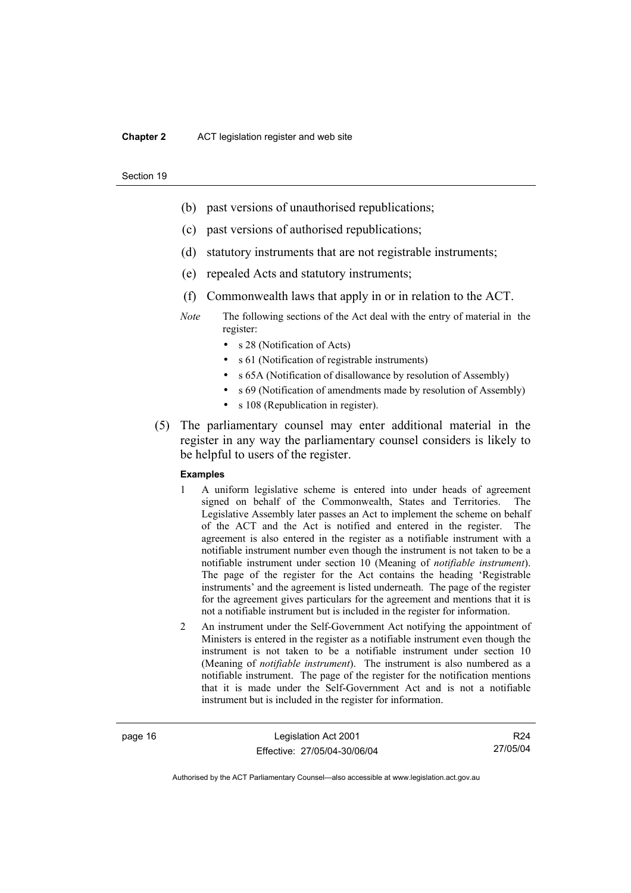- (b) past versions of unauthorised republications;
- (c) past versions of authorised republications;
- (d) statutory instruments that are not registrable instruments;
- (e) repealed Acts and statutory instruments;
- (f) Commonwealth laws that apply in or in relation to the ACT.

*Note* The following sections of the Act deal with the entry of material in the register:

- s 28 (Notification of Acts)
- s 61 (Notification of registrable instruments)
- s 65A (Notification of disallowance by resolution of Assembly)
- s 69 (Notification of amendments made by resolution of Assembly)
- s 108 (Republication in register).

(5) The parliamentary counsel may enter additional material in the register in any way the parliamentary counsel considers is likely to be helpful to users of the register.

**Examples**

1 A uniform legislative scheme is entered into under heads of agreement signed on behalf of the Commonwealth, States and Territories. The Legislative Assembly later passes an Act to implement the scheme on behalf of the ACT and the Act is notified and entered in the register. The agreement is also entered in the register as a notifiable instrument with a notifiable instrument number even though the instrument is not taken to be a notifiable instrument under section 10 (Meaning of *notifiable instrument*). The page of the register for the Act contains the heading 'Registrable instruments' and the agreement is listed underneath. The page of the register for the agreement gives particulars for the agreement and mentions that it is not a notifiable instrument but is included in the register for information.

2 An instrument under the Self-Government Act notifying the appointment of Ministers is entered in the register as a notifiable instrument even though the instrument is not taken to be a notifiable instrument under section 10 (Meaning of *notifiable instrument*). The instrument is also numbered as a notifiable instrument. The page of the register for the notification mentions that it is made under the Self-Government Act and is not a notifiable instrument but is included in the register for information.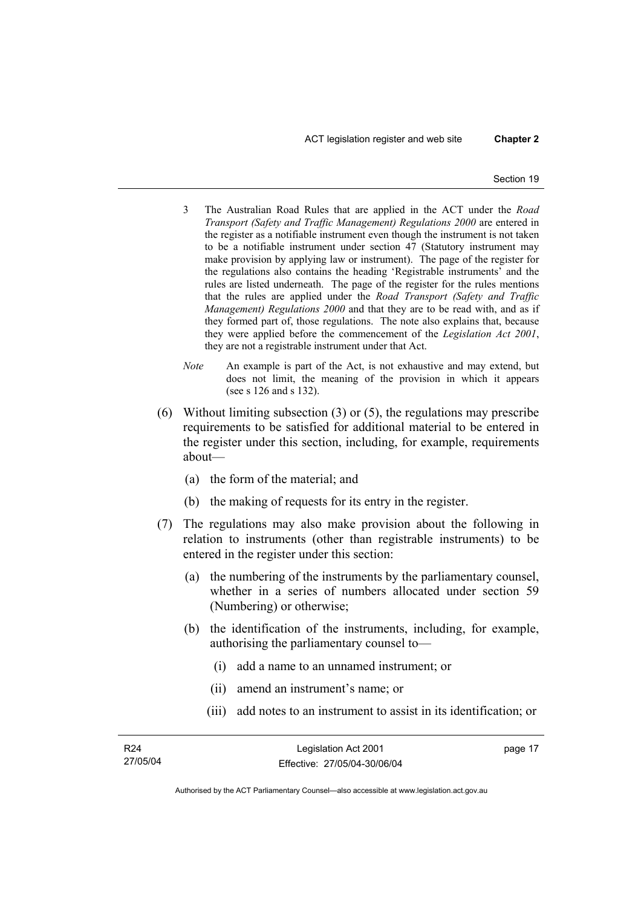3 The Australian Road Rules that are applied in the ACT under the *Road Transport (Safety and Traffic Management) Regulations 2000* are entered in the register as a notifiable instrument even though the instrument is not taken to be a notifiable instrument under section 47 (Statutory instrument may make provision by applying law or instrument). The page of the register for the regulations also contains the heading 'Registrable instruments' and the rules are listed underneath. The page of the register for the rules mentions that the rules are applied under the *Road Transport (Safety and Traffic Management) Regulations 2000* and that they are to be read with, and as if they formed part of, those regulations. The note also explains that, because they were applied before the commencement of the *Legislation Act 2001*, they are not a registrable instrument under that Act.

*Note* An example is part of the Act, is not exhaustive and may extend, but does not limit, the meaning of the provision in which it appears (see s 126 and s 132).

(6) Without limiting subsection (3) or (5), the regulations may prescribe requirements to be satisfied for additional material to be entered in the register under this section, including, for example, requirements about—

(a) the form of the material; and

(b) the making of requests for its entry in the register.

(7) The regulations may also make provision about the following in relation to instruments (other than registrable instruments) to be entered in the register under this section:

(a) the numbering of the instruments by the parliamentary counsel, whether in a series of numbers allocated under section 59 (Numbering) or otherwise;

(b) the identification of the instruments, including, for example, authorising the parliamentary counsel to—

(i) add a name to an unnamed instrument; or

(ii) amend an instrument's name; or

(iii) add notes to an instrument to assist in its identification; or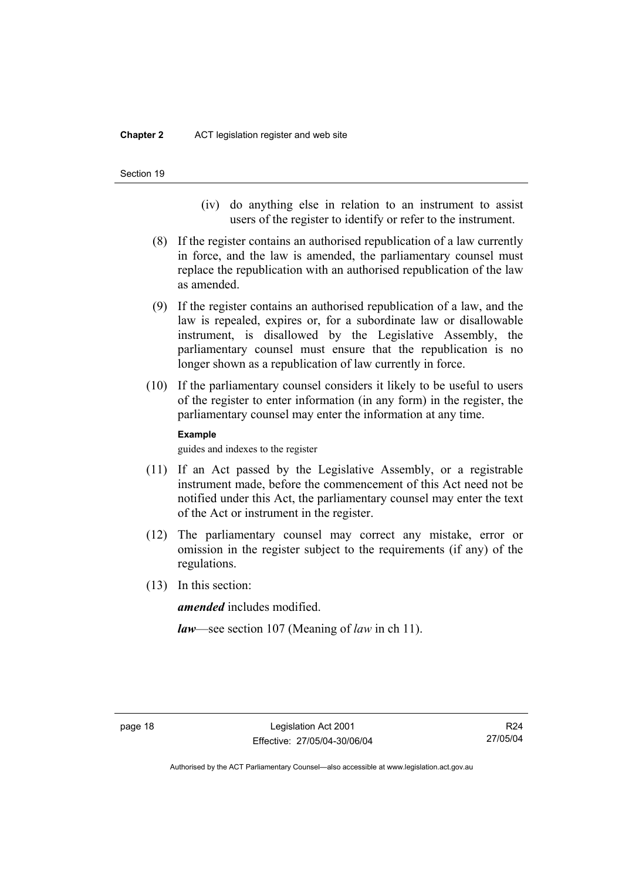(iv) do anything else in relation to an instrument to assist users of the register to identify or refer to the instrument.

(8) If the register contains an authorised republication of a law currently in force, and the law is amended, the parliamentary counsel must replace the republication with an authorised republication of the law as amended.

(9) If the register contains an authorised republication of a law, and the law is repealed, expires or, for a subordinate law or disallowable instrument, is disallowed by the Legislative Assembly, the parliamentary counsel must ensure that the republication is no longer shown as a republication of law currently in force.

(10) If the parliamentary counsel considers it likely to be useful to users of the register to enter information (in any form) in the register, the parliamentary counsel may enter the information at any time.

**Example**

guides and indexes to the register

(11) If an Act passed by the Legislative Assembly, or a registrable instrument made, before the commencement of this Act need not be notified under this Act, the parliamentary counsel may enter the text of the Act or instrument in the register.

(12) The parliamentary counsel may correct any mistake, error or omission in the register subject to the requirements (if any) of the regulations.

(13) In this section:

***amended*** includes modified.

***law***—see section 107 (Meaning of *law* in ch 11).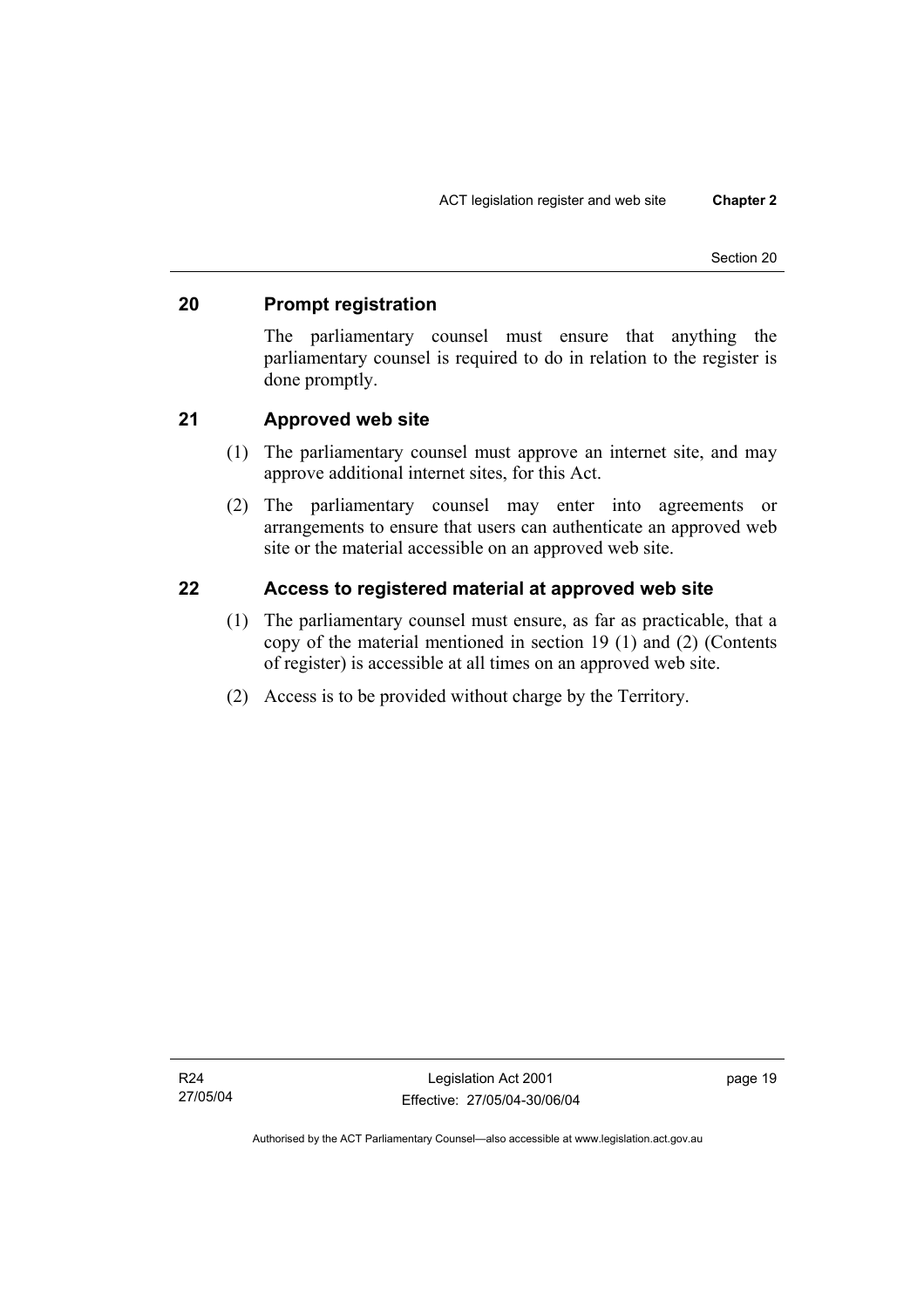## 20 Prompt registration

The parliamentary counsel must ensure that anything the parliamentary counsel is required to do in relation to the register is done promptly.

## 21 Approved web site

(1) The parliamentary counsel must approve an internet site, and may approve additional internet sites, for this Act.

(2) The parliamentary counsel may enter into agreements or arrangements to ensure that users can authenticate an approved web site or the material accessible on an approved web site.

## 22 Access to registered material at approved web site

(1) The parliamentary counsel must ensure, as far as practicable, that a copy of the material mentioned in section 19 (1) and (2) (Contents of register) is accessible at all times on an approved web site.

(2) Access is to be provided without charge by the Territory.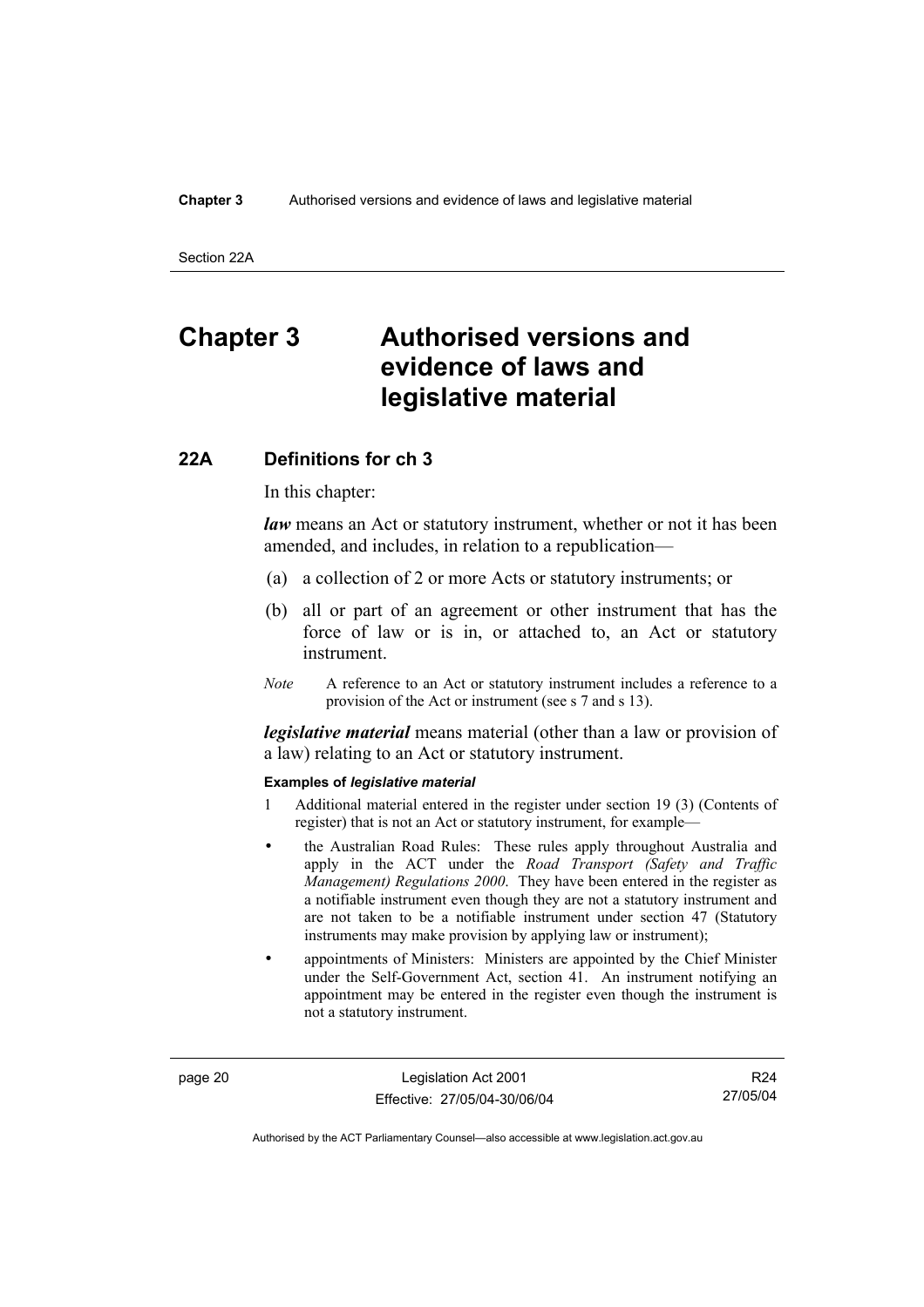# Chapter 3 Authorised versions and evidence of laws and legislative material

## 22A Definitions for ch 3

In this chapter:

***law*** means an Act or statutory instrument, whether or not it has been amended, and includes, in relation to a republication—

(a) a collection of 2 or more Acts or statutory instruments; or

(b) all or part of an agreement or other instrument that has the force of law or is in, or attached to, an Act or statutory instrument.

*Note* A reference to an Act or statutory instrument includes a reference to a provision of the Act or instrument (see s 7 and s 13).

***legislative material*** means material (other than a law or provision of a law) relating to an Act or statutory instrument.

**Examples of *legislative material***

1 Additional material entered in the register under section 19 (3) (Contents of register) that is not an Act or statutory instrument, for example—

- the Australian Road Rules: These rules apply throughout Australia and apply in the ACT under the *Road Transport (Safety and Traffic Management) Regulations 2000*. They have been entered in the register as a notifiable instrument even though they are not a statutory instrument and are not taken to be a notifiable instrument under section 47 (Statutory instruments may make provision by applying law or instrument);
- appointments of Ministers: Ministers are appointed by the Chief Minister under the Self-Government Act, section 41. An instrument notifying an appointment may be entered in the register even though the instrument is not a statutory instrument.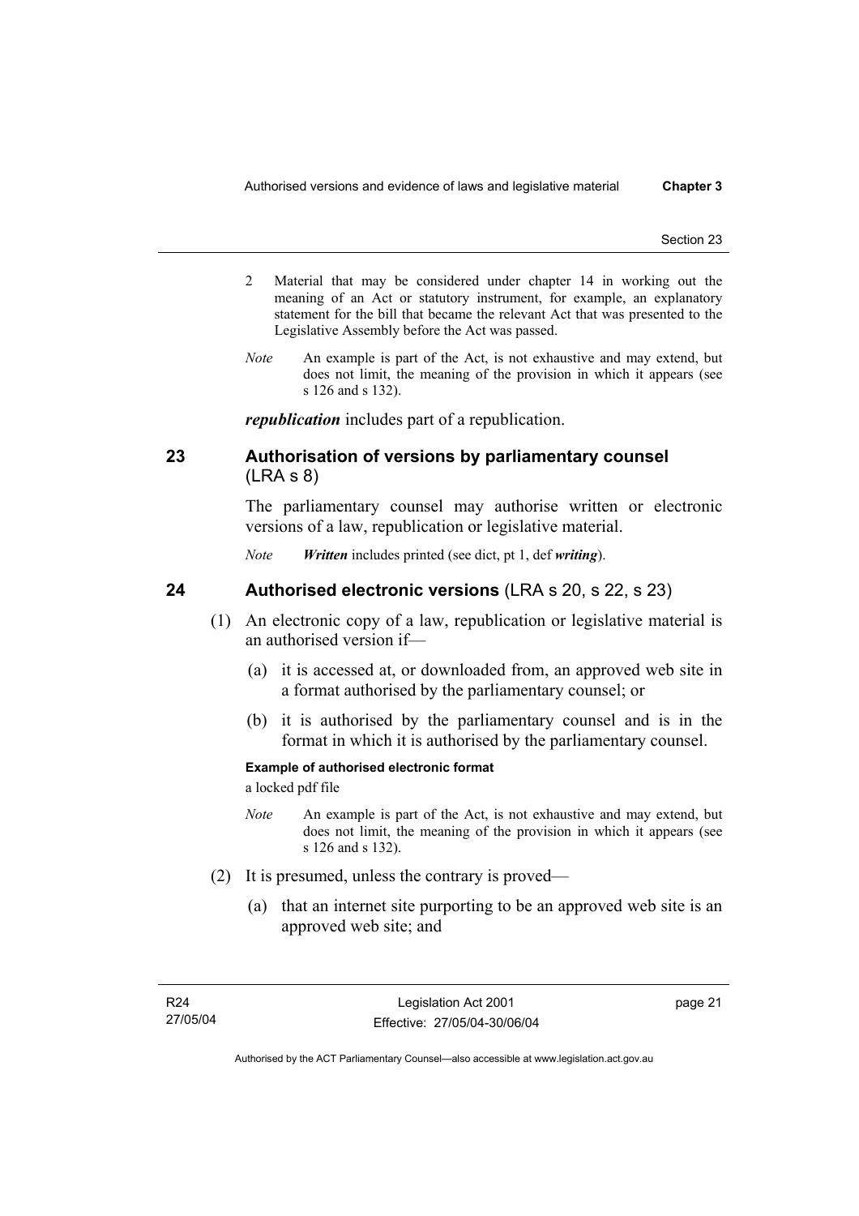2 Material that may be considered under chapter 14 in working out the meaning of an Act or statutory instrument, for example, an explanatory statement for the bill that became the relevant Act that was presented to the Legislative Assembly before the Act was passed.

*Note* An example is part of the Act, is not exhaustive and may extend, but does not limit, the meaning of the provision in which it appears (see s 126 and s 132).

***republication*** includes part of a republication.

## 23 Authorisation of versions by parliamentary counsel (LRA s 8)

The parliamentary counsel may authorise written or electronic versions of a law, republication or legislative material.

*Note* ***Written*** includes printed (see dict, pt 1, def ***writing***).

## 24 Authorised electronic versions (LRA s 20, s 22, s 23)

(1) An electronic copy of a law, republication or legislative material is an authorised version if—

(a) it is accessed at, or downloaded from, an approved web site in a format authorised by the parliamentary counsel; or

(b) it is authorised by the parliamentary counsel and is in the format in which it is authorised by the parliamentary counsel.

**Example of authorised electronic format**

a locked pdf file

*Note* An example is part of the Act, is not exhaustive and may extend, but does not limit, the meaning of the provision in which it appears (see s 126 and s 132).

(2) It is presumed, unless the contrary is proved—

(a) that an internet site purporting to be an approved web site is an approved web site; and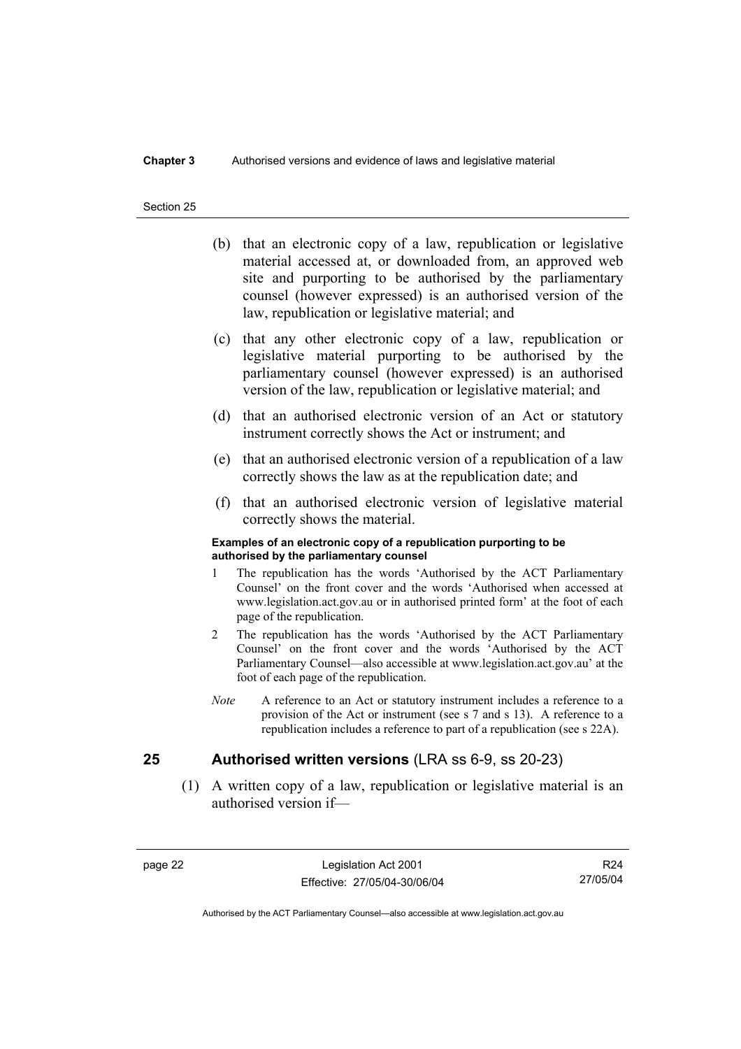(b) that an electronic copy of a law, republication or legislative material accessed at, or downloaded from, an approved web site and purporting to be authorised by the parliamentary counsel (however expressed) is an authorised version of the law, republication or legislative material; and

(c) that any other electronic copy of a law, republication or legislative material purporting to be authorised by the parliamentary counsel (however expressed) is an authorised version of the law, republication or legislative material; and

(d) that an authorised electronic version of an Act or statutory instrument correctly shows the Act or instrument; and

(e) that an authorised electronic version of a republication of a law correctly shows the law as at the republication date; and

(f) that an authorised electronic version of legislative material correctly shows the material.

**Examples of an electronic copy of a republication purporting to be authorised by the parliamentary counsel**

1 The republication has the words 'Authorised by the ACT Parliamentary Counsel' on the front cover and the words 'Authorised when accessed at www.legislation.act.gov.au or in authorised printed form' at the foot of each page of the republication.

2 The republication has the words 'Authorised by the ACT Parliamentary Counsel' on the front cover and the words 'Authorised by the ACT Parliamentary Counsel—also accessible at www.legislation.act.gov.au' at the foot of each page of the republication.

*Note* A reference to an Act or statutory instrument includes a reference to a provision of the Act or instrument (see s 7 and s 13). A reference to a republication includes a reference to part of a republication (see s 22A).

## 25 Authorised written versions (LRA ss 6-9, ss 20-23)

(1) A written copy of a law, republication or legislative material is an authorised version if—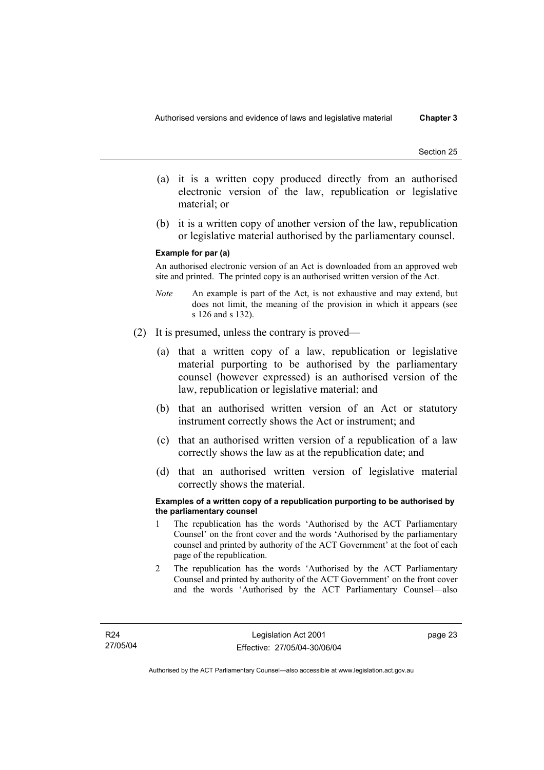(a) it is a written copy produced directly from an authorised electronic version of the law, republication or legislative material; or

(b) it is a written copy of another version of the law, republication or legislative material authorised by the parliamentary counsel.

**Example for par (a)**

An authorised electronic version of an Act is downloaded from an approved web site and printed. The printed copy is an authorised written version of the Act.

*Note* An example is part of the Act, is not exhaustive and may extend, but does not limit, the meaning of the provision in which it appears (see s 126 and s 132).

(2) It is presumed, unless the contrary is proved—

(a) that a written copy of a law, republication or legislative material purporting to be authorised by the parliamentary counsel (however expressed) is an authorised version of the law, republication or legislative material; and

(b) that an authorised written version of an Act or statutory instrument correctly shows the Act or instrument; and

(c) that an authorised written version of a republication of a law correctly shows the law as at the republication date; and

(d) that an authorised written version of legislative material correctly shows the material.

**Examples of a written copy of a republication purporting to be authorised by the parliamentary counsel**

1 The republication has the words 'Authorised by the ACT Parliamentary Counsel' on the front cover and the words 'Authorised by the parliamentary counsel and printed by authority of the ACT Government' at the foot of each page of the republication.

2 The republication has the words 'Authorised by the ACT Parliamentary Counsel and printed by authority of the ACT Government' on the front cover and the words 'Authorised by the ACT Parliamentary Counsel—also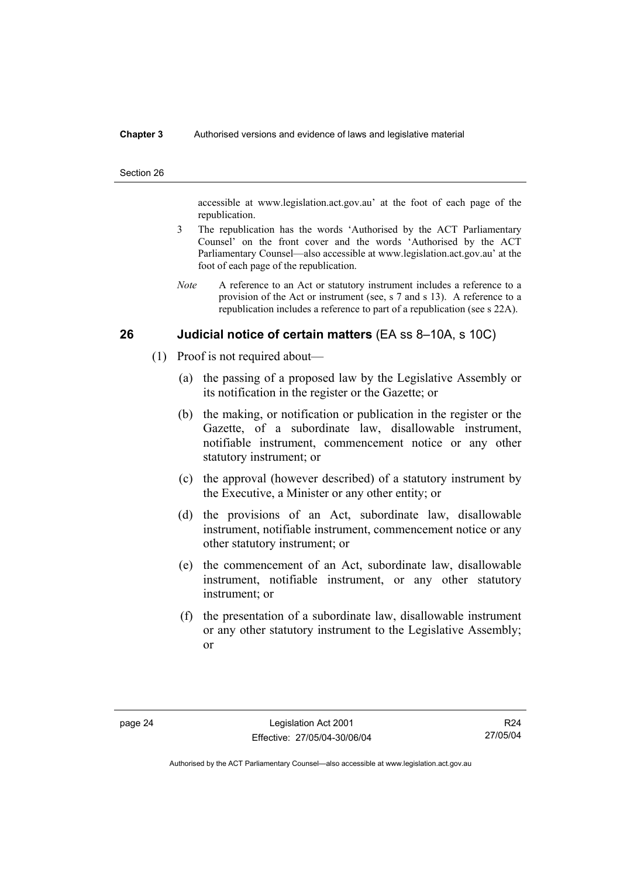accessible at www.legislation.act.gov.au' at the foot of each page of the republication.

3 The republication has the words 'Authorised by the ACT Parliamentary Counsel' on the front cover and the words 'Authorised by the ACT Parliamentary Counsel—also accessible at www.legislation.act.gov.au' at the foot of each page of the republication.

*Note* A reference to an Act or statutory instrument includes a reference to a provision of the Act or instrument (see, s 7 and s 13). A reference to a republication includes a reference to part of a republication (see s 22A).

## 26 Judicial notice of certain matters (EA ss 8–10A, s 10C)

(1) Proof is not required about—

(a) the passing of a proposed law by the Legislative Assembly or its notification in the register or the Gazette; or

(b) the making, or notification or publication in the register or the Gazette, of a subordinate law, disallowable instrument, notifiable instrument, commencement notice or any other statutory instrument; or

(c) the approval (however described) of a statutory instrument by the Executive, a Minister or any other entity; or

(d) the provisions of an Act, subordinate law, disallowable instrument, notifiable instrument, commencement notice or any other statutory instrument; or

(e) the commencement of an Act, subordinate law, disallowable instrument, notifiable instrument, or any other statutory instrument; or

(f) the presentation of a subordinate law, disallowable instrument or any other statutory instrument to the Legislative Assembly; or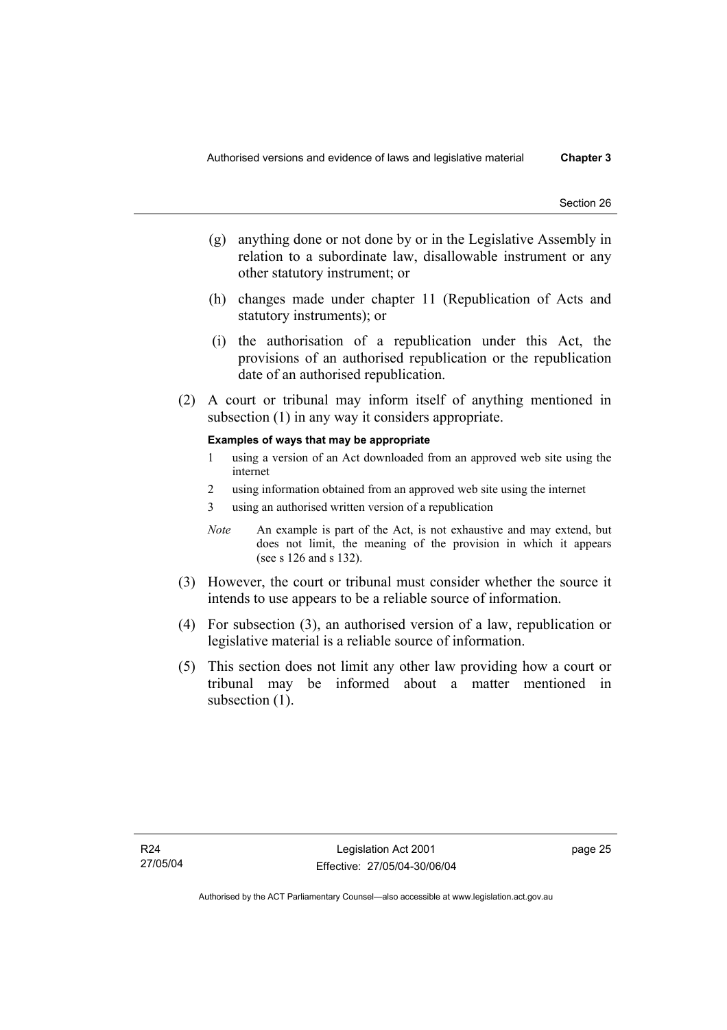(g) anything done or not done by or in the Legislative Assembly in relation to a subordinate law, disallowable instrument or any other statutory instrument; or

(h) changes made under chapter 11 (Republication of Acts and statutory instruments); or

(i) the authorisation of a republication under this Act, the provisions of an authorised republication or the republication date of an authorised republication.

(2) A court or tribunal may inform itself of anything mentioned in subsection (1) in any way it considers appropriate.

**Examples of ways that may be appropriate**

1 using a version of an Act downloaded from an approved web site using the internet

2 using information obtained from an approved web site using the internet

3 using an authorised written version of a republication

*Note* An example is part of the Act, is not exhaustive and may extend, but does not limit, the meaning of the provision in which it appears (see s 126 and s 132).

(3) However, the court or tribunal must consider whether the source it intends to use appears to be a reliable source of information.

(4) For subsection (3), an authorised version of a law, republication or legislative material is a reliable source of information.

(5) This section does not limit any other law providing how a court or tribunal may be informed about a matter mentioned in subsection (1).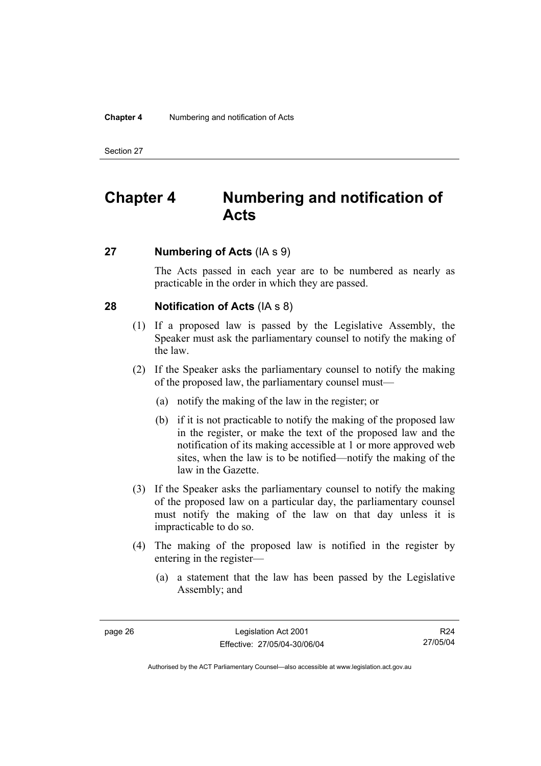# Chapter 4 Numbering and notification of Acts

## 27 Numbering of Acts (IA s 9)

The Acts passed in each year are to be numbered as nearly as practicable in the order in which they are passed.

## 28 Notification of Acts (IA s 8)

(1) If a proposed law is passed by the Legislative Assembly, the Speaker must ask the parliamentary counsel to notify the making of the law.

(2) If the Speaker asks the parliamentary counsel to notify the making of the proposed law, the parliamentary counsel must—

(a) notify the making of the law in the register; or

(b) if it is not practicable to notify the making of the proposed law in the register, or make the text of the proposed law and the notification of its making accessible at 1 or more approved web sites, when the law is to be notified—notify the making of the law in the Gazette.

(3) If the Speaker asks the parliamentary counsel to notify the making of the proposed law on a particular day, the parliamentary counsel must notify the making of the law on that day unless it is impracticable to do so.

(4) The making of the proposed law is notified in the register by entering in the register—

(a) a statement that the law has been passed by the Legislative Assembly; and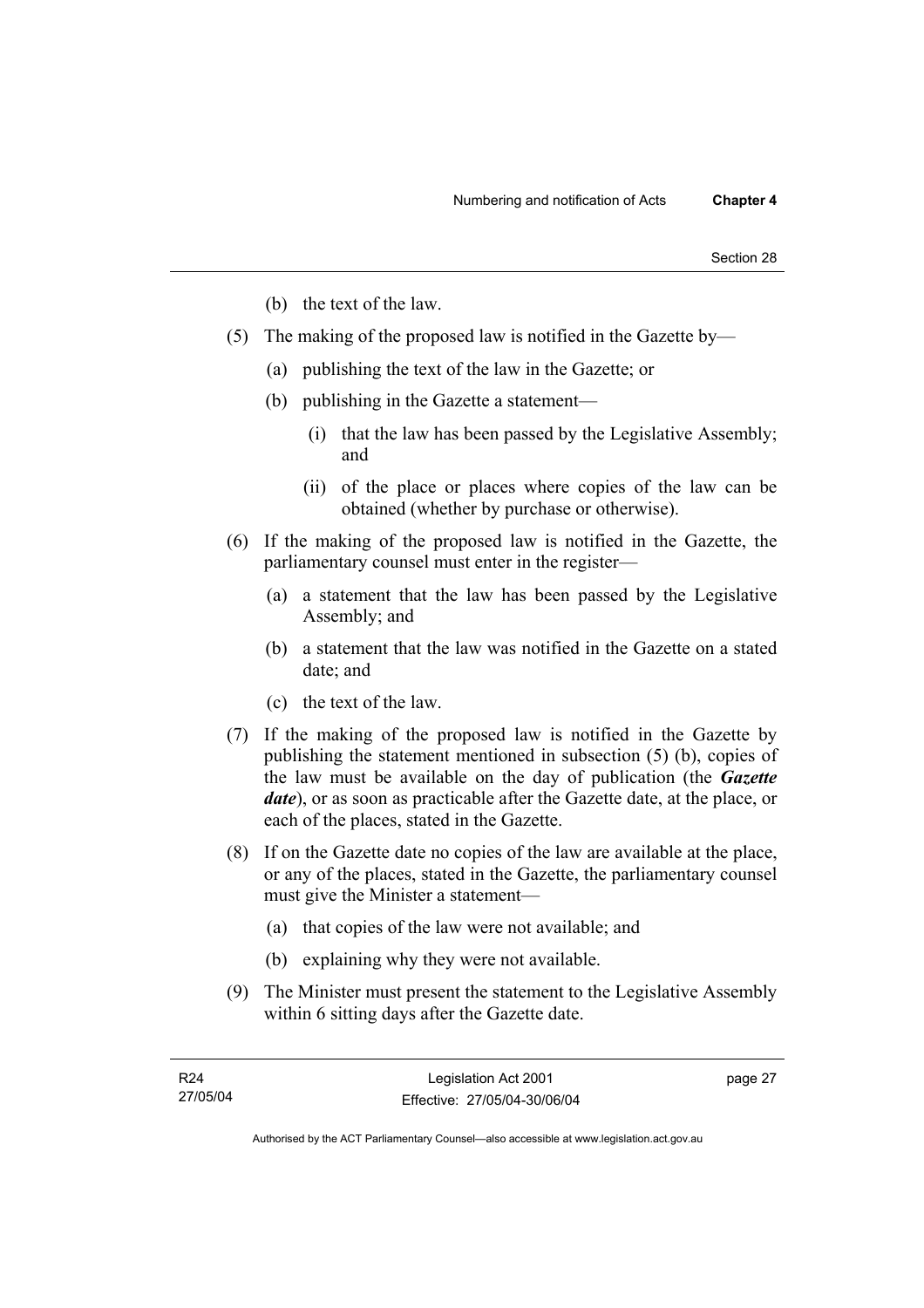(b) the text of the law.

(5) The making of the proposed law is notified in the Gazette by—

(a) publishing the text of the law in the Gazette; or

(b) publishing in the Gazette a statement—

(i) that the law has been passed by the Legislative Assembly; and

(ii) of the place or places where copies of the law can be obtained (whether by purchase or otherwise).

(6) If the making of the proposed law is notified in the Gazette, the parliamentary counsel must enter in the register—

(a) a statement that the law has been passed by the Legislative Assembly; and

(b) a statement that the law was notified in the Gazette on a stated date; and

(c) the text of the law.

(7) If the making of the proposed law is notified in the Gazette by publishing the statement mentioned in subsection (5) (b), copies of the law must be available on the day of publication (the ***Gazette date***), or as soon as practicable after the Gazette date, at the place, or each of the places, stated in the Gazette.

(8) If on the Gazette date no copies of the law are available at the place, or any of the places, stated in the Gazette, the parliamentary counsel must give the Minister a statement—

(a) that copies of the law were not available; and

(b) explaining why they were not available.

(9) The Minister must present the statement to the Legislative Assembly within 6 sitting days after the Gazette date.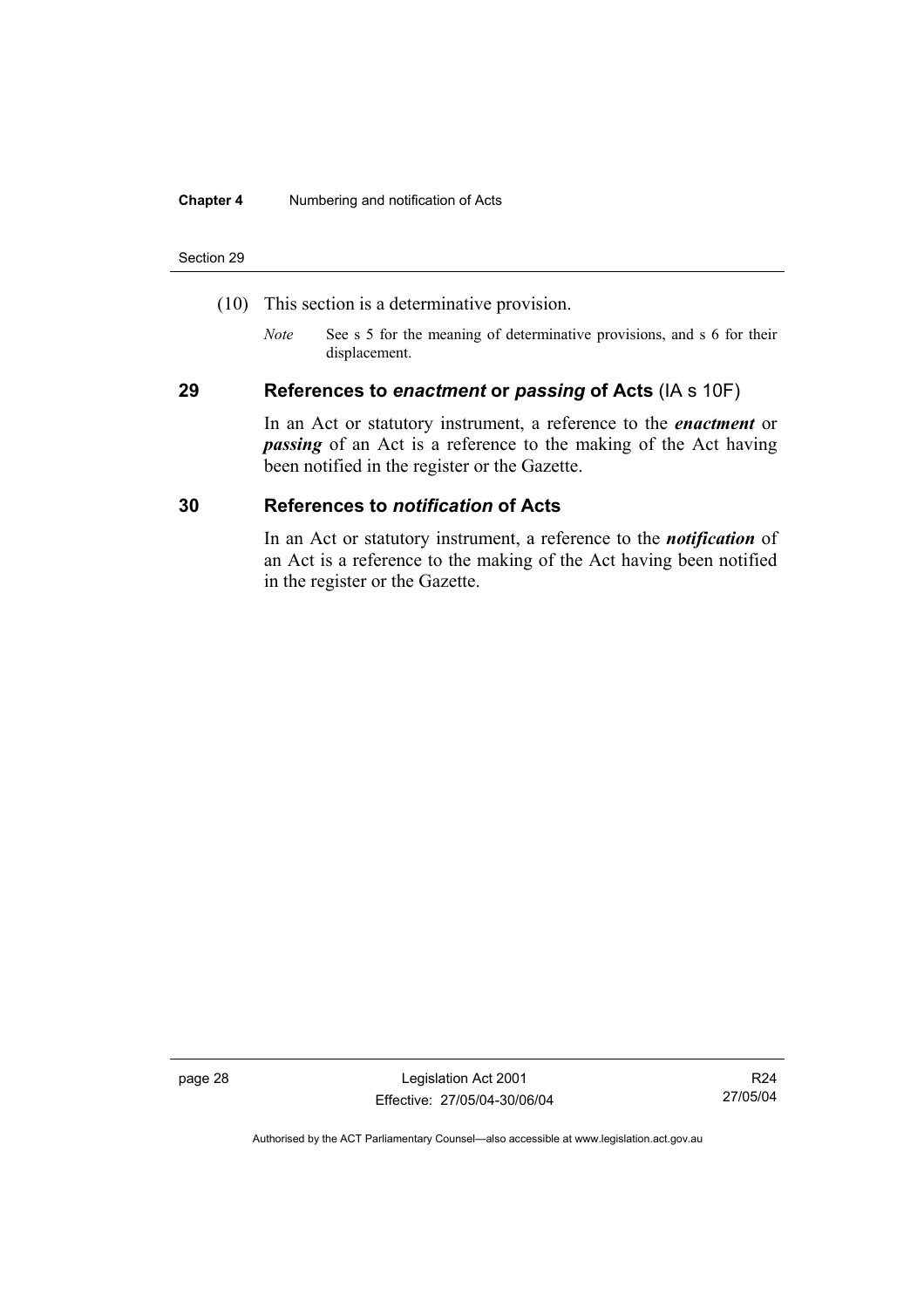(10) This section is a determinative provision.

*Note* See s 5 for the meaning of determinative provisions, and s 6 for their displacement.

## 29 References to *enactment* or *passing* of Acts (IA s 10F)

In an Act or statutory instrument, a reference to the ***enactment*** or ***passing*** of an Act is a reference to the making of the Act having been notified in the register or the Gazette.

## 30 References to *notification* of Acts

In an Act or statutory instrument, a reference to the ***notification*** of an Act is a reference to the making of the Act having been notified in the register or the Gazette.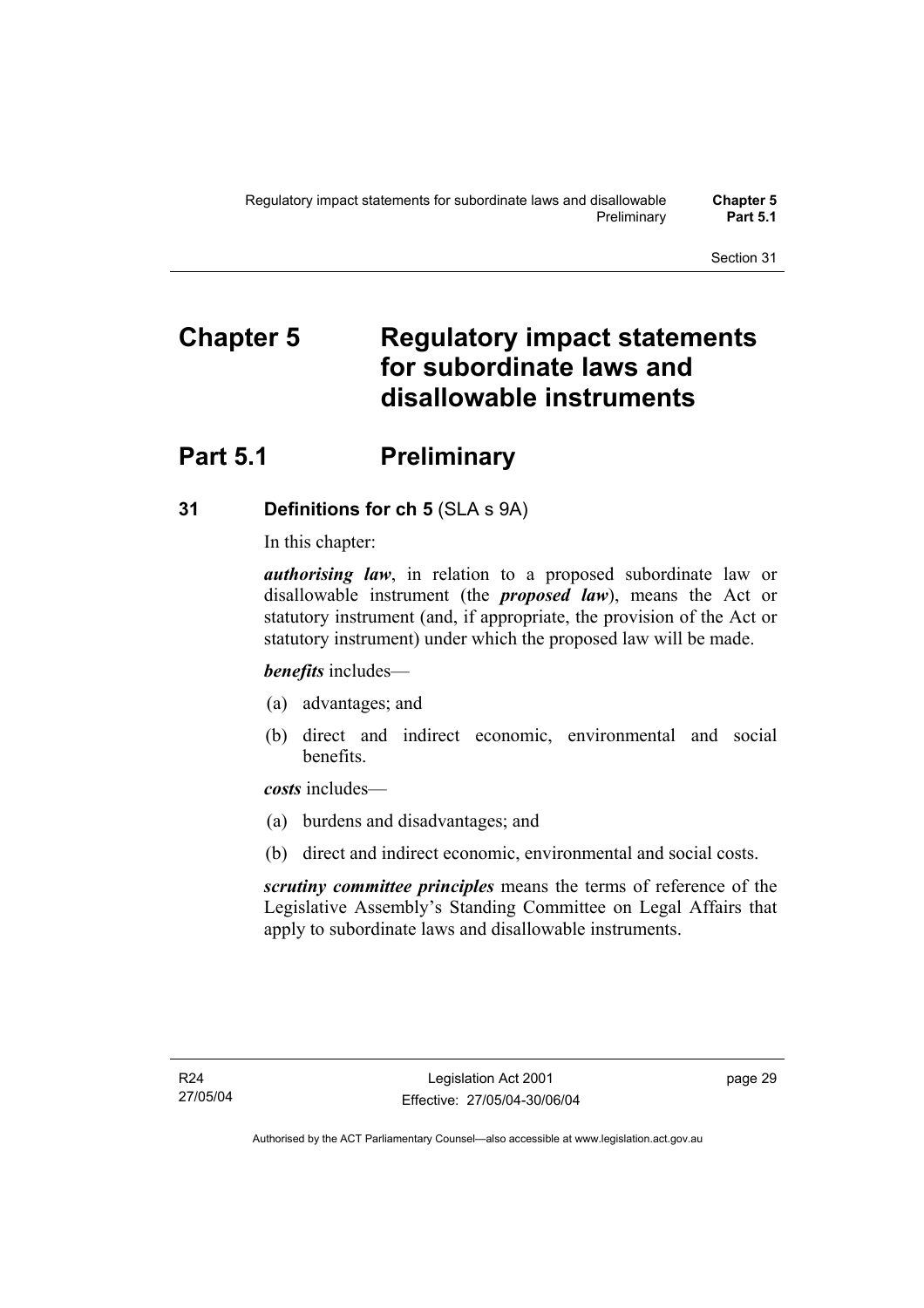# Chapter 5 Regulatory impact statements for subordinate laws and disallowable instruments

## Part 5.1 Preliminary

### 31 Definitions for ch 5 (SLA s 9A)

In this chapter:

***authorising law***, in relation to a proposed subordinate law or disallowable instrument (the ***proposed law***), means the Act or statutory instrument (and, if appropriate, the provision of the Act or statutory instrument) under which the proposed law will be made.

***benefits*** includes—

(a) advantages; and

(b) direct and indirect economic, environmental and social benefits.

***costs*** includes—

(a) burdens and disadvantages; and

(b) direct and indirect economic, environmental and social costs.

***scrutiny committee principles*** means the terms of reference of the Legislative Assembly's Standing Committee on Legal Affairs that apply to subordinate laws and disallowable instruments.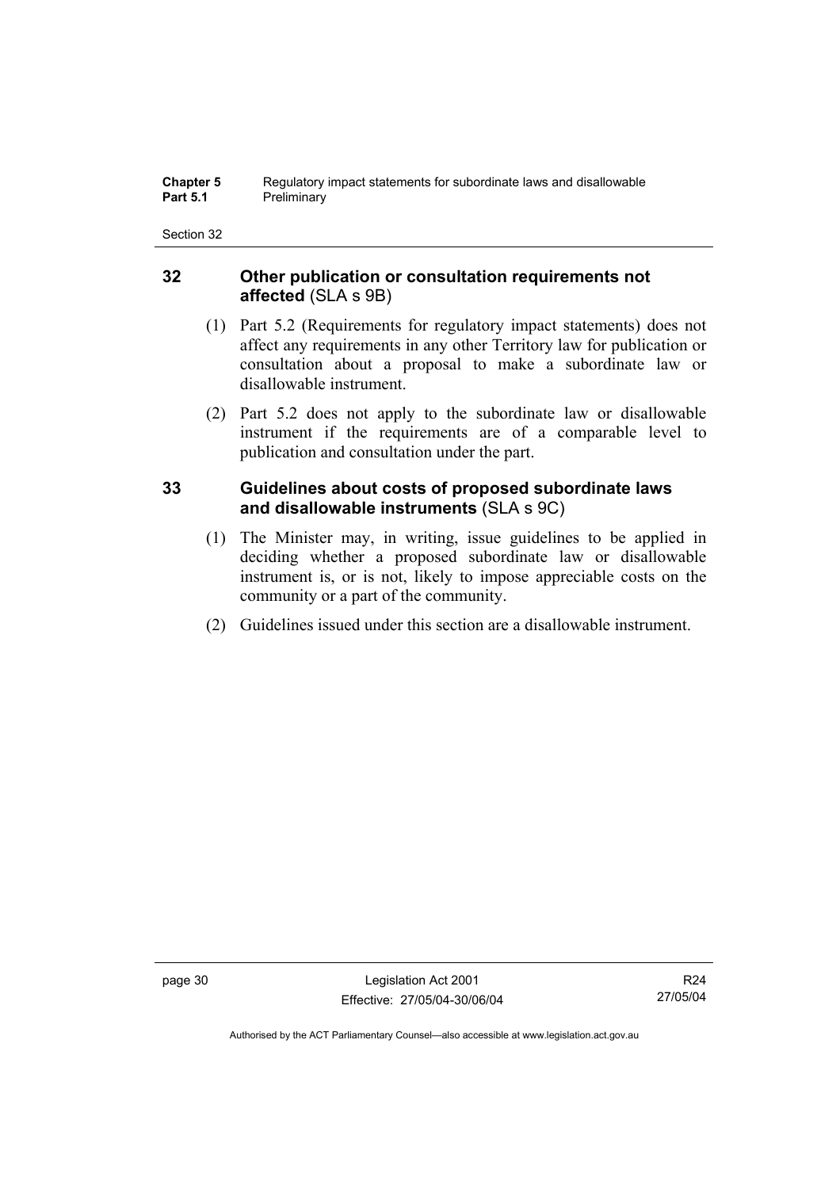## 32 Other publication or consultation requirements not affected (SLA s 9B)

(1) Part 5.2 (Requirements for regulatory impact statements) does not affect any requirements in any other Territory law for publication or consultation about a proposal to make a subordinate law or disallowable instrument.

(2) Part 5.2 does not apply to the subordinate law or disallowable instrument if the requirements are of a comparable level to publication and consultation under the part.

## 33 Guidelines about costs of proposed subordinate laws and disallowable instruments (SLA s 9C)

(1) The Minister may, in writing, issue guidelines to be applied in deciding whether a proposed subordinate law or disallowable instrument is, or is not, likely to impose appreciable costs on the community or a part of the community.

(2) Guidelines issued under this section are a disallowable instrument.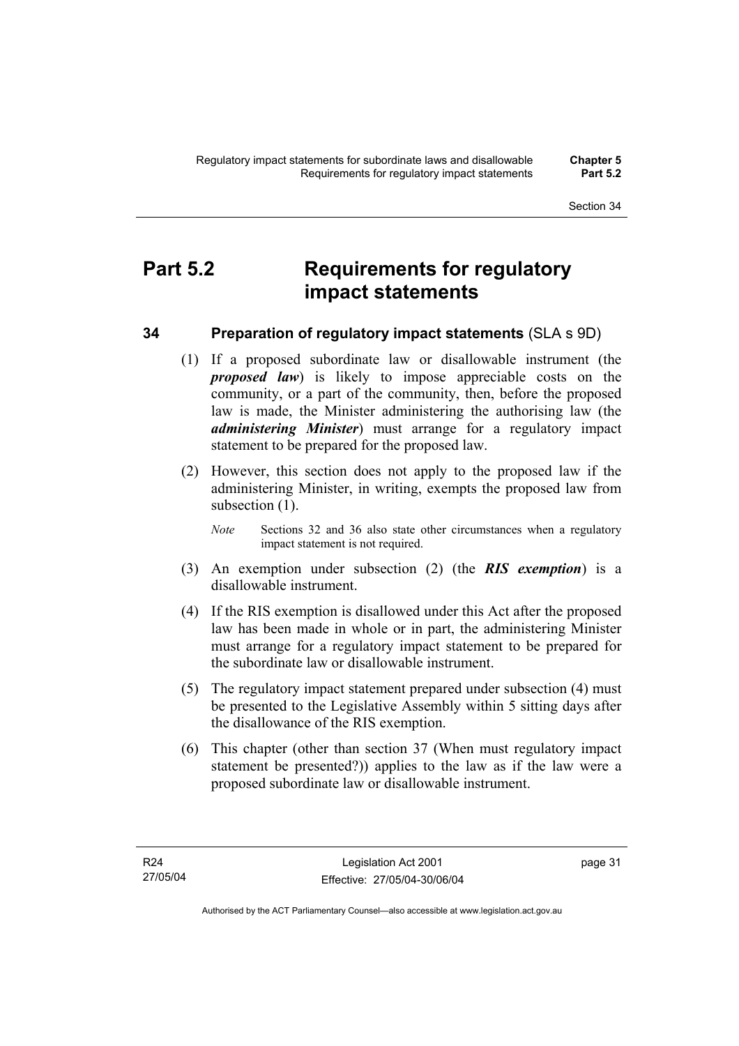# Part 5.2 Requirements for regulatory impact statements

## 34 Preparation of regulatory impact statements (SLA s 9D)

(1) If a proposed subordinate law or disallowable instrument (the ***proposed law***) is likely to impose appreciable costs on the community, or a part of the community, then, before the proposed law is made, the Minister administering the authorising law (the ***administering Minister***) must arrange for a regulatory impact statement to be prepared for the proposed law.

(2) However, this section does not apply to the proposed law if the administering Minister, in writing, exempts the proposed law from subsection (1).

*Note* Sections 32 and 36 also state other circumstances when a regulatory impact statement is not required.

(3) An exemption under subsection (2) (the ***RIS exemption***) is a disallowable instrument.

(4) If the RIS exemption is disallowed under this Act after the proposed law has been made in whole or in part, the administering Minister must arrange for a regulatory impact statement to be prepared for the subordinate law or disallowable instrument.

(5) The regulatory impact statement prepared under subsection (4) must be presented to the Legislative Assembly within 5 sitting days after the disallowance of the RIS exemption.

(6) This chapter (other than section 37 (When must regulatory impact statement be presented?)) applies to the law as if the law were a proposed subordinate law or disallowable instrument.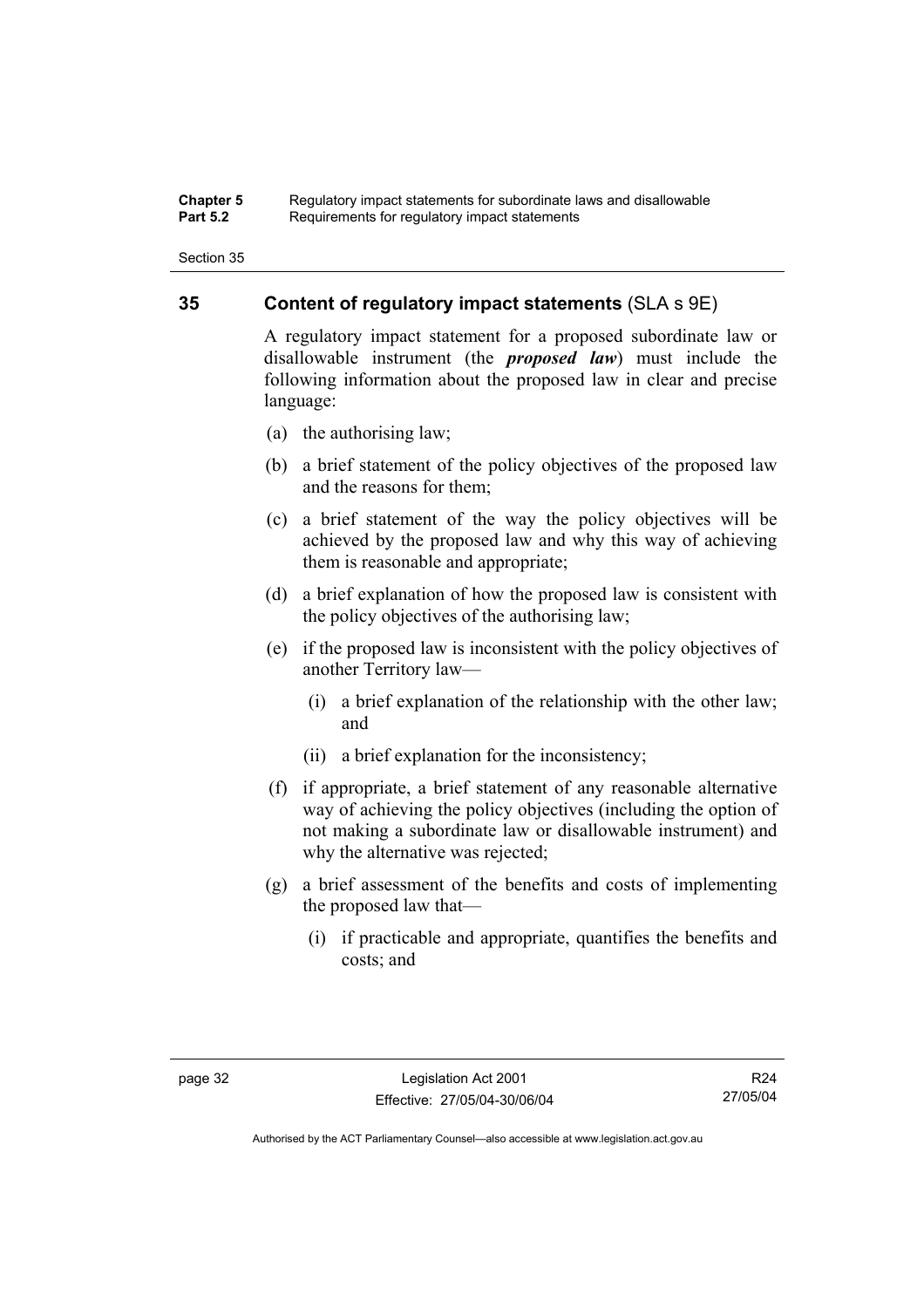## 35 Content of regulatory impact statements (SLA s 9E)

A regulatory impact statement for a proposed subordinate law or disallowable instrument (the ***proposed law***) must include the following information about the proposed law in clear and precise language:

(a) the authorising law;

(b) a brief statement of the policy objectives of the proposed law and the reasons for them;

(c) a brief statement of the way the policy objectives will be achieved by the proposed law and why this way of achieving them is reasonable and appropriate;

(d) a brief explanation of how the proposed law is consistent with the policy objectives of the authorising law;

(e) if the proposed law is inconsistent with the policy objectives of another Territory law—

  (i) a brief explanation of the relationship with the other law; and

  (ii) a brief explanation for the inconsistency;

(f) if appropriate, a brief statement of any reasonable alternative way of achieving the policy objectives (including the option of not making a subordinate law or disallowable instrument) and why the alternative was rejected;

(g) a brief assessment of the benefits and costs of implementing the proposed law that—

  (i) if practicable and appropriate, quantifies the benefits and costs; and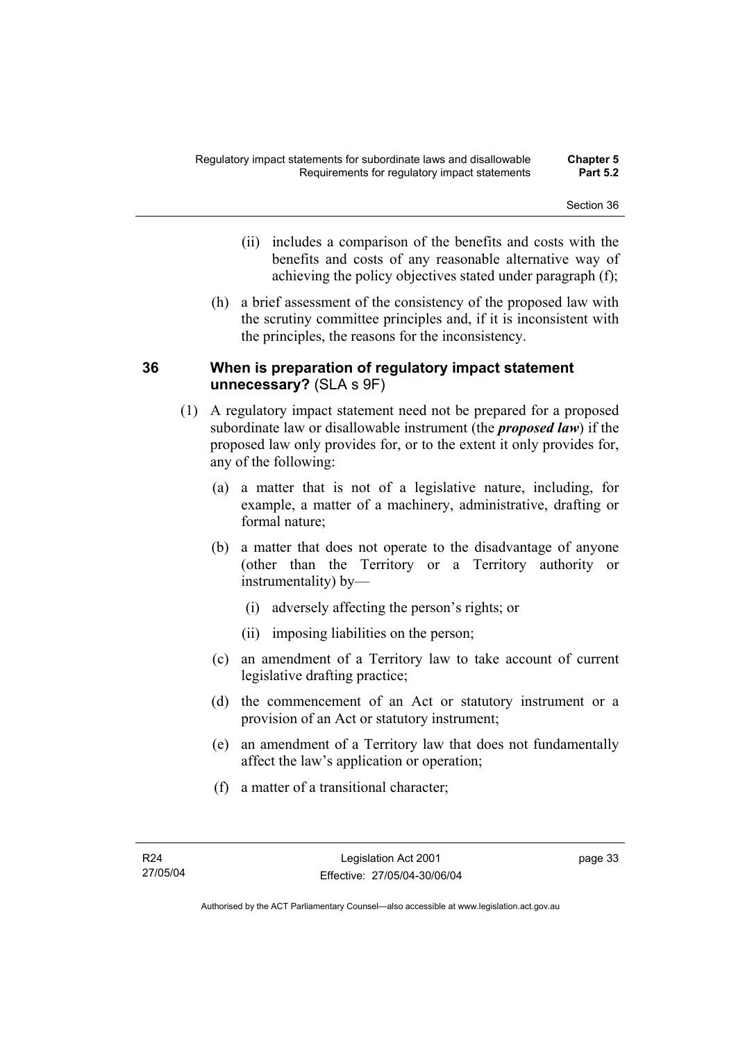(ii) includes a comparison of the benefits and costs with the benefits and costs of any reasonable alternative way of achieving the policy objectives stated under paragraph (f);

(h) a brief assessment of the consistency of the proposed law with the scrutiny committee principles and, if it is inconsistent with the principles, the reasons for the inconsistency.

## 36 When is preparation of regulatory impact statement unnecessary? (SLA s 9F)

(1) A regulatory impact statement need not be prepared for a proposed subordinate law or disallowable instrument (the ***proposed law***) if the proposed law only provides for, or to the extent it only provides for, any of the following:

(a) a matter that is not of a legislative nature, including, for example, a matter of a machinery, administrative, drafting or formal nature;

(b) a matter that does not operate to the disadvantage of anyone (other than the Territory or a Territory authority or instrumentality) by—

(i) adversely affecting the person's rights; or

(ii) imposing liabilities on the person;

(c) an amendment of a Territory law to take account of current legislative drafting practice;

(d) the commencement of an Act or statutory instrument or a provision of an Act or statutory instrument;

(e) an amendment of a Territory law that does not fundamentally affect the law's application or operation;

(f) a matter of a transitional character;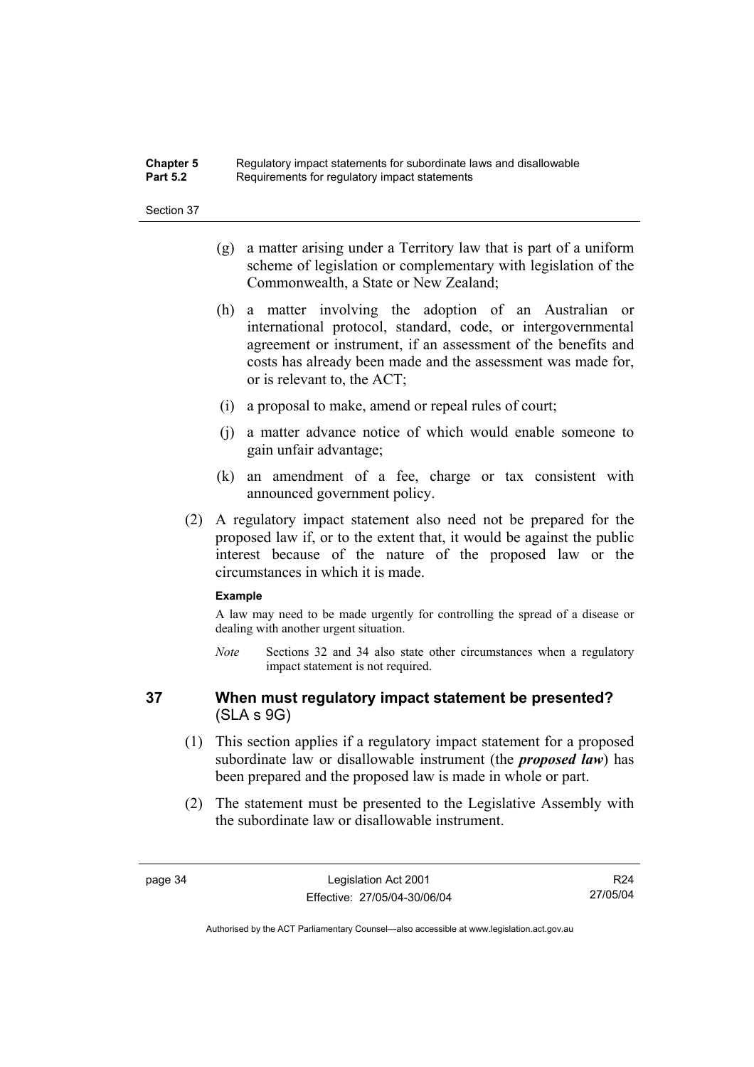(g) a matter arising under a Territory law that is part of a uniform scheme of legislation or complementary with legislation of the Commonwealth, a State or New Zealand;

(h) a matter involving the adoption of an Australian or international protocol, standard, code, or intergovernmental agreement or instrument, if an assessment of the benefits and costs has already been made and the assessment was made for, or is relevant to, the ACT;

(i) a proposal to make, amend or repeal rules of court;

(j) a matter advance notice of which would enable someone to gain unfair advantage;

(k) an amendment of a fee, charge or tax consistent with announced government policy.

(2) A regulatory impact statement also need not be prepared for the proposed law if, or to the extent that, it would be against the public interest because of the nature of the proposed law or the circumstances in which it is made.

**Example**

A law may need to be made urgently for controlling the spread of a disease or dealing with another urgent situation.

*Note* Sections 32 and 34 also state other circumstances when a regulatory impact statement is not required.

## 37 When must regulatory impact statement be presented? (SLA s 9G)

(1) This section applies if a regulatory impact statement for a proposed subordinate law or disallowable instrument (the ***proposed law***) has been prepared and the proposed law is made in whole or part.

(2) The statement must be presented to the Legislative Assembly with the subordinate law or disallowable instrument.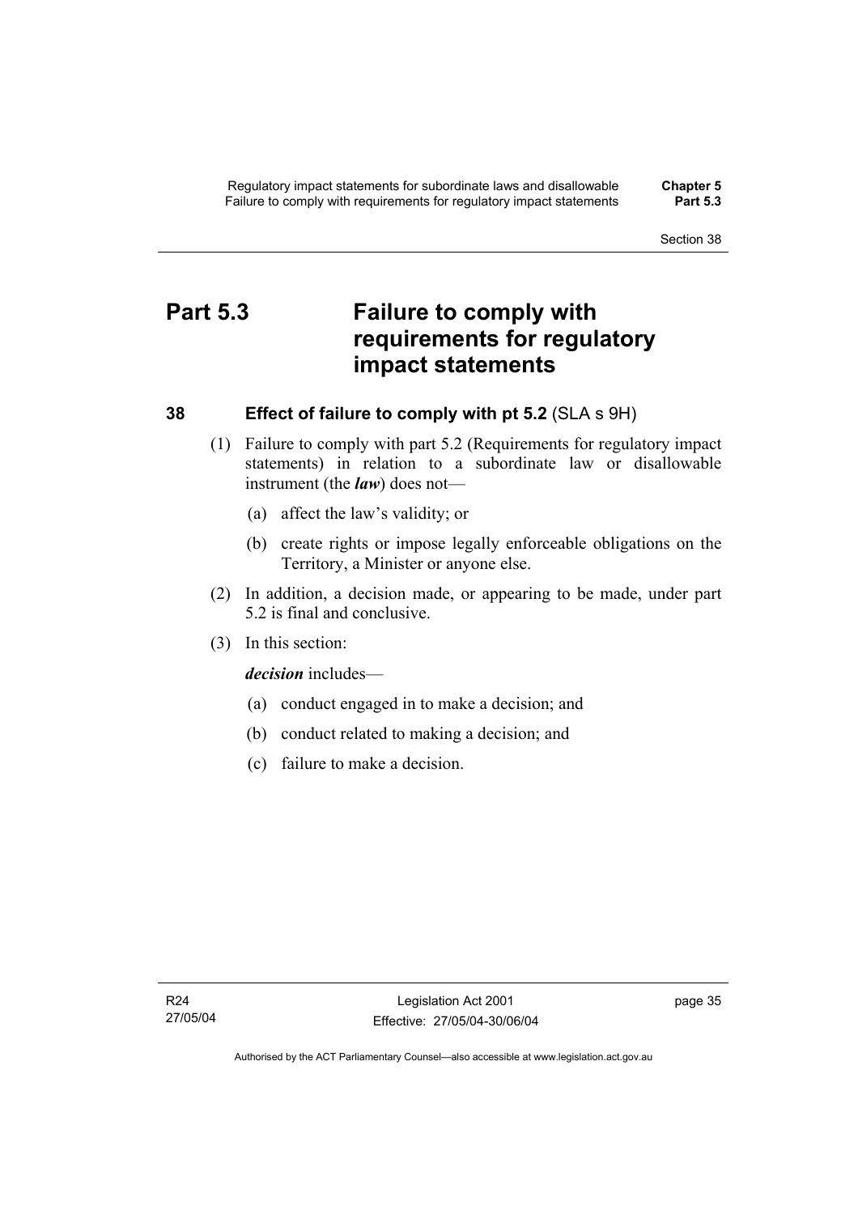# Part 5.3 Failure to comply with requirements for regulatory impact statements

## 38 Effect of failure to comply with pt 5.2 (SLA s 9H)

(1) Failure to comply with part 5.2 (Requirements for regulatory impact statements) in relation to a subordinate law or disallowable instrument (the ***law***) does not—

(a) affect the law's validity; or

(b) create rights or impose legally enforceable obligations on the Territory, a Minister or anyone else.

(2) In addition, a decision made, or appearing to be made, under part 5.2 is final and conclusive.

(3) In this section:

***decision*** includes—

(a) conduct engaged in to make a decision; and

(b) conduct related to making a decision; and

(c) failure to make a decision.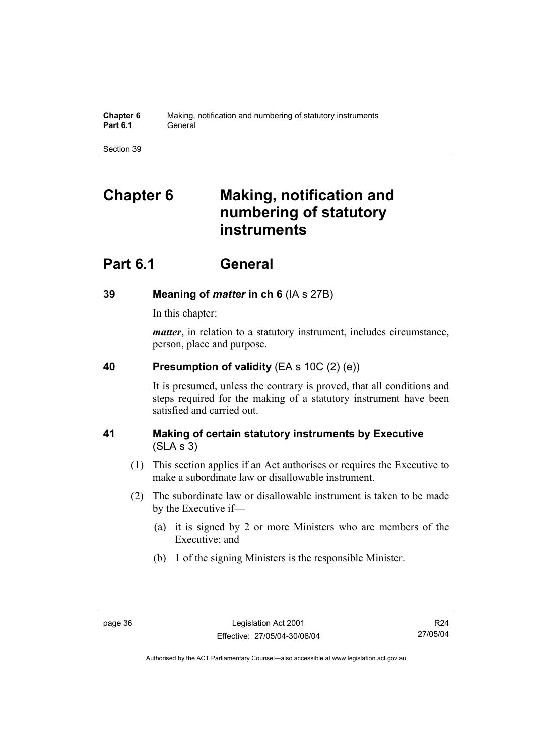# Chapter 6 Making, notification and numbering of statutory instruments

## Part 6.1 General

### 39 Meaning of *matter* in ch 6 (IA s 27B)

In this chapter:

***matter***, in relation to a statutory instrument, includes circumstance, person, place and purpose.

### 40 Presumption of validity (EA s 10C (2) (e))

It is presumed, unless the contrary is proved, that all conditions and steps required for the making of a statutory instrument have been satisfied and carried out.

### 41 Making of certain statutory instruments by Executive (SLA s 3)

(1) This section applies if an Act authorises or requires the Executive to make a subordinate law or disallowable instrument.

(2) The subordinate law or disallowable instrument is taken to be made by the Executive if—

(a) it is signed by 2 or more Ministers who are members of the Executive; and

(b) 1 of the signing Ministers is the responsible Minister.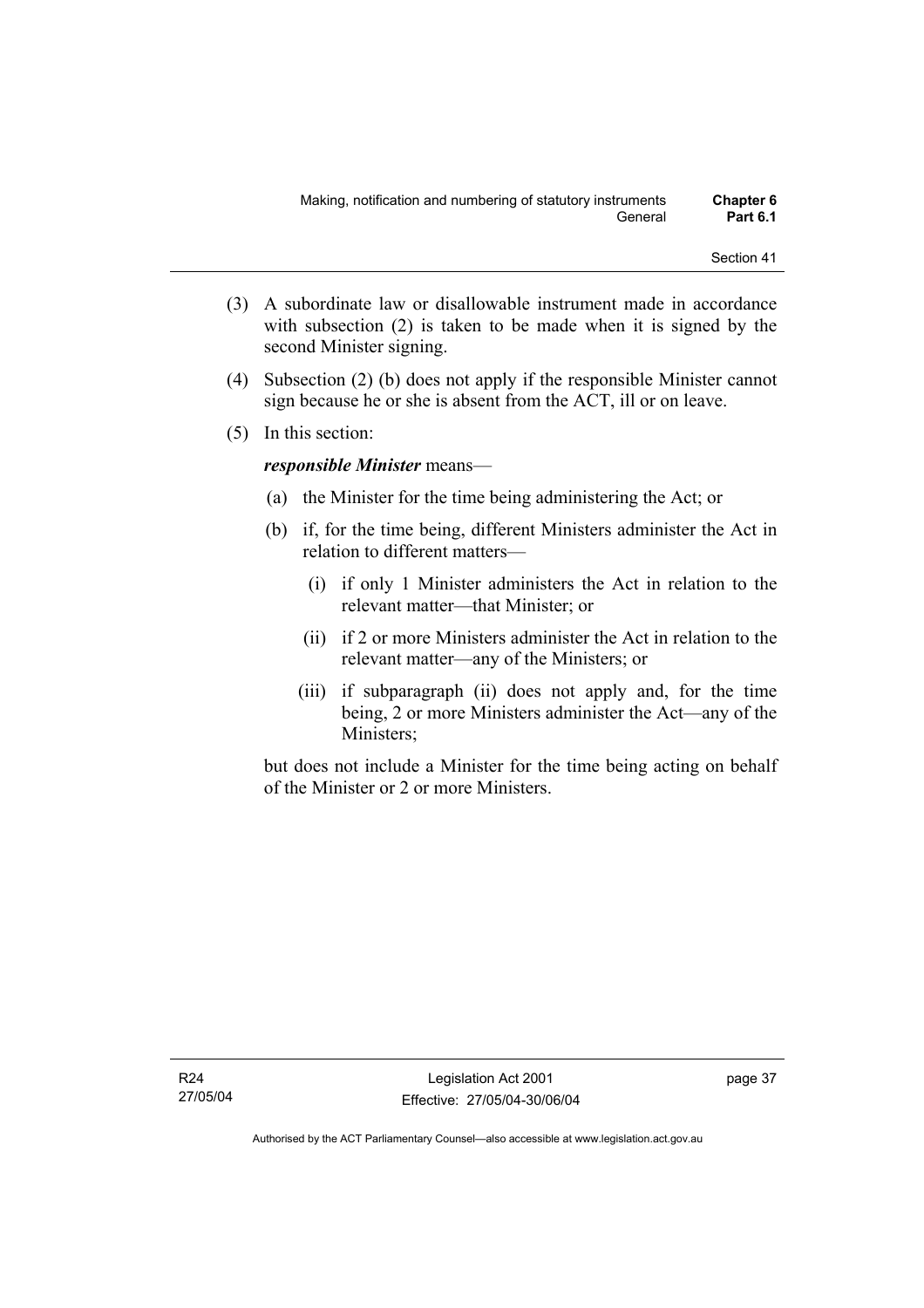(3) A subordinate law or disallowable instrument made in accordance with subsection (2) is taken to be made when it is signed by the second Minister signing.

(4) Subsection (2) (b) does not apply if the responsible Minister cannot sign because he or she is absent from the ACT, ill or on leave.

(5) In this section:

***responsible Minister*** means—

(a) the Minister for the time being administering the Act; or

(b) if, for the time being, different Ministers administer the Act in relation to different matters—

(i) if only 1 Minister administers the Act in relation to the relevant matter—that Minister; or

(ii) if 2 or more Ministers administer the Act in relation to the relevant matter—any of the Ministers; or

(iii) if subparagraph (ii) does not apply and, for the time being, 2 or more Ministers administer the Act—any of the Ministers;

but does not include a Minister for the time being acting on behalf of the Minister or 2 or more Ministers.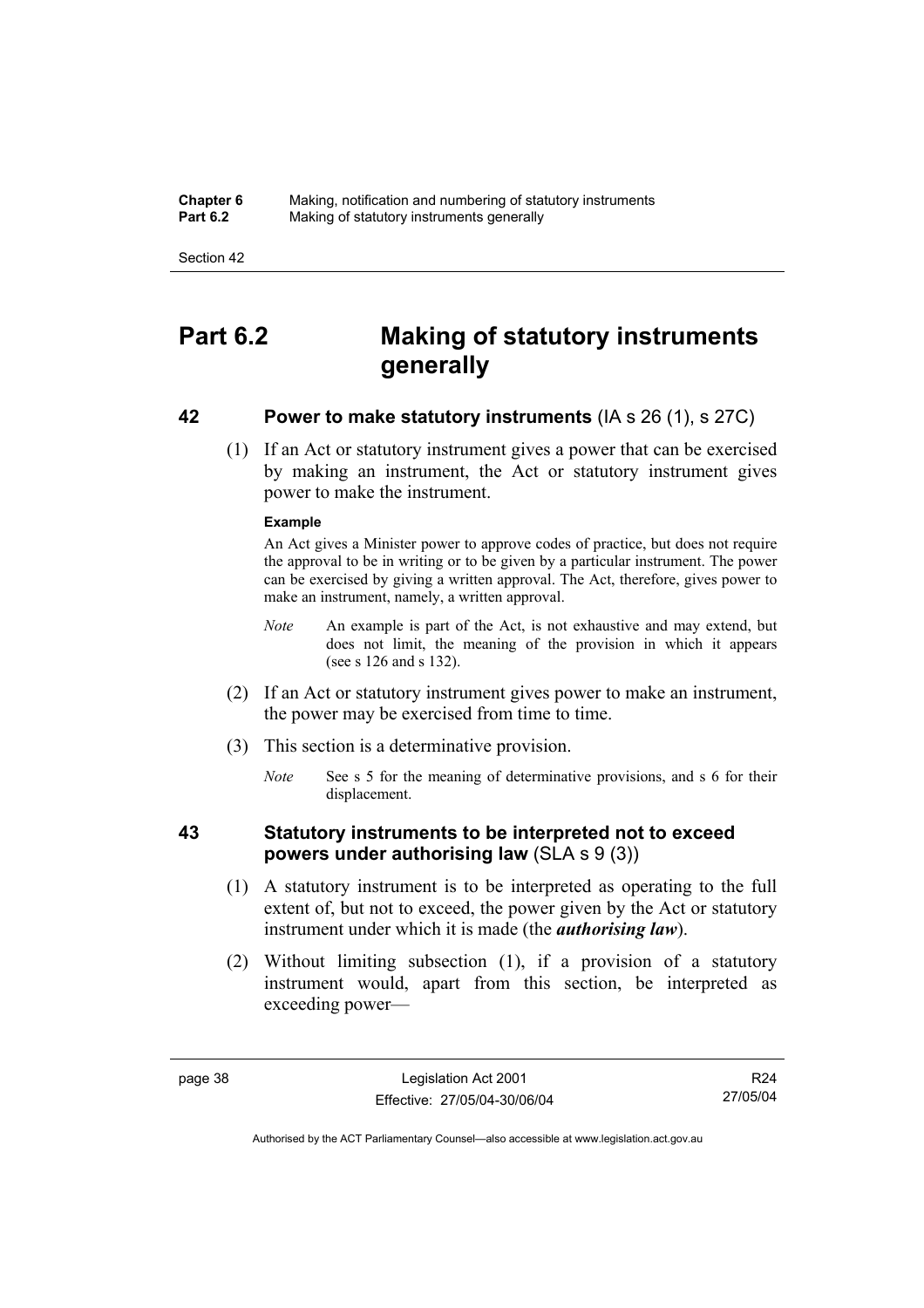# Part 6.2 Making of statutory instruments generally

## 42 Power to make statutory instruments (IA s 26 (1), s 27C)

(1) If an Act or statutory instrument gives a power that can be exercised by making an instrument, the Act or statutory instrument gives power to make the instrument.

**Example**

An Act gives a Minister power to approve codes of practice, but does not require the approval to be in writing or to be given by a particular instrument. The power can be exercised by giving a written approval. The Act, therefore, gives power to make an instrument, namely, a written approval.

*Note* An example is part of the Act, is not exhaustive and may extend, but does not limit, the meaning of the provision in which it appears (see s 126 and s 132).

(2) If an Act or statutory instrument gives power to make an instrument, the power may be exercised from time to time.

(3) This section is a determinative provision.

*Note* See s 5 for the meaning of determinative provisions, and s 6 for their displacement.

## 43 Statutory instruments to be interpreted not to exceed powers under authorising law (SLA s 9 (3))

(1) A statutory instrument is to be interpreted as operating to the full extent of, but not to exceed, the power given by the Act or statutory instrument under which it is made (the ***authorising law***).

(2) Without limiting subsection (1), if a provision of a statutory instrument would, apart from this section, be interpreted as exceeding power—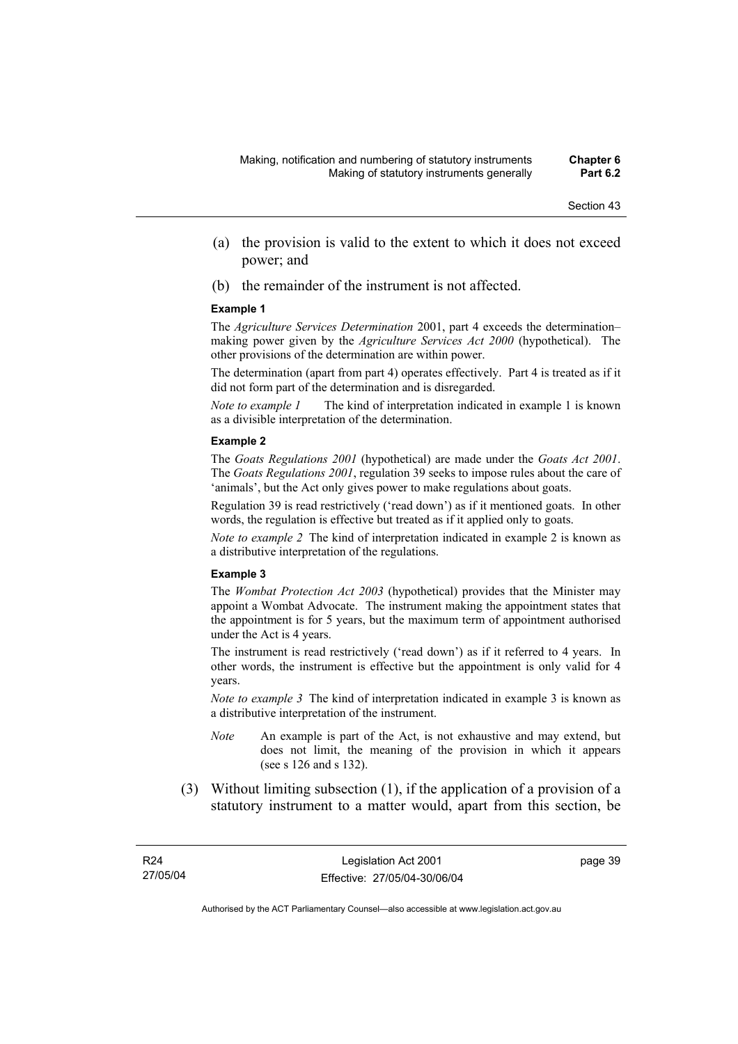(a) the provision is valid to the extent to which it does not exceed power; and

(b) the remainder of the instrument is not affected.

**Example 1**

The *Agriculture Services Determination* 2001, part 4 exceeds the determination–making power given by the *Agriculture Services Act 2000* (hypothetical). The other provisions of the determination are within power.

The determination (apart from part 4) operates effectively. Part 4 is treated as if it did not form part of the determination and is disregarded.

*Note to example 1* The kind of interpretation indicated in example 1 is known as a divisible interpretation of the determination.

**Example 2**

The *Goats Regulations 2001* (hypothetical) are made under the *Goats Act 2001*. The *Goats Regulations 2001*, regulation 39 seeks to impose rules about the care of 'animals', but the Act only gives power to make regulations about goats.

Regulation 39 is read restrictively ('read down') as if it mentioned goats. In other words, the regulation is effective but treated as if it applied only to goats.

*Note to example 2* The kind of interpretation indicated in example 2 is known as a distributive interpretation of the regulations.

**Example 3**

The *Wombat Protection Act 2003* (hypothetical) provides that the Minister may appoint a Wombat Advocate. The instrument making the appointment states that the appointment is for 5 years, but the maximum term of appointment authorised under the Act is 4 years.

The instrument is read restrictively ('read down') as if it referred to 4 years. In other words, the instrument is effective but the appointment is only valid for 4 years.

*Note to example 3* The kind of interpretation indicated in example 3 is known as a distributive interpretation of the instrument.

*Note* An example is part of the Act, is not exhaustive and may extend, but does not limit, the meaning of the provision in which it appears (see s 126 and s 132).

(3) Without limiting subsection (1), if the application of a provision of a statutory instrument to a matter would, apart from this section, be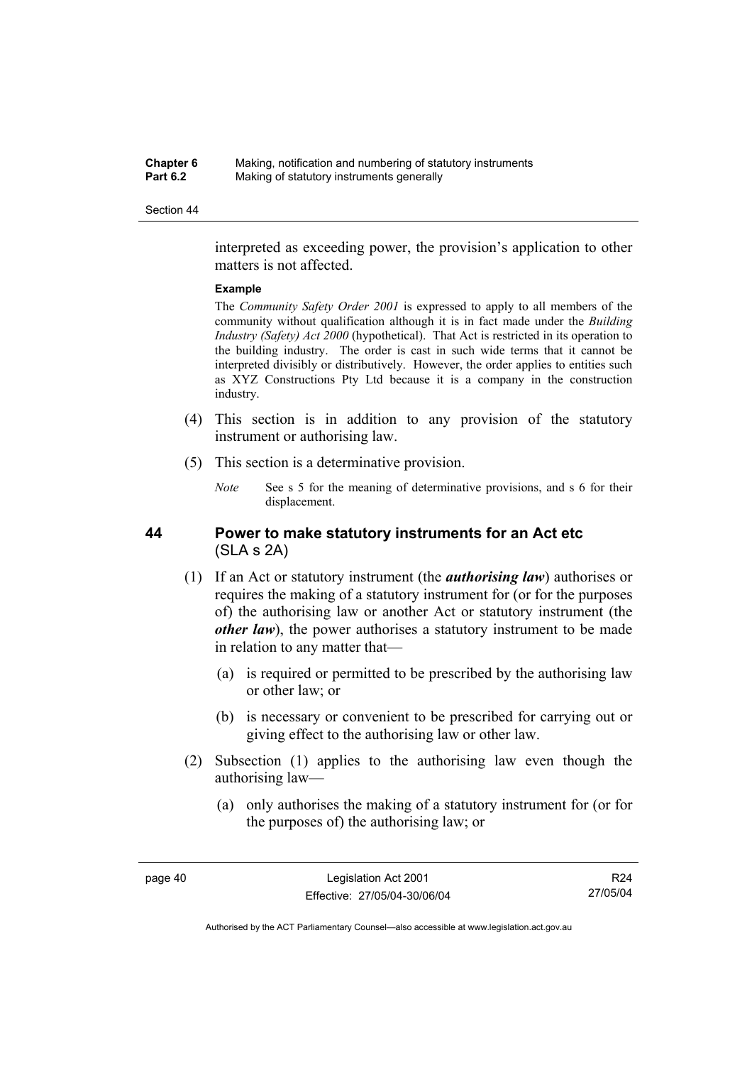interpreted as exceeding power, the provision's application to other matters is not affected.

**Example**

The *Community Safety Order 2001* is expressed to apply to all members of the community without qualification although it is in fact made under the *Building Industry (Safety) Act 2000* (hypothetical). That Act is restricted in its operation to the building industry. The order is cast in such wide terms that it cannot be interpreted divisibly or distributively. However, the order applies to entities such as XYZ Constructions Pty Ltd because it is a company in the construction industry.

(4) This section is in addition to any provision of the statutory instrument or authorising law.

(5) This section is a determinative provision.

*Note* See s 5 for the meaning of determinative provisions, and s 6 for their displacement.

## 44 Power to make statutory instruments for an Act etc (SLA s 2A)

(1) If an Act or statutory instrument (the ***authorising law***) authorises or requires the making of a statutory instrument for (or for the purposes of) the authorising law or another Act or statutory instrument (the ***other law***), the power authorises a statutory instrument to be made in relation to any matter that—

(a) is required or permitted to be prescribed by the authorising law or other law; or

(b) is necessary or convenient to be prescribed for carrying out or giving effect to the authorising law or other law.

(2) Subsection (1) applies to the authorising law even though the authorising law—

(a) only authorises the making of a statutory instrument for (or for the purposes of) the authorising law; or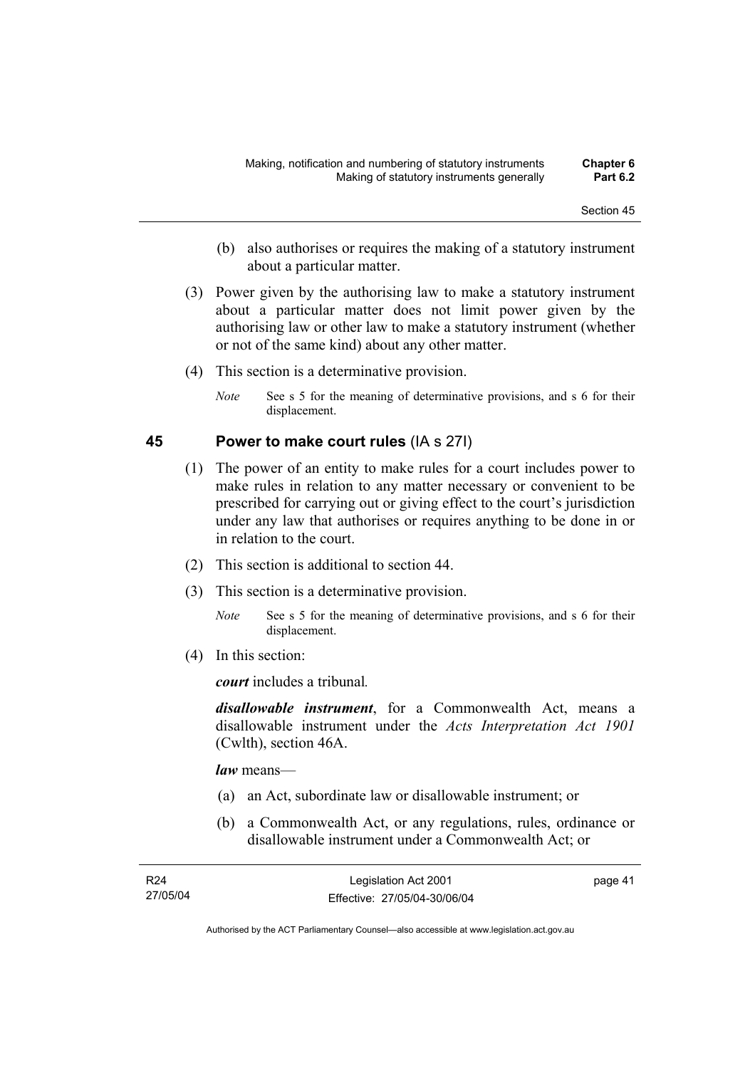(b) also authorises or requires the making of a statutory instrument about a particular matter.

(3) Power given by the authorising law to make a statutory instrument about a particular matter does not limit power given by the authorising law or other law to make a statutory instrument (whether or not of the same kind) about any other matter.

(4) This section is a determinative provision.

*Note* See s 5 for the meaning of determinative provisions, and s 6 for their displacement.

## 45 Power to make court rules (IA s 27I)

(1) The power of an entity to make rules for a court includes power to make rules in relation to any matter necessary or convenient to be prescribed for carrying out or giving effect to the court's jurisdiction under any law that authorises or requires anything to be done in or in relation to the court.

(2) This section is additional to section 44.

(3) This section is a determinative provision.

*Note* See s 5 for the meaning of determinative provisions, and s 6 for their displacement.

(4) In this section:

***court*** includes a tribunal.

***disallowable instrument***, for a Commonwealth Act, means a disallowable instrument under the *Acts Interpretation Act 1901* (Cwlth), section 46A.

***law*** means—

(a) an Act, subordinate law or disallowable instrument; or

(b) a Commonwealth Act, or any regulations, rules, ordinance or disallowable instrument under a Commonwealth Act; or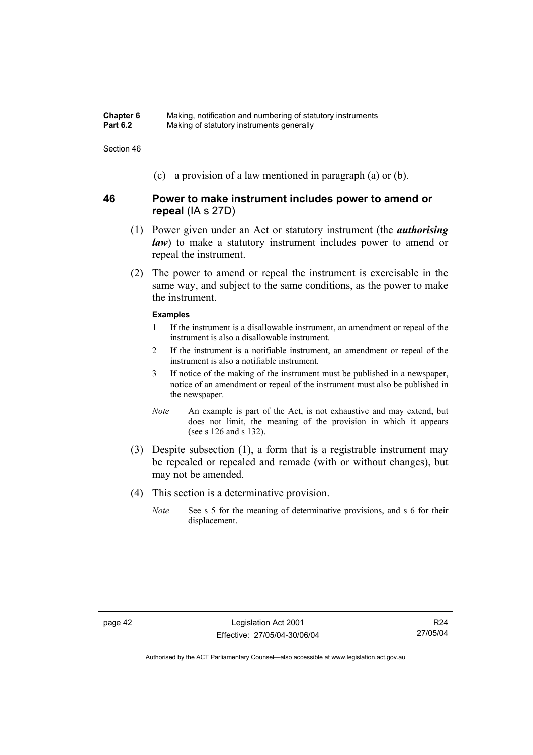(c) a provision of a law mentioned in paragraph (a) or (b).

## 46 Power to make instrument includes power to amend or repeal (IA s 27D)

(1) Power given under an Act or statutory instrument (the ***authorising law***) to make a statutory instrument includes power to amend or repeal the instrument.

(2) The power to amend or repeal the instrument is exercisable in the same way, and subject to the same conditions, as the power to make the instrument.

**Examples**

1 If the instrument is a disallowable instrument, an amendment or repeal of the instrument is also a disallowable instrument.

2 If the instrument is a notifiable instrument, an amendment or repeal of the instrument is also a notifiable instrument.

3 If notice of the making of the instrument must be published in a newspaper, notice of an amendment or repeal of the instrument must also be published in the newspaper.

*Note* An example is part of the Act, is not exhaustive and may extend, but does not limit, the meaning of the provision in which it appears (see s 126 and s 132).

(3) Despite subsection (1), a form that is a registrable instrument may be repealed or repealed and remade (with or without changes), but may not be amended.

(4) This section is a determinative provision.

*Note* See s 5 for the meaning of determinative provisions, and s 6 for their displacement.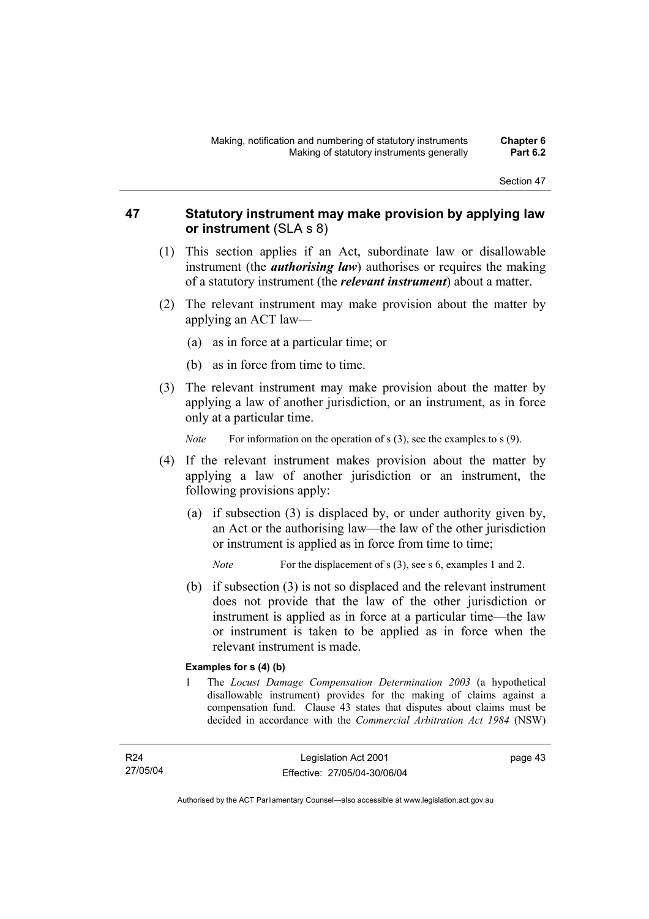## 47 Statutory instrument may make provision by applying law or instrument (SLA s 8)

(1) This section applies if an Act, subordinate law or disallowable instrument (the ***authorising law***) authorises or requires the making of a statutory instrument (the ***relevant instrument***) about a matter.

(2) The relevant instrument may make provision about the matter by applying an ACT law—

  (a) as in force at a particular time; or

  (b) as in force from time to time.

(3) The relevant instrument may make provision about the matter by applying a law of another jurisdiction, or an instrument, as in force only at a particular time.

*Note* For information on the operation of s (3), see the examples to s (9).

(4) If the relevant instrument makes provision about the matter by applying a law of another jurisdiction or an instrument, the following provisions apply:

  (a) if subsection (3) is displaced by, or under authority given by, an Act or the authorising law—the law of the other jurisdiction or instrument is applied as in force from time to time;

  *Note* For the displacement of s (3), see s 6, examples 1 and 2.

  (b) if subsection (3) is not so displaced and the relevant instrument does not provide that the law of the other jurisdiction or instrument is applied as in force at a particular time—the law or instrument is taken to be applied as in force when the relevant instrument is made.

**Examples for s (4) (b)**

1 The *Locust Damage Compensation Determination 2003* (a hypothetical disallowable instrument) provides for the making of claims against a compensation fund. Clause 43 states that disputes about claims must be decided in accordance with the *Commercial Arbitration Act 1984* (NSW)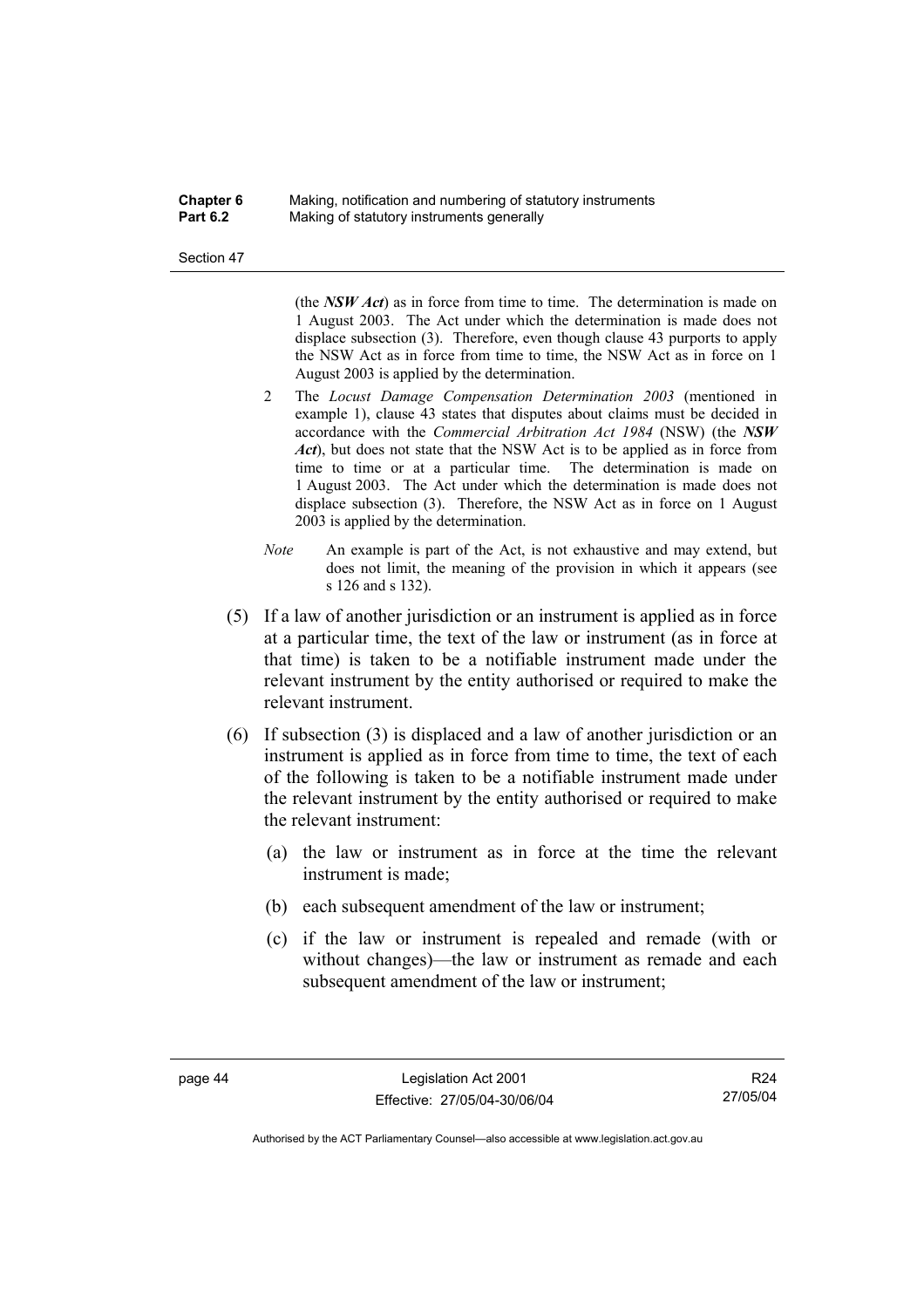(the ***NSW Act***) as in force from time to time. The determination is made on 1 August 2003. The Act under which the determination is made does not displace subsection (3). Therefore, even though clause 43 purports to apply the NSW Act as in force from time to time, the NSW Act as in force on 1 August 2003 is applied by the determination.

2 The *Locust Damage Compensation Determination 2003* (mentioned in example 1), clause 43 states that disputes about claims must be decided in accordance with the *Commercial Arbitration Act 1984* (NSW) (the ***NSW Act***), but does not state that the NSW Act is to be applied as in force from time to time or at a particular time. The determination is made on 1 August 2003. The Act under which the determination is made does not displace subsection (3). Therefore, the NSW Act as in force on 1 August 2003 is applied by the determination.

*Note* An example is part of the Act, is not exhaustive and may extend, but does not limit, the meaning of the provision in which it appears (see s 126 and s 132).

(5) If a law of another jurisdiction or an instrument is applied as in force at a particular time, the text of the law or instrument (as in force at that time) is taken to be a notifiable instrument made under the relevant instrument by the entity authorised or required to make the relevant instrument.

(6) If subsection (3) is displaced and a law of another jurisdiction or an instrument is applied as in force from time to time, the text of each of the following is taken to be a notifiable instrument made under the relevant instrument by the entity authorised or required to make the relevant instrument:

(a) the law or instrument as in force at the time the relevant instrument is made;

(b) each subsequent amendment of the law or instrument;

(c) if the law or instrument is repealed and remade (with or without changes)—the law or instrument as remade and each subsequent amendment of the law or instrument;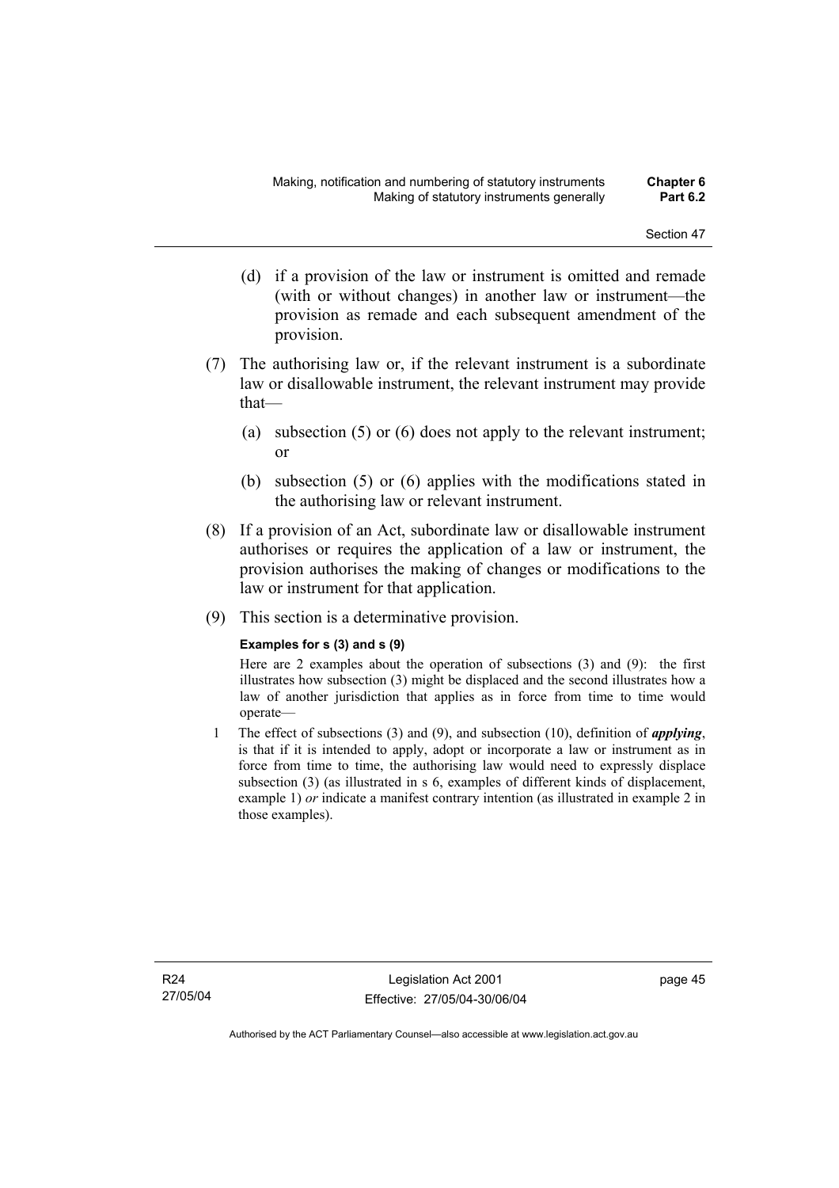(d) if a provision of the law or instrument is omitted and remade (with or without changes) in another law or instrument—the provision as remade and each subsequent amendment of the provision.

(7) The authorising law or, if the relevant instrument is a subordinate law or disallowable instrument, the relevant instrument may provide that—

(a) subsection (5) or (6) does not apply to the relevant instrument; or

(b) subsection (5) or (6) applies with the modifications stated in the authorising law or relevant instrument.

(8) If a provision of an Act, subordinate law or disallowable instrument authorises or requires the application of a law or instrument, the provision authorises the making of changes or modifications to the law or instrument for that application.

(9) This section is a determinative provision.

**Examples for s (3) and s (9)**

Here are 2 examples about the operation of subsections (3) and (9): the first illustrates how subsection (3) might be displaced and the second illustrates how a law of another jurisdiction that applies as in force from time to time would operate—

1 The effect of subsections (3) and (9), and subsection (10), definition of ***applying***, is that if it is intended to apply, adopt or incorporate a law or instrument as in force from time to time, the authorising law would need to expressly displace subsection (3) (as illustrated in s 6, examples of different kinds of displacement, example 1) *or* indicate a manifest contrary intention (as illustrated in example 2 in those examples).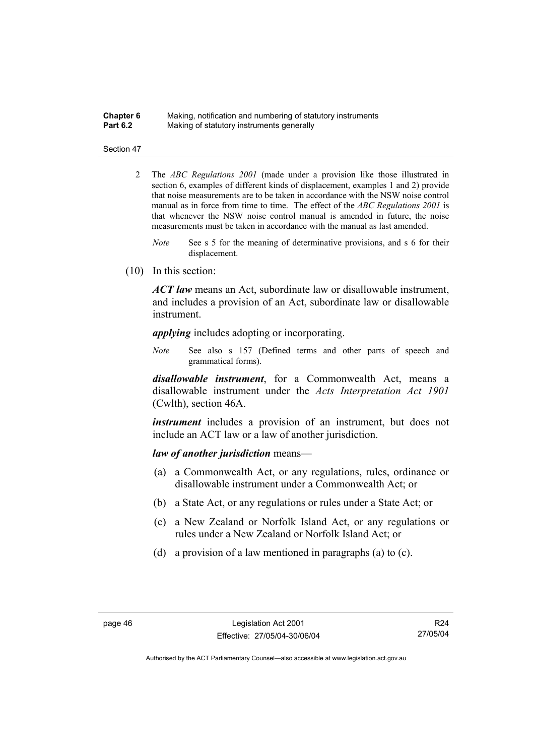2 The *ABC Regulations 2001* (made under a provision like those illustrated in section 6, examples of different kinds of displacement, examples 1 and 2) provide that noise measurements are to be taken in accordance with the NSW noise control manual as in force from time to time. The effect of the *ABC Regulations 2001* is that whenever the NSW noise control manual is amended in future, the noise measurements must be taken in accordance with the manual as last amended.

*Note* See s 5 for the meaning of determinative provisions, and s 6 for their displacement.

(10) In this section:

***ACT law*** means an Act, subordinate law or disallowable instrument, and includes a provision of an Act, subordinate law or disallowable instrument.

***applying*** includes adopting or incorporating.

*Note* See also s 157 (Defined terms and other parts of speech and grammatical forms).

***disallowable instrument***, for a Commonwealth Act, means a disallowable instrument under the *Acts Interpretation Act 1901* (Cwlth), section 46A.

***instrument*** includes a provision of an instrument, but does not include an ACT law or a law of another jurisdiction.

***law of another jurisdiction*** means—

(a) a Commonwealth Act, or any regulations, rules, ordinance or disallowable instrument under a Commonwealth Act; or

(b) a State Act, or any regulations or rules under a State Act; or

(c) a New Zealand or Norfolk Island Act, or any regulations or rules under a New Zealand or Norfolk Island Act; or

(d) a provision of a law mentioned in paragraphs (a) to (c).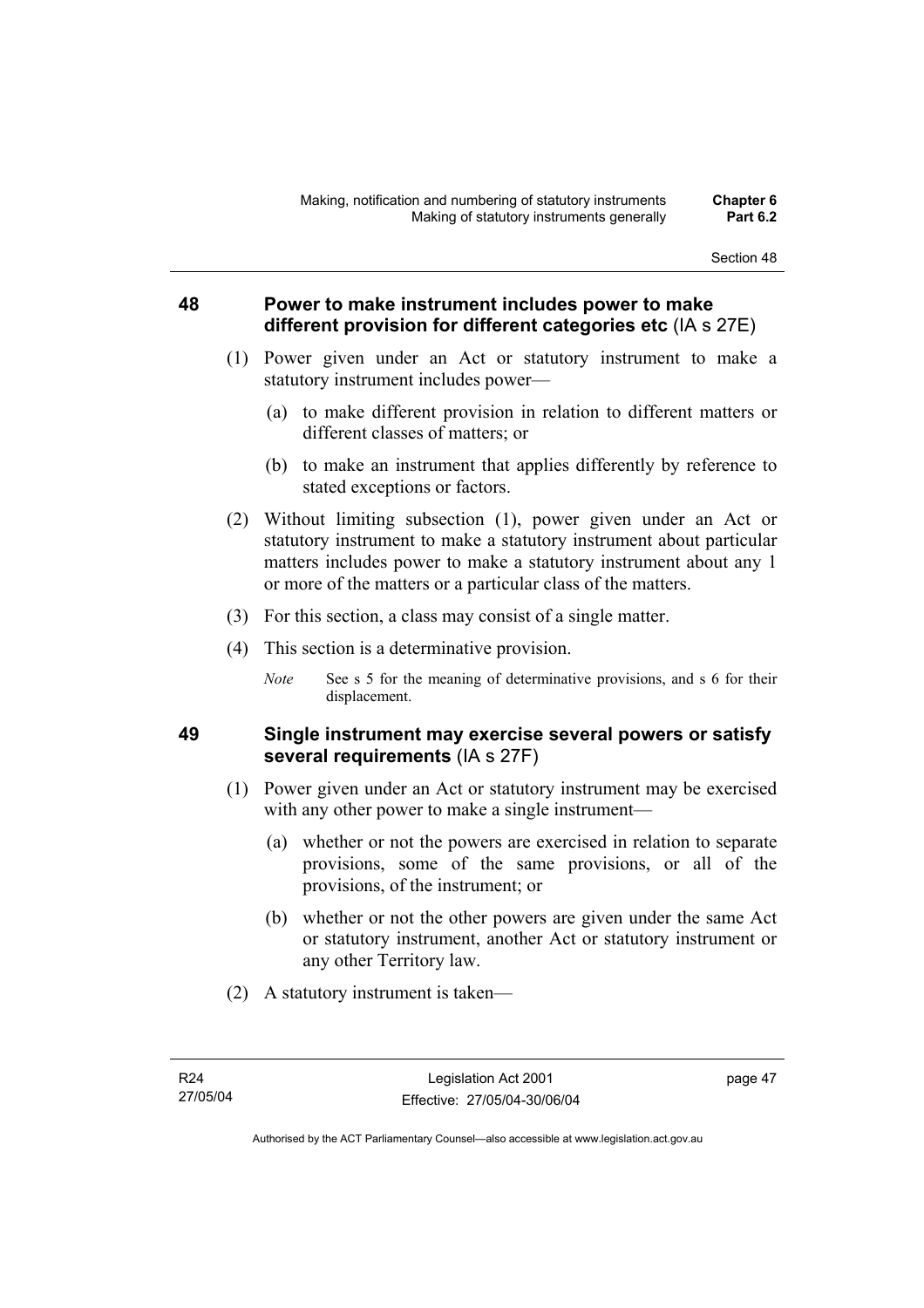## 48 Power to make instrument includes power to make different provision for different categories etc (IA s 27E)

(1) Power given under an Act or statutory instrument to make a statutory instrument includes power—

(a) to make different provision in relation to different matters or different classes of matters; or

(b) to make an instrument that applies differently by reference to stated exceptions or factors.

(2) Without limiting subsection (1), power given under an Act or statutory instrument to make a statutory instrument about particular matters includes power to make a statutory instrument about any 1 or more of the matters or a particular class of the matters.

(3) For this section, a class may consist of a single matter.

(4) This section is a determinative provision.

*Note* See s 5 for the meaning of determinative provisions, and s 6 for their displacement.

## 49 Single instrument may exercise several powers or satisfy several requirements (IA s 27F)

(1) Power given under an Act or statutory instrument may be exercised with any other power to make a single instrument—

(a) whether or not the powers are exercised in relation to separate provisions, some of the same provisions, or all of the provisions, of the instrument; or

(b) whether or not the other powers are given under the same Act or statutory instrument, another Act or statutory instrument or any other Territory law.

(2) A statutory instrument is taken—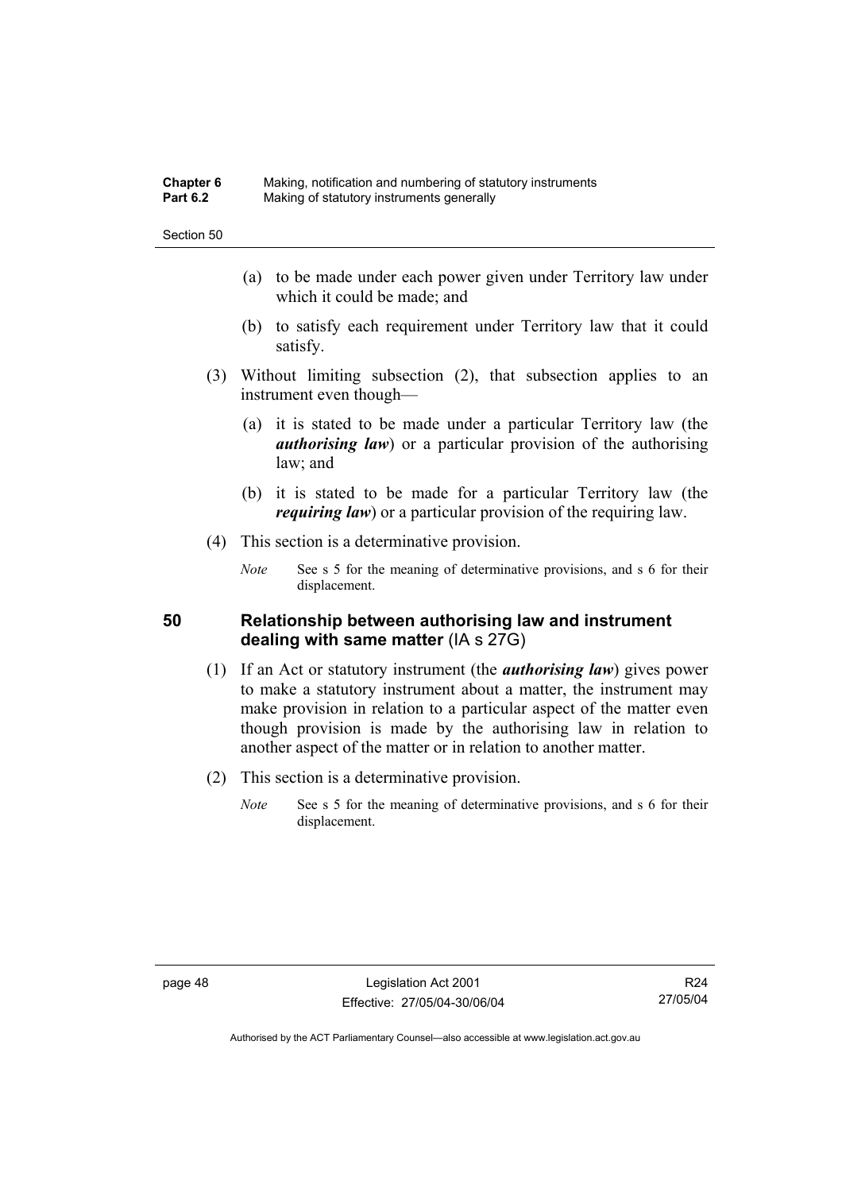(a) to be made under each power given under Territory law under which it could be made; and

(b) to satisfy each requirement under Territory law that it could satisfy.

(3) Without limiting subsection (2), that subsection applies to an instrument even though—

(a) it is stated to be made under a particular Territory law (the ***authorising law***) or a particular provision of the authorising law; and

(b) it is stated to be made for a particular Territory law (the ***requiring law***) or a particular provision of the requiring law.

(4) This section is a determinative provision.

*Note* See s 5 for the meaning of determinative provisions, and s 6 for their displacement.

## 50 Relationship between authorising law and instrument dealing with same matter (IA s 27G)

(1) If an Act or statutory instrument (the ***authorising law***) gives power to make a statutory instrument about a matter, the instrument may make provision in relation to a particular aspect of the matter even though provision is made by the authorising law in relation to another aspect of the matter or in relation to another matter.

(2) This section is a determinative provision.

*Note* See s 5 for the meaning of determinative provisions, and s 6 for their displacement.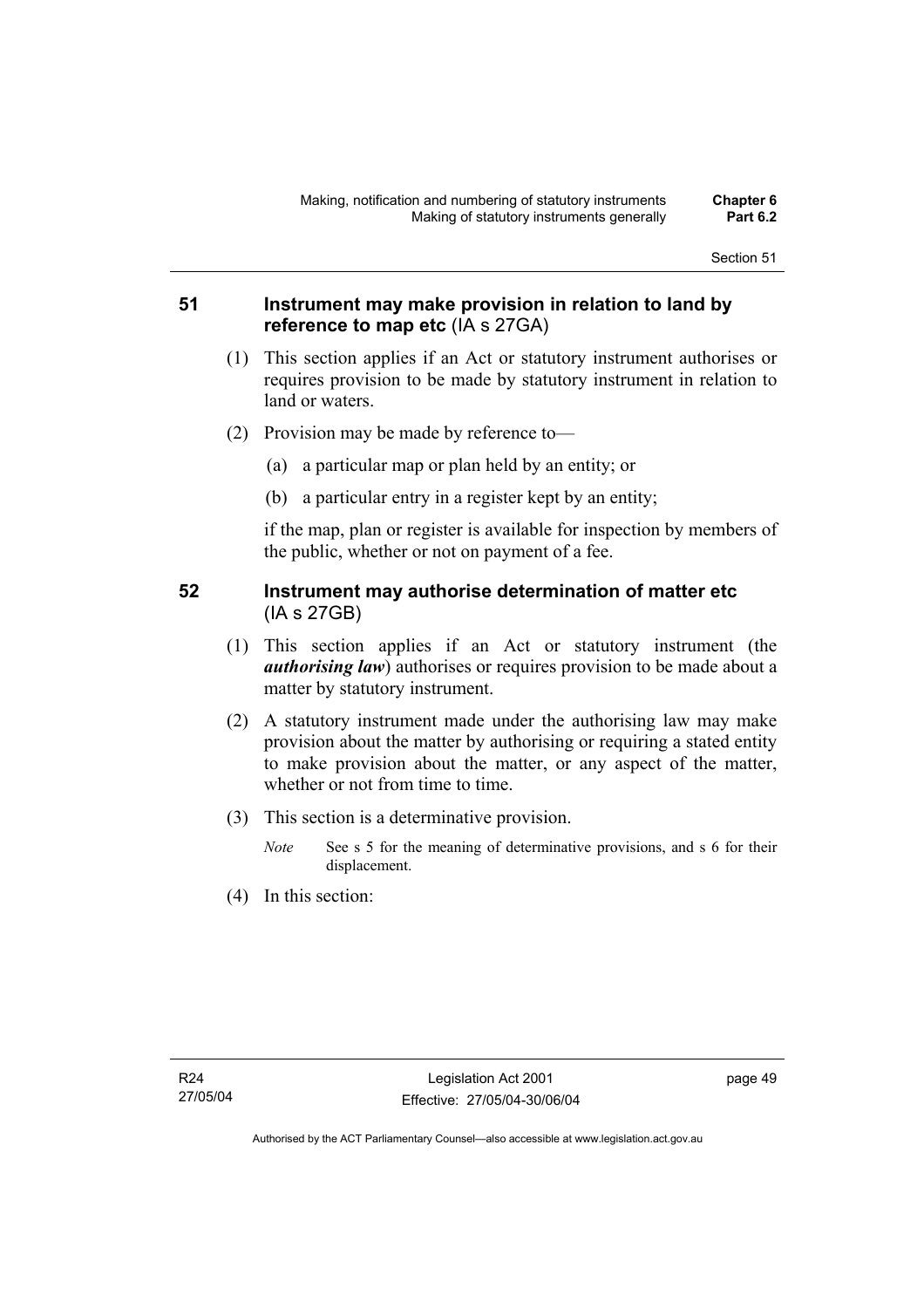## 51 Instrument may make provision in relation to land by reference to map etc (IA s 27GA)

(1) This section applies if an Act or statutory instrument authorises or requires provision to be made by statutory instrument in relation to land or waters.

(2) Provision may be made by reference to—

(a) a particular map or plan held by an entity; or

(b) a particular entry in a register kept by an entity;

if the map, plan or register is available for inspection by members of the public, whether or not on payment of a fee.

## 52 Instrument may authorise determination of matter etc (IA s 27GB)

(1) This section applies if an Act or statutory instrument (the ***authorising law***) authorises or requires provision to be made about a matter by statutory instrument.

(2) A statutory instrument made under the authorising law may make provision about the matter by authorising or requiring a stated entity to make provision about the matter, or any aspect of the matter, whether or not from time to time.

(3) This section is a determinative provision.

*Note* See s 5 for the meaning of determinative provisions, and s 6 for their displacement.

(4) In this section: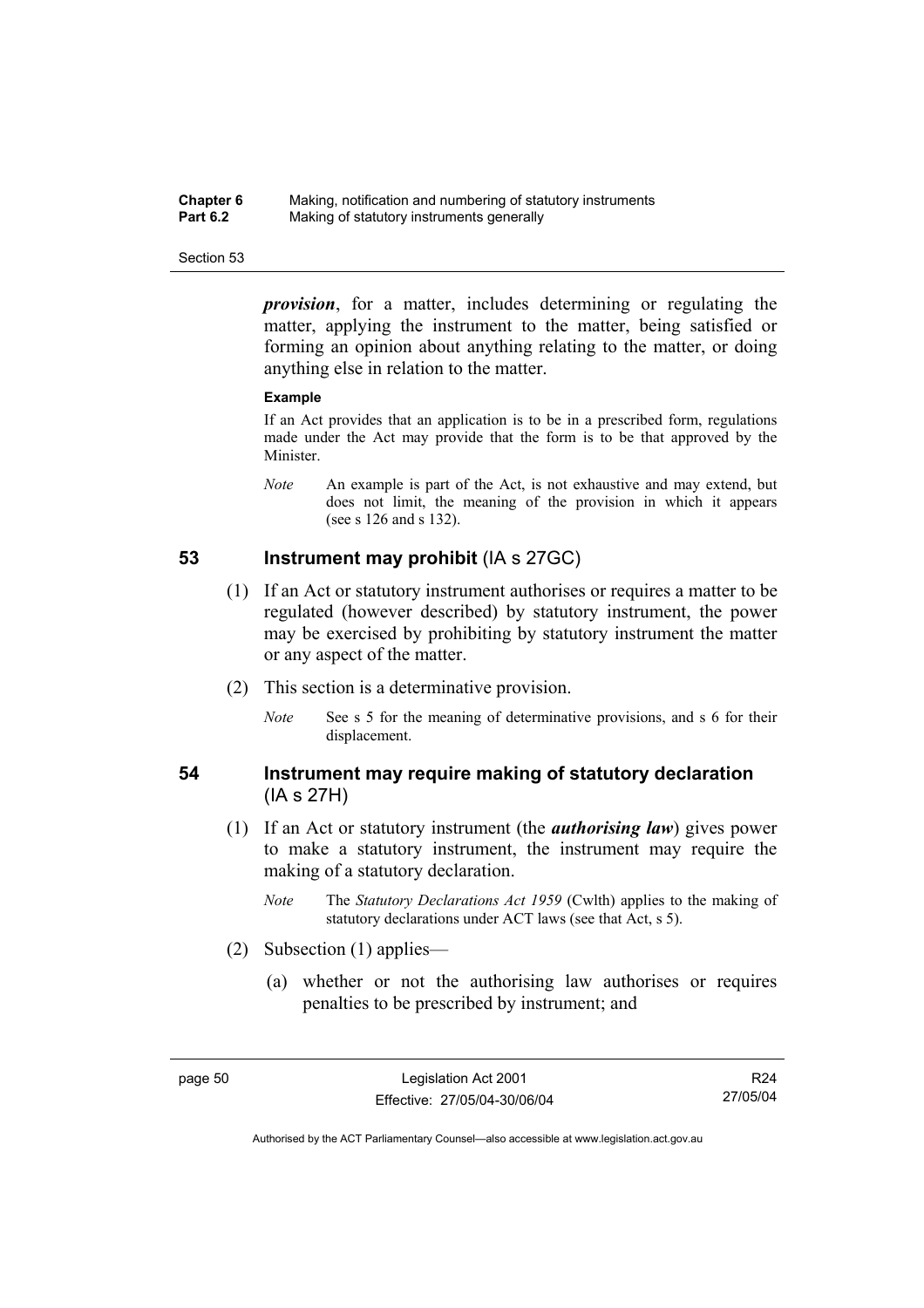***provision***, for a matter, includes determining or regulating the matter, applying the instrument to the matter, being satisfied or forming an opinion about anything relating to the matter, or doing anything else in relation to the matter.

**Example**

If an Act provides that an application is to be in a prescribed form, regulations made under the Act may provide that the form is to be that approved by the Minister.

*Note* An example is part of the Act, is not exhaustive and may extend, but does not limit, the meaning of the provision in which it appears (see s 126 and s 132).

## 53 Instrument may prohibit (IA s 27GC)

(1) If an Act or statutory instrument authorises or requires a matter to be regulated (however described) by statutory instrument, the power may be exercised by prohibiting by statutory instrument the matter or any aspect of the matter.

(2) This section is a determinative provision.

*Note* See s 5 for the meaning of determinative provisions, and s 6 for their displacement.

## 54 Instrument may require making of statutory declaration (IA s 27H)

(1) If an Act or statutory instrument (the ***authorising law***) gives power to make a statutory instrument, the instrument may require the making of a statutory declaration.

*Note* The *Statutory Declarations Act 1959* (Cwlth) applies to the making of statutory declarations under ACT laws (see that Act, s 5).

(2) Subsection (1) applies—

(a) whether or not the authorising law authorises or requires penalties to be prescribed by instrument; and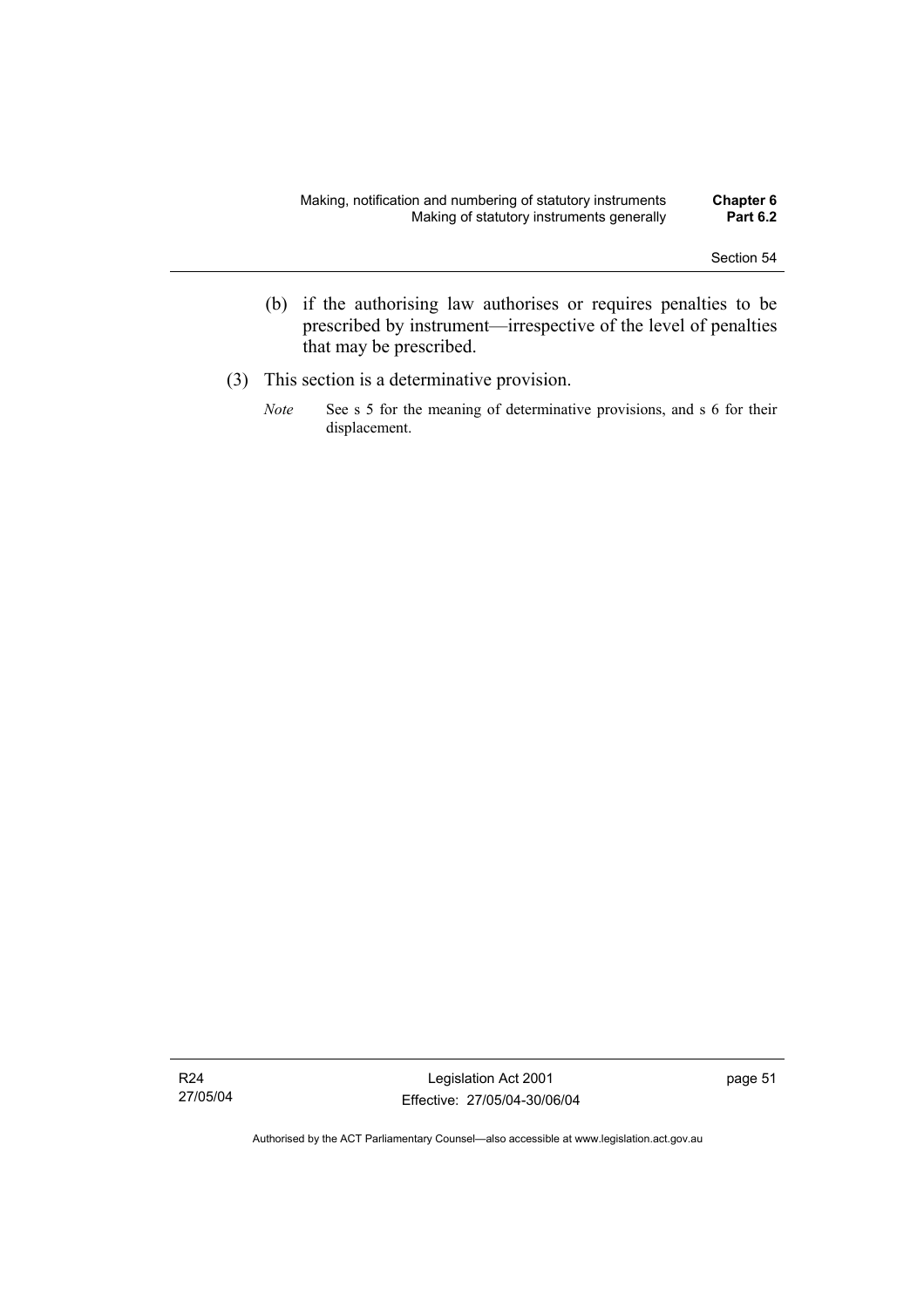(b) if the authorising law authorises or requires penalties to be prescribed by instrument—irrespective of the level of penalties that may be prescribed.

(3) This section is a determinative provision.

*Note* See s 5 for the meaning of determinative provisions, and s 6 for their displacement.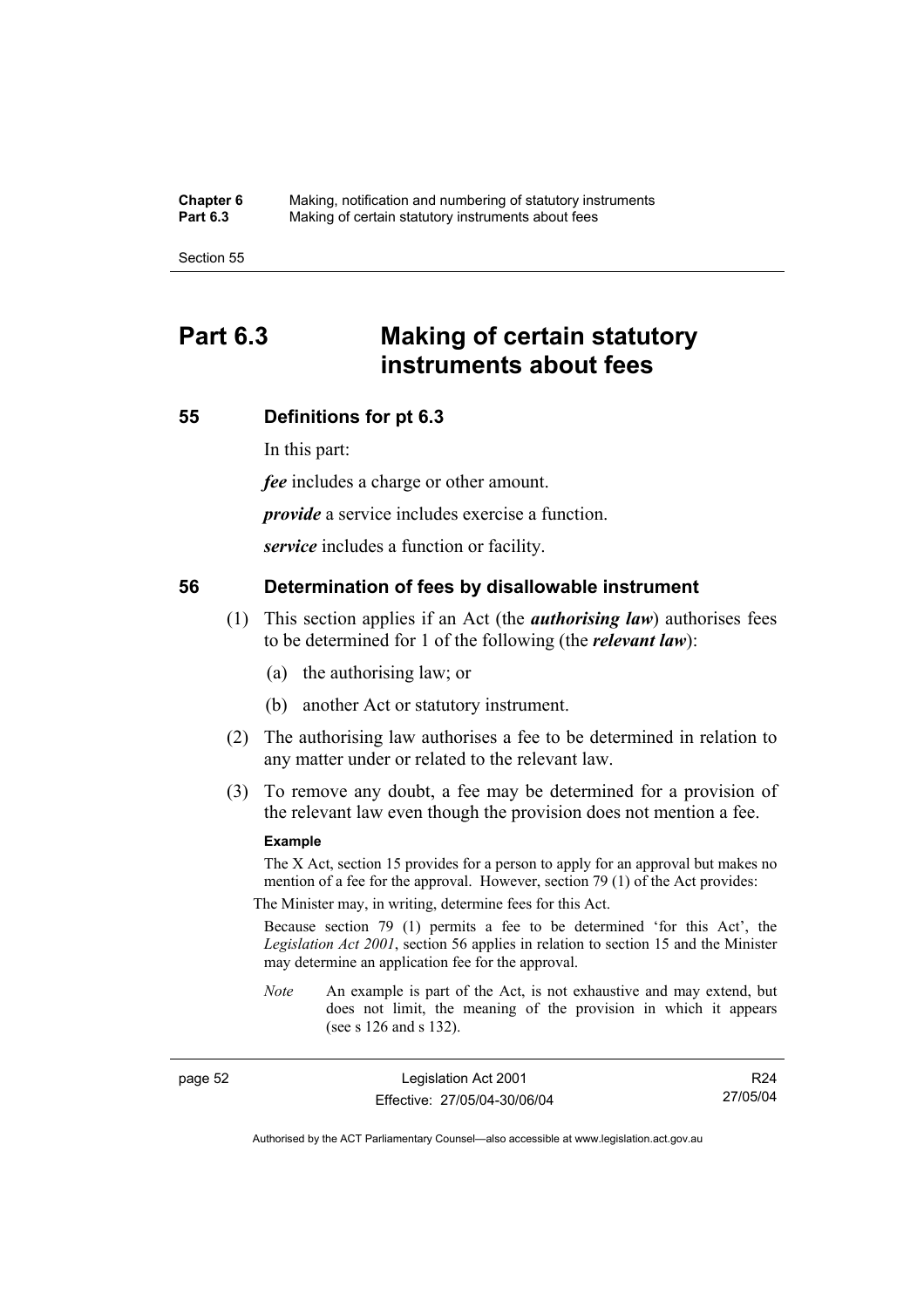# Part 6.3 Making of certain statutory instruments about fees

## 55 Definitions for pt 6.3

In this part:

***fee*** includes a charge or other amount.

***provide*** a service includes exercise a function.

***service*** includes a function or facility.

## 56 Determination of fees by disallowable instrument

(1) This section applies if an Act (the ***authorising law***) authorises fees to be determined for 1 of the following (the ***relevant law***):

- (a) the authorising law; or
- (b) another Act or statutory instrument.

(2) The authorising law authorises a fee to be determined in relation to any matter under or related to the relevant law.

(3) To remove any doubt, a fee may be determined for a provision of the relevant law even though the provision does not mention a fee.

**Example**

The X Act, section 15 provides for a person to apply for an approval but makes no mention of a fee for the approval. However, section 79 (1) of the Act provides:

The Minister may, in writing, determine fees for this Act.

Because section 79 (1) permits a fee to be determined 'for this Act', the *Legislation Act 2001*, section 56 applies in relation to section 15 and the Minister may determine an application fee for the approval.

*Note* An example is part of the Act, is not exhaustive and may extend, but does not limit, the meaning of the provision in which it appears (see s 126 and s 132).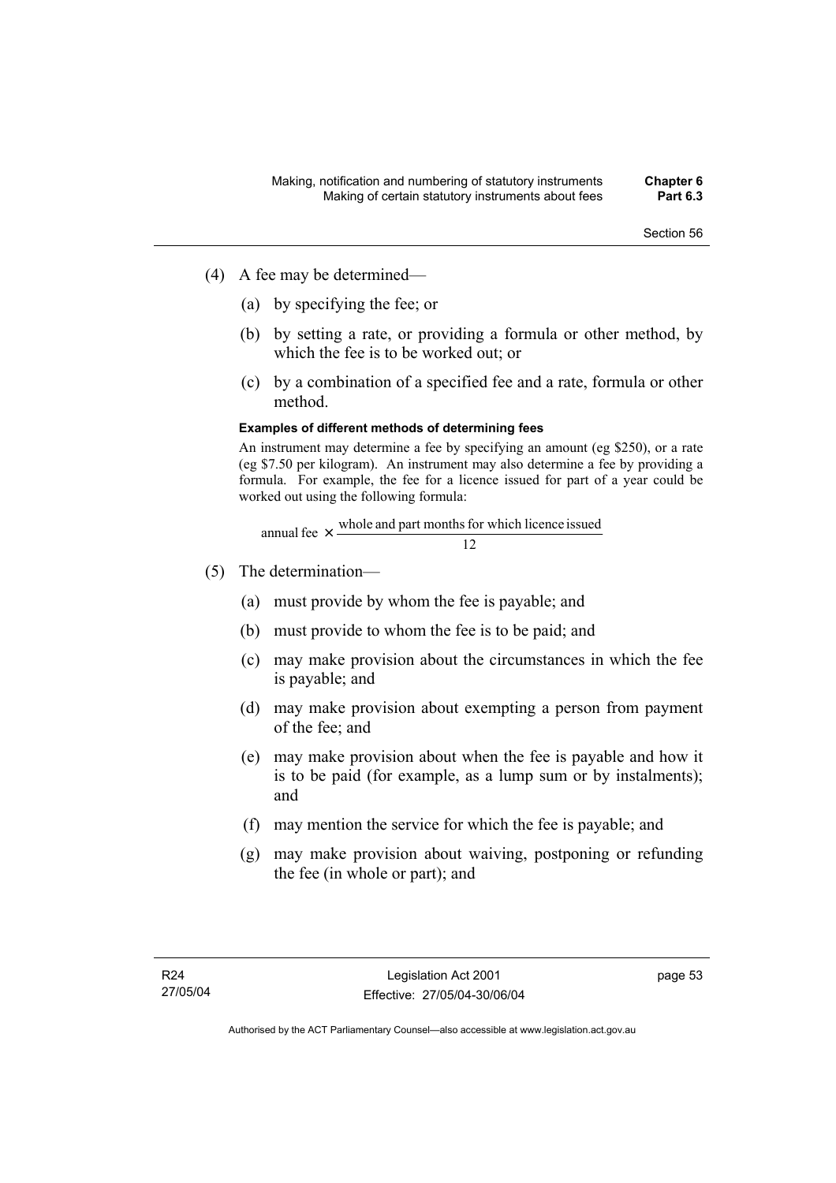(4) A fee may be determined—

(a) by specifying the fee; or

(b) by setting a rate, or providing a formula or other method, by which the fee is to be worked out; or

(c) by a combination of a specified fee and a rate, formula or other method.

**Examples of different methods of determining fees**

An instrument may determine a fee by specifying an amount (eg $250), or a rate (eg $7.50 per kilogram). An instrument may also determine a fee by providing a formula. For example, the fee for a licence issued for part of a year could be worked out using the following formula:

$$\text{annual fee} \times \frac{\text{whole and part months for which licence issued}}{12}$$

(5) The determination—

(a) must provide by whom the fee is payable; and

(b) must provide to whom the fee is to be paid; and

(c) may make provision about the circumstances in which the fee is payable; and

(d) may make provision about exempting a person from payment of the fee; and

(e) may make provision about when the fee is payable and how it is to be paid (for example, as a lump sum or by instalments); and

(f) may mention the service for which the fee is payable; and

(g) may make provision about waiving, postponing or refunding the fee (in whole or part); and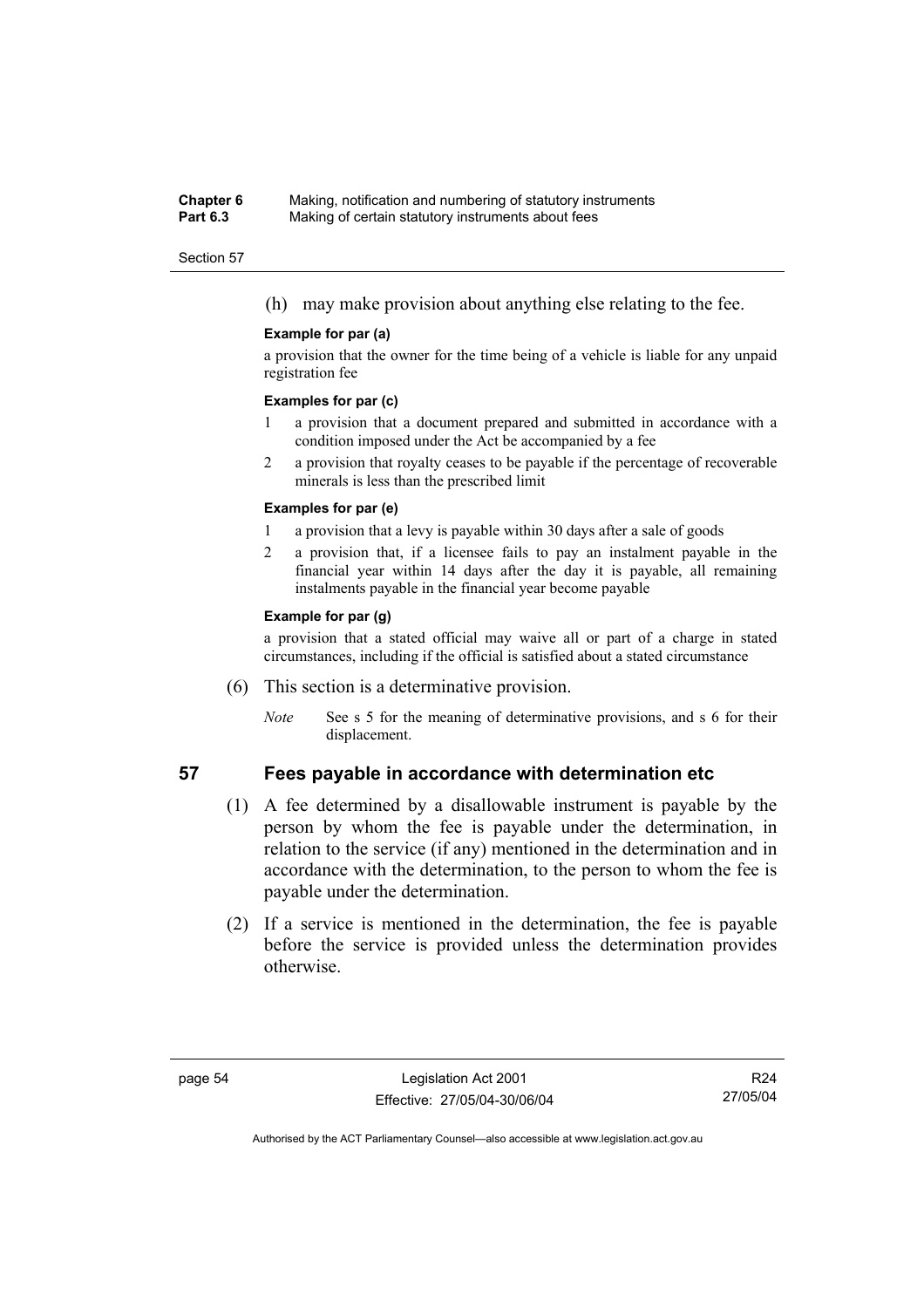(h) may make provision about anything else relating to the fee.

**Example for par (a)**

a provision that the owner for the time being of a vehicle is liable for any unpaid registration fee

**Examples for par (c)**

1 a provision that a document prepared and submitted in accordance with a condition imposed under the Act be accompanied by a fee

2 a provision that royalty ceases to be payable if the percentage of recoverable minerals is less than the prescribed limit

**Examples for par (e)**

1 a provision that a levy is payable within 30 days after a sale of goods

2 a provision that, if a licensee fails to pay an instalment payable in the financial year within 14 days after the day it is payable, all remaining instalments payable in the financial year become payable

**Example for par (g)**

a provision that a stated official may waive all or part of a charge in stated circumstances, including if the official is satisfied about a stated circumstance

(6) This section is a determinative provision.

*Note* See s 5 for the meaning of determinative provisions, and s 6 for their displacement.

## 57 Fees payable in accordance with determination etc

(1) A fee determined by a disallowable instrument is payable by the person by whom the fee is payable under the determination, in relation to the service (if any) mentioned in the determination and in accordance with the determination, to the person to whom the fee is payable under the determination.

(2) If a service is mentioned in the determination, the fee is payable before the service is provided unless the determination provides otherwise.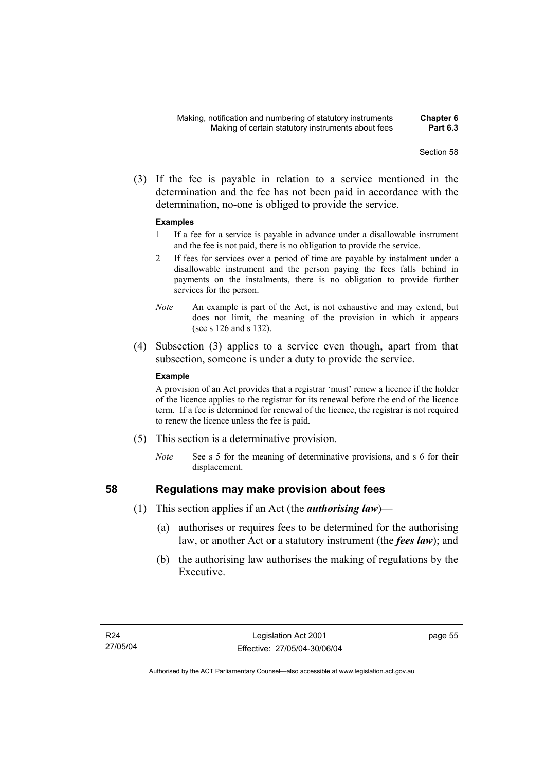(3) If the fee is payable in relation to a service mentioned in the determination and the fee has not been paid in accordance with the determination, no-one is obliged to provide the service.

**Examples**

1 If a fee for a service is payable in advance under a disallowable instrument and the fee is not paid, there is no obligation to provide the service.

2 If fees for services over a period of time are payable by instalment under a disallowable instrument and the person paying the fees falls behind in payments on the instalments, there is no obligation to provide further services for the person.

*Note* An example is part of the Act, is not exhaustive and may extend, but does not limit, the meaning of the provision in which it appears (see s 126 and s 132).

(4) Subsection (3) applies to a service even though, apart from that subsection, someone is under a duty to provide the service.

**Example**

A provision of an Act provides that a registrar 'must' renew a licence if the holder of the licence applies to the registrar for its renewal before the end of the licence term. If a fee is determined for renewal of the licence, the registrar is not required to renew the licence unless the fee is paid.

(5) This section is a determinative provision.

*Note* See s 5 for the meaning of determinative provisions, and s 6 for their displacement.

## 58 Regulations may make provision about fees

(1) This section applies if an Act (the ***authorising law***)—

(a) authorises or requires fees to be determined for the authorising law, or another Act or a statutory instrument (the ***fees law***); and

(b) the authorising law authorises the making of regulations by the Executive.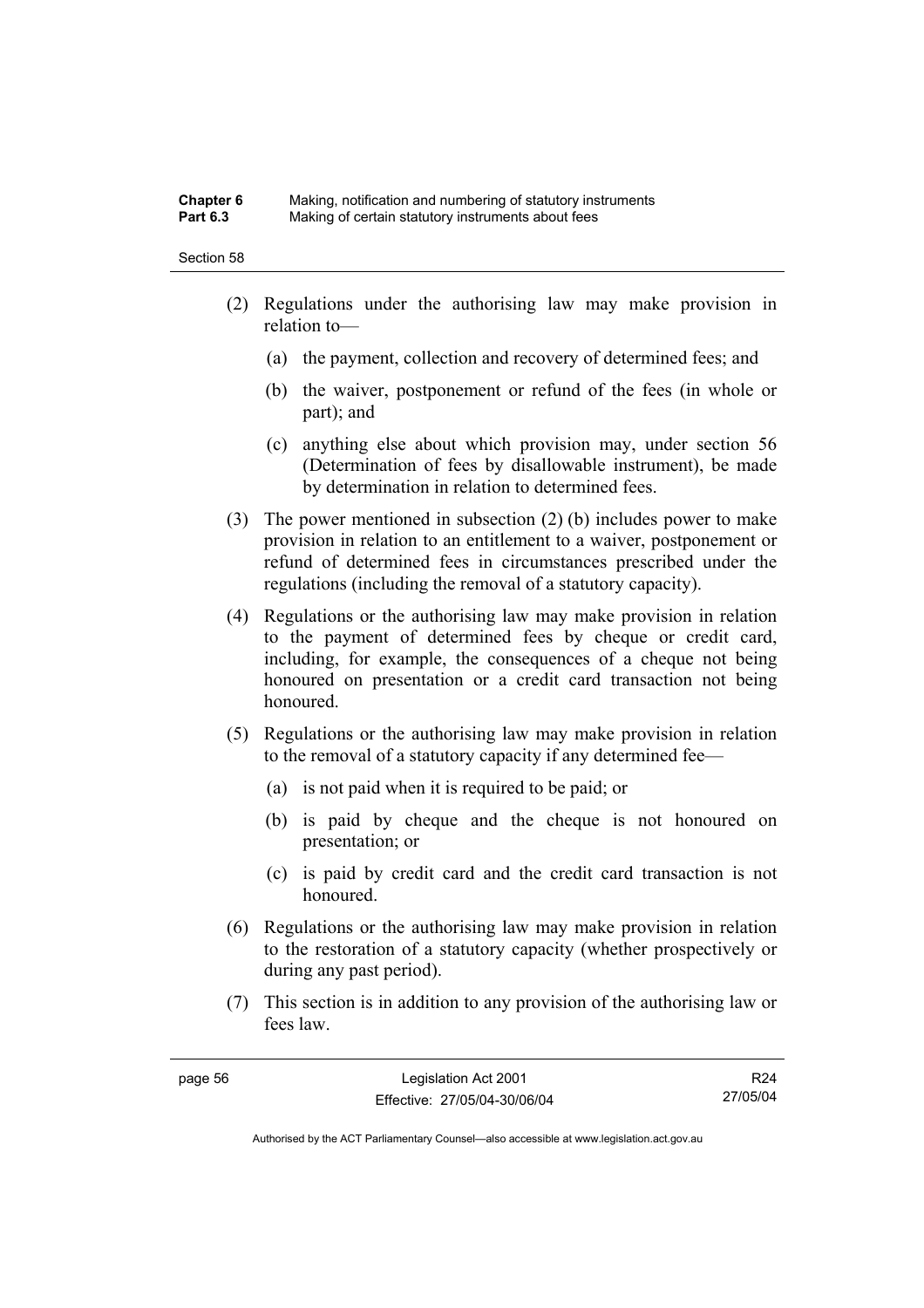(2) Regulations under the authorising law may make provision in relation to—

(a) the payment, collection and recovery of determined fees; and

(b) the waiver, postponement or refund of the fees (in whole or part); and

(c) anything else about which provision may, under section 56 (Determination of fees by disallowable instrument), be made by determination in relation to determined fees.

(3) The power mentioned in subsection (2) (b) includes power to make provision in relation to an entitlement to a waiver, postponement or refund of determined fees in circumstances prescribed under the regulations (including the removal of a statutory capacity).

(4) Regulations or the authorising law may make provision in relation to the payment of determined fees by cheque or credit card, including, for example, the consequences of a cheque not being honoured on presentation or a credit card transaction not being honoured.

(5) Regulations or the authorising law may make provision in relation to the removal of a statutory capacity if any determined fee—

(a) is not paid when it is required to be paid; or

(b) is paid by cheque and the cheque is not honoured on presentation; or

(c) is paid by credit card and the credit card transaction is not honoured.

(6) Regulations or the authorising law may make provision in relation to the restoration of a statutory capacity (whether prospectively or during any past period).

(7) This section is in addition to any provision of the authorising law or fees law.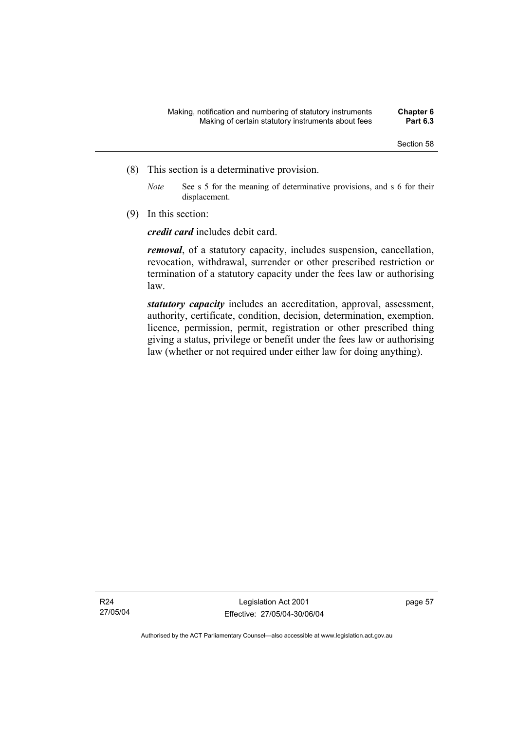(8) This section is a determinative provision.

*Note* See s 5 for the meaning of determinative provisions, and s 6 for their displacement.

(9) In this section:

***credit card*** includes debit card.

***removal***, of a statutory capacity, includes suspension, cancellation, revocation, withdrawal, surrender or other prescribed restriction or termination of a statutory capacity under the fees law or authorising law.

***statutory capacity*** includes an accreditation, approval, assessment, authority, certificate, condition, decision, determination, exemption, licence, permission, permit, registration or other prescribed thing giving a status, privilege or benefit under the fees law or authorising law (whether or not required under either law for doing anything).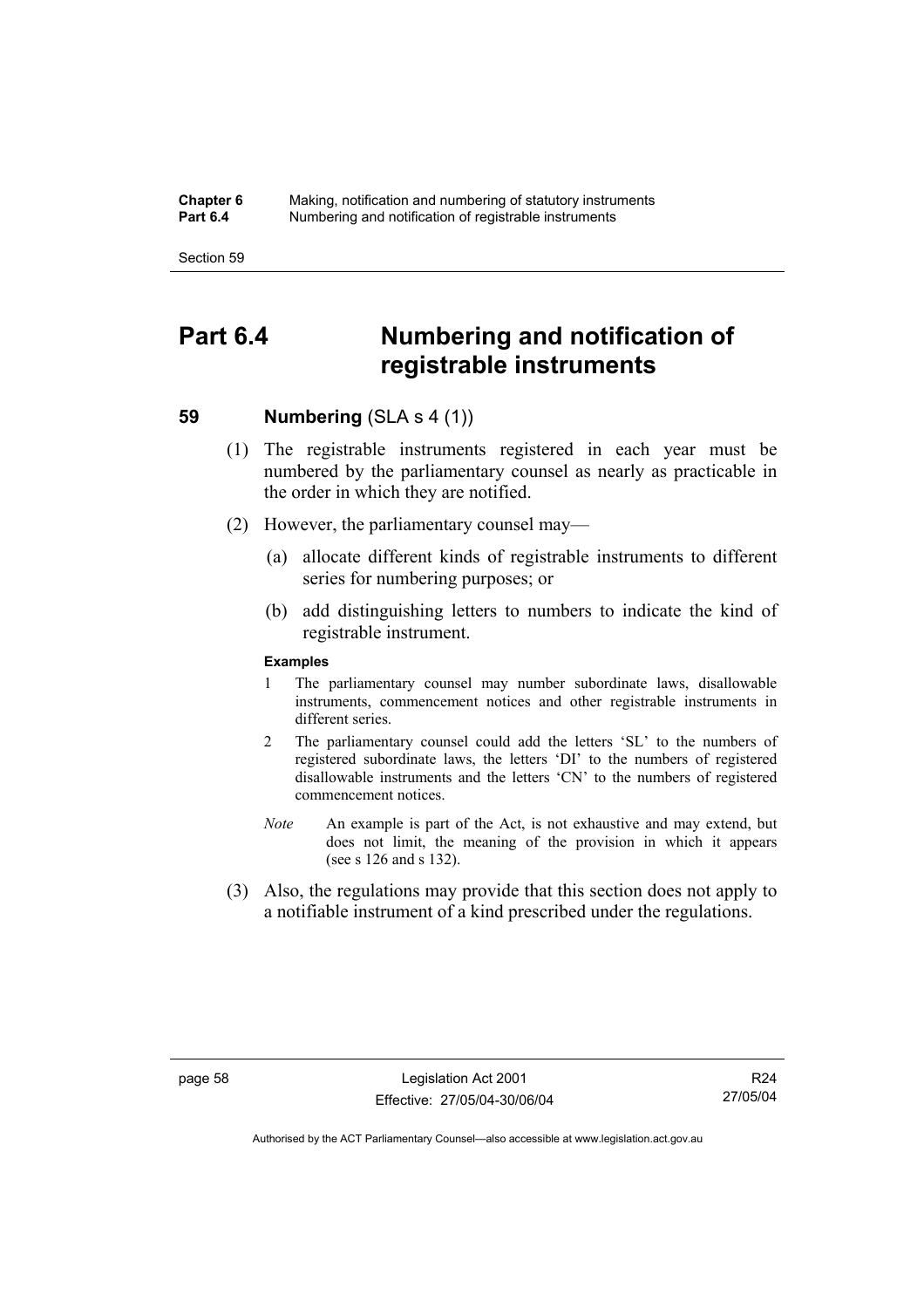# Part 6.4 Numbering and notification of registrable instruments

## 59 Numbering (SLA s 4 (1))

(1) The registrable instruments registered in each year must be numbered by the parliamentary counsel as nearly as practicable in the order in which they are notified.

(2) However, the parliamentary counsel may—

(a) allocate different kinds of registrable instruments to different series for numbering purposes; or

(b) add distinguishing letters to numbers to indicate the kind of registrable instrument.

**Examples**

1 The parliamentary counsel may number subordinate laws, disallowable instruments, commencement notices and other registrable instruments in different series.

2 The parliamentary counsel could add the letters 'SL' to the numbers of registered subordinate laws, the letters 'DI' to the numbers of registered disallowable instruments and the letters 'CN' to the numbers of registered commencement notices.

*Note* An example is part of the Act, is not exhaustive and may extend, but does not limit, the meaning of the provision in which it appears (see s 126 and s 132).

(3) Also, the regulations may provide that this section does not apply to a notifiable instrument of a kind prescribed under the regulations.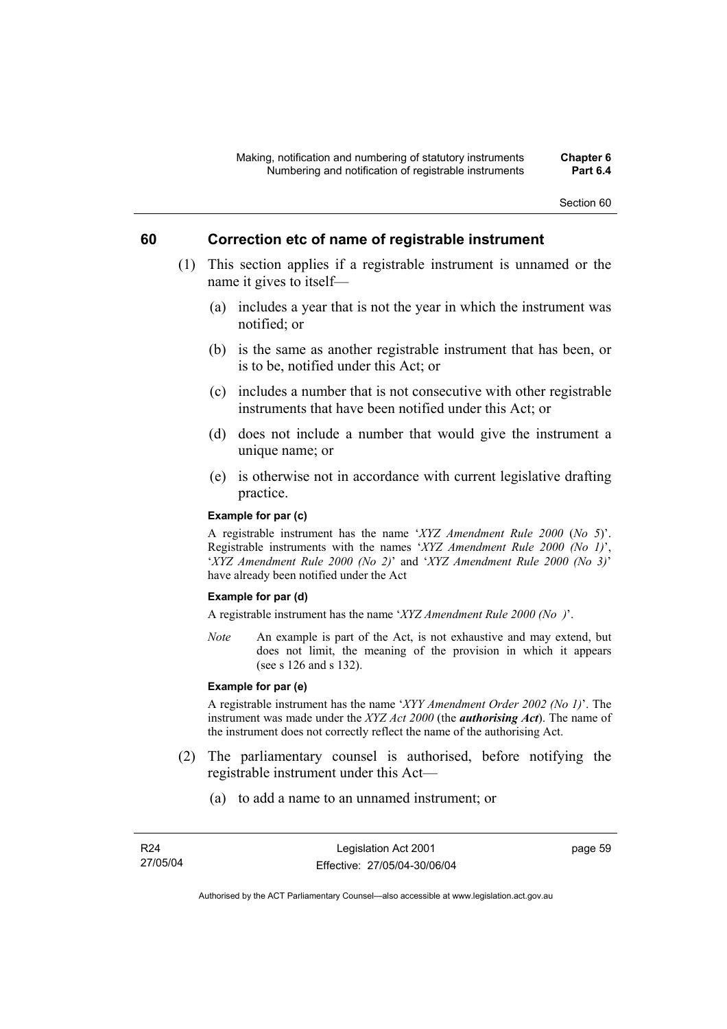## 60 Correction etc of name of registrable instrument

(1) This section applies if a registrable instrument is unnamed or the name it gives to itself—

(a) includes a year that is not the year in which the instrument was notified; or

(b) is the same as another registrable instrument that has been, or is to be, notified under this Act; or

(c) includes a number that is not consecutive with other registrable instruments that have been notified under this Act; or

(d) does not include a number that would give the instrument a unique name; or

(e) is otherwise not in accordance with current legislative drafting practice.

**Example for par (c)**

A registrable instrument has the name '*XYZ Amendment Rule 2000* (*No 5*)'. Registrable instruments with the names '*XYZ Amendment Rule 2000 (No 1)*', '*XYZ Amendment Rule 2000 (No 2)*' and '*XYZ Amendment Rule 2000 (No 3)*' have already been notified under the Act

**Example for par (d)**

A registrable instrument has the name '*XYZ Amendment Rule 2000 (No )*'.

*Note* An example is part of the Act, is not exhaustive and may extend, but does not limit, the meaning of the provision in which it appears (see s 126 and s 132).

**Example for par (e)**

A registrable instrument has the name '*XYY Amendment Order 2002 (No 1)*'. The instrument was made under the *XYZ Act 2000* (the ***authorising Act***). The name of the instrument does not correctly reflect the name of the authorising Act.

(2) The parliamentary counsel is authorised, before notifying the registrable instrument under this Act—

(a) to add a name to an unnamed instrument; or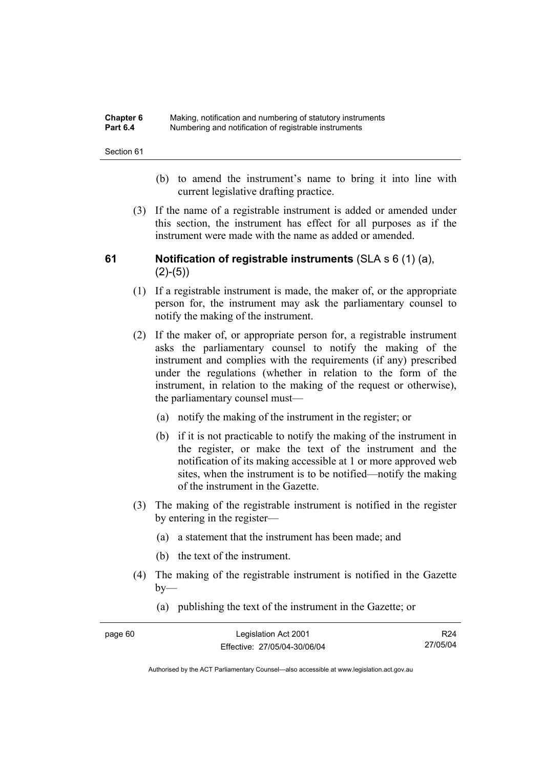(b) to amend the instrument's name to bring it into line with current legislative drafting practice.

(3) If the name of a registrable instrument is added or amended under this section, the instrument has effect for all purposes as if the instrument were made with the name as added or amended.

### 61 Notification of registrable instruments (SLA s 6 (1) (a), (2)-(5))

(1) If a registrable instrument is made, the maker of, or the appropriate person for, the instrument may ask the parliamentary counsel to notify the making of the instrument.

(2) If the maker of, or appropriate person for, a registrable instrument asks the parliamentary counsel to notify the making of the instrument and complies with the requirements (if any) prescribed under the regulations (whether in relation to the form of the instrument, in relation to the making of the request or otherwise), the parliamentary counsel must—

(a) notify the making of the instrument in the register; or

(b) if it is not practicable to notify the making of the instrument in the register, or make the text of the instrument and the notification of its making accessible at 1 or more approved web sites, when the instrument is to be notified—notify the making of the instrument in the Gazette.

(3) The making of the registrable instrument is notified in the register by entering in the register—

(a) a statement that the instrument has been made; and

(b) the text of the instrument.

(4) The making of the registrable instrument is notified in the Gazette by—

(a) publishing the text of the instrument in the Gazette; or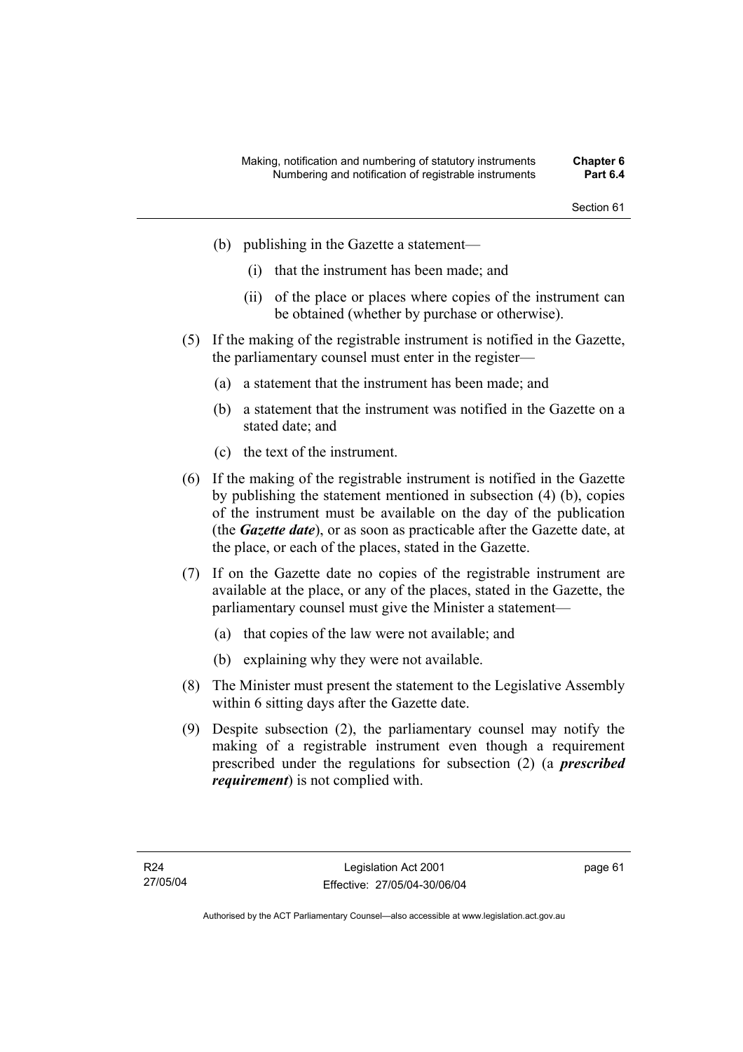(b) publishing in the Gazette a statement—

(i) that the instrument has been made; and

(ii) of the place or places where copies of the instrument can be obtained (whether by purchase or otherwise).

(5) If the making of the registrable instrument is notified in the Gazette, the parliamentary counsel must enter in the register—

(a) a statement that the instrument has been made; and

(b) a statement that the instrument was notified in the Gazette on a stated date; and

(c) the text of the instrument.

(6) If the making of the registrable instrument is notified in the Gazette by publishing the statement mentioned in subsection (4) (b), copies of the instrument must be available on the day of the publication (the ***Gazette date***), or as soon as practicable after the Gazette date, at the place, or each of the places, stated in the Gazette.

(7) If on the Gazette date no copies of the registrable instrument are available at the place, or any of the places, stated in the Gazette, the parliamentary counsel must give the Minister a statement—

(a) that copies of the law were not available; and

(b) explaining why they were not available.

(8) The Minister must present the statement to the Legislative Assembly within 6 sitting days after the Gazette date.

(9) Despite subsection (2), the parliamentary counsel may notify the making of a registrable instrument even though a requirement prescribed under the regulations for subsection (2) (a ***prescribed requirement***) is not complied with.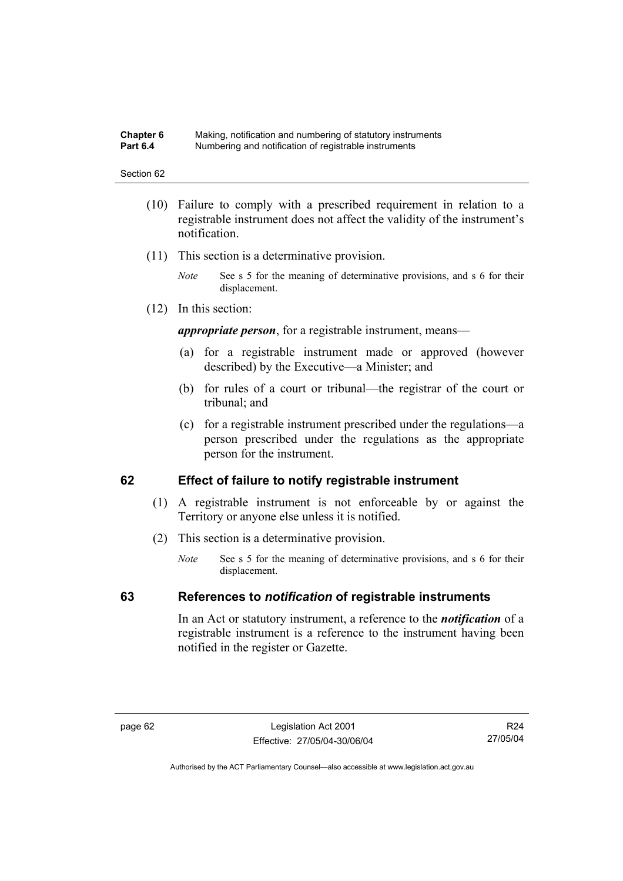(10) Failure to comply with a prescribed requirement in relation to a registrable instrument does not affect the validity of the instrument's notification.

(11) This section is a determinative provision.

*Note* See s 5 for the meaning of determinative provisions, and s 6 for their displacement.

(12) In this section:

***appropriate person***, for a registrable instrument, means—

(a) for a registrable instrument made or approved (however described) by the Executive—a Minister; and

(b) for rules of a court or tribunal—the registrar of the court or tribunal; and

(c) for a registrable instrument prescribed under the regulations—a person prescribed under the regulations as the appropriate person for the instrument.

## 62 Effect of failure to notify registrable instrument

(1) A registrable instrument is not enforceable by or against the Territory or anyone else unless it is notified.

(2) This section is a determinative provision.

*Note* See s 5 for the meaning of determinative provisions, and s 6 for their displacement.

## 63 References to *notification* of registrable instruments

In an Act or statutory instrument, a reference to the ***notification*** of a registrable instrument is a reference to the instrument having been notified in the register or Gazette.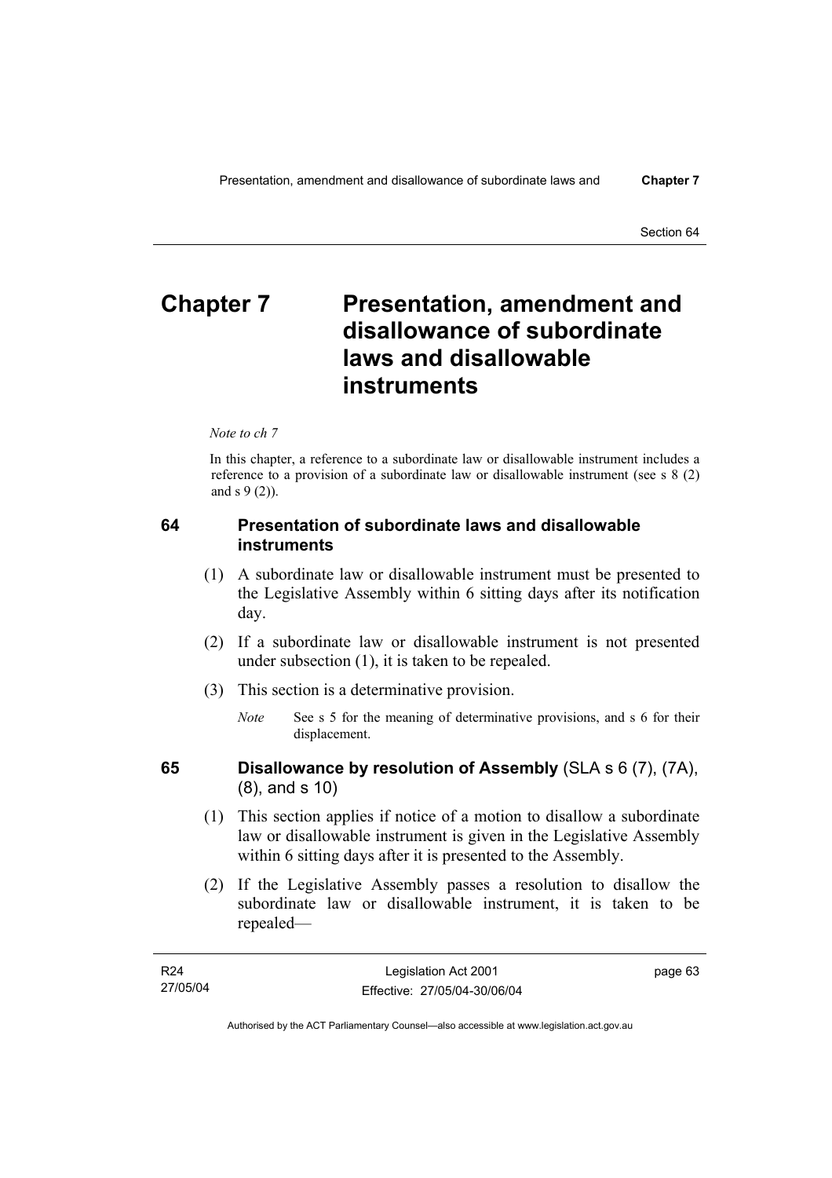# Chapter 7 Presentation, amendment and disallowance of subordinate laws and disallowable instruments

*Note to ch 7*

In this chapter, a reference to a subordinate law or disallowable instrument includes a reference to a provision of a subordinate law or disallowable instrument (see s 8 (2) and s 9 (2)).

### 64 Presentation of subordinate laws and disallowable instruments

(1) A subordinate law or disallowable instrument must be presented to the Legislative Assembly within 6 sitting days after its notification day.

(2) If a subordinate law or disallowable instrument is not presented under subsection (1), it is taken to be repealed.

(3) This section is a determinative provision.

*Note* See s 5 for the meaning of determinative provisions, and s 6 for their displacement.

### 65 Disallowance by resolution of Assembly (SLA s 6 (7), (7A), (8), and s 10)

(1) This section applies if notice of a motion to disallow a subordinate law or disallowable instrument is given in the Legislative Assembly within 6 sitting days after it is presented to the Assembly.

(2) If the Legislative Assembly passes a resolution to disallow the subordinate law or disallowable instrument, it is taken to be repealed—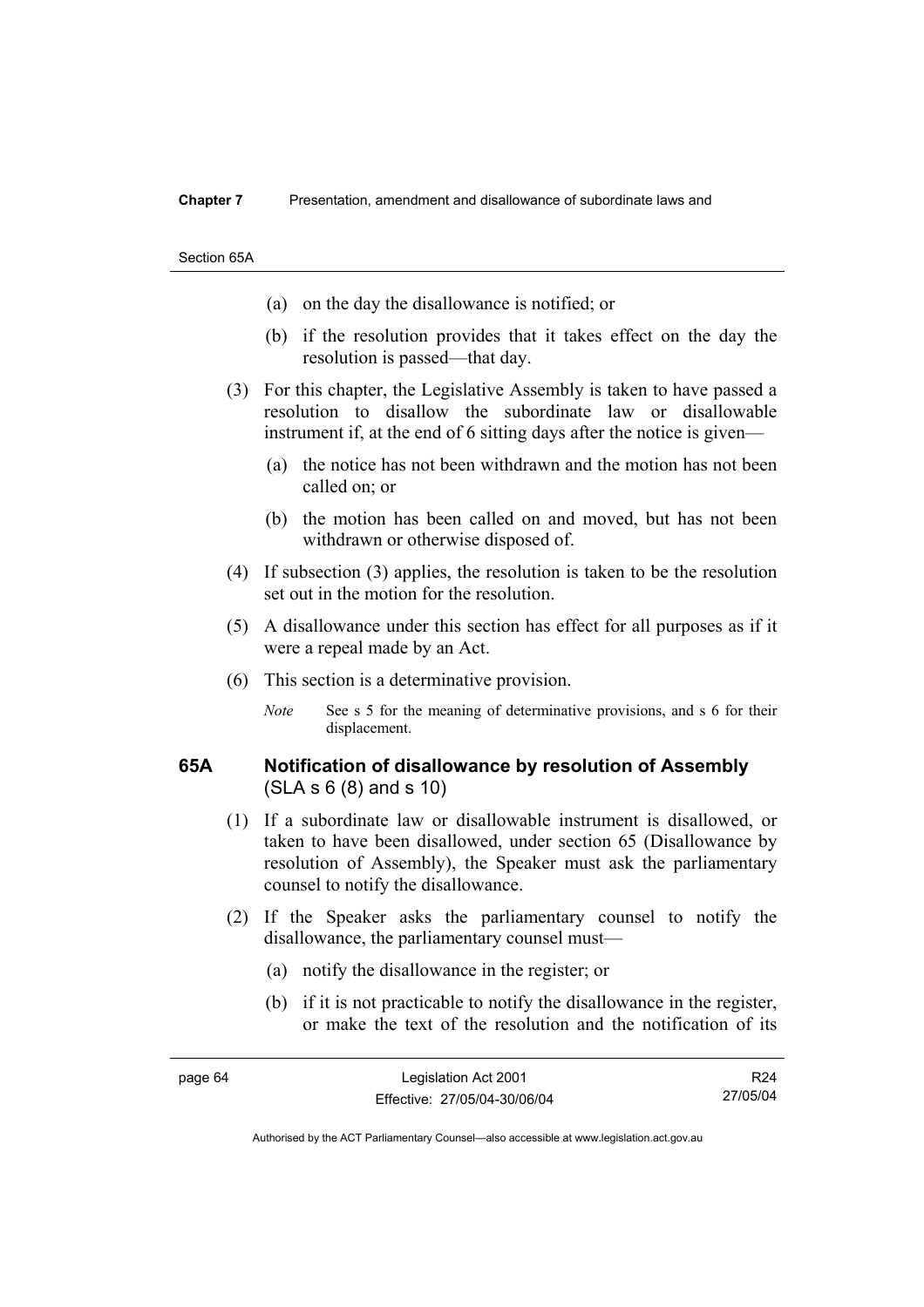(a) on the day the disallowance is notified; or

(b) if the resolution provides that it takes effect on the day the resolution is passed—that day.

(3) For this chapter, the Legislative Assembly is taken to have passed a resolution to disallow the subordinate law or disallowable instrument if, at the end of 6 sitting days after the notice is given—

(a) the notice has not been withdrawn and the motion has not been called on; or

(b) the motion has been called on and moved, but has not been withdrawn or otherwise disposed of.

(4) If subsection (3) applies, the resolution is taken to be the resolution set out in the motion for the resolution.

(5) A disallowance under this section has effect for all purposes as if it were a repeal made by an Act.

(6) This section is a determinative provision.

*Note* See s 5 for the meaning of determinative provisions, and s 6 for their displacement.

### 65A Notification of disallowance by resolution of Assembly (SLA s 6 (8) and s 10)

(1) If a subordinate law or disallowable instrument is disallowed, or taken to have been disallowed, under section 65 (Disallowance by resolution of Assembly), the Speaker must ask the parliamentary counsel to notify the disallowance.

(2) If the Speaker asks the parliamentary counsel to notify the disallowance, the parliamentary counsel must—

(a) notify the disallowance in the register; or

(b) if it is not practicable to notify the disallowance in the register, or make the text of the resolution and the notification of its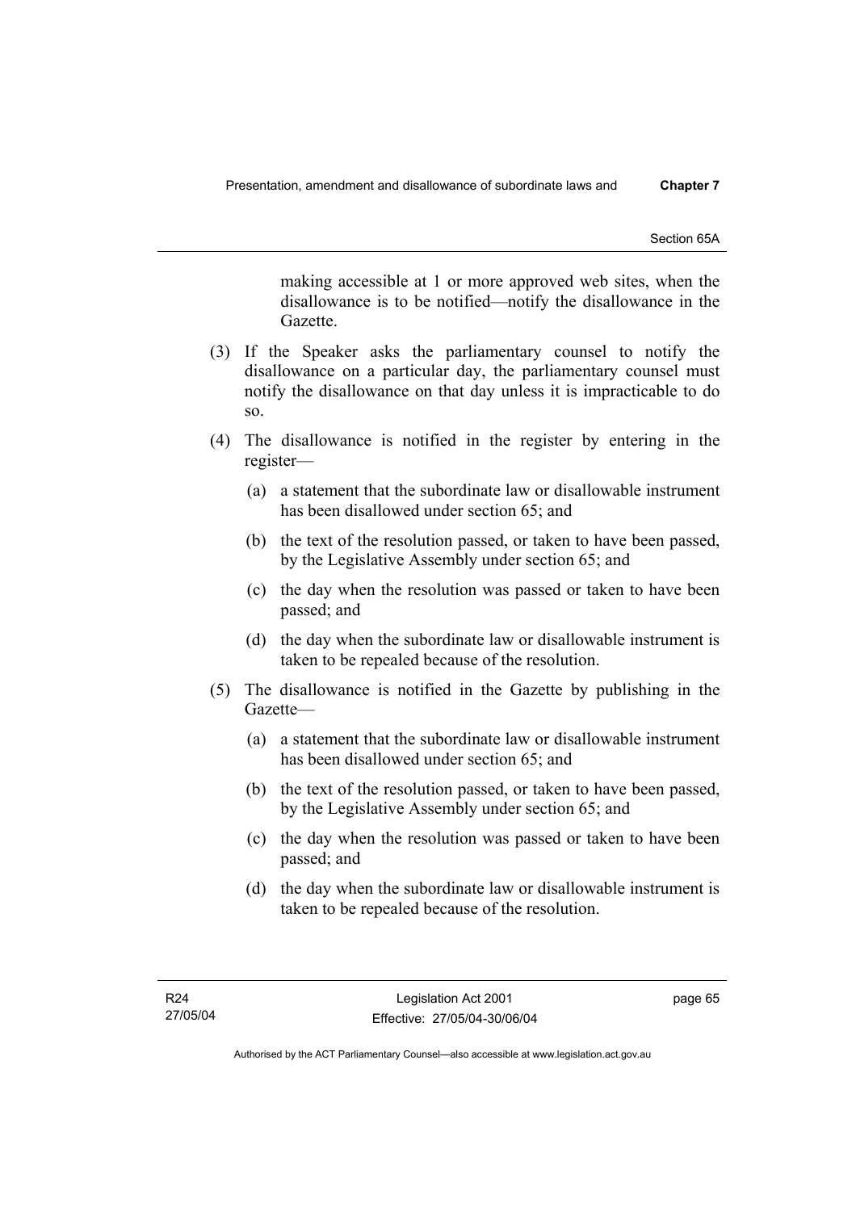making accessible at 1 or more approved web sites, when the disallowance is to be notified—notify the disallowance in the Gazette.

(3) If the Speaker asks the parliamentary counsel to notify the disallowance on a particular day, the parliamentary counsel must notify the disallowance on that day unless it is impracticable to do so.

(4) The disallowance is notified in the register by entering in the register—

(a) a statement that the subordinate law or disallowable instrument has been disallowed under section 65; and

(b) the text of the resolution passed, or taken to have been passed, by the Legislative Assembly under section 65; and

(c) the day when the resolution was passed or taken to have been passed; and

(d) the day when the subordinate law or disallowable instrument is taken to be repealed because of the resolution.

(5) The disallowance is notified in the Gazette by publishing in the Gazette—

(a) a statement that the subordinate law or disallowable instrument has been disallowed under section 65; and

(b) the text of the resolution passed, or taken to have been passed, by the Legislative Assembly under section 65; and

(c) the day when the resolution was passed or taken to have been passed; and

(d) the day when the subordinate law or disallowable instrument is taken to be repealed because of the resolution.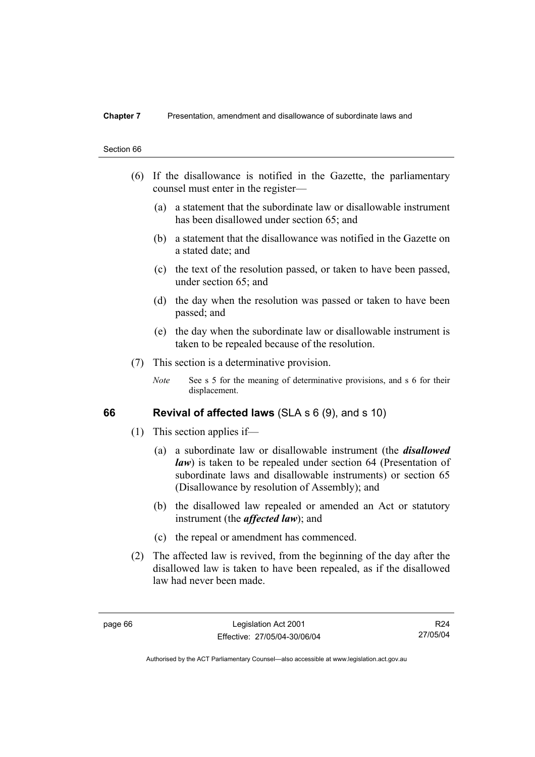(6) If the disallowance is notified in the Gazette, the parliamentary counsel must enter in the register—

(a) a statement that the subordinate law or disallowable instrument has been disallowed under section 65; and

(b) a statement that the disallowance was notified in the Gazette on a stated date; and

(c) the text of the resolution passed, or taken to have been passed, under section 65; and

(d) the day when the resolution was passed or taken to have been passed; and

(e) the day when the subordinate law or disallowable instrument is taken to be repealed because of the resolution.

(7) This section is a determinative provision.

*Note* See s 5 for the meaning of determinative provisions, and s 6 for their displacement.

## 66 Revival of affected laws (SLA s 6 (9), and s 10)

(1) This section applies if—

(a) a subordinate law or disallowable instrument (the ***disallowed law***) is taken to be repealed under section 64 (Presentation of subordinate laws and disallowable instruments) or section 65 (Disallowance by resolution of Assembly); and

(b) the disallowed law repealed or amended an Act or statutory instrument (the ***affected law***); and

(c) the repeal or amendment has commenced.

(2) The affected law is revived, from the beginning of the day after the disallowed law is taken to have been repealed, as if the disallowed law had never been made.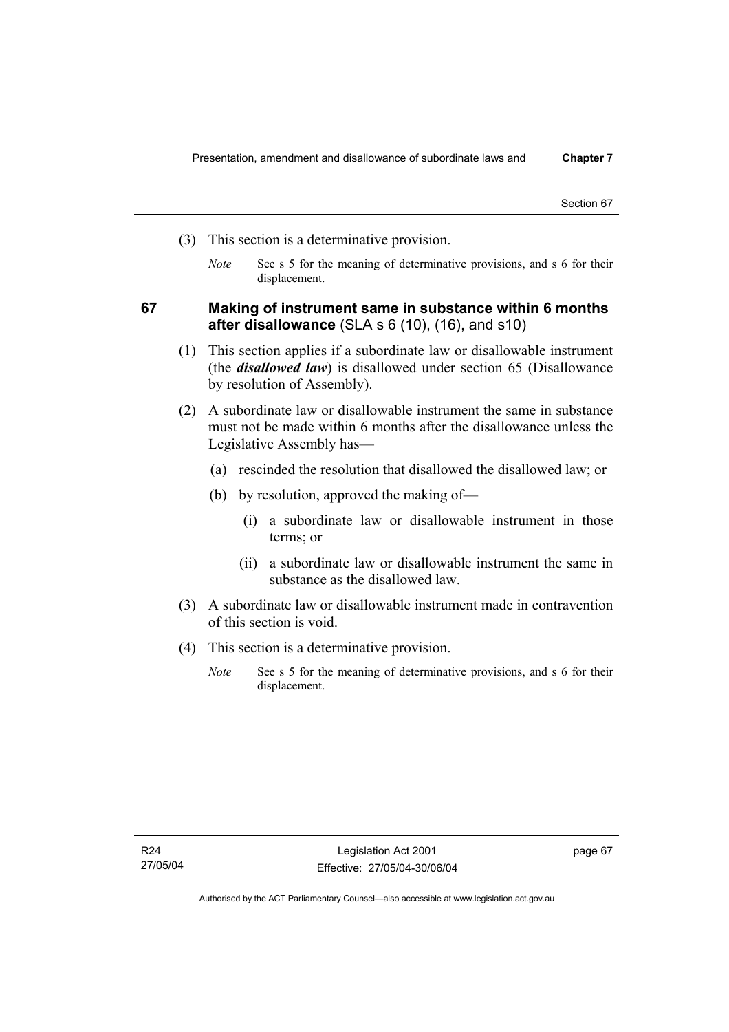(3) This section is a determinative provision.

*Note* See s 5 for the meaning of determinative provisions, and s 6 for their displacement.

## 67 Making of instrument same in substance within 6 months after disallowance (SLA s 6 (10), (16), and s10)

(1) This section applies if a subordinate law or disallowable instrument (the ***disallowed law***) is disallowed under section 65 (Disallowance by resolution of Assembly).

(2) A subordinate law or disallowable instrument the same in substance must not be made within 6 months after the disallowance unless the Legislative Assembly has—

(a) rescinded the resolution that disallowed the disallowed law; or

(b) by resolution, approved the making of—

(i) a subordinate law or disallowable instrument in those terms; or

(ii) a subordinate law or disallowable instrument the same in substance as the disallowed law.

(3) A subordinate law or disallowable instrument made in contravention of this section is void.

(4) This section is a determinative provision.

*Note* See s 5 for the meaning of determinative provisions, and s 6 for their displacement.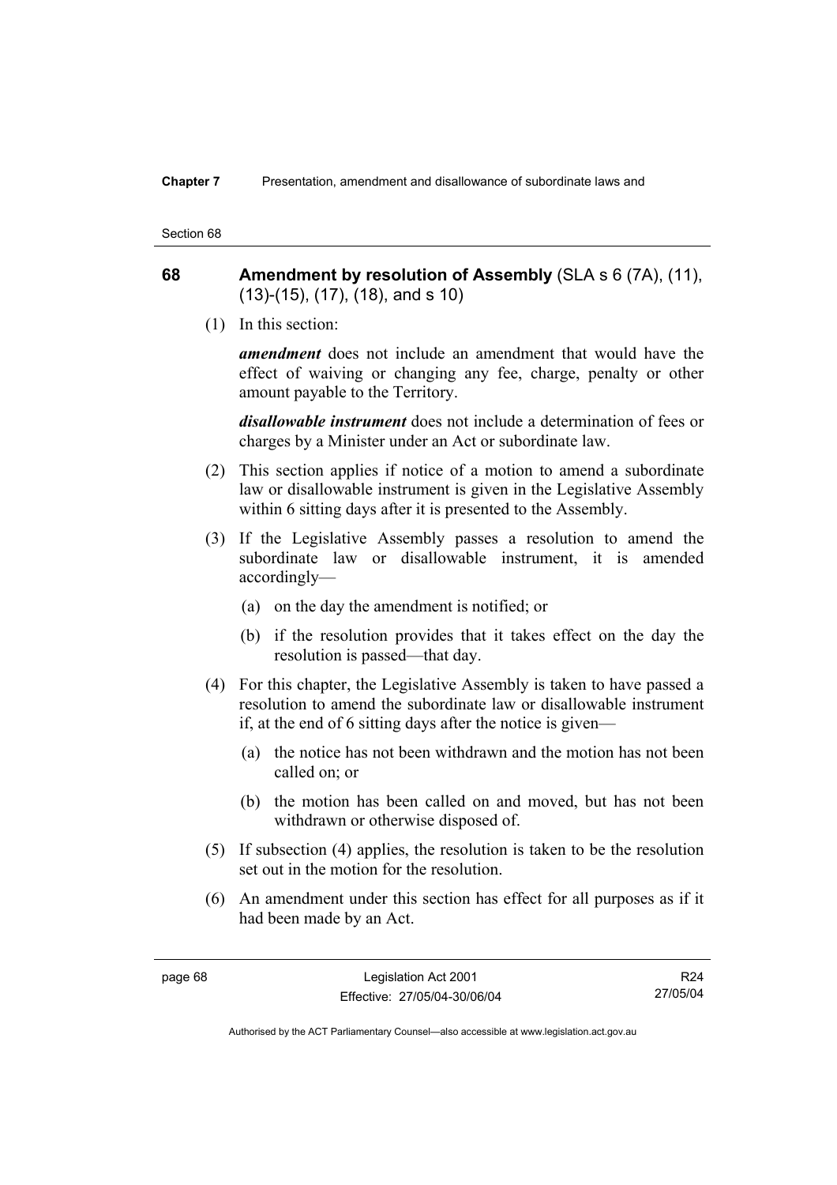## 68 Amendment by resolution of Assembly (SLA s 6 (7A), (11), (13)-(15), (17), (18), and s 10)

(1) In this section:

***amendment*** does not include an amendment that would have the effect of waiving or changing any fee, charge, penalty or other amount payable to the Territory.

***disallowable instrument*** does not include a determination of fees or charges by a Minister under an Act or subordinate law.

(2) This section applies if notice of a motion to amend a subordinate law or disallowable instrument is given in the Legislative Assembly within 6 sitting days after it is presented to the Assembly.

(3) If the Legislative Assembly passes a resolution to amend the subordinate law or disallowable instrument, it is amended accordingly—

- (a) on the day the amendment is notified; or
- (b) if the resolution provides that it takes effect on the day the resolution is passed—that day.

(4) For this chapter, the Legislative Assembly is taken to have passed a resolution to amend the subordinate law or disallowable instrument if, at the end of 6 sitting days after the notice is given—

- (a) the notice has not been withdrawn and the motion has not been called on; or
- (b) the motion has been called on and moved, but has not been withdrawn or otherwise disposed of.

(5) If subsection (4) applies, the resolution is taken to be the resolution set out in the motion for the resolution.

(6) An amendment under this section has effect for all purposes as if it had been made by an Act.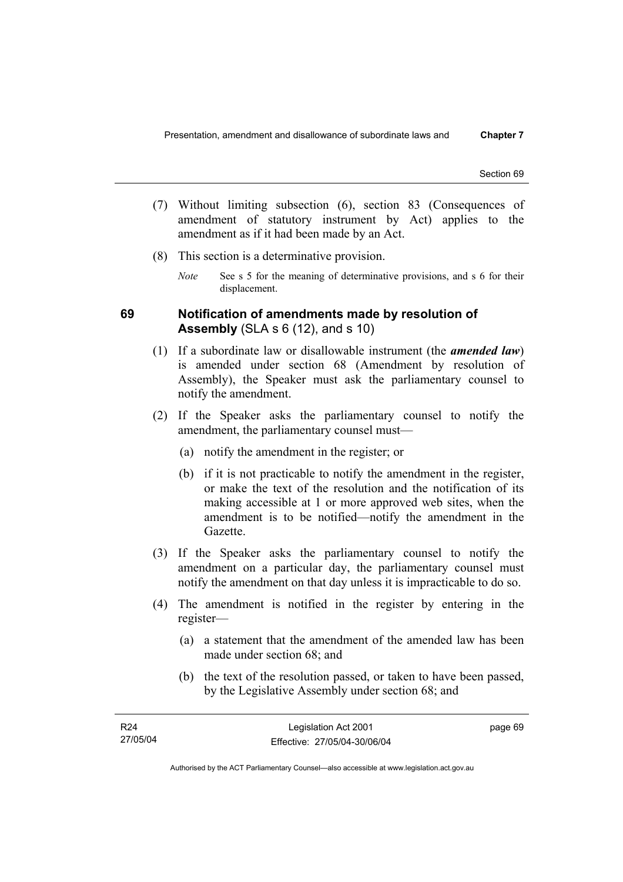(7) Without limiting subsection (6), section 83 (Consequences of amendment of statutory instrument by Act) applies to the amendment as if it had been made by an Act.

(8) This section is a determinative provision.

*Note* See s 5 for the meaning of determinative provisions, and s 6 for their displacement.

## 69 Notification of amendments made by resolution of Assembly (SLA s 6 (12), and s 10)

(1) If a subordinate law or disallowable instrument (the ***amended law***) is amended under section 68 (Amendment by resolution of Assembly), the Speaker must ask the parliamentary counsel to notify the amendment.

(2) If the Speaker asks the parliamentary counsel to notify the amendment, the parliamentary counsel must—

(a) notify the amendment in the register; or

(b) if it is not practicable to notify the amendment in the register, or make the text of the resolution and the notification of its making accessible at 1 or more approved web sites, when the amendment is to be notified—notify the amendment in the Gazette.

(3) If the Speaker asks the parliamentary counsel to notify the amendment on a particular day, the parliamentary counsel must notify the amendment on that day unless it is impracticable to do so.

(4) The amendment is notified in the register by entering in the register—

(a) a statement that the amendment of the amended law has been made under section 68; and

(b) the text of the resolution passed, or taken to have been passed, by the Legislative Assembly under section 68; and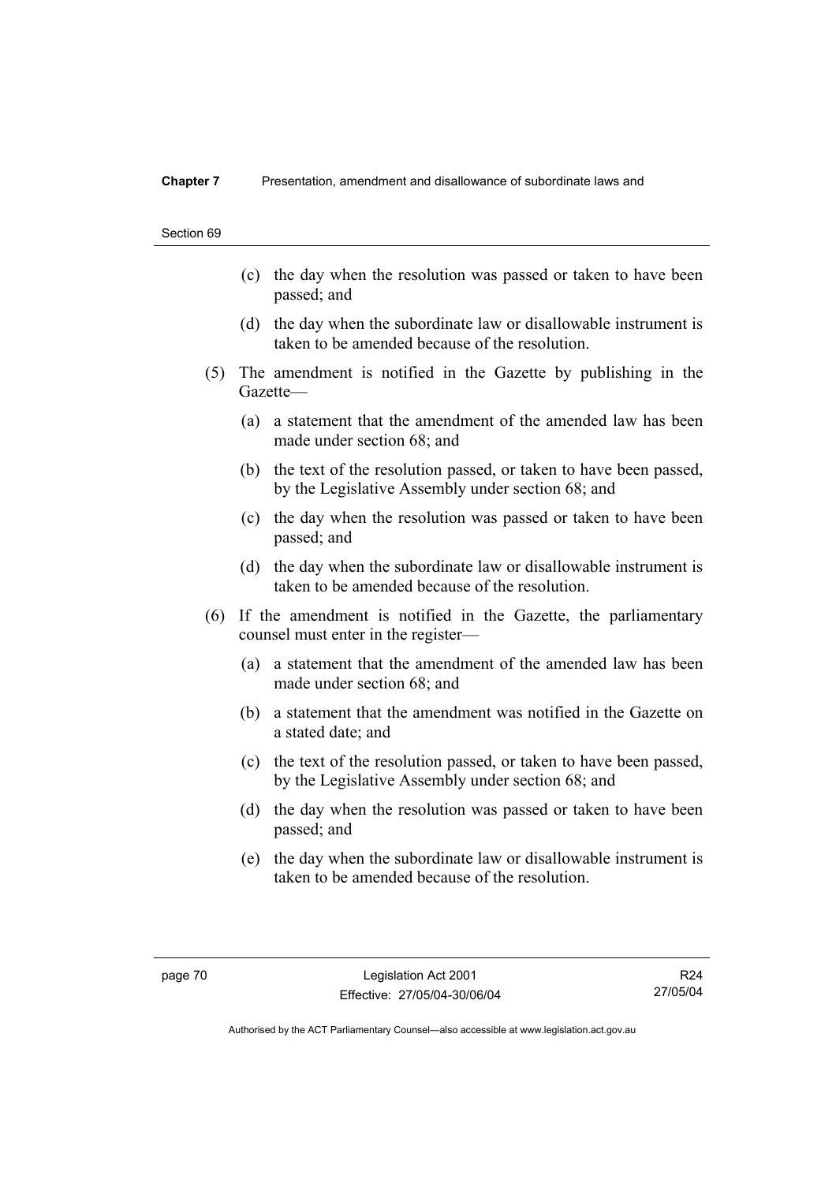(c) the day when the resolution was passed or taken to have been passed; and

(d) the day when the subordinate law or disallowable instrument is taken to be amended because of the resolution.

(5) The amendment is notified in the Gazette by publishing in the Gazette—

(a) a statement that the amendment of the amended law has been made under section 68; and

(b) the text of the resolution passed, or taken to have been passed, by the Legislative Assembly under section 68; and

(c) the day when the resolution was passed or taken to have been passed; and

(d) the day when the subordinate law or disallowable instrument is taken to be amended because of the resolution.

(6) If the amendment is notified in the Gazette, the parliamentary counsel must enter in the register—

(a) a statement that the amendment of the amended law has been made under section 68; and

(b) a statement that the amendment was notified in the Gazette on a stated date; and

(c) the text of the resolution passed, or taken to have been passed, by the Legislative Assembly under section 68; and

(d) the day when the resolution was passed or taken to have been passed; and

(e) the day when the subordinate law or disallowable instrument is taken to be amended because of the resolution.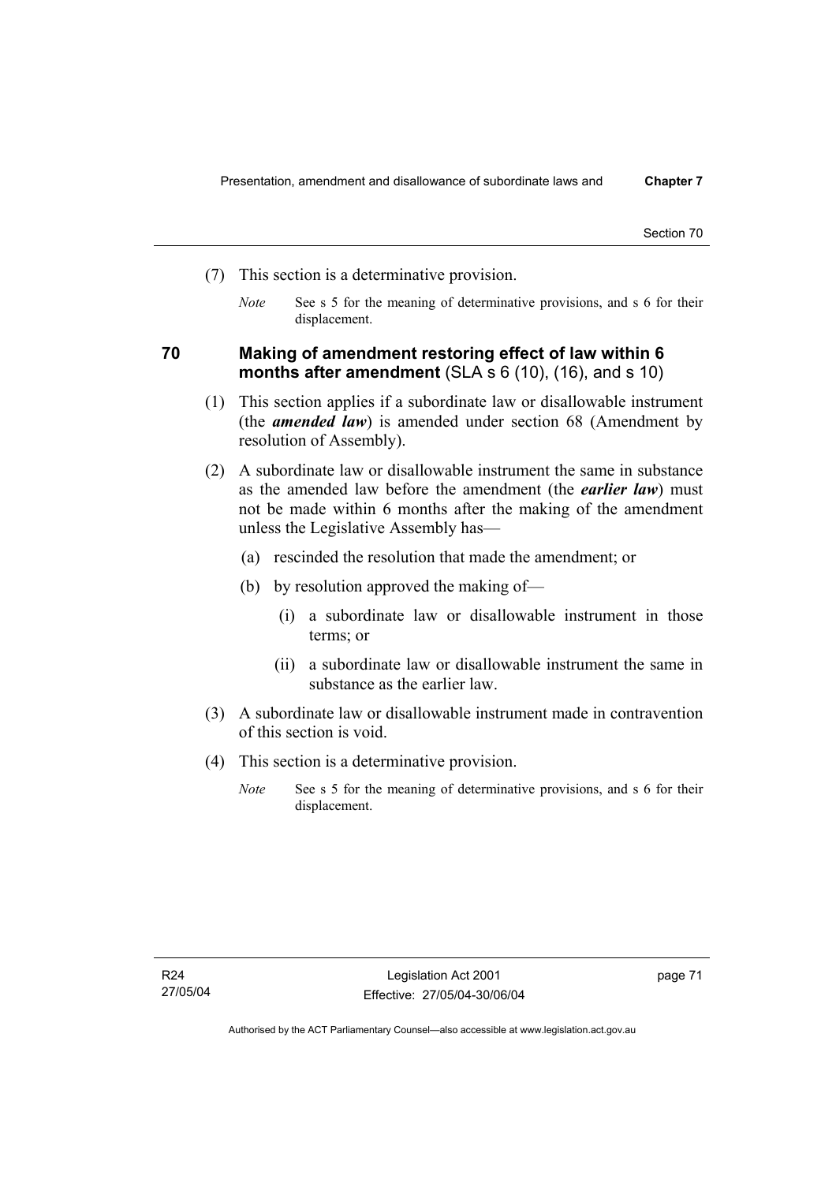(7) This section is a determinative provision.

*Note* See s 5 for the meaning of determinative provisions, and s 6 for their displacement.

## 70 Making of amendment restoring effect of law within 6 months after amendment (SLA s 6 (10), (16), and s 10)

(1) This section applies if a subordinate law or disallowable instrument (the ***amended law***) is amended under section 68 (Amendment by resolution of Assembly).

(2) A subordinate law or disallowable instrument the same in substance as the amended law before the amendment (the ***earlier law***) must not be made within 6 months after the making of the amendment unless the Legislative Assembly has—

(a) rescinded the resolution that made the amendment; or

(b) by resolution approved the making of—

(i) a subordinate law or disallowable instrument in those terms; or

(ii) a subordinate law or disallowable instrument the same in substance as the earlier law.

(3) A subordinate law or disallowable instrument made in contravention of this section is void.

(4) This section is a determinative provision.

*Note* See s 5 for the meaning of determinative provisions, and s 6 for their displacement.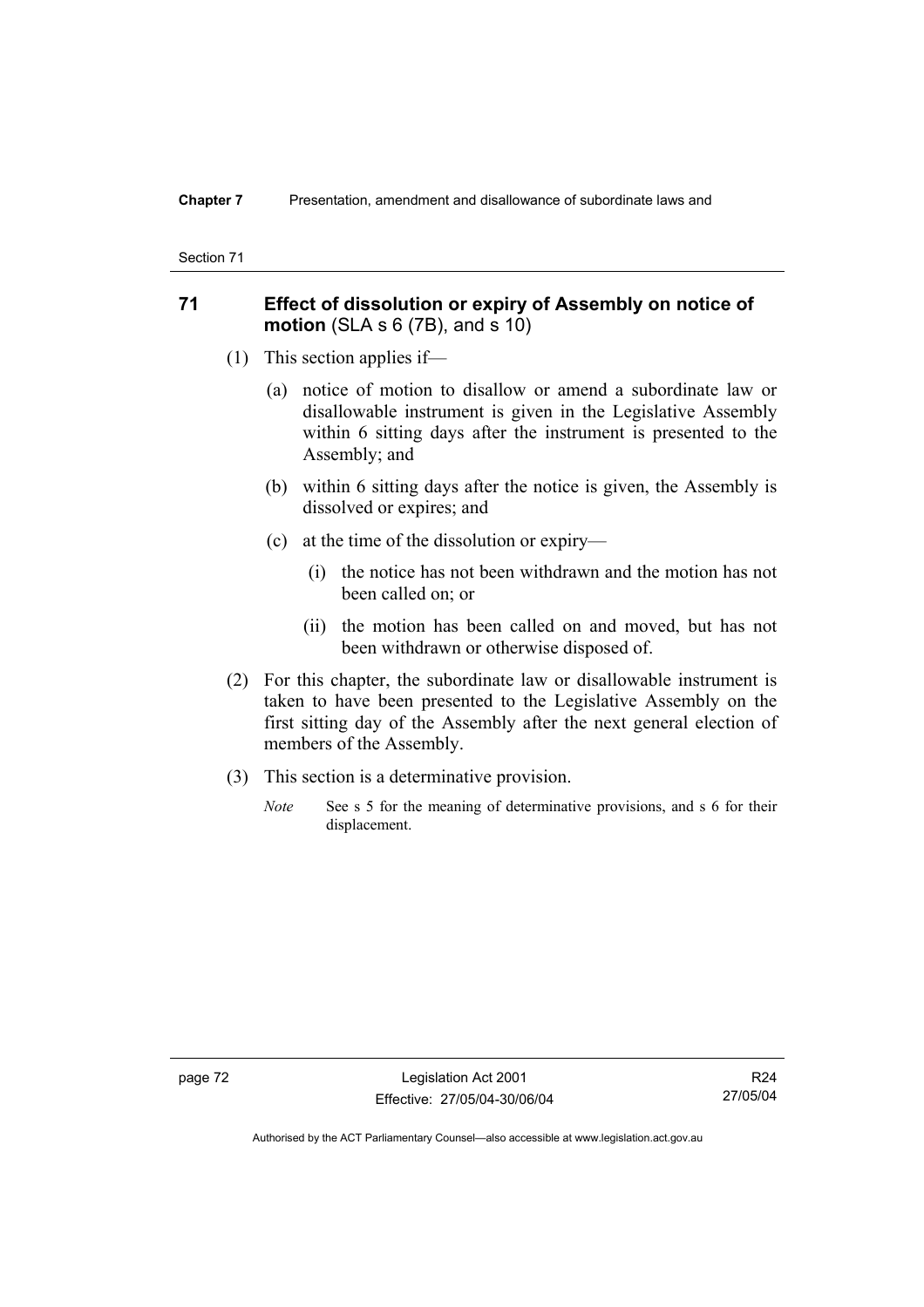## 71 Effect of dissolution or expiry of Assembly on notice of motion (SLA s 6 (7B), and s 10)

(1) This section applies if—

(a) notice of motion to disallow or amend a subordinate law or disallowable instrument is given in the Legislative Assembly within 6 sitting days after the instrument is presented to the Assembly; and

(b) within 6 sitting days after the notice is given, the Assembly is dissolved or expires; and

(c) at the time of the dissolution or expiry—

(i) the notice has not been withdrawn and the motion has not been called on; or

(ii) the motion has been called on and moved, but has not been withdrawn or otherwise disposed of.

(2) For this chapter, the subordinate law or disallowable instrument is taken to have been presented to the Legislative Assembly on the first sitting day of the Assembly after the next general election of members of the Assembly.

(3) This section is a determinative provision.

*Note* See s 5 for the meaning of determinative provisions, and s 6 for their displacement.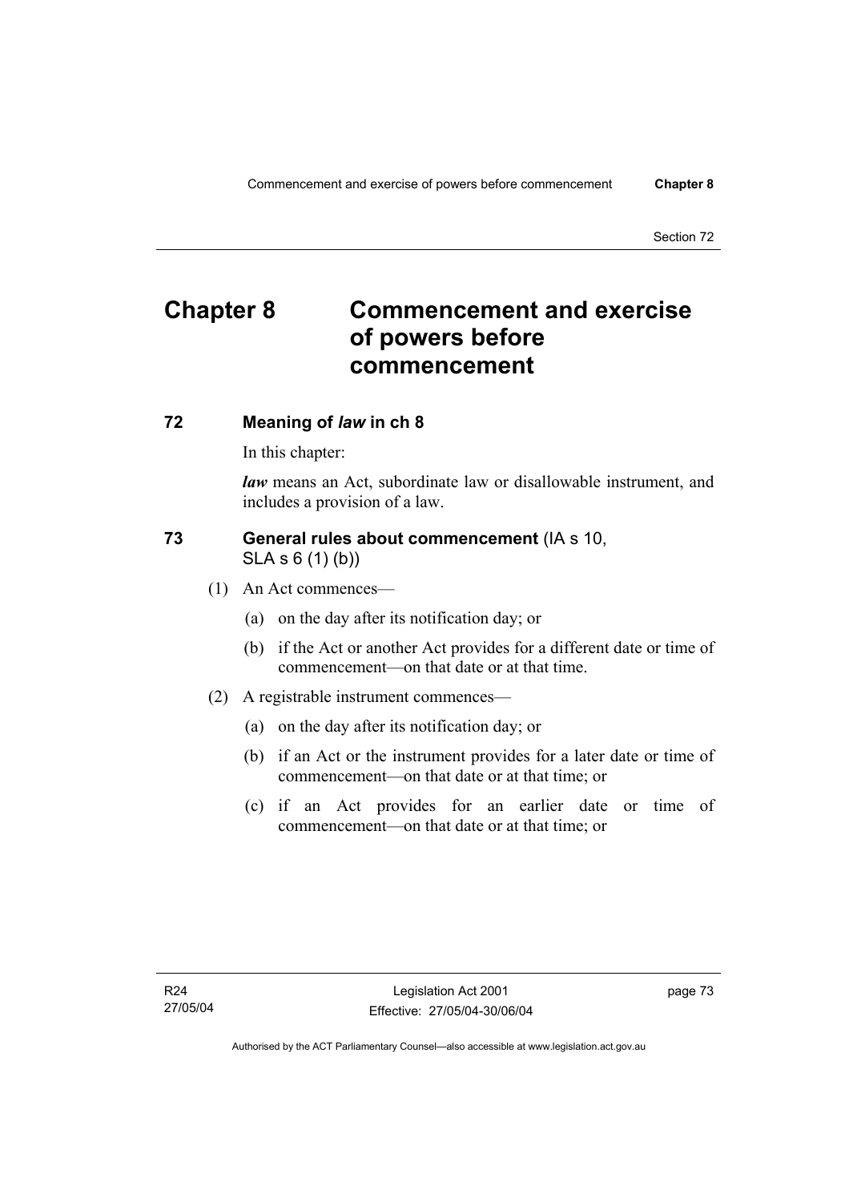# Chapter 8 Commencement and exercise of powers before commencement

## 72 Meaning of *law* in ch 8

In this chapter:

***law*** means an Act, subordinate law or disallowable instrument, and includes a provision of a law.

## 73 General rules about commencement (IA s 10, SLA s 6 (1) (b))

(1) An Act commences—

(a) on the day after its notification day; or

(b) if the Act or another Act provides for a different date or time of commencement—on that date or at that time.

(2) A registrable instrument commences—

(a) on the day after its notification day; or

(b) if an Act or the instrument provides for a later date or time of commencement—on that date or at that time; or

(c) if an Act provides for an earlier date or time of commencement—on that date or at that time; or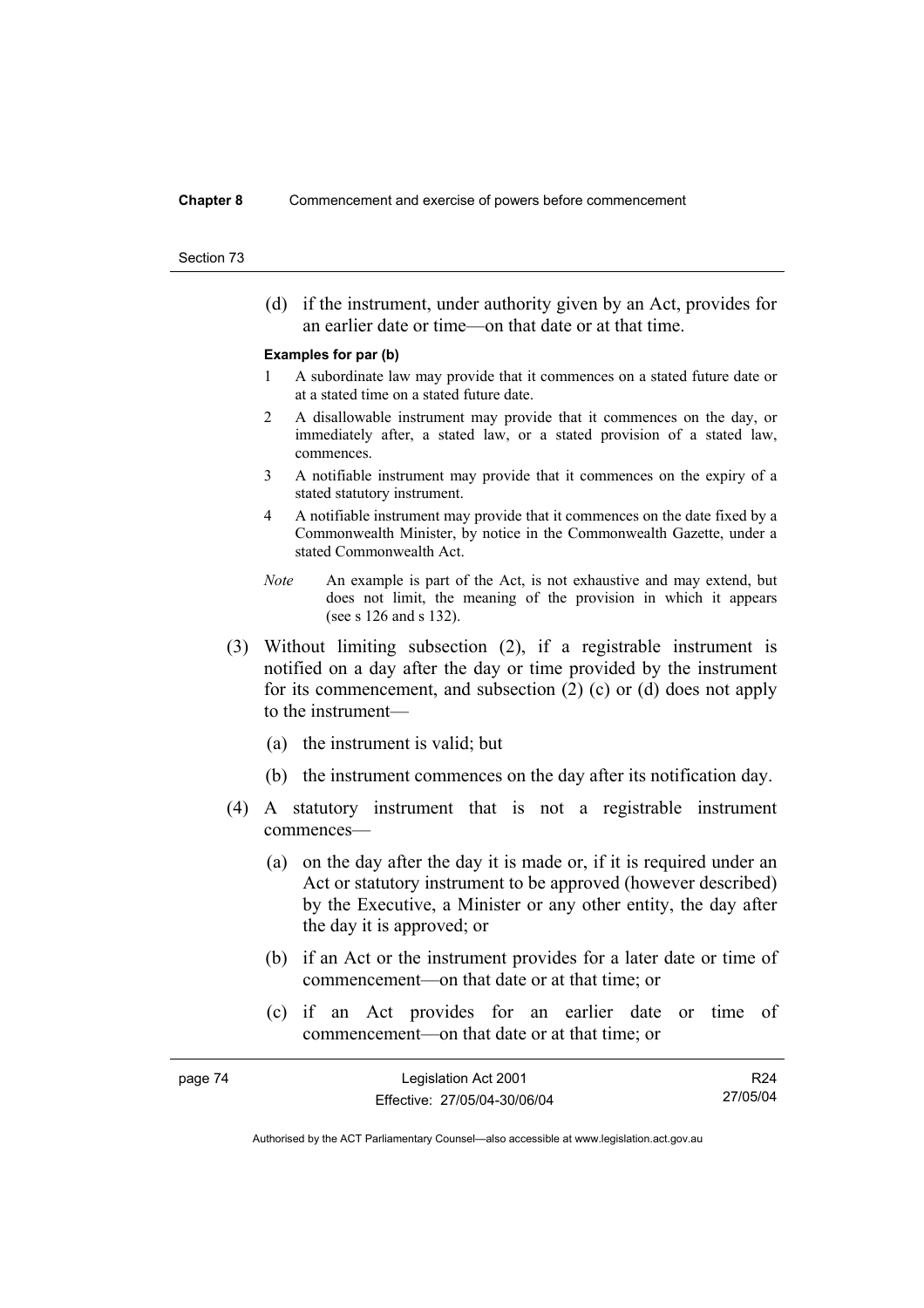(d) if the instrument, under authority given by an Act, provides for an earlier date or time—on that date or at that time.

**Examples for par (b)**

1 A subordinate law may provide that it commences on a stated future date or at a stated time on a stated future date.

2 A disallowable instrument may provide that it commences on the day, or immediately after, a stated law, or a stated provision of a stated law, commences.

3 A notifiable instrument may provide that it commences on the expiry of a stated statutory instrument.

4 A notifiable instrument may provide that it commences on the date fixed by a Commonwealth Minister, by notice in the Commonwealth Gazette, under a stated Commonwealth Act.

*Note* An example is part of the Act, is not exhaustive and may extend, but does not limit, the meaning of the provision in which it appears (see s 126 and s 132).

(3) Without limiting subsection (2), if a registrable instrument is notified on a day after the day or time provided by the instrument for its commencement, and subsection (2) (c) or (d) does not apply to the instrument—

(a) the instrument is valid; but

(b) the instrument commences on the day after its notification day.

(4) A statutory instrument that is not a registrable instrument commences—

(a) on the day after the day it is made or, if it is required under an Act or statutory instrument to be approved (however described) by the Executive, a Minister or any other entity, the day after the day it is approved; or

(b) if an Act or the instrument provides for a later date or time of commencement—on that date or at that time; or

(c) if an Act provides for an earlier date or time of commencement—on that date or at that time; or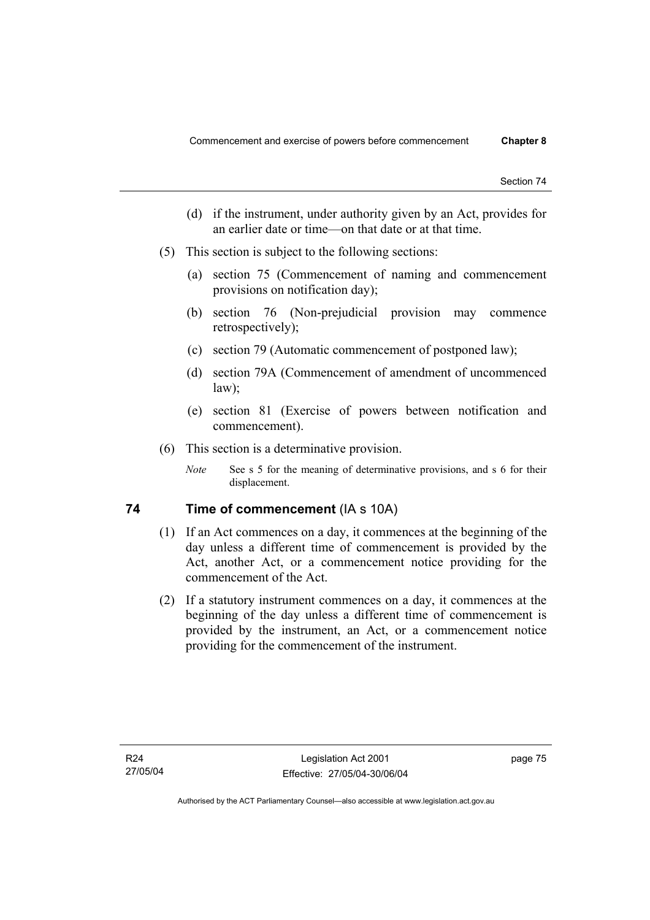(d) if the instrument, under authority given by an Act, provides for an earlier date or time—on that date or at that time.

(5) This section is subject to the following sections:

(a) section 75 (Commencement of naming and commencement provisions on notification day);

(b) section 76 (Non-prejudicial provision may commence retrospectively);

(c) section 79 (Automatic commencement of postponed law);

(d) section 79A (Commencement of amendment of uncommenced law);

(e) section 81 (Exercise of powers between notification and commencement).

(6) This section is a determinative provision.

*Note* See s 5 for the meaning of determinative provisions, and s 6 for their displacement.

## 74 Time of commencement (IA s 10A)

(1) If an Act commences on a day, it commences at the beginning of the day unless a different time of commencement is provided by the Act, another Act, or a commencement notice providing for the commencement of the Act.

(2) If a statutory instrument commences on a day, it commences at the beginning of the day unless a different time of commencement is provided by the instrument, an Act, or a commencement notice providing for the commencement of the instrument.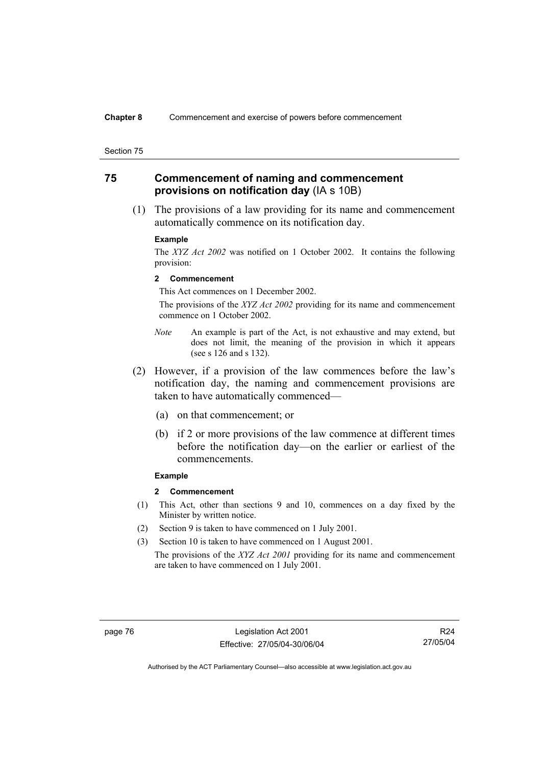## 75 Commencement of naming and commencement provisions on notification day (IA s 10B)

(1) The provisions of a law providing for its name and commencement automatically commence on its notification day.

**Example**

The *XYZ Act 2002* was notified on 1 October 2002. It contains the following provision:

**2 Commencement**

This Act commences on 1 December 2002.

The provisions of the *XYZ Act 2002* providing for its name and commencement commence on 1 October 2002.

*Note* An example is part of the Act, is not exhaustive and may extend, but does not limit, the meaning of the provision in which it appears (see s 126 and s 132).

(2) However, if a provision of the law commences before the law's notification day, the naming and commencement provisions are taken to have automatically commenced—

(a) on that commencement; or

(b) if 2 or more provisions of the law commence at different times before the notification day—on the earlier or earliest of the commencements.

**Example**

**2 Commencement**

(1) This Act, other than sections 9 and 10, commences on a day fixed by the Minister by written notice.

(2) Section 9 is taken to have commenced on 1 July 2001.

(3) Section 10 is taken to have commenced on 1 August 2001.

The provisions of the *XYZ Act 2001* providing for its name and commencement are taken to have commenced on 1 July 2001.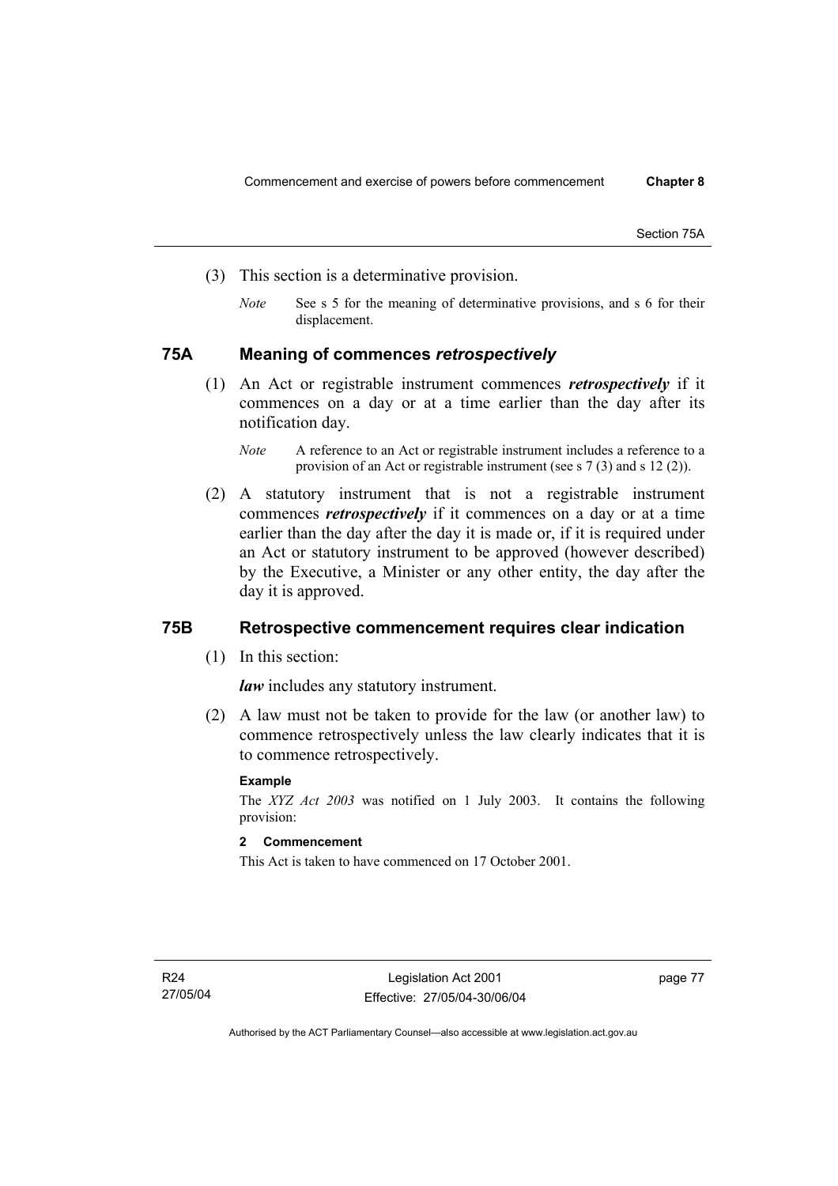(3) This section is a determinative provision.

*Note* See s 5 for the meaning of determinative provisions, and s 6 for their displacement.

## 75A Meaning of commences *retrospectively*

(1) An Act or registrable instrument commences ***retrospectively*** if it commences on a day or at a time earlier than the day after its notification day.

*Note* A reference to an Act or registrable instrument includes a reference to a provision of an Act or registrable instrument (see s 7 (3) and s 12 (2)).

(2) A statutory instrument that is not a registrable instrument commences ***retrospectively*** if it commences on a day or at a time earlier than the day after the day it is made or, if it is required under an Act or statutory instrument to be approved (however described) by the Executive, a Minister or any other entity, the day after the day it is approved.

## 75B Retrospective commencement requires clear indication

(1) In this section:

***law*** includes any statutory instrument.

(2) A law must not be taken to provide for the law (or another law) to commence retrospectively unless the law clearly indicates that it is to commence retrospectively.

**Example**

The *XYZ Act 2003* was notified on 1 July 2003. It contains the following provision:

**2 Commencement**

This Act is taken to have commenced on 17 October 2001.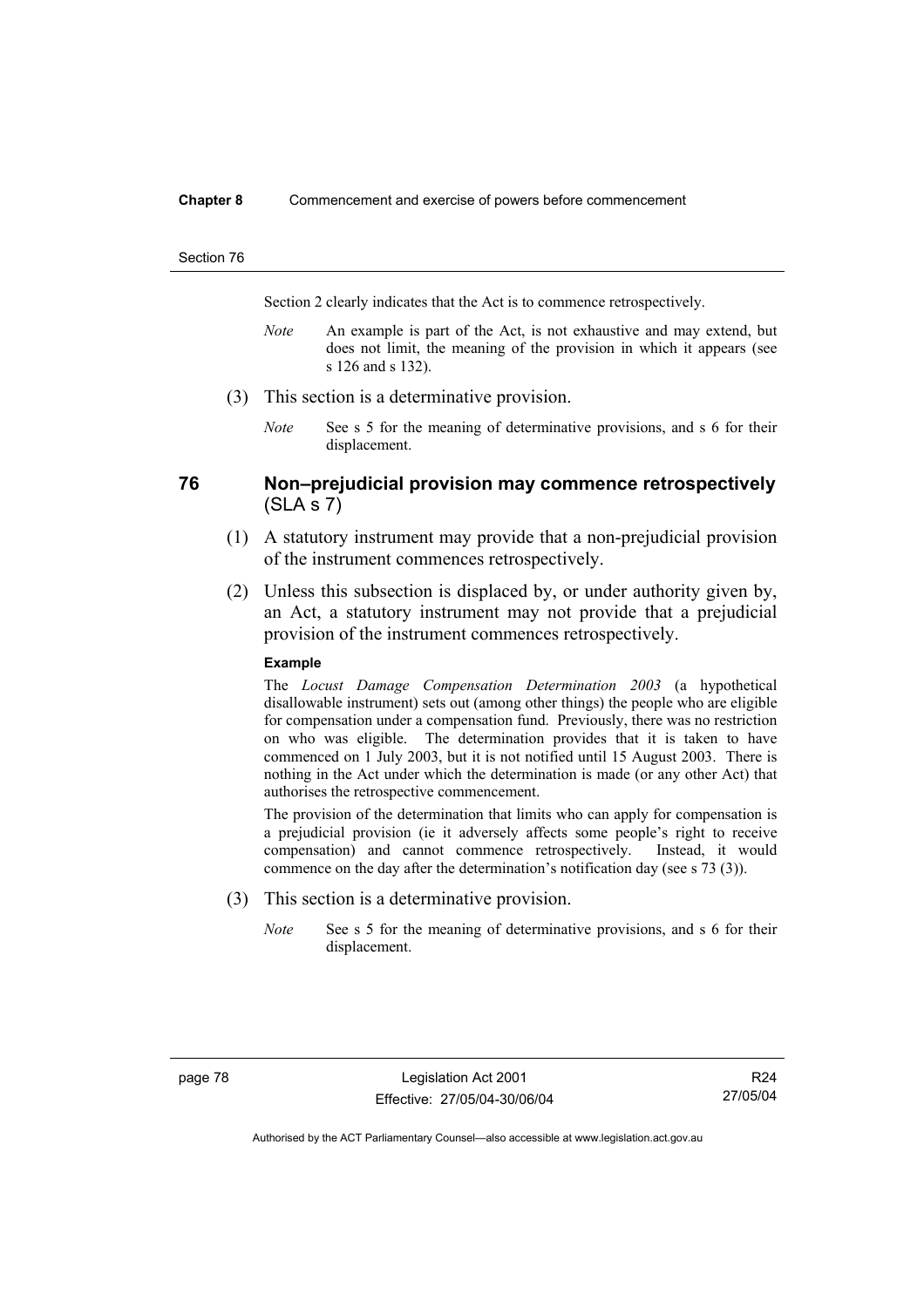Section 2 clearly indicates that the Act is to commence retrospectively.

*Note* An example is part of the Act, is not exhaustive and may extend, but does not limit, the meaning of the provision in which it appears (see s 126 and s 132).

(3) This section is a determinative provision.

*Note* See s 5 for the meaning of determinative provisions, and s 6 for their displacement.

## 76 Non–prejudicial provision may commence retrospectively (SLA s 7)

(1) A statutory instrument may provide that a non-prejudicial provision of the instrument commences retrospectively.

(2) Unless this subsection is displaced by, or under authority given by, an Act, a statutory instrument may not provide that a prejudicial provision of the instrument commences retrospectively.

**Example**

The *Locust Damage Compensation Determination 2003* (a hypothetical disallowable instrument) sets out (among other things) the people who are eligible for compensation under a compensation fund. Previously, there was no restriction on who was eligible. The determination provides that it is taken to have commenced on 1 July 2003, but it is not notified until 15 August 2003. There is nothing in the Act under which the determination is made (or any other Act) that authorises the retrospective commencement.

The provision of the determination that limits who can apply for compensation is a prejudicial provision (ie it adversely affects some people's right to receive compensation) and cannot commence retrospectively. Instead, it would commence on the day after the determination's notification day (see s 73 (3)).

(3) This section is a determinative provision.

*Note* See s 5 for the meaning of determinative provisions, and s 6 for their displacement.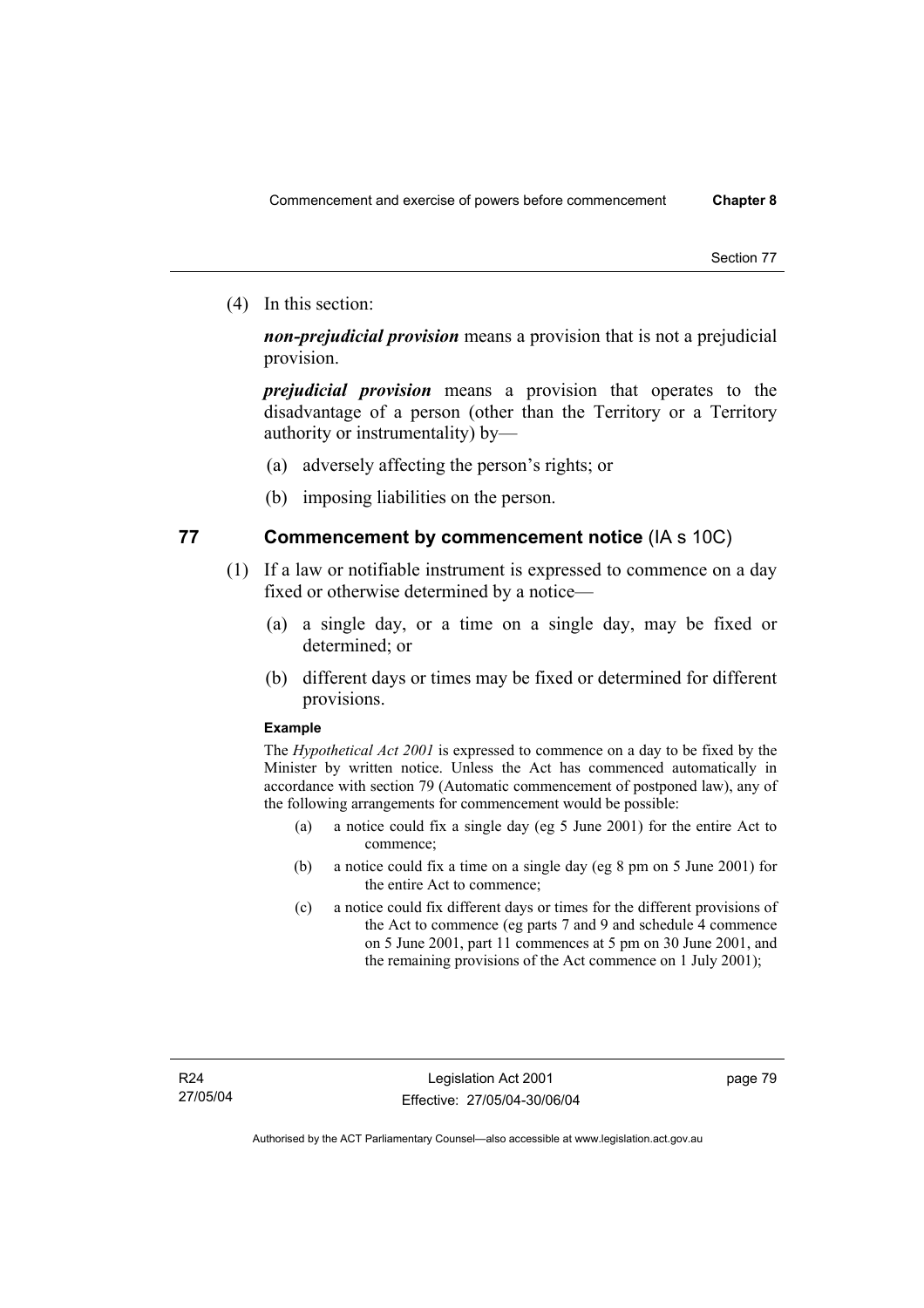(4) In this section:

***non-prejudicial provision*** means a provision that is not a prejudicial provision.

***prejudicial provision*** means a provision that operates to the disadvantage of a person (other than the Territory or a Territory authority or instrumentality) by—

(a) adversely affecting the person's rights; or

(b) imposing liabilities on the person.

## 77 Commencement by commencement notice (IA s 10C)

(1) If a law or notifiable instrument is expressed to commence on a day fixed or otherwise determined by a notice—

(a) a single day, or a time on a single day, may be fixed or determined; or

(b) different days or times may be fixed or determined for different provisions.

**Example**

The *Hypothetical Act 2001* is expressed to commence on a day to be fixed by the Minister by written notice. Unless the Act has commenced automatically in accordance with section 79 (Automatic commencement of postponed law), any of the following arrangements for commencement would be possible:

(a) a notice could fix a single day (eg 5 June 2001) for the entire Act to commence;

(b) a notice could fix a time on a single day (eg 8 pm on 5 June 2001) for the entire Act to commence;

(c) a notice could fix different days or times for the different provisions of the Act to commence (eg parts 7 and 9 and schedule 4 commence on 5 June 2001, part 11 commences at 5 pm on 30 June 2001, and the remaining provisions of the Act commence on 1 July 2001);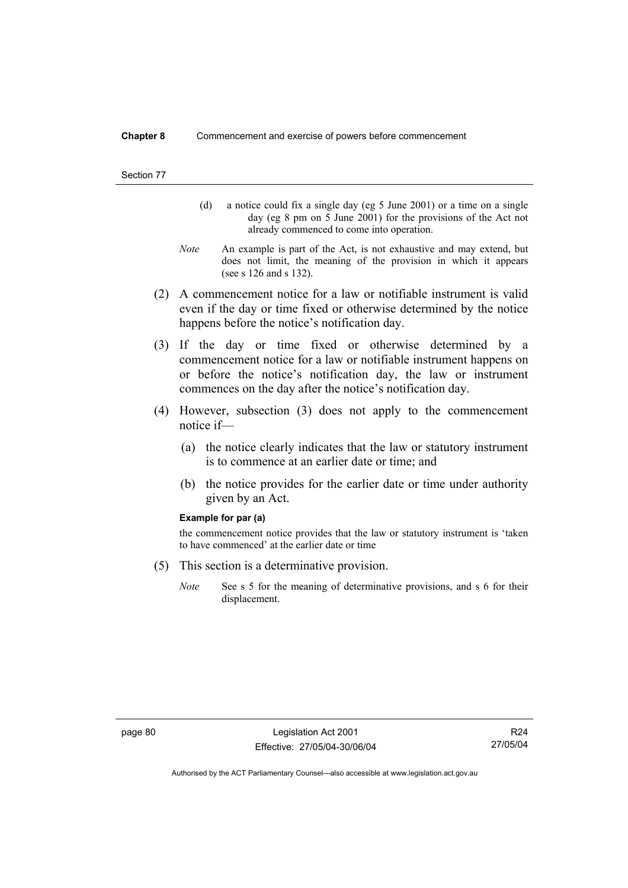(d) a notice could fix a single day (eg 5 June 2001) or a time on a single day (eg 8 pm on 5 June 2001) for the provisions of the Act not already commenced to come into operation.

*Note* An example is part of the Act, is not exhaustive and may extend, but does not limit, the meaning of the provision in which it appears (see s 126 and s 132).

(2) A commencement notice for a law or notifiable instrument is valid even if the day or time fixed or otherwise determined by the notice happens before the notice's notification day.

(3) If the day or time fixed or otherwise determined by a commencement notice for a law or notifiable instrument happens on or before the notice's notification day, the law or instrument commences on the day after the notice's notification day.

(4) However, subsection (3) does not apply to the commencement notice if—

(a) the notice clearly indicates that the law or statutory instrument is to commence at an earlier date or time; and

(b) the notice provides for the earlier date or time under authority given by an Act.

**Example for par (a)**

the commencement notice provides that the law or statutory instrument is 'taken to have commenced' at the earlier date or time

(5) This section is a determinative provision.

*Note* See s 5 for the meaning of determinative provisions, and s 6 for their displacement.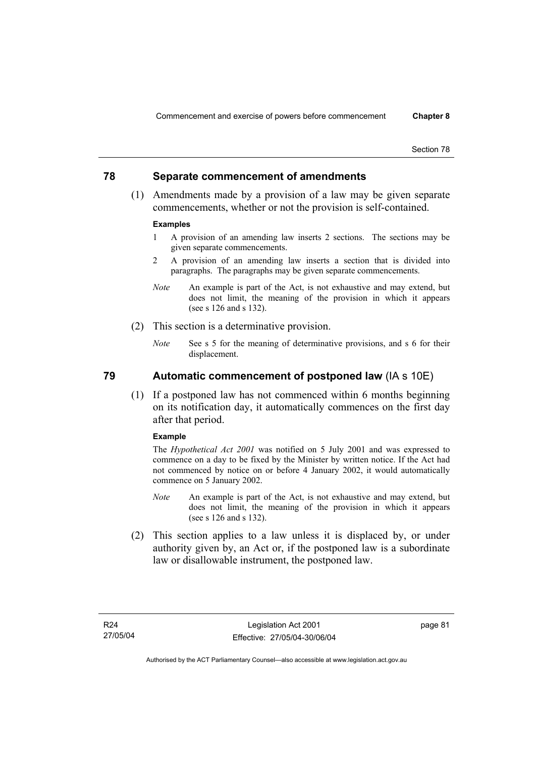## 78 Separate commencement of amendments

(1) Amendments made by a provision of a law may be given separate commencements, whether or not the provision is self-contained.

**Examples**

1 A provision of an amending law inserts 2 sections. The sections may be given separate commencements.

2 A provision of an amending law inserts a section that is divided into paragraphs. The paragraphs may be given separate commencements.

*Note* An example is part of the Act, is not exhaustive and may extend, but does not limit, the meaning of the provision in which it appears (see s 126 and s 132).

(2) This section is a determinative provision.

*Note* See s 5 for the meaning of determinative provisions, and s 6 for their displacement.

## 79 Automatic commencement of postponed law (IA s 10E)

(1) If a postponed law has not commenced within 6 months beginning on its notification day, it automatically commences on the first day after that period.

**Example**

The *Hypothetical Act 2001* was notified on 5 July 2001 and was expressed to commence on a day to be fixed by the Minister by written notice. If the Act had not commenced by notice on or before 4 January 2002, it would automatically commence on 5 January 2002.

*Note* An example is part of the Act, is not exhaustive and may extend, but does not limit, the meaning of the provision in which it appears (see s 126 and s 132).

(2) This section applies to a law unless it is displaced by, or under authority given by, an Act or, if the postponed law is a subordinate law or disallowable instrument, the postponed law.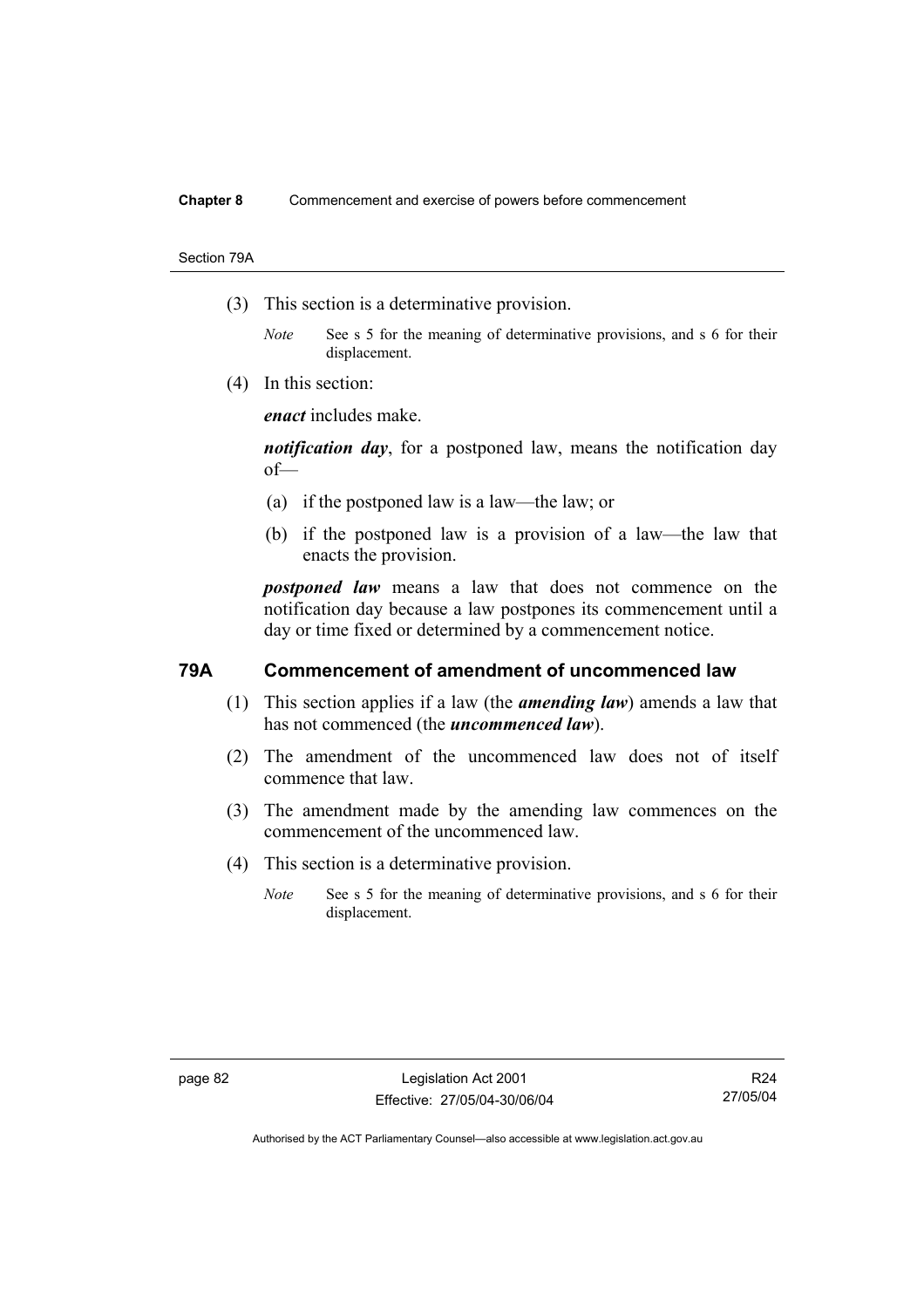(3) This section is a determinative provision.

*Note* See s 5 for the meaning of determinative provisions, and s 6 for their displacement.

(4) In this section:

***enact*** includes make.

***notification day***, for a postponed law, means the notification day of—

(a) if the postponed law is a law—the law; or

(b) if the postponed law is a provision of a law—the law that enacts the provision.

***postponed law*** means a law that does not commence on the notification day because a law postpones its commencement until a day or time fixed or determined by a commencement notice.

## 79A Commencement of amendment of uncommenced law

(1) This section applies if a law (the ***amending law***) amends a law that has not commenced (the ***uncommenced law***).

(2) The amendment of the uncommenced law does not of itself commence that law.

(3) The amendment made by the amending law commences on the commencement of the uncommenced law.

(4) This section is a determinative provision.

*Note* See s 5 for the meaning of determinative provisions, and s 6 for their displacement.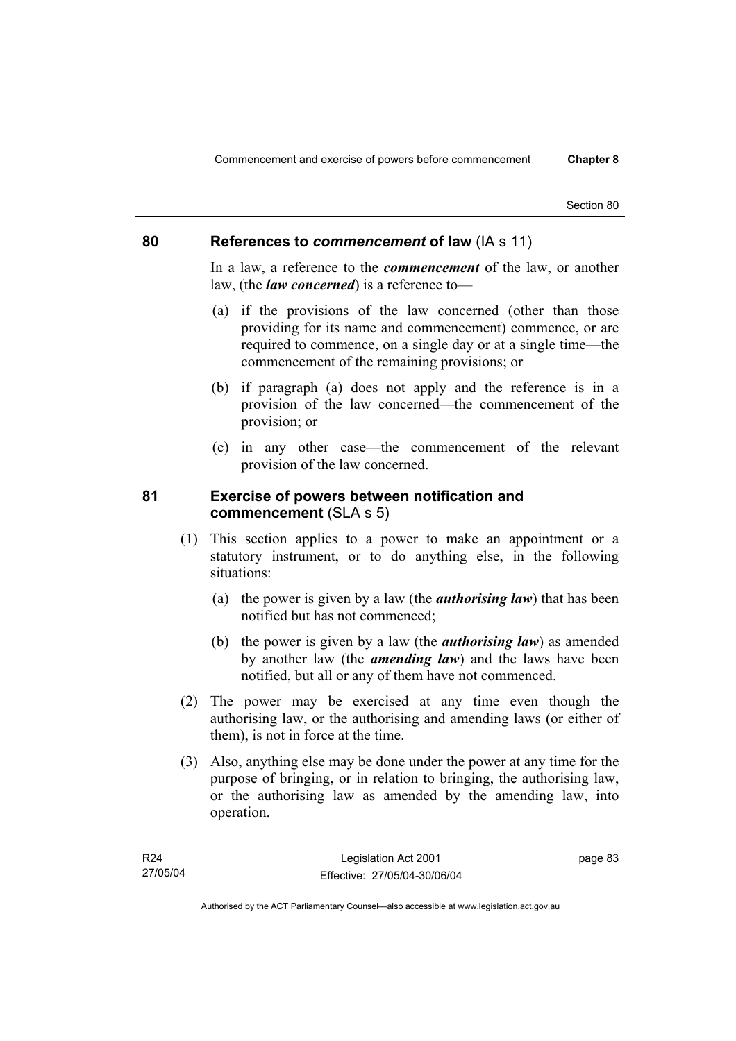## 80 References to *commencement* of law (IA s 11)

In a law, a reference to the ***commencement*** of the law, or another law, (the ***law concerned***) is a reference to—

(a) if the provisions of the law concerned (other than those providing for its name and commencement) commence, or are required to commence, on a single day or at a single time—the commencement of the remaining provisions; or

(b) if paragraph (a) does not apply and the reference is in a provision of the law concerned—the commencement of the provision; or

(c) in any other case—the commencement of the relevant provision of the law concerned.

## 81 Exercise of powers between notification and commencement (SLA s 5)

(1) This section applies to a power to make an appointment or a statutory instrument, or to do anything else, in the following situations:

(a) the power is given by a law (the ***authorising law***) that has been notified but has not commenced;

(b) the power is given by a law (the ***authorising law***) as amended by another law (the ***amending law***) and the laws have been notified, but all or any of them have not commenced.

(2) The power may be exercised at any time even though the authorising law, or the authorising and amending laws (or either of them), is not in force at the time.

(3) Also, anything else may be done under the power at any time for the purpose of bringing, or in relation to bringing, the authorising law, or the authorising law as amended by the amending law, into operation.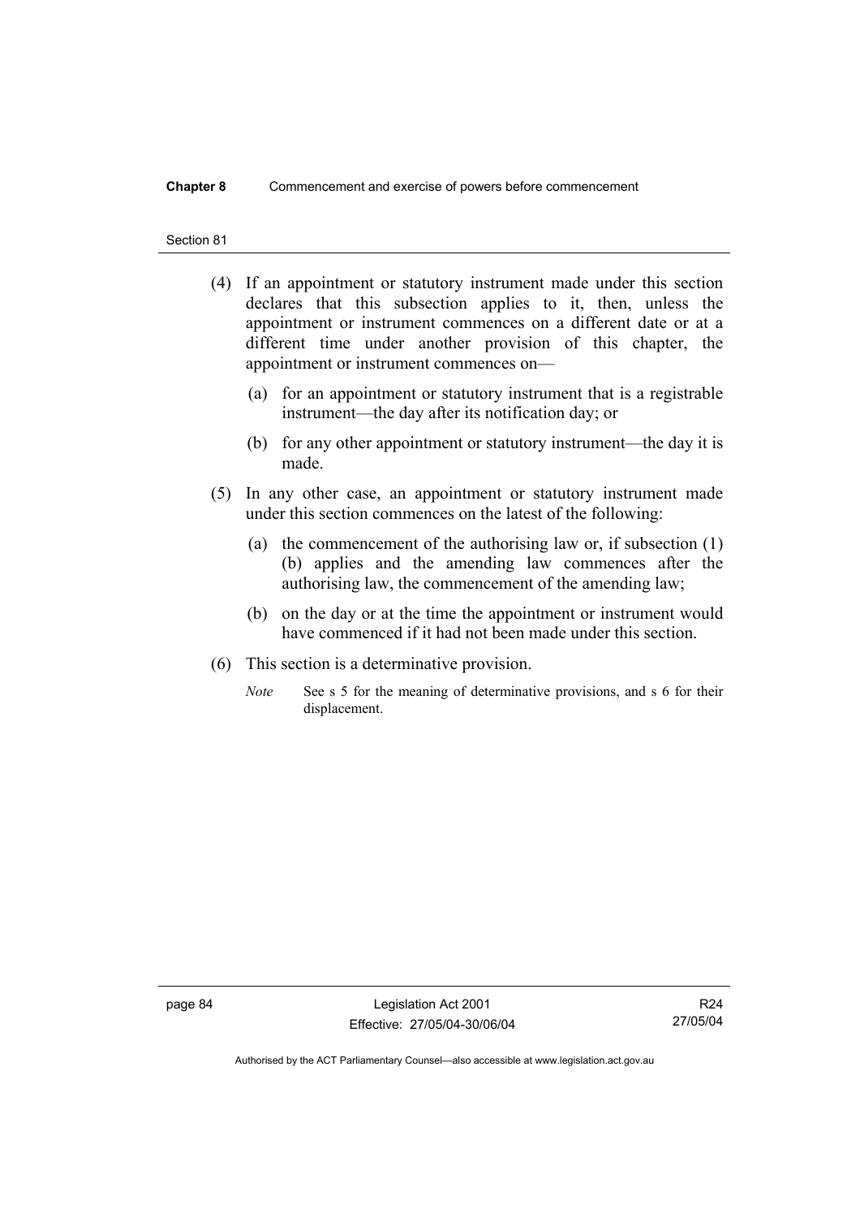(4) If an appointment or statutory instrument made under this section declares that this subsection applies to it, then, unless the appointment or instrument commences on a different date or at a different time under another provision of this chapter, the appointment or instrument commences on—

(a) for an appointment or statutory instrument that is a registrable instrument—the day after its notification day; or

(b) for any other appointment or statutory instrument—the day it is made.

(5) In any other case, an appointment or statutory instrument made under this section commences on the latest of the following:

(a) the commencement of the authorising law or, if subsection (1) (b) applies and the amending law commences after the authorising law, the commencement of the amending law;

(b) on the day or at the time the appointment or instrument would have commenced if it had not been made under this section.

(6) This section is a determinative provision.

*Note* See s 5 for the meaning of determinative provisions, and s 6 for their displacement.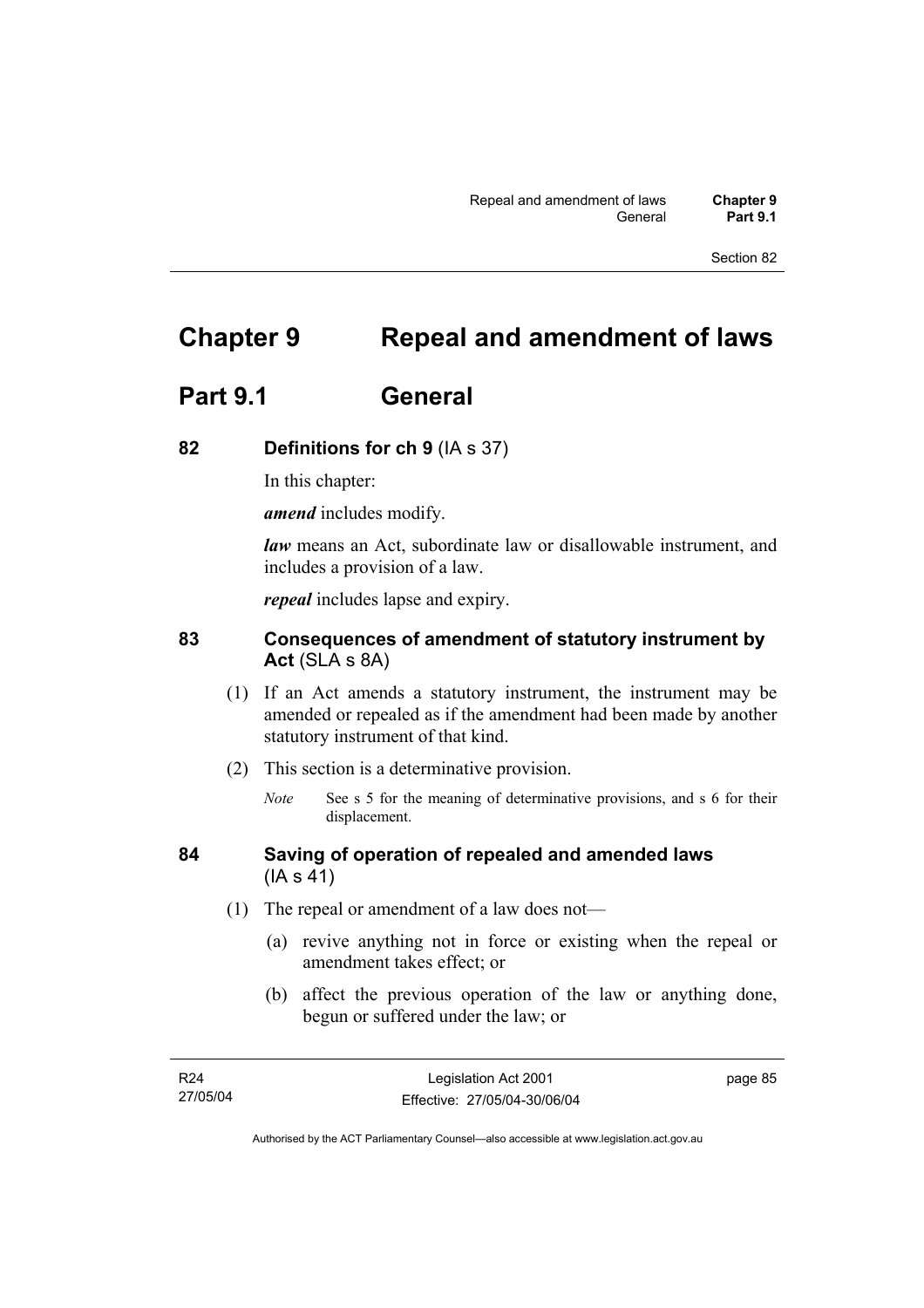# Chapter 9 Repeal and amendment of laws

## Part 9.1 General

### 82 Definitions for ch 9 (IA s 37)

In this chapter:

***amend*** includes modify.

***law*** means an Act, subordinate law or disallowable instrument, and includes a provision of a law.

***repeal*** includes lapse and expiry.

### 83 Consequences of amendment of statutory instrument by Act (SLA s 8A)

(1) If an Act amends a statutory instrument, the instrument may be amended or repealed as if the amendment had been made by another statutory instrument of that kind.

(2) This section is a determinative provision.

*Note* See s 5 for the meaning of determinative provisions, and s 6 for their displacement.

### 84 Saving of operation of repealed and amended laws (IA s 41)

(1) The repeal or amendment of a law does not—

(a) revive anything not in force or existing when the repeal or amendment takes effect; or

(b) affect the previous operation of the law or anything done, begun or suffered under the law; or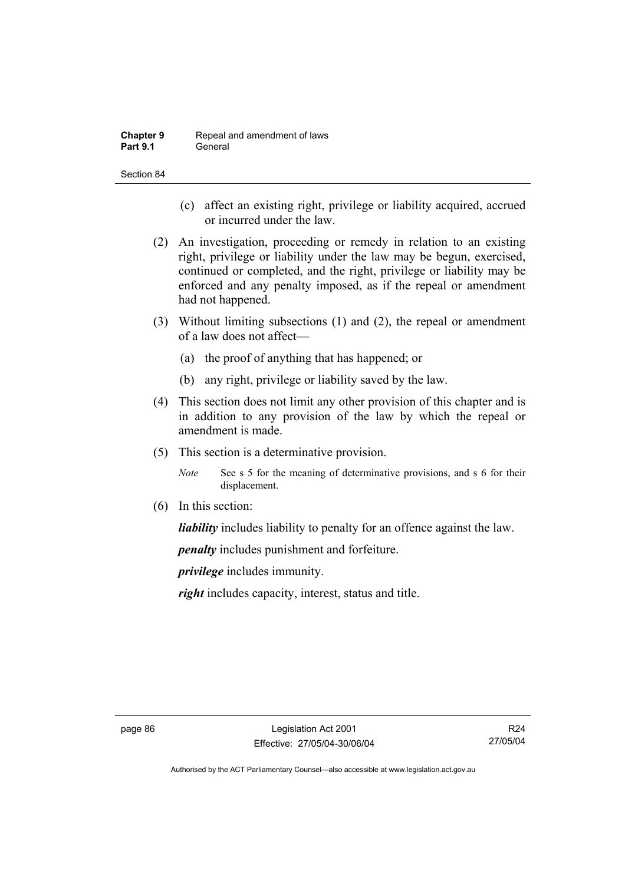(c) affect an existing right, privilege or liability acquired, accrued or incurred under the law.

(2) An investigation, proceeding or remedy in relation to an existing right, privilege or liability under the law may be begun, exercised, continued or completed, and the right, privilege or liability may be enforced and any penalty imposed, as if the repeal or amendment had not happened.

(3) Without limiting subsections (1) and (2), the repeal or amendment of a law does not affect—

(a) the proof of anything that has happened; or

(b) any right, privilege or liability saved by the law.

(4) This section does not limit any other provision of this chapter and is in addition to any provision of the law by which the repeal or amendment is made.

(5) This section is a determinative provision.

*Note* See s 5 for the meaning of determinative provisions, and s 6 for their displacement.

(6) In this section:

***liability*** includes liability to penalty for an offence against the law.

***penalty*** includes punishment and forfeiture.

***privilege*** includes immunity.

***right*** includes capacity, interest, status and title.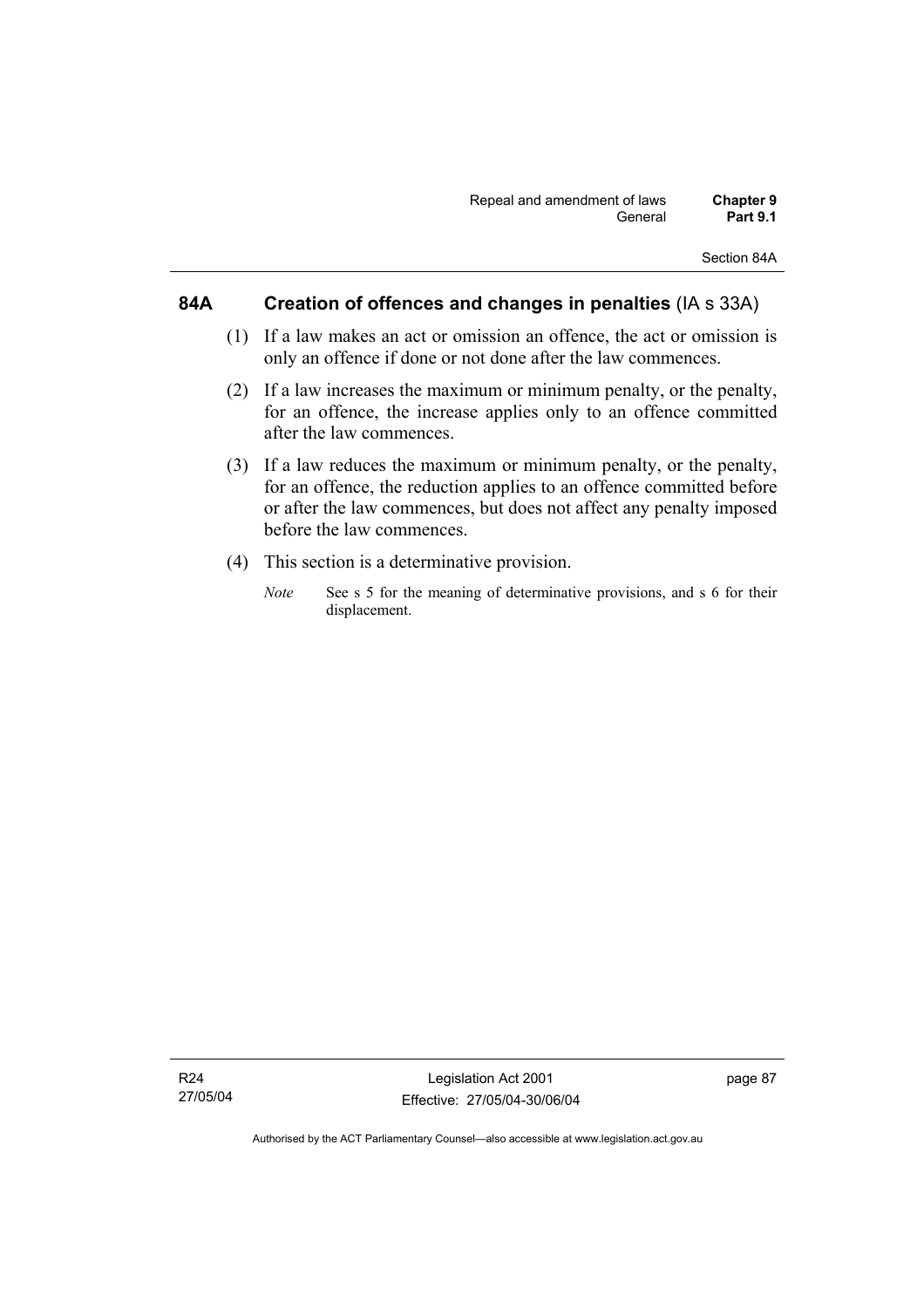## 84A Creation of offences and changes in penalties (IA s 33A)

(1) If a law makes an act or omission an offence, the act or omission is only an offence if done or not done after the law commences.

(2) If a law increases the maximum or minimum penalty, or the penalty, for an offence, the increase applies only to an offence committed after the law commences.

(3) If a law reduces the maximum or minimum penalty, or the penalty, for an offence, the reduction applies to an offence committed before or after the law commences, but does not affect any penalty imposed before the law commences.

(4) This section is a determinative provision.

*Note* See s 5 for the meaning of determinative provisions, and s 6 for their displacement.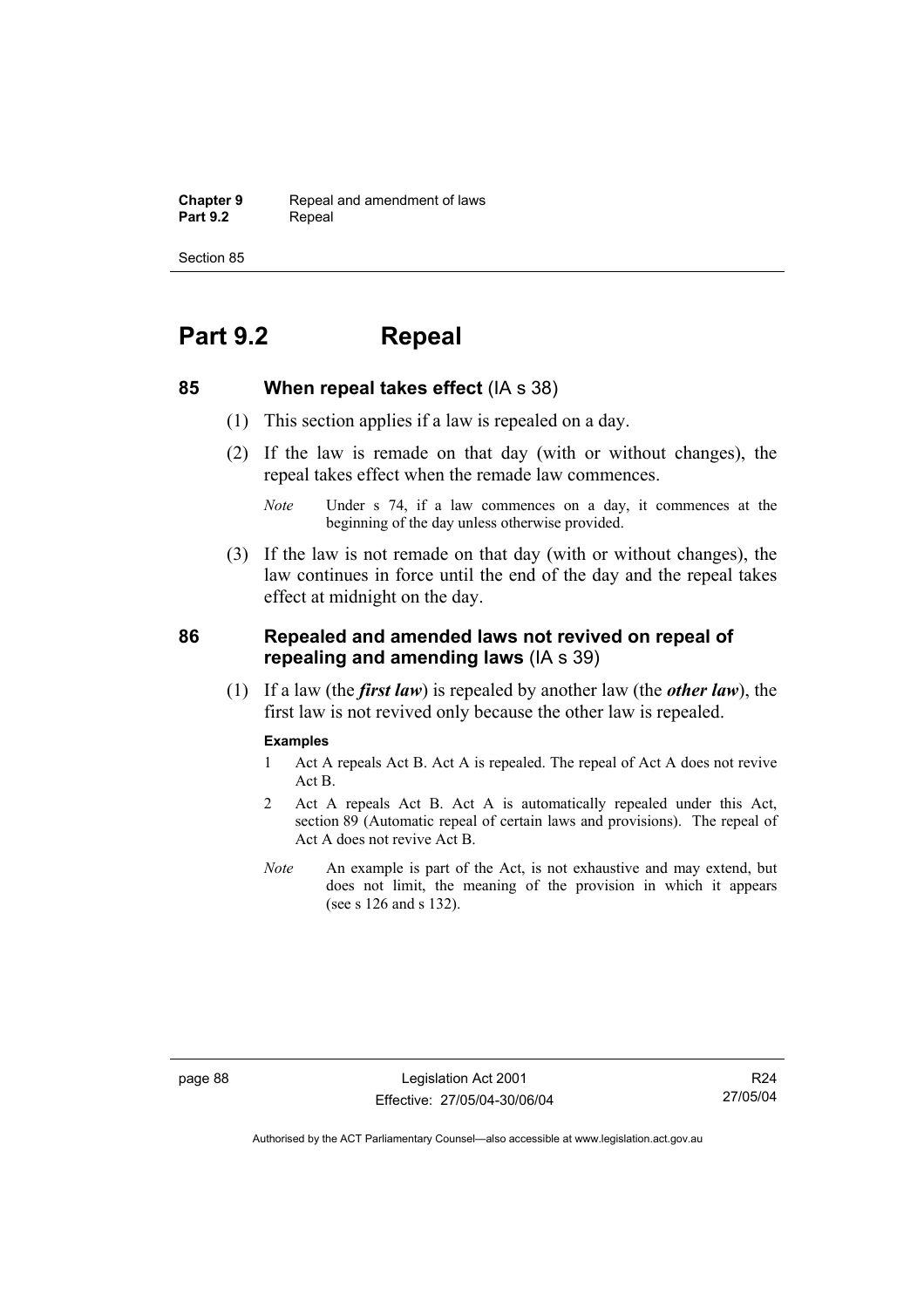# Part 9.2 Repeal

## 85 When repeal takes effect (IA s 38)

(1) This section applies if a law is repealed on a day.

(2) If the law is remade on that day (with or without changes), the repeal takes effect when the remade law commences.

*Note* Under s 74, if a law commences on a day, it commences at the beginning of the day unless otherwise provided.

(3) If the law is not remade on that day (with or without changes), the law continues in force until the end of the day and the repeal takes effect at midnight on the day.

## 86 Repealed and amended laws not revived on repeal of repealing and amending laws (IA s 39)

(1) If a law (the ***first law***) is repealed by another law (the ***other law***), the first law is not revived only because the other law is repealed.

**Examples**

1 Act A repeals Act B. Act A is repealed. The repeal of Act A does not revive Act B.

2 Act A repeals Act B. Act A is automatically repealed under this Act, section 89 (Automatic repeal of certain laws and provisions). The repeal of Act A does not revive Act B.

*Note* An example is part of the Act, is not exhaustive and may extend, but does not limit, the meaning of the provision in which it appears (see s 126 and s 132).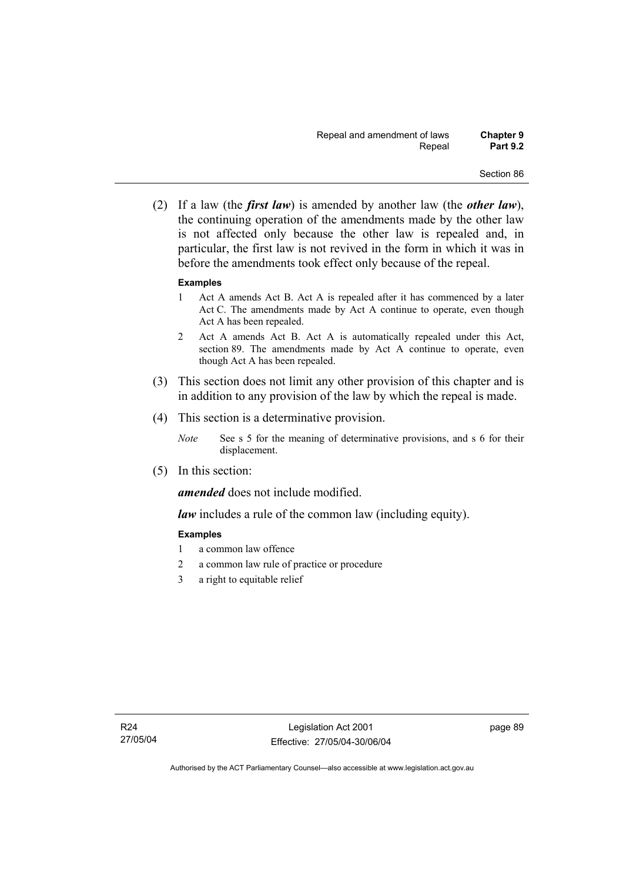(2) If a law (the ***first law***) is amended by another law (the ***other law***), the continuing operation of the amendments made by the other law is not affected only because the other law is repealed and, in particular, the first law is not revived in the form in which it was in before the amendments took effect only because of the repeal.

**Examples**

1 Act A amends Act B. Act A is repealed after it has commenced by a later Act C. The amendments made by Act A continue to operate, even though Act A has been repealed.

2 Act A amends Act B. Act A is automatically repealed under this Act, section 89. The amendments made by Act A continue to operate, even though Act A has been repealed.

(3) This section does not limit any other provision of this chapter and is in addition to any provision of the law by which the repeal is made.

(4) This section is a determinative provision.

*Note* See s 5 for the meaning of determinative provisions, and s 6 for their displacement.

(5) In this section:

***amended*** does not include modified.

***law*** includes a rule of the common law (including equity).

**Examples**

1 a common law offence

2 a common law rule of practice or procedure

3 a right to equitable relief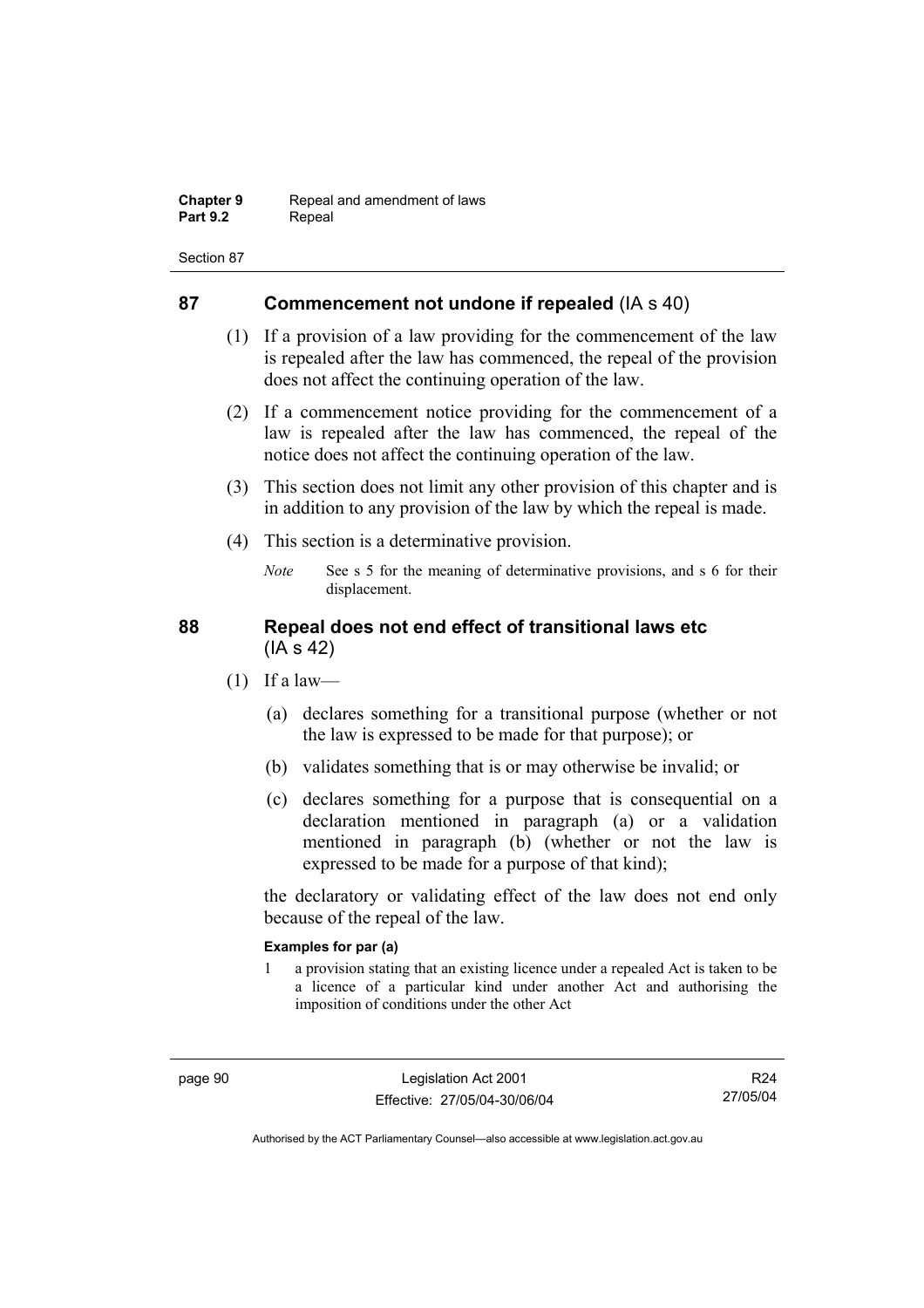## 87 Commencement not undone if repealed (IA s 40)

(1) If a provision of a law providing for the commencement of the law is repealed after the law has commenced, the repeal of the provision does not affect the continuing operation of the law.

(2) If a commencement notice providing for the commencement of a law is repealed after the law has commenced, the repeal of the notice does not affect the continuing operation of the law.

(3) This section does not limit any other provision of this chapter and is in addition to any provision of the law by which the repeal is made.

(4) This section is a determinative provision.

*Note* See s 5 for the meaning of determinative provisions, and s 6 for their displacement.

## 88 Repeal does not end effect of transitional laws etc (IA s 42)

(1) If a law—

(a) declares something for a transitional purpose (whether or not the law is expressed to be made for that purpose); or

(b) validates something that is or may otherwise be invalid; or

(c) declares something for a purpose that is consequential on a declaration mentioned in paragraph (a) or a validation mentioned in paragraph (b) (whether or not the law is expressed to be made for a purpose of that kind);

the declaratory or validating effect of the law does not end only because of the repeal of the law.

**Examples for par (a)**

1 a provision stating that an existing licence under a repealed Act is taken to be a licence of a particular kind under another Act and authorising the imposition of conditions under the other Act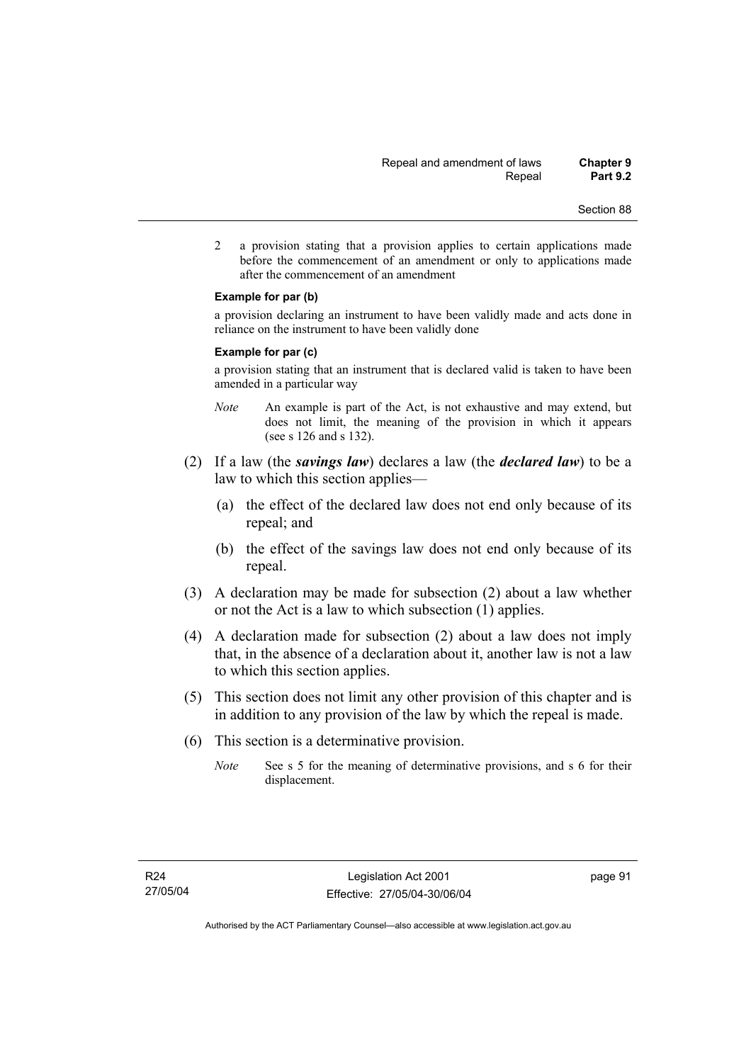2 a provision stating that a provision applies to certain applications made before the commencement of an amendment or only to applications made after the commencement of an amendment

**Example for par (b)**

a provision declaring an instrument to have been validly made and acts done in reliance on the instrument to have been validly done

**Example for par (c)**

a provision stating that an instrument that is declared valid is taken to have been amended in a particular way

*Note* An example is part of the Act, is not exhaustive and may extend, but does not limit, the meaning of the provision in which it appears (see s 126 and s 132).

(2) If a law (the ***savings law***) declares a law (the ***declared law***) to be a law to which this section applies—

(a) the effect of the declared law does not end only because of its repeal; and

(b) the effect of the savings law does not end only because of its repeal.

(3) A declaration may be made for subsection (2) about a law whether or not the Act is a law to which subsection (1) applies.

(4) A declaration made for subsection (2) about a law does not imply that, in the absence of a declaration about it, another law is not a law to which this section applies.

(5) This section does not limit any other provision of this chapter and is in addition to any provision of the law by which the repeal is made.

(6) This section is a determinative provision.

*Note* See s 5 for the meaning of determinative provisions, and s 6 for their displacement.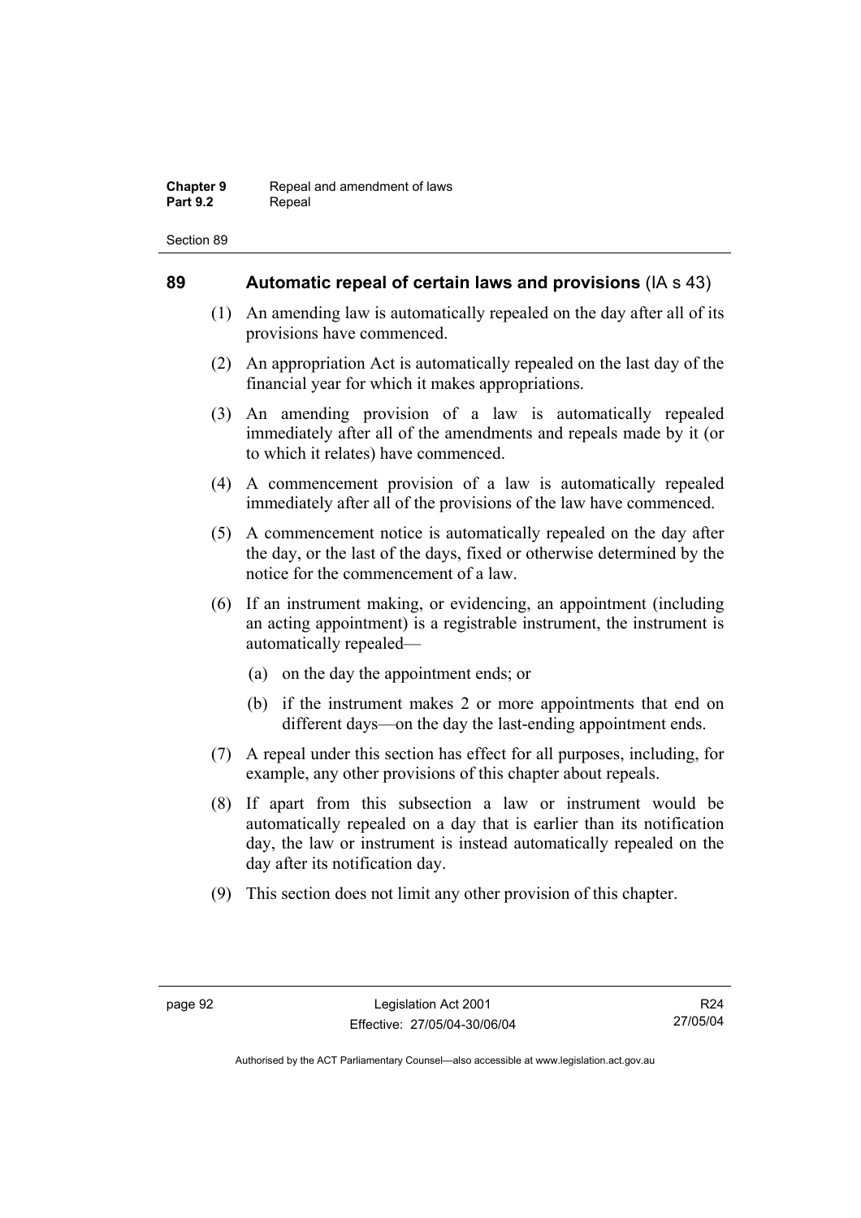## 89 Automatic repeal of certain laws and provisions (IA s 43)

(1) An amending law is automatically repealed on the day after all of its provisions have commenced.

(2) An appropriation Act is automatically repealed on the last day of the financial year for which it makes appropriations.

(3) An amending provision of a law is automatically repealed immediately after all of the amendments and repeals made by it (or to which it relates) have commenced.

(4) A commencement provision of a law is automatically repealed immediately after all of the provisions of the law have commenced.

(5) A commencement notice is automatically repealed on the day after the day, or the last of the days, fixed or otherwise determined by the notice for the commencement of a law.

(6) If an instrument making, or evidencing, an appointment (including an acting appointment) is a registrable instrument, the instrument is automatically repealed—

(a) on the day the appointment ends; or

(b) if the instrument makes 2 or more appointments that end on different days—on the day the last-ending appointment ends.

(7) A repeal under this section has effect for all purposes, including, for example, any other provisions of this chapter about repeals.

(8) If apart from this subsection a law or instrument would be automatically repealed on a day that is earlier than its notification day, the law or instrument is instead automatically repealed on the day after its notification day.

(9) This section does not limit any other provision of this chapter.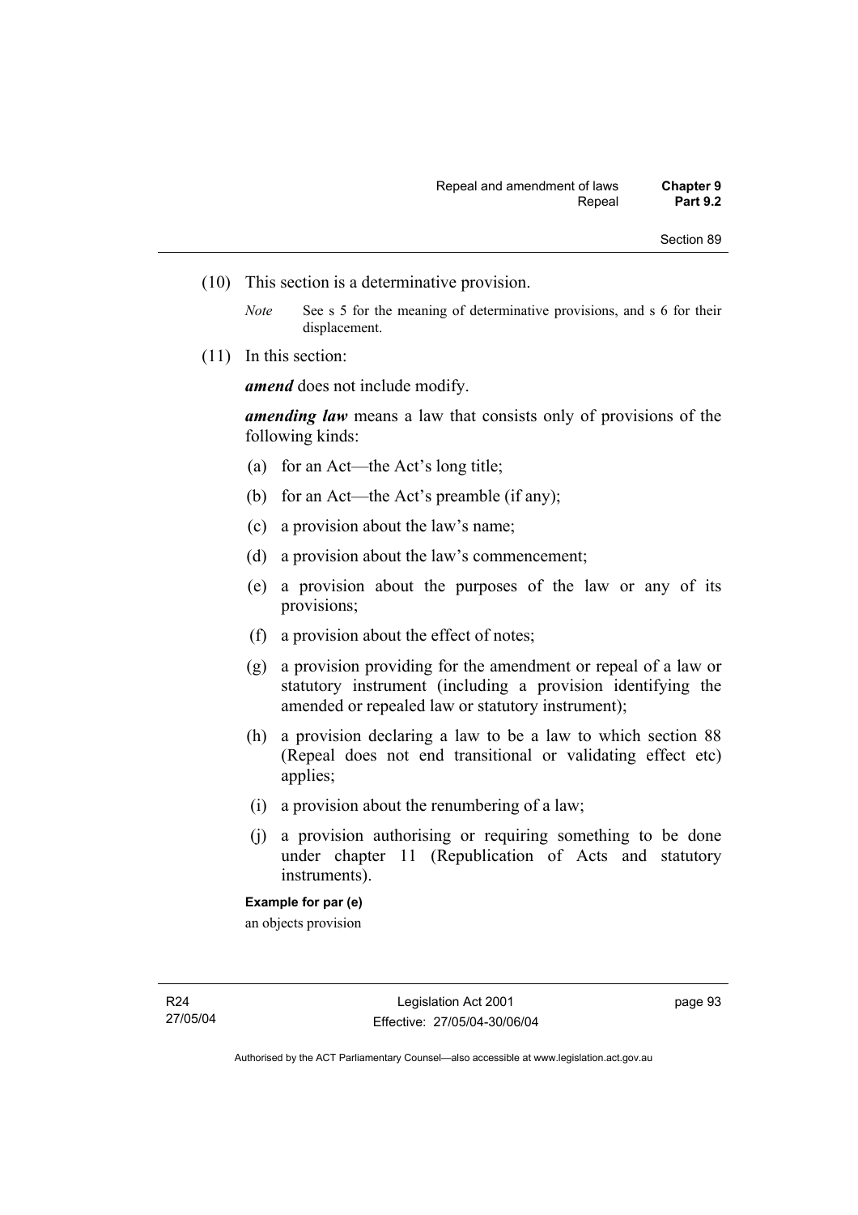(10) This section is a determinative provision.

*Note* See s 5 for the meaning of determinative provisions, and s 6 for their displacement.

(11) In this section:

***amend*** does not include modify.

***amending law*** means a law that consists only of provisions of the following kinds:

(a) for an Act—the Act's long title;

(b) for an Act—the Act's preamble (if any);

(c) a provision about the law's name;

(d) a provision about the law's commencement;

(e) a provision about the purposes of the law or any of its provisions;

(f) a provision about the effect of notes;

(g) a provision providing for the amendment or repeal of a law or statutory instrument (including a provision identifying the amended or repealed law or statutory instrument);

(h) a provision declaring a law to be a law to which section 88 (Repeal does not end transitional or validating effect etc) applies;

(i) a provision about the renumbering of a law;

(j) a provision authorising or requiring something to be done under chapter 11 (Republication of Acts and statutory instruments).

**Example for par (e)**

an objects provision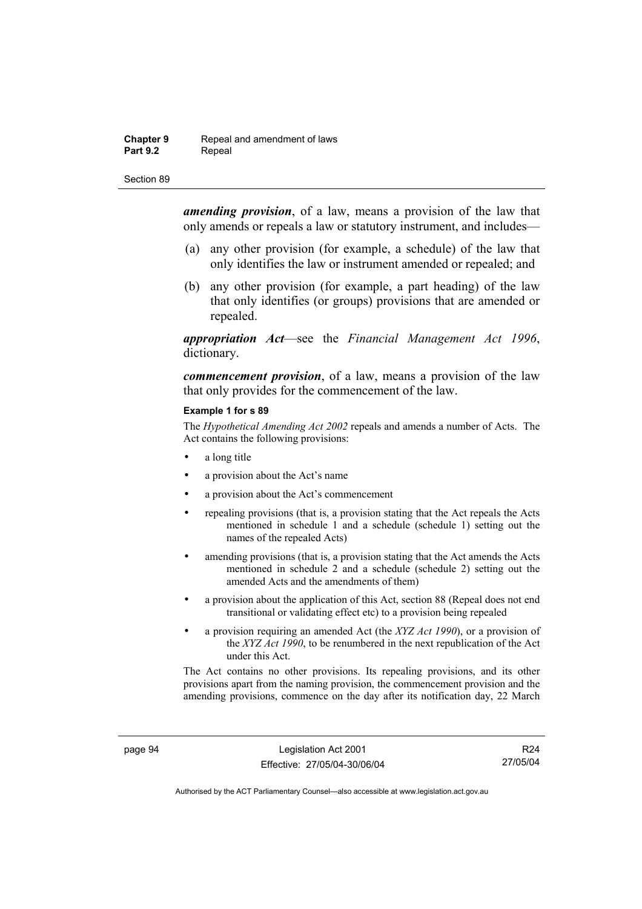***amending provision***, of a law, means a provision of the law that only amends or repeals a law or statutory instrument, and includes—

(a) any other provision (for example, a schedule) of the law that only identifies the law or instrument amended or repealed; and

(b) any other provision (for example, a part heading) of the law that only identifies (or groups) provisions that are amended or repealed.

***appropriation Act***—see the *Financial Management Act 1996*, dictionary.

***commencement provision***, of a law, means a provision of the law that only provides for the commencement of the law.

**Example 1 for s 89**

The *Hypothetical Amending Act 2002* repeals and amends a number of Acts. The Act contains the following provisions:

- a long title
- a provision about the Act's name
- a provision about the Act's commencement
- repealing provisions (that is, a provision stating that the Act repeals the Acts mentioned in schedule 1 and a schedule (schedule 1) setting out the names of the repealed Acts)
- amending provisions (that is, a provision stating that the Act amends the Acts mentioned in schedule 2 and a schedule (schedule 2) setting out the amended Acts and the amendments of them)
- a provision about the application of this Act, section 88 (Repeal does not end transitional or validating effect etc) to a provision being repealed
- a provision requiring an amended Act (the *XYZ Act 1990*), or a provision of the *XYZ Act 1990*, to be renumbered in the next republication of the Act under this Act.

The Act contains no other provisions. Its repealing provisions, and its other provisions apart from the naming provision, the commencement provision and the amending provisions, commence on the day after its notification day, 22 March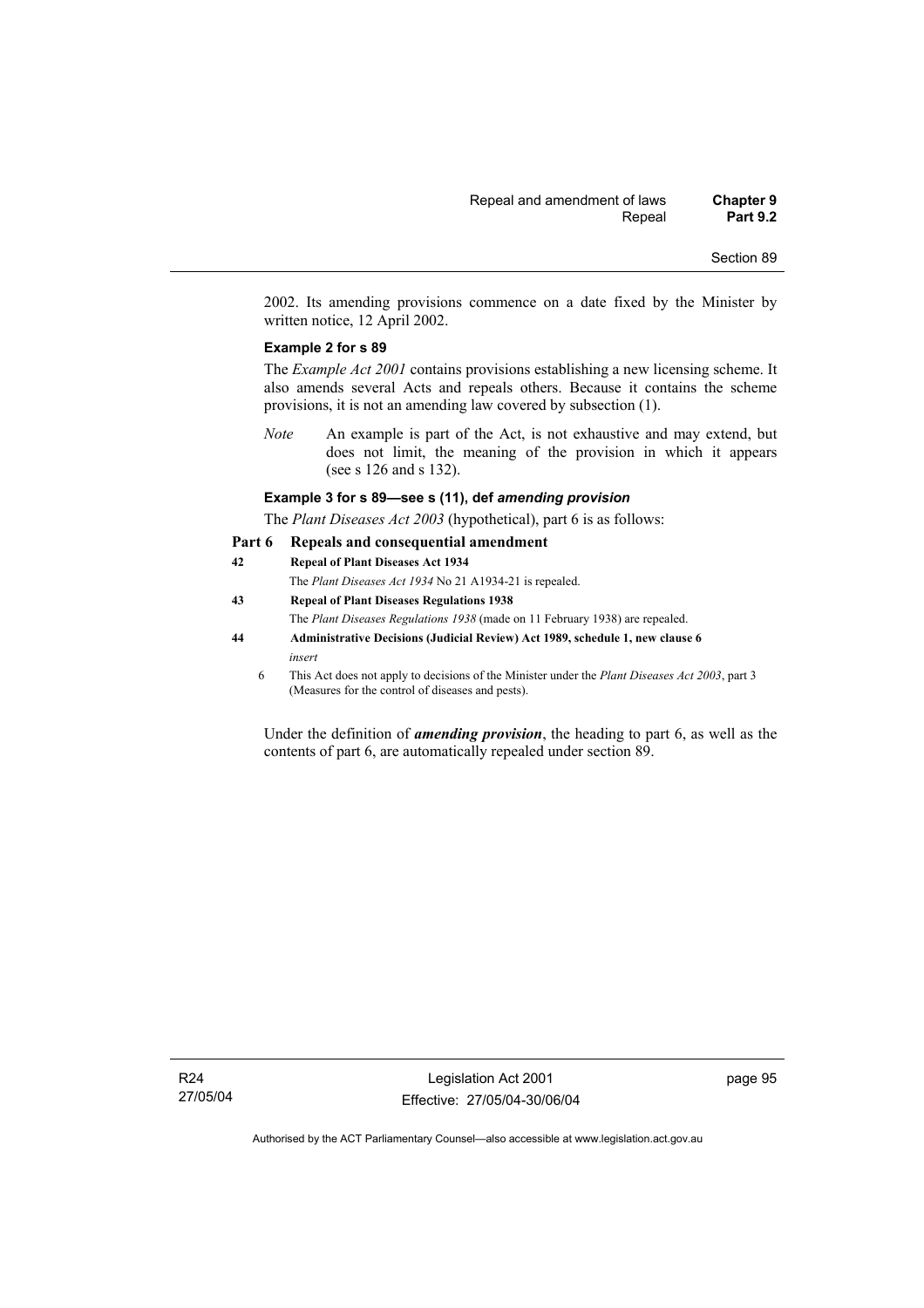2002. Its amending provisions commence on a date fixed by the Minister by written notice, 12 April 2002.

**Example 2 for s 89**

The *Example Act 2001* contains provisions establishing a new licensing scheme. It also amends several Acts and repeals others. Because it contains the scheme provisions, it is not an amending law covered by subsection (1).

*Note* An example is part of the Act, is not exhaustive and may extend, but does not limit, the meaning of the provision in which it appears (see s 126 and s 132).

**Example 3 for s 89—see s (11), def *amending provision***

The *Plant Diseases Act 2003* (hypothetical), part 6 is as follows:

**Part 6 Repeals and consequential amendment**

**42 Repeal of Plant Diseases Act 1934**

The *Plant Diseases Act 1934* No 21 A1934-21 is repealed.

**43 Repeal of Plant Diseases Regulations 1938**

The *Plant Diseases Regulations 1938* (made on 11 February 1938) are repealed.

**44 Administrative Decisions (Judicial Review) Act 1989, schedule 1, new clause 6**

*insert*

6 This Act does not apply to decisions of the Minister under the *Plant Diseases Act 2003*, part 3 (Measures for the control of diseases and pests).

Under the definition of ***amending provision***, the heading to part 6, as well as the contents of part 6, are automatically repealed under section 89.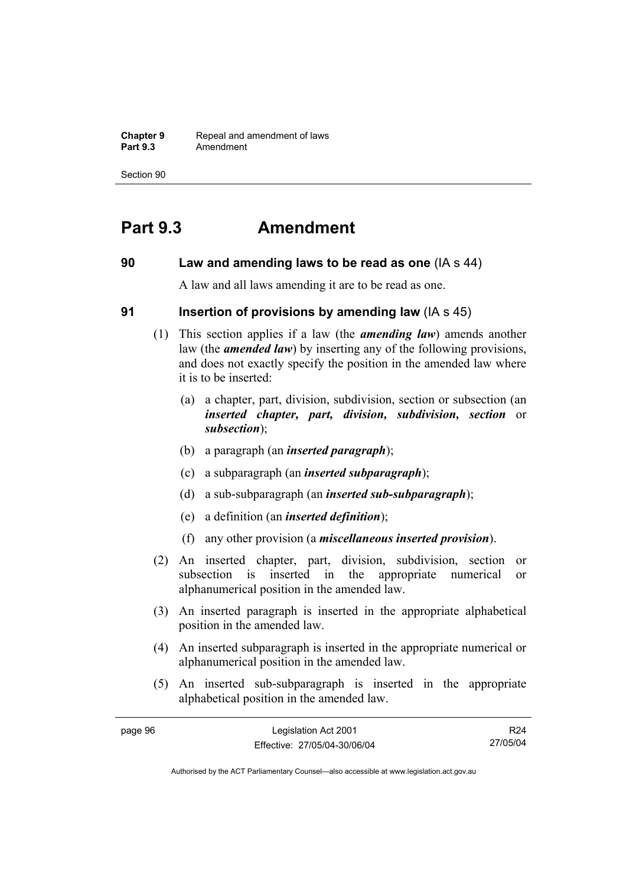# Part 9.3 Amendment

## 90 Law and amending laws to be read as one (IA s 44)

A law and all laws amending it are to be read as one.

## 91 Insertion of provisions by amending law (IA s 45)

(1) This section applies if a law (the ***amending law***) amends another law (the ***amended law***) by inserting any of the following provisions, and does not exactly specify the position in the amended law where it is to be inserted:

- (a) a chapter, part, division, subdivision, section or subsection (an ***inserted chapter, part, division, subdivision, section*** or ***subsection***);
- (b) a paragraph (an ***inserted paragraph***);
- (c) a subparagraph (an ***inserted subparagraph***);
- (d) a sub-subparagraph (an ***inserted sub-subparagraph***);
- (e) a definition (an ***inserted definition***);
- (f) any other provision (a ***miscellaneous inserted provision***).

(2) An inserted chapter, part, division, subdivision, section or subsection is inserted in the appropriate numerical or alphanumerical position in the amended law.

(3) An inserted paragraph is inserted in the appropriate alphabetical position in the amended law.

(4) An inserted subparagraph is inserted in the appropriate numerical or alphanumerical position in the amended law.

(5) An inserted sub-subparagraph is inserted in the appropriate alphabetical position in the amended law.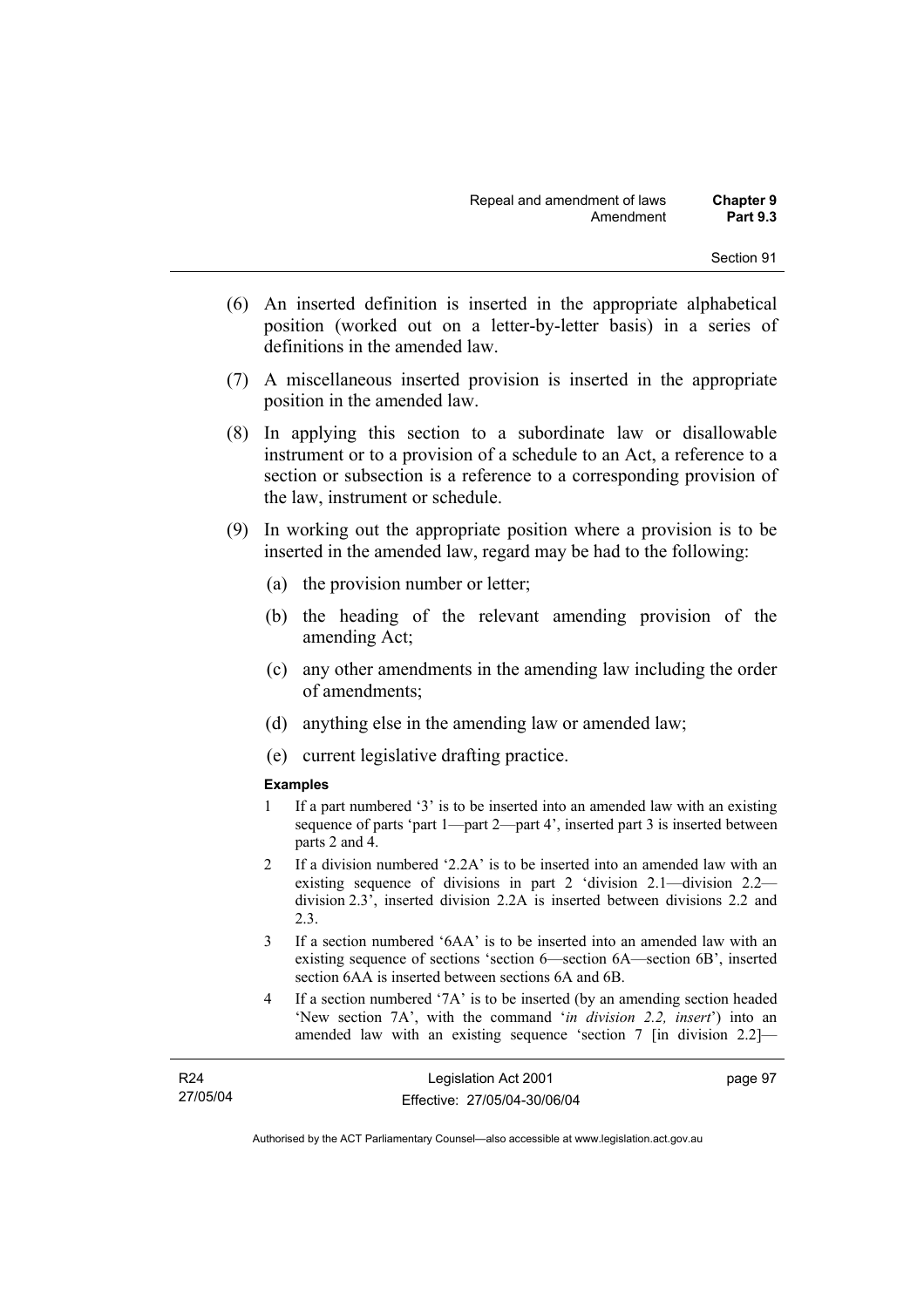(6) An inserted definition is inserted in the appropriate alphabetical position (worked out on a letter-by-letter basis) in a series of definitions in the amended law.

(7) A miscellaneous inserted provision is inserted in the appropriate position in the amended law.

(8) In applying this section to a subordinate law or disallowable instrument or to a provision of a schedule to an Act, a reference to a section or subsection is a reference to a corresponding provision of the law, instrument or schedule.

(9) In working out the appropriate position where a provision is to be inserted in the amended law, regard may be had to the following:

- (a) the provision number or letter;
- (b) the heading of the relevant amending provision of the amending Act;
- (c) any other amendments in the amending law including the order of amendments;
- (d) anything else in the amending law or amended law;
- (e) current legislative drafting practice.

**Examples**

1 If a part numbered '3' is to be inserted into an amended law with an existing sequence of parts 'part 1—part 2—part 4', inserted part 3 is inserted between parts 2 and 4.

2 If a division numbered '2.2A' is to be inserted into an amended law with an existing sequence of divisions in part 2 'division 2.1—division 2.2—division 2.3', inserted division 2.2A is inserted between divisions 2.2 and 2.3.

3 If a section numbered '6AA' is to be inserted into an amended law with an existing sequence of sections 'section 6—section 6A—section 6B', inserted section 6AA is inserted between sections 6A and 6B.

4 If a section numbered '7A' is to be inserted (by an amending section headed 'New section 7A', with the command '*in division 2.2, insert*') into an amended law with an existing sequence 'section 7 [in division 2.2]—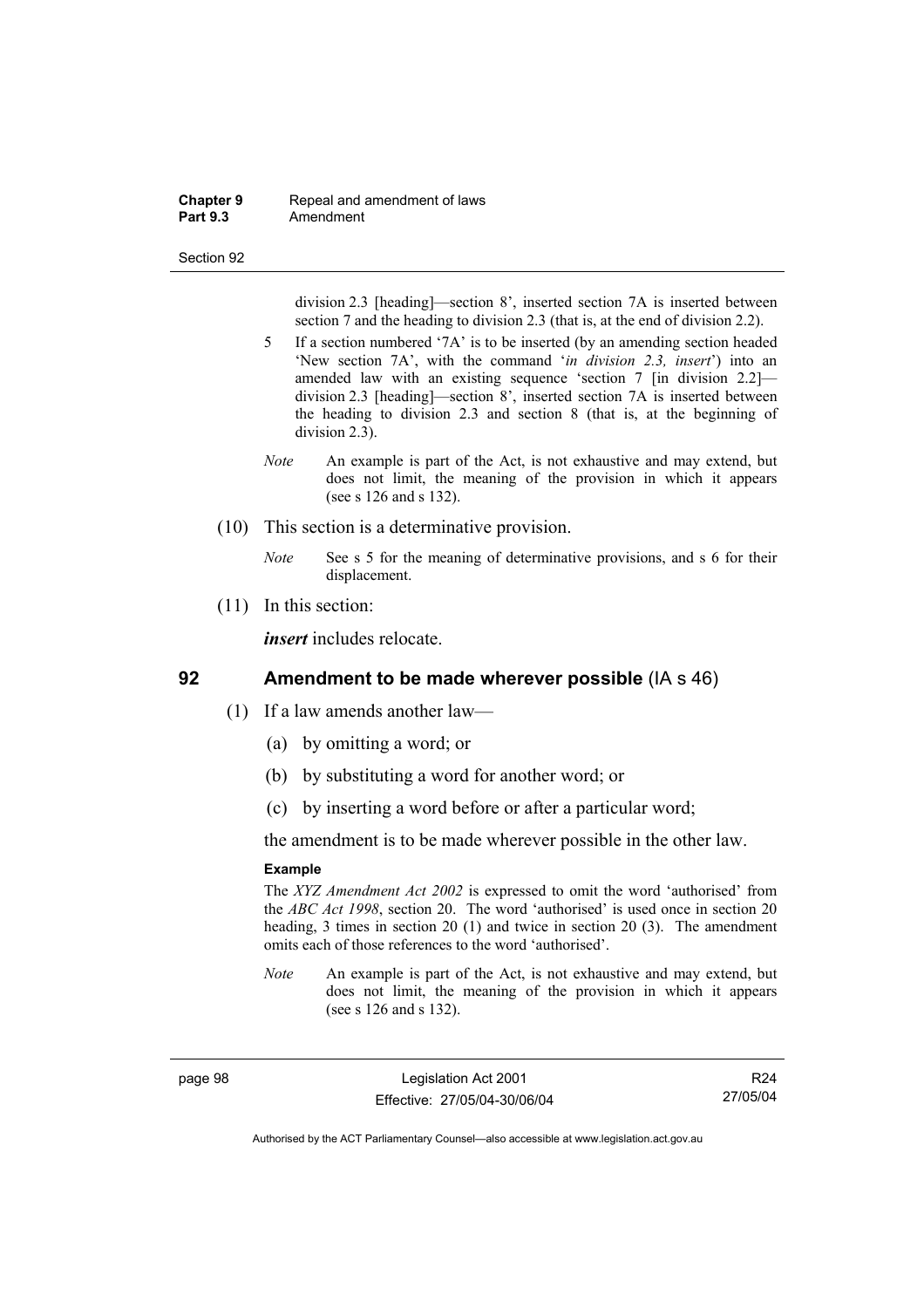division 2.3 [heading]—section 8', inserted section 7A is inserted between section 7 and the heading to division 2.3 (that is, at the end of division 2.2).

5 If a section numbered '7A' is to be inserted (by an amending section headed 'New section 7A', with the command '*in division 2.3, insert*') into an amended law with an existing sequence 'section 7 [in division 2.2]—division 2.3 [heading]—section 8', inserted section 7A is inserted between the heading to division 2.3 and section 8 (that is, at the beginning of division 2.3).

*Note* An example is part of the Act, is not exhaustive and may extend, but does not limit, the meaning of the provision in which it appears (see s 126 and s 132).

(10) This section is a determinative provision.

*Note* See s 5 for the meaning of determinative provisions, and s 6 for their displacement.

(11) In this section:

***insert*** includes relocate.

## 92 Amendment to be made wherever possible (IA s 46)

(1) If a law amends another law—

(a) by omitting a word; or

(b) by substituting a word for another word; or

(c) by inserting a word before or after a particular word;

the amendment is to be made wherever possible in the other law.

**Example**

The *XYZ Amendment Act 2002* is expressed to omit the word 'authorised' from the *ABC Act 1998*, section 20. The word 'authorised' is used once in section 20 heading, 3 times in section 20 (1) and twice in section 20 (3). The amendment omits each of those references to the word 'authorised'.

*Note* An example is part of the Act, is not exhaustive and may extend, but does not limit, the meaning of the provision in which it appears (see s 126 and s 132).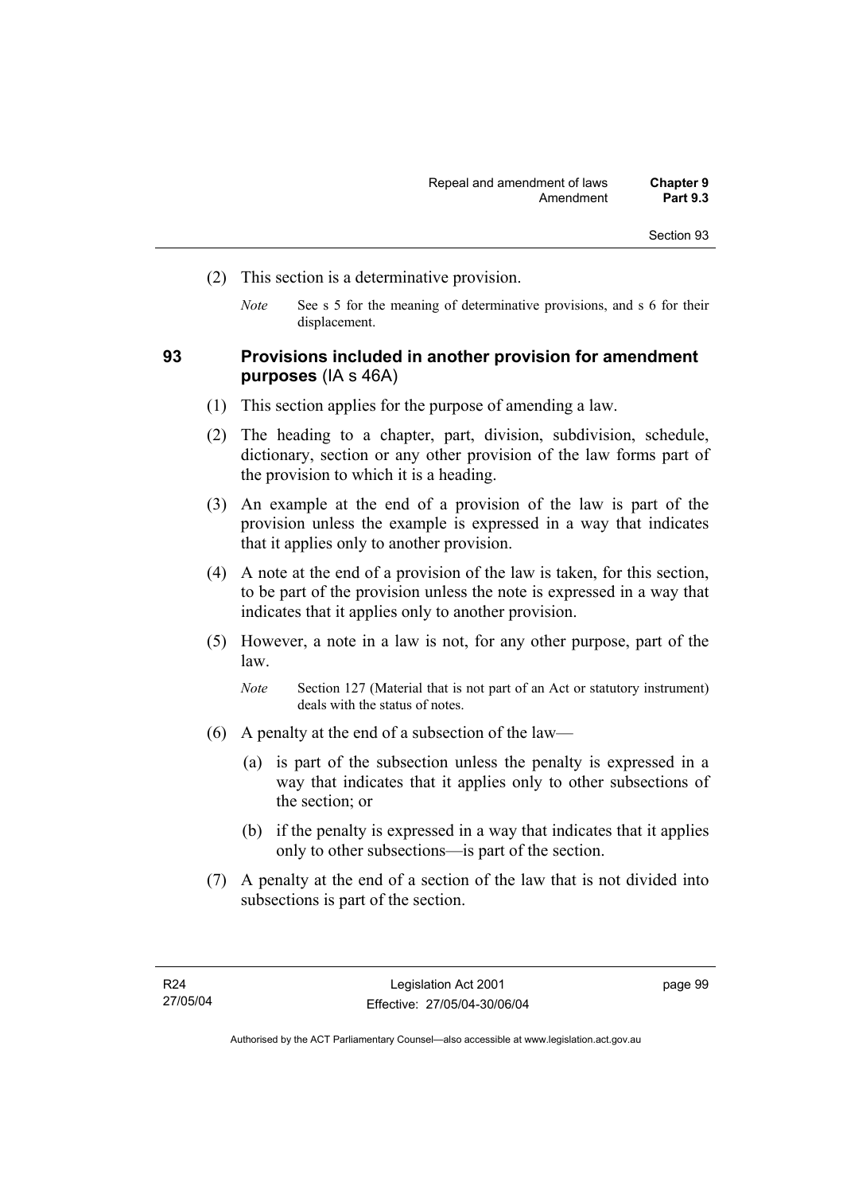(2) This section is a determinative provision.

*Note* See s 5 for the meaning of determinative provisions, and s 6 for their displacement.

### 93 Provisions included in another provision for amendment purposes (IA s 46A)

(1) This section applies for the purpose of amending a law.

(2) The heading to a chapter, part, division, subdivision, schedule, dictionary, section or any other provision of the law forms part of the provision to which it is a heading.

(3) An example at the end of a provision of the law is part of the provision unless the example is expressed in a way that indicates that it applies only to another provision.

(4) A note at the end of a provision of the law is taken, for this section, to be part of the provision unless the note is expressed in a way that indicates that it applies only to another provision.

(5) However, a note in a law is not, for any other purpose, part of the law.

*Note* Section 127 (Material that is not part of an Act or statutory instrument) deals with the status of notes.

(6) A penalty at the end of a subsection of the law—

(a) is part of the subsection unless the penalty is expressed in a way that indicates that it applies only to other subsections of the section; or

(b) if the penalty is expressed in a way that indicates that it applies only to other subsections—is part of the section.

(7) A penalty at the end of a section of the law that is not divided into subsections is part of the section.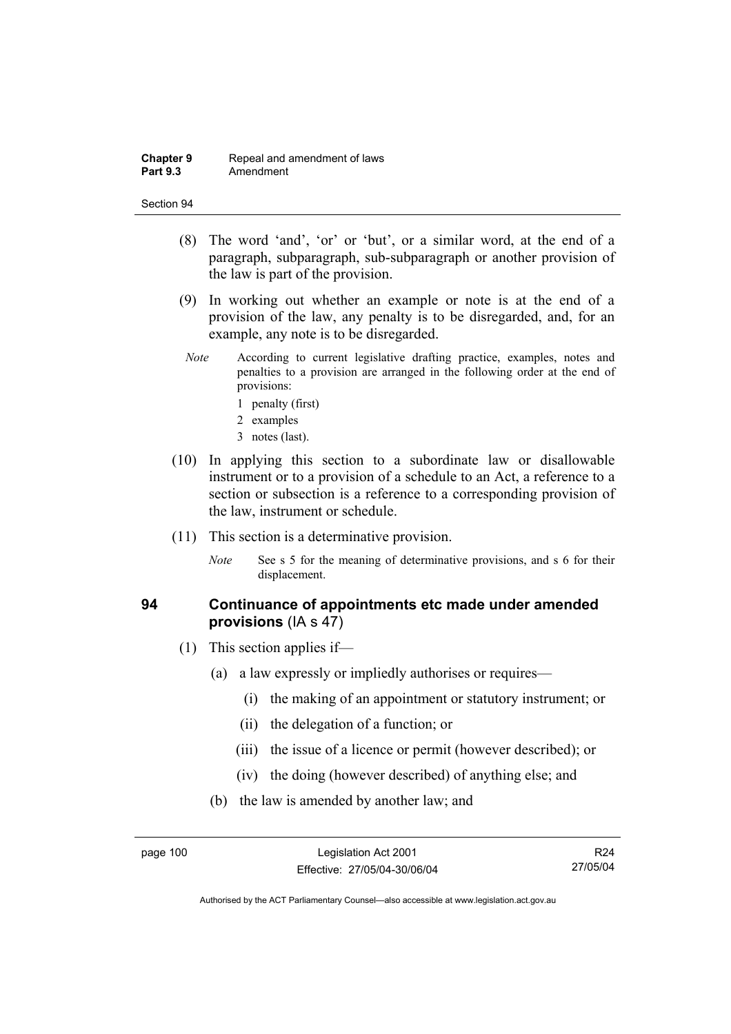(8) The word 'and', 'or' or 'but', or a similar word, at the end of a paragraph, subparagraph, sub-subparagraph or another provision of the law is part of the provision.

(9) In working out whether an example or note is at the end of a provision of the law, any penalty is to be disregarded, and, for an example, any note is to be disregarded.

*Note* According to current legislative drafting practice, examples, notes and penalties to a provision are arranged in the following order at the end of provisions:

1 penalty (first)

2 examples

3 notes (last).

(10) In applying this section to a subordinate law or disallowable instrument or to a provision of a schedule to an Act, a reference to a section or subsection is a reference to a corresponding provision of the law, instrument or schedule.

(11) This section is a determinative provision.

*Note* See s 5 for the meaning of determinative provisions, and s 6 for their displacement.

## 94 Continuance of appointments etc made under amended provisions (IA s 47)

(1) This section applies if—

(a) a law expressly or impliedly authorises or requires—

(i) the making of an appointment or statutory instrument; or

(ii) the delegation of a function; or

(iii) the issue of a licence or permit (however described); or

(iv) the doing (however described) of anything else; and

(b) the law is amended by another law; and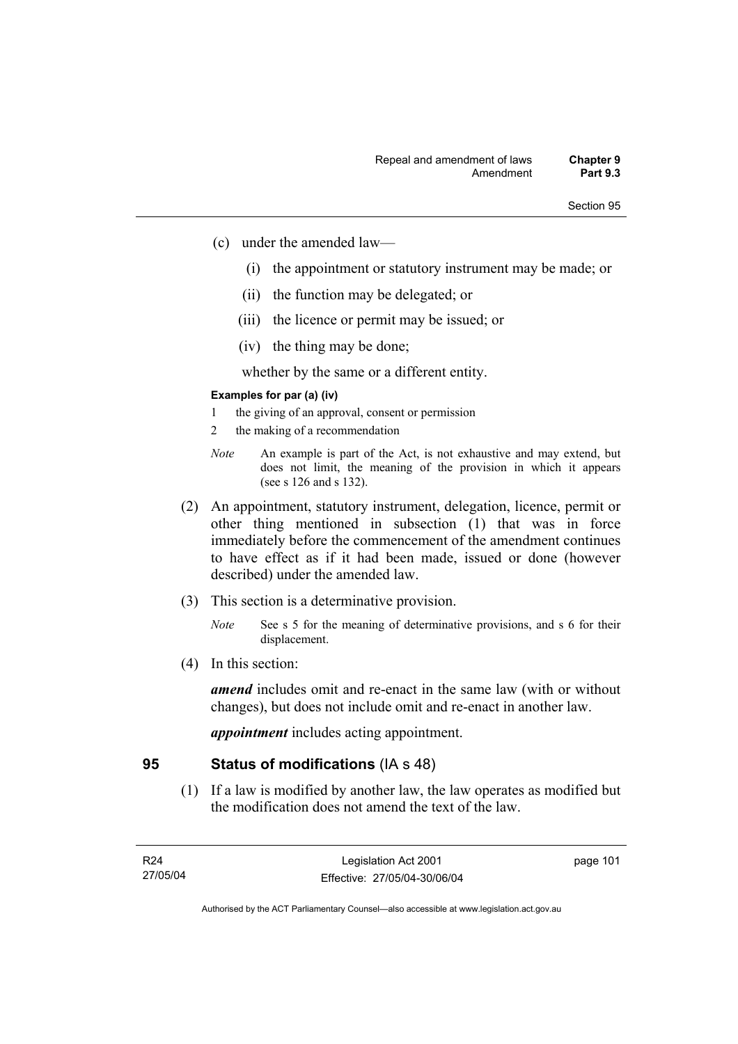(c) under the amended law—

   (i) the appointment or statutory instrument may be made; or

   (ii) the function may be delegated; or

   (iii) the licence or permit may be issued; or

   (iv) the thing may be done;

   whether by the same or a different entity.

**Examples for par (a) (iv)**

1 the giving of an approval, consent or permission

2 the making of a recommendation

*Note* An example is part of the Act, is not exhaustive and may extend, but does not limit, the meaning of the provision in which it appears (see s 126 and s 132).

(2) An appointment, statutory instrument, delegation, licence, permit or other thing mentioned in subsection (1) that was in force immediately before the commencement of the amendment continues to have effect as if it had been made, issued or done (however described) under the amended law.

(3) This section is a determinative provision.

*Note* See s 5 for the meaning of determinative provisions, and s 6 for their displacement.

(4) In this section:

***amend*** includes omit and re-enact in the same law (with or without changes), but does not include omit and re-enact in another law.

***appointment*** includes acting appointment.

## 95 Status of modifications (IA s 48)

(1) If a law is modified by another law, the law operates as modified but the modification does not amend the text of the law.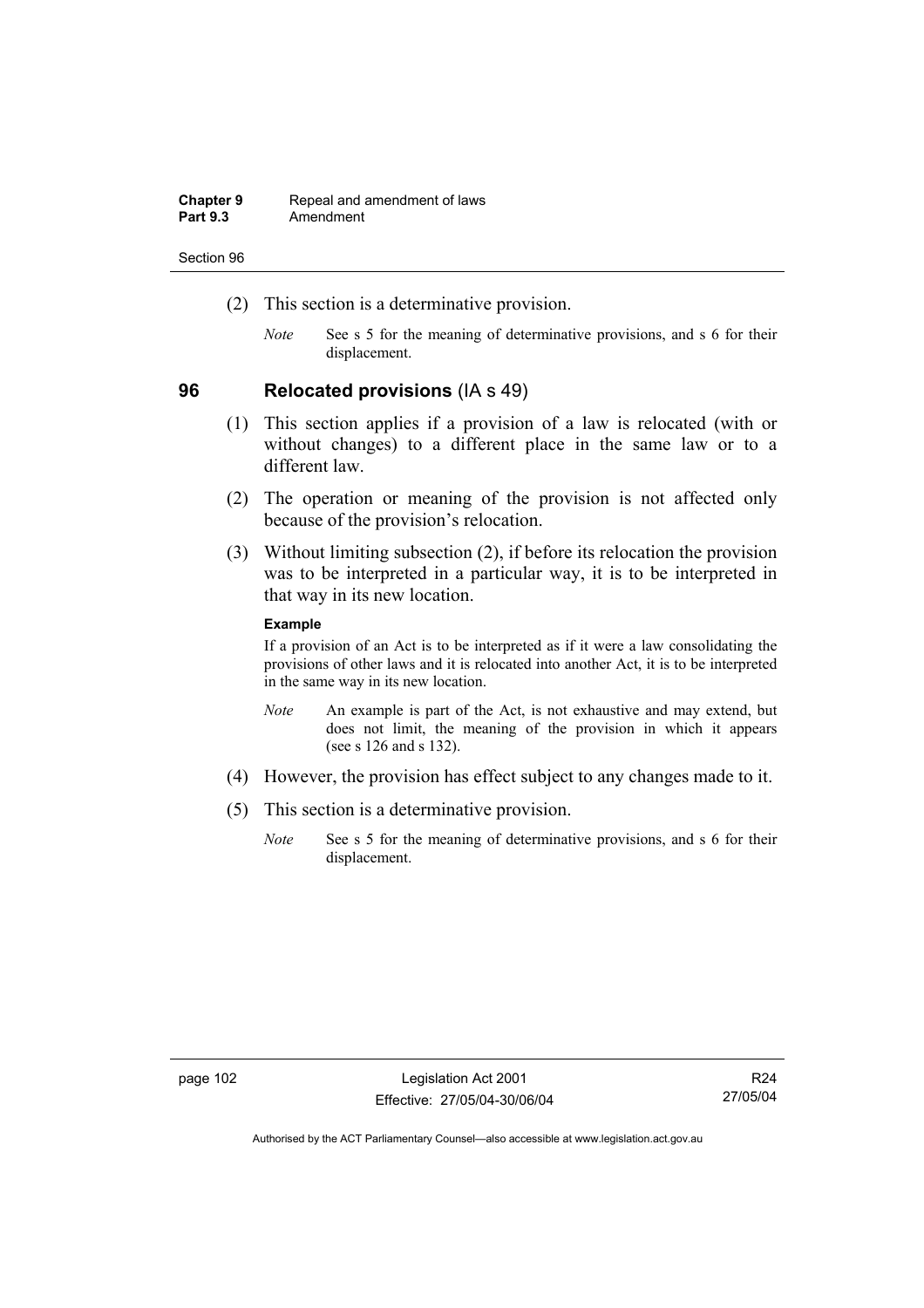(2) This section is a determinative provision.

*Note* See s 5 for the meaning of determinative provisions, and s 6 for their displacement.

## 96 Relocated provisions (IA s 49)

(1) This section applies if a provision of a law is relocated (with or without changes) to a different place in the same law or to a different law.

(2) The operation or meaning of the provision is not affected only because of the provision's relocation.

(3) Without limiting subsection (2), if before its relocation the provision was to be interpreted in a particular way, it is to be interpreted in that way in its new location.

**Example**

If a provision of an Act is to be interpreted as if it were a law consolidating the provisions of other laws and it is relocated into another Act, it is to be interpreted in the same way in its new location.

*Note* An example is part of the Act, is not exhaustive and may extend, but does not limit, the meaning of the provision in which it appears (see s 126 and s 132).

(4) However, the provision has effect subject to any changes made to it.

(5) This section is a determinative provision.

*Note* See s 5 for the meaning of determinative provisions, and s 6 for their displacement.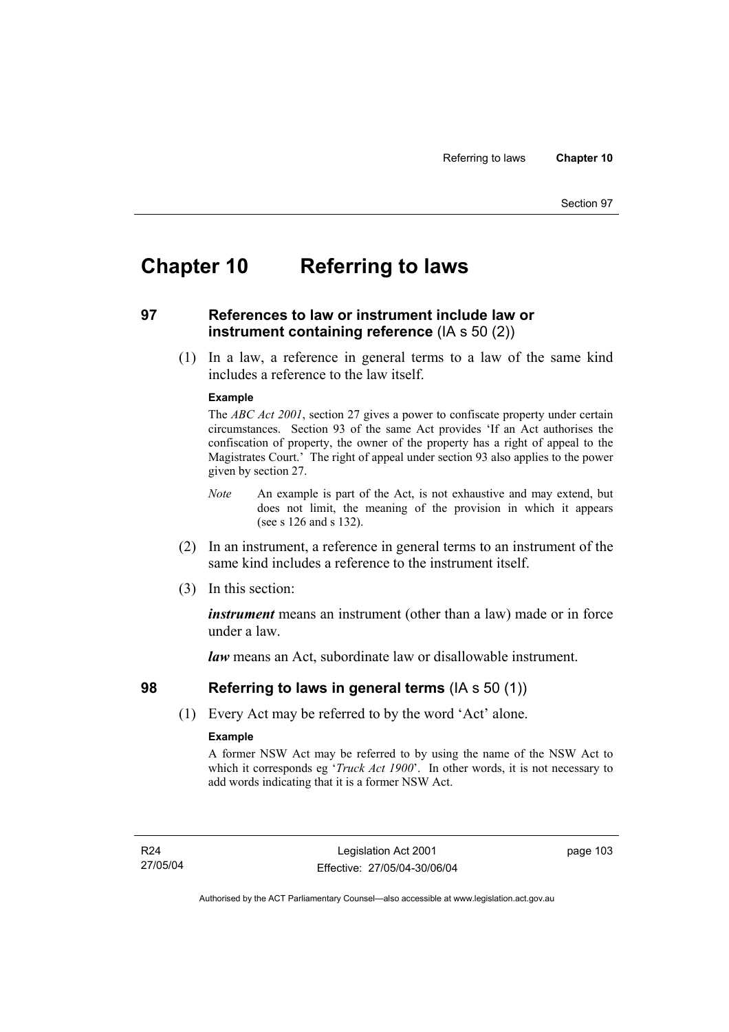# Chapter 10 Referring to laws

## 97 References to law or instrument include law or instrument containing reference (IA s 50 (2))

(1) In a law, a reference in general terms to a law of the same kind includes a reference to the law itself.

**Example**

The *ABC Act 2001*, section 27 gives a power to confiscate property under certain circumstances. Section 93 of the same Act provides 'If an Act authorises the confiscation of property, the owner of the property has a right of appeal to the Magistrates Court.' The right of appeal under section 93 also applies to the power given by section 27.

*Note* An example is part of the Act, is not exhaustive and may extend, but does not limit, the meaning of the provision in which it appears (see s 126 and s 132).

(2) In an instrument, a reference in general terms to an instrument of the same kind includes a reference to the instrument itself.

(3) In this section:

***instrument*** means an instrument (other than a law) made or in force under a law.

***law*** means an Act, subordinate law or disallowable instrument.

## 98 Referring to laws in general terms (IA s 50 (1))

(1) Every Act may be referred to by the word 'Act' alone.

**Example**

A former NSW Act may be referred to by using the name of the NSW Act to which it corresponds eg '*Truck Act 1900*'. In other words, it is not necessary to add words indicating that it is a former NSW Act.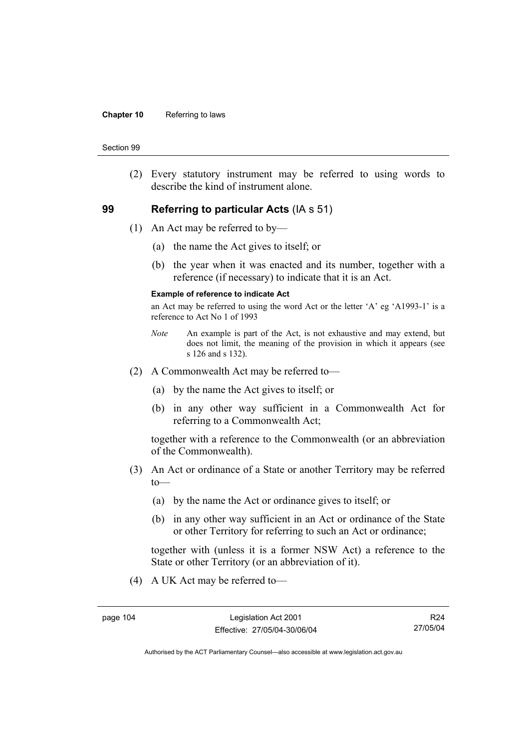(2) Every statutory instrument may be referred to using words to describe the kind of instrument alone.

## 99 Referring to particular Acts (IA s 51)

(1) An Act may be referred to by—

(a) the name the Act gives to itself; or

(b) the year when it was enacted and its number, together with a reference (if necessary) to indicate that it is an Act.

**Example of reference to indicate Act**

an Act may be referred to using the word Act or the letter 'A' eg 'A1993-1' is a reference to Act No 1 of 1993

*Note* An example is part of the Act, is not exhaustive and may extend, but does not limit, the meaning of the provision in which it appears (see s 126 and s 132).

(2) A Commonwealth Act may be referred to—

(a) by the name the Act gives to itself; or

(b) in any other way sufficient in a Commonwealth Act for referring to a Commonwealth Act;

together with a reference to the Commonwealth (or an abbreviation of the Commonwealth).

(3) An Act or ordinance of a State or another Territory may be referred to—

(a) by the name the Act or ordinance gives to itself; or

(b) in any other way sufficient in an Act or ordinance of the State or other Territory for referring to such an Act or ordinance;

together with (unless it is a former NSW Act) a reference to the State or other Territory (or an abbreviation of it).

(4) A UK Act may be referred to—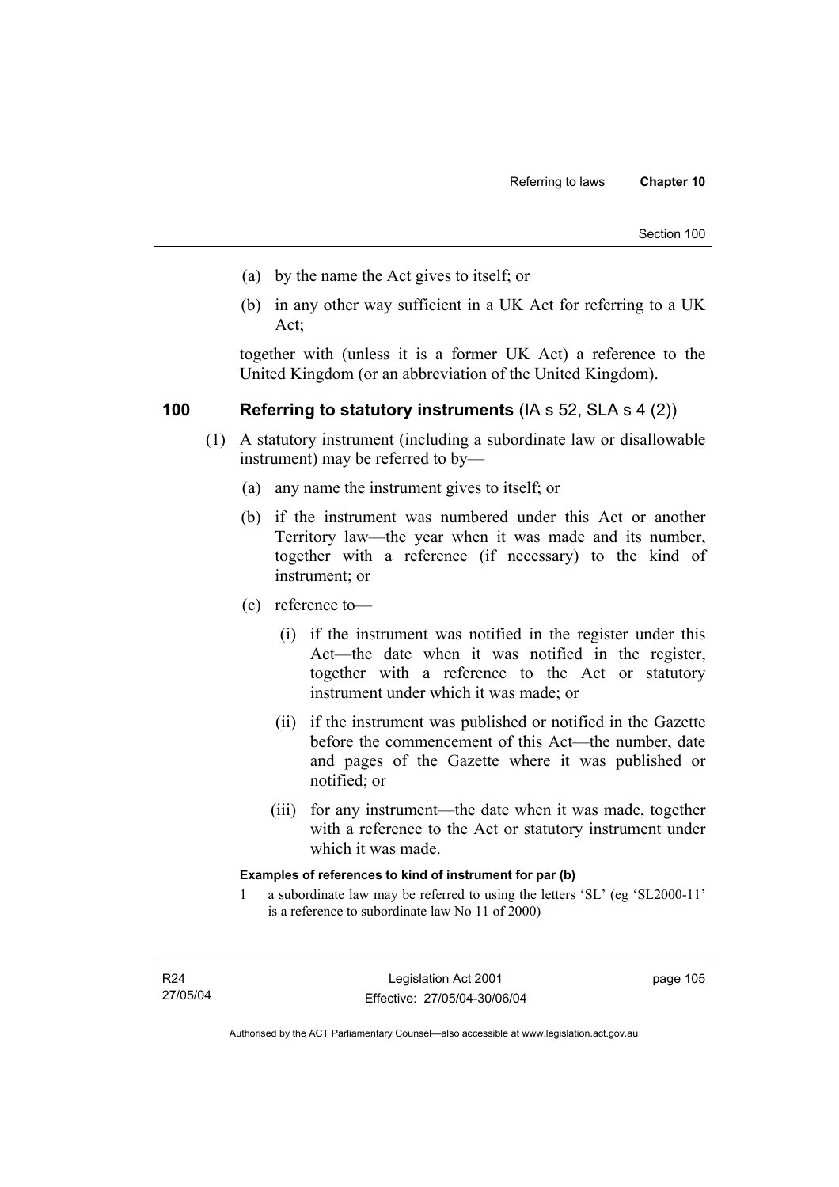(a) by the name the Act gives to itself; or

(b) in any other way sufficient in a UK Act for referring to a UK Act;

together with (unless it is a former UK Act) a reference to the United Kingdom (or an abbreviation of the United Kingdom).

## 100 Referring to statutory instruments (IA s 52, SLA s 4 (2))

(1) A statutory instrument (including a subordinate law or disallowable instrument) may be referred to by—

(a) any name the instrument gives to itself; or

(b) if the instrument was numbered under this Act or another Territory law—the year when it was made and its number, together with a reference (if necessary) to the kind of instrument; or

(c) reference to—

(i) if the instrument was notified in the register under this Act—the date when it was notified in the register, together with a reference to the Act or statutory instrument under which it was made; or

(ii) if the instrument was published or notified in the Gazette before the commencement of this Act—the number, date and pages of the Gazette where it was published or notified; or

(iii) for any instrument—the date when it was made, together with a reference to the Act or statutory instrument under which it was made.

**Examples of references to kind of instrument for par (b)**

1 a subordinate law may be referred to using the letters 'SL' (eg 'SL2000-11' is a reference to subordinate law No 11 of 2000)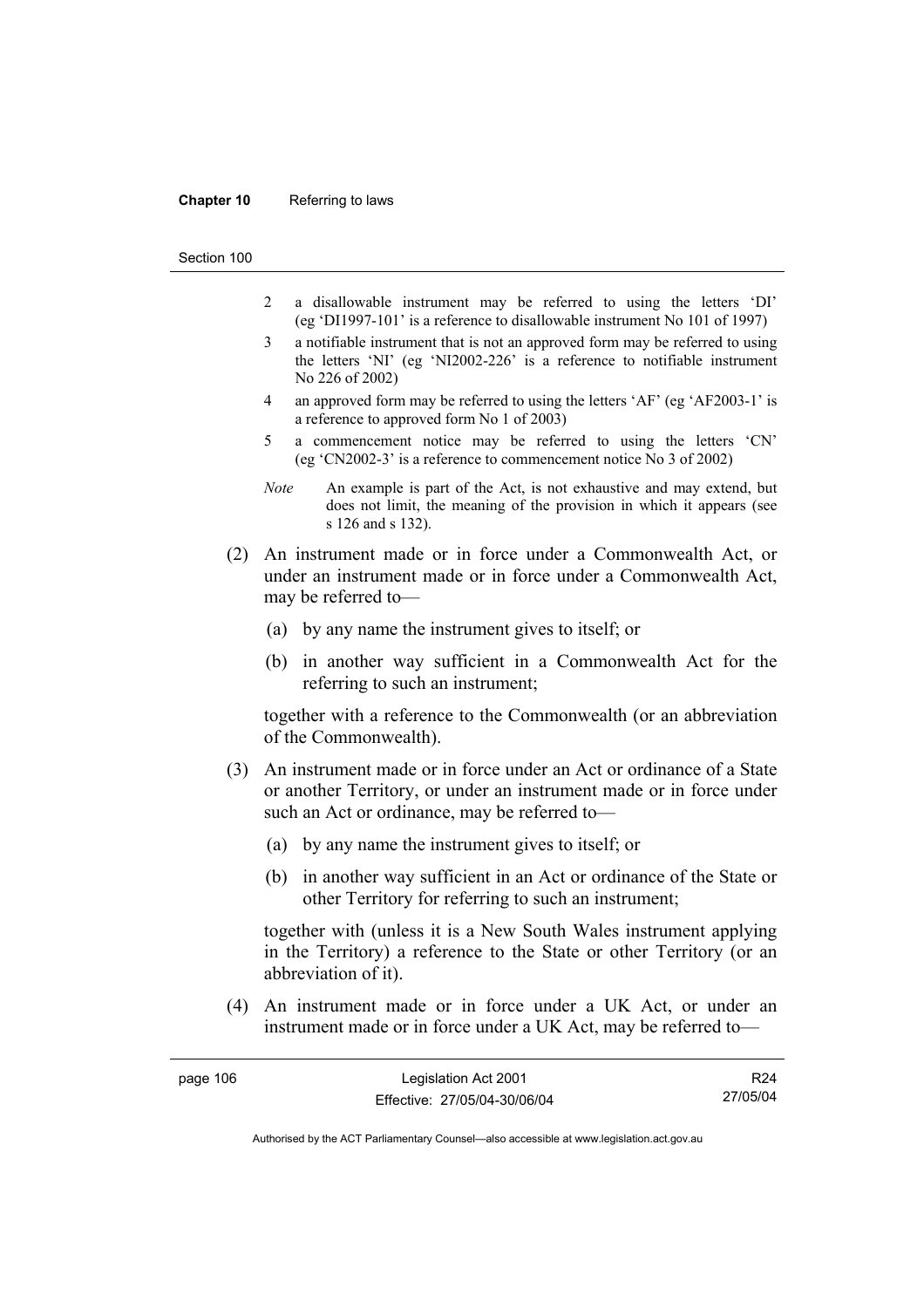2 a disallowable instrument may be referred to using the letters 'DI' (eg 'DI1997-101' is a reference to disallowable instrument No 101 of 1997)

3 a notifiable instrument that is not an approved form may be referred to using the letters 'NI' (eg 'NI2002-226' is a reference to notifiable instrument No 226 of 2002)

4 an approved form may be referred to using the letters 'AF' (eg 'AF2003-1' is a reference to approved form No 1 of 2003)

5 a commencement notice may be referred to using the letters 'CN' (eg 'CN2002-3' is a reference to commencement notice No 3 of 2002)

*Note* An example is part of the Act, is not exhaustive and may extend, but does not limit, the meaning of the provision in which it appears (see s 126 and s 132).

(2) An instrument made or in force under a Commonwealth Act, or under an instrument made or in force under a Commonwealth Act, may be referred to—

(a) by any name the instrument gives to itself; or

(b) in another way sufficient in a Commonwealth Act for the referring to such an instrument;

together with a reference to the Commonwealth (or an abbreviation of the Commonwealth).

(3) An instrument made or in force under an Act or ordinance of a State or another Territory, or under an instrument made or in force under such an Act or ordinance, may be referred to—

(a) by any name the instrument gives to itself; or

(b) in another way sufficient in an Act or ordinance of the State or other Territory for referring to such an instrument;

together with (unless it is a New South Wales instrument applying in the Territory) a reference to the State or other Territory (or an abbreviation of it).

(4) An instrument made or in force under a UK Act, or under an instrument made or in force under a UK Act, may be referred to—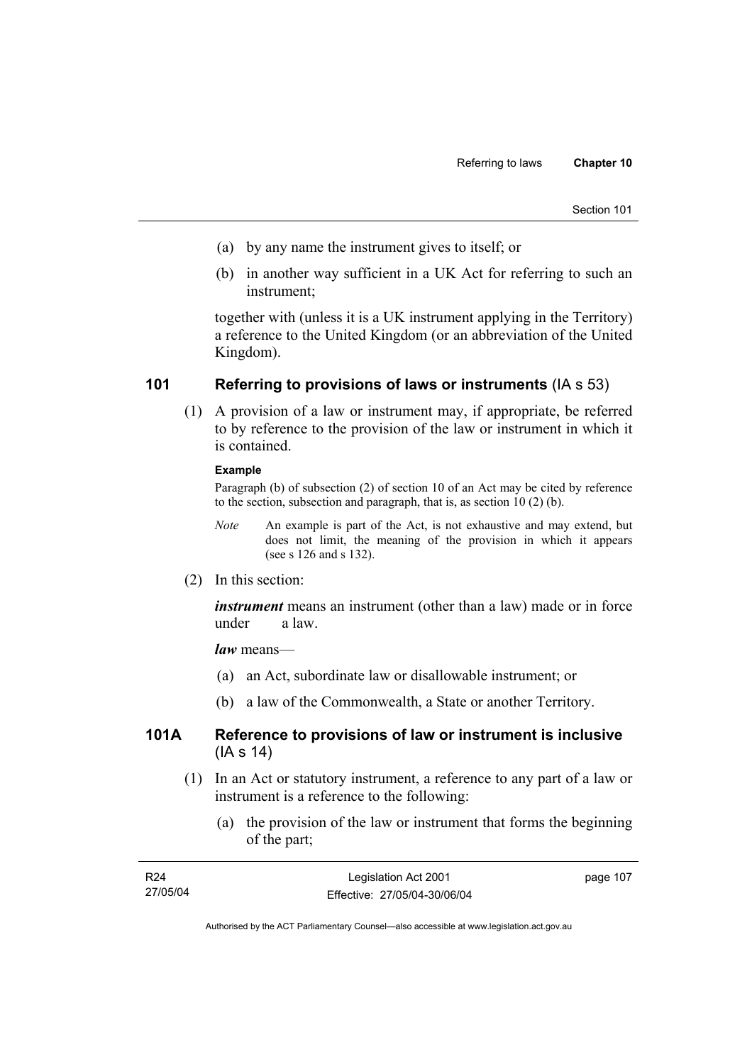(a) by any name the instrument gives to itself; or

(b) in another way sufficient in a UK Act for referring to such an instrument;

together with (unless it is a UK instrument applying in the Territory) a reference to the United Kingdom (or an abbreviation of the United Kingdom).

## 101 Referring to provisions of laws or instruments (IA s 53)

(1) A provision of a law or instrument may, if appropriate, be referred to by reference to the provision of the law or instrument in which it is contained.

**Example**

Paragraph (b) of subsection (2) of section 10 of an Act may be cited by reference to the section, subsection and paragraph, that is, as section 10 (2) (b).

*Note* An example is part of the Act, is not exhaustive and may extend, but does not limit, the meaning of the provision in which it appears (see s 126 and s 132).

(2) In this section:

***instrument*** means an instrument (other than a law) made or in force under a law.

***law*** means—

(a) an Act, subordinate law or disallowable instrument; or

(b) a law of the Commonwealth, a State or another Territory.

## 101A Reference to provisions of law or instrument is inclusive (IA s 14)

(1) In an Act or statutory instrument, a reference to any part of a law or instrument is a reference to the following:

(a) the provision of the law or instrument that forms the beginning of the part;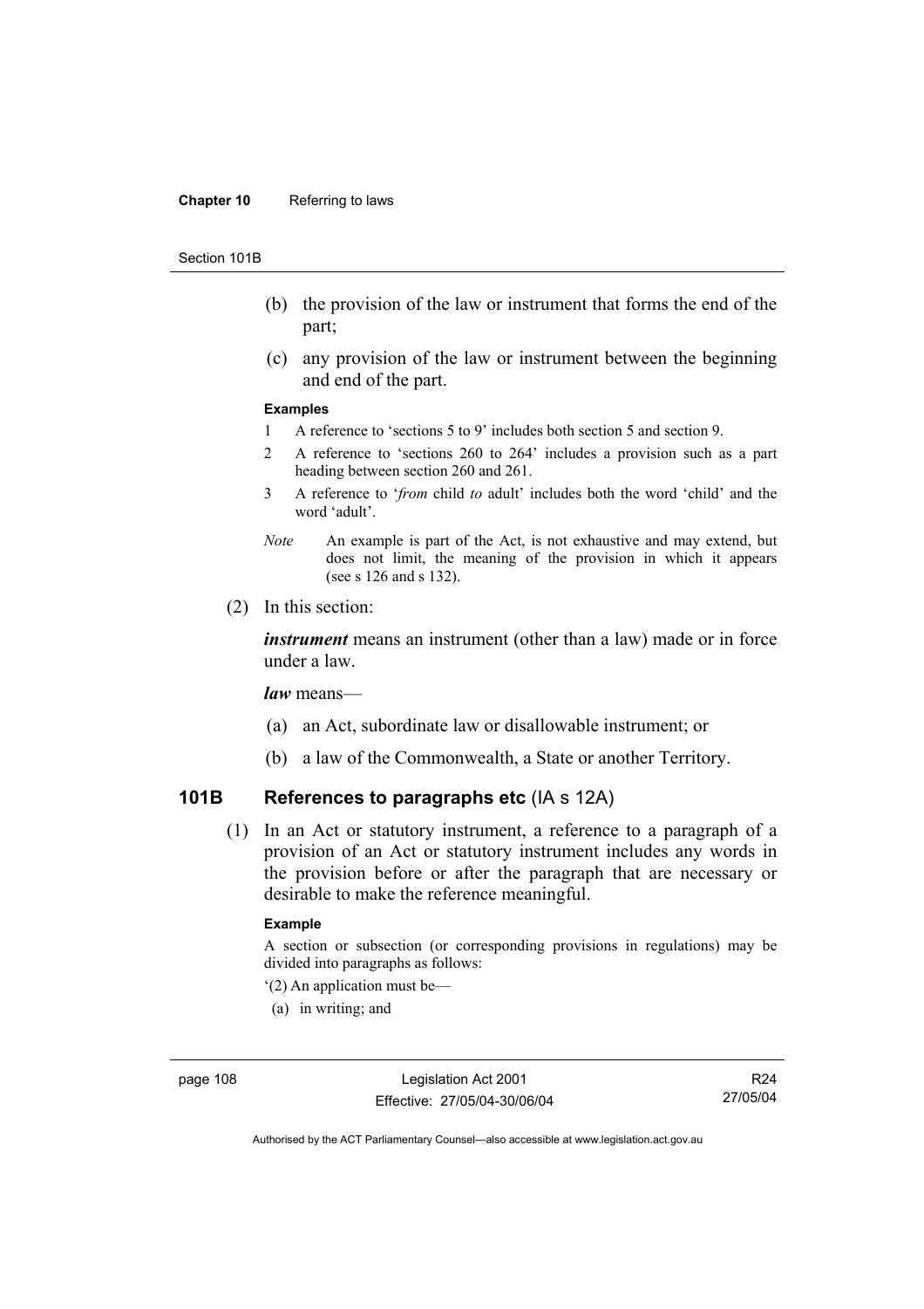(b) the provision of the law or instrument that forms the end of the part;

(c) any provision of the law or instrument between the beginning and end of the part.

**Examples**

1 A reference to 'sections 5 to 9' includes both section 5 and section 9.

2 A reference to 'sections 260 to 264' includes a provision such as a part heading between section 260 and 261.

3 A reference to '*from* child *to* adult' includes both the word 'child' and the word 'adult'.

*Note* An example is part of the Act, is not exhaustive and may extend, but does not limit, the meaning of the provision in which it appears (see s 126 and s 132).

(2) In this section:

***instrument*** means an instrument (other than a law) made or in force under a law.

***law*** means—

(a) an Act, subordinate law or disallowable instrument; or

(b) a law of the Commonwealth, a State or another Territory.

## 101B References to paragraphs etc (IA s 12A)

(1) In an Act or statutory instrument, a reference to a paragraph of a provision of an Act or statutory instrument includes any words in the provision before or after the paragraph that are necessary or desirable to make the reference meaningful.

**Example**

A section or subsection (or corresponding provisions in regulations) may be divided into paragraphs as follows:

'(2) An application must be—

(a) in writing; and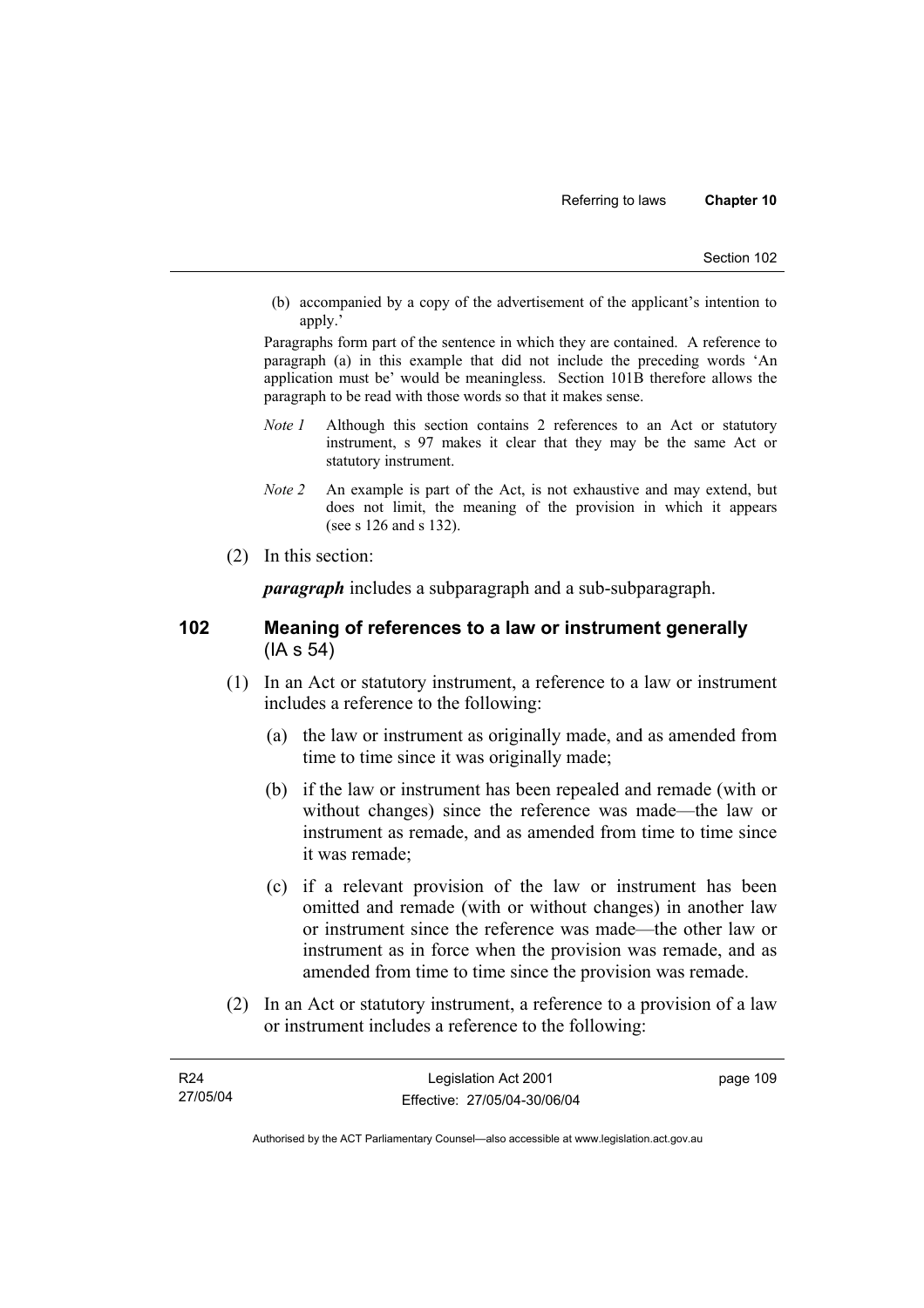(b) accompanied by a copy of the advertisement of the applicant's intention to apply.'

Paragraphs form part of the sentence in which they are contained. A reference to paragraph (a) in this example that did not include the preceding words 'An application must be' would be meaningless. Section 101B therefore allows the paragraph to be read with those words so that it makes sense.

*Note 1* Although this section contains 2 references to an Act or statutory instrument, s 97 makes it clear that they may be the same Act or statutory instrument.

*Note 2* An example is part of the Act, is not exhaustive and may extend, but does not limit, the meaning of the provision in which it appears (see s 126 and s 132).

(2) In this section:

***paragraph*** includes a subparagraph and a sub-subparagraph.

## 102 Meaning of references to a law or instrument generally (IA s 54)

(1) In an Act or statutory instrument, a reference to a law or instrument includes a reference to the following:

(a) the law or instrument as originally made, and as amended from time to time since it was originally made;

(b) if the law or instrument has been repealed and remade (with or without changes) since the reference was made—the law or instrument as remade, and as amended from time to time since it was remade;

(c) if a relevant provision of the law or instrument has been omitted and remade (with or without changes) in another law or instrument since the reference was made—the other law or instrument as in force when the provision was remade, and as amended from time to time since the provision was remade.

(2) In an Act or statutory instrument, a reference to a provision of a law or instrument includes a reference to the following: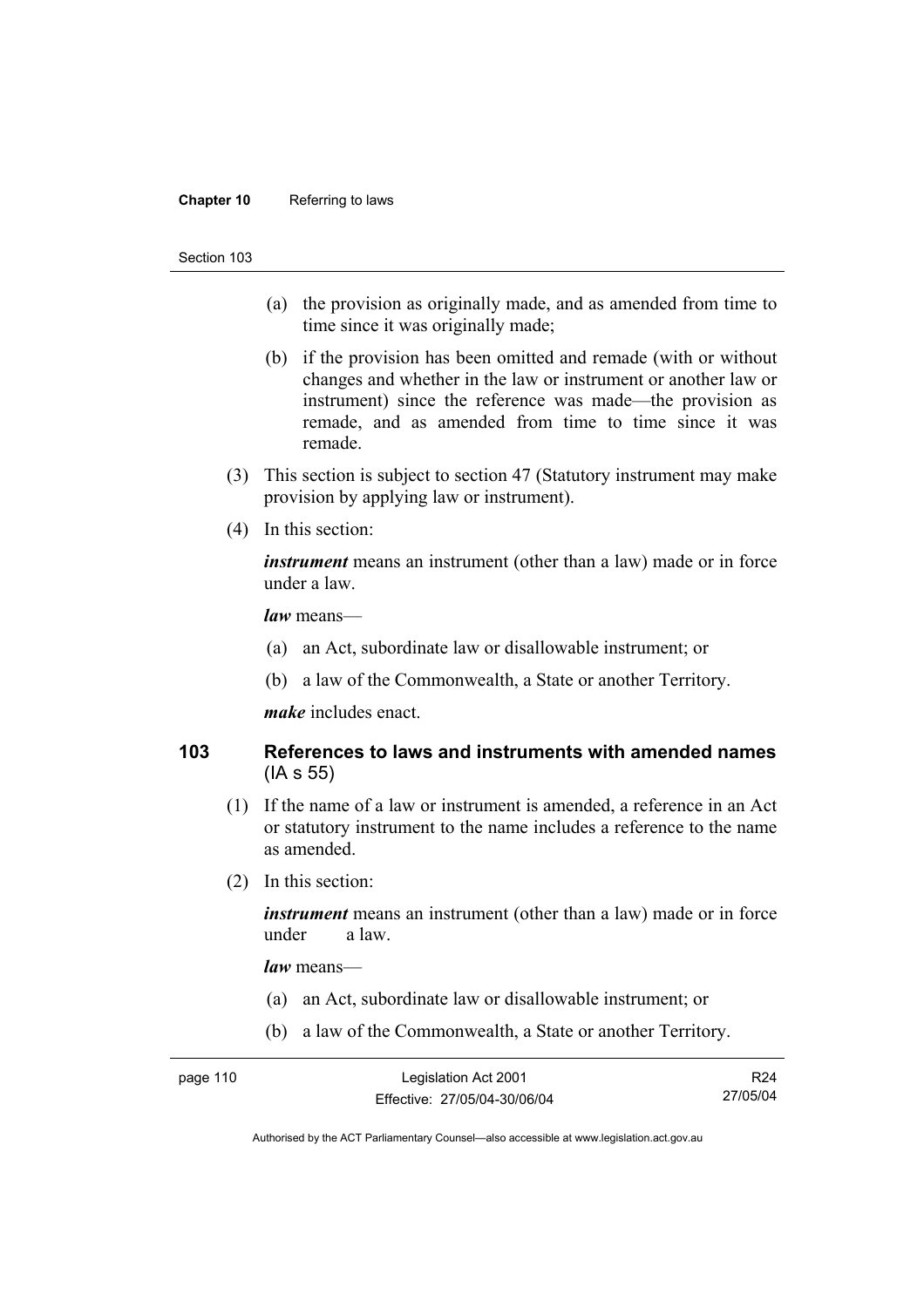(a) the provision as originally made, and as amended from time to time since it was originally made;

(b) if the provision has been omitted and remade (with or without changes and whether in the law or instrument or another law or instrument) since the reference was made—the provision as remade, and as amended from time to time since it was remade.

(3) This section is subject to section 47 (Statutory instrument may make provision by applying law or instrument).

(4) In this section:

***instrument*** means an instrument (other than a law) made or in force under a law.

***law*** means—

(a) an Act, subordinate law or disallowable instrument; or

(b) a law of the Commonwealth, a State or another Territory.

***make*** includes enact.

## 103 References to laws and instruments with amended names (IA s 55)

(1) If the name of a law or instrument is amended, a reference in an Act or statutory instrument to the name includes a reference to the name as amended.

(2) In this section:

***instrument*** means an instrument (other than a law) made or in force under a law.

***law*** means—

(a) an Act, subordinate law or disallowable instrument; or

(b) a law of the Commonwealth, a State or another Territory.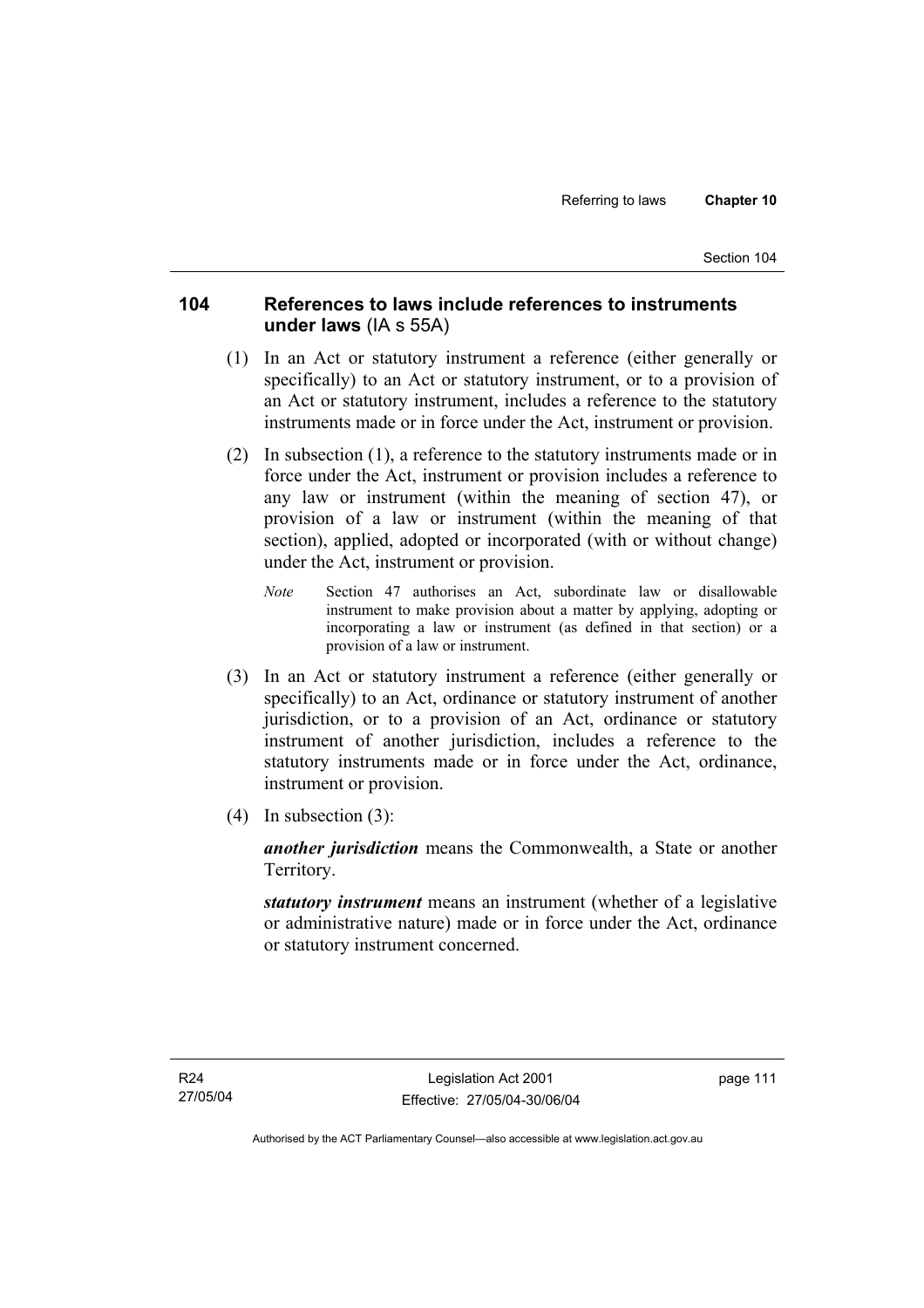## 104 References to laws include references to instruments under laws (IA s 55A)

(1) In an Act or statutory instrument a reference (either generally or specifically) to an Act or statutory instrument, or to a provision of an Act or statutory instrument, includes a reference to the statutory instruments made or in force under the Act, instrument or provision.

(2) In subsection (1), a reference to the statutory instruments made or in force under the Act, instrument or provision includes a reference to any law or instrument (within the meaning of section 47), or provision of a law or instrument (within the meaning of that section), applied, adopted or incorporated (with or without change) under the Act, instrument or provision.

*Note* Section 47 authorises an Act, subordinate law or disallowable instrument to make provision about a matter by applying, adopting or incorporating a law or instrument (as defined in that section) or a provision of a law or instrument.

(3) In an Act or statutory instrument a reference (either generally or specifically) to an Act, ordinance or statutory instrument of another jurisdiction, or to a provision of an Act, ordinance or statutory instrument of another jurisdiction, includes a reference to the statutory instruments made or in force under the Act, ordinance, instrument or provision.

(4) In subsection (3):

***another jurisdiction*** means the Commonwealth, a State or another Territory.

***statutory instrument*** means an instrument (whether of a legislative or administrative nature) made or in force under the Act, ordinance or statutory instrument concerned.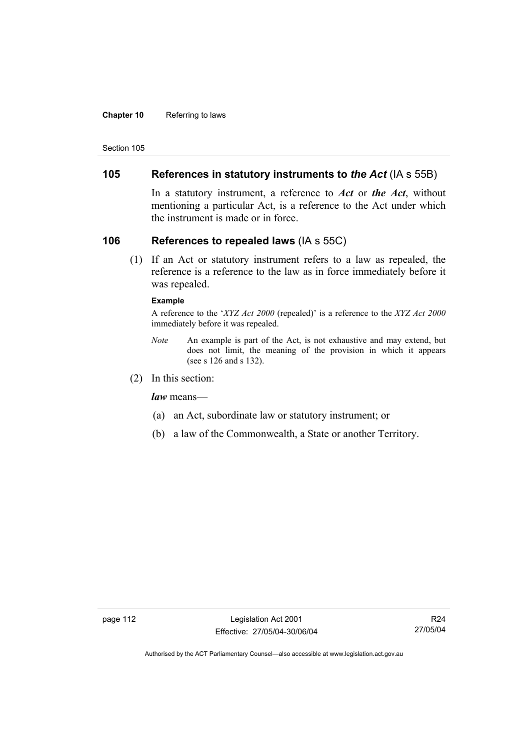## 105 References in statutory instruments to *the Act* (IA s 55B)

In a statutory instrument, a reference to ***Act*** or ***the Act***, without mentioning a particular Act, is a reference to the Act under which the instrument is made or in force.

## 106 References to repealed laws (IA s 55C)

(1) If an Act or statutory instrument refers to a law as repealed, the reference is a reference to the law as in force immediately before it was repealed.

**Example**

A reference to the '*XYZ Act 2000* (repealed)' is a reference to the *XYZ Act 2000* immediately before it was repealed.

*Note* An example is part of the Act, is not exhaustive and may extend, but does not limit, the meaning of the provision in which it appears (see s 126 and s 132).

(2) In this section:

***law*** means—

(a) an Act, subordinate law or statutory instrument; or

(b) a law of the Commonwealth, a State or another Territory.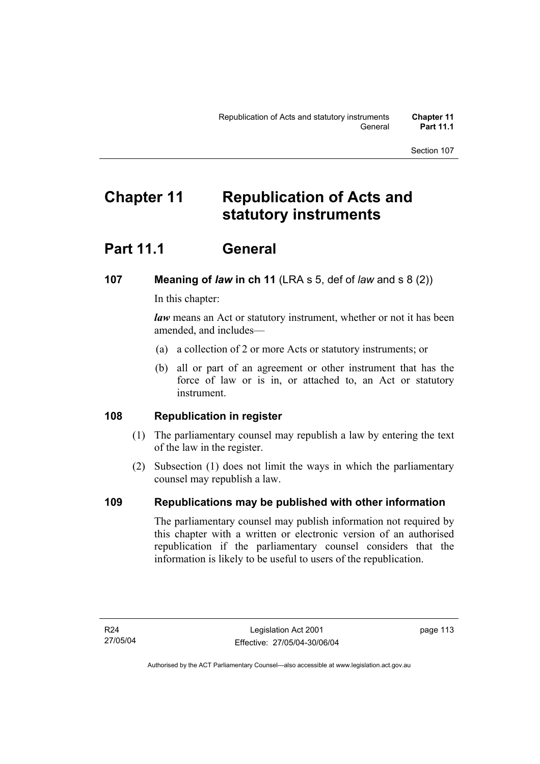# Chapter 11 Republication of Acts and statutory instruments

## Part 11.1 General

### 107 Meaning of *law* in ch 11 (LRA s 5, def of *law* and s 8 (2))

In this chapter:

***law*** means an Act or statutory instrument, whether or not it has been amended, and includes—

(a) a collection of 2 or more Acts or statutory instruments; or

(b) all or part of an agreement or other instrument that has the force of law or is in, or attached to, an Act or statutory instrument.

### 108 Republication in register

(1) The parliamentary counsel may republish a law by entering the text of the law in the register.

(2) Subsection (1) does not limit the ways in which the parliamentary counsel may republish a law.

### 109 Republications may be published with other information

The parliamentary counsel may publish information not required by this chapter with a written or electronic version of an authorised republication if the parliamentary counsel considers that the information is likely to be useful to users of the republication.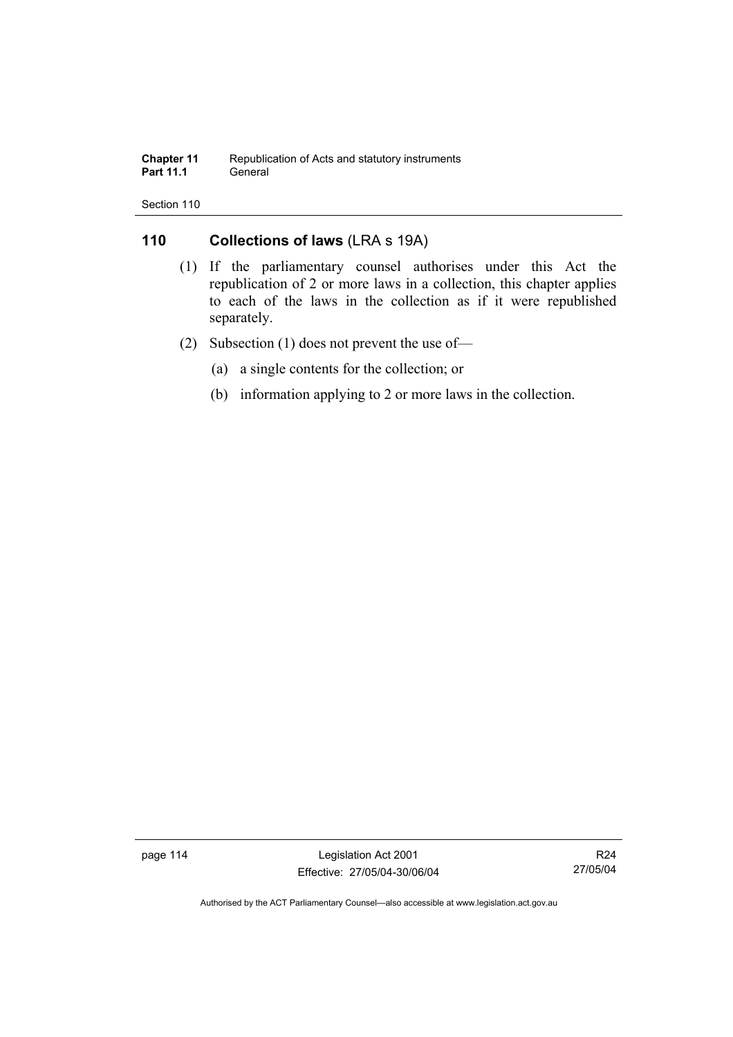## 110 Collections of laws (LRA s 19A)

(1) If the parliamentary counsel authorises under this Act the republication of 2 or more laws in a collection, this chapter applies to each of the laws in the collection as if it were republished separately.

(2) Subsection (1) does not prevent the use of—

(a) a single contents for the collection; or

(b) information applying to 2 or more laws in the collection.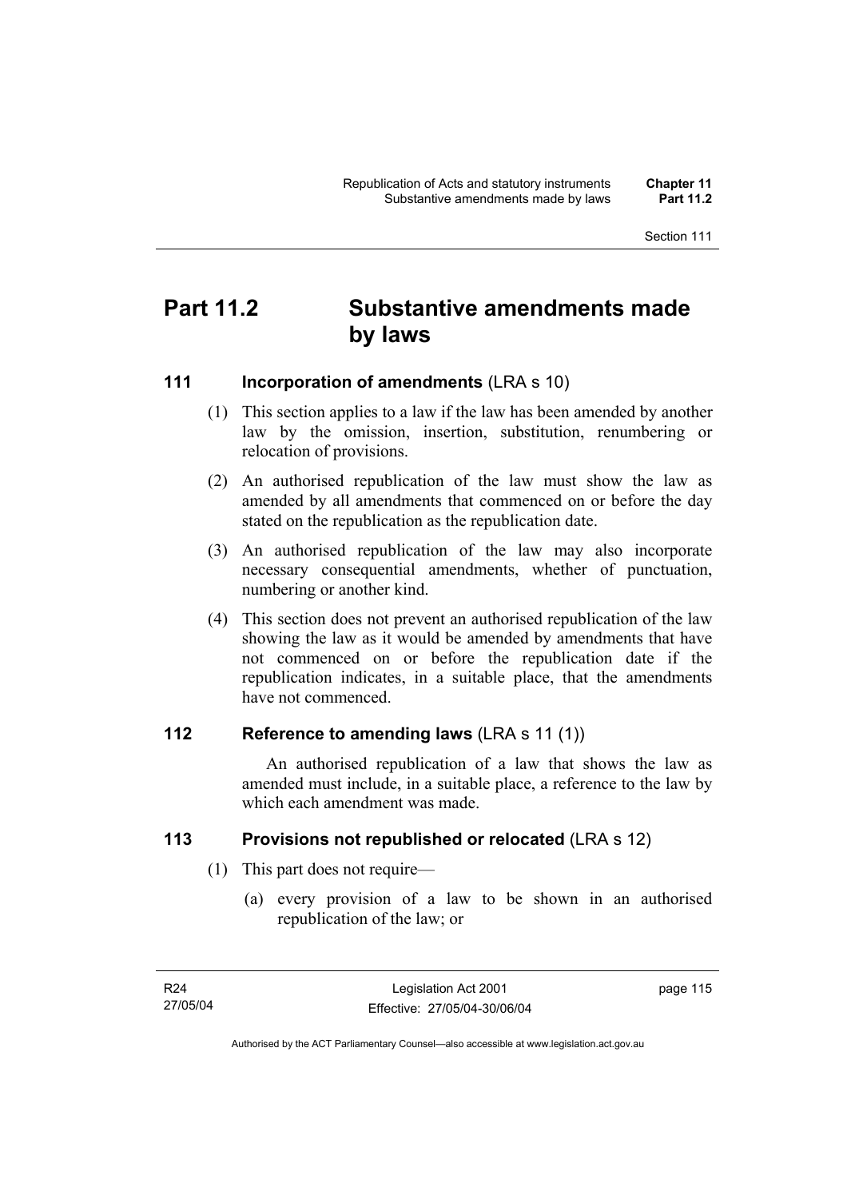# Part 11.2 Substantive amendments made by laws

## 111 Incorporation of amendments (LRA s 10)

(1) This section applies to a law if the law has been amended by another law by the omission, insertion, substitution, renumbering or relocation of provisions.

(2) An authorised republication of the law must show the law as amended by all amendments that commenced on or before the day stated on the republication as the republication date.

(3) An authorised republication of the law may also incorporate necessary consequential amendments, whether of punctuation, numbering or another kind.

(4) This section does not prevent an authorised republication of the law showing the law as it would be amended by amendments that have not commenced on or before the republication date if the republication indicates, in a suitable place, that the amendments have not commenced.

## 112 Reference to amending laws (LRA s 11 (1))

An authorised republication of a law that shows the law as amended must include, in a suitable place, a reference to the law by which each amendment was made.

## 113 Provisions not republished or relocated (LRA s 12)

(1) This part does not require—

(a) every provision of a law to be shown in an authorised republication of the law; or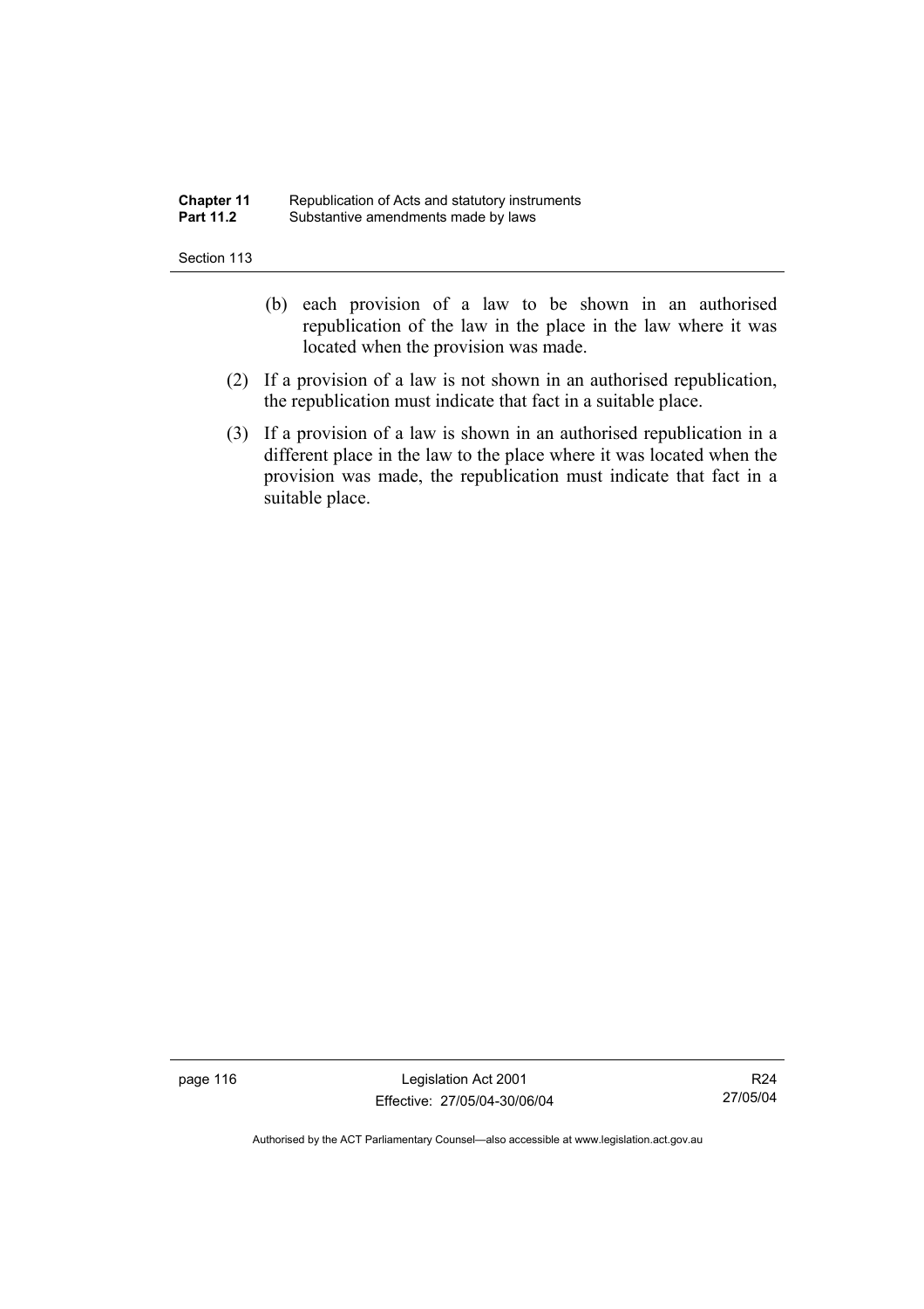(b) each provision of a law to be shown in an authorised republication of the law in the place in the law where it was located when the provision was made.

(2) If a provision of a law is not shown in an authorised republication, the republication must indicate that fact in a suitable place.

(3) If a provision of a law is shown in an authorised republication in a different place in the law to the place where it was located when the provision was made, the republication must indicate that fact in a suitable place.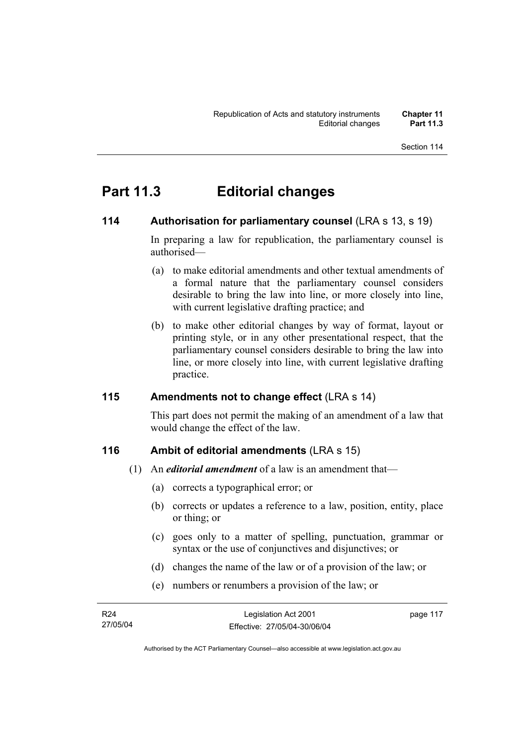# Part 11.3 Editorial changes

## 114 Authorisation for parliamentary counsel (LRA s 13, s 19)

In preparing a law for republication, the parliamentary counsel is authorised—

(a) to make editorial amendments and other textual amendments of a formal nature that the parliamentary counsel considers desirable to bring the law into line, or more closely into line, with current legislative drafting practice; and

(b) to make other editorial changes by way of format, layout or printing style, or in any other presentational respect, that the parliamentary counsel considers desirable to bring the law into line, or more closely into line, with current legislative drafting practice.

## 115 Amendments not to change effect (LRA s 14)

This part does not permit the making of an amendment of a law that would change the effect of the law.

## 116 Ambit of editorial amendments (LRA s 15)

(1) An ***editorial amendment*** of a law is an amendment that—

(a) corrects a typographical error; or

(b) corrects or updates a reference to a law, position, entity, place or thing; or

(c) goes only to a matter of spelling, punctuation, grammar or syntax or the use of conjunctives and disjunctives; or

(d) changes the name of the law or of a provision of the law; or

(e) numbers or renumbers a provision of the law; or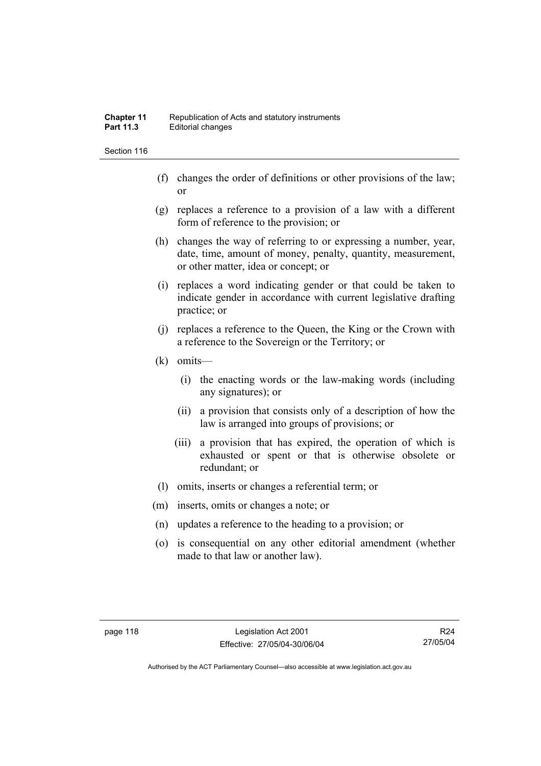(f) changes the order of definitions or other provisions of the law; or

(g) replaces a reference to a provision of a law with a different form of reference to the provision; or

(h) changes the way of referring to or expressing a number, year, date, time, amount of money, penalty, quantity, measurement, or other matter, idea or concept; or

(i) replaces a word indicating gender or that could be taken to indicate gender in accordance with current legislative drafting practice; or

(j) replaces a reference to the Queen, the King or the Crown with a reference to the Sovereign or the Territory; or

(k) omits—

  (i) the enacting words or the law-making words (including any signatures); or

  (ii) a provision that consists only of a description of how the law is arranged into groups of provisions; or

  (iii) a provision that has expired, the operation of which is exhausted or spent or that is otherwise obsolete or redundant; or

(l) omits, inserts or changes a referential term; or

(m) inserts, omits or changes a note; or

(n) updates a reference to the heading to a provision; or

(o) is consequential on any other editorial amendment (whether made to that law or another law).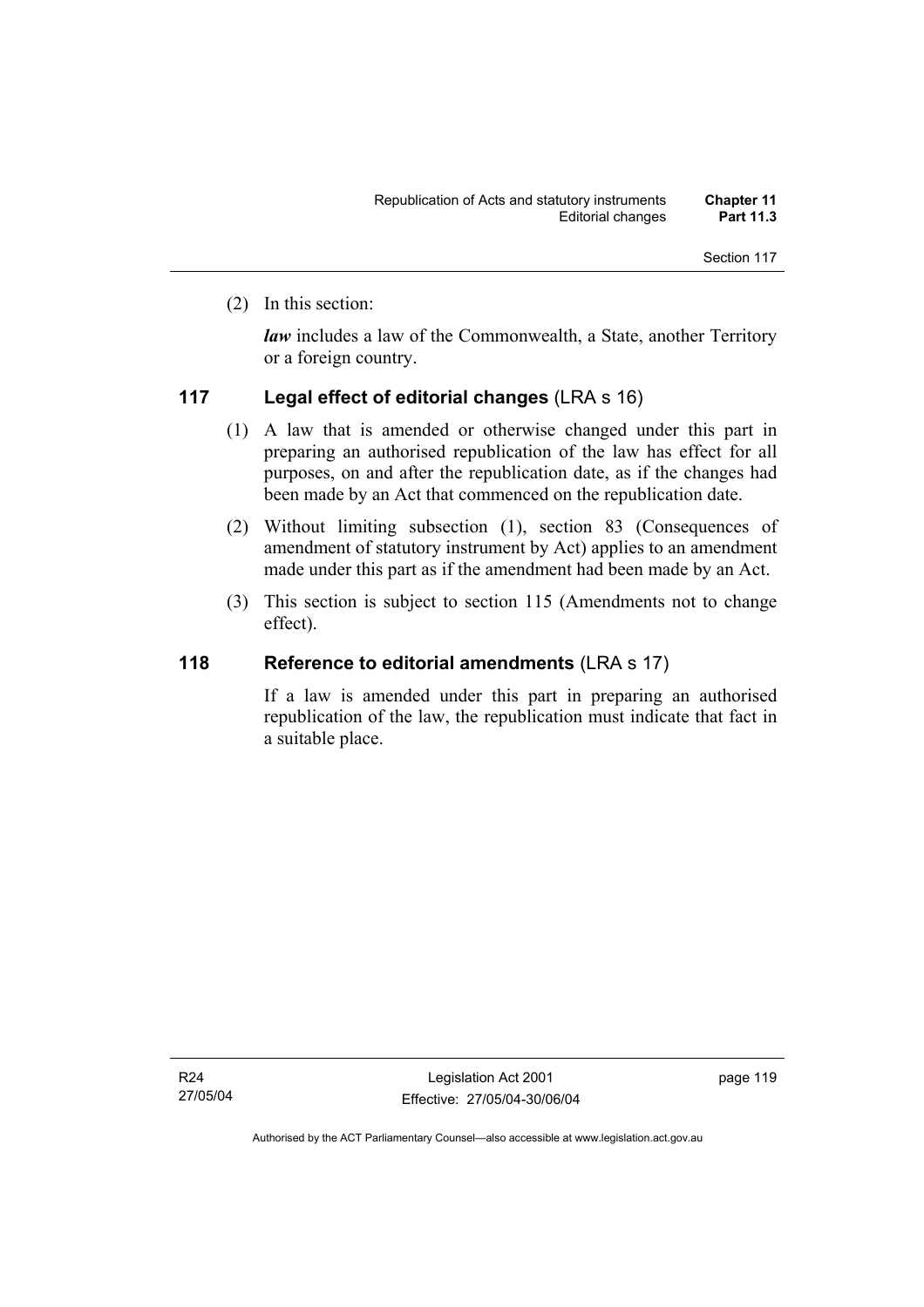(2) In this section:

***law*** includes a law of the Commonwealth, a State, another Territory or a foreign country.

### 117 Legal effect of editorial changes (LRA s 16)

(1) A law that is amended or otherwise changed under this part in preparing an authorised republication of the law has effect for all purposes, on and after the republication date, as if the changes had been made by an Act that commenced on the republication date.

(2) Without limiting subsection (1), section 83 (Consequences of amendment of statutory instrument by Act) applies to an amendment made under this part as if the amendment had been made by an Act.

(3) This section is subject to section 115 (Amendments not to change effect).

### 118 Reference to editorial amendments (LRA s 17)

If a law is amended under this part in preparing an authorised republication of the law, the republication must indicate that fact in a suitable place.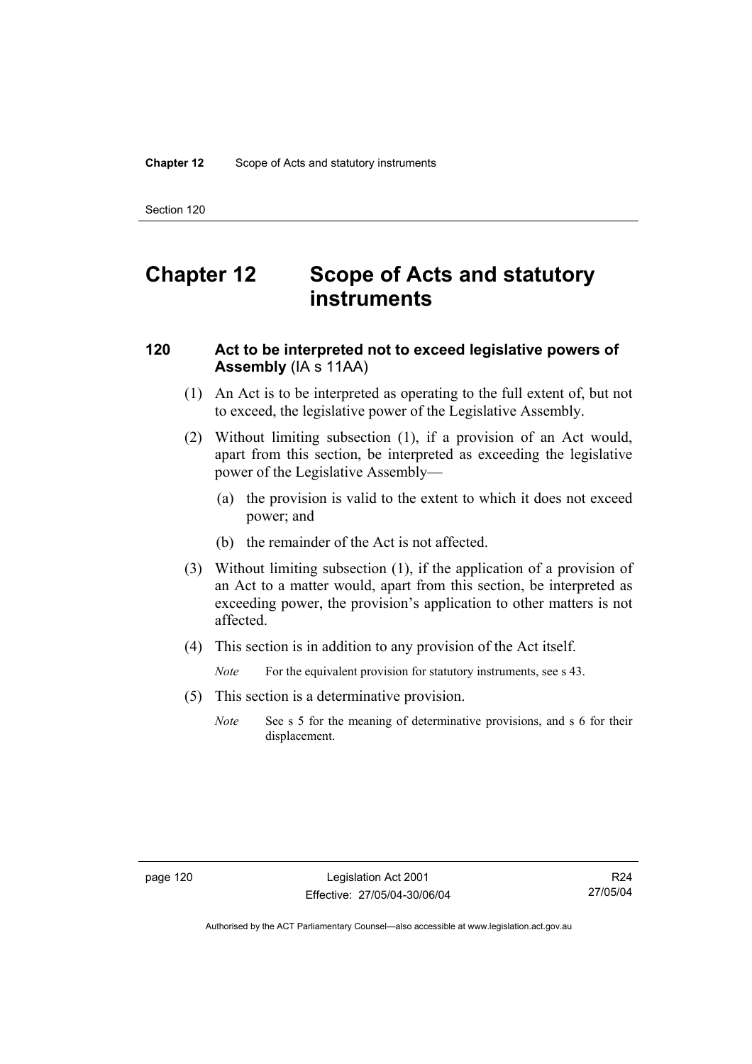# Chapter 12 Scope of Acts and statutory instruments

## 120 Act to be interpreted not to exceed legislative powers of Assembly (IA s 11AA)

(1) An Act is to be interpreted as operating to the full extent of, but not to exceed, the legislative power of the Legislative Assembly.

(2) Without limiting subsection (1), if a provision of an Act would, apart from this section, be interpreted as exceeding the legislative power of the Legislative Assembly—

(a) the provision is valid to the extent to which it does not exceed power; and

(b) the remainder of the Act is not affected.

(3) Without limiting subsection (1), if the application of a provision of an Act to a matter would, apart from this section, be interpreted as exceeding power, the provision's application to other matters is not affected.

(4) This section is in addition to any provision of the Act itself.

*Note* For the equivalent provision for statutory instruments, see s 43.

(5) This section is a determinative provision.

*Note* See s 5 for the meaning of determinative provisions, and s 6 for their displacement.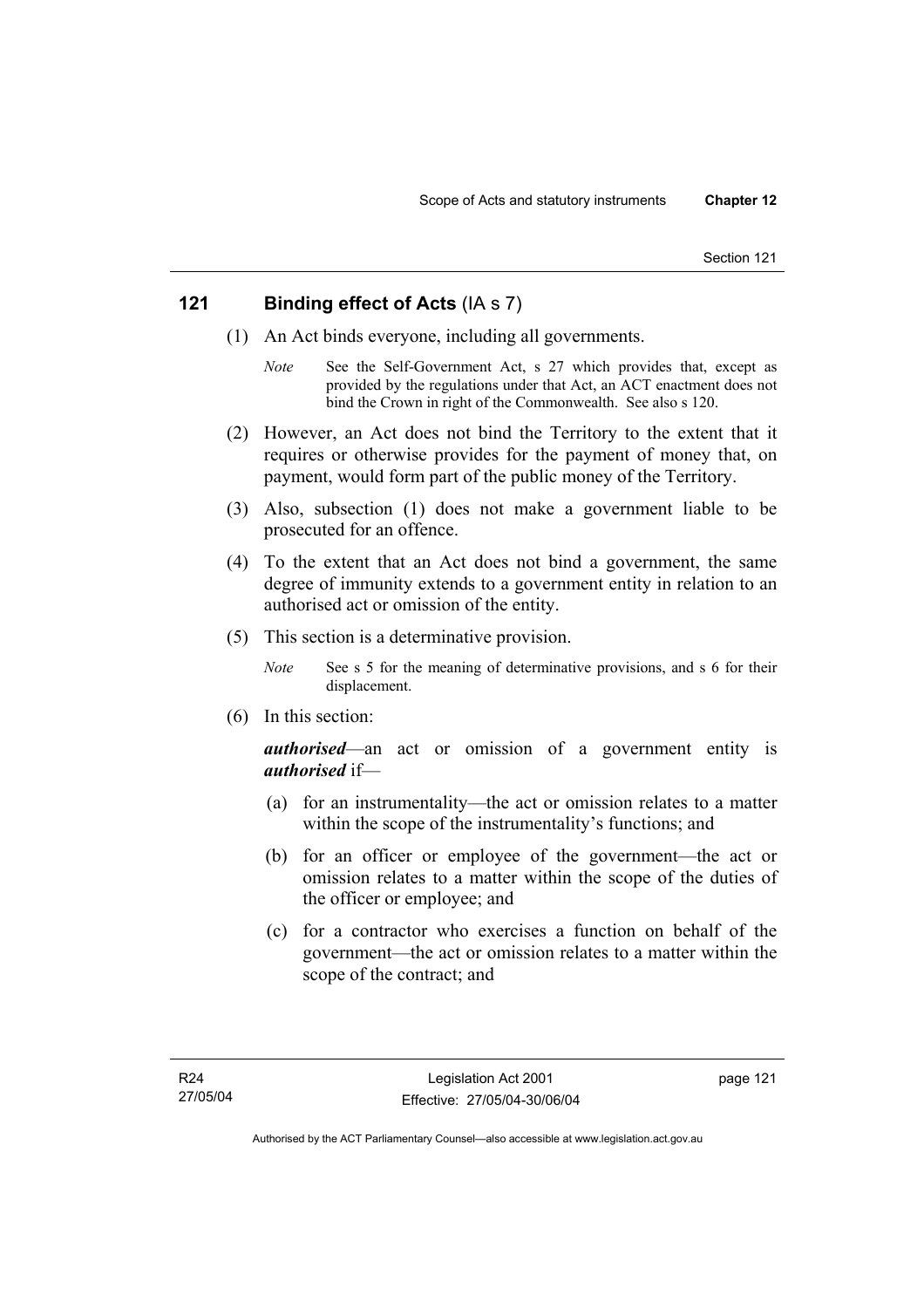## 121 Binding effect of Acts (IA s 7)

(1) An Act binds everyone, including all governments.

*Note* See the Self-Government Act, s 27 which provides that, except as provided by the regulations under that Act, an ACT enactment does not bind the Crown in right of the Commonwealth. See also s 120.

(2) However, an Act does not bind the Territory to the extent that it requires or otherwise provides for the payment of money that, on payment, would form part of the public money of the Territory.

(3) Also, subsection (1) does not make a government liable to be prosecuted for an offence.

(4) To the extent that an Act does not bind a government, the same degree of immunity extends to a government entity in relation to an authorised act or omission of the entity.

(5) This section is a determinative provision.

*Note* See s 5 for the meaning of determinative provisions, and s 6 for their displacement.

(6) In this section:

***authorised***—an act or omission of a government entity is ***authorised*** if—

(a) for an instrumentality—the act or omission relates to a matter within the scope of the instrumentality's functions; and

(b) for an officer or employee of the government—the act or omission relates to a matter within the scope of the duties of the officer or employee; and

(c) for a contractor who exercises a function on behalf of the government—the act or omission relates to a matter within the scope of the contract; and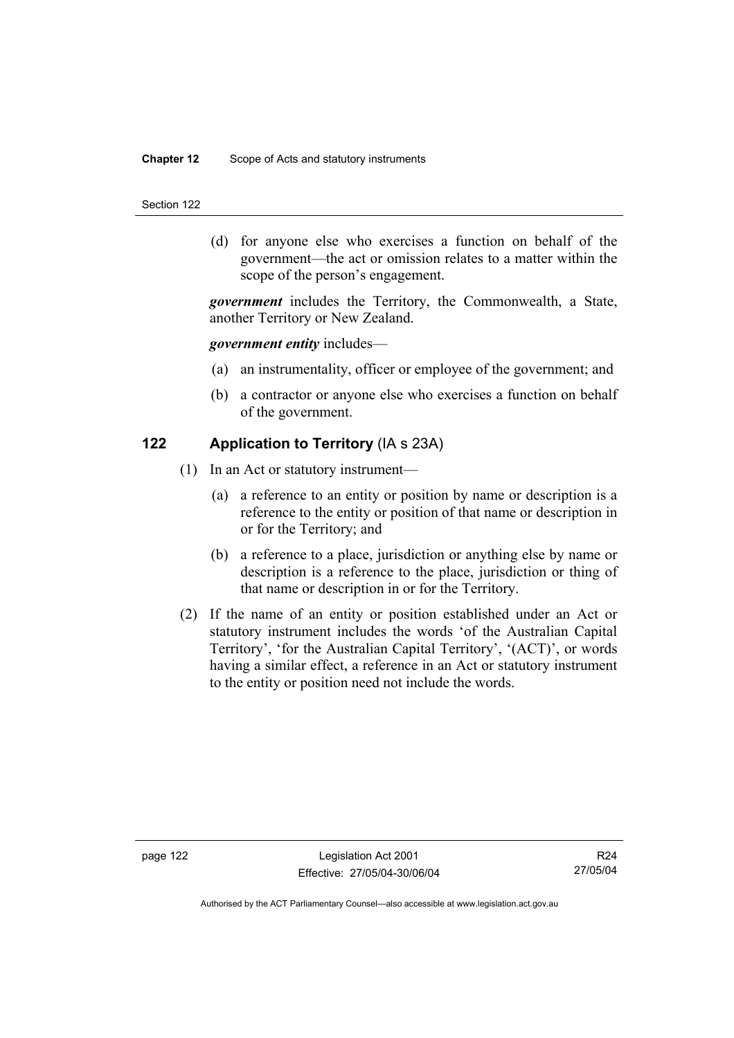(d) for anyone else who exercises a function on behalf of the government—the act or omission relates to a matter within the scope of the person's engagement.

***government*** includes the Territory, the Commonwealth, a State, another Territory or New Zealand.

***government entity*** includes—

(a) an instrumentality, officer or employee of the government; and

(b) a contractor or anyone else who exercises a function on behalf of the government.

## 122 Application to Territory (IA s 23A)

(1) In an Act or statutory instrument—

(a) a reference to an entity or position by name or description is a reference to the entity or position of that name or description in or for the Territory; and

(b) a reference to a place, jurisdiction or anything else by name or description is a reference to the place, jurisdiction or thing of that name or description in or for the Territory.

(2) If the name of an entity or position established under an Act or statutory instrument includes the words 'of the Australian Capital Territory', 'for the Australian Capital Territory', '(ACT)', or words having a similar effect, a reference in an Act or statutory instrument to the entity or position need not include the words.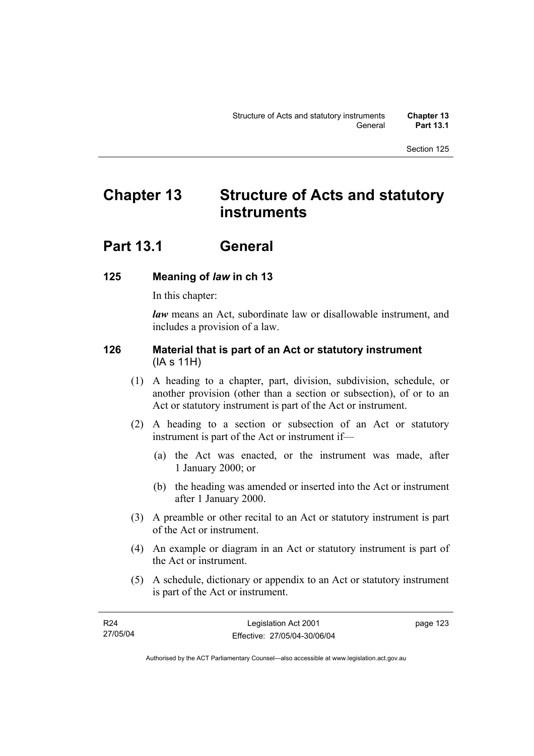# Chapter 13 Structure of Acts and statutory instruments

## Part 13.1 General

### 125 Meaning of *law* in ch 13

In this chapter:

***law*** means an Act, subordinate law or disallowable instrument, and includes a provision of a law.

### 126 Material that is part of an Act or statutory instrument (IA s 11H)

(1) A heading to a chapter, part, division, subdivision, schedule, or another provision (other than a section or subsection), of or to an Act or statutory instrument is part of the Act or instrument.

(2) A heading to a section or subsection of an Act or statutory instrument is part of the Act or instrument if—

(a) the Act was enacted, or the instrument was made, after 1 January 2000; or

(b) the heading was amended or inserted into the Act or instrument after 1 January 2000.

(3) A preamble or other recital to an Act or statutory instrument is part of the Act or instrument.

(4) An example or diagram in an Act or statutory instrument is part of the Act or instrument.

(5) A schedule, dictionary or appendix to an Act or statutory instrument is part of the Act or instrument.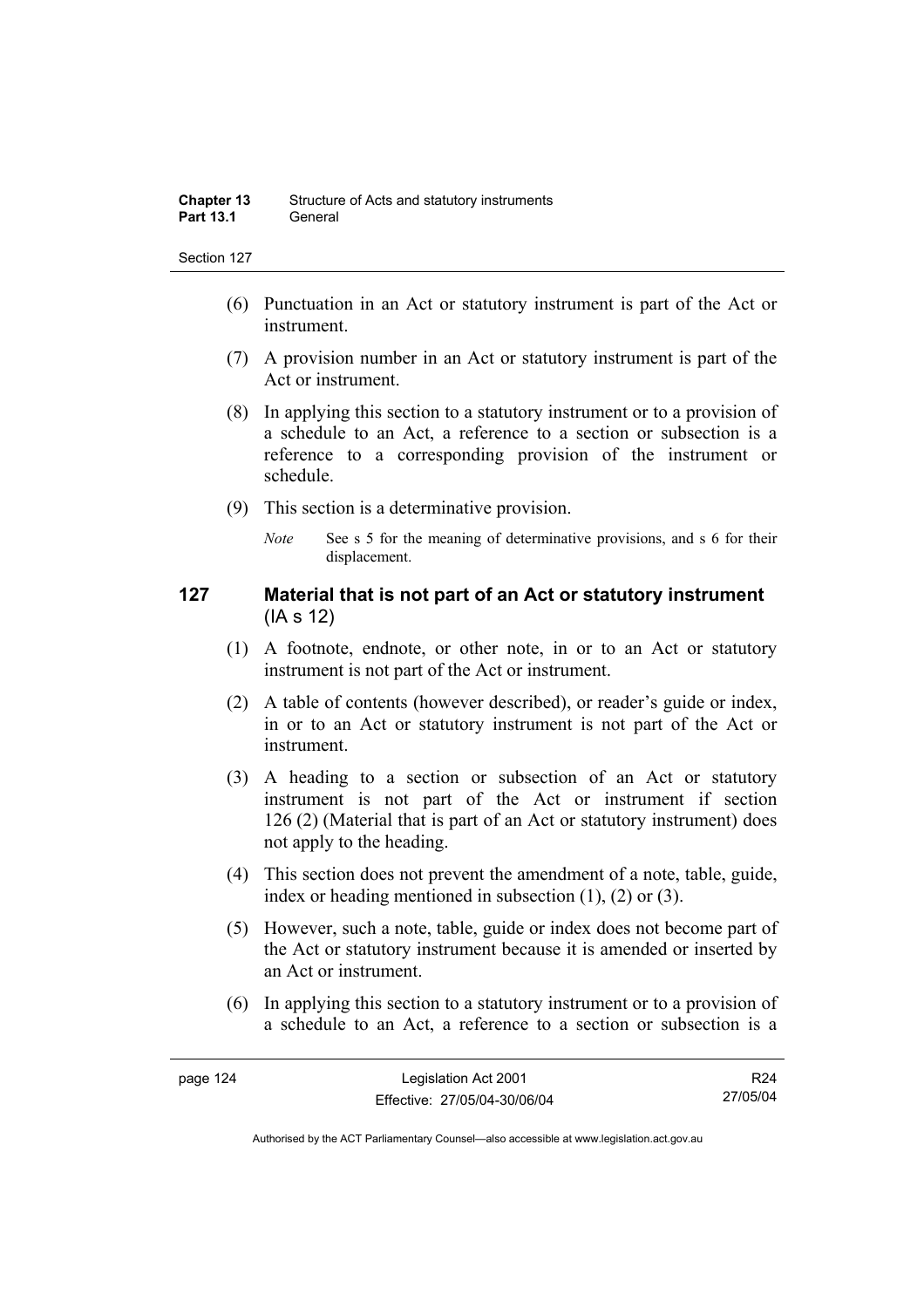(6) Punctuation in an Act or statutory instrument is part of the Act or instrument.

(7) A provision number in an Act or statutory instrument is part of the Act or instrument.

(8) In applying this section to a statutory instrument or to a provision of a schedule to an Act, a reference to a section or subsection is a reference to a corresponding provision of the instrument or schedule.

(9) This section is a determinative provision.

*Note* See s 5 for the meaning of determinative provisions, and s 6 for their displacement.

### 127 Material that is not part of an Act or statutory instrument (IA s 12)

(1) A footnote, endnote, or other note, in or to an Act or statutory instrument is not part of the Act or instrument.

(2) A table of contents (however described), or reader's guide or index, in or to an Act or statutory instrument is not part of the Act or instrument.

(3) A heading to a section or subsection of an Act or statutory instrument is not part of the Act or instrument if section 126 (2) (Material that is part of an Act or statutory instrument) does not apply to the heading.

(4) This section does not prevent the amendment of a note, table, guide, index or heading mentioned in subsection (1), (2) or (3).

(5) However, such a note, table, guide or index does not become part of the Act or statutory instrument because it is amended or inserted by an Act or instrument.

(6) In applying this section to a statutory instrument or to a provision of a schedule to an Act, a reference to a section or subsection is a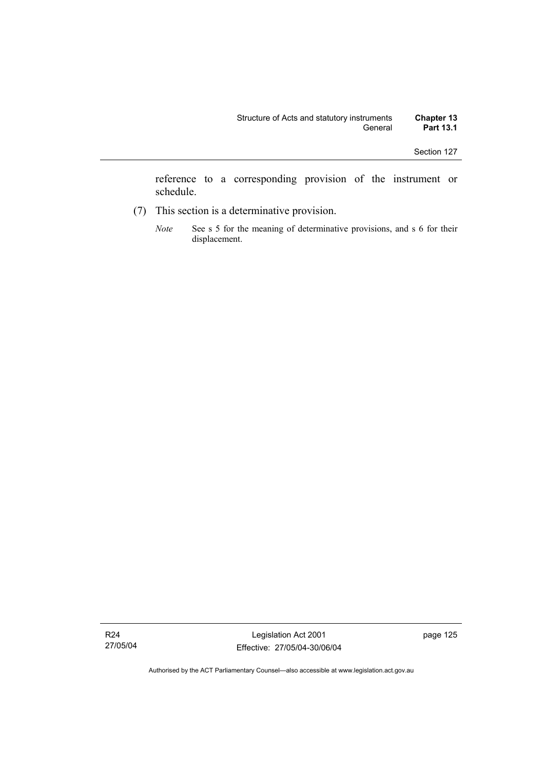reference to a corresponding provision of the instrument or schedule.

(7) This section is a determinative provision.

*Note* See s 5 for the meaning of determinative provisions, and s 6 for their displacement.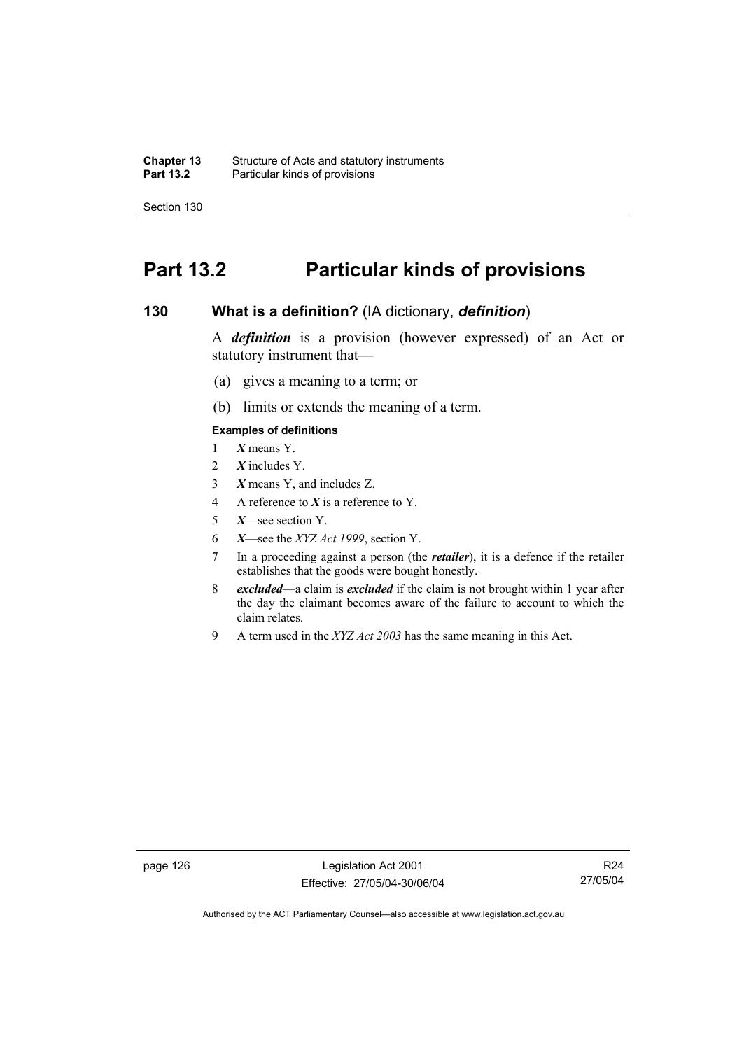# Part 13.2 Particular kinds of provisions

## 130 What is a definition? (IA dictionary, *definition*)

A ***definition*** is a provision (however expressed) of an Act or statutory instrument that—

(a) gives a meaning to a term; or

(b) limits or extends the meaning of a term.

**Examples of definitions**

1 ***X*** means Y.

2 ***X*** includes Y.

3 ***X*** means Y, and includes Z.

4 A reference to ***X*** is a reference to Y.

5 ***X***—see section Y.

6 ***X***—see the *XYZ Act 1999*, section Y.

7 In a proceeding against a person (the ***retailer***), it is a defence if the retailer establishes that the goods were bought honestly.

8 ***excluded***—a claim is ***excluded*** if the claim is not brought within 1 year after the day the claimant becomes aware of the failure to account to which the claim relates.

9 A term used in the *XYZ Act 2003* has the same meaning in this Act.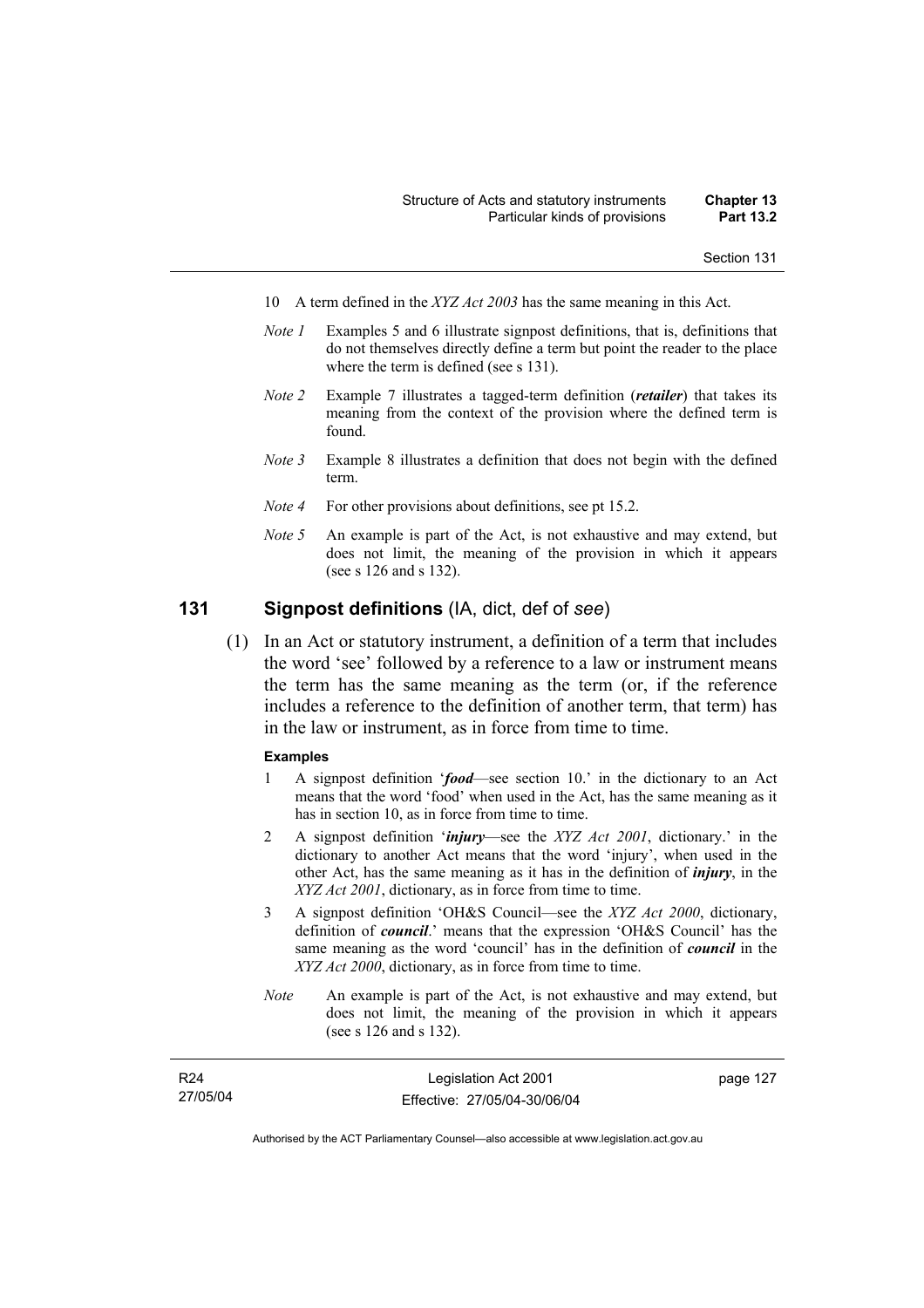10 A term defined in the *XYZ Act 2003* has the same meaning in this Act.

*Note 1* Examples 5 and 6 illustrate signpost definitions, that is, definitions that do not themselves directly define a term but point the reader to the place where the term is defined (see s 131).

*Note 2* Example 7 illustrates a tagged-term definition (***retailer***) that takes its meaning from the context of the provision where the defined term is found.

*Note 3* Example 8 illustrates a definition that does not begin with the defined term.

*Note 4* For other provisions about definitions, see pt 15.2.

*Note 5* An example is part of the Act, is not exhaustive and may extend, but does not limit, the meaning of the provision in which it appears (see s 126 and s 132).

## 131 Signpost definitions (IA, dict, def of *see*)

(1) In an Act or statutory instrument, a definition of a term that includes the word 'see' followed by a reference to a law or instrument means the term has the same meaning as the term (or, if the reference includes a reference to the definition of another term, that term) has in the law or instrument, as in force from time to time.

**Examples**

1 A signpost definition '***food***—see section 10.' in the dictionary to an Act means that the word 'food' when used in the Act, has the same meaning as it has in section 10, as in force from time to time.

2 A signpost definition '***injury***—see the *XYZ Act 2001*, dictionary.' in the dictionary to another Act means that the word 'injury', when used in the other Act, has the same meaning as it has in the definition of ***injury***, in the *XYZ Act 2001*, dictionary, as in force from time to time.

3 A signpost definition 'OH&S Council—see the *XYZ Act 2000*, dictionary, definition of ***council***.' means that the expression 'OH&S Council' has the same meaning as the word 'council' has in the definition of ***council*** in the *XYZ Act 2000*, dictionary, as in force from time to time.

*Note* An example is part of the Act, is not exhaustive and may extend, but does not limit, the meaning of the provision in which it appears (see s 126 and s 132).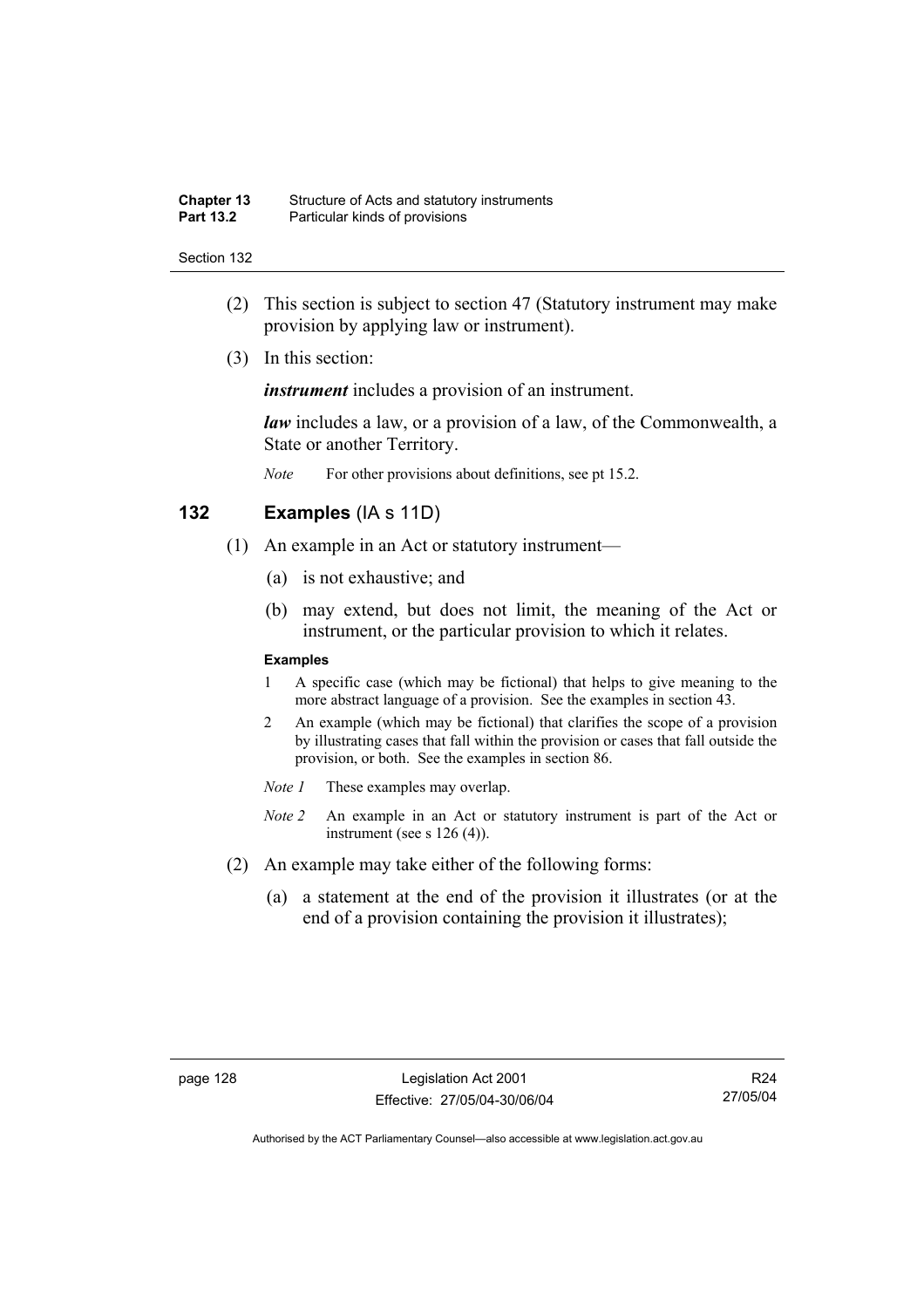(2) This section is subject to section 47 (Statutory instrument may make provision by applying law or instrument).

(3) In this section:

***instrument*** includes a provision of an instrument.

***law*** includes a law, or a provision of a law, of the Commonwealth, a State or another Territory.

*Note* For other provisions about definitions, see pt 15.2.

## 132 Examples (IA s 11D)

(1) An example in an Act or statutory instrument—

(a) is not exhaustive; and

(b) may extend, but does not limit, the meaning of the Act or instrument, or the particular provision to which it relates.

**Examples**

1 A specific case (which may be fictional) that helps to give meaning to the more abstract language of a provision. See the examples in section 43.

2 An example (which may be fictional) that clarifies the scope of a provision by illustrating cases that fall within the provision or cases that fall outside the provision, or both. See the examples in section 86.

*Note 1* These examples may overlap.

*Note 2* An example in an Act or statutory instrument is part of the Act or instrument (see s 126 (4)).

(2) An example may take either of the following forms:

(a) a statement at the end of the provision it illustrates (or at the end of a provision containing the provision it illustrates);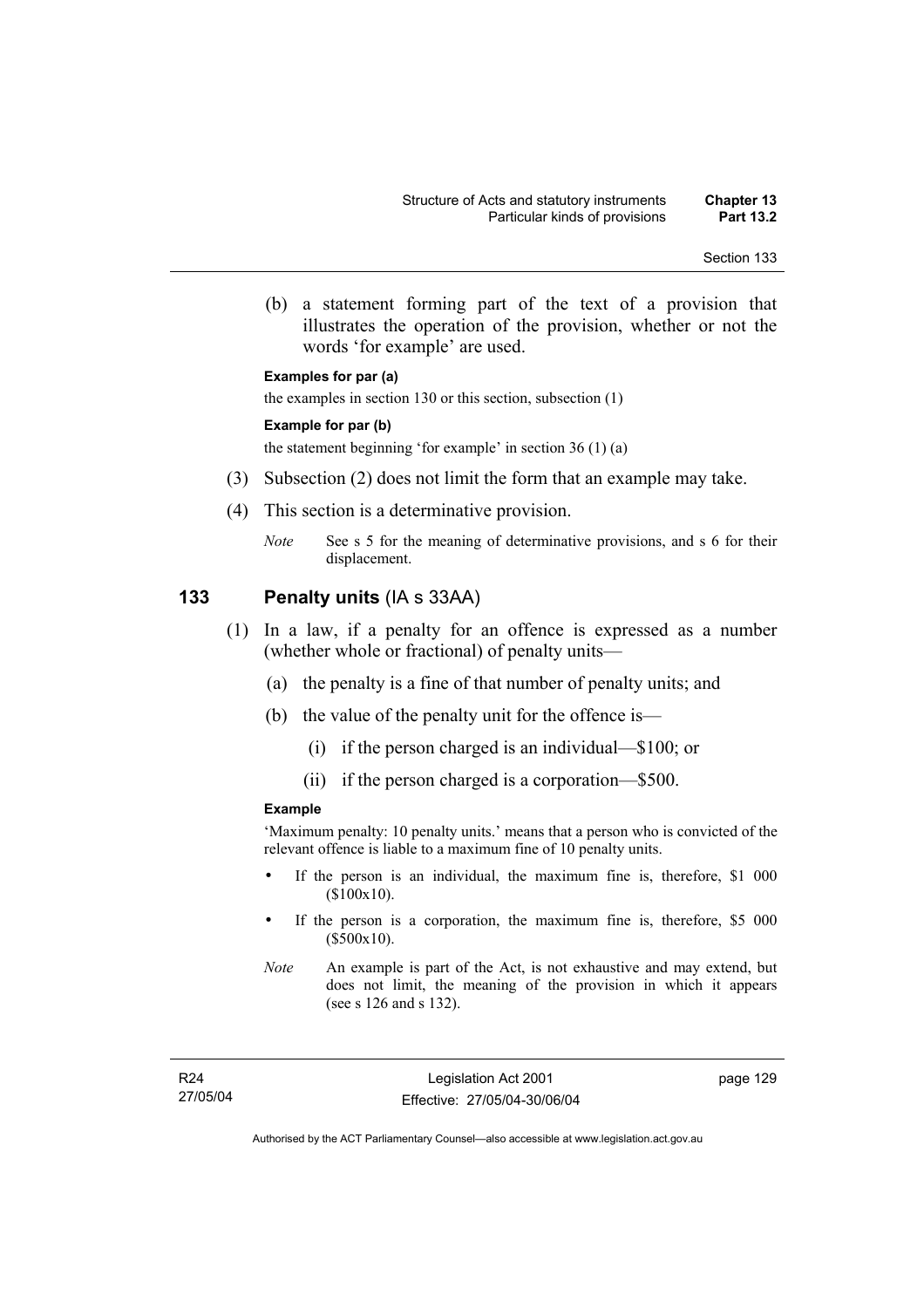(b) a statement forming part of the text of a provision that illustrates the operation of the provision, whether or not the words 'for example' are used.

**Examples for par (a)**

the examples in section 130 or this section, subsection (1)

**Example for par (b)**

the statement beginning 'for example' in section 36 (1) (a)

(3) Subsection (2) does not limit the form that an example may take.

(4) This section is a determinative provision.

*Note* See s 5 for the meaning of determinative provisions, and s 6 for their displacement.

## 133 Penalty units (IA s 33AA)

(1) In a law, if a penalty for an offence is expressed as a number (whether whole or fractional) of penalty units—

(a) the penalty is a fine of that number of penalty units; and

(b) the value of the penalty unit for the offence is—

(i) if the person charged is an individual—$100; or

(ii) if the person charged is a corporation—$500.

**Example**

'Maximum penalty: 10 penalty units.' means that a person who is convicted of the relevant offence is liable to a maximum fine of 10 penalty units.

- If the person is an individual, the maximum fine is, therefore, $1 000 ($100x10).
- If the person is a corporation, the maximum fine is, therefore, $5 000 ($500x10).

*Note* An example is part of the Act, is not exhaustive and may extend, but does not limit, the meaning of the provision in which it appears (see s 126 and s 132).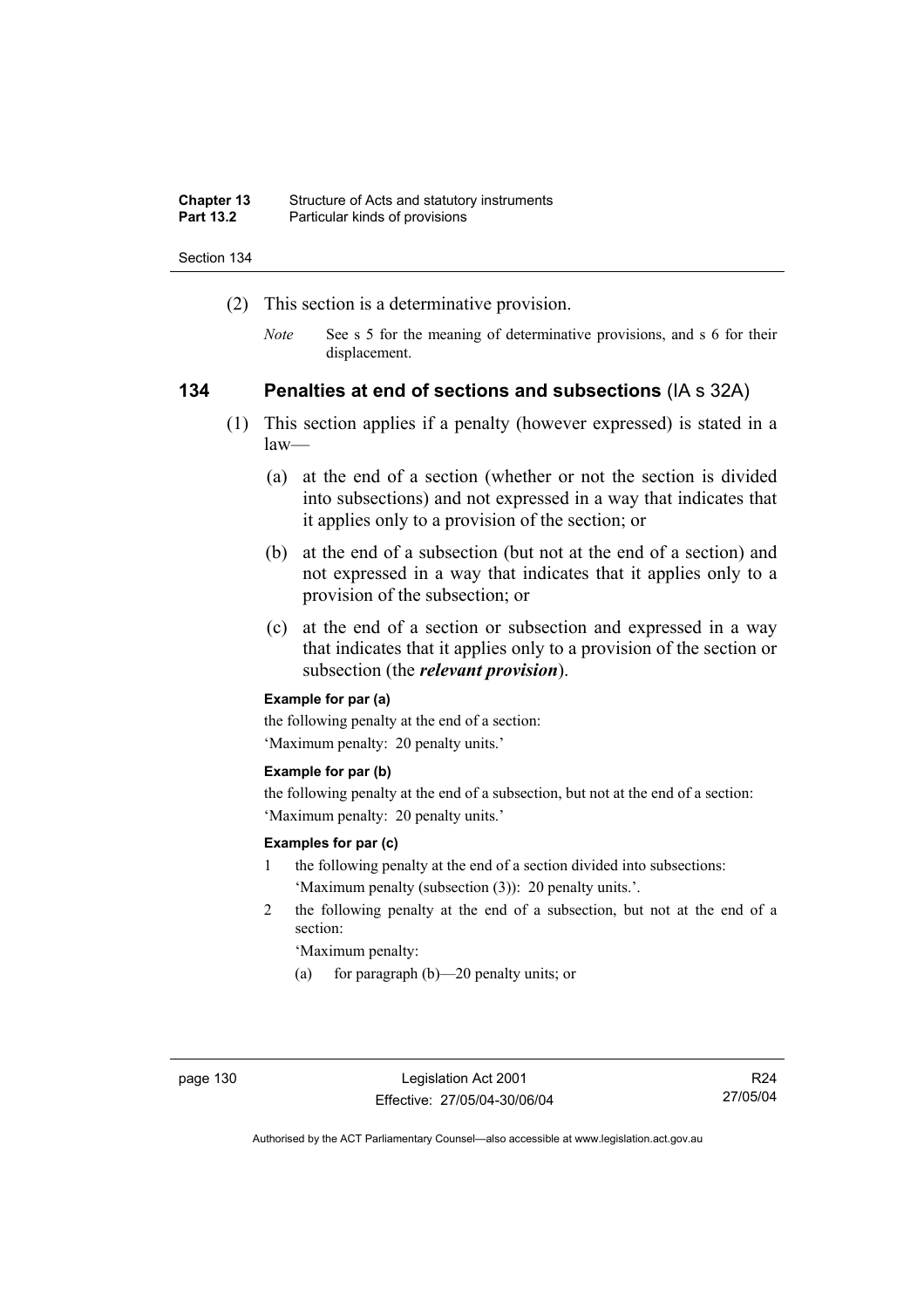(2) This section is a determinative provision.

*Note* See s 5 for the meaning of determinative provisions, and s 6 for their displacement.

## 134 Penalties at end of sections and subsections (IA s 32A)

(1) This section applies if a penalty (however expressed) is stated in a law—

(a) at the end of a section (whether or not the section is divided into subsections) and not expressed in a way that indicates that it applies only to a provision of the section; or

(b) at the end of a subsection (but not at the end of a section) and not expressed in a way that indicates that it applies only to a provision of the subsection; or

(c) at the end of a section or subsection and expressed in a way that indicates that it applies only to a provision of the section or subsection (the ***relevant provision***).

**Example for par (a)**

the following penalty at the end of a section:

'Maximum penalty: 20 penalty units.'

**Example for par (b)**

the following penalty at the end of a subsection, but not at the end of a section:

'Maximum penalty: 20 penalty units.'

**Examples for par (c)**

1 the following penalty at the end of a section divided into subsections:

'Maximum penalty (subsection (3)): 20 penalty units.'.

2 the following penalty at the end of a subsection, but not at the end of a section:

'Maximum penalty:

(a) for paragraph (b)—20 penalty units; or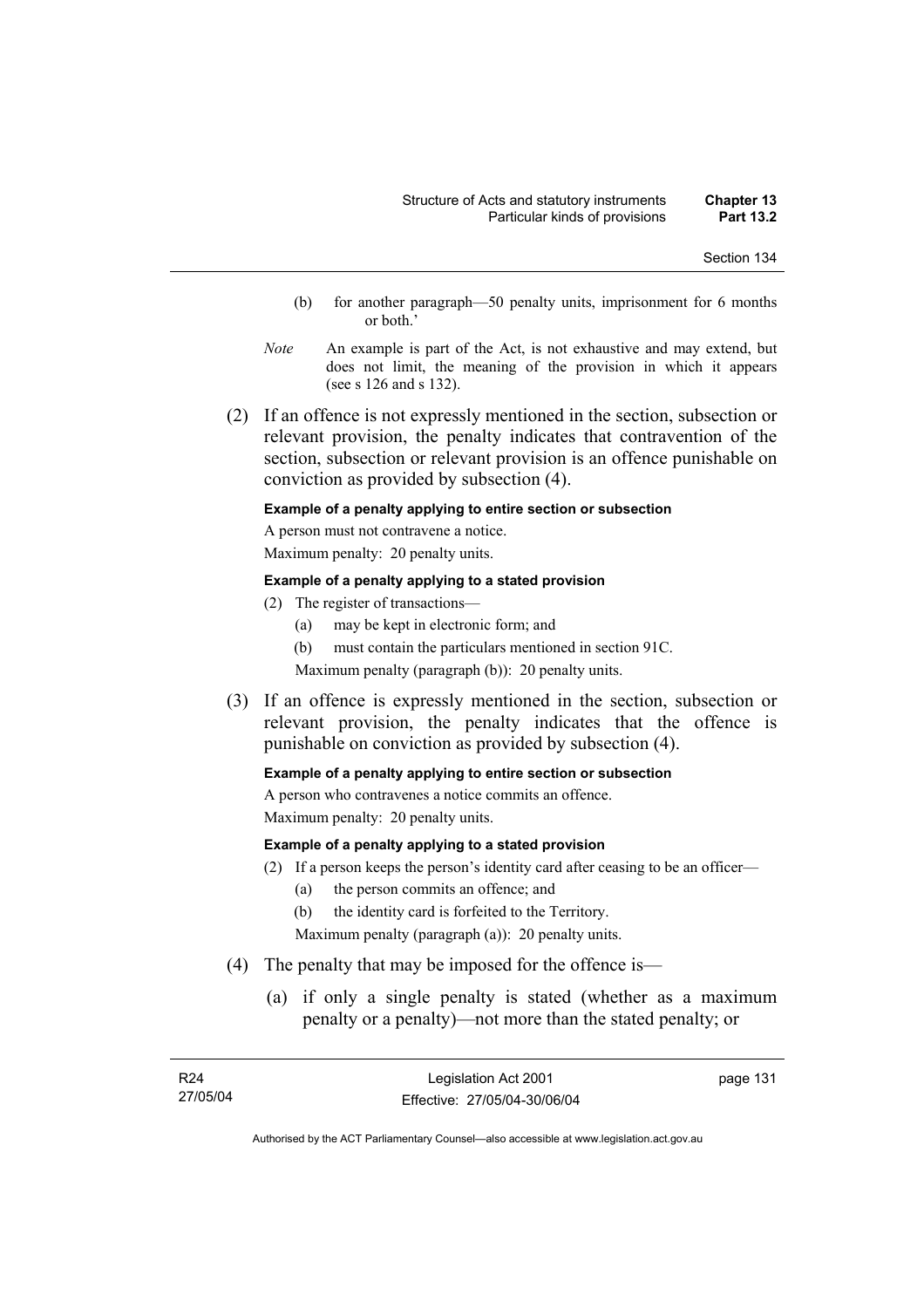(b) for another paragraph—50 penalty units, imprisonment for 6 months or both.'

*Note* An example is part of the Act, is not exhaustive and may extend, but does not limit, the meaning of the provision in which it appears (see s 126 and s 132).

(2) If an offence is not expressly mentioned in the section, subsection or relevant provision, the penalty indicates that contravention of the section, subsection or relevant provision is an offence punishable on conviction as provided by subsection (4).

**Example of a penalty applying to entire section or subsection**

A person must not contravene a notice.

Maximum penalty: 20 penalty units.

**Example of a penalty applying to a stated provision**

(2) The register of transactions—

(a) may be kept in electronic form; and

(b) must contain the particulars mentioned in section 91C.

Maximum penalty (paragraph (b)): 20 penalty units.

(3) If an offence is expressly mentioned in the section, subsection or relevant provision, the penalty indicates that the offence is punishable on conviction as provided by subsection (4).

**Example of a penalty applying to entire section or subsection**

A person who contravenes a notice commits an offence.

Maximum penalty: 20 penalty units.

**Example of a penalty applying to a stated provision**

(2) If a person keeps the person's identity card after ceasing to be an officer—

(a) the person commits an offence; and

(b) the identity card is forfeited to the Territory.

Maximum penalty (paragraph (a)): 20 penalty units.

(4) The penalty that may be imposed for the offence is—

(a) if only a single penalty is stated (whether as a maximum penalty or a penalty)—not more than the stated penalty; or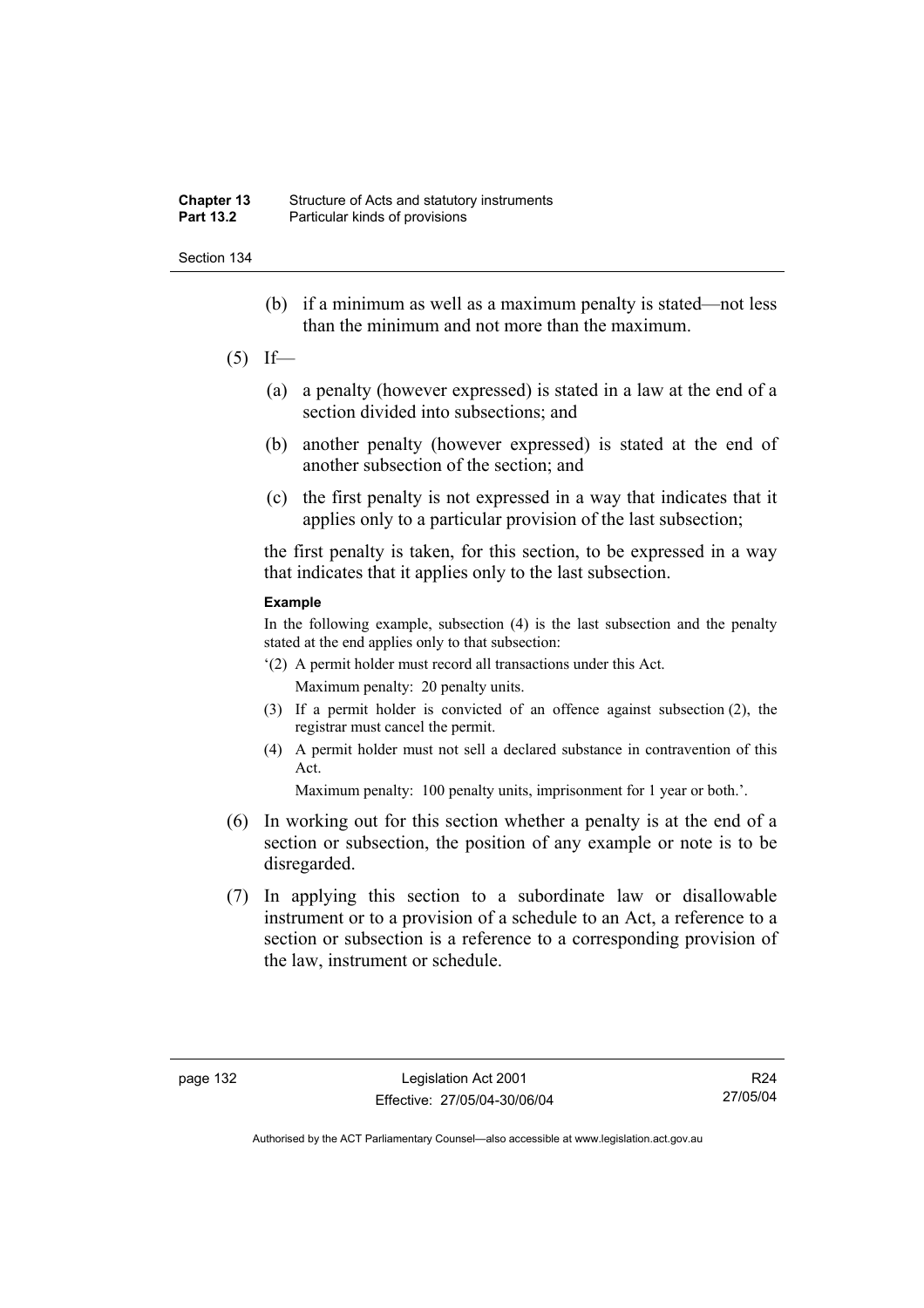(b) if a minimum as well as a maximum penalty is stated—not less than the minimum and not more than the maximum.

(5) If—

(a) a penalty (however expressed) is stated in a law at the end of a section divided into subsections; and

(b) another penalty (however expressed) is stated at the end of another subsection of the section; and

(c) the first penalty is not expressed in a way that indicates that it applies only to a particular provision of the last subsection;

the first penalty is taken, for this section, to be expressed in a way that indicates that it applies only to the last subsection.

**Example**

In the following example, subsection (4) is the last subsection and the penalty stated at the end applies only to that subsection:

'(2) A permit holder must record all transactions under this Act.

Maximum penalty: 20 penalty units.

(3) If a permit holder is convicted of an offence against subsection (2), the registrar must cancel the permit.

(4) A permit holder must not sell a declared substance in contravention of this Act.

Maximum penalty: 100 penalty units, imprisonment for 1 year or both.'.

(6) In working out for this section whether a penalty is at the end of a section or subsection, the position of any example or note is to be disregarded.

(7) In applying this section to a subordinate law or disallowable instrument or to a provision of a schedule to an Act, a reference to a section or subsection is a reference to a corresponding provision of the law, instrument or schedule.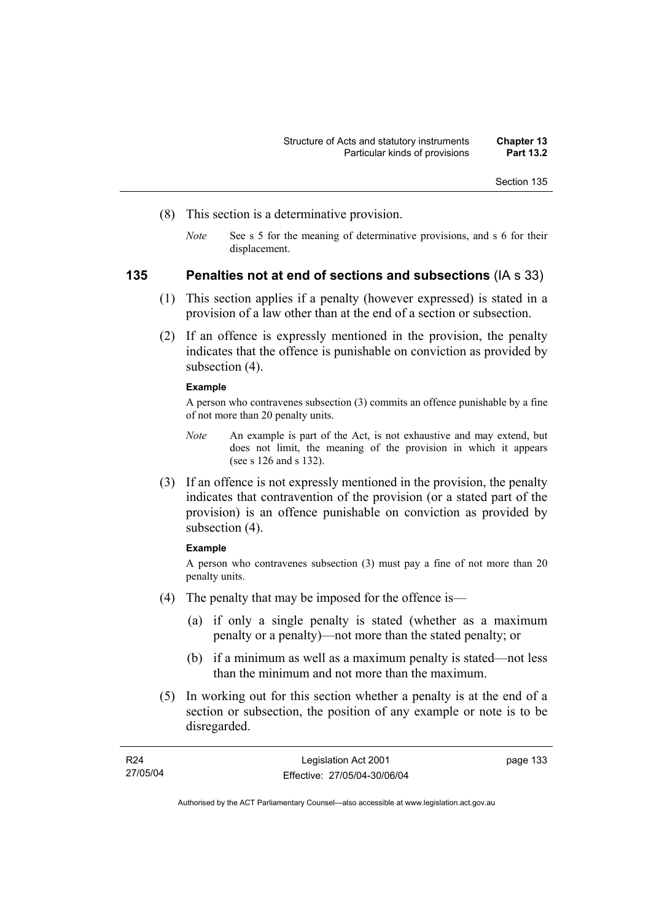(8) This section is a determinative provision.

*Note* See s 5 for the meaning of determinative provisions, and s 6 for their displacement.

## 135 Penalties not at end of sections and subsections (IA s 33)

(1) This section applies if a penalty (however expressed) is stated in a provision of a law other than at the end of a section or subsection.

(2) If an offence is expressly mentioned in the provision, the penalty indicates that the offence is punishable on conviction as provided by subsection (4).

**Example**

A person who contravenes subsection (3) commits an offence punishable by a fine of not more than 20 penalty units.

*Note* An example is part of the Act, is not exhaustive and may extend, but does not limit, the meaning of the provision in which it appears (see s 126 and s 132).

(3) If an offence is not expressly mentioned in the provision, the penalty indicates that contravention of the provision (or a stated part of the provision) is an offence punishable on conviction as provided by subsection (4).

**Example**

A person who contravenes subsection (3) must pay a fine of not more than 20 penalty units.

(4) The penalty that may be imposed for the offence is—

(a) if only a single penalty is stated (whether as a maximum penalty or a penalty)—not more than the stated penalty; or

(b) if a minimum as well as a maximum penalty is stated—not less than the minimum and not more than the maximum.

(5) In working out for this section whether a penalty is at the end of a section or subsection, the position of any example or note is to be disregarded.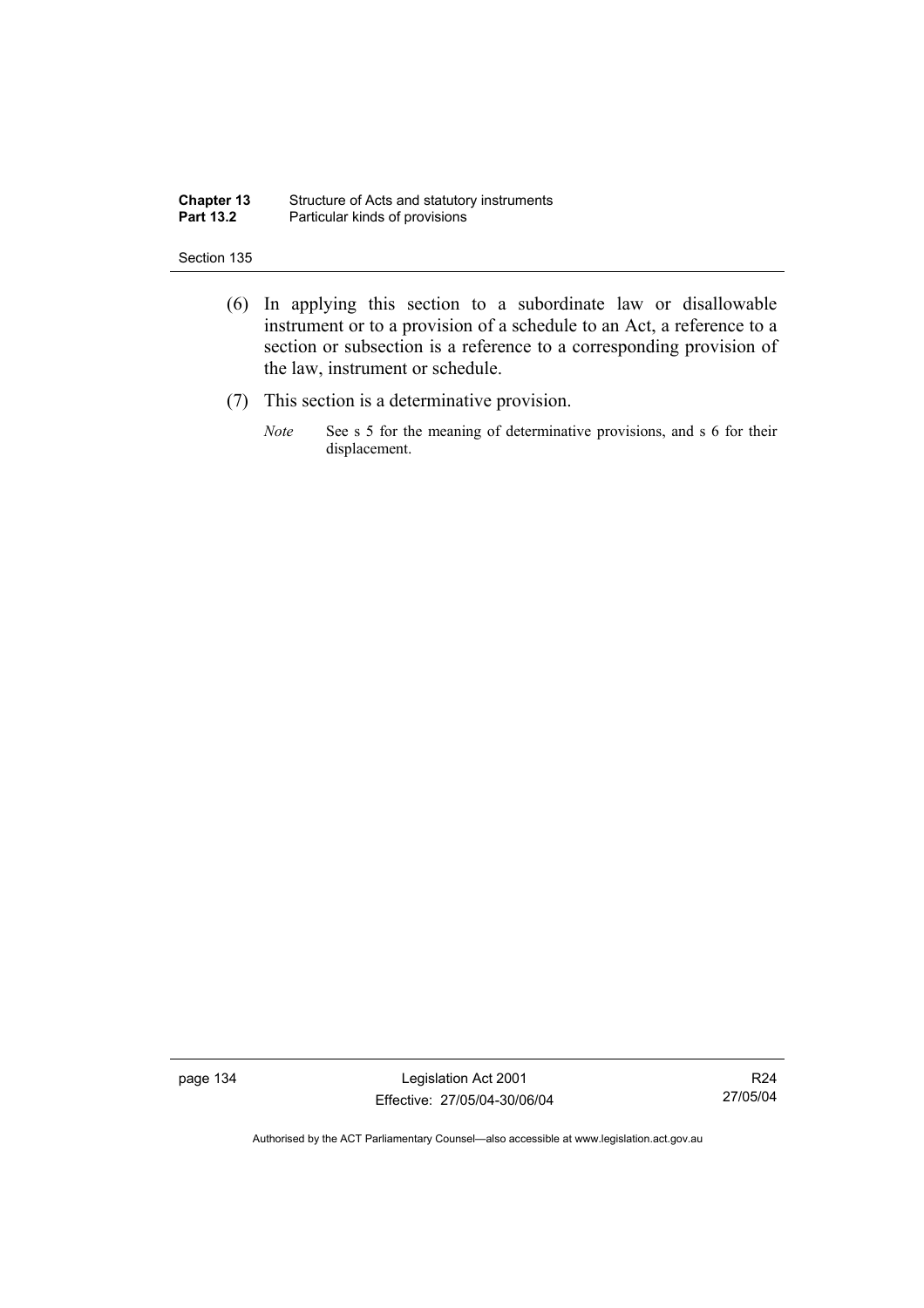(6) In applying this section to a subordinate law or disallowable instrument or to a provision of a schedule to an Act, a reference to a section or subsection is a reference to a corresponding provision of the law, instrument or schedule.

(7) This section is a determinative provision.

*Note* See s 5 for the meaning of determinative provisions, and s 6 for their displacement.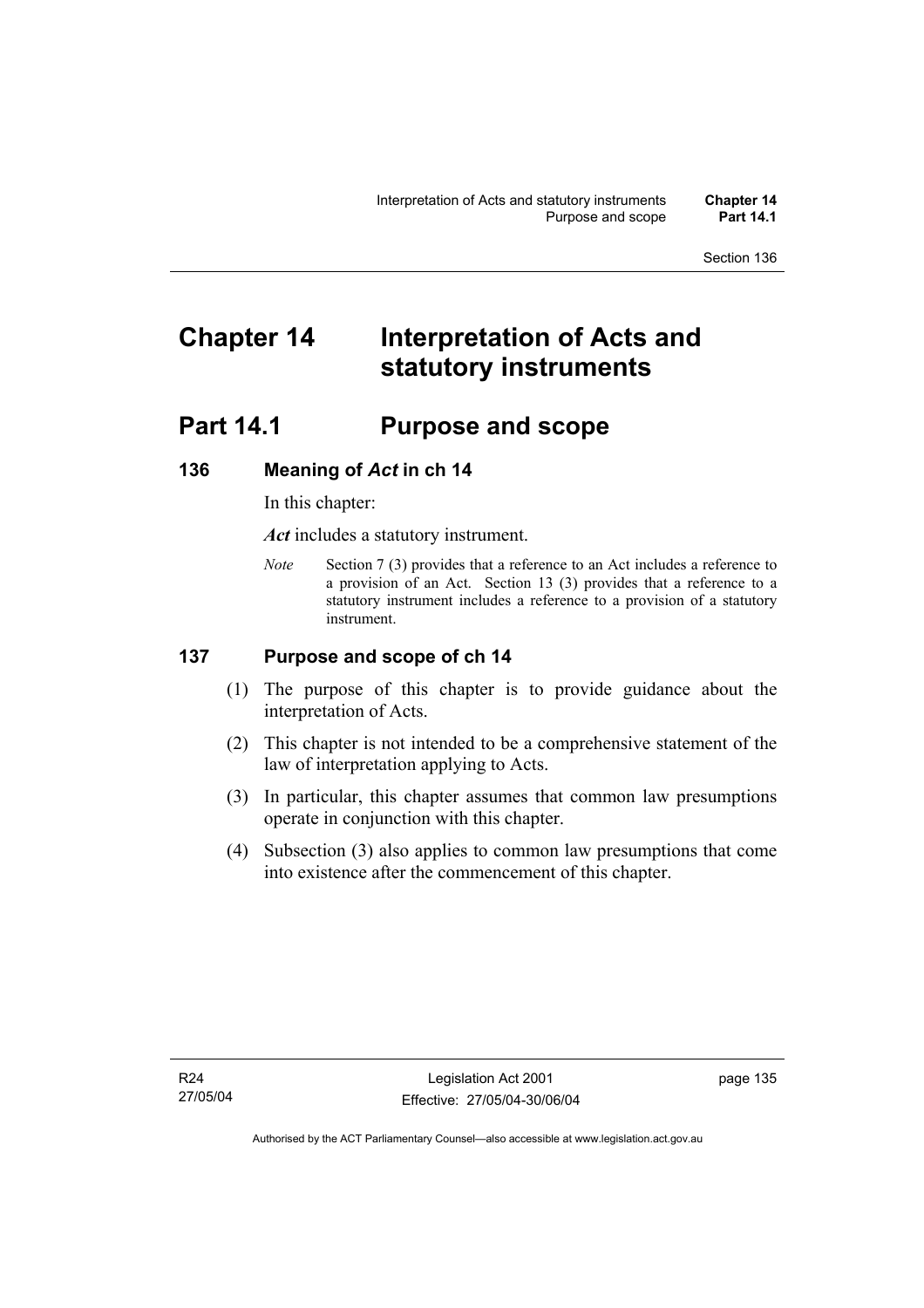# Chapter 14 Interpretation of Acts and statutory instruments

## Part 14.1 Purpose and scope

### 136 Meaning of *Act* in ch 14

In this chapter:

***Act*** includes a statutory instrument.

*Note* Section 7 (3) provides that a reference to an Act includes a reference to a provision of an Act. Section 13 (3) provides that a reference to a statutory instrument includes a reference to a provision of a statutory instrument.

### 137 Purpose and scope of ch 14

(1) The purpose of this chapter is to provide guidance about the interpretation of Acts.

(2) This chapter is not intended to be a comprehensive statement of the law of interpretation applying to Acts.

(3) In particular, this chapter assumes that common law presumptions operate in conjunction with this chapter.

(4) Subsection (3) also applies to common law presumptions that come into existence after the commencement of this chapter.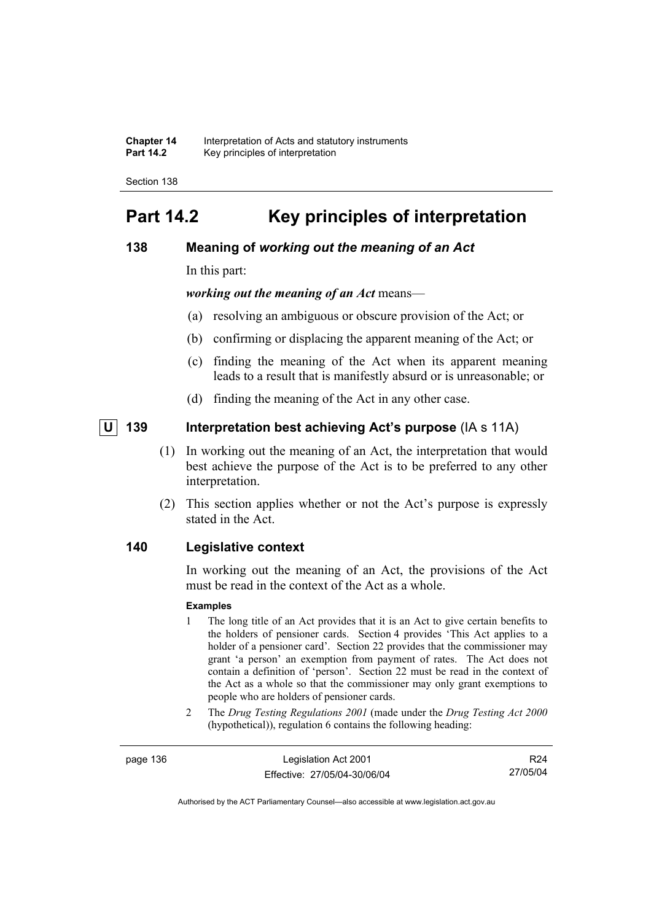# Part 14.2 Key principles of interpretation

### 138 Meaning of *working out the meaning of an Act*

In this part:

***working out the meaning of an Act*** means—

(a) resolving an ambiguous or obscure provision of the Act; or

(b) confirming or displacing the apparent meaning of the Act; or

(c) finding the meaning of the Act when its apparent meaning leads to a result that is manifestly absurd or is unreasonable; or

(d) finding the meaning of the Act in any other case.

### U 139 Interpretation best achieving Act's purpose (IA s 11A)

(1) In working out the meaning of an Act, the interpretation that would best achieve the purpose of the Act is to be preferred to any other interpretation.

(2) This section applies whether or not the Act's purpose is expressly stated in the Act.

### 140 Legislative context

In working out the meaning of an Act, the provisions of the Act must be read in the context of the Act as a whole.

**Examples**

1 The long title of an Act provides that it is an Act to give certain benefits to the holders of pensioner cards. Section 4 provides 'This Act applies to a holder of a pensioner card'. Section 22 provides that the commissioner may grant 'a person' an exemption from payment of rates. The Act does not contain a definition of 'person'. Section 22 must be read in the context of the Act as a whole so that the commissioner may only grant exemptions to people who are holders of pensioner cards.

2 The *Drug Testing Regulations 2001* (made under the *Drug Testing Act 2000* (hypothetical)), regulation 6 contains the following heading: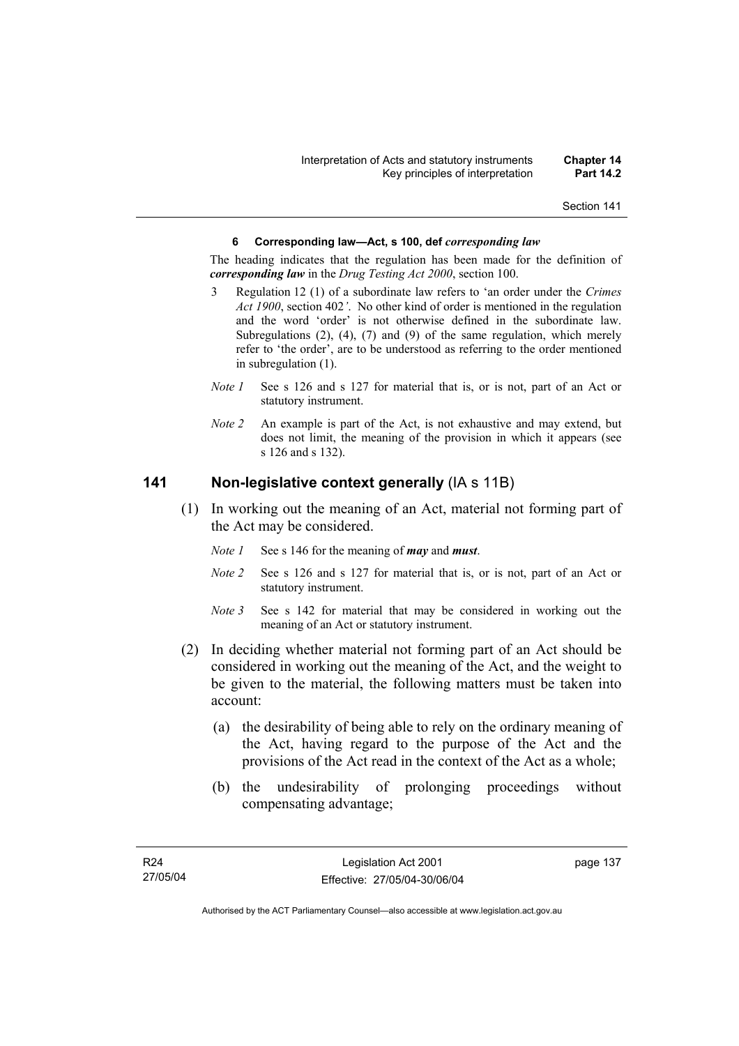**6 Corresponding law—Act, s 100, def *corresponding law***

The heading indicates that the regulation has been made for the definition of ***corresponding law*** in the *Drug Testing Act 2000*, section 100.

3 Regulation 12 (1) of a subordinate law refers to 'an order under the *Crimes Act 1900*, section 402*'*. No other kind of order is mentioned in the regulation and the word 'order' is not otherwise defined in the subordinate law. Subregulations (2), (4), (7) and (9) of the same regulation, which merely refer to 'the order', are to be understood as referring to the order mentioned in subregulation (1).

*Note 1* See s 126 and s 127 for material that is, or is not, part of an Act or statutory instrument.

*Note 2* An example is part of the Act, is not exhaustive and may extend, but does not limit, the meaning of the provision in which it appears (see s 126 and s 132).

## 141 Non-legislative context generally (IA s 11B)

(1) In working out the meaning of an Act, material not forming part of the Act may be considered.

*Note 1* See s 146 for the meaning of ***may*** and ***must***.

*Note 2* See s 126 and s 127 for material that is, or is not, part of an Act or statutory instrument.

*Note 3* See s 142 for material that may be considered in working out the meaning of an Act or statutory instrument.

(2) In deciding whether material not forming part of an Act should be considered in working out the meaning of the Act, and the weight to be given to the material, the following matters must be taken into account:

(a) the desirability of being able to rely on the ordinary meaning of the Act, having regard to the purpose of the Act and the provisions of the Act read in the context of the Act as a whole;

(b) the undesirability of prolonging proceedings without compensating advantage;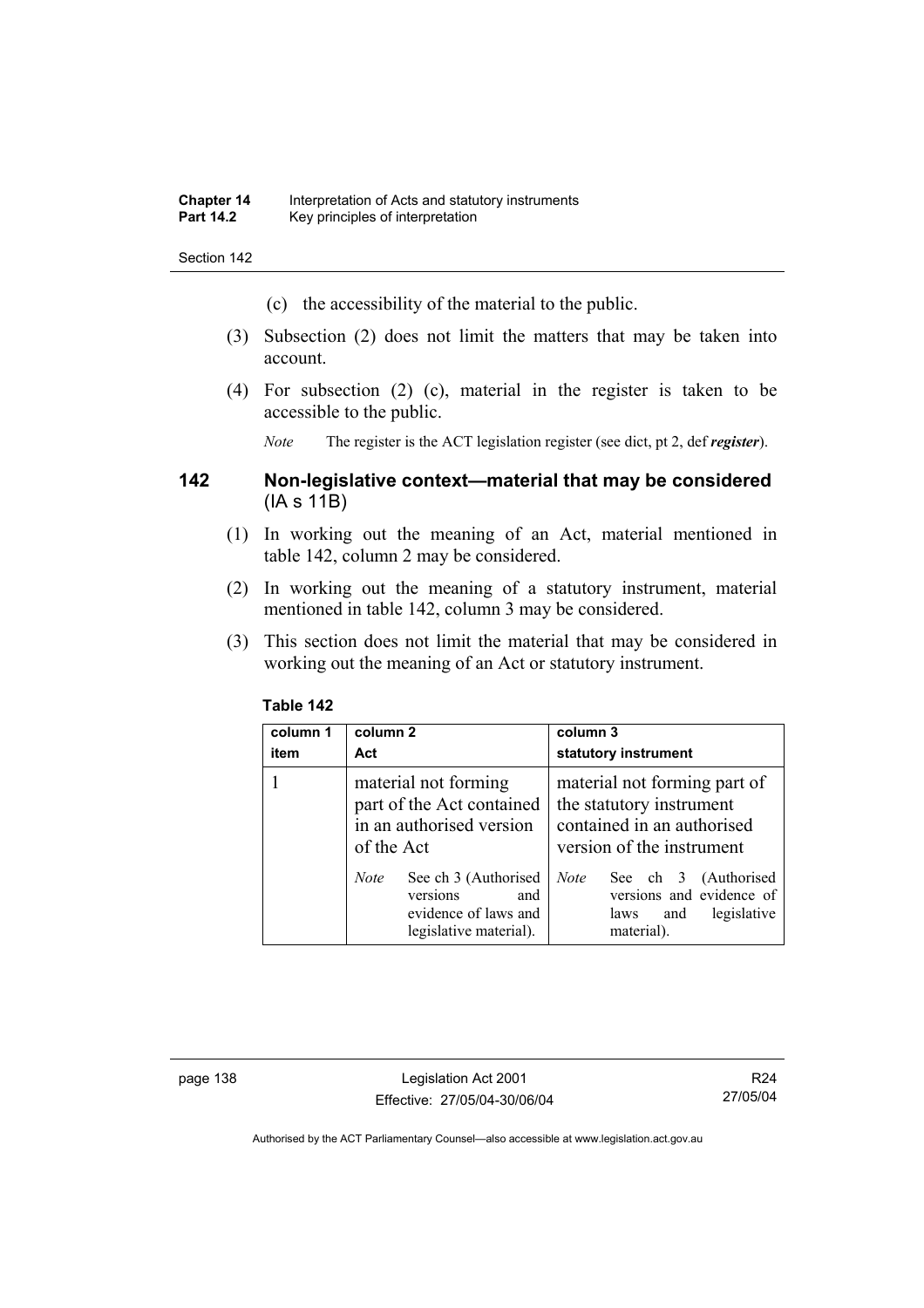(c) the accessibility of the material to the public.

(3) Subsection (2) does not limit the matters that may be taken into account.

(4) For subsection (2) (c), material in the register is taken to be accessible to the public.

*Note* The register is the ACT legislation register (see dict, pt 2, def ***register***).

## 142 Non-legislative context—material that may be considered (IA s 11B)

(1) In working out the meaning of an Act, material mentioned in table 142, column 2 may be considered.

(2) In working out the meaning of a statutory instrument, material mentioned in table 142, column 3 may be considered.

(3) This section does not limit the material that may be considered in working out the meaning of an Act or statutory instrument.

**Table 142**

| column 1<br>item | column 2<br>Act | column 3<br>statutory instrument |
|---|---|---|
| 1 | material not forming part of the Act contained in an authorised version of the Act<br><br>*Note* See ch 3 (Authorised versions and evidence of laws and legislative material). | material not forming part of the statutory instrument contained in an authorised version of the instrument<br><br>*Note* See ch 3 (Authorised versions and evidence of laws and legislative material). |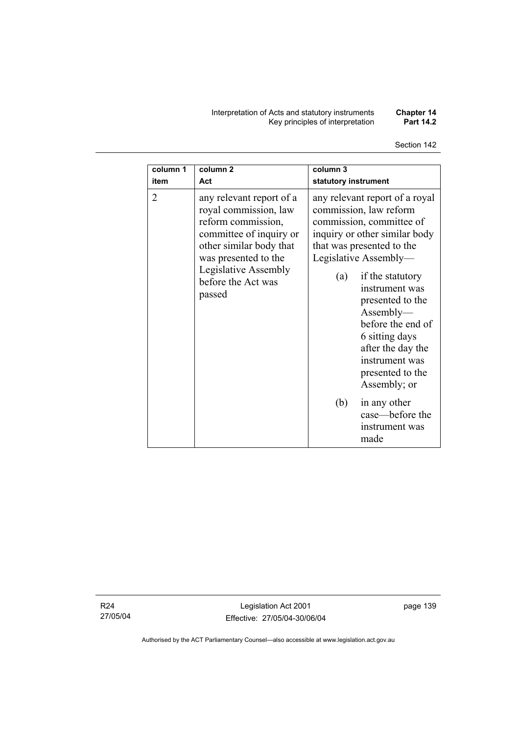| column 1 item | column 2 Act | column 3 statutory instrument |
| --- | --- | --- |
| 2 | any relevant report of a royal commission, law reform commission, committee of inquiry or other similar body that was presented to the Legislative Assembly before the Act was passed | any relevant report of a royal commission, law reform commission, committee of inquiry or other similar body that was presented to the Legislative Assembly—<br>(a) if the statutory instrument was presented to the Assembly—before the end of 6 sitting days after the day the instrument was presented to the Assembly; or<br>(b) in any other case—before the instrument was made |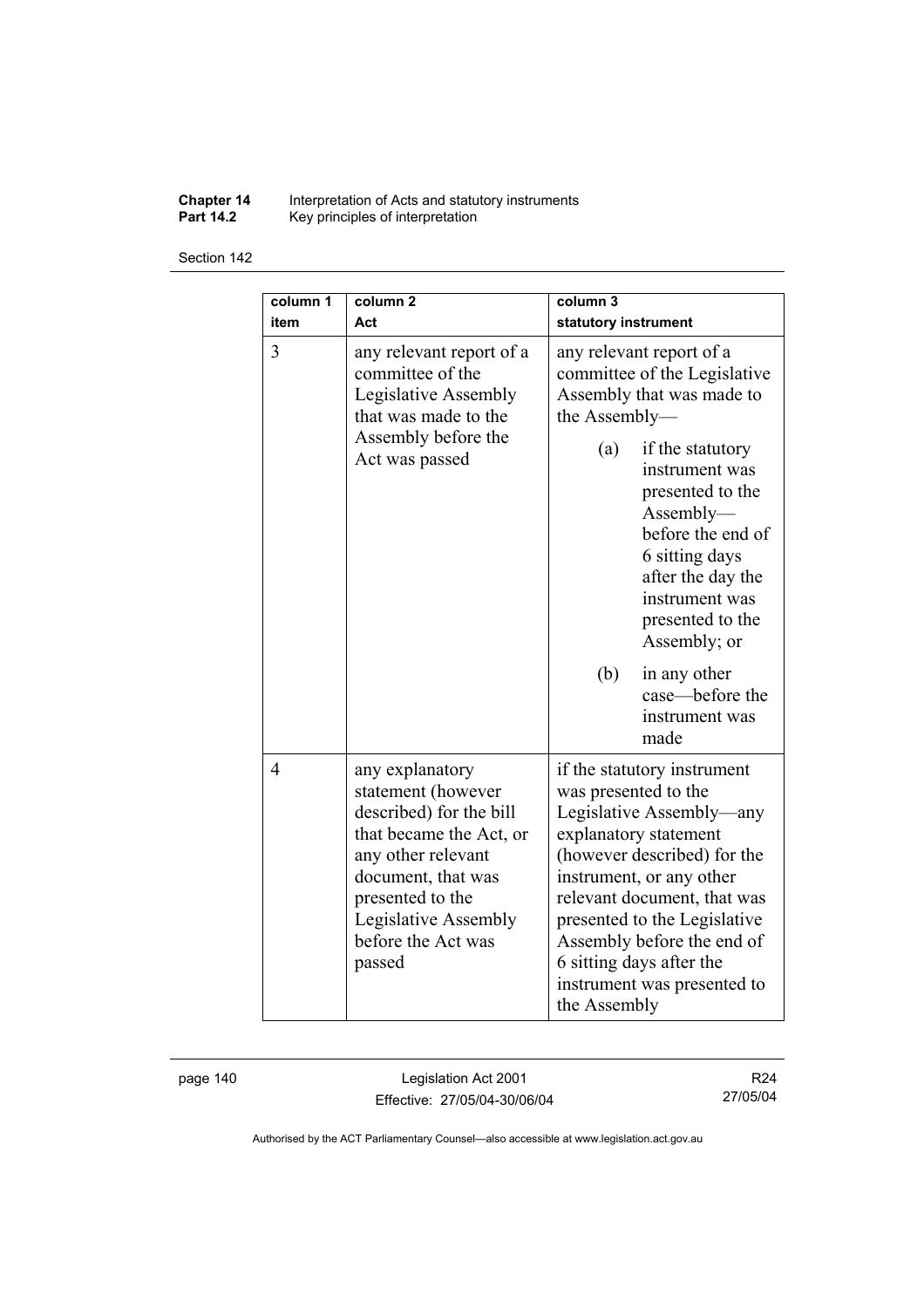| column 1 item | column 2 Act | column 3 statutory instrument |
|---|---|---|
| 3 | any relevant report of a committee of the Legislative Assembly that was made to the Assembly before the Act was passed | any relevant report of a committee of the Legislative Assembly that was made to the Assembly— (a) if the statutory instrument was presented to the Assembly—before the end of 6 sitting days after the day the instrument was presented to the Assembly; or (b) in any other case—before the instrument was made |
| 4 | any explanatory statement (however described) for the bill that became the Act, or any other relevant document, that was presented to the Legislative Assembly before the Act was passed | if the statutory instrument was presented to the Legislative Assembly—any explanatory statement (however described) for the instrument, or any other relevant document, that was presented to the Legislative Assembly before the end of 6 sitting days after the instrument was presented to the Assembly |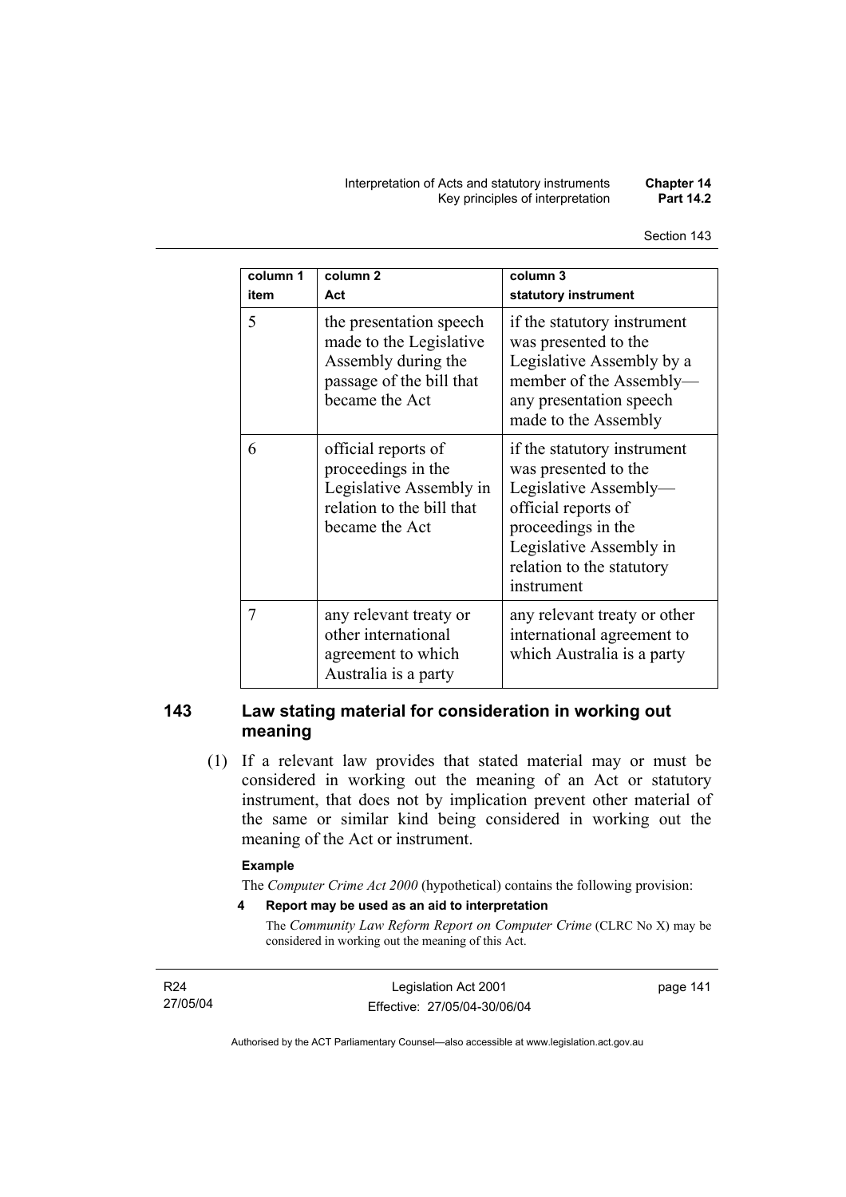| column 1<br>item | column 2<br>Act | column 3<br>statutory instrument |
|---|---|---|
| 5 | the presentation speech made to the Legislative Assembly during the passage of the bill that became the Act | if the statutory instrument was presented to the Legislative Assembly by a member of the Assembly—any presentation speech made to the Assembly |
| 6 | official reports of proceedings in the Legislative Assembly in relation to the bill that became the Act | if the statutory instrument was presented to the Legislative Assembly—official reports of proceedings in the Legislative Assembly in relation to the statutory instrument |
| 7 | any relevant treaty or other international agreement to which Australia is a party | any relevant treaty or other international agreement to which Australia is a party |

## 143 Law stating material for consideration in working out meaning

(1) If a relevant law provides that stated material may or must be considered in working out the meaning of an Act or statutory instrument, that does not by implication prevent other material of the same or similar kind being considered in working out the meaning of the Act or instrument.

**Example**

The *Computer Crime Act 2000* (hypothetical) contains the following provision:

**4 Report may be used as an aid to interpretation**

The *Community Law Reform Report on Computer Crime* (CLRC No X) may be considered in working out the meaning of this Act.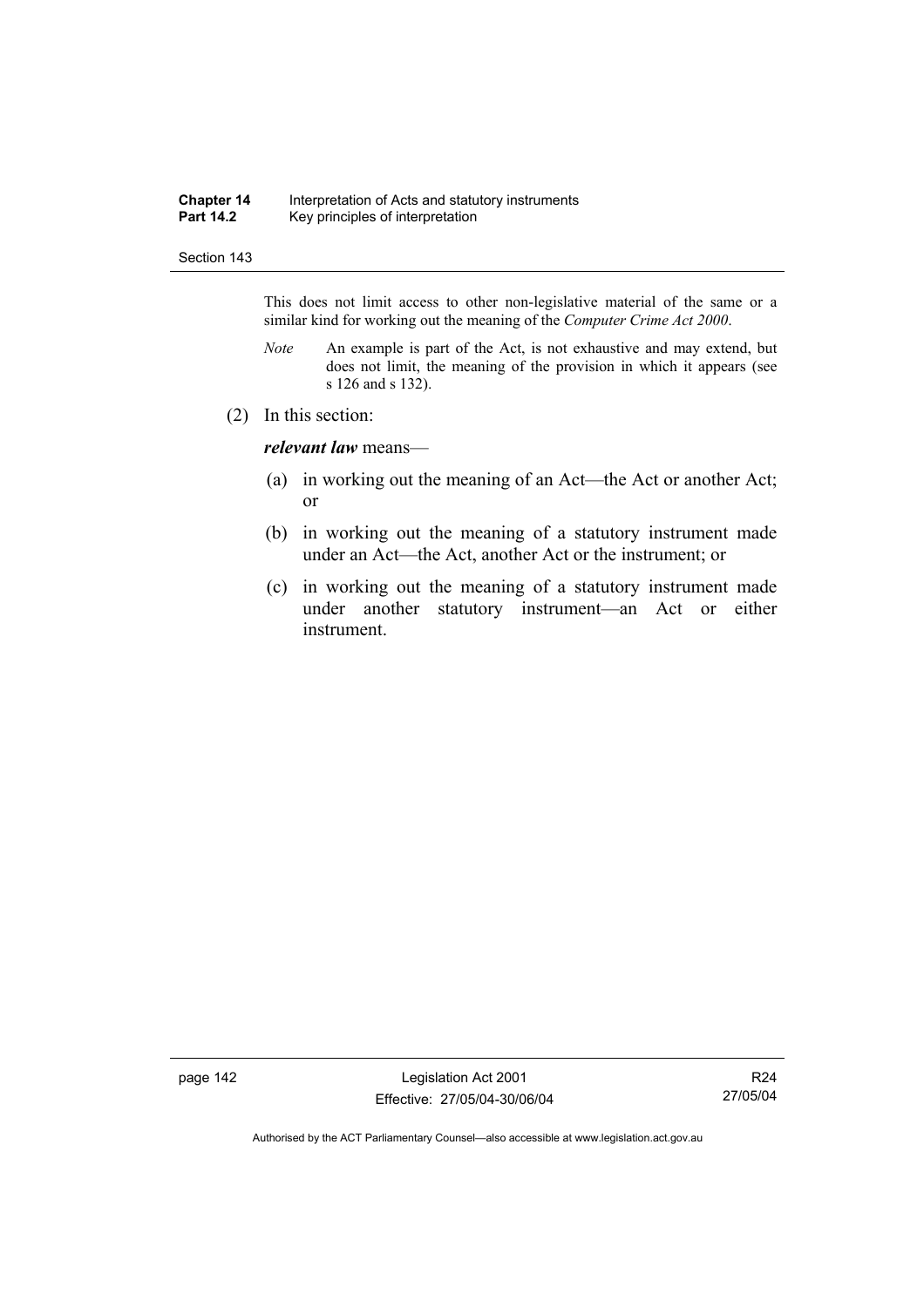This does not limit access to other non-legislative material of the same or a similar kind for working out the meaning of the *Computer Crime Act 2000*.

*Note* An example is part of the Act, is not exhaustive and may extend, but does not limit, the meaning of the provision in which it appears (see s 126 and s 132).

(2) In this section:

***relevant law*** means—

(a) in working out the meaning of an Act—the Act or another Act; or

(b) in working out the meaning of a statutory instrument made under an Act—the Act, another Act or the instrument; or

(c) in working out the meaning of a statutory instrument made under another statutory instrument—an Act or either instrument.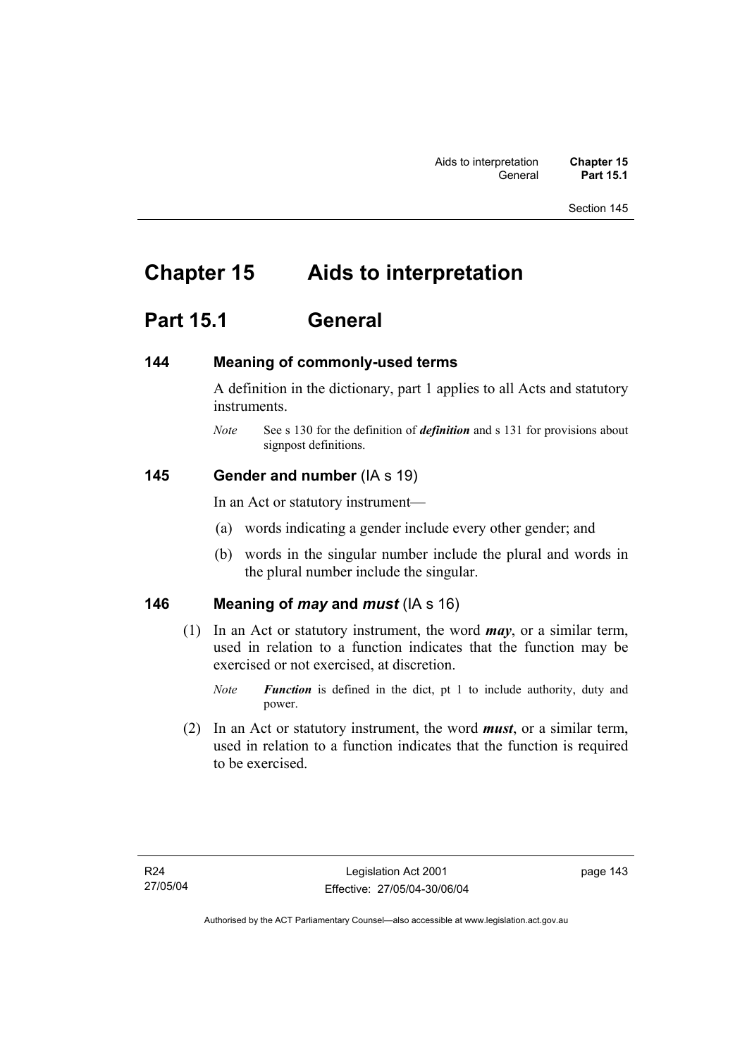# Chapter 15 Aids to interpretation

## Part 15.1 General

### 144 Meaning of commonly-used terms

A definition in the dictionary, part 1 applies to all Acts and statutory instruments.

*Note* See s 130 for the definition of ***definition*** and s 131 for provisions about signpost definitions.

### 145 Gender and number (IA s 19)

In an Act or statutory instrument—

(a) words indicating a gender include every other gender; and

(b) words in the singular number include the plural and words in the plural number include the singular.

### 146 Meaning of *may* and *must* (IA s 16)

(1) In an Act or statutory instrument, the word ***may***, or a similar term, used in relation to a function indicates that the function may be exercised or not exercised, at discretion.

*Note* ***Function*** is defined in the dict, pt 1 to include authority, duty and power.

(2) In an Act or statutory instrument, the word ***must***, or a similar term, used in relation to a function indicates that the function is required to be exercised.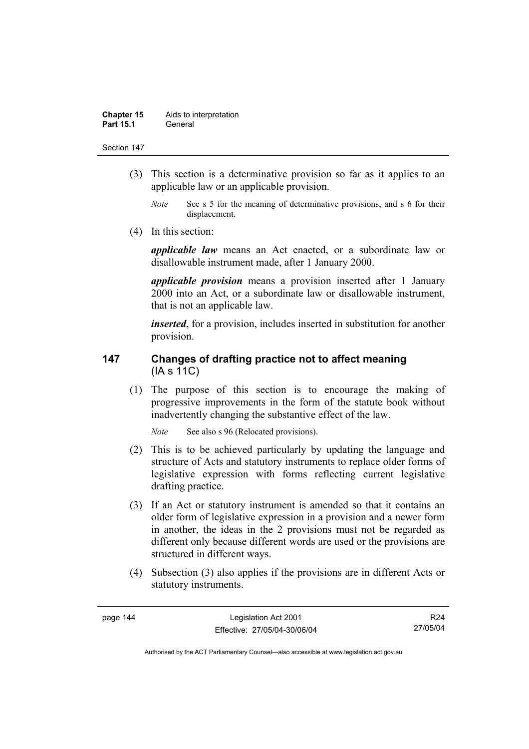(3) This section is a determinative provision so far as it applies to an applicable law or an applicable provision.

*Note* See s 5 for the meaning of determinative provisions, and s 6 for their displacement.

(4) In this section:

***applicable law*** means an Act enacted, or a subordinate law or disallowable instrument made, after 1 January 2000.

***applicable provision*** means a provision inserted after 1 January 2000 into an Act, or a subordinate law or disallowable instrument, that is not an applicable law.

***inserted***, for a provision, includes inserted in substitution for another provision.

## 147 Changes of drafting practice not to affect meaning (IA s 11C)

(1) The purpose of this section is to encourage the making of progressive improvements in the form of the statute book without inadvertently changing the substantive effect of the law.

*Note* See also s 96 (Relocated provisions).

(2) This is to be achieved particularly by updating the language and structure of Acts and statutory instruments to replace older forms of legislative expression with forms reflecting current legislative drafting practice.

(3) If an Act or statutory instrument is amended so that it contains an older form of legislative expression in a provision and a newer form in another, the ideas in the 2 provisions must not be regarded as different only because different words are used or the provisions are structured in different ways.

(4) Subsection (3) also applies if the provisions are in different Acts or statutory instruments.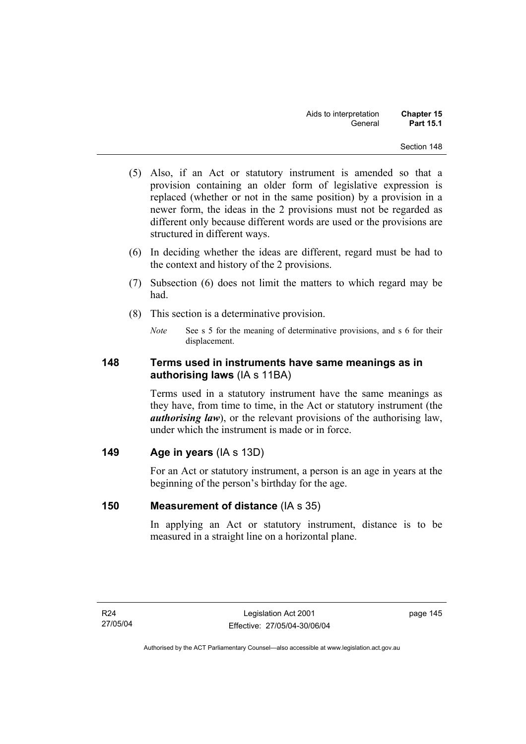(5) Also, if an Act or statutory instrument is amended so that a provision containing an older form of legislative expression is replaced (whether or not in the same position) by a provision in a newer form, the ideas in the 2 provisions must not be regarded as different only because different words are used or the provisions are structured in different ways.

(6) In deciding whether the ideas are different, regard must be had to the context and history of the 2 provisions.

(7) Subsection (6) does not limit the matters to which regard may be had.

(8) This section is a determinative provision.

*Note* See s 5 for the meaning of determinative provisions, and s 6 for their displacement.

## 148 Terms used in instruments have same meanings as in authorising laws (IA s 11BA)

Terms used in a statutory instrument have the same meanings as they have, from time to time, in the Act or statutory instrument (the ***authorising law***), or the relevant provisions of the authorising law, under which the instrument is made or in force.

## 149 Age in years (IA s 13D)

For an Act or statutory instrument, a person is an age in years at the beginning of the person's birthday for the age.

## 150 Measurement of distance (IA s 35)

In applying an Act or statutory instrument, distance is to be measured in a straight line on a horizontal plane.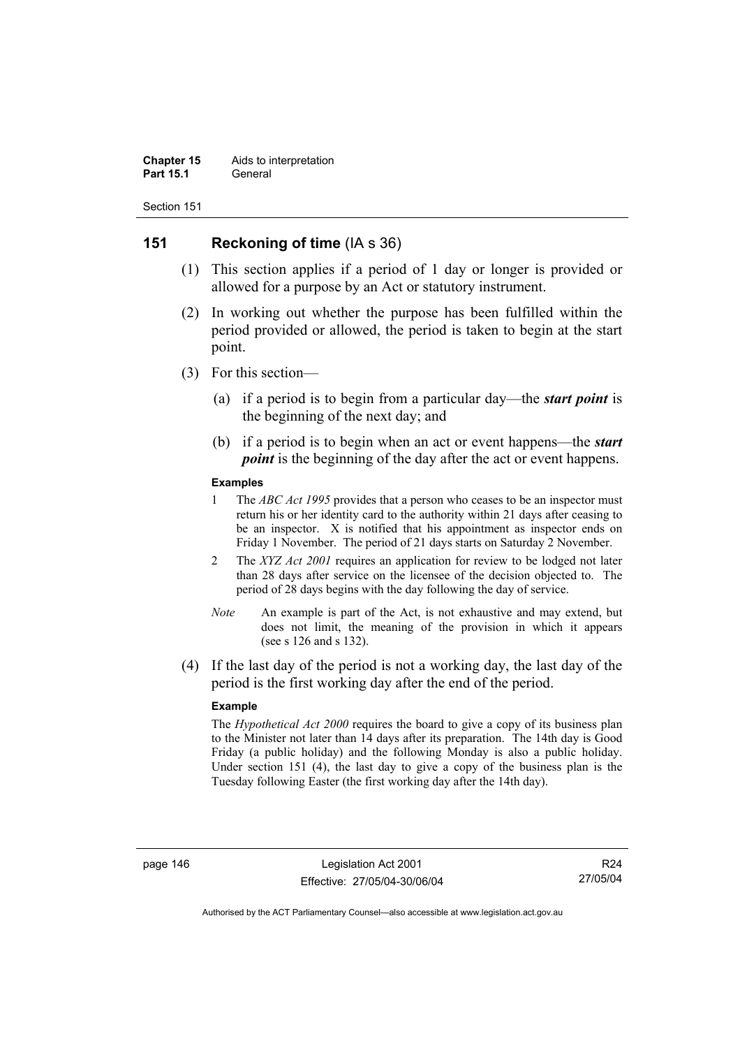## 151 Reckoning of time (IA s 36)

(1) This section applies if a period of 1 day or longer is provided or allowed for a purpose by an Act or statutory instrument.

(2) In working out whether the purpose has been fulfilled within the period provided or allowed, the period is taken to begin at the start point.

(3) For this section—

(a) if a period is to begin from a particular day—the ***start point*** is the beginning of the next day; and

(b) if a period is to begin when an act or event happens—the ***start point*** is the beginning of the day after the act or event happens.

**Examples**

1 The *ABC Act 1995* provides that a person who ceases to be an inspector must return his or her identity card to the authority within 21 days after ceasing to be an inspector. X is notified that his appointment as inspector ends on Friday 1 November. The period of 21 days starts on Saturday 2 November.

2 The *XYZ Act 2001* requires an application for review to be lodged not later than 28 days after service on the licensee of the decision objected to. The period of 28 days begins with the day following the day of service.

*Note* An example is part of the Act, is not exhaustive and may extend, but does not limit, the meaning of the provision in which it appears (see s 126 and s 132).

(4) If the last day of the period is not a working day, the last day of the period is the first working day after the end of the period.

**Example**

The *Hypothetical Act 2000* requires the board to give a copy of its business plan to the Minister not later than 14 days after its preparation. The 14th day is Good Friday (a public holiday) and the following Monday is also a public holiday. Under section 151 (4), the last day to give a copy of the business plan is the Tuesday following Easter (the first working day after the 14th day).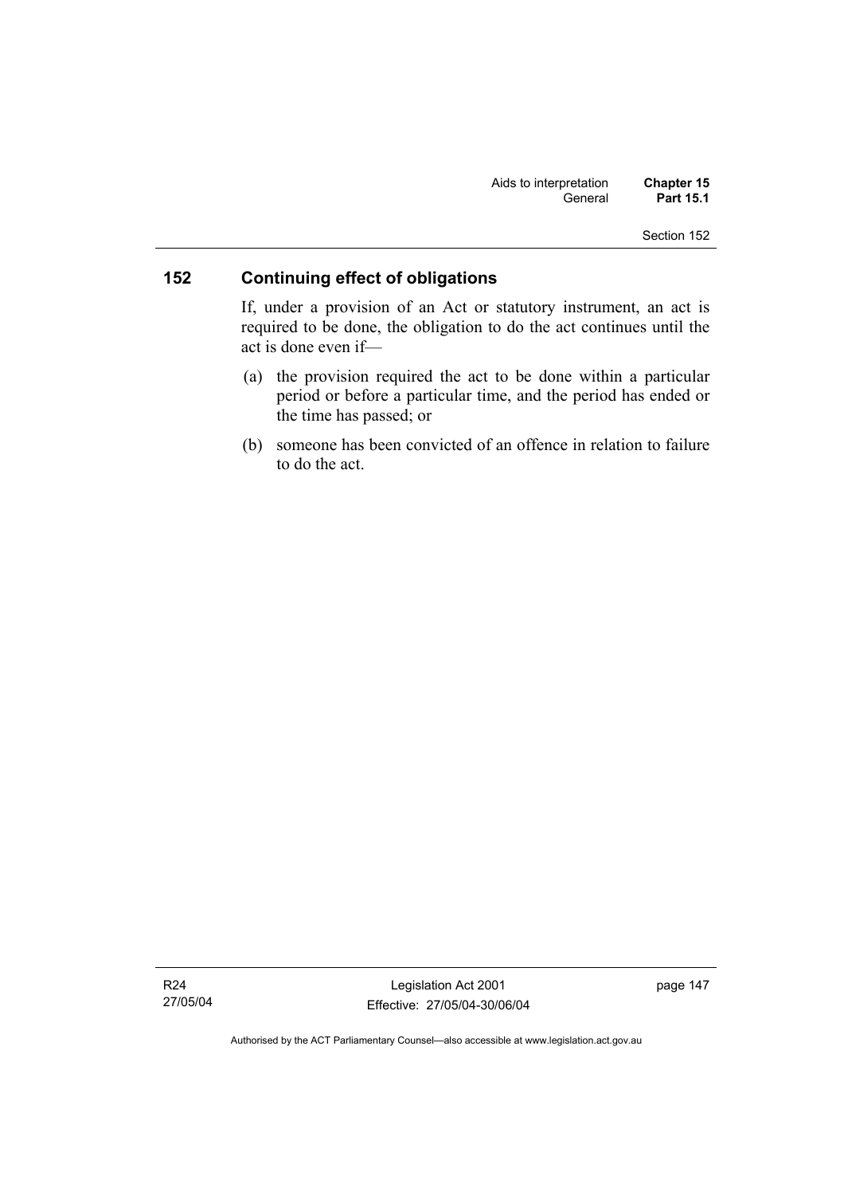## 152 Continuing effect of obligations

If, under a provision of an Act or statutory instrument, an act is required to be done, the obligation to do the act continues until the act is done even if—

(a) the provision required the act to be done within a particular period or before a particular time, and the period has ended or the time has passed; or

(b) someone has been convicted of an offence in relation to failure to do the act.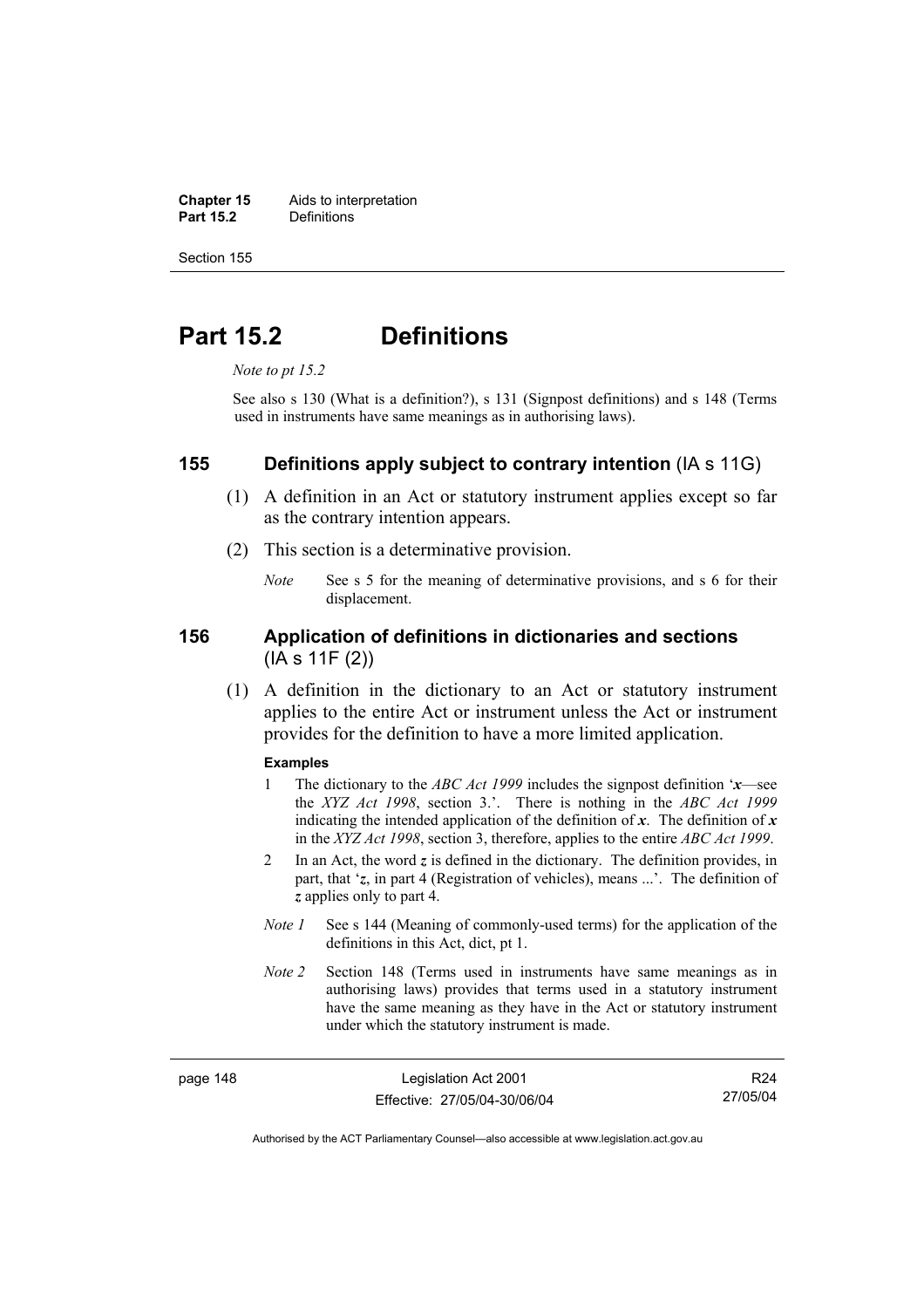# Part 15.2 Definitions

*Note to pt 15.2*

See also s 130 (What is a definition?), s 131 (Signpost definitions) and s 148 (Terms used in instruments have same meanings as in authorising laws).

## 155 Definitions apply subject to contrary intention (IA s 11G)

(1) A definition in an Act or statutory instrument applies except so far as the contrary intention appears.

(2) This section is a determinative provision.

*Note* See s 5 for the meaning of determinative provisions, and s 6 for their displacement.

## 156 Application of definitions in dictionaries and sections (IA s 11F (2))

(1) A definition in the dictionary to an Act or statutory instrument applies to the entire Act or instrument unless the Act or instrument provides for the definition to have a more limited application.

**Examples**

1 The dictionary to the *ABC Act 1999* includes the signpost definition '***x***—see the *XYZ Act 1998*, section 3.'. There is nothing in the *ABC Act 1999* indicating the intended application of the definition of ***x***. The definition of ***x*** in the *XYZ Act 1998*, section 3, therefore, applies to the entire *ABC Act 1999*.

2 In an Act, the word ***z*** is defined in the dictionary. The definition provides, in part, that '***z***, in part 4 (Registration of vehicles), means ...'. The definition of ***z*** applies only to part 4.

*Note 1* See s 144 (Meaning of commonly-used terms) for the application of the definitions in this Act, dict, pt 1.

*Note 2* Section 148 (Terms used in instruments have same meanings as in authorising laws) provides that terms used in a statutory instrument have the same meaning as they have in the Act or statutory instrument under which the statutory instrument is made.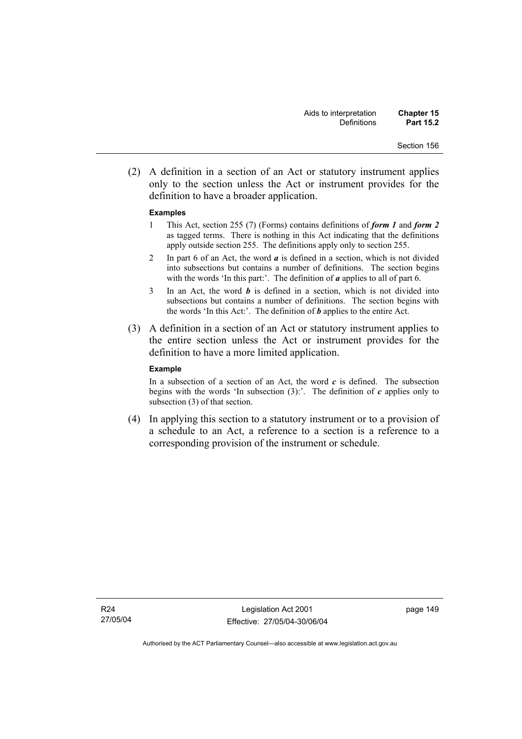(2) A definition in a section of an Act or statutory instrument applies only to the section unless the Act or instrument provides for the definition to have a broader application.

**Examples**

1 This Act, section 255 (7) (Forms) contains definitions of ***form 1*** and ***form 2*** as tagged terms. There is nothing in this Act indicating that the definitions apply outside section 255. The definitions apply only to section 255.

2 In part 6 of an Act, the word ***a*** is defined in a section, which is not divided into subsections but contains a number of definitions. The section begins with the words 'In this part:'. The definition of ***a*** applies to all of part 6.

3 In an Act, the word ***b*** is defined in a section, which is not divided into subsections but contains a number of definitions. The section begins with the words 'In this Act:'. The definition of ***b*** applies to the entire Act.

(3) A definition in a section of an Act or statutory instrument applies to the entire section unless the Act or instrument provides for the definition to have a more limited application.

**Example**

In a subsection of a section of an Act, the word ***c*** is defined. The subsection begins with the words 'In subsection (3):'. The definition of ***c*** applies only to subsection (3) of that section.

(4) In applying this section to a statutory instrument or to a provision of a schedule to an Act, a reference to a section is a reference to a corresponding provision of the instrument or schedule.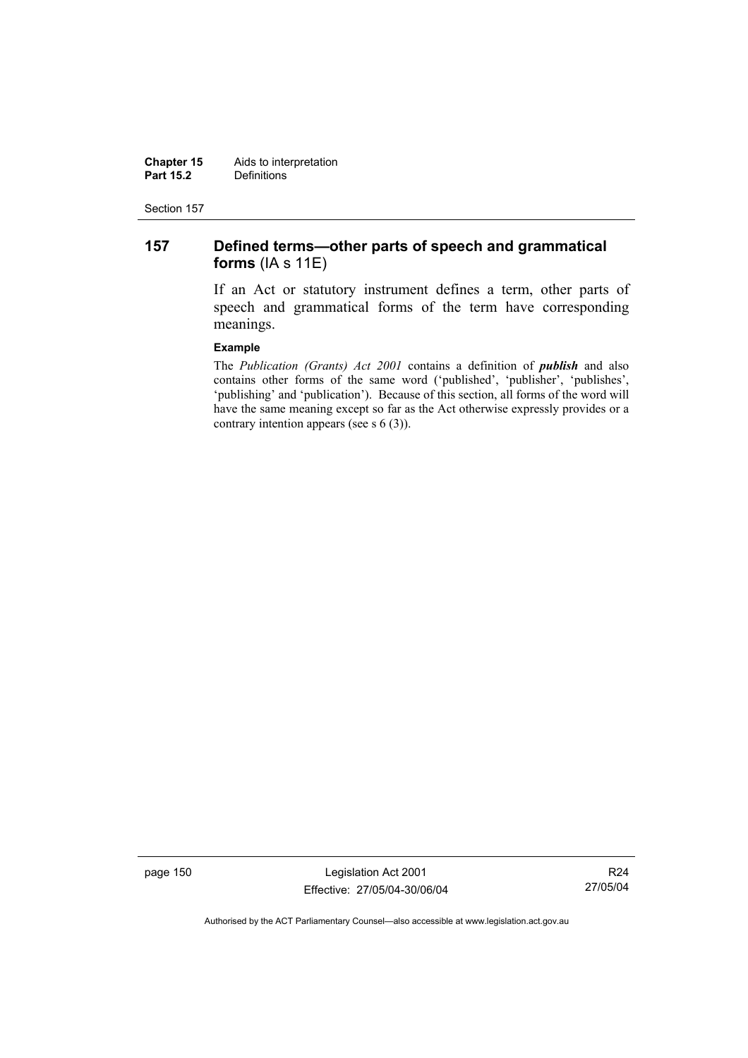## 157 Defined terms—other parts of speech and grammatical forms (IA s 11E)

If an Act or statutory instrument defines a term, other parts of speech and grammatical forms of the term have corresponding meanings.

**Example**

The *Publication (Grants) Act 2001* contains a definition of ***publish*** and also contains other forms of the same word ('published', 'publisher', 'publishes', 'publishing' and 'publication'). Because of this section, all forms of the word will have the same meaning except so far as the Act otherwise expressly provides or a contrary intention appears (see s 6 (3)).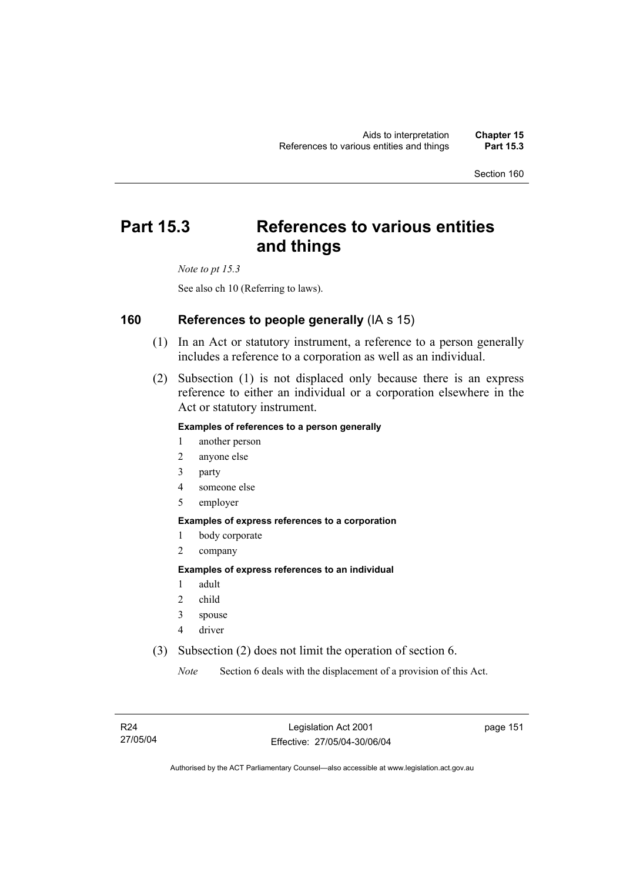# Part 15.3 References to various entities and things

*Note to pt 15.3*

See also ch 10 (Referring to laws).

## 160 References to people generally (IA s 15)

(1) In an Act or statutory instrument, a reference to a person generally includes a reference to a corporation as well as an individual.

(2) Subsection (1) is not displaced only because there is an express reference to either an individual or a corporation elsewhere in the Act or statutory instrument.

**Examples of references to a person generally**

1 another person
2 anyone else
3 party
4 someone else
5 employer

**Examples of express references to a corporation**

1 body corporate
2 company

**Examples of express references to an individual**

1 adult
2 child
3 spouse
4 driver

(3) Subsection (2) does not limit the operation of section 6.

*Note* Section 6 deals with the displacement of a provision of this Act.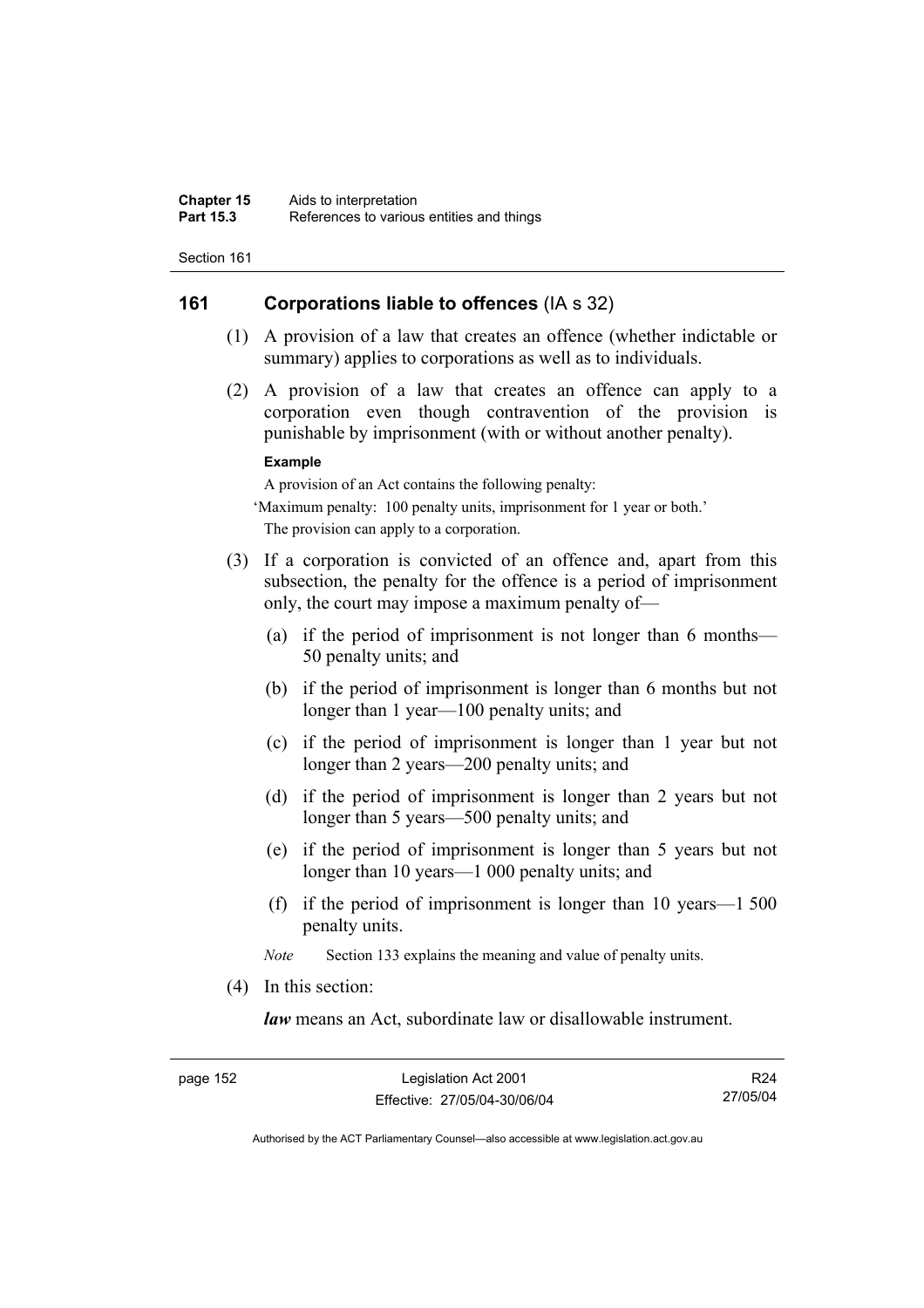## 161 Corporations liable to offences (IA s 32)

(1) A provision of a law that creates an offence (whether indictable or summary) applies to corporations as well as to individuals.

(2) A provision of a law that creates an offence can apply to a corporation even though contravention of the provision is punishable by imprisonment (with or without another penalty).

**Example**

A provision of an Act contains the following penalty:

'Maximum penalty: 100 penalty units, imprisonment for 1 year or both.'

The provision can apply to a corporation.

(3) If a corporation is convicted of an offence and, apart from this subsection, the penalty for the offence is a period of imprisonment only, the court may impose a maximum penalty of—

(a) if the period of imprisonment is not longer than 6 months—50 penalty units; and

(b) if the period of imprisonment is longer than 6 months but not longer than 1 year—100 penalty units; and

(c) if the period of imprisonment is longer than 1 year but not longer than 2 years—200 penalty units; and

(d) if the period of imprisonment is longer than 2 years but not longer than 5 years—500 penalty units; and

(e) if the period of imprisonment is longer than 5 years but not longer than 10 years—1 000 penalty units; and

(f) if the period of imprisonment is longer than 10 years—1 500 penalty units.

*Note* Section 133 explains the meaning and value of penalty units.

(4) In this section:

***law*** means an Act, subordinate law or disallowable instrument.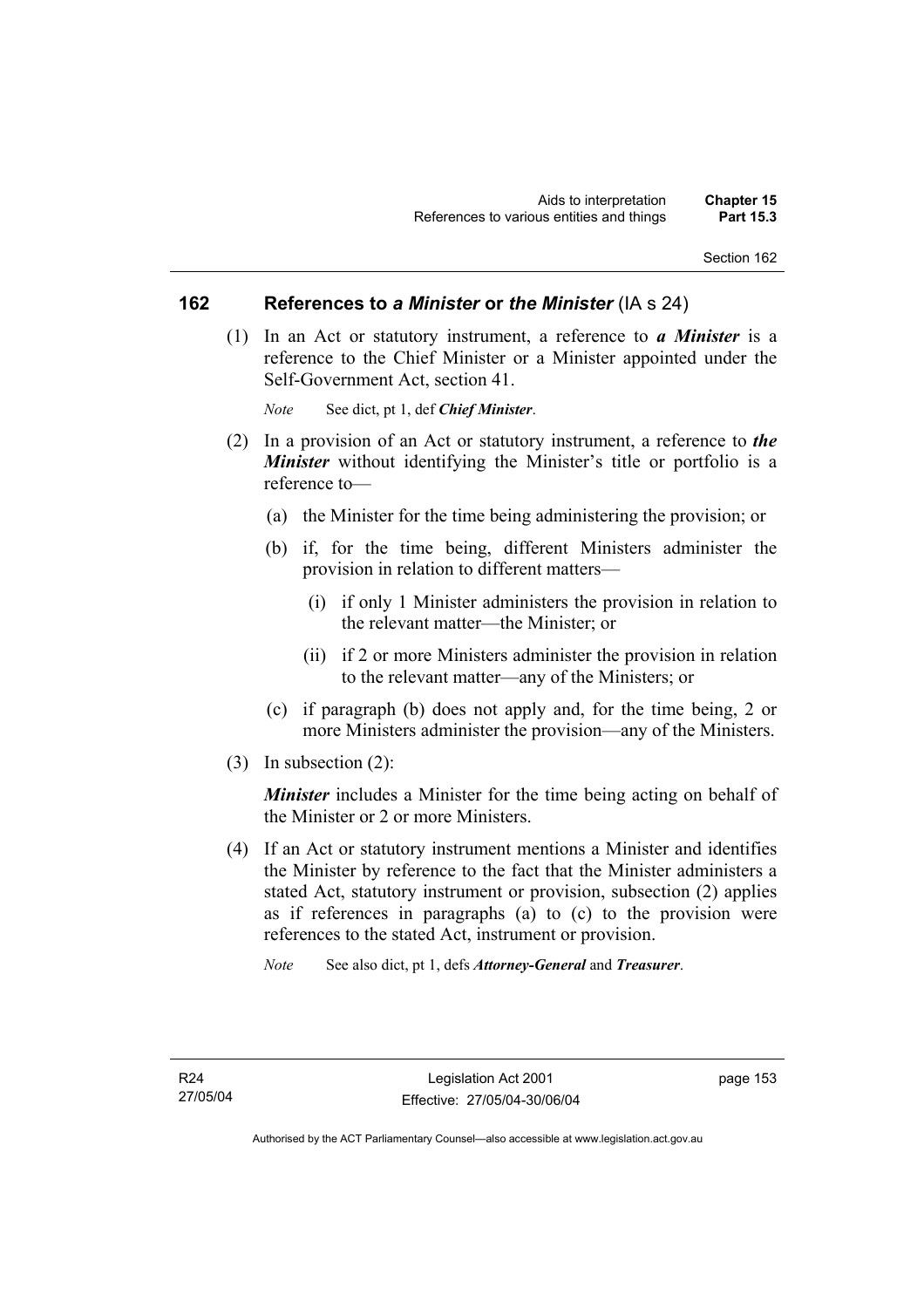## 162 References to *a Minister* or *the Minister* (IA s 24)

(1) In an Act or statutory instrument, a reference to ***a Minister*** is a reference to the Chief Minister or a Minister appointed under the Self-Government Act, section 41.

*Note* See dict, pt 1, def ***Chief Minister***.

(2) In a provision of an Act or statutory instrument, a reference to ***the Minister*** without identifying the Minister's title or portfolio is a reference to—

(a) the Minister for the time being administering the provision; or

(b) if, for the time being, different Ministers administer the provision in relation to different matters—

(i) if only 1 Minister administers the provision in relation to the relevant matter—the Minister; or

(ii) if 2 or more Ministers administer the provision in relation to the relevant matter—any of the Ministers; or

(c) if paragraph (b) does not apply and, for the time being, 2 or more Ministers administer the provision—any of the Ministers.

(3) In subsection (2):

***Minister*** includes a Minister for the time being acting on behalf of the Minister or 2 or more Ministers.

(4) If an Act or statutory instrument mentions a Minister and identifies the Minister by reference to the fact that the Minister administers a stated Act, statutory instrument or provision, subsection (2) applies as if references in paragraphs (a) to (c) to the provision were references to the stated Act, instrument or provision.

*Note* See also dict, pt 1, defs ***Attorney-General*** and ***Treasurer***.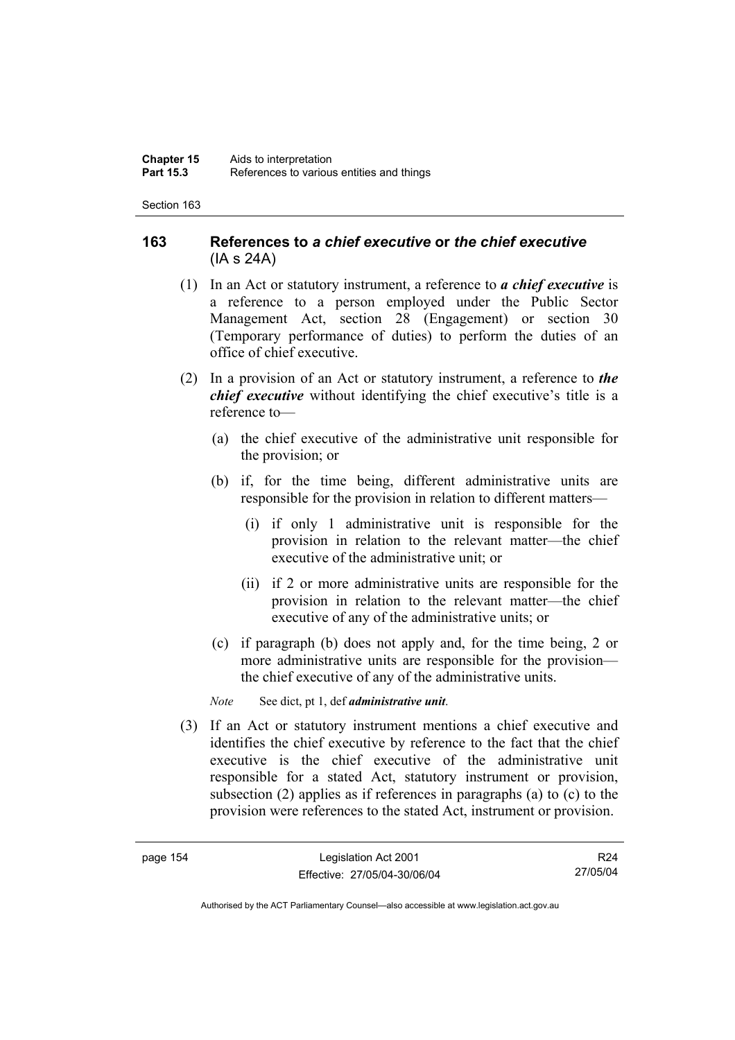## 163 References to *a chief executive* or *the chief executive* (IA s 24A)

(1) In an Act or statutory instrument, a reference to ***a chief executive*** is a reference to a person employed under the Public Sector Management Act, section 28 (Engagement) or section 30 (Temporary performance of duties) to perform the duties of an office of chief executive.

(2) In a provision of an Act or statutory instrument, a reference to ***the chief executive*** without identifying the chief executive's title is a reference to—

(a) the chief executive of the administrative unit responsible for the provision; or

(b) if, for the time being, different administrative units are responsible for the provision in relation to different matters—

(i) if only 1 administrative unit is responsible for the provision in relation to the relevant matter—the chief executive of the administrative unit; or

(ii) if 2 or more administrative units are responsible for the provision in relation to the relevant matter—the chief executive of any of the administrative units; or

(c) if paragraph (b) does not apply and, for the time being, 2 or more administrative units are responsible for the provision—the chief executive of any of the administrative units.

*Note* See dict, pt 1, def ***administrative unit***.

(3) If an Act or statutory instrument mentions a chief executive and identifies the chief executive by reference to the fact that the chief executive is the chief executive of the administrative unit responsible for a stated Act, statutory instrument or provision, subsection (2) applies as if references in paragraphs (a) to (c) to the provision were references to the stated Act, instrument or provision.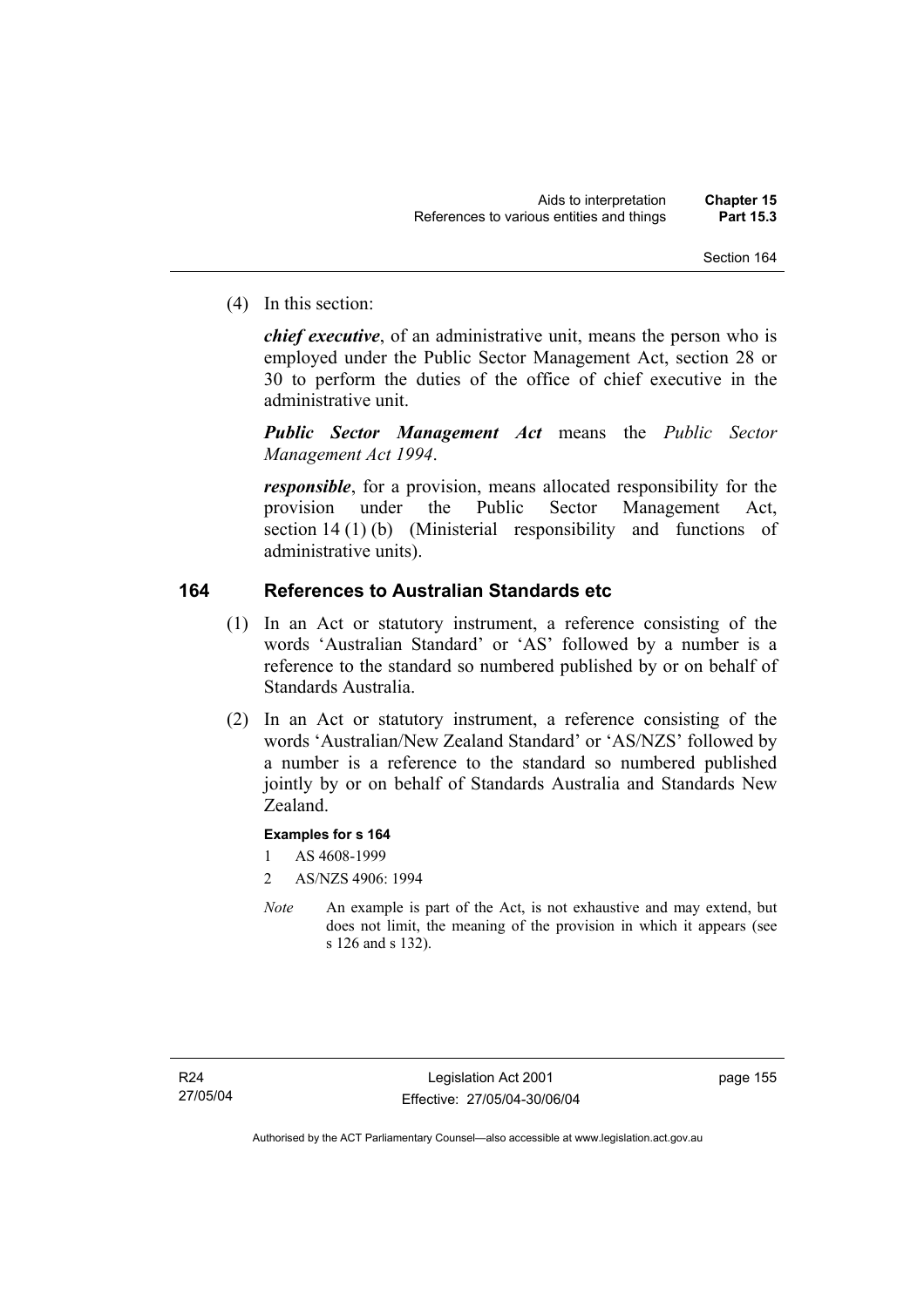(4) In this section:

***chief executive***, of an administrative unit, means the person who is employed under the Public Sector Management Act, section 28 or 30 to perform the duties of the office of chief executive in the administrative unit.

***Public Sector Management Act*** means the *Public Sector Management Act 1994*.

***responsible***, for a provision, means allocated responsibility for the provision under the Public Sector Management Act, section 14 (1) (b) (Ministerial responsibility and functions of administrative units).

## 164 References to Australian Standards etc

(1) In an Act or statutory instrument, a reference consisting of the words 'Australian Standard' or 'AS' followed by a number is a reference to the standard so numbered published by or on behalf of Standards Australia.

(2) In an Act or statutory instrument, a reference consisting of the words 'Australian/New Zealand Standard' or 'AS/NZS' followed by a number is a reference to the standard so numbered published jointly by or on behalf of Standards Australia and Standards New Zealand.

**Examples for s 164**

1 AS 4608-1999

2 AS/NZS 4906: 1994

*Note* An example is part of the Act, is not exhaustive and may extend, but does not limit, the meaning of the provision in which it appears (see s 126 and s 132).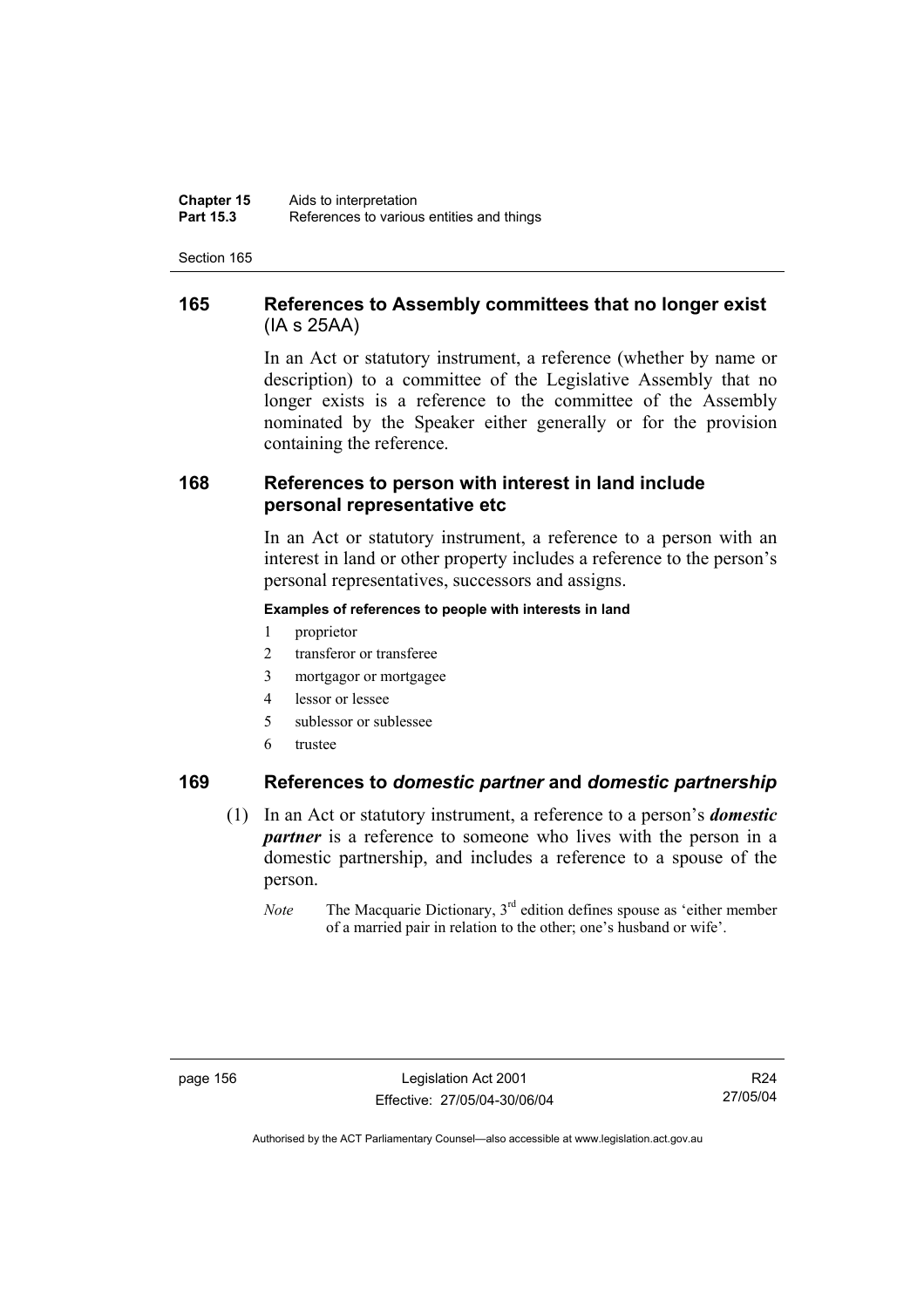## 165 References to Assembly committees that no longer exist (IA s 25AA)

In an Act or statutory instrument, a reference (whether by name or description) to a committee of the Legislative Assembly that no longer exists is a reference to the committee of the Assembly nominated by the Speaker either generally or for the provision containing the reference.

## 168 References to person with interest in land include personal representative etc

In an Act or statutory instrument, a reference to a person with an interest in land or other property includes a reference to the person's personal representatives, successors and assigns.

**Examples of references to people with interests in land**

1 proprietor
2 transferor or transferee
3 mortgagor or mortgagee
4 lessor or lessee
5 sublessor or sublessee
6 trustee

## 169 References to *domestic partner* and *domestic partnership*

(1) In an Act or statutory instrument, a reference to a person's ***domestic partner*** is a reference to someone who lives with the person in a domestic partnership, and includes a reference to a spouse of the person.

*Note* The Macquarie Dictionary, 3rd edition defines spouse as 'either member of a married pair in relation to the other; one's husband or wife'.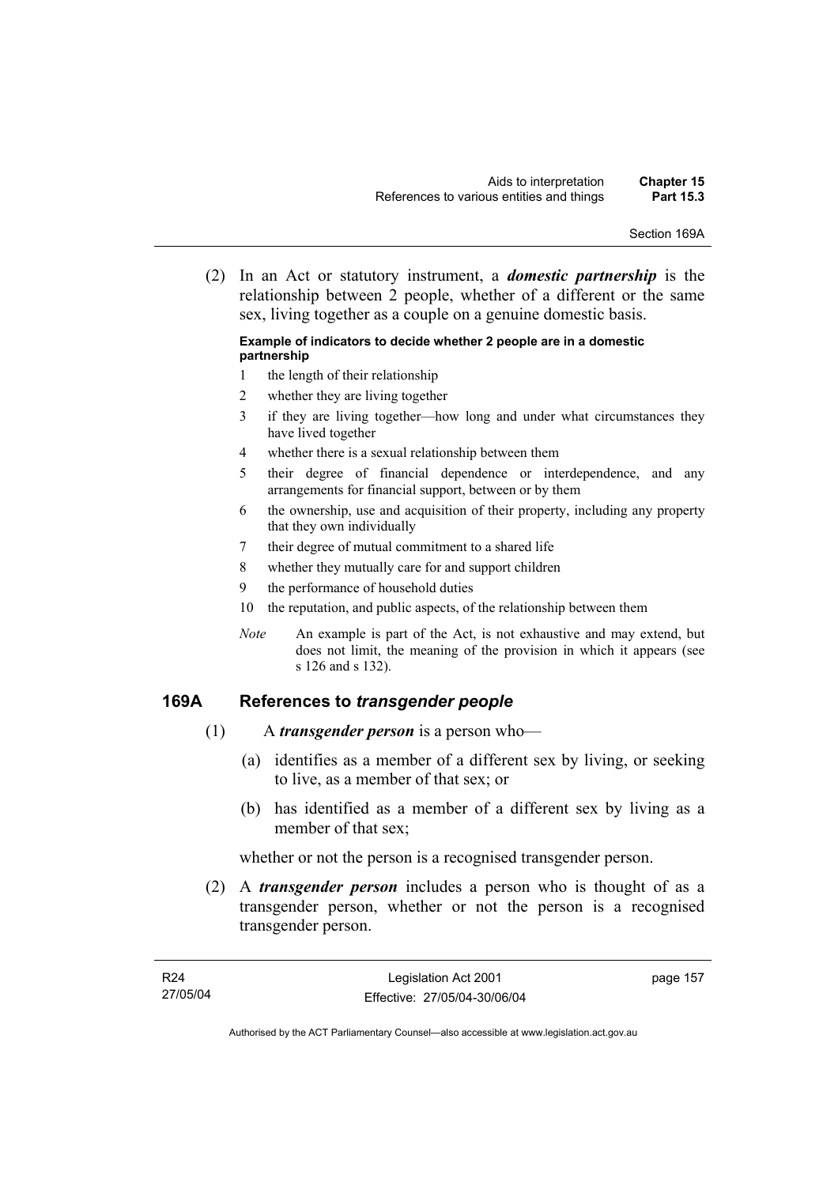(2) In an Act or statutory instrument, a ***domestic partnership*** is the relationship between 2 people, whether of a different or the same sex, living together as a couple on a genuine domestic basis.

**Example of indicators to decide whether 2 people are in a domestic partnership**

1. the length of their relationship
2. whether they are living together
3. if they are living together—how long and under what circumstances they have lived together
4. whether there is a sexual relationship between them
5. their degree of financial dependence or interdependence, and any arrangements for financial support, between or by them
6. the ownership, use and acquisition of their property, including any property that they own individually
7. their degree of mutual commitment to a shared life
8. whether they mutually care for and support children
9. the performance of household duties
10. the reputation, and public aspects, of the relationship between them

*Note* An example is part of the Act, is not exhaustive and may extend, but does not limit, the meaning of the provision in which it appears (see s 126 and s 132).

## 169A References to *transgender people*

(1) A ***transgender person*** is a person who—

(a) identifies as a member of a different sex by living, or seeking to live, as a member of that sex; or

(b) has identified as a member of a different sex by living as a member of that sex;

whether or not the person is a recognised transgender person.

(2) A ***transgender person*** includes a person who is thought of as a transgender person, whether or not the person is a recognised transgender person.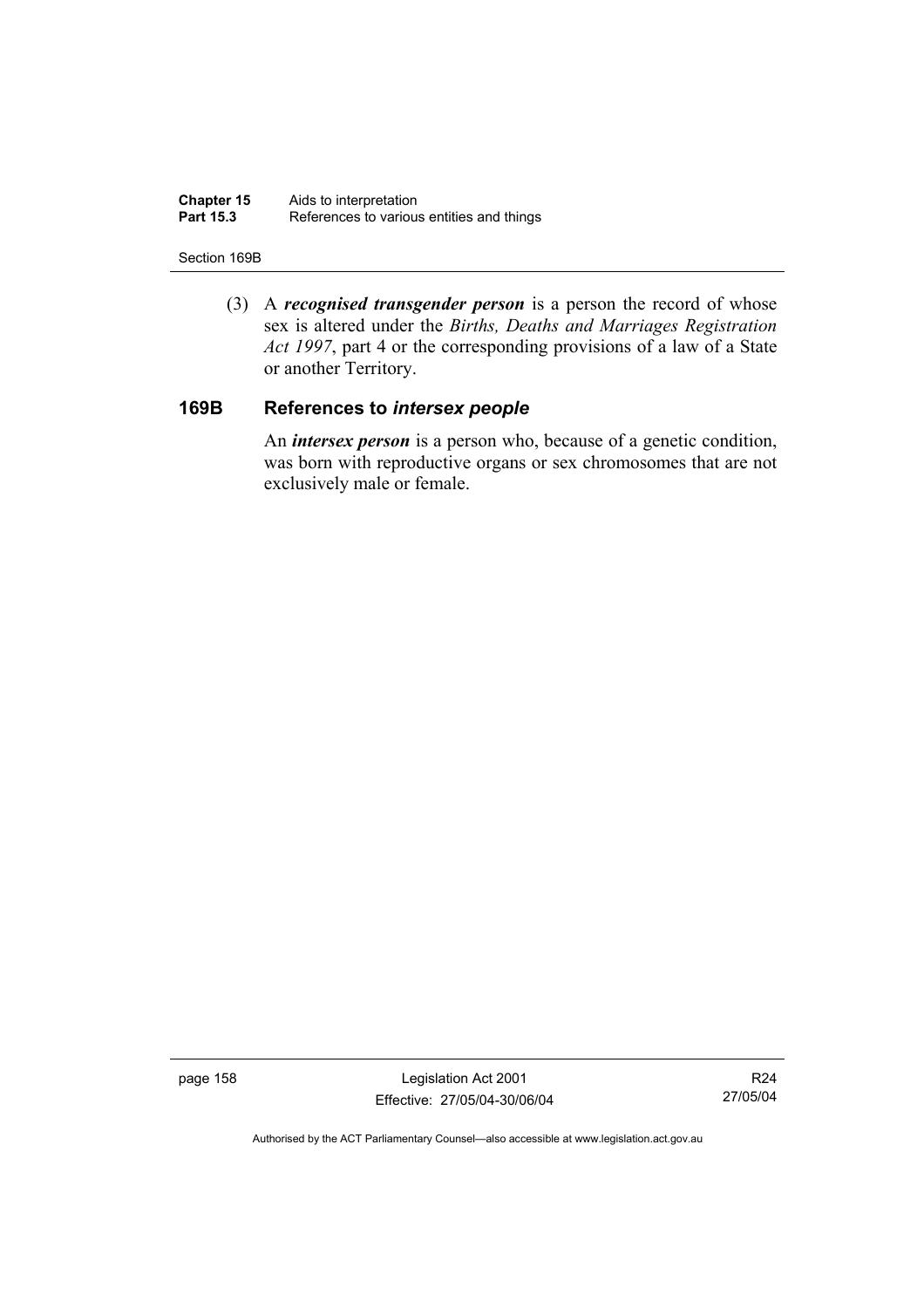(3) A ***recognised transgender person*** is a person the record of whose sex is altered under the *Births, Deaths and Marriages Registration Act 1997*, part 4 or the corresponding provisions of a law of a State or another Territory.

### 169B References to *intersex people*

An ***intersex person*** is a person who, because of a genetic condition, was born with reproductive organs or sex chromosomes that are not exclusively male or female.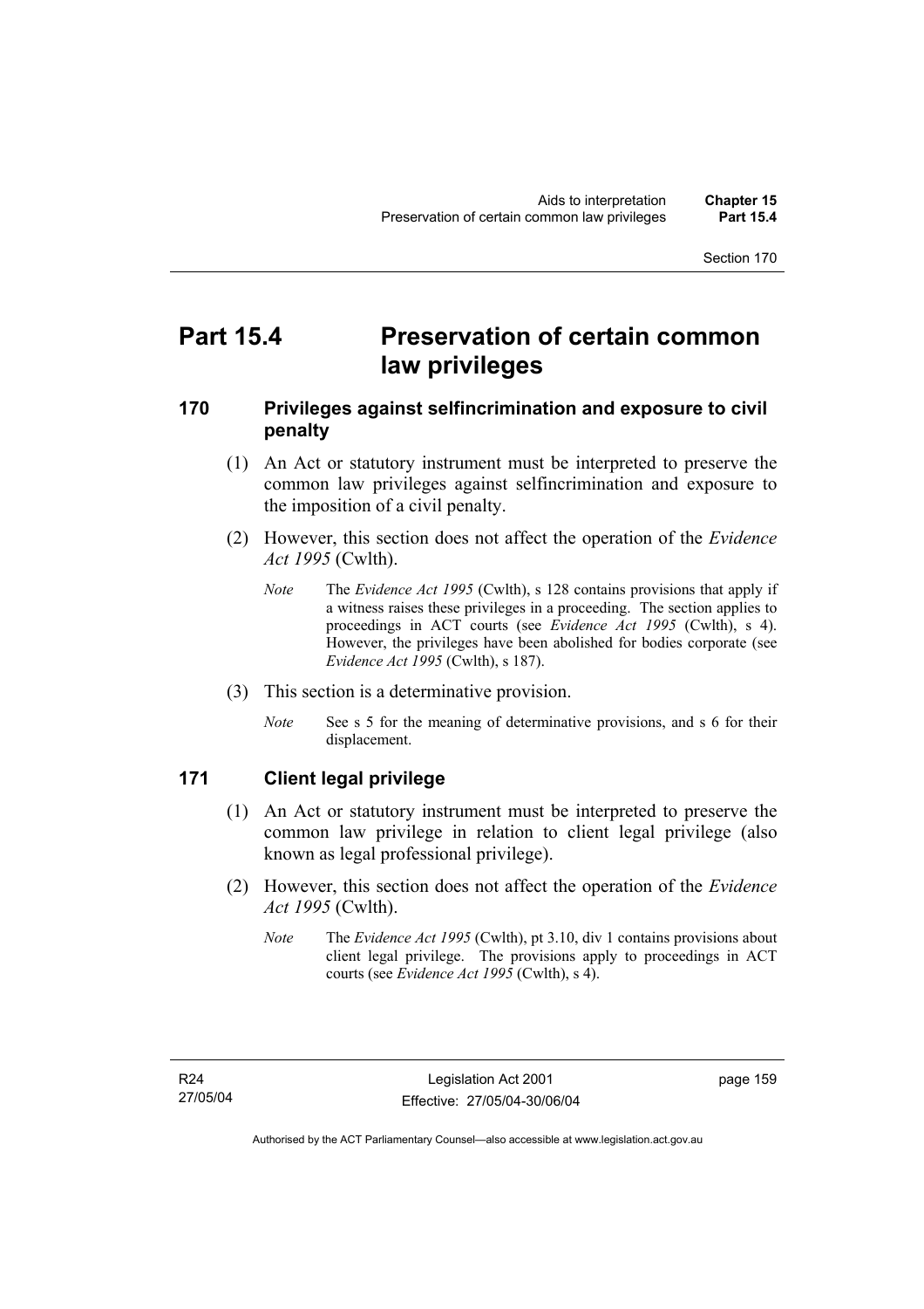# Part 15.4 Preservation of certain common law privileges

## 170 Privileges against selfincrimination and exposure to civil penalty

(1) An Act or statutory instrument must be interpreted to preserve the common law privileges against selfincrimination and exposure to the imposition of a civil penalty.

(2) However, this section does not affect the operation of the *Evidence Act 1995* (Cwlth).

*Note* The *Evidence Act 1995* (Cwlth), s 128 contains provisions that apply if a witness raises these privileges in a proceeding. The section applies to proceedings in ACT courts (see *Evidence Act 1995* (Cwlth), s 4). However, the privileges have been abolished for bodies corporate (see *Evidence Act 1995* (Cwlth), s 187).

(3) This section is a determinative provision.

*Note* See s 5 for the meaning of determinative provisions, and s 6 for their displacement.

## 171 Client legal privilege

(1) An Act or statutory instrument must be interpreted to preserve the common law privilege in relation to client legal privilege (also known as legal professional privilege).

(2) However, this section does not affect the operation of the *Evidence Act 1995* (Cwlth).

*Note* The *Evidence Act 1995* (Cwlth), pt 3.10, div 1 contains provisions about client legal privilege. The provisions apply to proceedings in ACT courts (see *Evidence Act 1995* (Cwlth), s 4).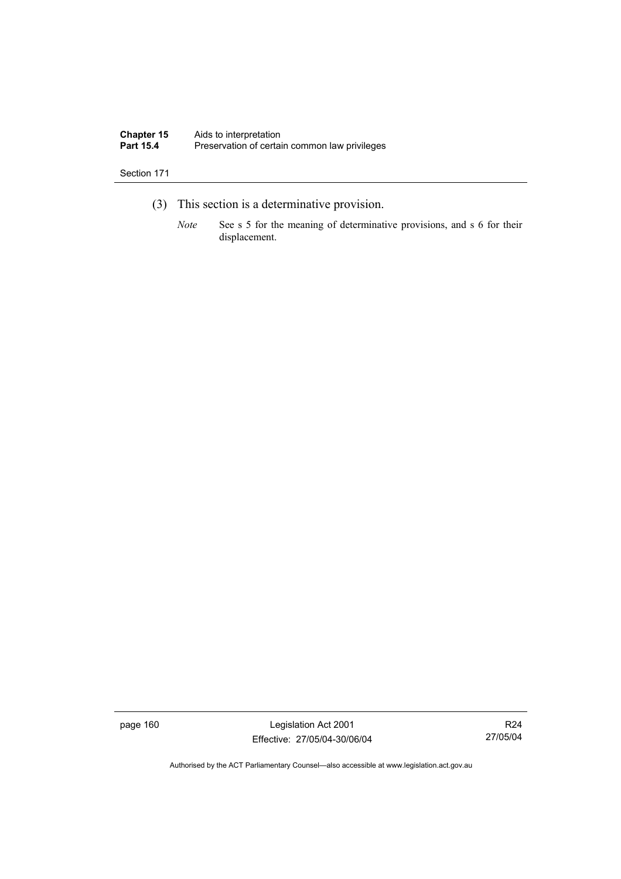(3) This section is a determinative provision.

*Note* See s 5 for the meaning of determinative provisions, and s 6 for their displacement.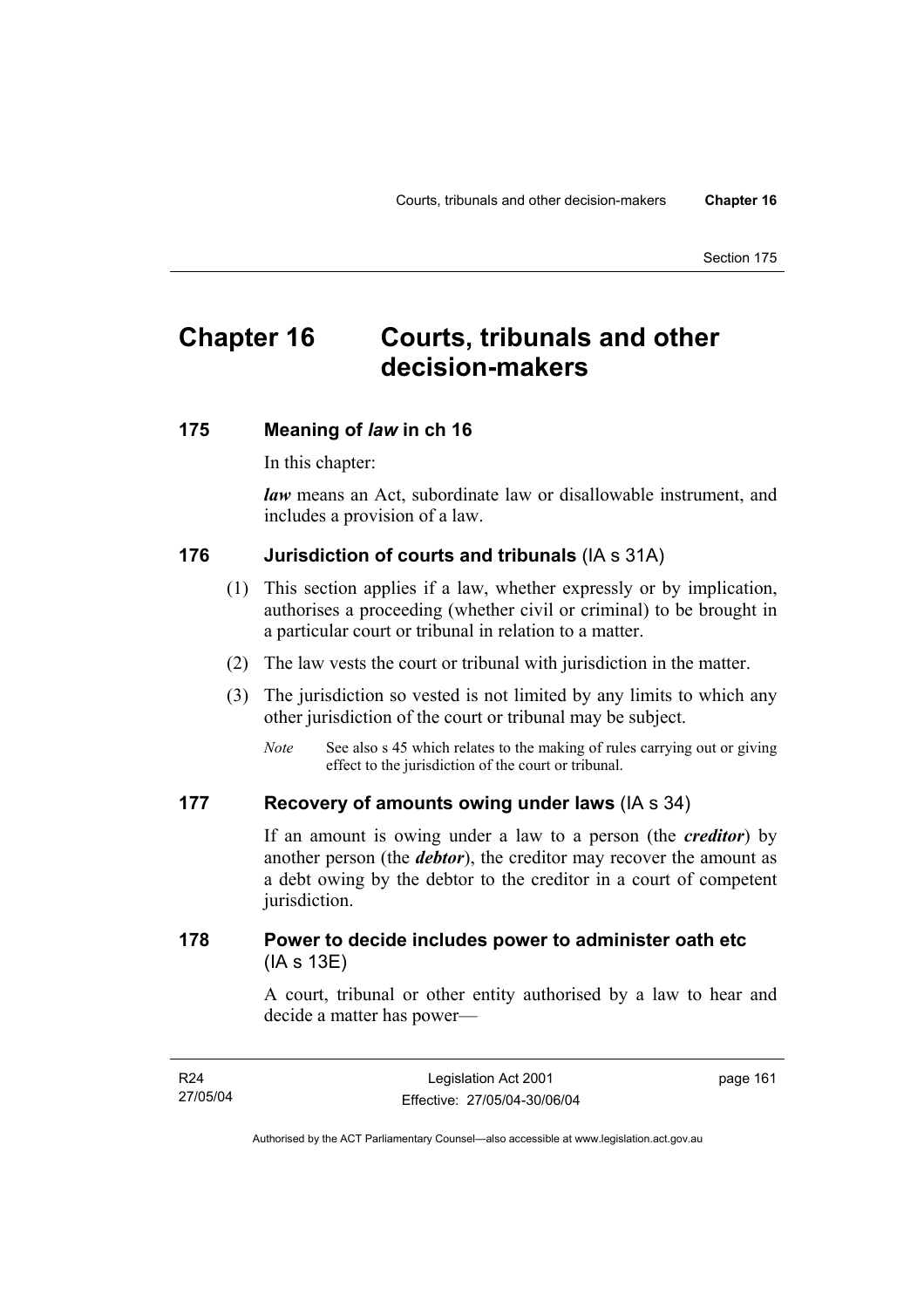# Chapter 16 Courts, tribunals and other decision-makers

## 175 Meaning of *law* in ch 16

In this chapter:

***law*** means an Act, subordinate law or disallowable instrument, and includes a provision of a law.

## 176 Jurisdiction of courts and tribunals (IA s 31A)

(1) This section applies if a law, whether expressly or by implication, authorises a proceeding (whether civil or criminal) to be brought in a particular court or tribunal in relation to a matter.

(2) The law vests the court or tribunal with jurisdiction in the matter.

(3) The jurisdiction so vested is not limited by any limits to which any other jurisdiction of the court or tribunal may be subject.

*Note* See also s 45 which relates to the making of rules carrying out or giving effect to the jurisdiction of the court or tribunal.

## 177 Recovery of amounts owing under laws (IA s 34)

If an amount is owing under a law to a person (the ***creditor***) by another person (the ***debtor***), the creditor may recover the amount as a debt owing by the debtor to the creditor in a court of competent jurisdiction.

## 178 Power to decide includes power to administer oath etc (IA s 13E)

A court, tribunal or other entity authorised by a law to hear and decide a matter has power—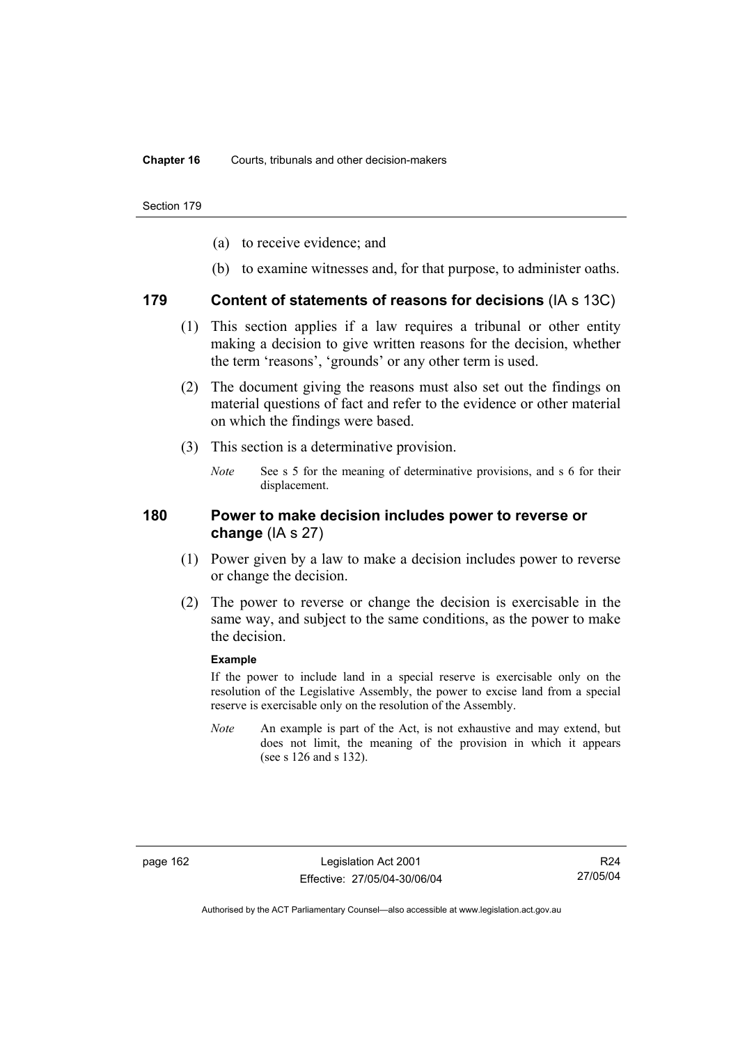- (a) to receive evidence; and
- (b) to examine witnesses and, for that purpose, to administer oaths.

## 179 Content of statements of reasons for decisions (IA s 13C)

(1) This section applies if a law requires a tribunal or other entity making a decision to give written reasons for the decision, whether the term 'reasons', 'grounds' or any other term is used.

(2) The document giving the reasons must also set out the findings on material questions of fact and refer to the evidence or other material on which the findings were based.

(3) This section is a determinative provision.

*Note* See s 5 for the meaning of determinative provisions, and s 6 for their displacement.

## 180 Power to make decision includes power to reverse or change (IA s 27)

(1) Power given by a law to make a decision includes power to reverse or change the decision.

(2) The power to reverse or change the decision is exercisable in the same way, and subject to the same conditions, as the power to make the decision.

**Example**

If the power to include land in a special reserve is exercisable only on the resolution of the Legislative Assembly, the power to excise land from a special reserve is exercisable only on the resolution of the Assembly.

*Note* An example is part of the Act, is not exhaustive and may extend, but does not limit, the meaning of the provision in which it appears (see s 126 and s 132).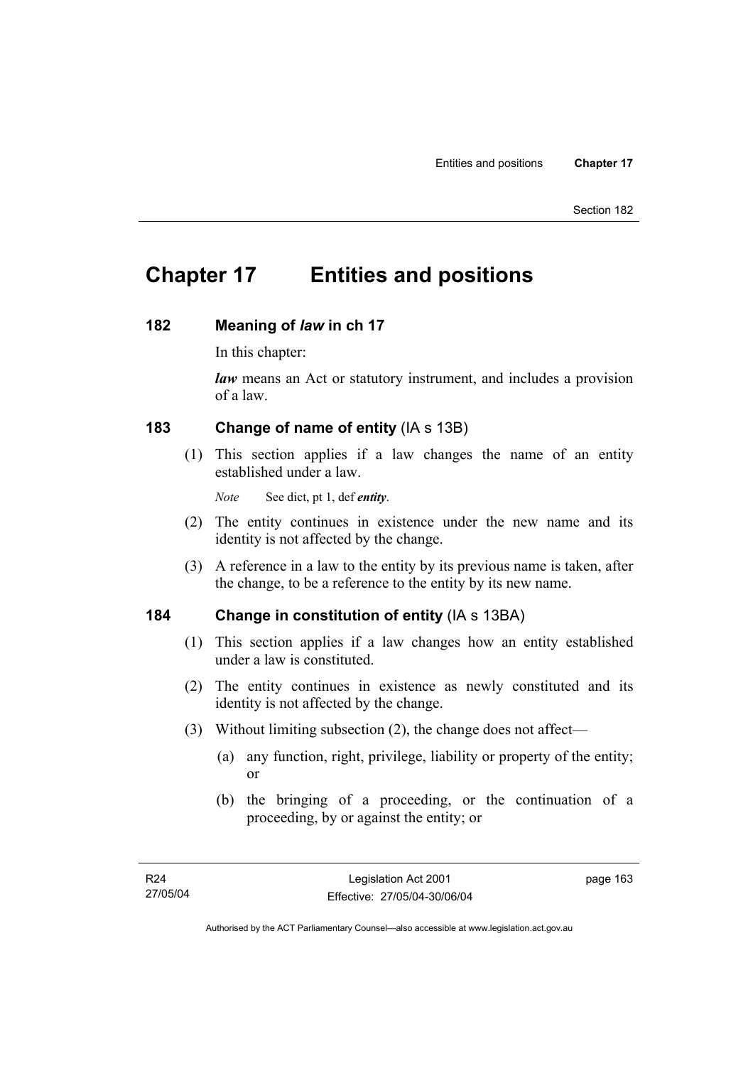# Chapter 17 Entities and positions

## 182 Meaning of *law* in ch 17

In this chapter:

***law*** means an Act or statutory instrument, and includes a provision of a law.

## 183 Change of name of entity (IA s 13B)

(1) This section applies if a law changes the name of an entity established under a law.

*Note* See dict, pt 1, def ***entity***.

(2) The entity continues in existence under the new name and its identity is not affected by the change.

(3) A reference in a law to the entity by its previous name is taken, after the change, to be a reference to the entity by its new name.

## 184 Change in constitution of entity (IA s 13BA)

(1) This section applies if a law changes how an entity established under a law is constituted.

(2) The entity continues in existence as newly constituted and its identity is not affected by the change.

(3) Without limiting subsection (2), the change does not affect—

(a) any function, right, privilege, liability or property of the entity; or

(b) the bringing of a proceeding, or the continuation of a proceeding, by or against the entity; or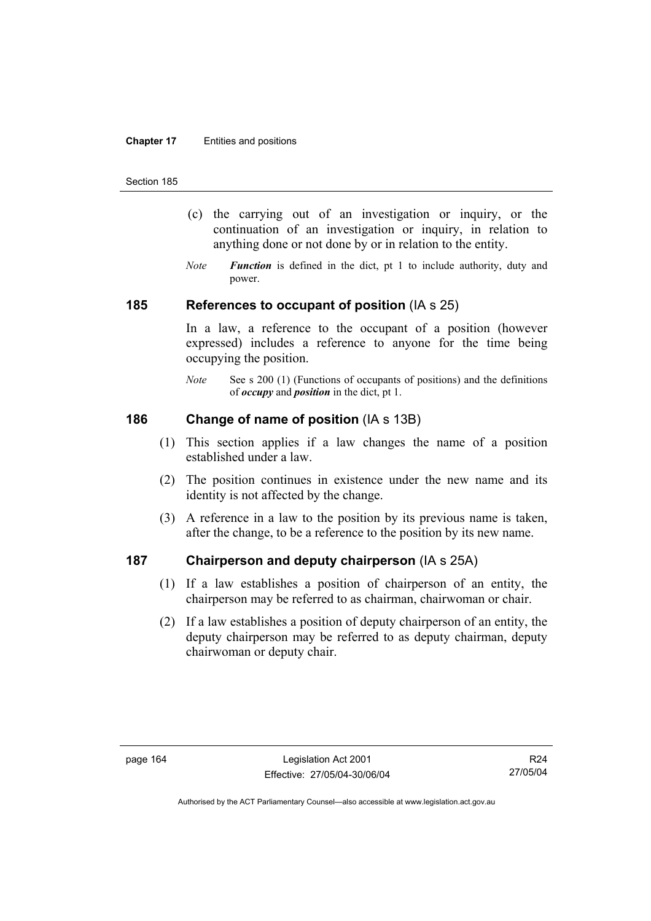(c) the carrying out of an investigation or inquiry, or the continuation of an investigation or inquiry, in relation to anything done or not done by or in relation to the entity.

*Note* ***Function*** is defined in the dict, pt 1 to include authority, duty and power.

## 185 References to occupant of position (IA s 25)

In a law, a reference to the occupant of a position (however expressed) includes a reference to anyone for the time being occupying the position.

*Note* See s 200 (1) (Functions of occupants of positions) and the definitions of ***occupy*** and ***position*** in the dict, pt 1.

## 186 Change of name of position (IA s 13B)

(1) This section applies if a law changes the name of a position established under a law.

(2) The position continues in existence under the new name and its identity is not affected by the change.

(3) A reference in a law to the position by its previous name is taken, after the change, to be a reference to the position by its new name.

## 187 Chairperson and deputy chairperson (IA s 25A)

(1) If a law establishes a position of chairperson of an entity, the chairperson may be referred to as chairman, chairwoman or chair.

(2) If a law establishes a position of deputy chairperson of an entity, the deputy chairperson may be referred to as deputy chairman, deputy chairwoman or deputy chair.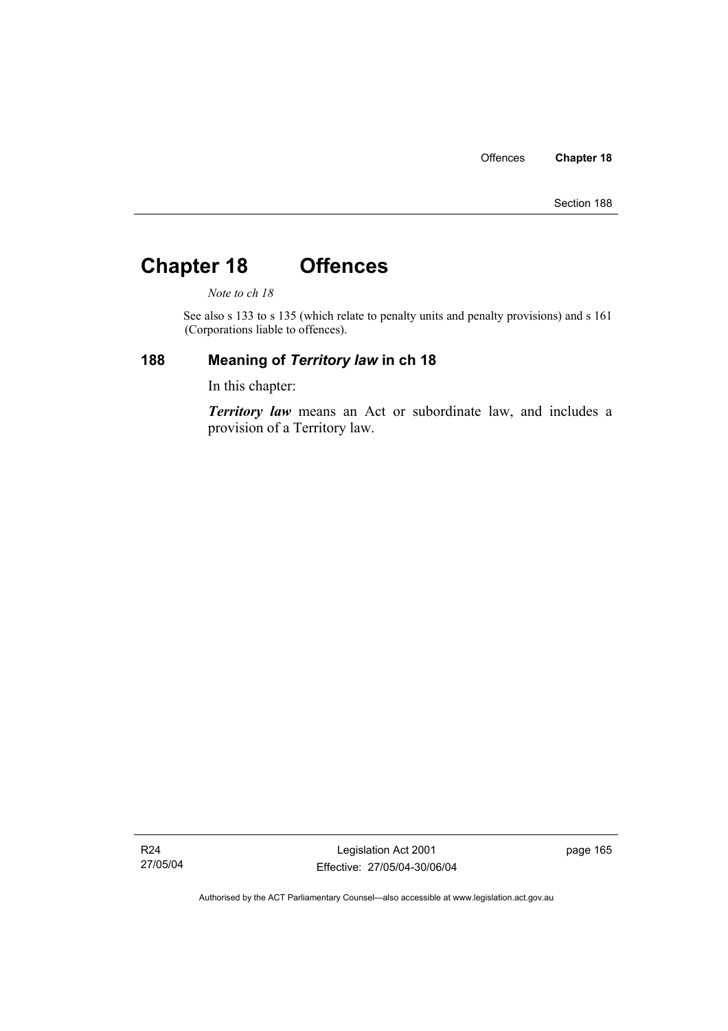# Chapter 18 Offences

*Note to ch 18*

See also s 133 to s 135 (which relate to penalty units and penalty provisions) and s 161 (Corporations liable to offences).

## 188 Meaning of *Territory law* in ch 18

In this chapter:

***Territory law*** means an Act or subordinate law, and includes a provision of a Territory law.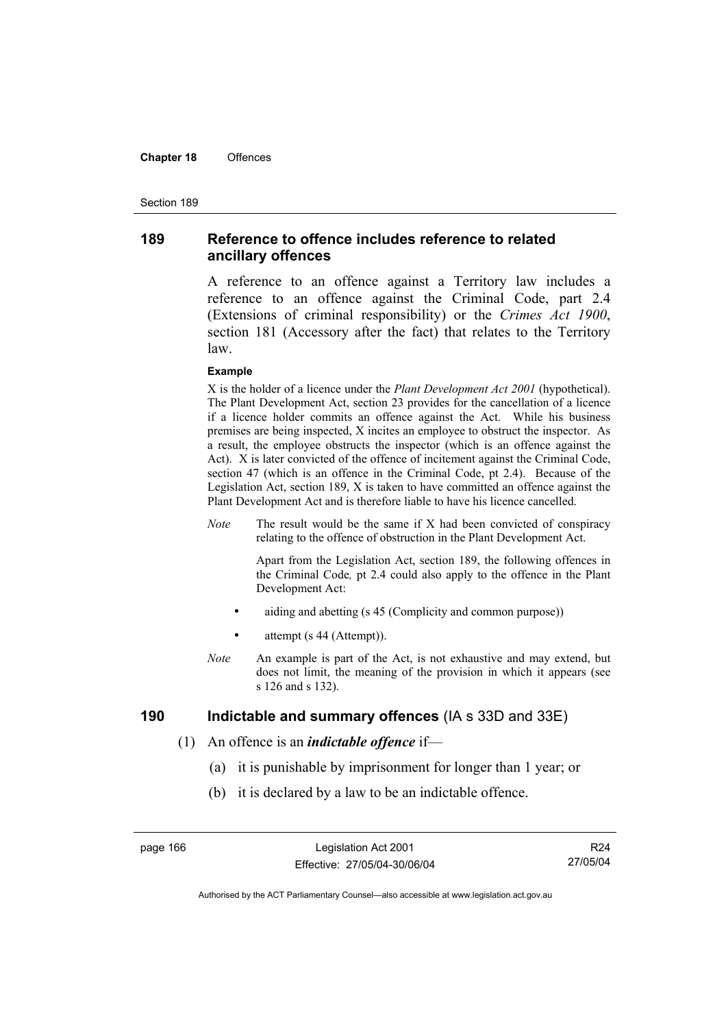## 189 Reference to offence includes reference to related ancillary offences

A reference to an offence against a Territory law includes a reference to an offence against the Criminal Code, part 2.4 (Extensions of criminal responsibility) or the *Crimes Act 1900*, section 181 (Accessory after the fact) that relates to the Territory law.

**Example**

X is the holder of a licence under the *Plant Development Act 2001* (hypothetical). The Plant Development Act, section 23 provides for the cancellation of a licence if a licence holder commits an offence against the Act. While his business premises are being inspected, X incites an employee to obstruct the inspector. As a result, the employee obstructs the inspector (which is an offence against the Act). X is later convicted of the offence of incitement against the Criminal Code, section 47 (which is an offence in the Criminal Code, pt 2.4). Because of the Legislation Act, section 189, X is taken to have committed an offence against the Plant Development Act and is therefore liable to have his licence cancelled.

*Note* The result would be the same if X had been convicted of conspiracy relating to the offence of obstruction in the Plant Development Act.

Apart from the Legislation Act, section 189, the following offences in the Criminal Code*,* pt 2.4 could also apply to the offence in the Plant Development Act:

- aiding and abetting (s 45 (Complicity and common purpose))
- attempt (s 44 (Attempt)).

*Note* An example is part of the Act, is not exhaustive and may extend, but does not limit, the meaning of the provision in which it appears (see s 126 and s 132).

## 190 Indictable and summary offences (IA s 33D and 33E)

(1) An offence is an ***indictable offence*** if—

(a) it is punishable by imprisonment for longer than 1 year; or

(b) it is declared by a law to be an indictable offence.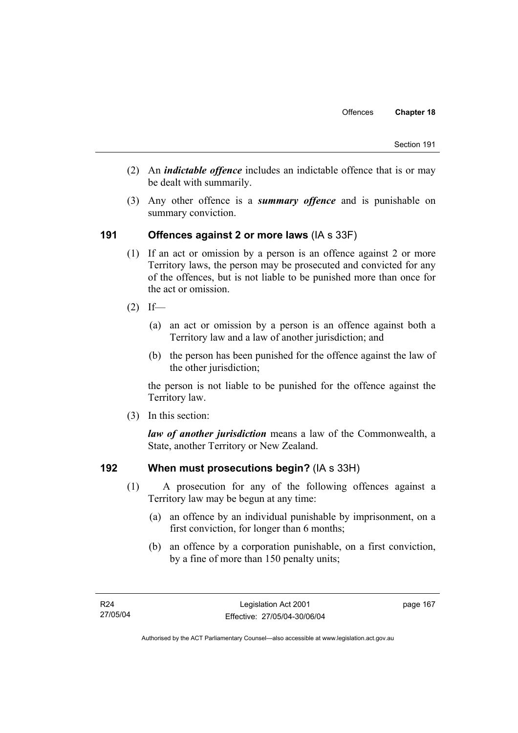(2) An ***indictable offence*** includes an indictable offence that is or may be dealt with summarily.

(3) Any other offence is a ***summary offence*** and is punishable on summary conviction.

## 191 Offences against 2 or more laws (IA s 33F)

(1) If an act or omission by a person is an offence against 2 or more Territory laws, the person may be prosecuted and convicted for any of the offences, but is not liable to be punished more than once for the act or omission.

(2) If—

(a) an act or omission by a person is an offence against both a Territory law and a law of another jurisdiction; and

(b) the person has been punished for the offence against the law of the other jurisdiction;

the person is not liable to be punished for the offence against the Territory law.

(3) In this section:

***law of another jurisdiction*** means a law of the Commonwealth, a State, another Territory or New Zealand.

## 192 When must prosecutions begin? (IA s 33H)

(1) A prosecution for any of the following offences against a Territory law may be begun at any time:

(a) an offence by an individual punishable by imprisonment, on a first conviction, for longer than 6 months;

(b) an offence by a corporation punishable, on a first conviction, by a fine of more than 150 penalty units;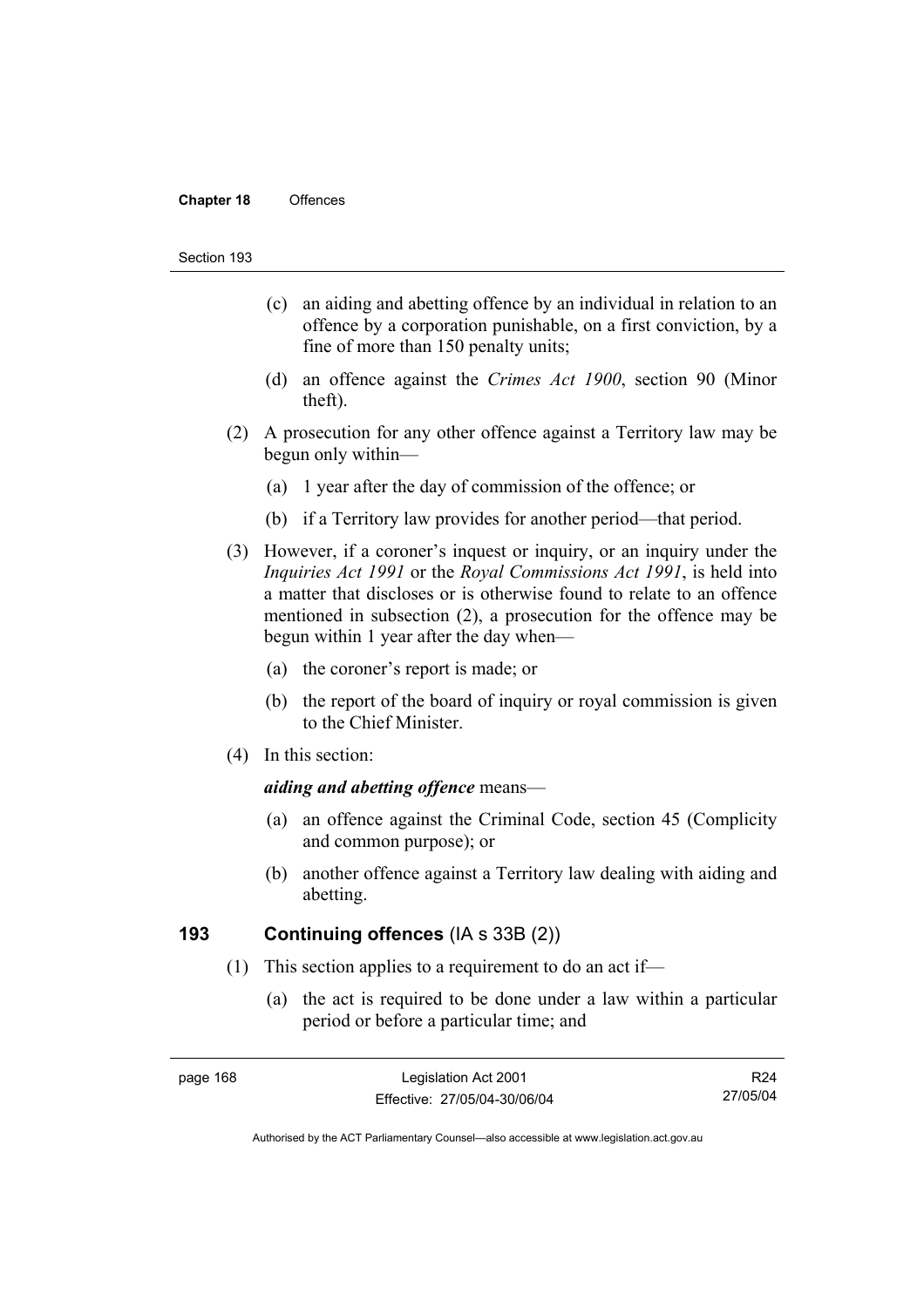(c) an aiding and abetting offence by an individual in relation to an offence by a corporation punishable, on a first conviction, by a fine of more than 150 penalty units;

(d) an offence against the *Crimes Act 1900*, section 90 (Minor theft).

(2) A prosecution for any other offence against a Territory law may be begun only within—

(a) 1 year after the day of commission of the offence; or

(b) if a Territory law provides for another period—that period.

(3) However, if a coroner's inquest or inquiry, or an inquiry under the *Inquiries Act 1991* or the *Royal Commissions Act 1991*, is held into a matter that discloses or is otherwise found to relate to an offence mentioned in subsection (2), a prosecution for the offence may be begun within 1 year after the day when—

(a) the coroner's report is made; or

(b) the report of the board of inquiry or royal commission is given to the Chief Minister.

(4) In this section:

***aiding and abetting offence*** means—

(a) an offence against the Criminal Code, section 45 (Complicity and common purpose); or

(b) another offence against a Territory law dealing with aiding and abetting.

## 193 Continuing offences (IA s 33B (2))

(1) This section applies to a requirement to do an act if—

(a) the act is required to be done under a law within a particular period or before a particular time; and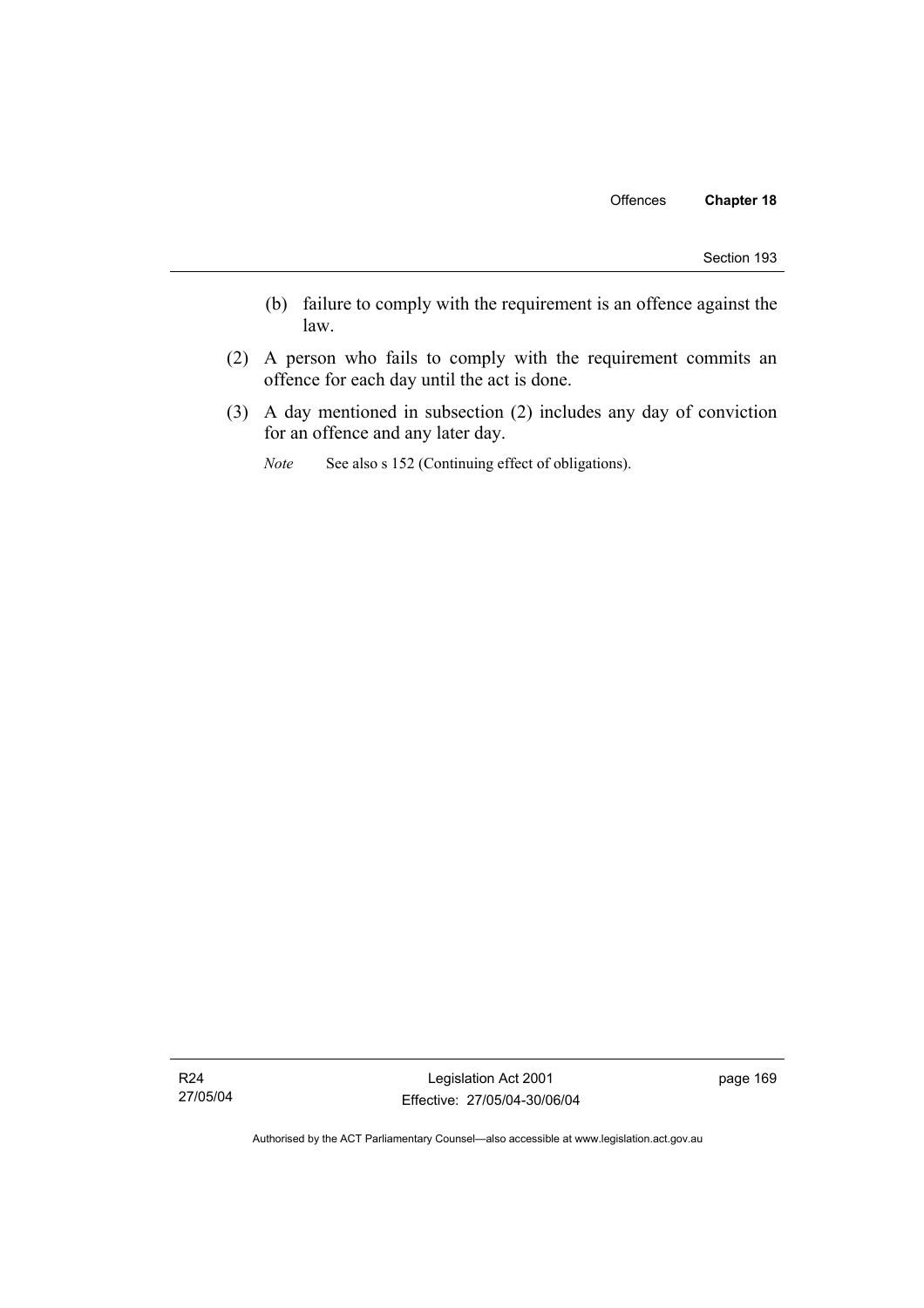(b) failure to comply with the requirement is an offence against the law.

(2) A person who fails to comply with the requirement commits an offence for each day until the act is done.

(3) A day mentioned in subsection (2) includes any day of conviction for an offence and any later day.

*Note* See also s 152 (Continuing effect of obligations).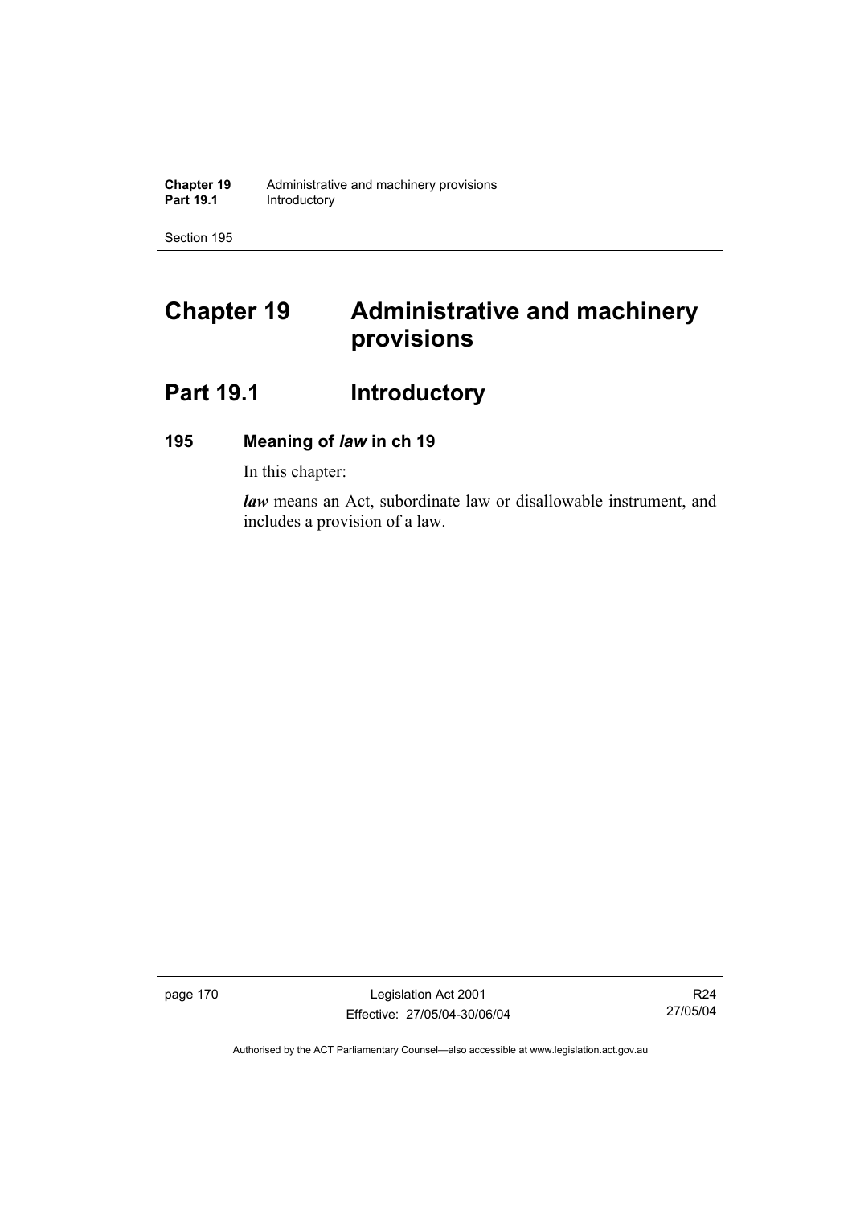# Chapter 19 Administrative and machinery provisions

## Part 19.1 Introductory

### 195 Meaning of *law* in ch 19

In this chapter:

***law*** means an Act, subordinate law or disallowable instrument, and includes a provision of a law.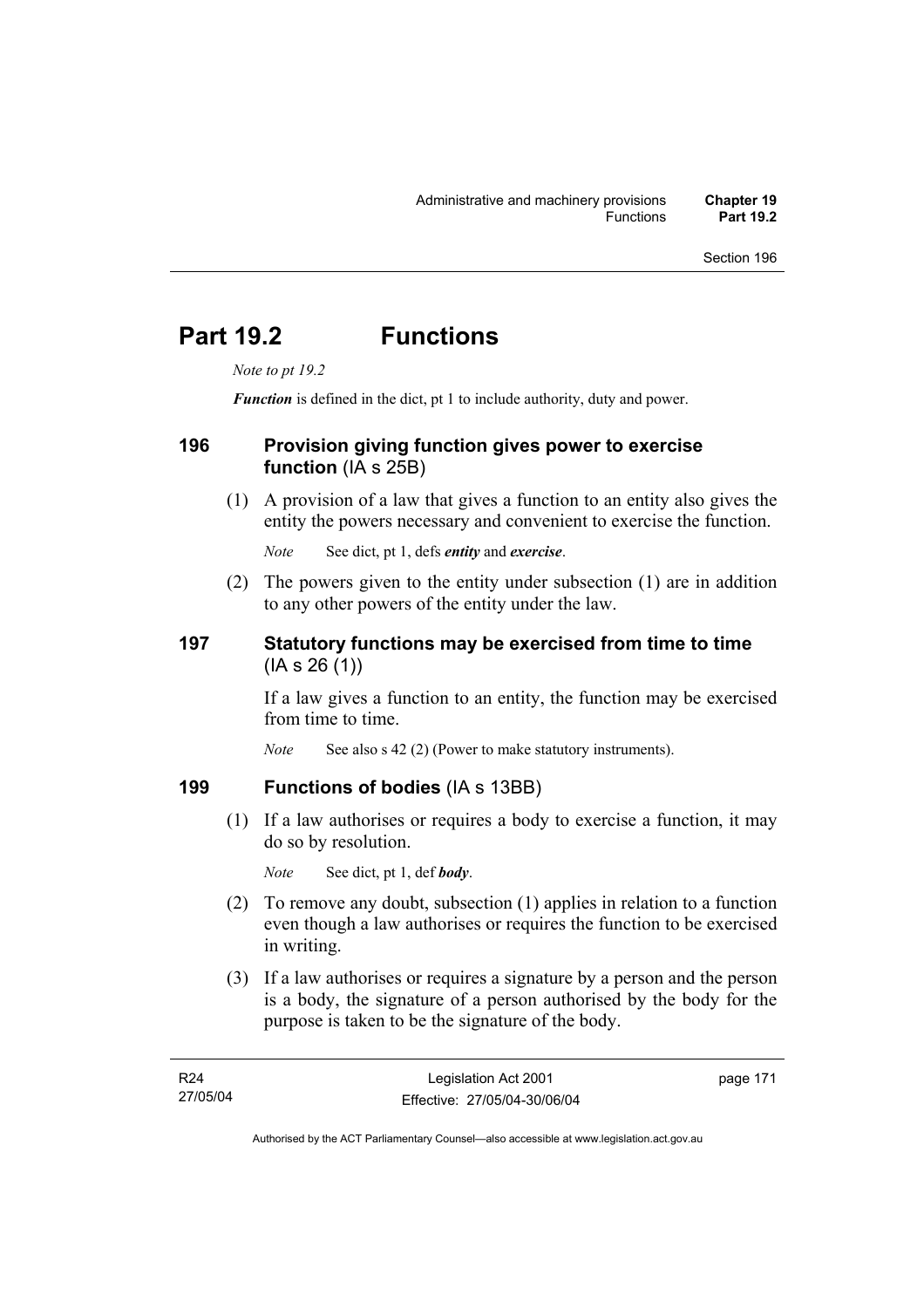# Part 19.2 Functions

*Note to pt 19.2*

***Function*** is defined in the dict, pt 1 to include authority, duty and power.

## 196 Provision giving function gives power to exercise function (IA s 25B)

(1) A provision of a law that gives a function to an entity also gives the entity the powers necessary and convenient to exercise the function.

*Note* See dict, pt 1, defs ***entity*** and ***exercise***.

(2) The powers given to the entity under subsection (1) are in addition to any other powers of the entity under the law.

## 197 Statutory functions may be exercised from time to time (IA s 26 (1))

If a law gives a function to an entity, the function may be exercised from time to time.

*Note* See also s 42 (2) (Power to make statutory instruments).

## 199 Functions of bodies (IA s 13BB)

(1) If a law authorises or requires a body to exercise a function, it may do so by resolution.

*Note* See dict, pt 1, def ***body***.

(2) To remove any doubt, subsection (1) applies in relation to a function even though a law authorises or requires the function to be exercised in writing.

(3) If a law authorises or requires a signature by a person and the person is a body, the signature of a person authorised by the body for the purpose is taken to be the signature of the body.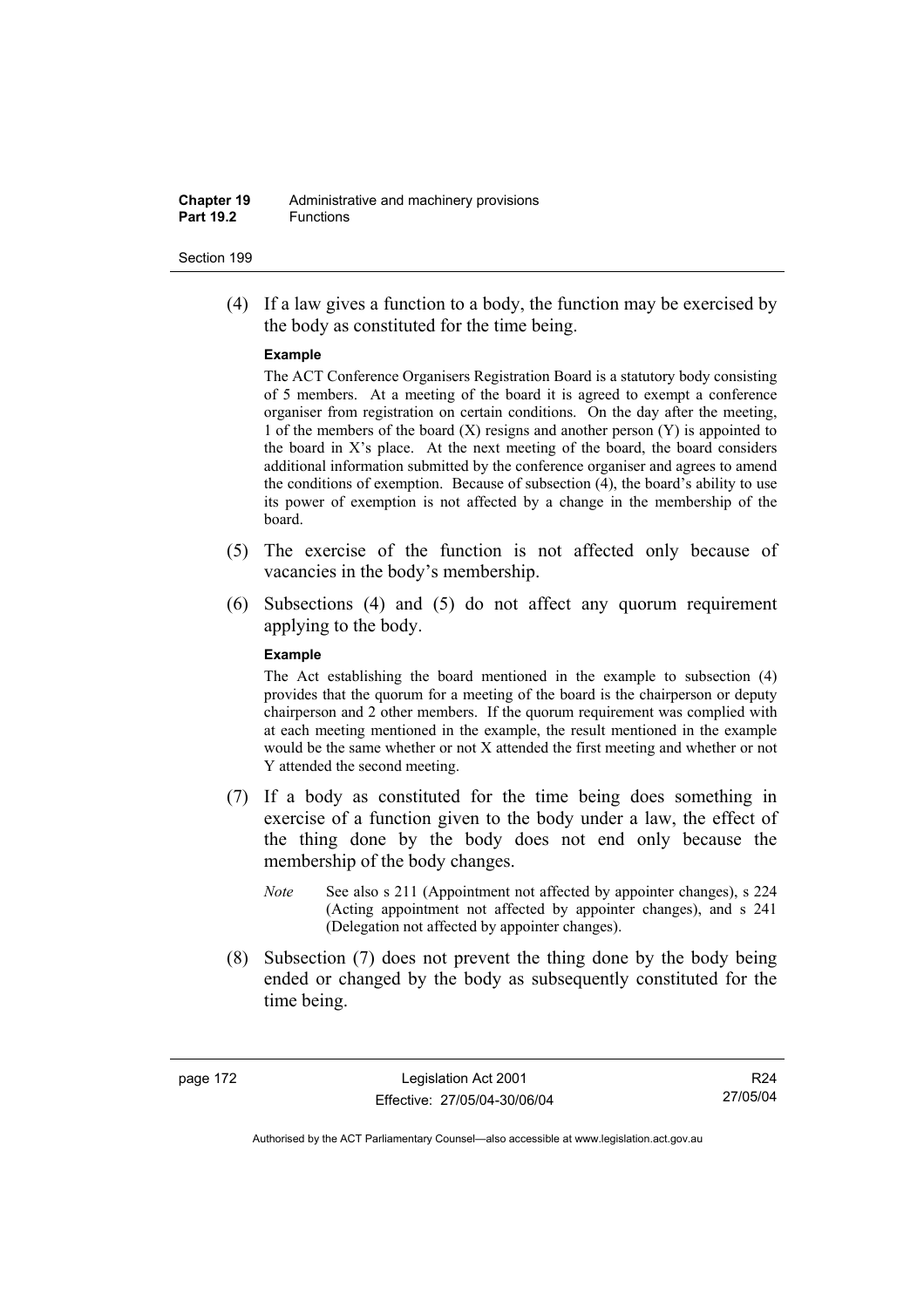(4) If a law gives a function to a body, the function may be exercised by the body as constituted for the time being.

**Example**

The ACT Conference Organisers Registration Board is a statutory body consisting of 5 members. At a meeting of the board it is agreed to exempt a conference organiser from registration on certain conditions. On the day after the meeting, 1 of the members of the board (X) resigns and another person (Y) is appointed to the board in X's place. At the next meeting of the board, the board considers additional information submitted by the conference organiser and agrees to amend the conditions of exemption. Because of subsection (4), the board's ability to use its power of exemption is not affected by a change in the membership of the board.

(5) The exercise of the function is not affected only because of vacancies in the body's membership.

(6) Subsections (4) and (5) do not affect any quorum requirement applying to the body.

**Example**

The Act establishing the board mentioned in the example to subsection (4) provides that the quorum for a meeting of the board is the chairperson or deputy chairperson and 2 other members. If the quorum requirement was complied with at each meeting mentioned in the example, the result mentioned in the example would be the same whether or not X attended the first meeting and whether or not Y attended the second meeting.

(7) If a body as constituted for the time being does something in exercise of a function given to the body under a law, the effect of the thing done by the body does not end only because the membership of the body changes.

*Note* See also s 211 (Appointment not affected by appointer changes), s 224 (Acting appointment not affected by appointer changes), and s 241 (Delegation not affected by appointer changes).

(8) Subsection (7) does not prevent the thing done by the body being ended or changed by the body as subsequently constituted for the time being.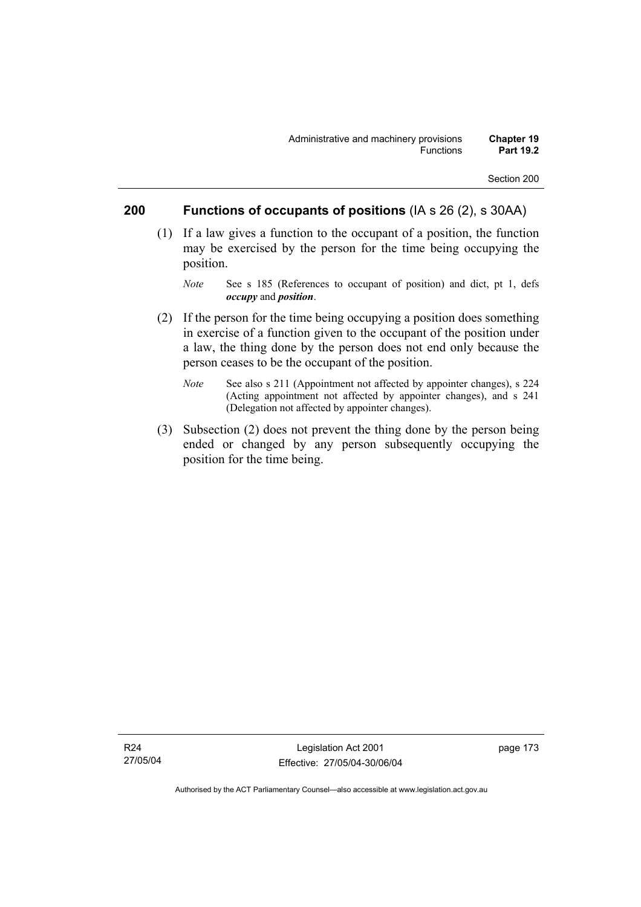## 200 Functions of occupants of positions (IA s 26 (2), s 30AA)

(1) If a law gives a function to the occupant of a position, the function may be exercised by the person for the time being occupying the position.

*Note* See s 185 (References to occupant of position) and dict, pt 1, defs ***occupy*** and ***position***.

(2) If the person for the time being occupying a position does something in exercise of a function given to the occupant of the position under a law, the thing done by the person does not end only because the person ceases to be the occupant of the position.

*Note* See also s 211 (Appointment not affected by appointer changes), s 224 (Acting appointment not affected by appointer changes), and s 241 (Delegation not affected by appointer changes).

(3) Subsection (2) does not prevent the thing done by the person being ended or changed by any person subsequently occupying the position for the time being.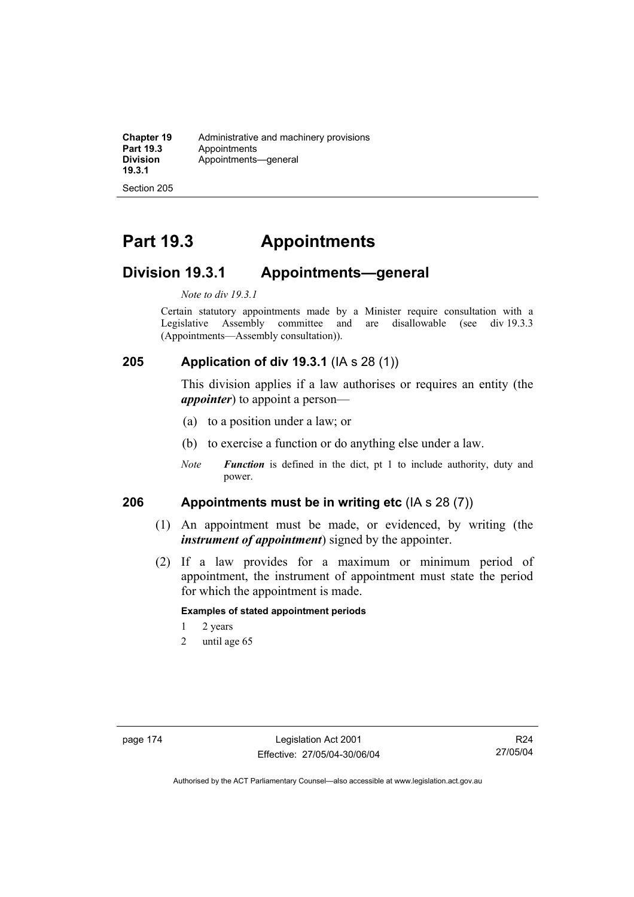# Part 19.3 Appointments

## Division 19.3.1 Appointments—general

*Note to div 19.3.1*

Certain statutory appointments made by a Minister require consultation with a Legislative Assembly committee and are disallowable (see div 19.3.3 (Appointments—Assembly consultation)).

### 205 Application of div 19.3.1 (IA s 28 (1))

This division applies if a law authorises or requires an entity (the ***appointer***) to appoint a person—

(a) to a position under a law; or

(b) to exercise a function or do anything else under a law.

*Note* ***Function*** is defined in the dict, pt 1 to include authority, duty and power.

### 206 Appointments must be in writing etc (IA s 28 (7))

(1) An appointment must be made, or evidenced, by writing (the ***instrument of appointment***) signed by the appointer.

(2) If a law provides for a maximum or minimum period of appointment, the instrument of appointment must state the period for which the appointment is made.

**Examples of stated appointment periods**

1 2 years

2 until age 65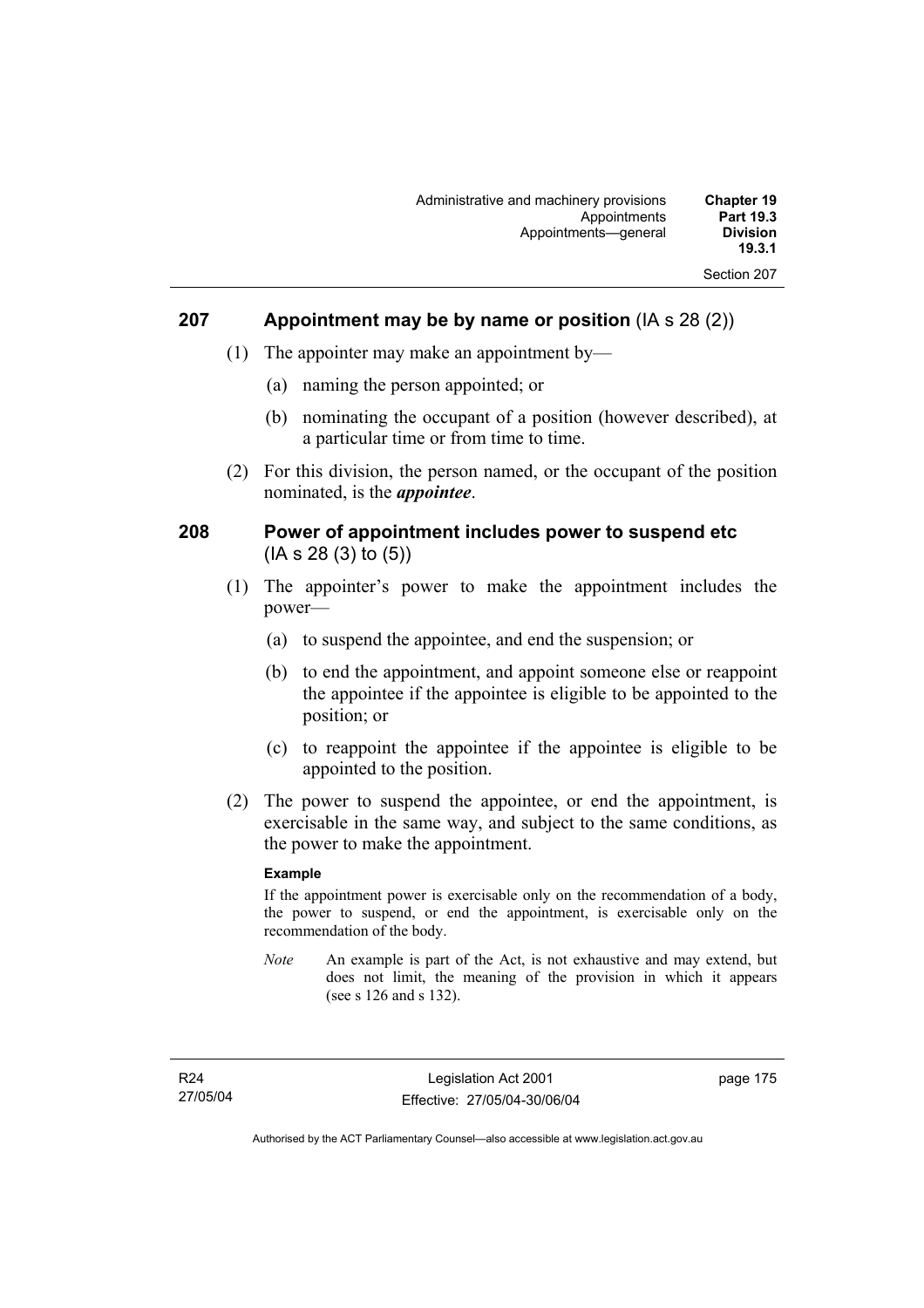### 207 Appointment may be by name or position (IA s 28 (2))

(1) The appointer may make an appointment by—

(a) naming the person appointed; or

(b) nominating the occupant of a position (however described), at a particular time or from time to time.

(2) For this division, the person named, or the occupant of the position nominated, is the ***appointee***.

### 208 Power of appointment includes power to suspend etc (IA s 28 (3) to (5))

(1) The appointer's power to make the appointment includes the power—

(a) to suspend the appointee, and end the suspension; or

(b) to end the appointment, and appoint someone else or reappoint the appointee if the appointee is eligible to be appointed to the position; or

(c) to reappoint the appointee if the appointee is eligible to be appointed to the position.

(2) The power to suspend the appointee, or end the appointment, is exercisable in the same way, and subject to the same conditions, as the power to make the appointment.

**Example**

If the appointment power is exercisable only on the recommendation of a body, the power to suspend, or end the appointment, is exercisable only on the recommendation of the body.

*Note* An example is part of the Act, is not exhaustive and may extend, but does not limit, the meaning of the provision in which it appears (see s 126 and s 132).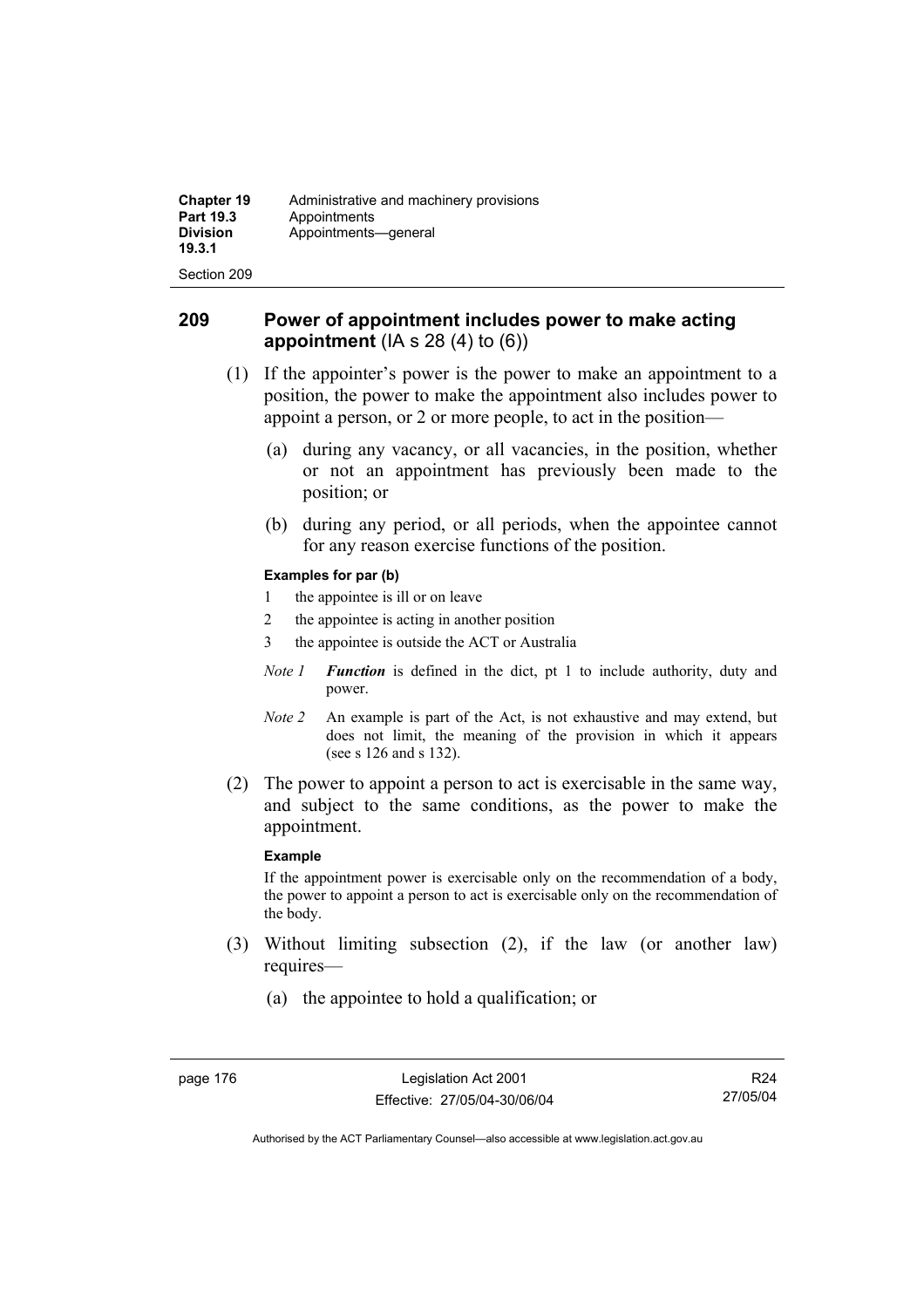## 209 Power of appointment includes power to make acting appointment (IA s 28 (4) to (6))

(1) If the appointer's power is the power to make an appointment to a position, the power to make the appointment also includes power to appoint a person, or 2 or more people, to act in the position—

(a) during any vacancy, or all vacancies, in the position, whether or not an appointment has previously been made to the position; or

(b) during any period, or all periods, when the appointee cannot for any reason exercise functions of the position.

**Examples for par (b)**

1 the appointee is ill or on leave

2 the appointee is acting in another position

3 the appointee is outside the ACT or Australia

*Note 1* ***Function*** is defined in the dict, pt 1 to include authority, duty and power.

*Note 2* An example is part of the Act, is not exhaustive and may extend, but does not limit, the meaning of the provision in which it appears (see s 126 and s 132).

(2) The power to appoint a person to act is exercisable in the same way, and subject to the same conditions, as the power to make the appointment.

**Example**

If the appointment power is exercisable only on the recommendation of a body, the power to appoint a person to act is exercisable only on the recommendation of the body.

(3) Without limiting subsection (2), if the law (or another law) requires—

(a) the appointee to hold a qualification; or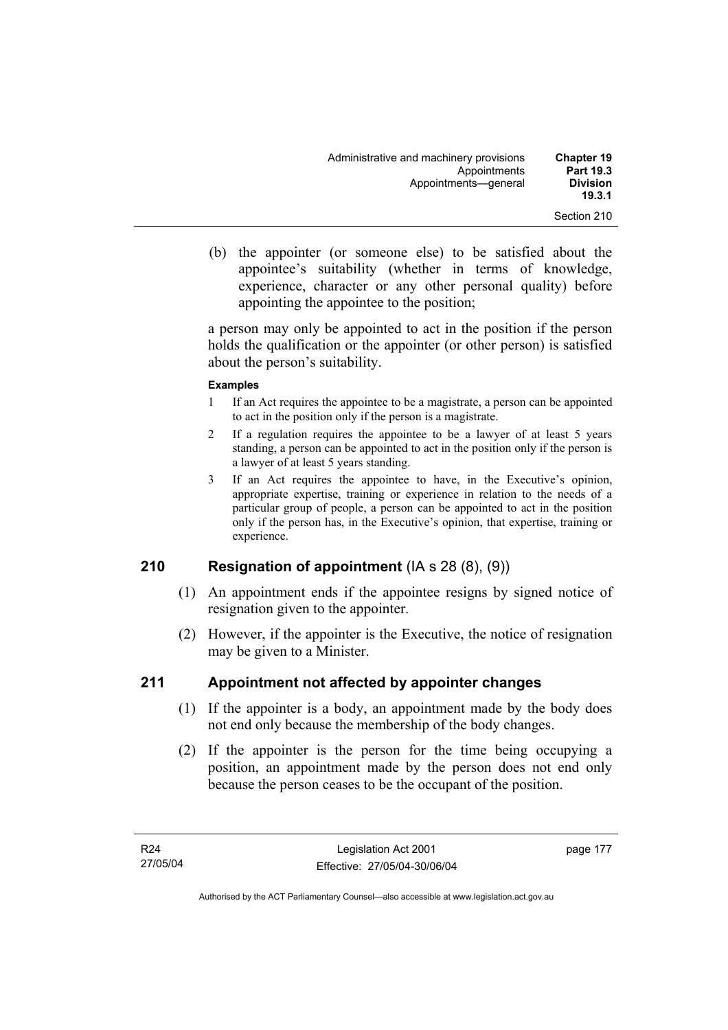(b) the appointer (or someone else) to be satisfied about the appointee's suitability (whether in terms of knowledge, experience, character or any other personal quality) before appointing the appointee to the position;

a person may only be appointed to act in the position if the person holds the qualification or the appointer (or other person) is satisfied about the person's suitability.

**Examples**

1. If an Act requires the appointee to be a magistrate, a person can be appointed to act in the position only if the person is a magistrate.
2. If a regulation requires the appointee to be a lawyer of at least 5 years standing, a person can be appointed to act in the position only if the person is a lawyer of at least 5 years standing.
3. If an Act requires the appointee to have, in the Executive's opinion, appropriate expertise, training or experience in relation to the needs of a particular group of people, a person can be appointed to act in the position only if the person has, in the Executive's opinion, that expertise, training or experience.

## 210 Resignation of appointment (IA s 28 (8), (9))

(1) An appointment ends if the appointee resigns by signed notice of resignation given to the appointer.

(2) However, if the appointer is the Executive, the notice of resignation may be given to a Minister.

## 211 Appointment not affected by appointer changes

(1) If the appointer is a body, an appointment made by the body does not end only because the membership of the body changes.

(2) If the appointer is the person for the time being occupying a position, an appointment made by the person does not end only because the person ceases to be the occupant of the position.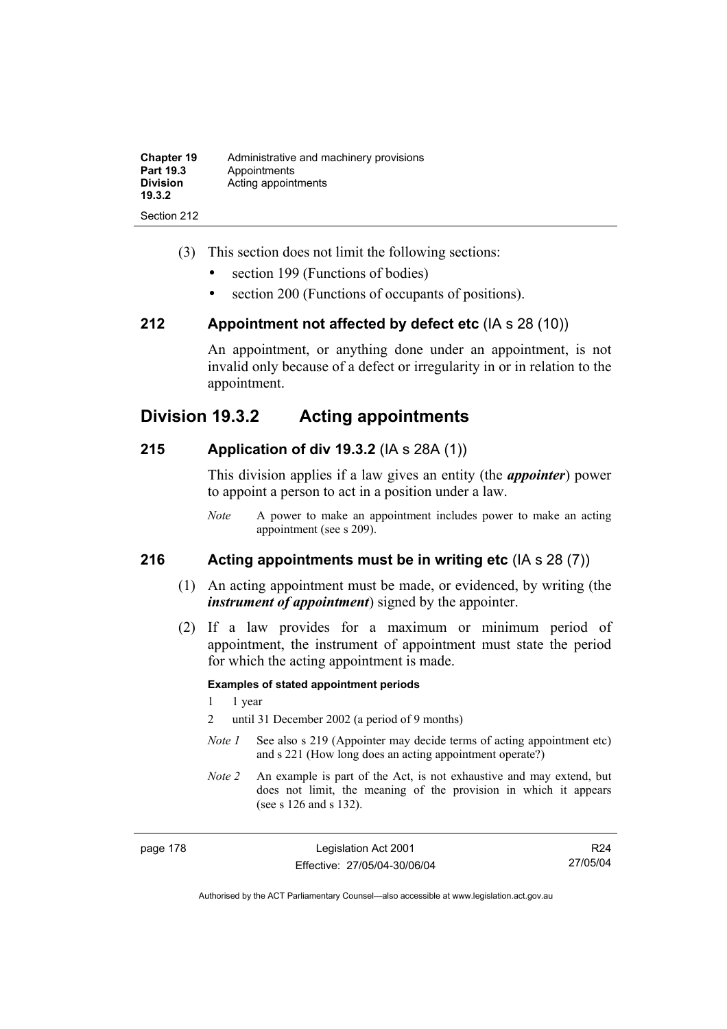(3) This section does not limit the following sections:

- section 199 (Functions of bodies)
- section 200 (Functions of occupants of positions).

### 212 Appointment not affected by defect etc (IA s 28 (10))

An appointment, or anything done under an appointment, is not invalid only because of a defect or irregularity in or in relation to the appointment.

## Division 19.3.2 Acting appointments

### 215 Application of div 19.3.2 (IA s 28A (1))

This division applies if a law gives an entity (the ***appointer***) power to appoint a person to act in a position under a law.

*Note* A power to make an appointment includes power to make an acting appointment (see s 209).

### 216 Acting appointments must be in writing etc (IA s 28 (7))

(1) An acting appointment must be made, or evidenced, by writing (the ***instrument of appointment***) signed by the appointer.

(2) If a law provides for a maximum or minimum period of appointment, the instrument of appointment must state the period for which the acting appointment is made.

**Examples of stated appointment periods**

1 1 year

2 until 31 December 2002 (a period of 9 months)

*Note 1* See also s 219 (Appointer may decide terms of acting appointment etc) and s 221 (How long does an acting appointment operate?)

*Note 2* An example is part of the Act, is not exhaustive and may extend, but does not limit, the meaning of the provision in which it appears (see s 126 and s 132).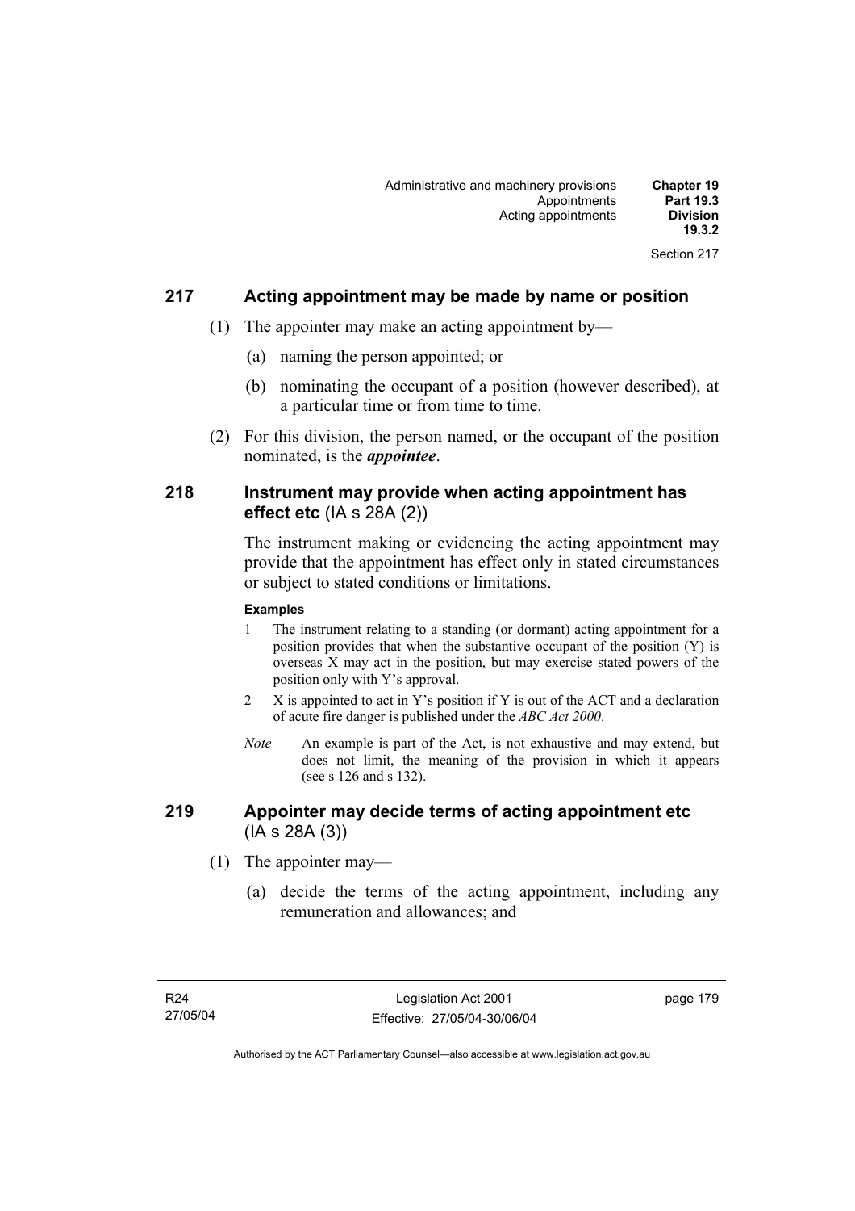## 217 Acting appointment may be made by name or position

(1) The appointer may make an acting appointment by—

(a) naming the person appointed; or

(b) nominating the occupant of a position (however described), at a particular time or from time to time.

(2) For this division, the person named, or the occupant of the position nominated, is the ***appointee***.

## 218 Instrument may provide when acting appointment has effect etc (IA s 28A (2))

The instrument making or evidencing the acting appointment may provide that the appointment has effect only in stated circumstances or subject to stated conditions or limitations.

**Examples**

1 The instrument relating to a standing (or dormant) acting appointment for a position provides that when the substantive occupant of the position (Y) is overseas X may act in the position, but may exercise stated powers of the position only with Y's approval.

2 X is appointed to act in Y's position if Y is out of the ACT and a declaration of acute fire danger is published under the *ABC Act 2000*.

*Note* An example is part of the Act, is not exhaustive and may extend, but does not limit, the meaning of the provision in which it appears (see s 126 and s 132).

## 219 Appointer may decide terms of acting appointment etc (IA s 28A (3))

(1) The appointer may—

(a) decide the terms of the acting appointment, including any remuneration and allowances; and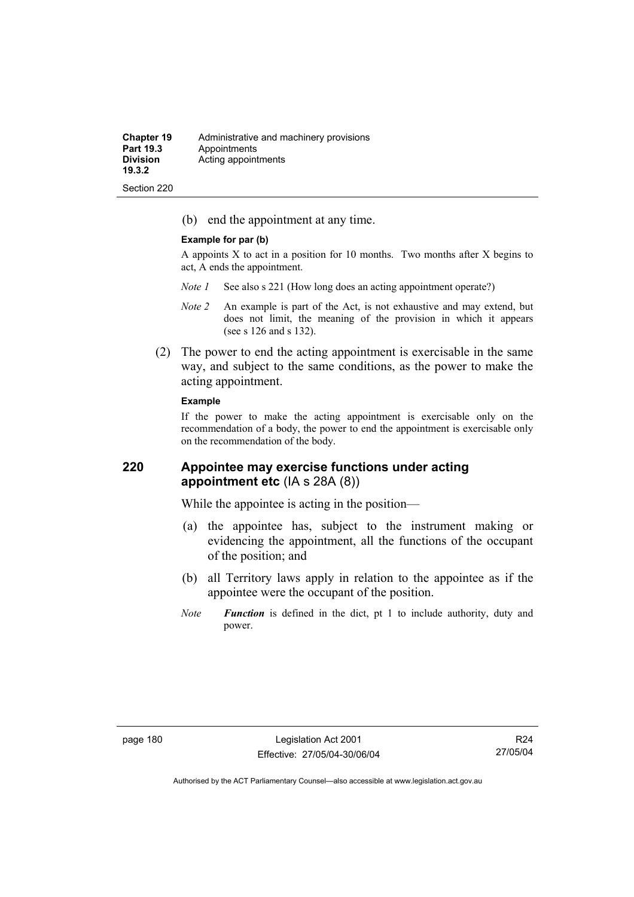(b) end the appointment at any time.

**Example for par (b)**

A appoints X to act in a position for 10 months. Two months after X begins to act, A ends the appointment.

*Note 1* See also s 221 (How long does an acting appointment operate?)

*Note 2* An example is part of the Act, is not exhaustive and may extend, but does not limit, the meaning of the provision in which it appears (see s 126 and s 132).

(2) The power to end the acting appointment is exercisable in the same way, and subject to the same conditions, as the power to make the acting appointment.

**Example**

If the power to make the acting appointment is exercisable only on the recommendation of a body, the power to end the appointment is exercisable only on the recommendation of the body.

## 220 Appointee may exercise functions under acting appointment etc (IA s 28A (8))

While the appointee is acting in the position—

(a) the appointee has, subject to the instrument making or evidencing the appointment, all the functions of the occupant of the position; and

(b) all Territory laws apply in relation to the appointee as if the appointee were the occupant of the position.

*Note* ***Function*** is defined in the dict, pt 1 to include authority, duty and power.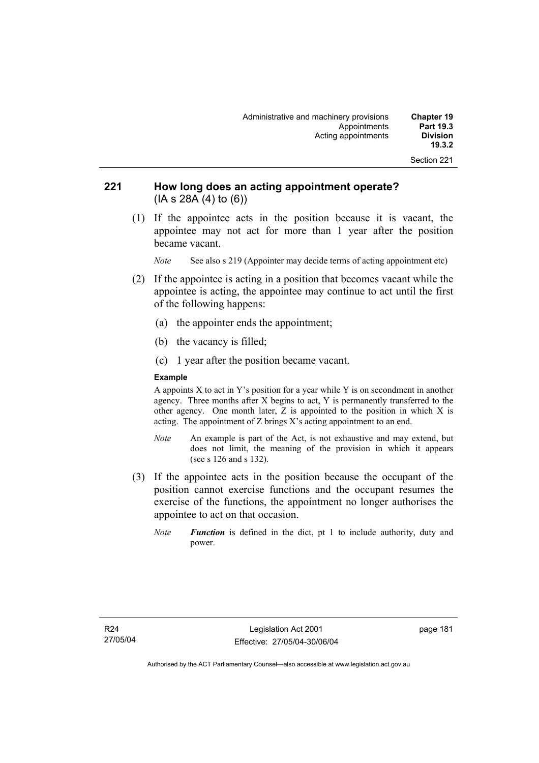## 221 How long does an acting appointment operate? (IA s 28A (4) to (6))

(1) If the appointee acts in the position because it is vacant, the appointee may not act for more than 1 year after the position became vacant.

*Note* See also s 219 (Appointer may decide terms of acting appointment etc)

(2) If the appointee is acting in a position that becomes vacant while the appointee is acting, the appointee may continue to act until the first of the following happens:

(a) the appointer ends the appointment;

(b) the vacancy is filled;

(c) 1 year after the position became vacant.

**Example**

A appoints X to act in Y's position for a year while Y is on secondment in another agency. Three months after X begins to act, Y is permanently transferred to the other agency. One month later, Z is appointed to the position in which X is acting. The appointment of Z brings X's acting appointment to an end.

*Note* An example is part of the Act, is not exhaustive and may extend, but does not limit, the meaning of the provision in which it appears (see s 126 and s 132).

(3) If the appointee acts in the position because the occupant of the position cannot exercise functions and the occupant resumes the exercise of the functions, the appointment no longer authorises the appointee to act on that occasion.

*Note* ***Function*** is defined in the dict, pt 1 to include authority, duty and power.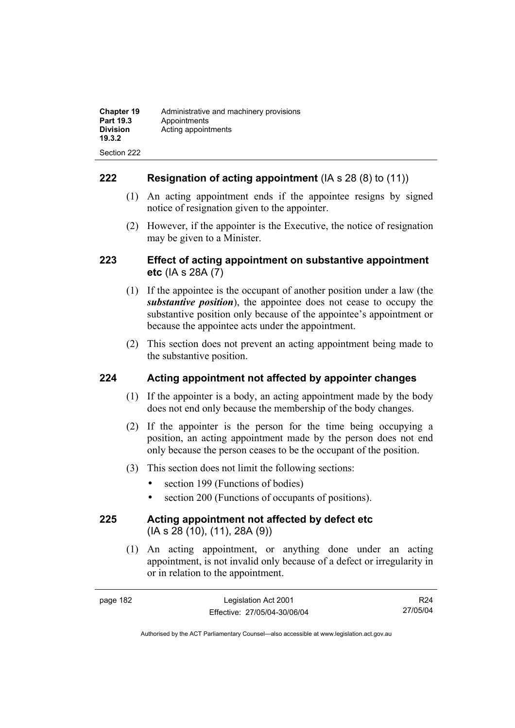## 222 Resignation of acting appointment (IA s 28 (8) to (11))

(1) An acting appointment ends if the appointee resigns by signed notice of resignation given to the appointer.

(2) However, if the appointer is the Executive, the notice of resignation may be given to a Minister.

## 223 Effect of acting appointment on substantive appointment etc (IA s 28A (7)

(1) If the appointee is the occupant of another position under a law (the ***substantive position***), the appointee does not cease to occupy the substantive position only because of the appointee's appointment or because the appointee acts under the appointment.

(2) This section does not prevent an acting appointment being made to the substantive position.

## 224 Acting appointment not affected by appointer changes

(1) If the appointer is a body, an acting appointment made by the body does not end only because the membership of the body changes.

(2) If the appointer is the person for the time being occupying a position, an acting appointment made by the person does not end only because the person ceases to be the occupant of the position.

(3) This section does not limit the following sections:

- section 199 (Functions of bodies)
- section 200 (Functions of occupants of positions).

## 225 Acting appointment not affected by defect etc (IA s 28 (10), (11), 28A (9))

(1) An acting appointment, or anything done under an acting appointment, is not invalid only because of a defect or irregularity in or in relation to the appointment.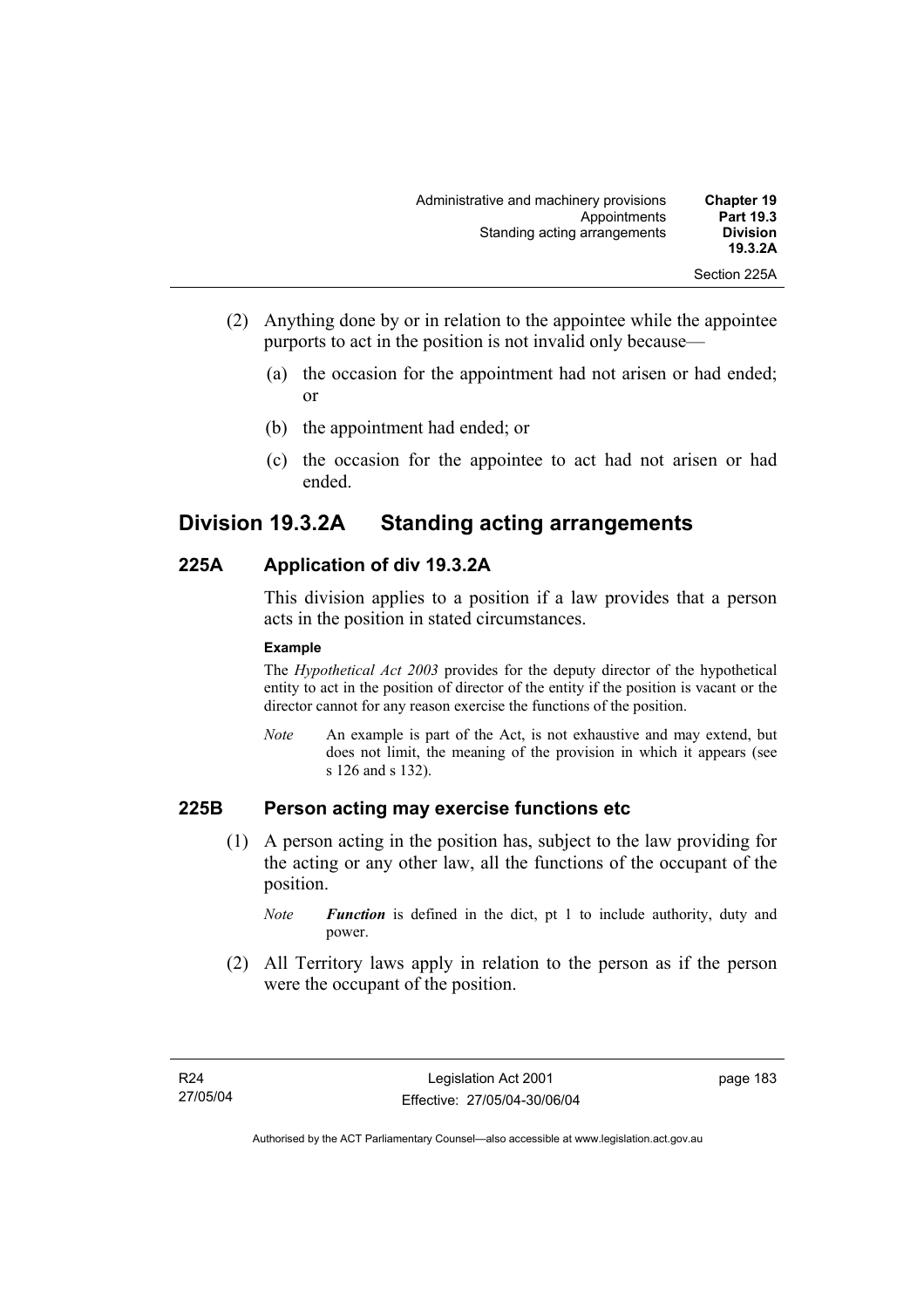(2) Anything done by or in relation to the appointee while the appointee purports to act in the position is not invalid only because—

(a) the occasion for the appointment had not arisen or had ended; or

(b) the appointment had ended; or

(c) the occasion for the appointee to act had not arisen or had ended.

## Division 19.3.2A Standing acting arrangements

### 225A Application of div 19.3.2A

This division applies to a position if a law provides that a person acts in the position in stated circumstances.

**Example**

The *Hypothetical Act 2003* provides for the deputy director of the hypothetical entity to act in the position of director of the entity if the position is vacant or the director cannot for any reason exercise the functions of the position.

*Note* An example is part of the Act, is not exhaustive and may extend, but does not limit, the meaning of the provision in which it appears (see s 126 and s 132).

### 225B Person acting may exercise functions etc

(1) A person acting in the position has, subject to the law providing for the acting or any other law, all the functions of the occupant of the position.

*Note* ***Function*** is defined in the dict, pt 1 to include authority, duty and power.

(2) All Territory laws apply in relation to the person as if the person were the occupant of the position.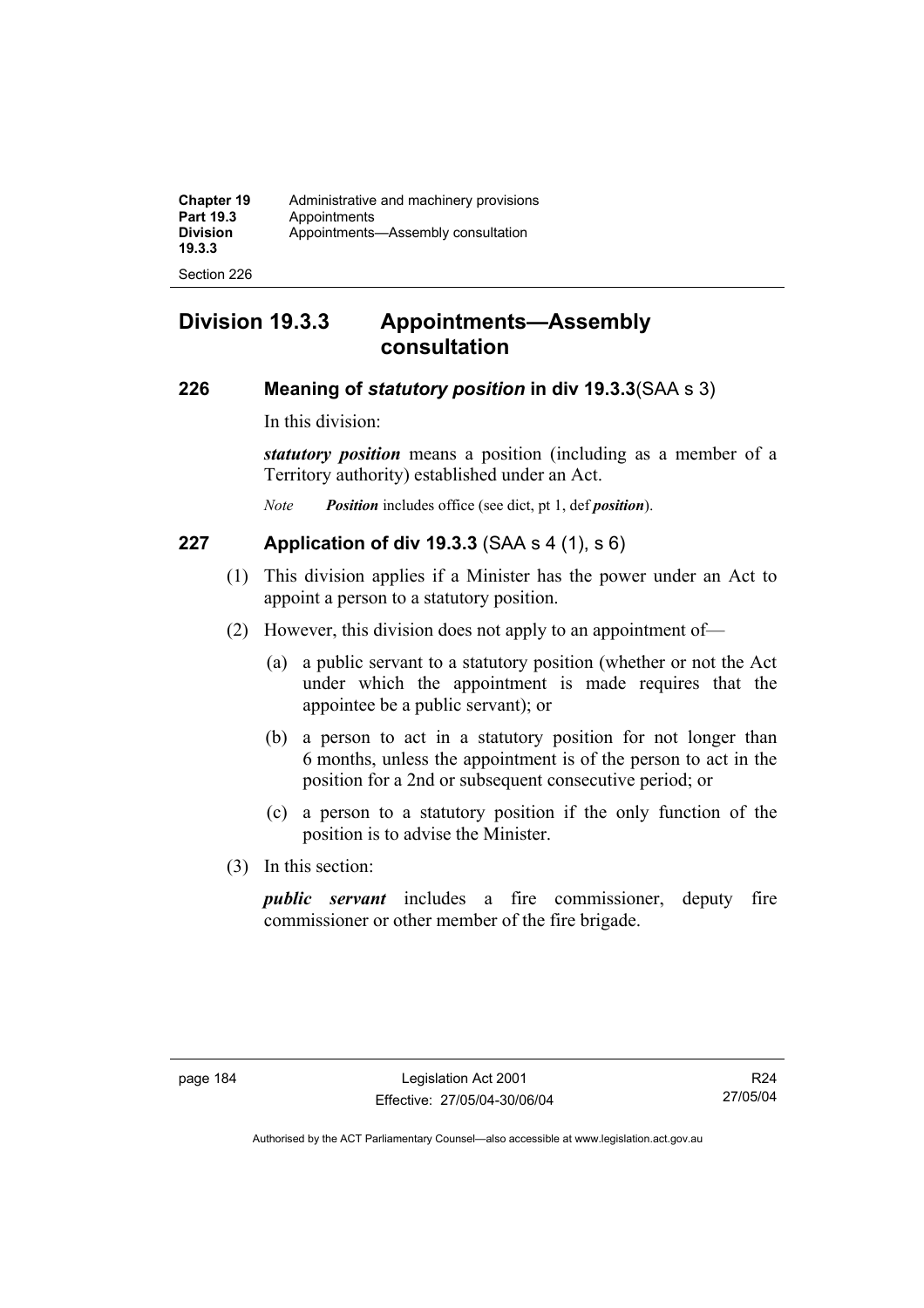## Division 19.3.3 Appointments—Assembly consultation

### 226 Meaning of *statutory position* in div 19.3.3 (SAA s 3)

In this division:

***statutory position*** means a position (including as a member of a Territory authority) established under an Act.

*Note* ***Position*** includes office (see dict, pt 1, def ***position***).

### 227 Application of div 19.3.3 (SAA s 4 (1), s 6)

(1) This division applies if a Minister has the power under an Act to appoint a person to a statutory position.

(2) However, this division does not apply to an appointment of—

(a) a public servant to a statutory position (whether or not the Act under which the appointment is made requires that the appointee be a public servant); or

(b) a person to act in a statutory position for not longer than 6 months, unless the appointment is of the person to act in the position for a 2nd or subsequent consecutive period; or

(c) a person to a statutory position if the only function of the position is to advise the Minister.

(3) In this section:

***public servant*** includes a fire commissioner, deputy fire commissioner or other member of the fire brigade.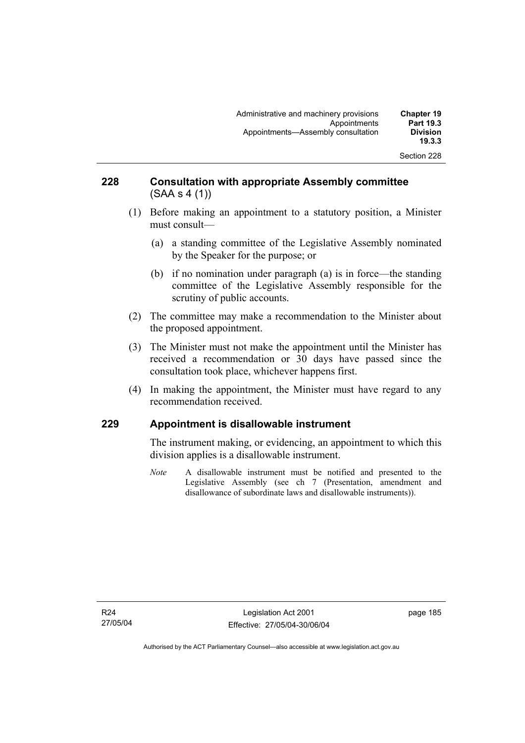## 228 Consultation with appropriate Assembly committee (SAA s 4 (1))

(1) Before making an appointment to a statutory position, a Minister must consult—

(a) a standing committee of the Legislative Assembly nominated by the Speaker for the purpose; or

(b) if no nomination under paragraph (a) is in force—the standing committee of the Legislative Assembly responsible for the scrutiny of public accounts.

(2) The committee may make a recommendation to the Minister about the proposed appointment.

(3) The Minister must not make the appointment until the Minister has received a recommendation or 30 days have passed since the consultation took place, whichever happens first.

(4) In making the appointment, the Minister must have regard to any recommendation received.

## 229 Appointment is disallowable instrument

The instrument making, or evidencing, an appointment to which this division applies is a disallowable instrument.

*Note* A disallowable instrument must be notified and presented to the Legislative Assembly (see ch 7 (Presentation, amendment and disallowance of subordinate laws and disallowable instruments)).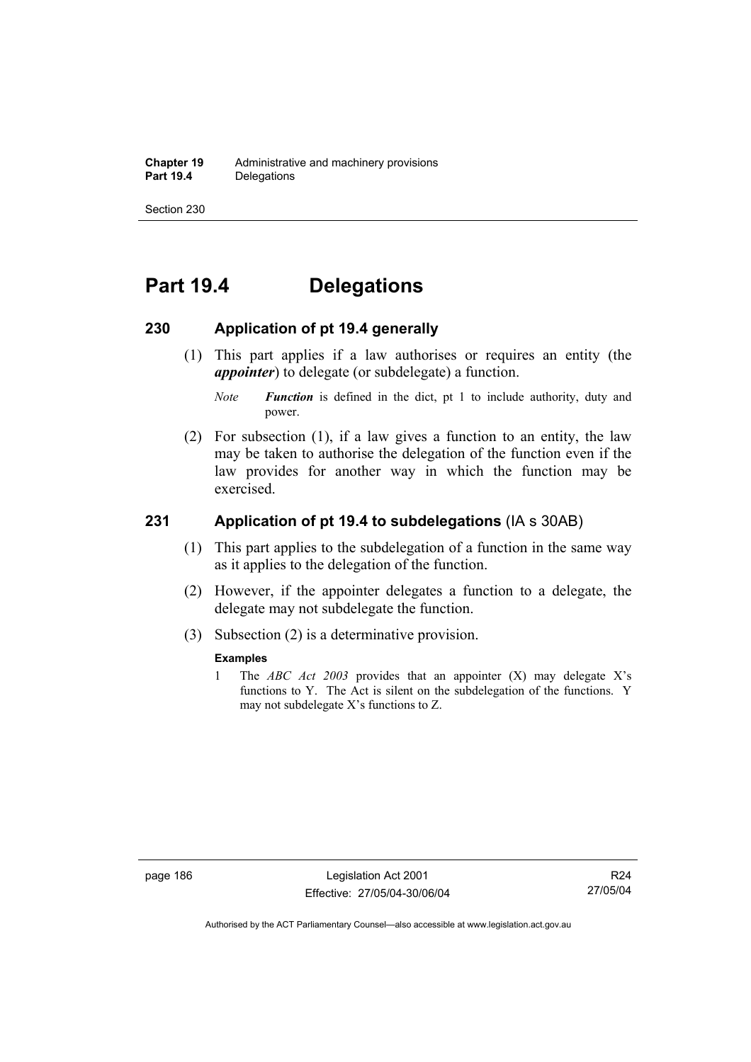# Part 19.4 Delegations

## 230 Application of pt 19.4 generally

(1) This part applies if a law authorises or requires an entity (the ***appointer***) to delegate (or subdelegate) a function.

*Note* ***Function*** is defined in the dict, pt 1 to include authority, duty and power.

(2) For subsection (1), if a law gives a function to an entity, the law may be taken to authorise the delegation of the function even if the law provides for another way in which the function may be exercised.

## 231 Application of pt 19.4 to subdelegations (IA s 30AB)

(1) This part applies to the subdelegation of a function in the same way as it applies to the delegation of the function.

(2) However, if the appointer delegates a function to a delegate, the delegate may not subdelegate the function.

(3) Subsection (2) is a determinative provision.

**Examples**

1 The *ABC Act 2003* provides that an appointer (X) may delegate X's functions to Y. The Act is silent on the subdelegation of the functions. Y may not subdelegate X's functions to Z.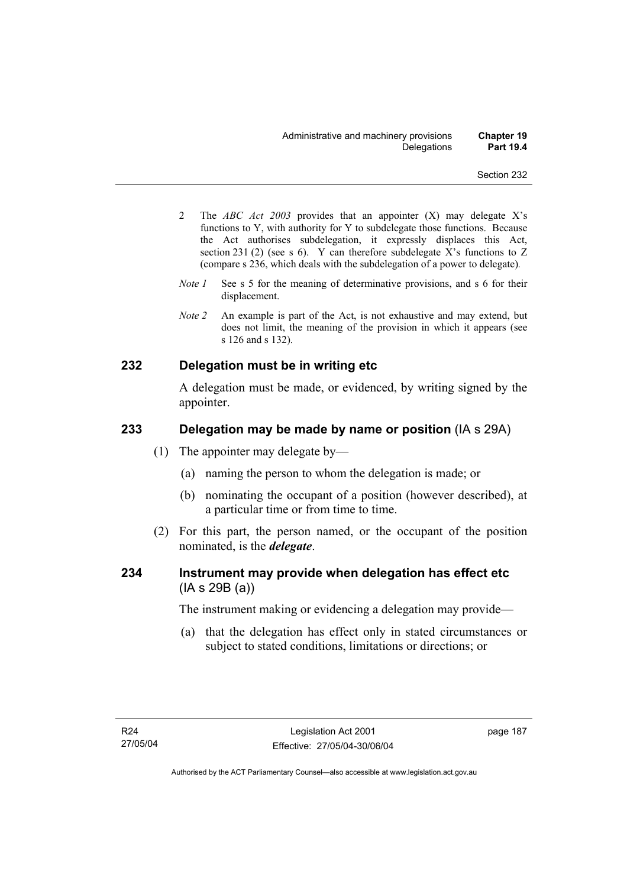2 The *ABC Act 2003* provides that an appointer (X) may delegate X's functions to Y, with authority for Y to subdelegate those functions. Because the Act authorises subdelegation, it expressly displaces this Act, section 231 (2) (see s 6). Y can therefore subdelegate X's functions to Z (compare s 236, which deals with the subdelegation of a power to delegate).

*Note 1* See s 5 for the meaning of determinative provisions, and s 6 for their displacement.

*Note 2* An example is part of the Act, is not exhaustive and may extend, but does not limit, the meaning of the provision in which it appears (see s 126 and s 132).

## 232 Delegation must be in writing etc

A delegation must be made, or evidenced, by writing signed by the appointer.

## 233 Delegation may be made by name or position (IA s 29A)

(1) The appointer may delegate by—

(a) naming the person to whom the delegation is made; or

(b) nominating the occupant of a position (however described), at a particular time or from time to time.

(2) For this part, the person named, or the occupant of the position nominated, is the ***delegate***.

## 234 Instrument may provide when delegation has effect etc (IA s 29B (a))

The instrument making or evidencing a delegation may provide—

(a) that the delegation has effect only in stated circumstances or subject to stated conditions, limitations or directions; or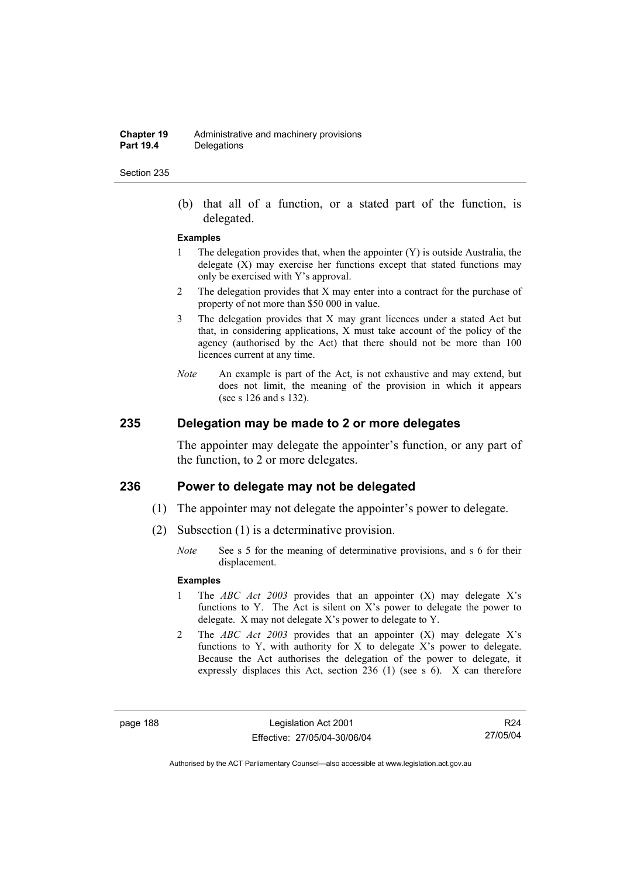(b) that all of a function, or a stated part of the function, is delegated.

**Examples**

1 The delegation provides that, when the appointer (Y) is outside Australia, the delegate (X) may exercise her functions except that stated functions may only be exercised with Y's approval.

2 The delegation provides that X may enter into a contract for the purchase of property of not more than $50 000 in value.

3 The delegation provides that X may grant licences under a stated Act but that, in considering applications, X must take account of the policy of the agency (authorised by the Act) that there should not be more than 100 licences current at any time.

*Note* An example is part of the Act, is not exhaustive and may extend, but does not limit, the meaning of the provision in which it appears (see s 126 and s 132).

## 235 Delegation may be made to 2 or more delegates

The appointer may delegate the appointer's function, or any part of the function, to 2 or more delegates.

## 236 Power to delegate may not be delegated

(1) The appointer may not delegate the appointer's power to delegate.

(2) Subsection (1) is a determinative provision.

*Note* See s 5 for the meaning of determinative provisions, and s 6 for their displacement.

**Examples**

1 The *ABC Act 2003* provides that an appointer (X) may delegate X's functions to Y. The Act is silent on X's power to delegate the power to delegate. X may not delegate X's power to delegate to Y.

2 The *ABC Act 2003* provides that an appointer (X) may delegate X's functions to Y, with authority for X to delegate X's power to delegate. Because the Act authorises the delegation of the power to delegate, it expressly displaces this Act, section 236 (1) (see s 6). X can therefore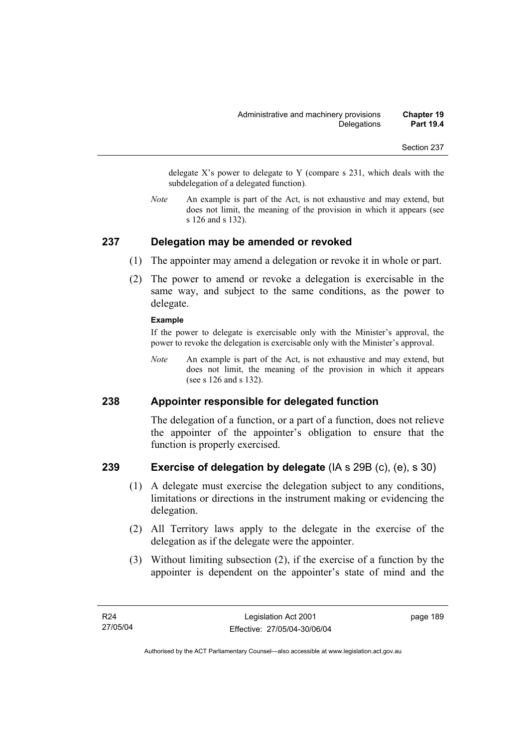delegate X's power to delegate to Y (compare s 231, which deals with the subdelegation of a delegated function).

*Note* An example is part of the Act, is not exhaustive and may extend, but does not limit, the meaning of the provision in which it appears (see s 126 and s 132).

## 237 Delegation may be amended or revoked

(1) The appointer may amend a delegation or revoke it in whole or part.

(2) The power to amend or revoke a delegation is exercisable in the same way, and subject to the same conditions, as the power to delegate.

**Example**

If the power to delegate is exercisable only with the Minister's approval, the power to revoke the delegation is exercisable only with the Minister's approval.

*Note* An example is part of the Act, is not exhaustive and may extend, but does not limit, the meaning of the provision in which it appears (see s 126 and s 132).

## 238 Appointer responsible for delegated function

The delegation of a function, or a part of a function, does not relieve the appointer of the appointer's obligation to ensure that the function is properly exercised.

## 239 Exercise of delegation by delegate (IA s 29B (c), (e), s 30)

(1) A delegate must exercise the delegation subject to any conditions, limitations or directions in the instrument making or evidencing the delegation.

(2) All Territory laws apply to the delegate in the exercise of the delegation as if the delegate were the appointer.

(3) Without limiting subsection (2), if the exercise of a function by the appointer is dependent on the appointer's state of mind and the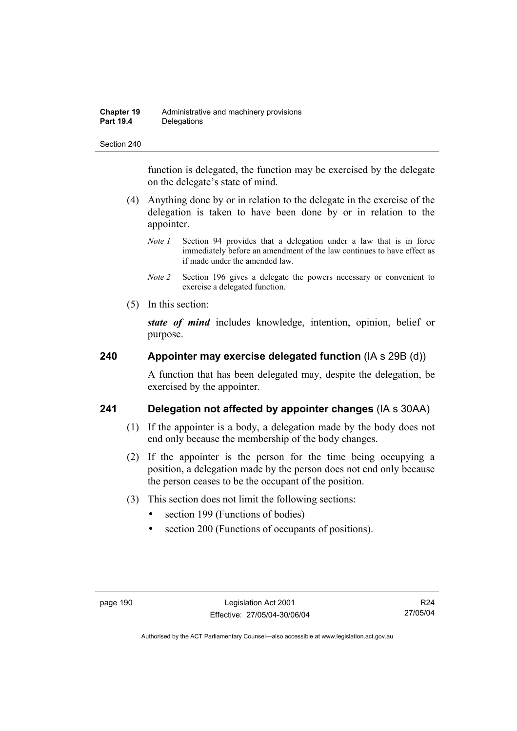function is delegated, the function may be exercised by the delegate on the delegate's state of mind.

(4) Anything done by or in relation to the delegate in the exercise of the delegation is taken to have been done by or in relation to the appointer.

*Note 1* Section 94 provides that a delegation under a law that is in force immediately before an amendment of the law continues to have effect as if made under the amended law.

*Note 2* Section 196 gives a delegate the powers necessary or convenient to exercise a delegated function.

(5) In this section:

***state of mind*** includes knowledge, intention, opinion, belief or purpose.

### 240 Appointer may exercise delegated function (IA s 29B (d))

A function that has been delegated may, despite the delegation, be exercised by the appointer.

### 241 Delegation not affected by appointer changes (IA s 30AA)

(1) If the appointer is a body, a delegation made by the body does not end only because the membership of the body changes.

(2) If the appointer is the person for the time being occupying a position, a delegation made by the person does not end only because the person ceases to be the occupant of the position.

(3) This section does not limit the following sections:

- section 199 (Functions of bodies)
- section 200 (Functions of occupants of positions).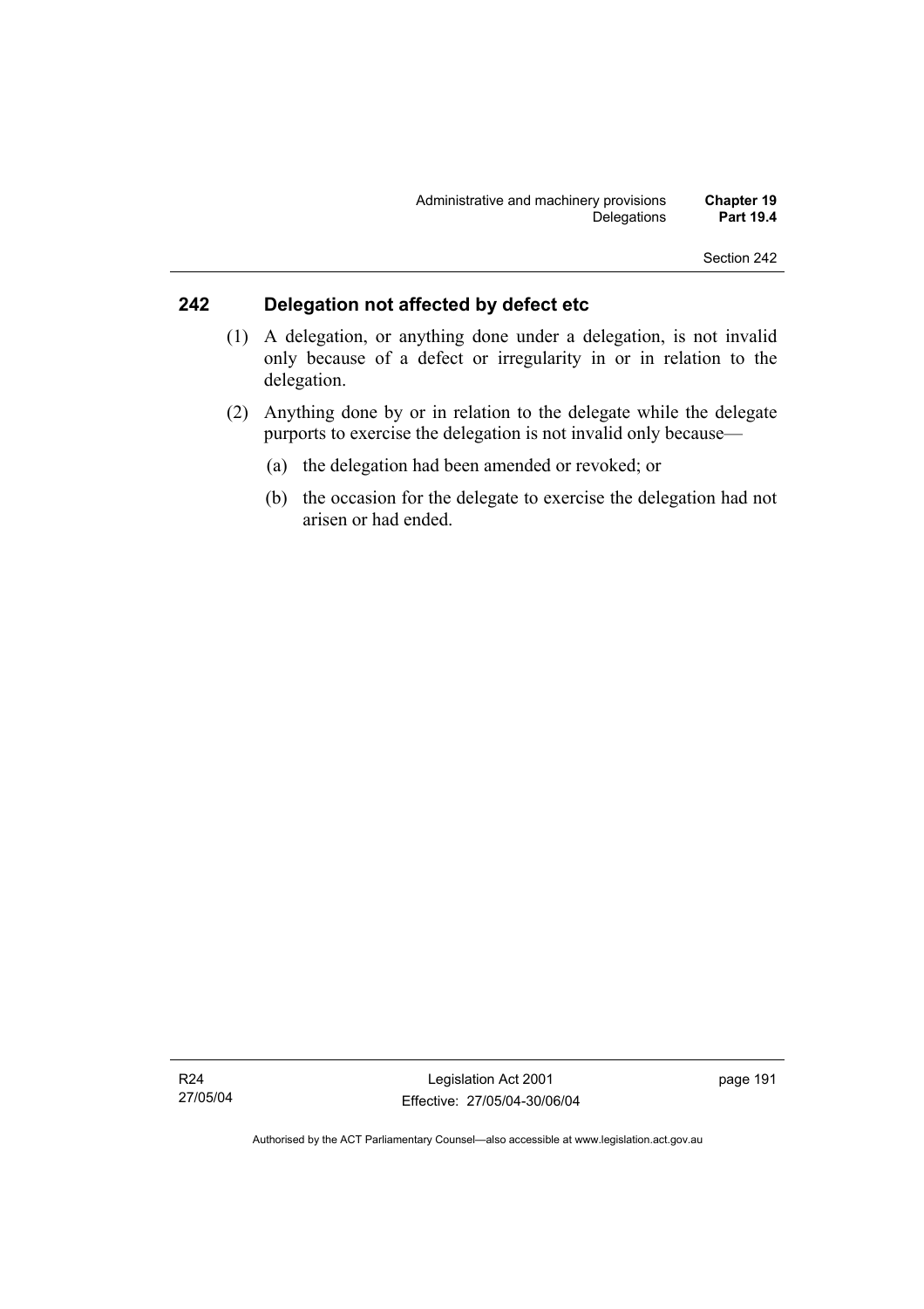## 242 Delegation not affected by defect etc

(1) A delegation, or anything done under a delegation, is not invalid only because of a defect or irregularity in or in relation to the delegation.

(2) Anything done by or in relation to the delegate while the delegate purports to exercise the delegation is not invalid only because—

(a) the delegation had been amended or revoked; or

(b) the occasion for the delegate to exercise the delegation had not arisen or had ended.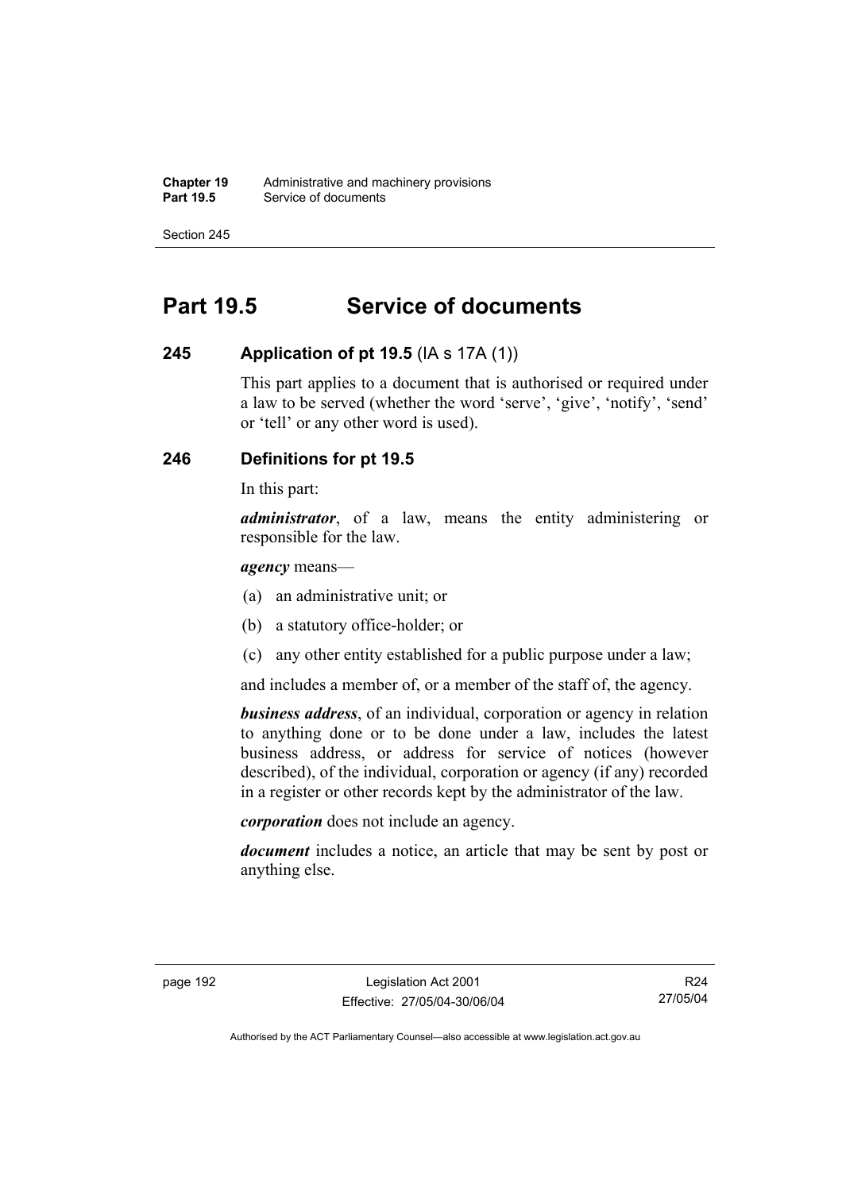# Part 19.5 Service of documents

## 245 Application of pt 19.5 (IA s 17A (1))

This part applies to a document that is authorised or required under a law to be served (whether the word 'serve', 'give', 'notify', 'send' or 'tell' or any other word is used).

## 246 Definitions for pt 19.5

In this part:

***administrator***, of a law, means the entity administering or responsible for the law.

***agency*** means—

(a) an administrative unit; or

(b) a statutory office-holder; or

(c) any other entity established for a public purpose under a law;

and includes a member of, or a member of the staff of, the agency.

***business address***, of an individual, corporation or agency in relation to anything done or to be done under a law, includes the latest business address, or address for service of notices (however described), of the individual, corporation or agency (if any) recorded in a register or other records kept by the administrator of the law.

***corporation*** does not include an agency.

***document*** includes a notice, an article that may be sent by post or anything else.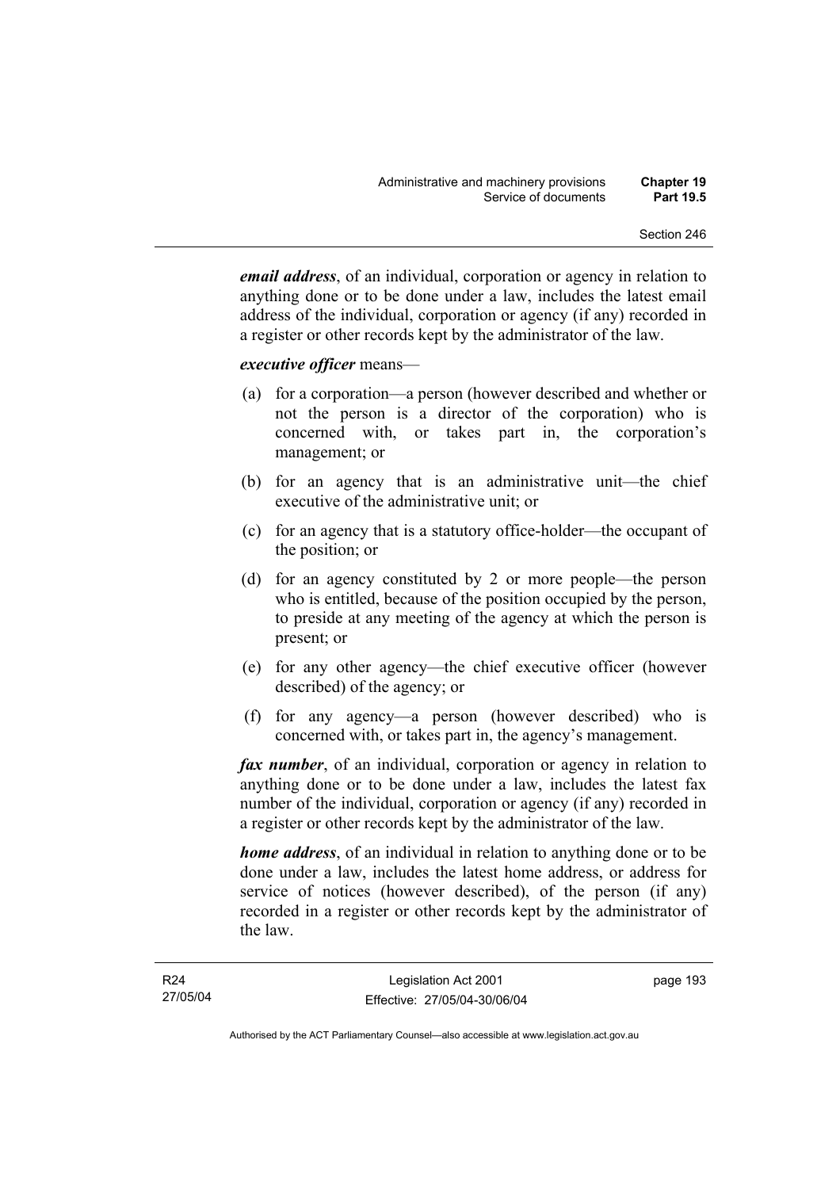***email address***, of an individual, corporation or agency in relation to anything done or to be done under a law, includes the latest email address of the individual, corporation or agency (if any) recorded in a register or other records kept by the administrator of the law.

***executive officer*** means—

(a) for a corporation—a person (however described and whether or not the person is a director of the corporation) who is concerned with, or takes part in, the corporation's management; or

(b) for an agency that is an administrative unit—the chief executive of the administrative unit; or

(c) for an agency that is a statutory office-holder—the occupant of the position; or

(d) for an agency constituted by 2 or more people—the person who is entitled, because of the position occupied by the person, to preside at any meeting of the agency at which the person is present; or

(e) for any other agency—the chief executive officer (however described) of the agency; or

(f) for any agency—a person (however described) who is concerned with, or takes part in, the agency's management.

***fax number***, of an individual, corporation or agency in relation to anything done or to be done under a law, includes the latest fax number of the individual, corporation or agency (if any) recorded in a register or other records kept by the administrator of the law.

***home address***, of an individual in relation to anything done or to be done under a law, includes the latest home address, or address for service of notices (however described), of the person (if any) recorded in a register or other records kept by the administrator of the law.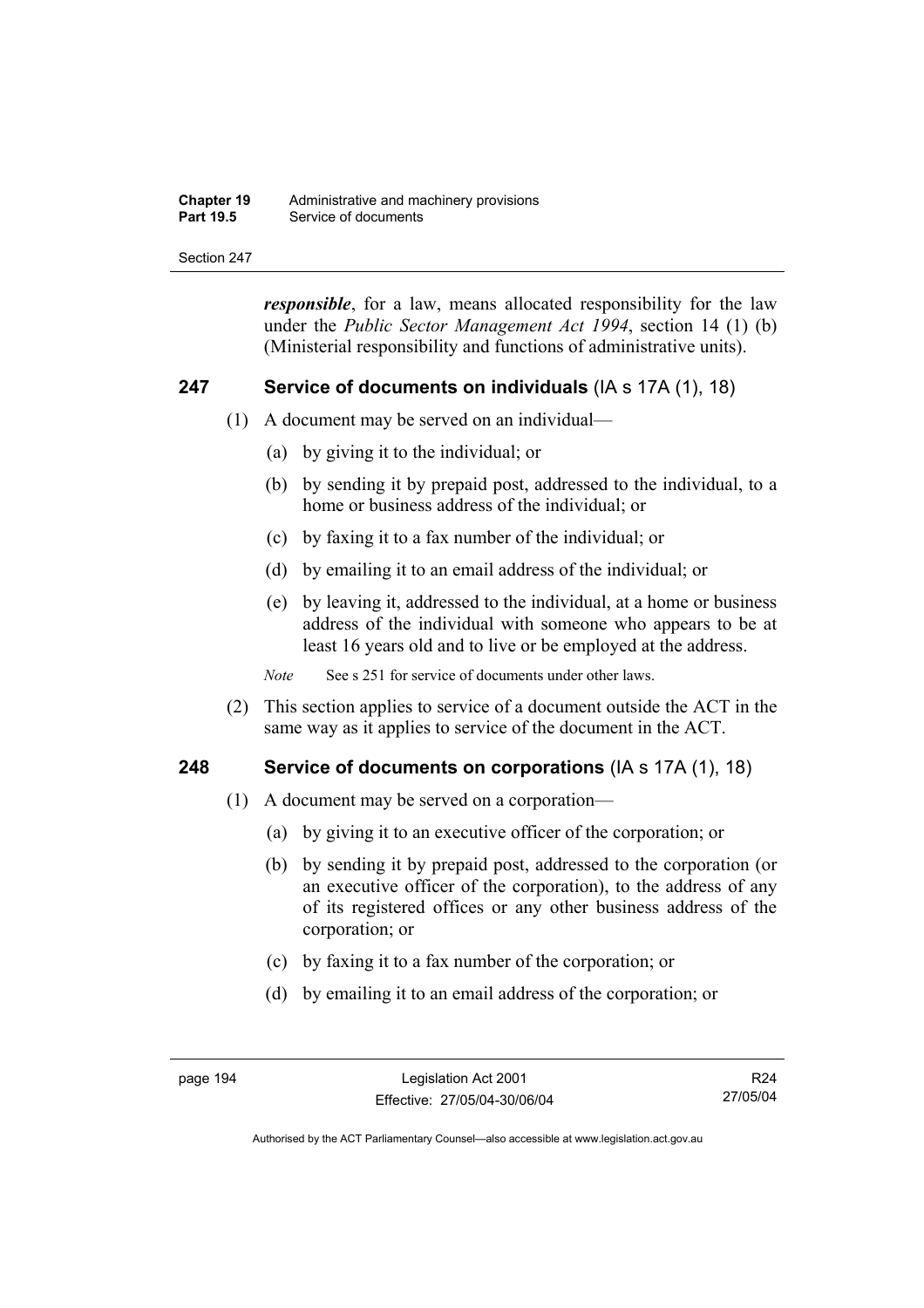***responsible***, for a law, means allocated responsibility for the law under the *Public Sector Management Act 1994*, section 14 (1) (b) (Ministerial responsibility and functions of administrative units).

## 247 Service of documents on individuals (IA s 17A (1), 18)

(1) A document may be served on an individual—

(a) by giving it to the individual; or

(b) by sending it by prepaid post, addressed to the individual, to a home or business address of the individual; or

(c) by faxing it to a fax number of the individual; or

(d) by emailing it to an email address of the individual; or

(e) by leaving it, addressed to the individual, at a home or business address of the individual with someone who appears to be at least 16 years old and to live or be employed at the address.

*Note* See s 251 for service of documents under other laws.

(2) This section applies to service of a document outside the ACT in the same way as it applies to service of the document in the ACT.

## 248 Service of documents on corporations (IA s 17A (1), 18)

(1) A document may be served on a corporation—

(a) by giving it to an executive officer of the corporation; or

(b) by sending it by prepaid post, addressed to the corporation (or an executive officer of the corporation), to the address of any of its registered offices or any other business address of the corporation; or

(c) by faxing it to a fax number of the corporation; or

(d) by emailing it to an email address of the corporation; or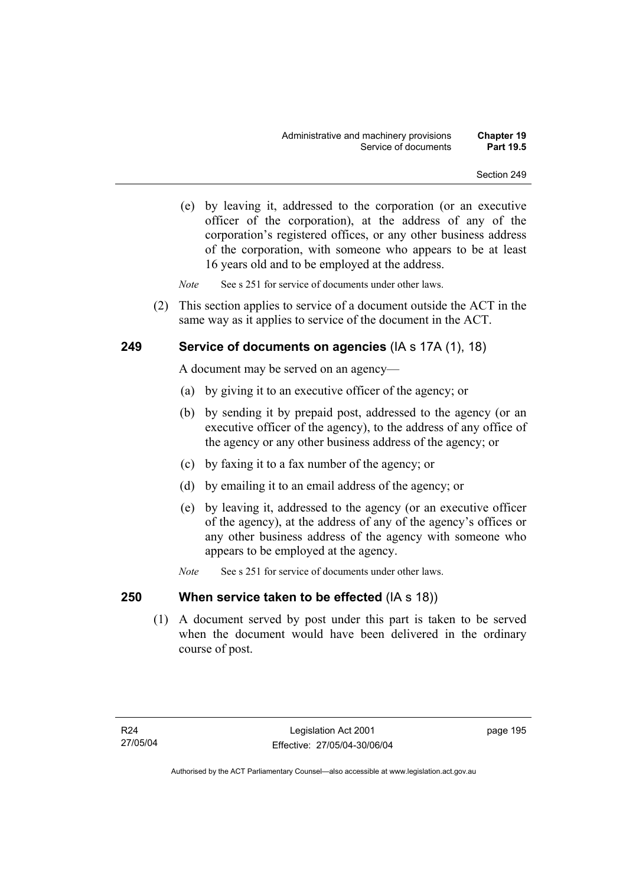(e) by leaving it, addressed to the corporation (or an executive officer of the corporation), at the address of any of the corporation's registered offices, or any other business address of the corporation, with someone who appears to be at least 16 years old and to be employed at the address.

*Note* See s 251 for service of documents under other laws.

(2) This section applies to service of a document outside the ACT in the same way as it applies to service of the document in the ACT.

## 249 Service of documents on agencies (IA s 17A (1), 18)

A document may be served on an agency—

(a) by giving it to an executive officer of the agency; or

(b) by sending it by prepaid post, addressed to the agency (or an executive officer of the agency), to the address of any office of the agency or any other business address of the agency; or

(c) by faxing it to a fax number of the agency; or

(d) by emailing it to an email address of the agency; or

(e) by leaving it, addressed to the agency (or an executive officer of the agency), at the address of any of the agency's offices or any other business address of the agency with someone who appears to be employed at the agency.

*Note* See s 251 for service of documents under other laws.

## 250 When service taken to be effected (IA s 18))

(1) A document served by post under this part is taken to be served when the document would have been delivered in the ordinary course of post.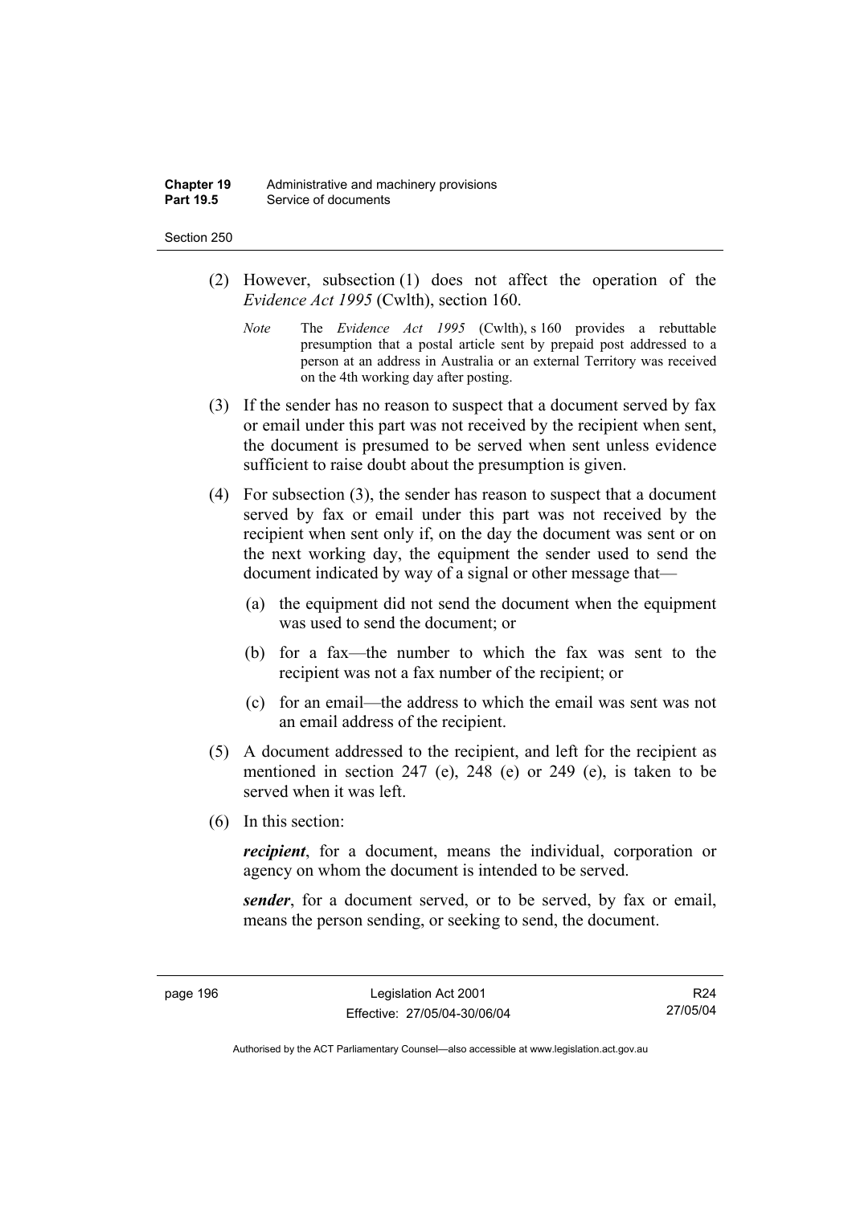(2) However, subsection (1) does not affect the operation of the *Evidence Act 1995* (Cwlth), section 160.

*Note* The *Evidence Act 1995* (Cwlth), s 160 provides a rebuttable presumption that a postal article sent by prepaid post addressed to a person at an address in Australia or an external Territory was received on the 4th working day after posting.

(3) If the sender has no reason to suspect that a document served by fax or email under this part was not received by the recipient when sent, the document is presumed to be served when sent unless evidence sufficient to raise doubt about the presumption is given.

(4) For subsection (3), the sender has reason to suspect that a document served by fax or email under this part was not received by the recipient when sent only if, on the day the document was sent or on the next working day, the equipment the sender used to send the document indicated by way of a signal or other message that—

(a) the equipment did not send the document when the equipment was used to send the document; or

(b) for a fax—the number to which the fax was sent to the recipient was not a fax number of the recipient; or

(c) for an email—the address to which the email was sent was not an email address of the recipient.

(5) A document addressed to the recipient, and left for the recipient as mentioned in section 247 (e), 248 (e) or 249 (e), is taken to be served when it was left.

(6) In this section:

***recipient***, for a document, means the individual, corporation or agency on whom the document is intended to be served.

***sender***, for a document served, or to be served, by fax or email, means the person sending, or seeking to send, the document.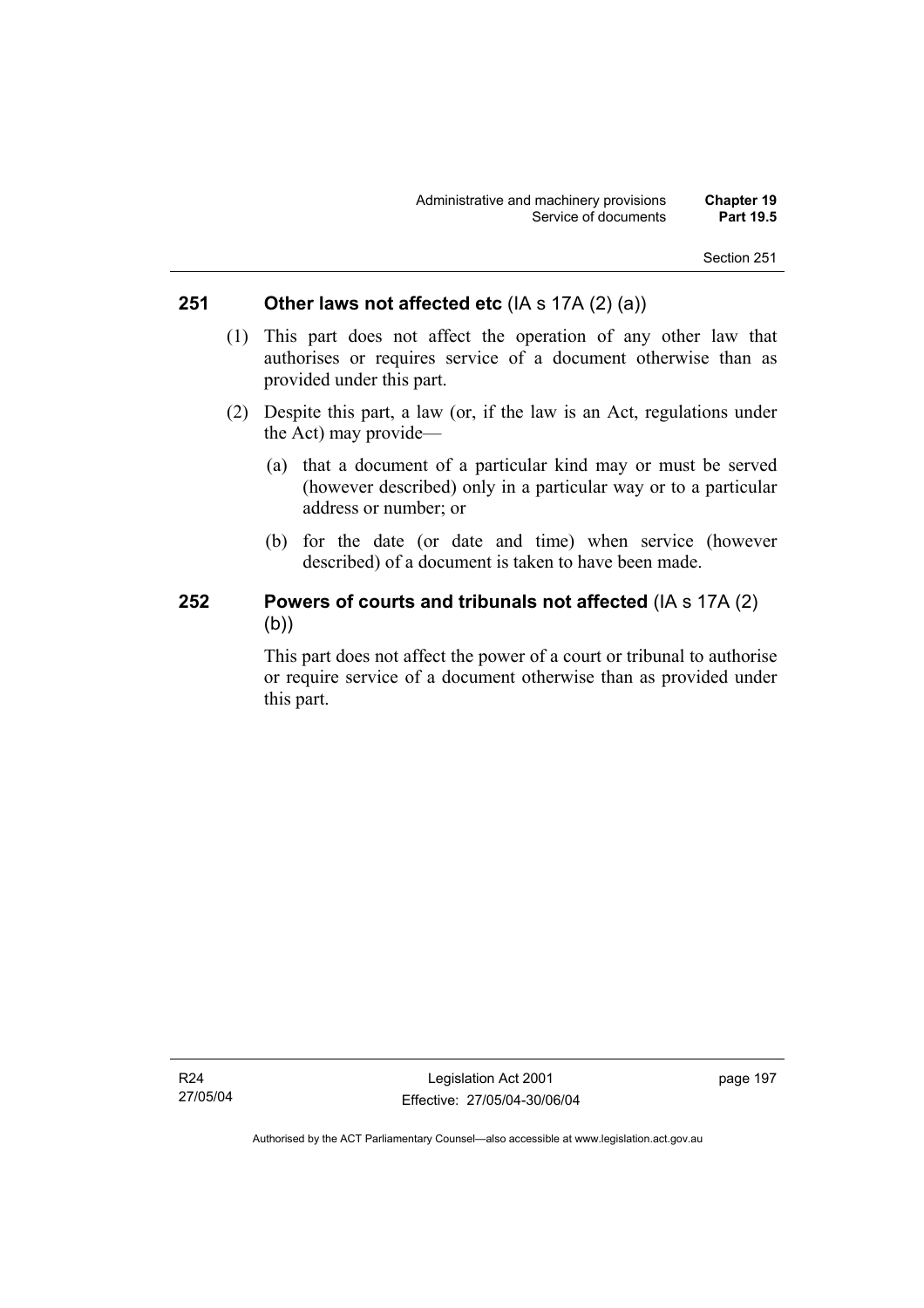## 251 Other laws not affected etc (IA s 17A (2) (a))

(1) This part does not affect the operation of any other law that authorises or requires service of a document otherwise than as provided under this part.

(2) Despite this part, a law (or, if the law is an Act, regulations under the Act) may provide—

(a) that a document of a particular kind may or must be served (however described) only in a particular way or to a particular address or number; or

(b) for the date (or date and time) when service (however described) of a document is taken to have been made.

## 252 Powers of courts and tribunals not affected (IA s 17A (2) (b))

This part does not affect the power of a court or tribunal to authorise or require service of a document otherwise than as provided under this part.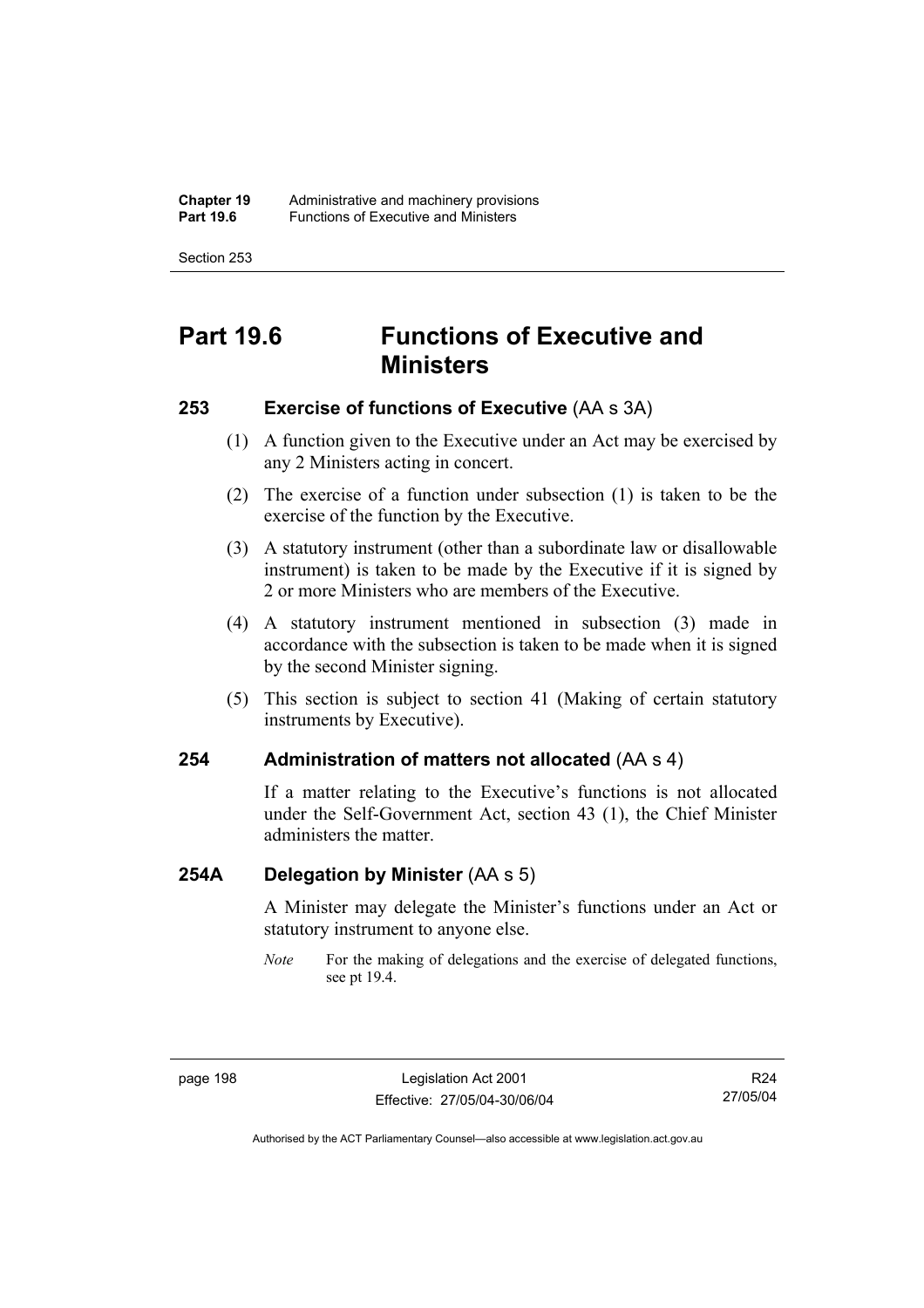# Part 19.6 Functions of Executive and Ministers

## 253 Exercise of functions of Executive (AA s 3A)

(1) A function given to the Executive under an Act may be exercised by any 2 Ministers acting in concert.

(2) The exercise of a function under subsection (1) is taken to be the exercise of the function by the Executive.

(3) A statutory instrument (other than a subordinate law or disallowable instrument) is taken to be made by the Executive if it is signed by 2 or more Ministers who are members of the Executive.

(4) A statutory instrument mentioned in subsection (3) made in accordance with the subsection is taken to be made when it is signed by the second Minister signing.

(5) This section is subject to section 41 (Making of certain statutory instruments by Executive).

## 254 Administration of matters not allocated (AA s 4)

If a matter relating to the Executive's functions is not allocated under the Self-Government Act, section 43 (1), the Chief Minister administers the matter.

## 254A Delegation by Minister (AA s 5)

A Minister may delegate the Minister's functions under an Act or statutory instrument to anyone else.

*Note* For the making of delegations and the exercise of delegated functions, see pt 19.4.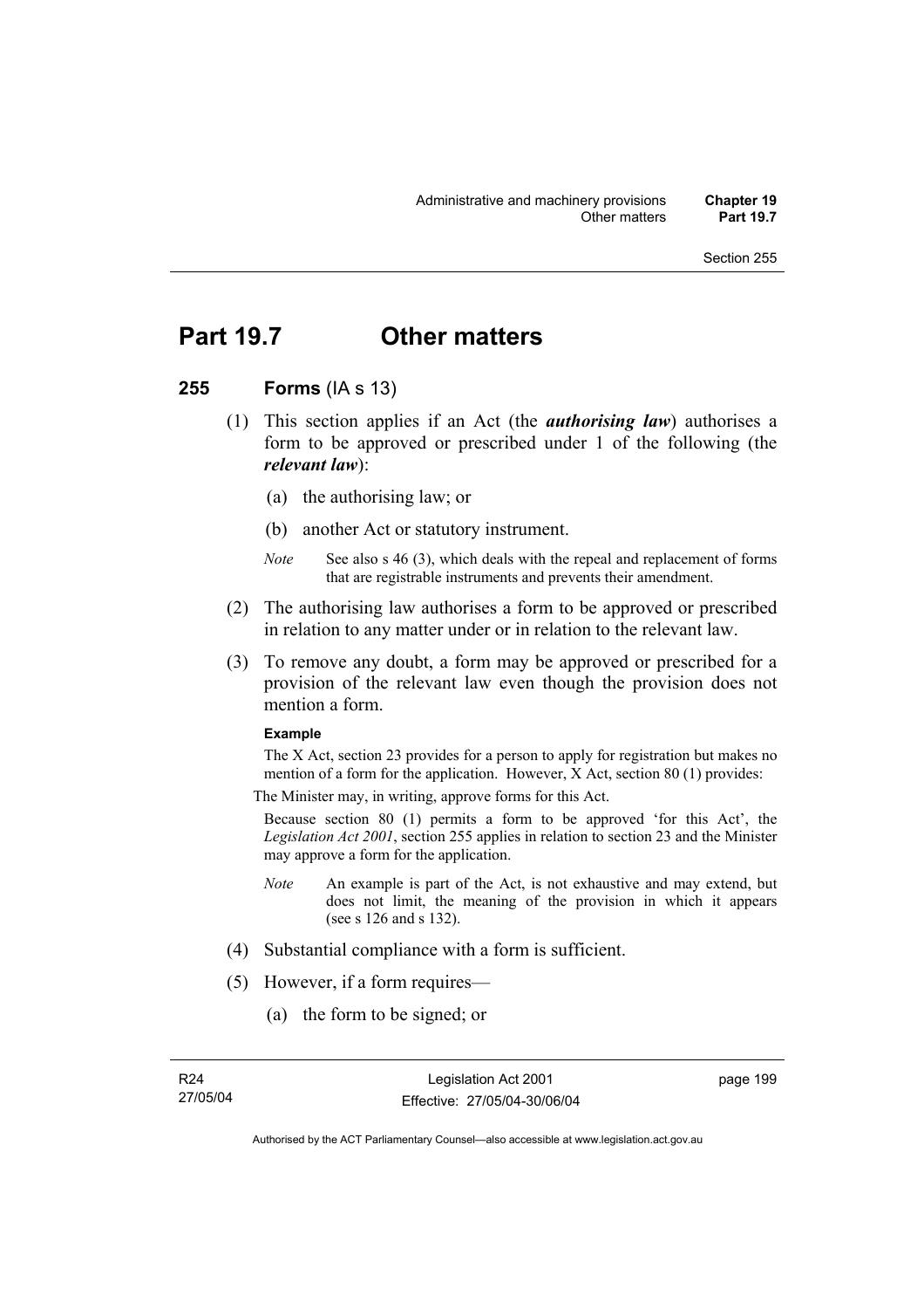# Part 19.7 Other matters

## 255 Forms (IA s 13)

(1) This section applies if an Act (the ***authorising law***) authorises a form to be approved or prescribed under 1 of the following (the ***relevant law***):

(a) the authorising law; or

(b) another Act or statutory instrument.

*Note* See also s 46 (3), which deals with the repeal and replacement of forms that are registrable instruments and prevents their amendment.

(2) The authorising law authorises a form to be approved or prescribed in relation to any matter under or in relation to the relevant law.

(3) To remove any doubt, a form may be approved or prescribed for a provision of the relevant law even though the provision does not mention a form.

**Example**

The X Act, section 23 provides for a person to apply for registration but makes no mention of a form for the application. However, X Act, section 80 (1) provides:

The Minister may, in writing, approve forms for this Act.

Because section 80 (1) permits a form to be approved 'for this Act', the *Legislation Act 2001*, section 255 applies in relation to section 23 and the Minister may approve a form for the application.

*Note* An example is part of the Act, is not exhaustive and may extend, but does not limit, the meaning of the provision in which it appears (see s 126 and s 132).

(4) Substantial compliance with a form is sufficient.

(5) However, if a form requires—

(a) the form to be signed; or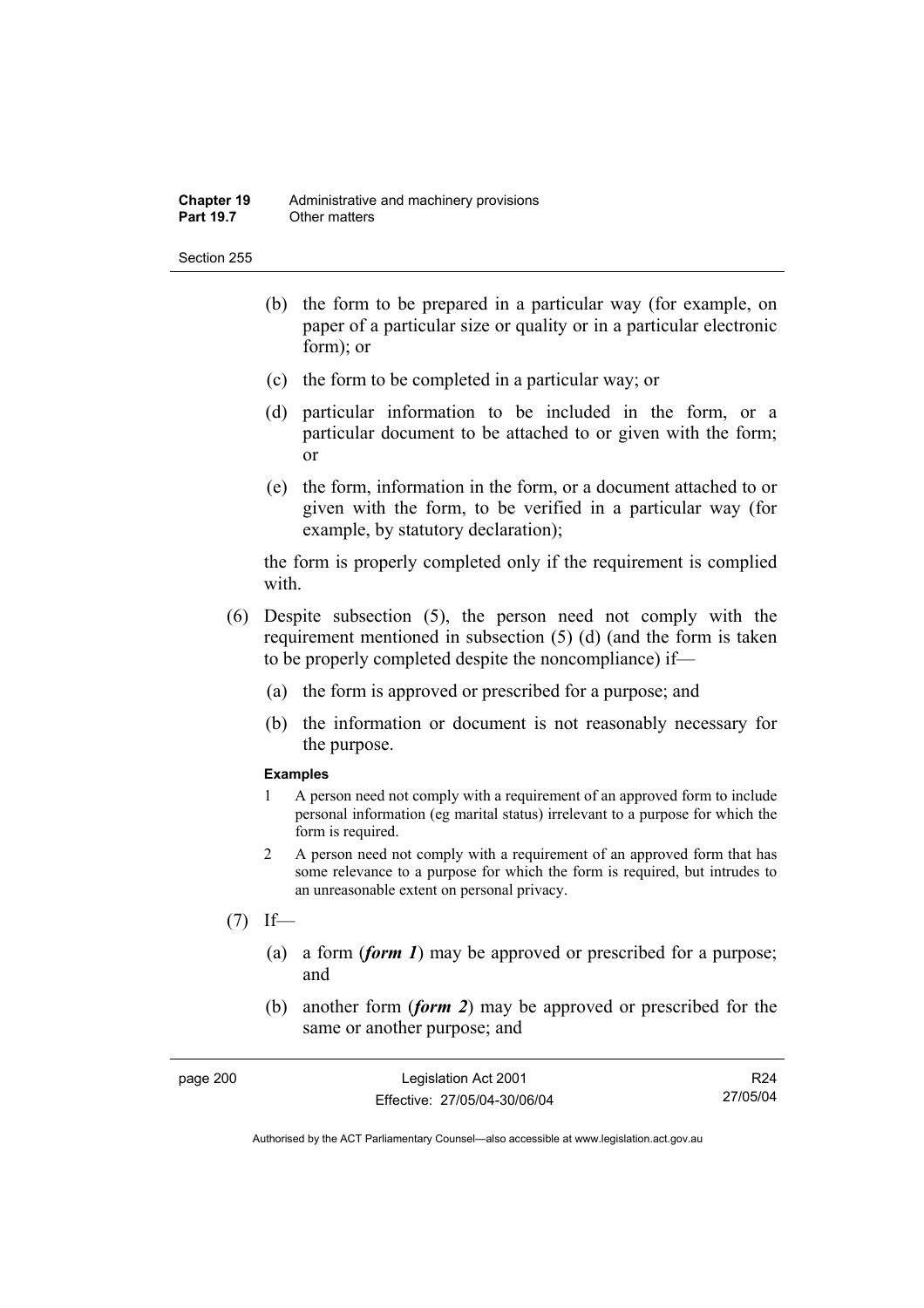(b) the form to be prepared in a particular way (for example, on paper of a particular size or quality or in a particular electronic form); or

(c) the form to be completed in a particular way; or

(d) particular information to be included in the form, or a particular document to be attached to or given with the form; or

(e) the form, information in the form, or a document attached to or given with the form, to be verified in a particular way (for example, by statutory declaration);

the form is properly completed only if the requirement is complied with.

(6) Despite subsection (5), the person need not comply with the requirement mentioned in subsection (5) (d) (and the form is taken to be properly completed despite the noncompliance) if—

(a) the form is approved or prescribed for a purpose; and

(b) the information or document is not reasonably necessary for the purpose.

**Examples**

1 A person need not comply with a requirement of an approved form to include personal information (eg marital status) irrelevant to a purpose for which the form is required.

2 A person need not comply with a requirement of an approved form that has some relevance to a purpose for which the form is required, but intrudes to an unreasonable extent on personal privacy.

(7) If—

(a) a form (***form 1***) may be approved or prescribed for a purpose; and

(b) another form (***form 2***) may be approved or prescribed for the same or another purpose; and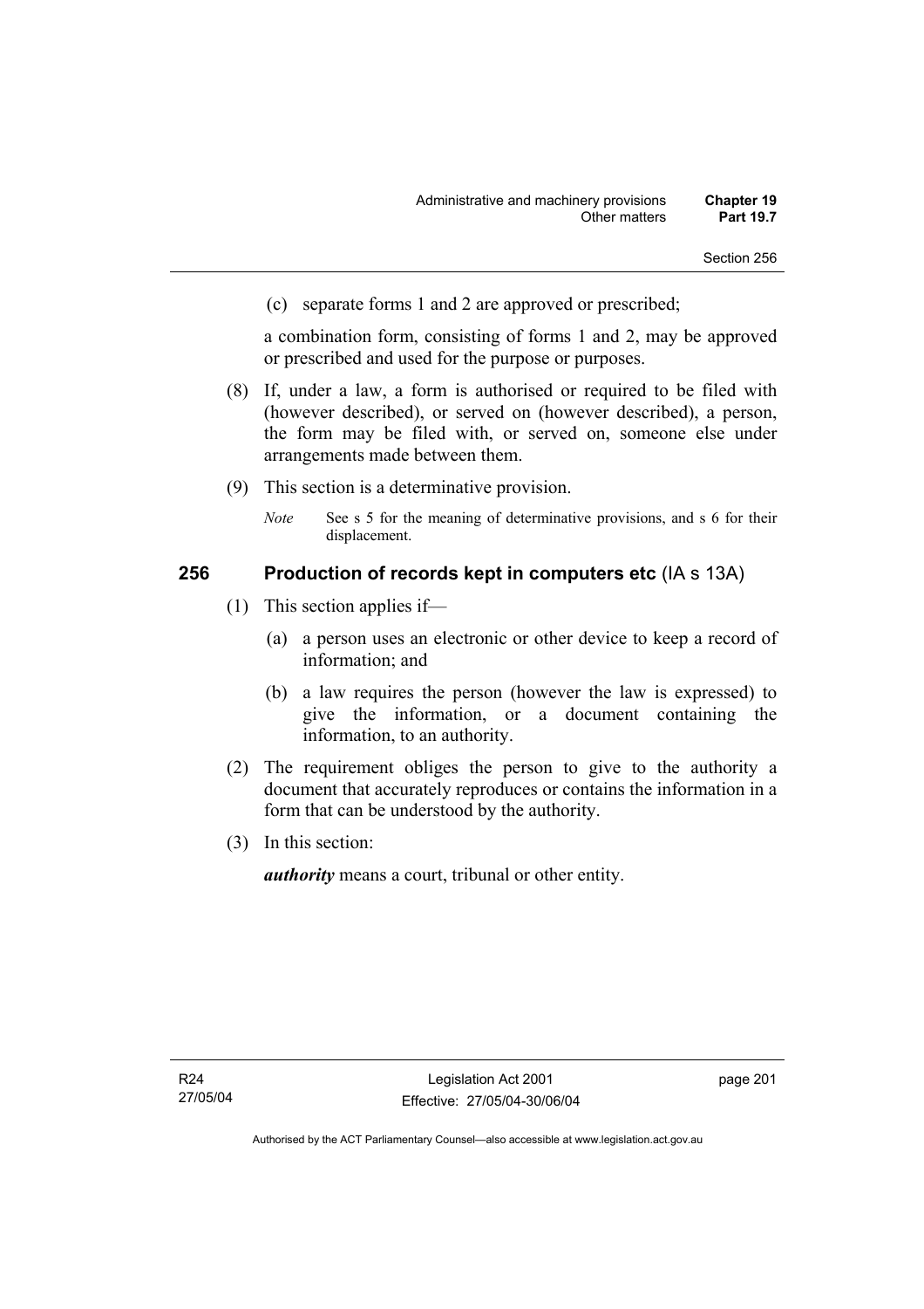(c) separate forms 1 and 2 are approved or prescribed;

a combination form, consisting of forms 1 and 2, may be approved or prescribed and used for the purpose or purposes.

(8) If, under a law, a form is authorised or required to be filed with (however described), or served on (however described), a person, the form may be filed with, or served on, someone else under arrangements made between them.

(9) This section is a determinative provision.

*Note* See s 5 for the meaning of determinative provisions, and s 6 for their displacement.

### 256 Production of records kept in computers etc (IA s 13A)

(1) This section applies if—

(a) a person uses an electronic or other device to keep a record of information; and

(b) a law requires the person (however the law is expressed) to give the information, or a document containing the information, to an authority.

(2) The requirement obliges the person to give to the authority a document that accurately reproduces or contains the information in a form that can be understood by the authority.

(3) In this section:

***authority*** means a court, tribunal or other entity.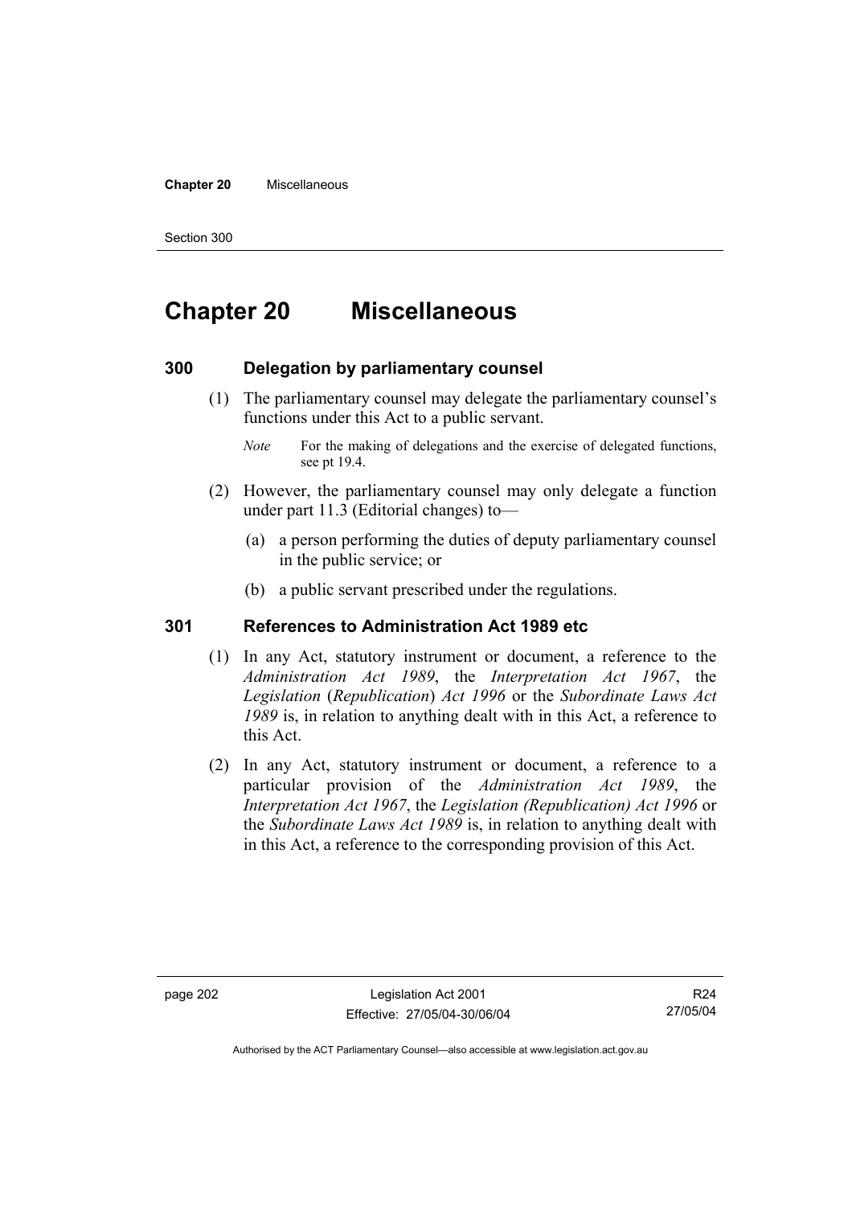# Chapter 20 Miscellaneous

## 300 Delegation by parliamentary counsel

(1) The parliamentary counsel may delegate the parliamentary counsel's functions under this Act to a public servant.

*Note* For the making of delegations and the exercise of delegated functions, see pt 19.4.

(2) However, the parliamentary counsel may only delegate a function under part 11.3 (Editorial changes) to—

(a) a person performing the duties of deputy parliamentary counsel in the public service; or

(b) a public servant prescribed under the regulations.

## 301 References to Administration Act 1989 etc

(1) In any Act, statutory instrument or document, a reference to the *Administration Act 1989*, the *Interpretation Act 1967*, the *Legislation* (*Republication*) *Act 1996* or the *Subordinate Laws Act 1989* is, in relation to anything dealt with in this Act, a reference to this Act.

(2) In any Act, statutory instrument or document, a reference to a particular provision of the *Administration Act 1989*, the *Interpretation Act 1967*, the *Legislation (Republication) Act 1996* or the *Subordinate Laws Act 1989* is, in relation to anything dealt with in this Act, a reference to the corresponding provision of this Act.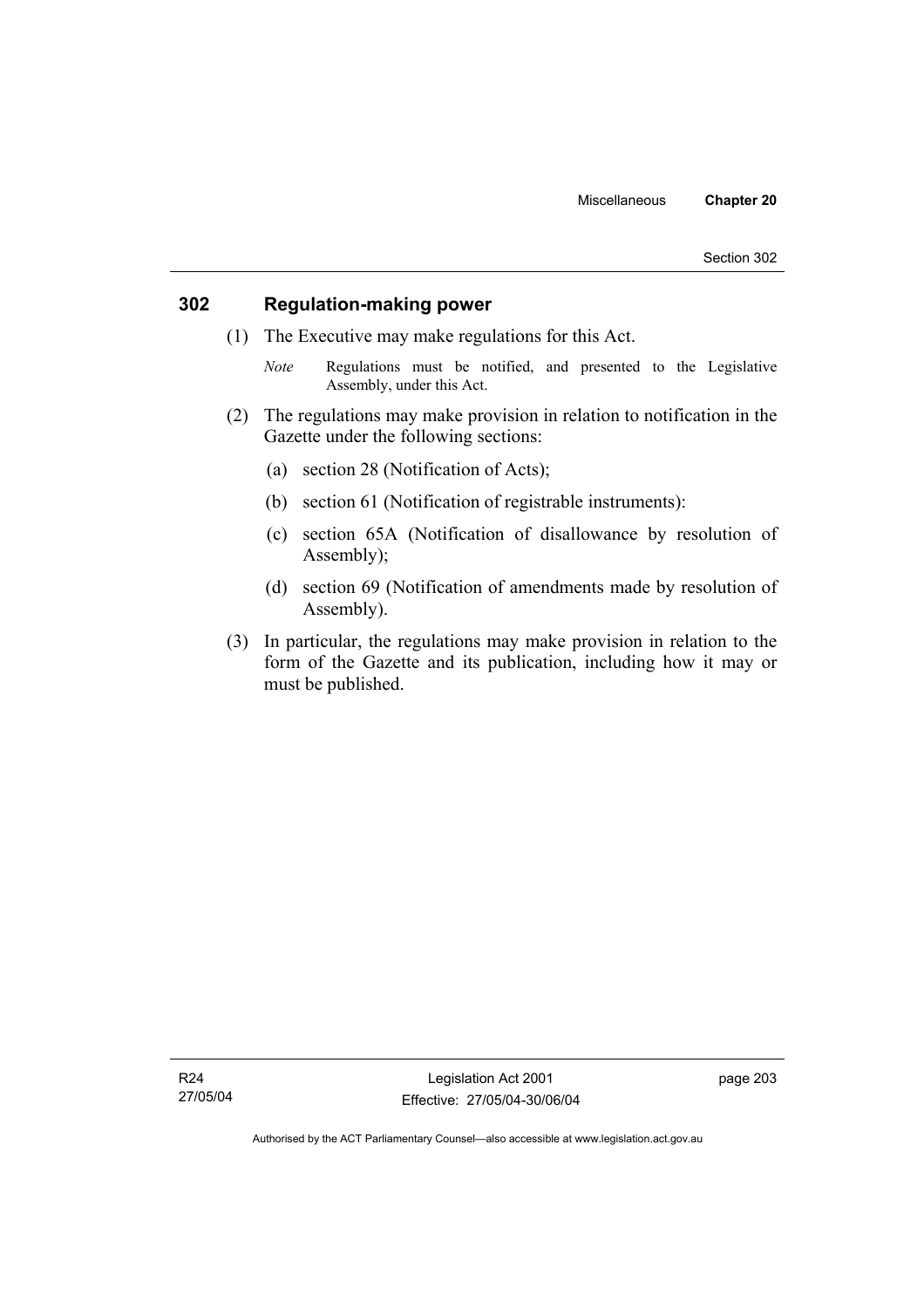## 302 Regulation-making power

(1) The Executive may make regulations for this Act.

*Note* Regulations must be notified, and presented to the Legislative Assembly, under this Act.

(2) The regulations may make provision in relation to notification in the Gazette under the following sections:

(a) section 28 (Notification of Acts);

(b) section 61 (Notification of registrable instruments):

(c) section 65A (Notification of disallowance by resolution of Assembly);

(d) section 69 (Notification of amendments made by resolution of Assembly).

(3) In particular, the regulations may make provision in relation to the form of the Gazette and its publication, including how it may or must be published.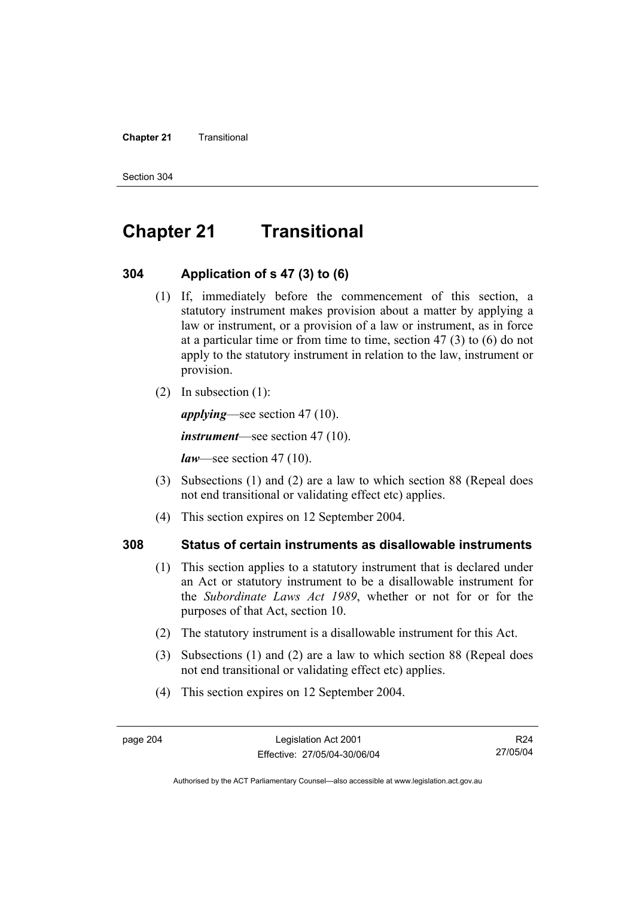# Chapter 21 Transitional

## 304 Application of s 47 (3) to (6)

(1) If, immediately before the commencement of this section, a statutory instrument makes provision about a matter by applying a law or instrument, or a provision of a law or instrument, as in force at a particular time or from time to time, section 47 (3) to (6) do not apply to the statutory instrument in relation to the law, instrument or provision.

(2) In subsection (1):

***applying***—see section 47 (10).

***instrument***—see section 47 (10).

***law***—see section 47 (10).

(3) Subsections (1) and (2) are a law to which section 88 (Repeal does not end transitional or validating effect etc) applies.

(4) This section expires on 12 September 2004.

## 308 Status of certain instruments as disallowable instruments

(1) This section applies to a statutory instrument that is declared under an Act or statutory instrument to be a disallowable instrument for the *Subordinate Laws Act 1989*, whether or not for or for the purposes of that Act, section 10.

(2) The statutory instrument is a disallowable instrument for this Act.

(3) Subsections (1) and (2) are a law to which section 88 (Repeal does not end transitional or validating effect etc) applies.

(4) This section expires on 12 September 2004.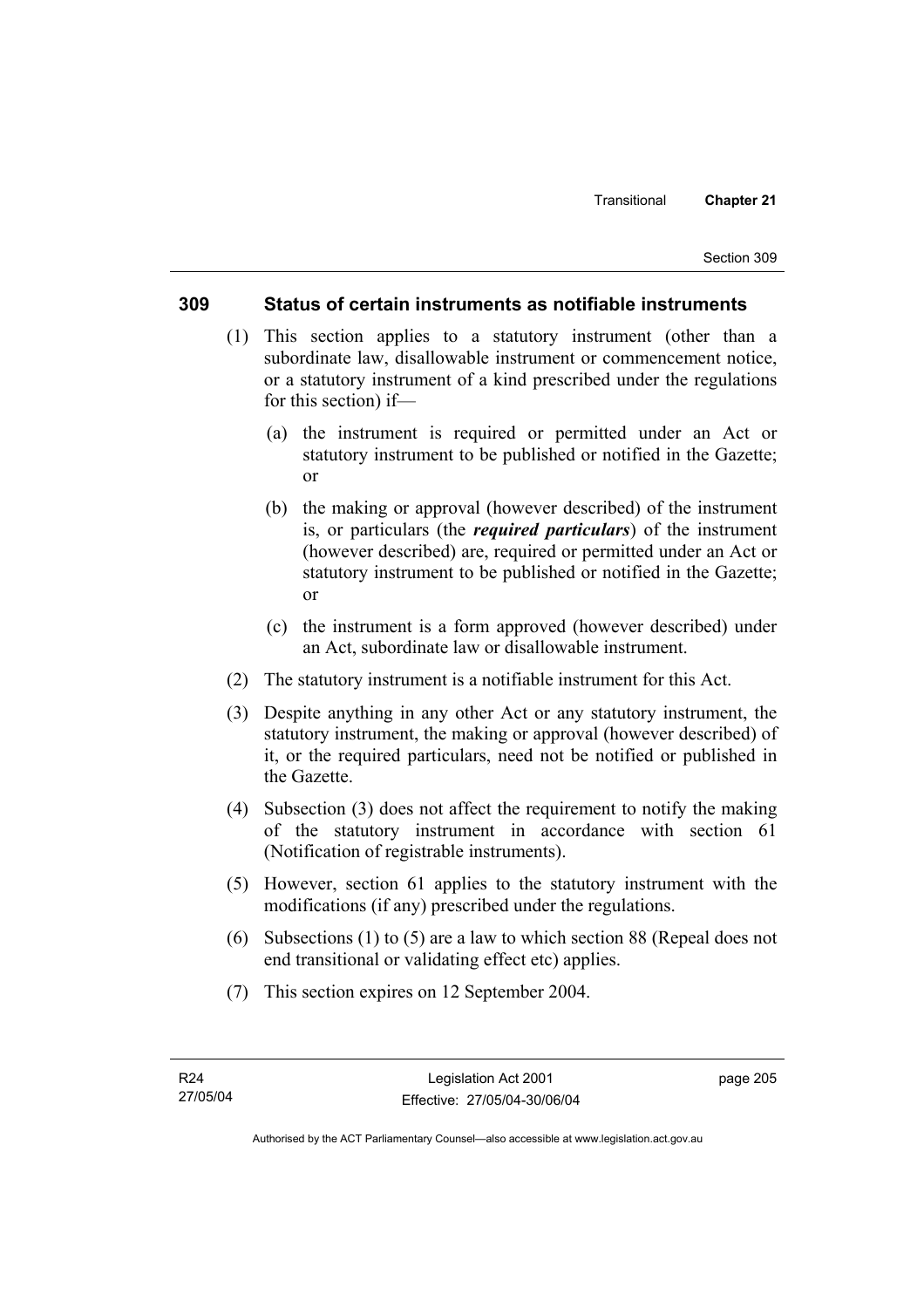## 309 Status of certain instruments as notifiable instruments

(1) This section applies to a statutory instrument (other than a subordinate law, disallowable instrument or commencement notice, or a statutory instrument of a kind prescribed under the regulations for this section) if—

(a) the instrument is required or permitted under an Act or statutory instrument to be published or notified in the Gazette; or

(b) the making or approval (however described) of the instrument is, or particulars (the ***required particulars***) of the instrument (however described) are, required or permitted under an Act or statutory instrument to be published or notified in the Gazette; or

(c) the instrument is a form approved (however described) under an Act, subordinate law or disallowable instrument.

(2) The statutory instrument is a notifiable instrument for this Act.

(3) Despite anything in any other Act or any statutory instrument, the statutory instrument, the making or approval (however described) of it, or the required particulars, need not be notified or published in the Gazette.

(4) Subsection (3) does not affect the requirement to notify the making of the statutory instrument in accordance with section 61 (Notification of registrable instruments).

(5) However, section 61 applies to the statutory instrument with the modifications (if any) prescribed under the regulations.

(6) Subsections (1) to (5) are a law to which section 88 (Repeal does not end transitional or validating effect etc) applies.

(7) This section expires on 12 September 2004.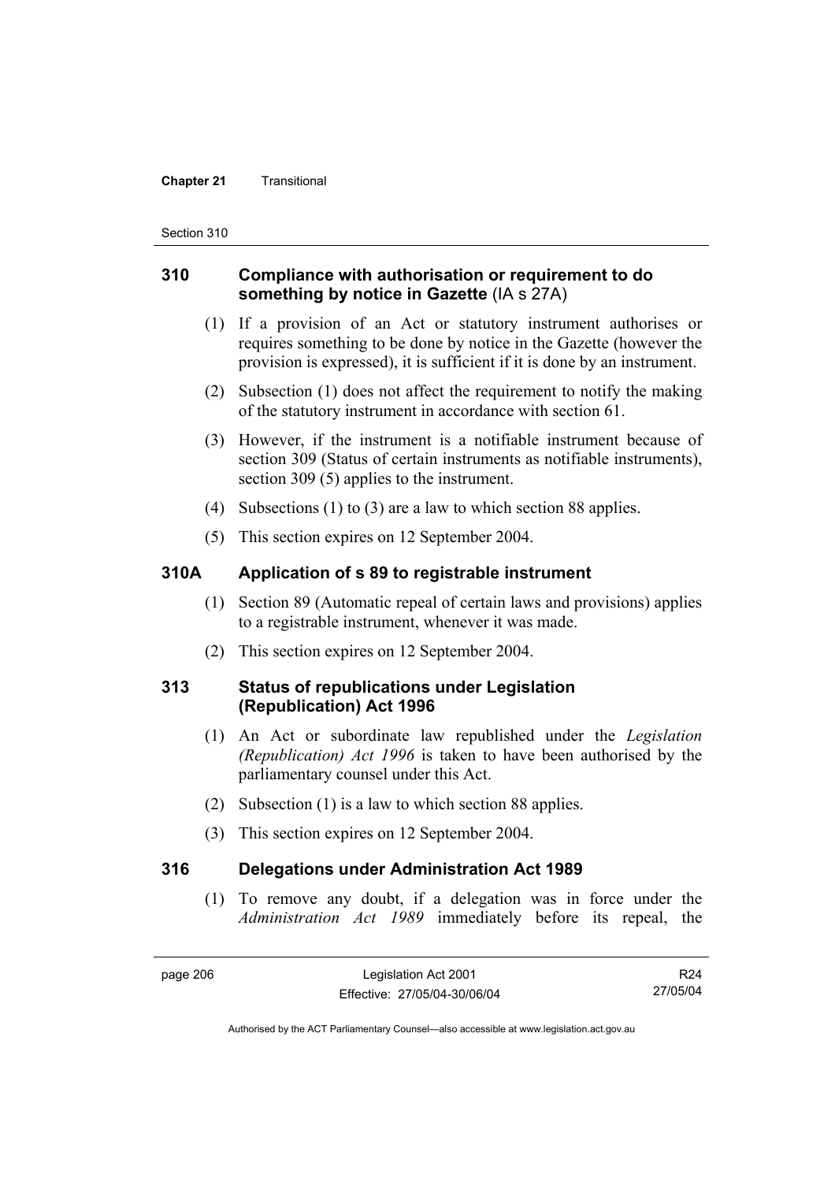## 310 Compliance with authorisation or requirement to do something by notice in Gazette (IA s 27A)

(1) If a provision of an Act or statutory instrument authorises or requires something to be done by notice in the Gazette (however the provision is expressed), it is sufficient if it is done by an instrument.

(2) Subsection (1) does not affect the requirement to notify the making of the statutory instrument in accordance with section 61.

(3) However, if the instrument is a notifiable instrument because of section 309 (Status of certain instruments as notifiable instruments), section 309 (5) applies to the instrument.

(4) Subsections (1) to (3) are a law to which section 88 applies.

(5) This section expires on 12 September 2004.

## 310A Application of s 89 to registrable instrument

(1) Section 89 (Automatic repeal of certain laws and provisions) applies to a registrable instrument, whenever it was made.

(2) This section expires on 12 September 2004.

## 313 Status of republications under Legislation (Republication) Act 1996

(1) An Act or subordinate law republished under the *Legislation (Republication) Act 1996* is taken to have been authorised by the parliamentary counsel under this Act.

(2) Subsection (1) is a law to which section 88 applies.

(3) This section expires on 12 September 2004.

## 316 Delegations under Administration Act 1989

(1) To remove any doubt, if a delegation was in force under the *Administration Act 1989* immediately before its repeal, the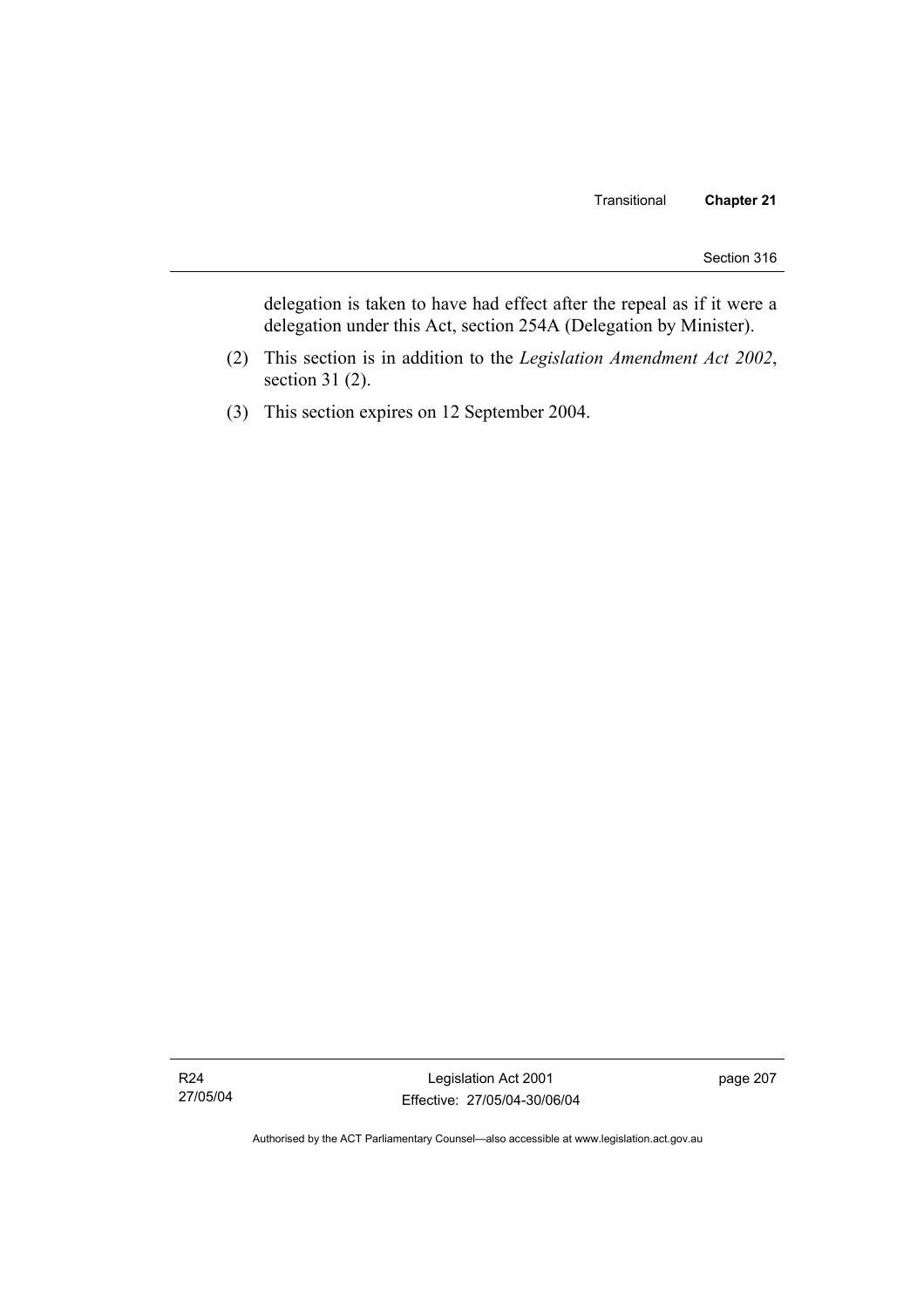delegation is taken to have had effect after the repeal as if it were a delegation under this Act, section 254A (Delegation by Minister).

(2) This section is in addition to the *Legislation Amendment Act 2002*, section 31 (2).

(3) This section expires on 12 September 2004.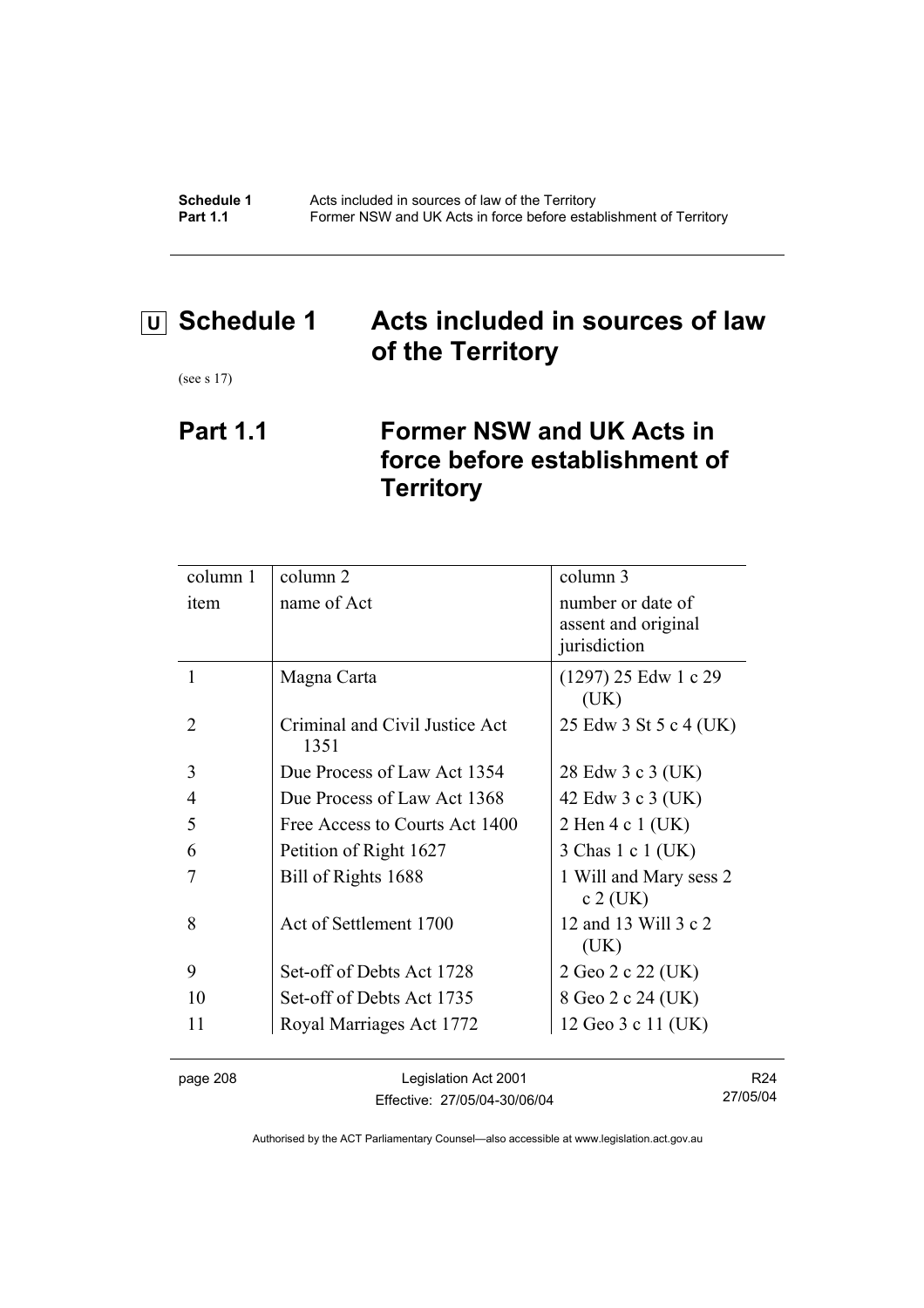# U Schedule 1 Acts included in sources of law of the Territory

(see s 17)

## Part 1.1 Former NSW and UK Acts in force before establishment of Territory

| column 1<br>item | column 2<br>name of Act | column 3<br>number or date of assent and original jurisdiction |
|---|---|---|
| 1 | Magna Carta | (1297) 25 Edw 1 c 29 (UK) |
| 2 | Criminal and Civil Justice Act 1351 | 25 Edw 3 St 5 c 4 (UK) |
| 3 | Due Process of Law Act 1354 | 28 Edw 3 c 3 (UK) |
| 4 | Due Process of Law Act 1368 | 42 Edw 3 c 3 (UK) |
| 5 | Free Access to Courts Act 1400 | 2 Hen 4 c 1 (UK) |
| 6 | Petition of Right 1627 | 3 Chas 1 c 1 (UK) |
| 7 | Bill of Rights 1688 | 1 Will and Mary sess 2 c 2 (UK) |
| 8 | Act of Settlement 1700 | 12 and 13 Will 3 c 2 (UK) |
| 9 | Set-off of Debts Act 1728 | 2 Geo 2 c 22 (UK) |
| 10 | Set-off of Debts Act 1735 | 8 Geo 2 c 24 (UK) |
| 11 | Royal Marriages Act 1772 | 12 Geo 3 c 11 (UK) |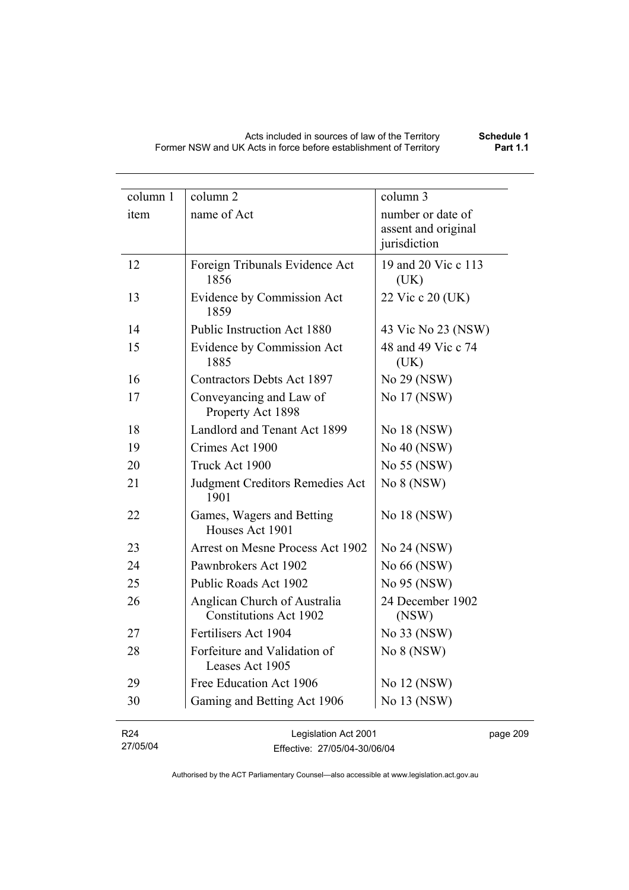| column 1 | column 2 | column 3 |
|---|---|---|
| item | name of Act | number or date of assent and original jurisdiction |
| 12 | Foreign Tribunals Evidence Act 1856 | 19 and 20 Vic c 113 (UK) |
| 13 | Evidence by Commission Act 1859 | 22 Vic c 20 (UK) |
| 14 | Public Instruction Act 1880 | 43 Vic No 23 (NSW) |
| 15 | Evidence by Commission Act 1885 | 48 and 49 Vic c 74 (UK) |
| 16 | Contractors Debts Act 1897 | No 29 (NSW) |
| 17 | Conveyancing and Law of Property Act 1898 | No 17 (NSW) |
| 18 | Landlord and Tenant Act 1899 | No 18 (NSW) |
| 19 | Crimes Act 1900 | No 40 (NSW) |
| 20 | Truck Act 1900 | No 55 (NSW) |
| 21 | Judgment Creditors Remedies Act 1901 | No 8 (NSW) |
| 22 | Games, Wagers and Betting Houses Act 1901 | No 18 (NSW) |
| 23 | Arrest on Mesne Process Act 1902 | No 24 (NSW) |
| 24 | Pawnbrokers Act 1902 | No 66 (NSW) |
| 25 | Public Roads Act 1902 | No 95 (NSW) |
| 26 | Anglican Church of Australia Constitutions Act 1902 | 24 December 1902 (NSW) |
| 27 | Fertilisers Act 1904 | No 33 (NSW) |
| 28 | Forfeiture and Validation of Leases Act 1905 | No 8 (NSW) |
| 29 | Free Education Act 1906 | No 12 (NSW) |
| 30 | Gaming and Betting Act 1906 | No 13 (NSW) |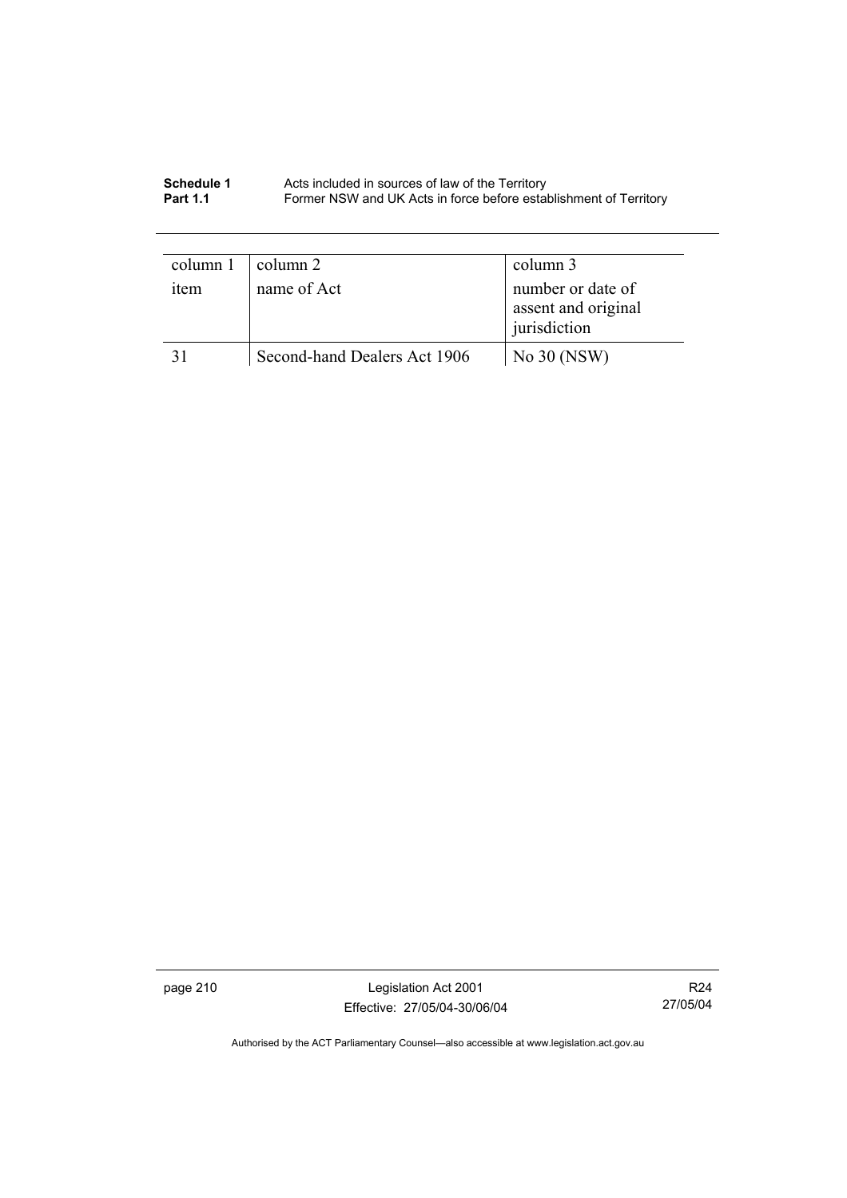| column 1 item | column 2 name of Act | column 3 number or date of assent and original jurisdiction |
|---|---|---|
| 31 | Second-hand Dealers Act 1906 | No 30 (NSW) |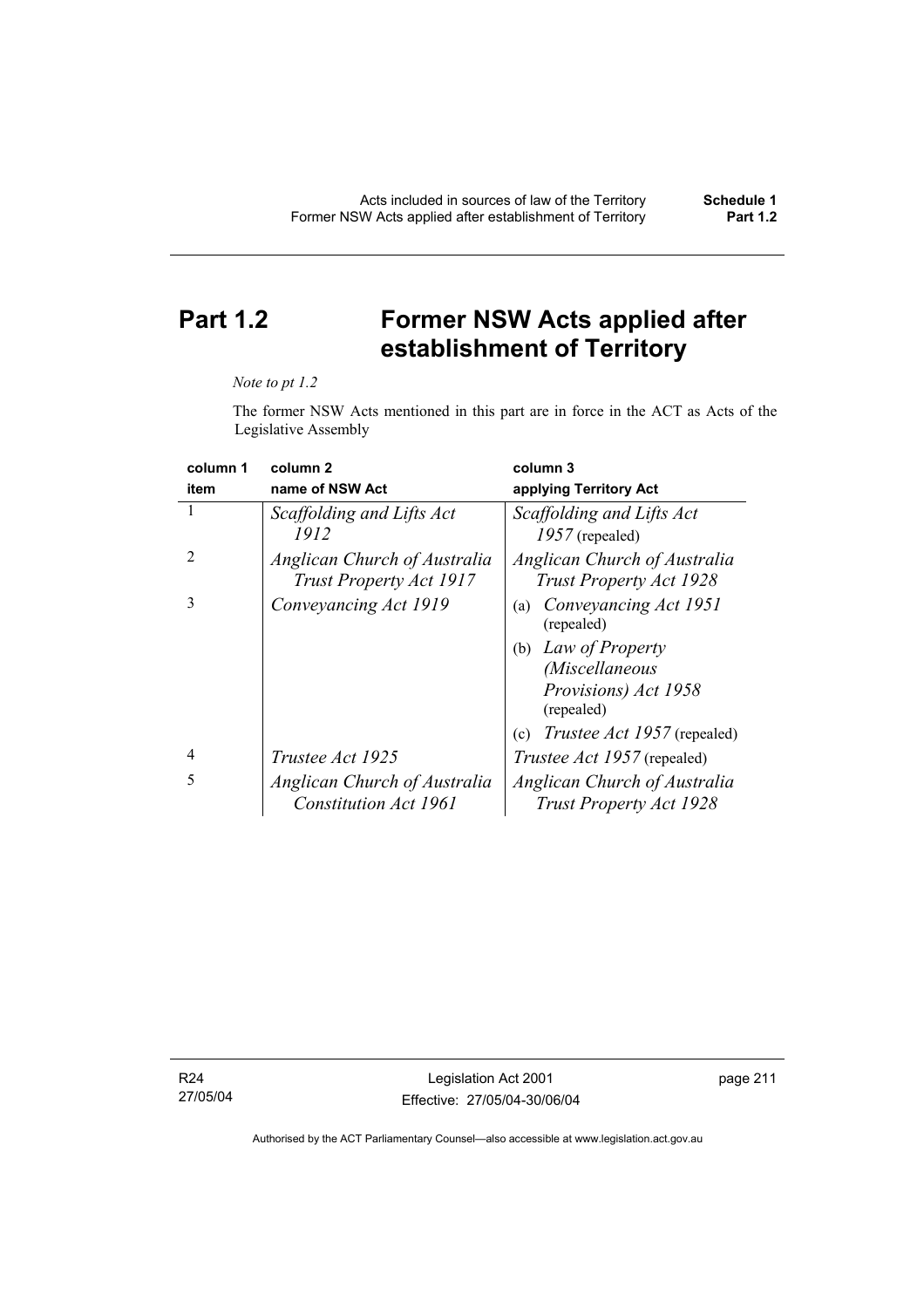# Part 1.2 Former NSW Acts applied after establishment of Territory

*Note to pt 1.2*

The former NSW Acts mentioned in this part are in force in the ACT as Acts of the Legislative Assembly

| column 1<br>item | column 2<br>name of NSW Act | column 3<br>applying Territory Act |
|---|---|---|
| 1 | *Scaffolding and Lifts Act 1912* | *Scaffolding and Lifts Act 1957* (repealed) |
| 2 | *Anglican Church of Australia Trust Property Act 1917* | *Anglican Church of Australia Trust Property Act 1928* |
| 3 | *Conveyancing Act 1919* | (a) *Conveyancing Act 1951* (repealed)<br>(b) *Law of Property (Miscellaneous Provisions) Act 1958* (repealed)<br>(c) *Trustee Act 1957* (repealed) |
| 4 | *Trustee Act 1925* | *Trustee Act 1957* (repealed) |
| 5 | *Anglican Church of Australia Constitution Act 1961* | *Anglican Church of Australia Trust Property Act 1928* |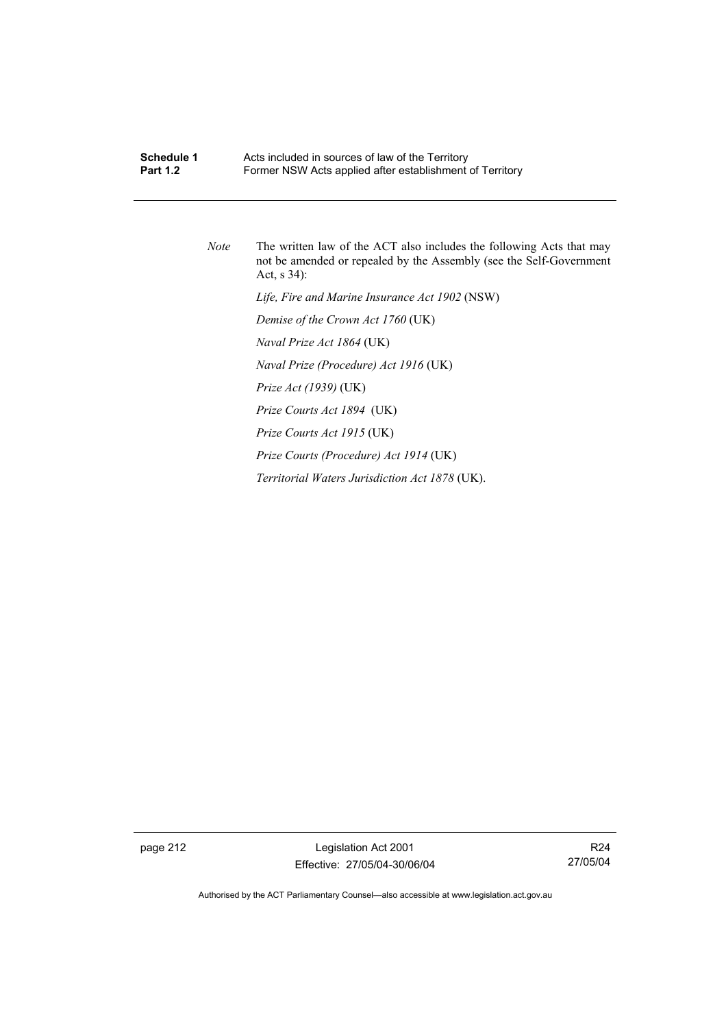*Note* The written law of the ACT also includes the following Acts that may not be amended or repealed by the Assembly (see the Self-Government Act, s 34):

*Life, Fire and Marine Insurance Act 1902* (NSW)

*Demise of the Crown Act 1760* (UK)

*Naval Prize Act 1864* (UK)

*Naval Prize (Procedure) Act 1916* (UK)

*Prize Act (1939)* (UK)

*Prize Courts Act 1894* (UK)

*Prize Courts Act 1915* (UK)

*Prize Courts (Procedure) Act 1914* (UK)

*Territorial Waters Jurisdiction Act 1878* (UK).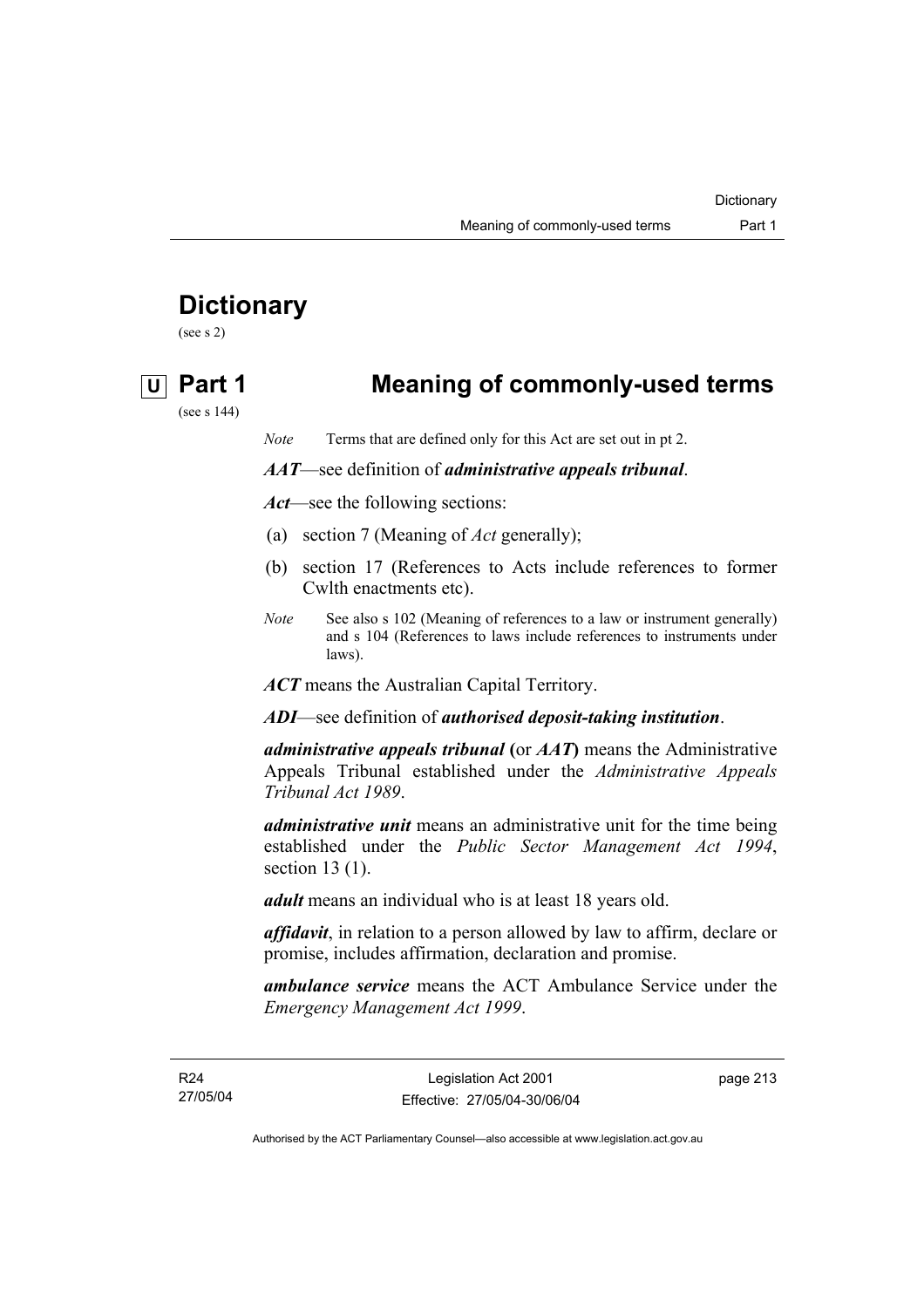# Dictionary

(see s 2)

## U Part 1 Meaning of commonly-used terms

(see s 144)

*Note* Terms that are defined only for this Act are set out in pt 2.

***AAT***—see definition of ***administrative appeals tribunal***.

***Act***—see the following sections:

(a) section 7 (Meaning of *Act* generally);

(b) section 17 (References to Acts include references to former Cwlth enactments etc).

*Note* See also s 102 (Meaning of references to a law or instrument generally) and s 104 (References to laws include references to instruments under laws).

***ACT*** means the Australian Capital Territory.

***ADI***—see definition of ***authorised deposit-taking institution***.

***administrative appeals tribunal*** **(**or ***AAT*****)** means the Administrative Appeals Tribunal established under the *Administrative Appeals Tribunal Act 1989*.

***administrative unit*** means an administrative unit for the time being established under the *Public Sector Management Act 1994*, section 13 (1).

***adult*** means an individual who is at least 18 years old.

***affidavit***, in relation to a person allowed by law to affirm, declare or promise, includes affirmation, declaration and promise.

***ambulance service*** means the ACT Ambulance Service under the *Emergency Management Act 1999*.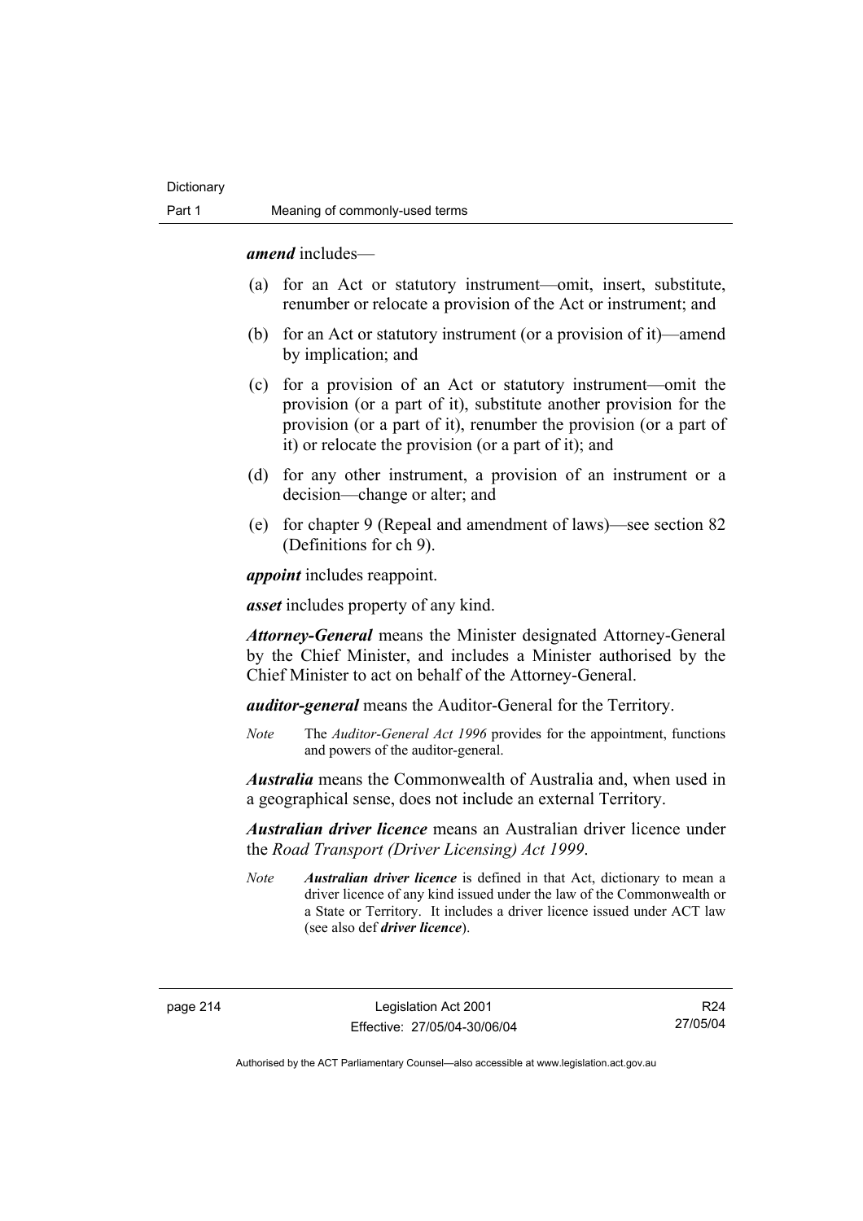***amend*** includes—

(a) for an Act or statutory instrument—omit, insert, substitute, renumber or relocate a provision of the Act or instrument; and

(b) for an Act or statutory instrument (or a provision of it)—amend by implication; and

(c) for a provision of an Act or statutory instrument—omit the provision (or a part of it), substitute another provision for the provision (or a part of it), renumber the provision (or a part of it) or relocate the provision (or a part of it); and

(d) for any other instrument, a provision of an instrument or a decision—change or alter; and

(e) for chapter 9 (Repeal and amendment of laws)—see section 82 (Definitions for ch 9).

***appoint*** includes reappoint.

***asset*** includes property of any kind.

***Attorney-General*** means the Minister designated Attorney-General by the Chief Minister, and includes a Minister authorised by the Chief Minister to act on behalf of the Attorney-General.

***auditor-general*** means the Auditor-General for the Territory.

*Note* The *Auditor-General Act 1996* provides for the appointment, functions and powers of the auditor-general.

***Australia*** means the Commonwealth of Australia and, when used in a geographical sense, does not include an external Territory.

***Australian driver licence*** means an Australian driver licence under the *Road Transport (Driver Licensing) Act 1999*.

*Note* ***Australian driver licence*** is defined in that Act, dictionary to mean a driver licence of any kind issued under the law of the Commonwealth or a State or Territory. It includes a driver licence issued under ACT law (see also def ***driver licence***).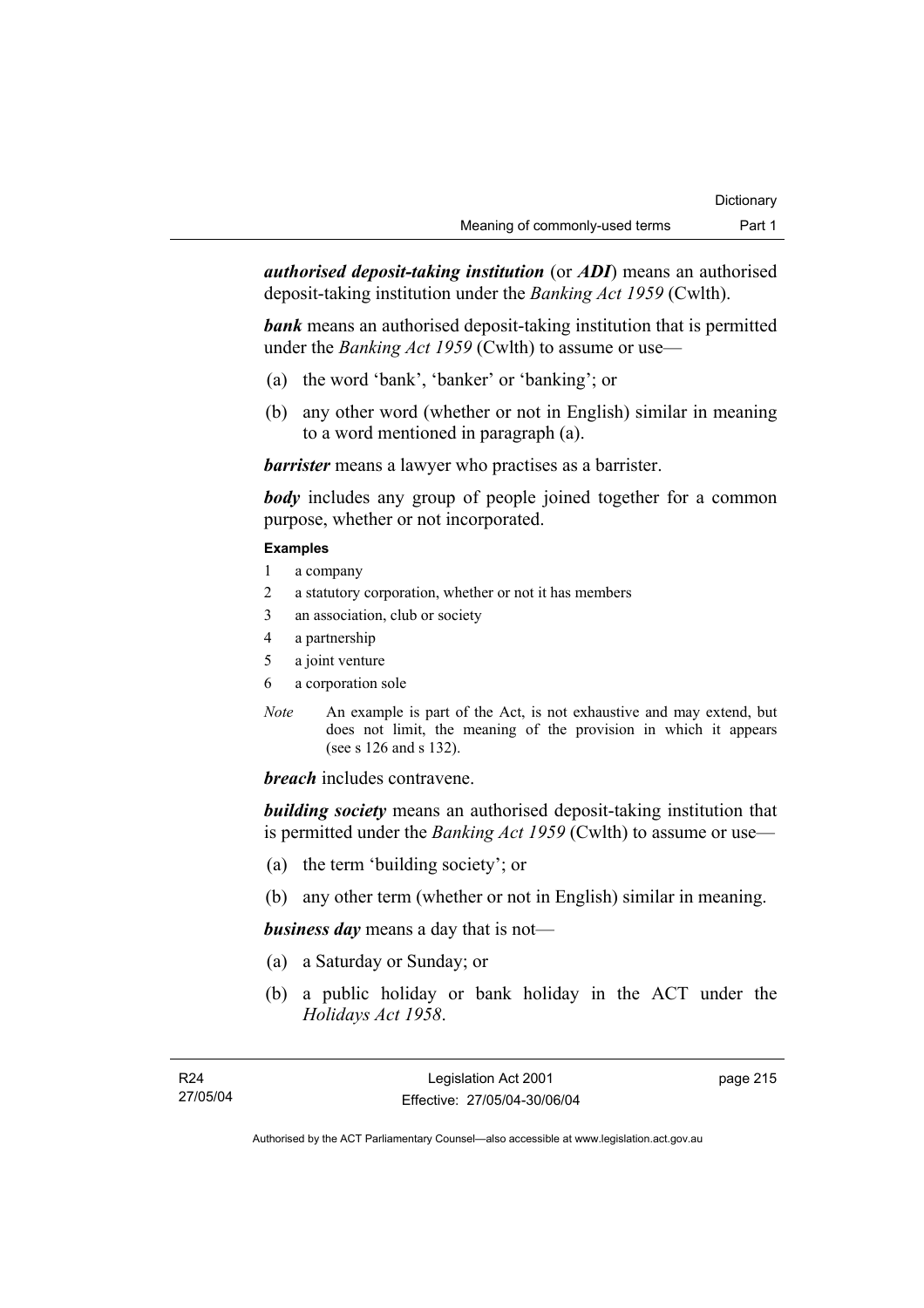***authorised deposit-taking institution*** (or ***ADI***) means an authorised deposit-taking institution under the *Banking Act 1959* (Cwlth).

***bank*** means an authorised deposit-taking institution that is permitted under the *Banking Act 1959* (Cwlth) to assume or use—

(a) the word 'bank', 'banker' or 'banking'; or

(b) any other word (whether or not in English) similar in meaning to a word mentioned in paragraph (a).

***barrister*** means a lawyer who practises as a barrister.

***body*** includes any group of people joined together for a common purpose, whether or not incorporated.

**Examples**

1 a company
2 a statutory corporation, whether or not it has members
3 an association, club or society
4 a partnership
5 a joint venture
6 a corporation sole

*Note* An example is part of the Act, is not exhaustive and may extend, but does not limit, the meaning of the provision in which it appears (see s 126 and s 132).

***breach*** includes contravene.

***building society*** means an authorised deposit-taking institution that is permitted under the *Banking Act 1959* (Cwlth) to assume or use—

(a) the term 'building society'; or

(b) any other term (whether or not in English) similar in meaning.

***business day*** means a day that is not—

(a) a Saturday or Sunday; or

(b) a public holiday or bank holiday in the ACT under the *Holidays Act 1958*.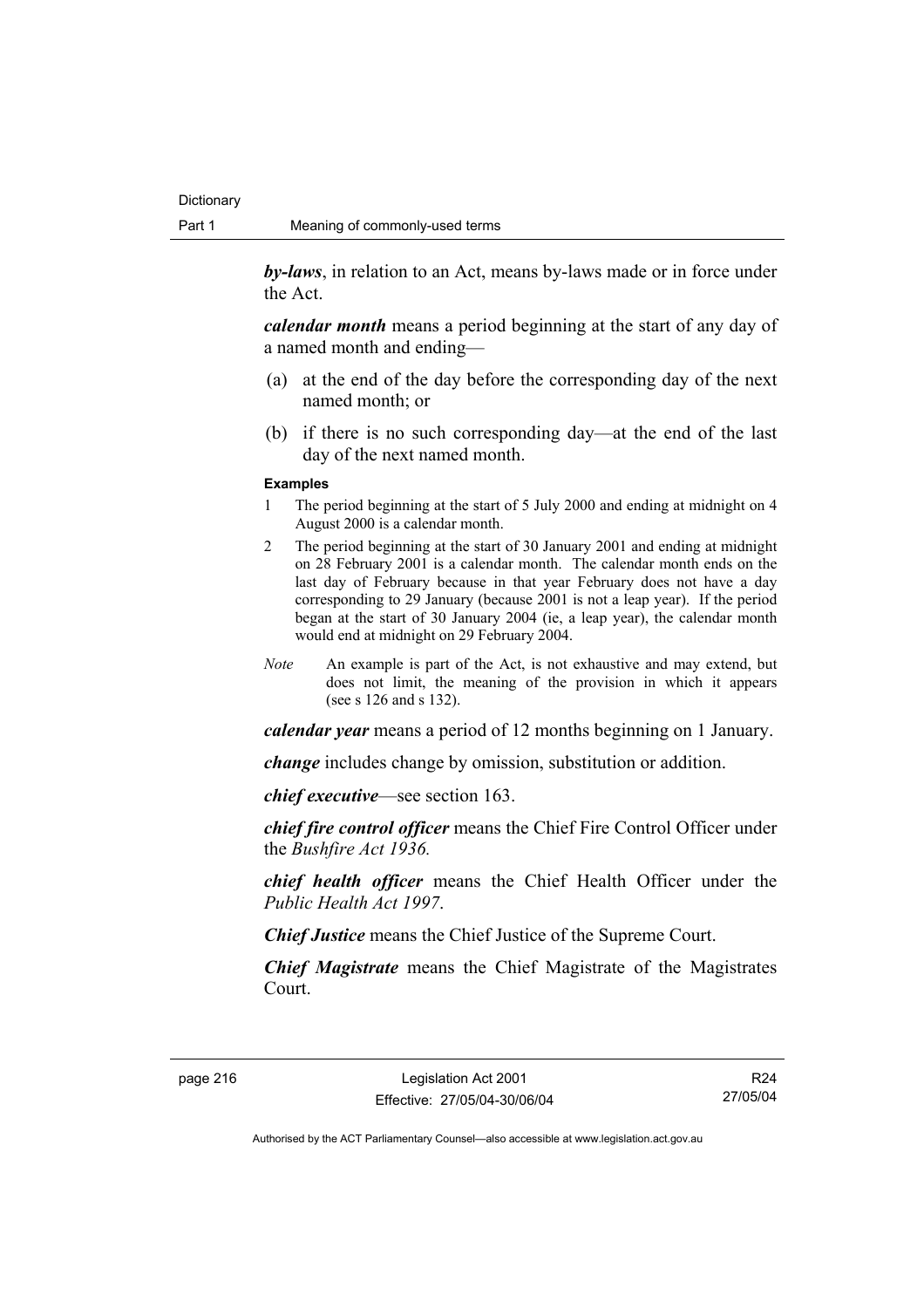***by-laws***, in relation to an Act, means by-laws made or in force under the Act.

***calendar month*** means a period beginning at the start of any day of a named month and ending—

(a) at the end of the day before the corresponding day of the next named month; or

(b) if there is no such corresponding day—at the end of the last day of the next named month.

**Examples**

1 The period beginning at the start of 5 July 2000 and ending at midnight on 4 August 2000 is a calendar month.

2 The period beginning at the start of 30 January 2001 and ending at midnight on 28 February 2001 is a calendar month. The calendar month ends on the last day of February because in that year February does not have a day corresponding to 29 January (because 2001 is not a leap year). If the period began at the start of 30 January 2004 (ie, a leap year), the calendar month would end at midnight on 29 February 2004.

*Note* An example is part of the Act, is not exhaustive and may extend, but does not limit, the meaning of the provision in which it appears (see s 126 and s 132).

***calendar year*** means a period of 12 months beginning on 1 January.

***change*** includes change by omission, substitution or addition.

***chief executive***—see section 163.

***chief fire control officer*** means the Chief Fire Control Officer under the *Bushfire Act 1936.*

***chief health officer*** means the Chief Health Officer under the *Public Health Act 1997*.

***Chief Justice*** means the Chief Justice of the Supreme Court.

***Chief Magistrate*** means the Chief Magistrate of the Magistrates Court.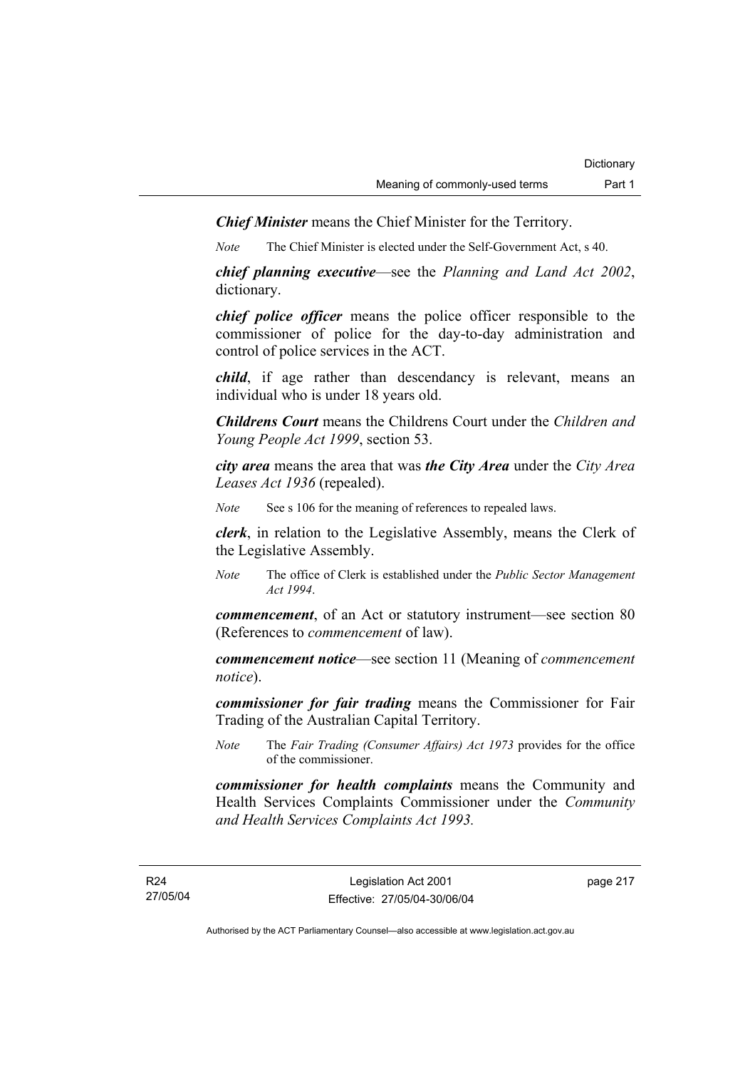***Chief Minister*** means the Chief Minister for the Territory.

*Note* The Chief Minister is elected under the Self-Government Act, s 40.

***chief planning executive***—see the *Planning and Land Act 2002*, dictionary.

***chief police officer*** means the police officer responsible to the commissioner of police for the day-to-day administration and control of police services in the ACT.

***child***, if age rather than descendancy is relevant, means an individual who is under 18 years old.

***Childrens Court*** means the Childrens Court under the *Children and Young People Act 1999*, section 53.

***city area*** means the area that was ***the City Area*** under the *City Area Leases Act 1936* (repealed).

*Note* See s 106 for the meaning of references to repealed laws.

***clerk***, in relation to the Legislative Assembly, means the Clerk of the Legislative Assembly.

*Note* The office of Clerk is established under the *Public Sector Management Act 1994*.

***commencement***, of an Act or statutory instrument—see section 80 (References to *commencement* of law).

***commencement notice***—see section 11 (Meaning of *commencement notice*).

***commissioner for fair trading*** means the Commissioner for Fair Trading of the Australian Capital Territory.

*Note* The *Fair Trading (Consumer Affairs) Act 1973* provides for the office of the commissioner.

***commissioner for health complaints*** means the Community and Health Services Complaints Commissioner under the *Community and Health Services Complaints Act 1993.*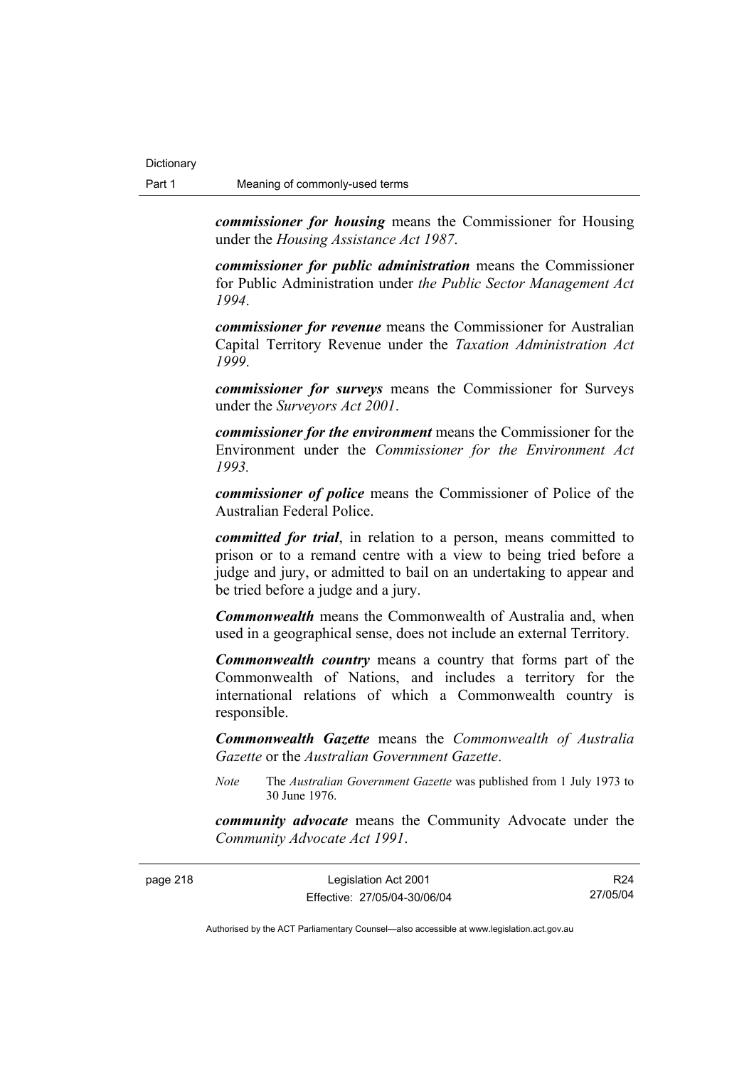***commissioner for housing*** means the Commissioner for Housing under the *Housing Assistance Act 1987*.

***commissioner for public administration*** means the Commissioner for Public Administration under *the Public Sector Management Act 1994*.

***commissioner for revenue*** means the Commissioner for Australian Capital Territory Revenue under the *Taxation Administration Act 1999*.

***commissioner for surveys*** means the Commissioner for Surveys under the *Surveyors Act 2001*.

***commissioner for the environment*** means the Commissioner for the Environment under the *Commissioner for the Environment Act 1993.*

***commissioner of police*** means the Commissioner of Police of the Australian Federal Police.

***committed for trial***, in relation to a person, means committed to prison or to a remand centre with a view to being tried before a judge and jury, or admitted to bail on an undertaking to appear and be tried before a judge and a jury.

***Commonwealth*** means the Commonwealth of Australia and, when used in a geographical sense, does not include an external Territory.

***Commonwealth country*** means a country that forms part of the Commonwealth of Nations, and includes a territory for the international relations of which a Commonwealth country is responsible.

***Commonwealth Gazette*** means the *Commonwealth of Australia Gazette* or the *Australian Government Gazette*.

*Note* The *Australian Government Gazette* was published from 1 July 1973 to 30 June 1976.

***community advocate*** means the Community Advocate under the *Community Advocate Act 1991*.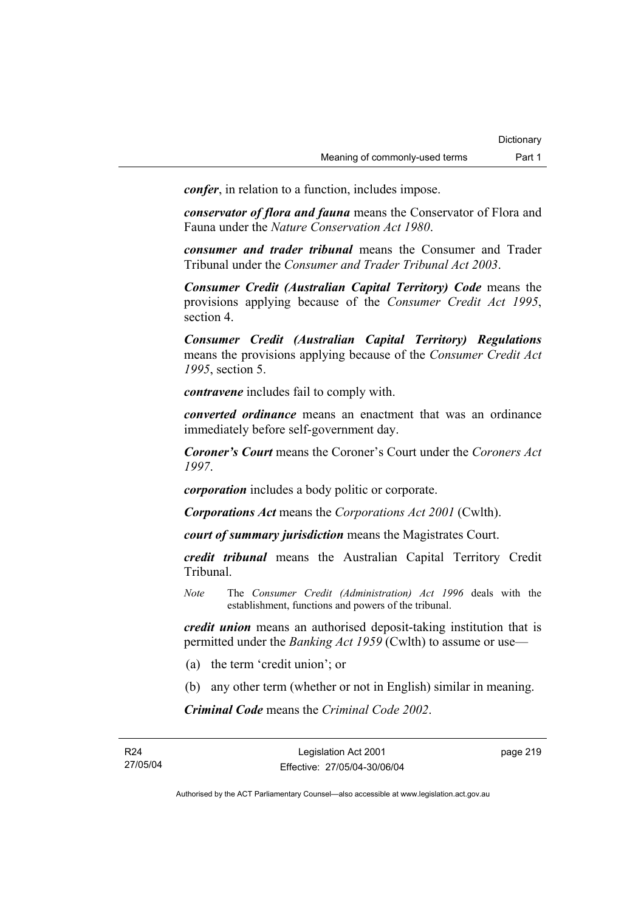***confer***, in relation to a function, includes impose.

***conservator of flora and fauna*** means the Conservator of Flora and Fauna under the *Nature Conservation Act 1980*.

***consumer and trader tribunal*** means the Consumer and Trader Tribunal under the *Consumer and Trader Tribunal Act 2003*.

***Consumer Credit (Australian Capital Territory) Code*** means the provisions applying because of the *Consumer Credit Act 1995*, section 4.

***Consumer Credit (Australian Capital Territory) Regulations*** means the provisions applying because of the *Consumer Credit Act 1995*, section 5.

***contravene*** includes fail to comply with.

***converted ordinance*** means an enactment that was an ordinance immediately before self-government day.

***Coroner's Court*** means the Coroner's Court under the *Coroners Act 1997*.

***corporation*** includes a body politic or corporate.

***Corporations Act*** means the *Corporations Act 2001* (Cwlth).

***court of summary jurisdiction*** means the Magistrates Court.

***credit tribunal*** means the Australian Capital Territory Credit Tribunal.

*Note* The *Consumer Credit (Administration) Act 1996* deals with the establishment, functions and powers of the tribunal.

***credit union*** means an authorised deposit-taking institution that is permitted under the *Banking Act 1959* (Cwlth) to assume or use—

(a) the term 'credit union'; or

(b) any other term (whether or not in English) similar in meaning.

***Criminal Code*** means the *Criminal Code 2002*.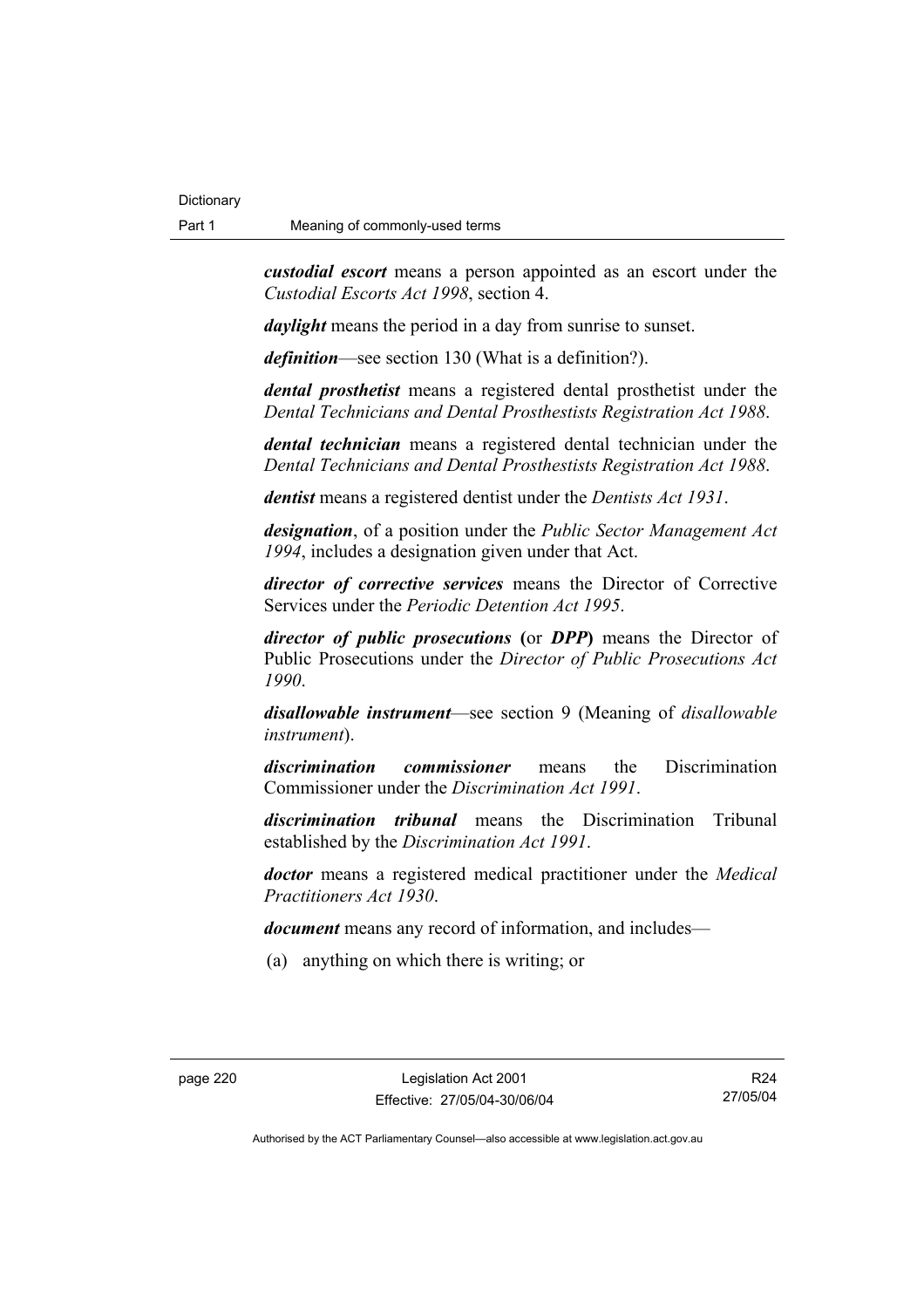***custodial escort*** means a person appointed as an escort under the *Custodial Escorts Act 1998*, section 4.

***daylight*** means the period in a day from sunrise to sunset.

***definition***—see section 130 (What is a definition?).

***dental prosthetist*** means a registered dental prosthetist under the *Dental Technicians and Dental Prosthestists Registration Act 1988*.

***dental technician*** means a registered dental technician under the *Dental Technicians and Dental Prosthestists Registration Act 1988*.

***dentist*** means a registered dentist under the *Dentists Act 1931*.

***designation***, of a position under the *Public Sector Management Act 1994*, includes a designation given under that Act.

***director of corrective services*** means the Director of Corrective Services under the *Periodic Detention Act 1995*.

***director of public prosecutions*** **(**or ***DPP*****)** means the Director of Public Prosecutions under the *Director of Public Prosecutions Act 1990*.

***disallowable instrument***—see section 9 (Meaning of *disallowable instrument*).

***discrimination commissioner*** means the Discrimination Commissioner under the *Discrimination Act 1991*.

***discrimination tribunal*** means the Discrimination Tribunal established by the *Discrimination Act 1991*.

***doctor*** means a registered medical practitioner under the *Medical Practitioners Act 1930*.

***document*** means any record of information, and includes—

(a) anything on which there is writing; or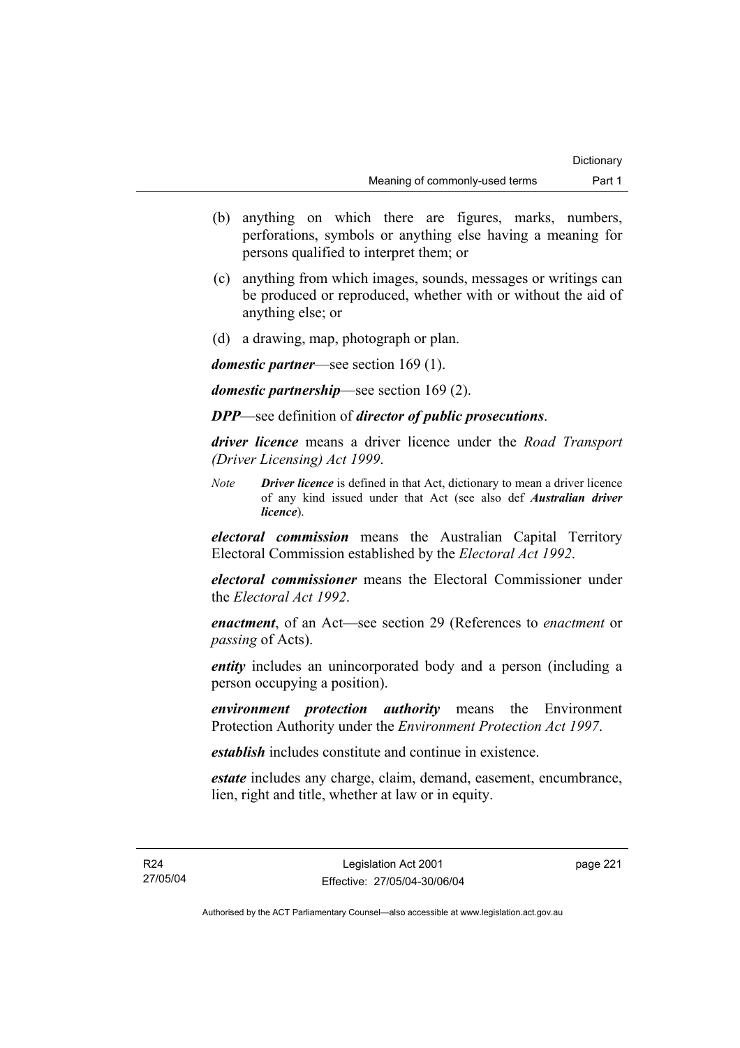(b) anything on which there are figures, marks, numbers, perforations, symbols or anything else having a meaning for persons qualified to interpret them; or

(c) anything from which images, sounds, messages or writings can be produced or reproduced, whether with or without the aid of anything else; or

(d) a drawing, map, photograph or plan.

***domestic partner***—see section 169 (1).

***domestic partnership***—see section 169 (2).

***DPP***—see definition of ***director of public prosecutions***.

***driver licence*** means a driver licence under the *Road Transport (Driver Licensing) Act 1999*.

*Note* ***Driver licence*** is defined in that Act, dictionary to mean a driver licence of any kind issued under that Act (see also def ***Australian driver licence***).

***electoral commission*** means the Australian Capital Territory Electoral Commission established by the *Electoral Act 1992*.

***electoral commissioner*** means the Electoral Commissioner under the *Electoral Act 1992*.

***enactment***, of an Act—see section 29 (References to *enactment* or *passing* of Acts).

***entity*** includes an unincorporated body and a person (including a person occupying a position).

***environment protection authority*** means the Environment Protection Authority under the *Environment Protection Act 1997*.

***establish*** includes constitute and continue in existence.

***estate*** includes any charge, claim, demand, easement, encumbrance, lien, right and title, whether at law or in equity.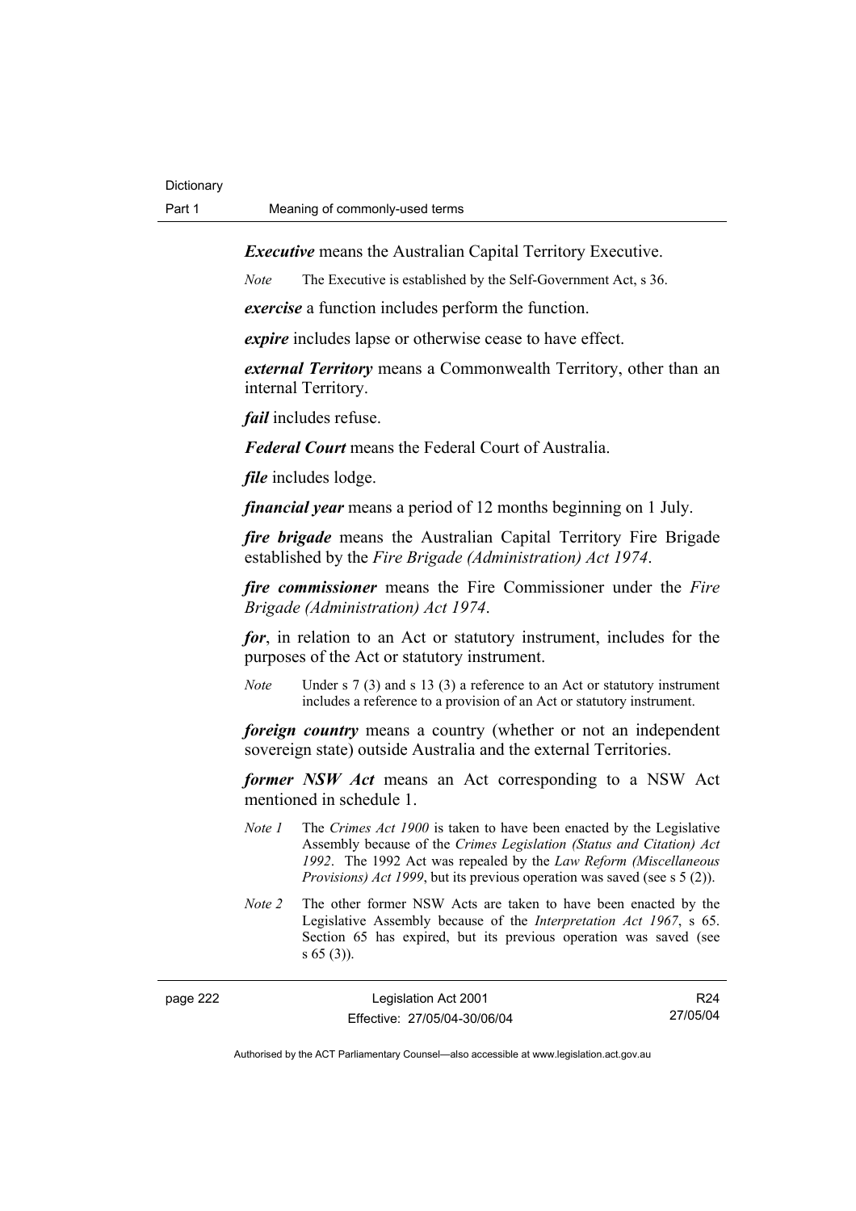***Executive*** means the Australian Capital Territory Executive.

*Note* The Executive is established by the Self-Government Act, s 36.

***exercise*** a function includes perform the function.

***expire*** includes lapse or otherwise cease to have effect.

***external Territory*** means a Commonwealth Territory, other than an internal Territory.

***fail*** includes refuse.

***Federal Court*** means the Federal Court of Australia.

***file*** includes lodge.

***financial year*** means a period of 12 months beginning on 1 July.

***fire brigade*** means the Australian Capital Territory Fire Brigade established by the *Fire Brigade (Administration) Act 1974*.

***fire commissioner*** means the Fire Commissioner under the *Fire Brigade (Administration) Act 1974*.

***for***, in relation to an Act or statutory instrument, includes for the purposes of the Act or statutory instrument.

*Note* Under s 7 (3) and s 13 (3) a reference to an Act or statutory instrument includes a reference to a provision of an Act or statutory instrument.

***foreign country*** means a country (whether or not an independent sovereign state) outside Australia and the external Territories.

***former NSW Act*** means an Act corresponding to a NSW Act mentioned in schedule 1.

*Note 1* The *Crimes Act 1900* is taken to have been enacted by the Legislative Assembly because of the *Crimes Legislation (Status and Citation) Act 1992*. The 1992 Act was repealed by the *Law Reform (Miscellaneous Provisions) Act 1999*, but its previous operation was saved (see s 5 (2)).

*Note 2* The other former NSW Acts are taken to have been enacted by the Legislative Assembly because of the *Interpretation Act 1967*, s 65. Section 65 has expired, but its previous operation was saved (see s 65 (3)).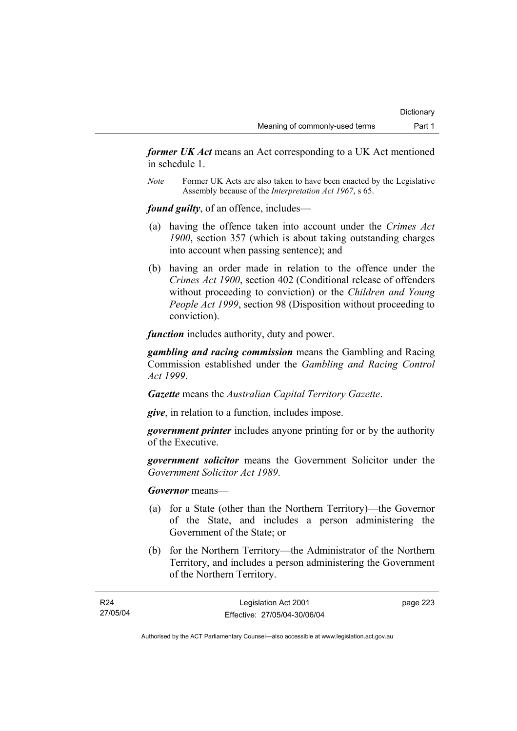***former UK Act*** means an Act corresponding to a UK Act mentioned in schedule 1.

*Note* Former UK Acts are also taken to have been enacted by the Legislative Assembly because of the *Interpretation Act 1967*, s 65.

***found guilty***, of an offence, includes—

(a) having the offence taken into account under the *Crimes Act 1900*, section 357 (which is about taking outstanding charges into account when passing sentence); and

(b) having an order made in relation to the offence under the *Crimes Act 1900*, section 402 (Conditional release of offenders without proceeding to conviction) or the *Children and Young People Act 1999*, section 98 (Disposition without proceeding to conviction).

***function*** includes authority, duty and power.

***gambling and racing commission*** means the Gambling and Racing Commission established under the *Gambling and Racing Control Act 1999*.

***Gazette*** means the *Australian Capital Territory Gazette*.

***give***, in relation to a function, includes impose.

***government printer*** includes anyone printing for or by the authority of the Executive.

***government solicitor*** means the Government Solicitor under the *Government Solicitor Act 1989*.

***Governor*** means—

(a) for a State (other than the Northern Territory)—the Governor of the State, and includes a person administering the Government of the State; or

(b) for the Northern Territory—the Administrator of the Northern Territory, and includes a person administering the Government of the Northern Territory.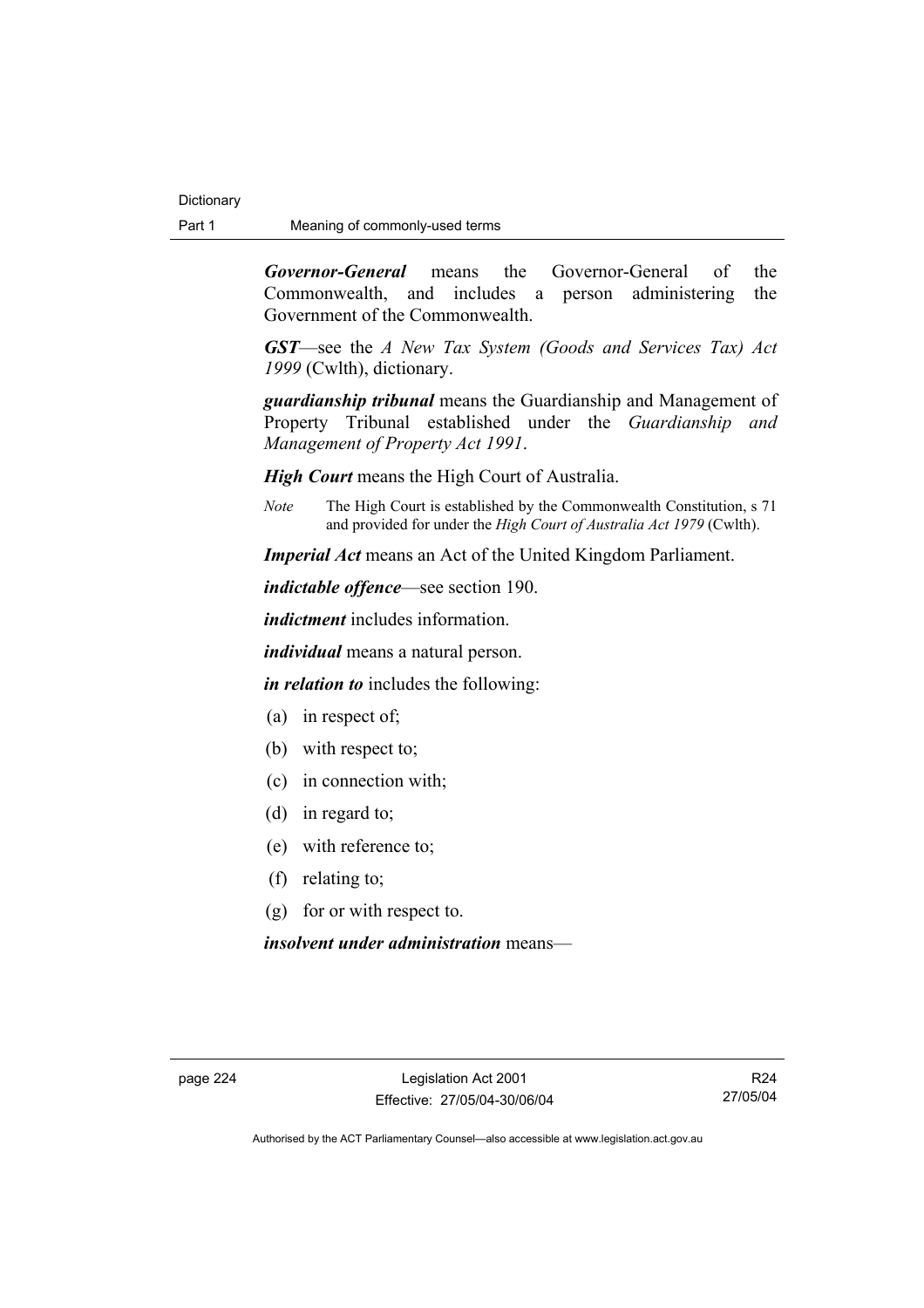***Governor-General*** means the Governor-General of the Commonwealth, and includes a person administering the Government of the Commonwealth.

***GST***—see the *A New Tax System (Goods and Services Tax) Act 1999* (Cwlth), dictionary.

***guardianship tribunal*** means the Guardianship and Management of Property Tribunal established under the *Guardianship and Management of Property Act 1991*.

***High Court*** means the High Court of Australia.

*Note* The High Court is established by the Commonwealth Constitution, s 71 and provided for under the *High Court of Australia Act 1979* (Cwlth).

***Imperial Act*** means an Act of the United Kingdom Parliament.

***indictable offence***—see section 190.

***indictment*** includes information.

***individual*** means a natural person.

***in relation to*** includes the following:

(a) in respect of;

(b) with respect to;

(c) in connection with;

(d) in regard to;

(e) with reference to;

(f) relating to;

(g) for or with respect to.

***insolvent under administration*** means—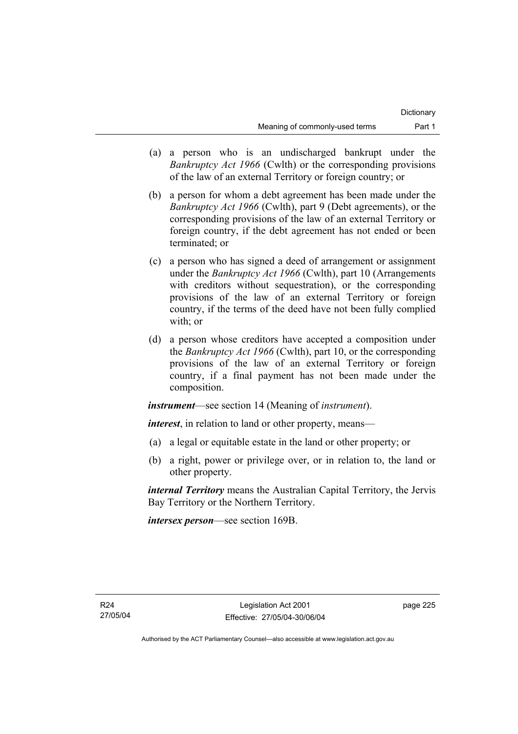(a) a person who is an undischarged bankrupt under the *Bankruptcy Act 1966* (Cwlth) or the corresponding provisions of the law of an external Territory or foreign country; or

(b) a person for whom a debt agreement has been made under the *Bankruptcy Act 1966* (Cwlth), part 9 (Debt agreements), or the corresponding provisions of the law of an external Territory or foreign country, if the debt agreement has not ended or been terminated; or

(c) a person who has signed a deed of arrangement or assignment under the *Bankruptcy Act 1966* (Cwlth), part 10 (Arrangements with creditors without sequestration), or the corresponding provisions of the law of an external Territory or foreign country, if the terms of the deed have not been fully complied with; or

(d) a person whose creditors have accepted a composition under the *Bankruptcy Act 1966* (Cwlth), part 10, or the corresponding provisions of the law of an external Territory or foreign country, if a final payment has not been made under the composition.

***instrument***—see section 14 (Meaning of *instrument*).

***interest***, in relation to land or other property, means—

(a) a legal or equitable estate in the land or other property; or

(b) a right, power or privilege over, or in relation to, the land or other property.

***internal Territory*** means the Australian Capital Territory, the Jervis Bay Territory or the Northern Territory.

***intersex person***—see section 169B.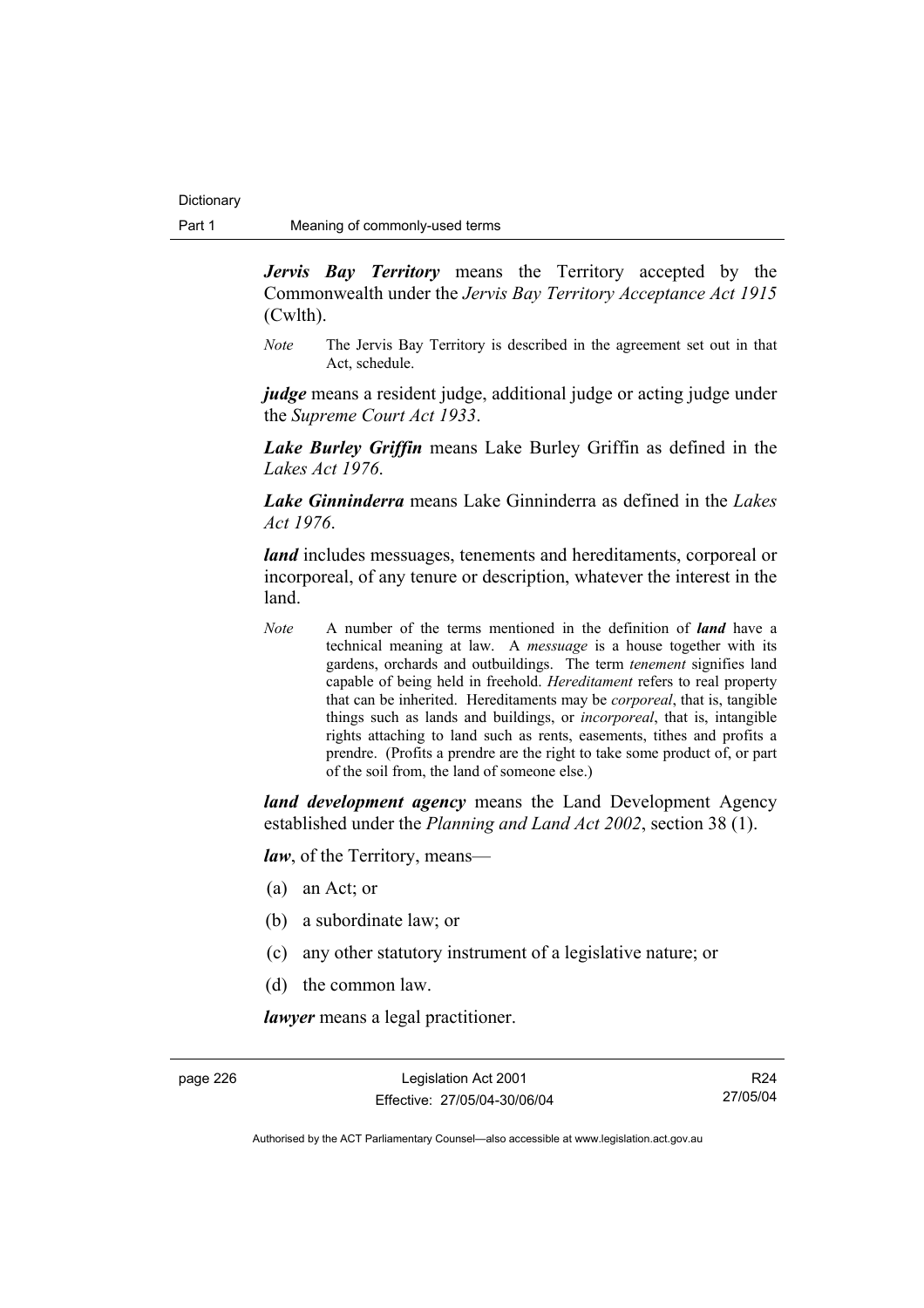***Jervis Bay Territory*** means the Territory accepted by the Commonwealth under the *Jervis Bay Territory Acceptance Act 1915* (Cwlth).

*Note* The Jervis Bay Territory is described in the agreement set out in that Act, schedule.

***judge*** means a resident judge, additional judge or acting judge under the *Supreme Court Act 1933*.

***Lake Burley Griffin*** means Lake Burley Griffin as defined in the *Lakes Act 1976*.

***Lake Ginninderra*** means Lake Ginninderra as defined in the *Lakes Act 1976*.

***land*** includes messuages, tenements and hereditaments, corporeal or incorporeal, of any tenure or description, whatever the interest in the land.

*Note* A number of the terms mentioned in the definition of ***land*** have a technical meaning at law. A *messuage* is a house together with its gardens, orchards and outbuildings. The term *tenement* signifies land capable of being held in freehold. *Hereditament* refers to real property that can be inherited. Hereditaments may be *corporeal*, that is, tangible things such as lands and buildings, or *incorporeal*, that is, intangible rights attaching to land such as rents, easements, tithes and profits a prendre. (Profits a prendre are the right to take some product of, or part of the soil from, the land of someone else.)

***land development agency*** means the Land Development Agency established under the *Planning and Land Act 2002*, section 38 (1).

***law***, of the Territory, means—

(a) an Act; or

(b) a subordinate law; or

(c) any other statutory instrument of a legislative nature; or

(d) the common law.

***lawyer*** means a legal practitioner.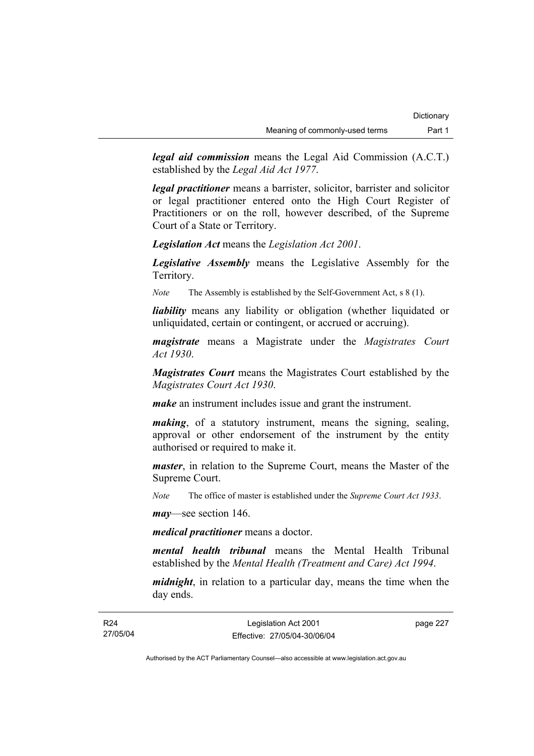***legal aid commission*** means the Legal Aid Commission (A.C.T.) established by the *Legal Aid Act 1977*.

***legal practitioner*** means a barrister, solicitor, barrister and solicitor or legal practitioner entered onto the High Court Register of Practitioners or on the roll, however described, of the Supreme Court of a State or Territory.

***Legislation Act*** means the *Legislation Act 2001*.

***Legislative Assembly*** means the Legislative Assembly for the Territory.

*Note* The Assembly is established by the Self-Government Act, s 8 (1).

***liability*** means any liability or obligation (whether liquidated or unliquidated, certain or contingent, or accrued or accruing).

***magistrate*** means a Magistrate under the *Magistrates Court Act 1930*.

***Magistrates Court*** means the Magistrates Court established by the *Magistrates Court Act 1930*.

***make*** an instrument includes issue and grant the instrument.

***making***, of a statutory instrument, means the signing, sealing, approval or other endorsement of the instrument by the entity authorised or required to make it.

***master***, in relation to the Supreme Court, means the Master of the Supreme Court.

*Note* The office of master is established under the *Supreme Court Act 1933*.

***may***—see section 146.

***medical practitioner*** means a doctor.

***mental health tribunal*** means the Mental Health Tribunal established by the *Mental Health (Treatment and Care) Act 1994*.

***midnight***, in relation to a particular day, means the time when the day ends.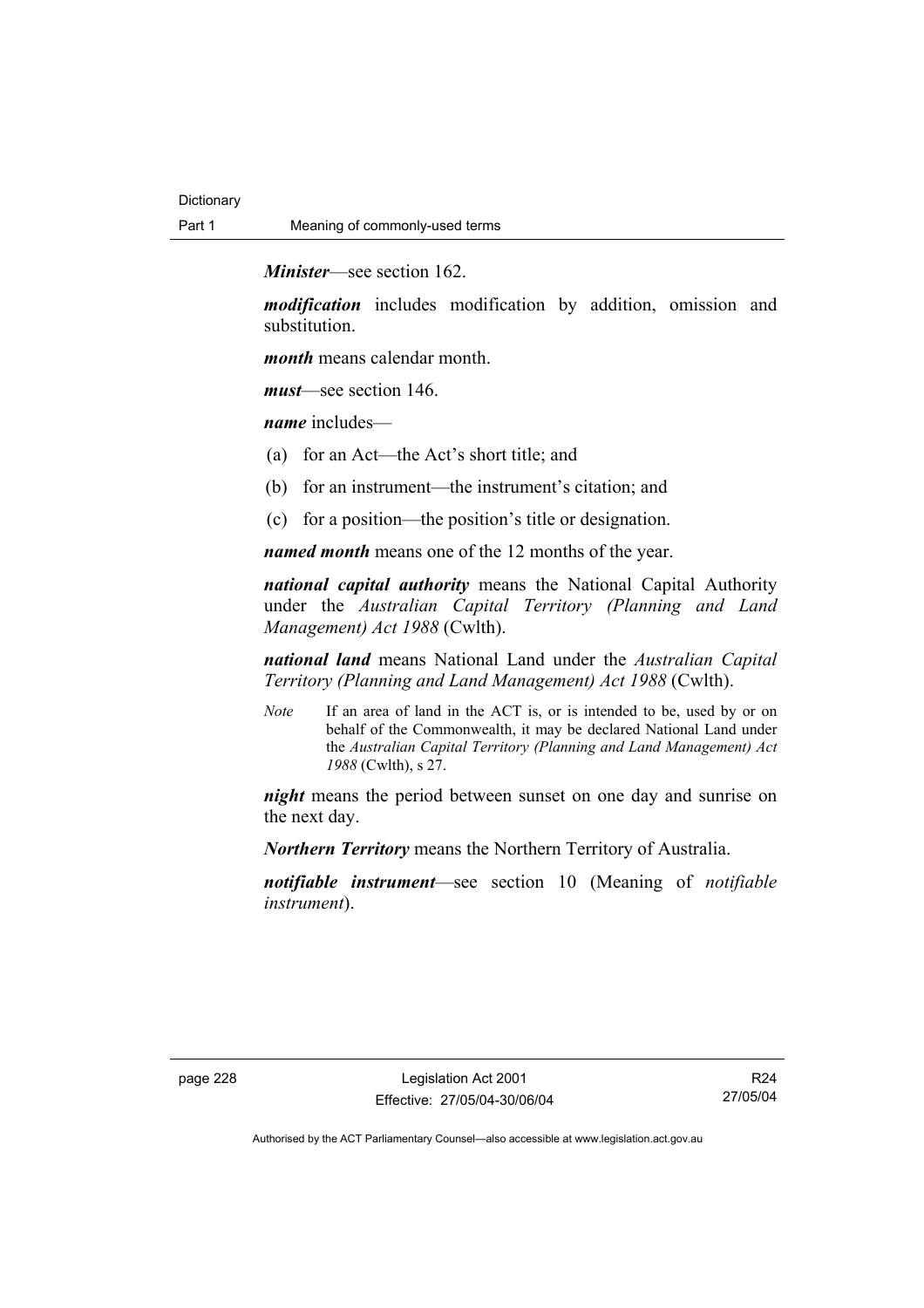***Minister***—see section 162.

***modification*** includes modification by addition, omission and substitution.

***month*** means calendar month.

***must***—see section 146.

***name*** includes—

(a) for an Act—the Act's short title; and

(b) for an instrument—the instrument's citation; and

(c) for a position—the position's title or designation.

***named month*** means one of the 12 months of the year.

***national capital authority*** means the National Capital Authority under the *Australian Capital Territory (Planning and Land Management) Act 1988* (Cwlth).

***national land*** means National Land under the *Australian Capital Territory (Planning and Land Management) Act 1988* (Cwlth).

*Note* If an area of land in the ACT is, or is intended to be, used by or on behalf of the Commonwealth, it may be declared National Land under the *Australian Capital Territory (Planning and Land Management) Act 1988* (Cwlth), s 27.

***night*** means the period between sunset on one day and sunrise on the next day.

***Northern Territory*** means the Northern Territory of Australia.

***notifiable instrument***—see section 10 (Meaning of *notifiable instrument*).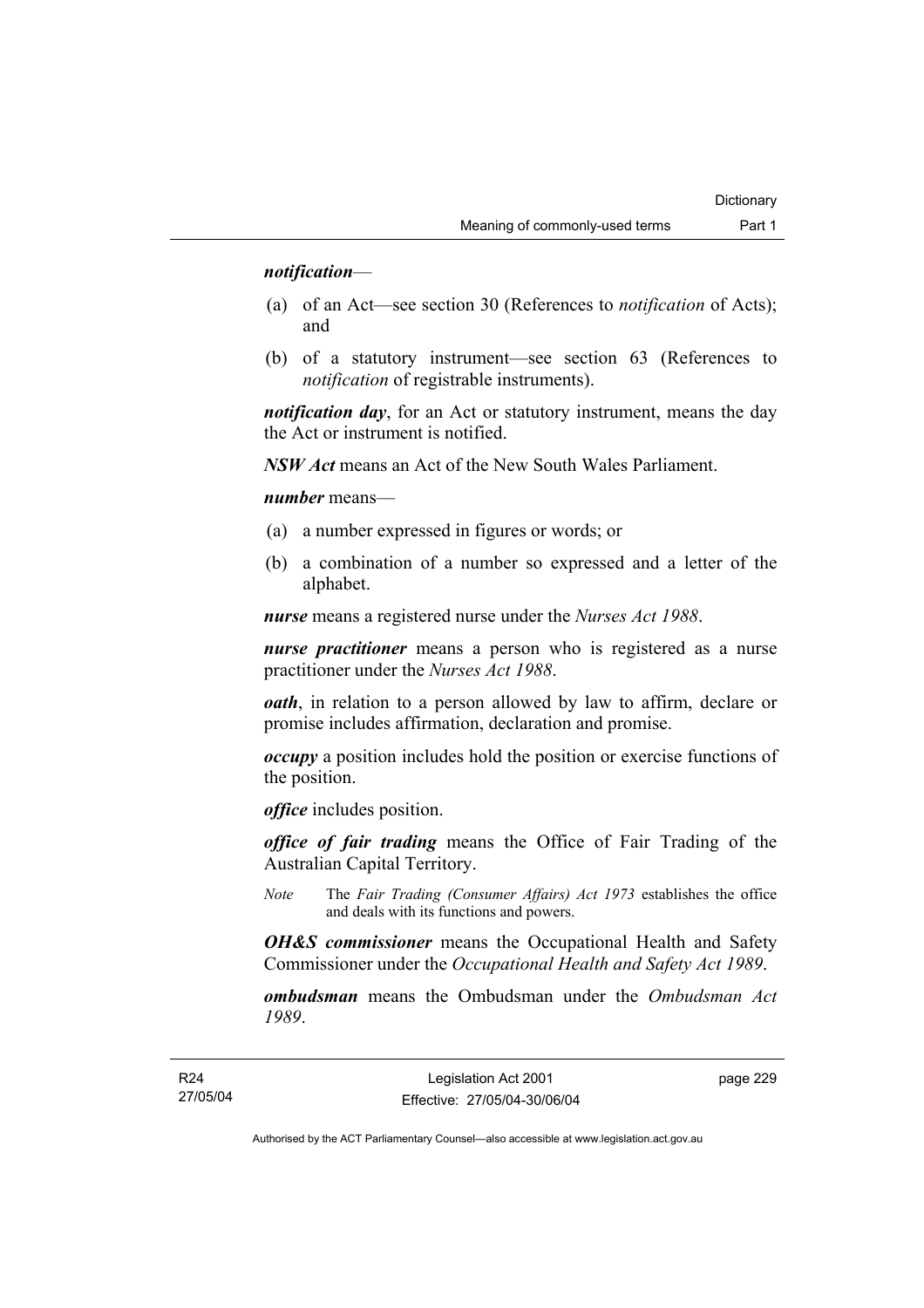***notification***—

(a) of an Act—see section 30 (References to *notification* of Acts); and

(b) of a statutory instrument—see section 63 (References to *notification* of registrable instruments).

***notification day***, for an Act or statutory instrument, means the day the Act or instrument is notified.

***NSW Act*** means an Act of the New South Wales Parliament.

***number*** means—

(a) a number expressed in figures or words; or

(b) a combination of a number so expressed and a letter of the alphabet.

***nurse*** means a registered nurse under the *Nurses Act 1988*.

***nurse practitioner*** means a person who is registered as a nurse practitioner under the *Nurses Act 1988*.

***oath***, in relation to a person allowed by law to affirm, declare or promise includes affirmation, declaration and promise.

***occupy*** a position includes hold the position or exercise functions of the position.

***office*** includes position.

***office of fair trading*** means the Office of Fair Trading of the Australian Capital Territory.

*Note* The *Fair Trading (Consumer Affairs) Act 1973* establishes the office and deals with its functions and powers.

***OH&S commissioner*** means the Occupational Health and Safety Commissioner under the *Occupational Health and Safety Act 1989*.

***ombudsman*** means the Ombudsman under the *Ombudsman Act 1989*.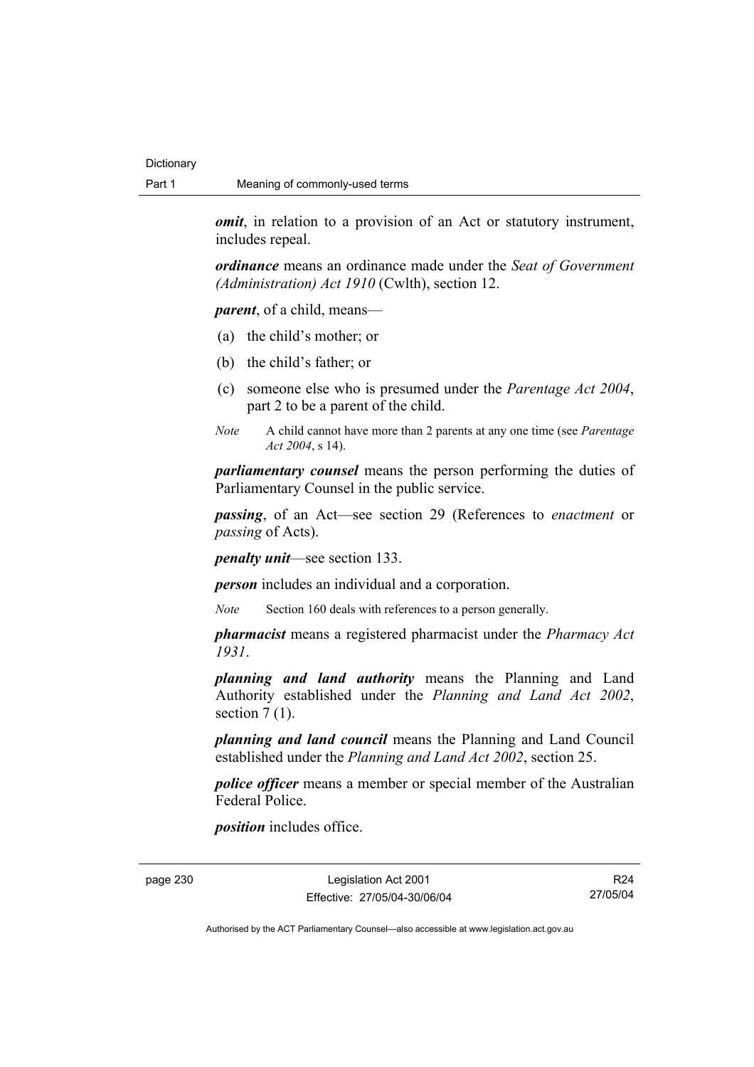***omit***, in relation to a provision of an Act or statutory instrument, includes repeal.

***ordinance*** means an ordinance made under the *Seat of Government (Administration) Act 1910* (Cwlth), section 12.

***parent***, of a child, means—

(a) the child's mother; or

(b) the child's father; or

(c) someone else who is presumed under the *Parentage Act 2004*, part 2 to be a parent of the child.

*Note* A child cannot have more than 2 parents at any one time (see *Parentage Act 2004*, s 14).

***parliamentary counsel*** means the person performing the duties of Parliamentary Counsel in the public service.

***passing***, of an Act—see section 29 (References to *enactment* or *passing* of Acts).

***penalty unit***—see section 133.

***person*** includes an individual and a corporation.

*Note* Section 160 deals with references to a person generally.

***pharmacist*** means a registered pharmacist under the *Pharmacy Act 1931*.

***planning and land authority*** means the Planning and Land Authority established under the *Planning and Land Act 2002*, section 7 (1).

***planning and land council*** means the Planning and Land Council established under the *Planning and Land Act 2002*, section 25.

***police officer*** means a member or special member of the Australian Federal Police.

***position*** includes office.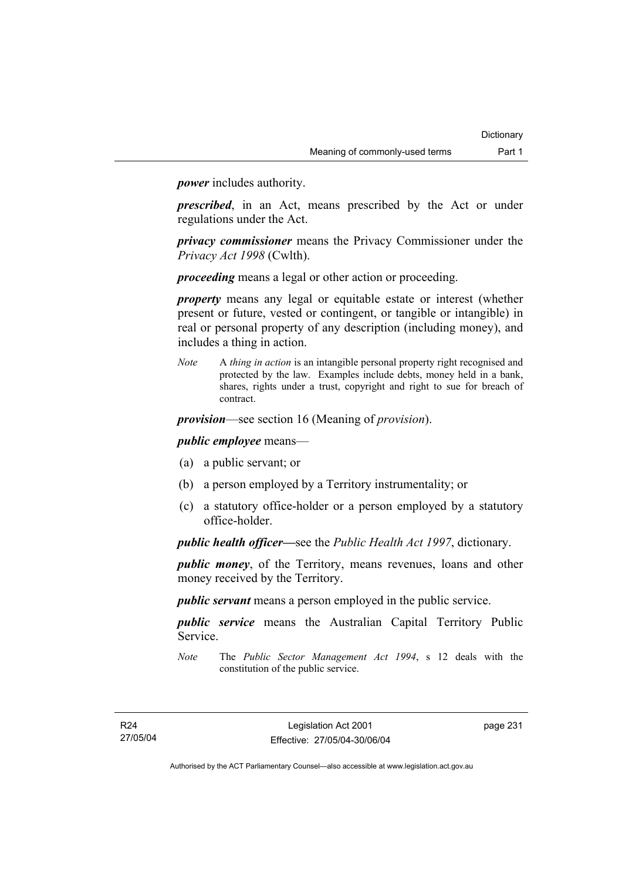***power*** includes authority.

***prescribed***, in an Act, means prescribed by the Act or under regulations under the Act.

***privacy commissioner*** means the Privacy Commissioner under the *Privacy Act 1998* (Cwlth).

***proceeding*** means a legal or other action or proceeding.

***property*** means any legal or equitable estate or interest (whether present or future, vested or contingent, or tangible or intangible) in real or personal property of any description (including money), and includes a thing in action.

*Note* A *thing in action* is an intangible personal property right recognised and protected by the law. Examples include debts, money held in a bank, shares, rights under a trust, copyright and right to sue for breach of contract.

***provision***—see section 16 (Meaning of *provision*).

***public employee*** means—

(a) a public servant; or

(b) a person employed by a Territory instrumentality; or

(c) a statutory office-holder or a person employed by a statutory office-holder.

***public health officer***—see the *Public Health Act 1997*, dictionary.

***public money***, of the Territory, means revenues, loans and other money received by the Territory.

***public servant*** means a person employed in the public service.

***public service*** means the Australian Capital Territory Public Service.

*Note* The *Public Sector Management Act 1994*, s 12 deals with the constitution of the public service.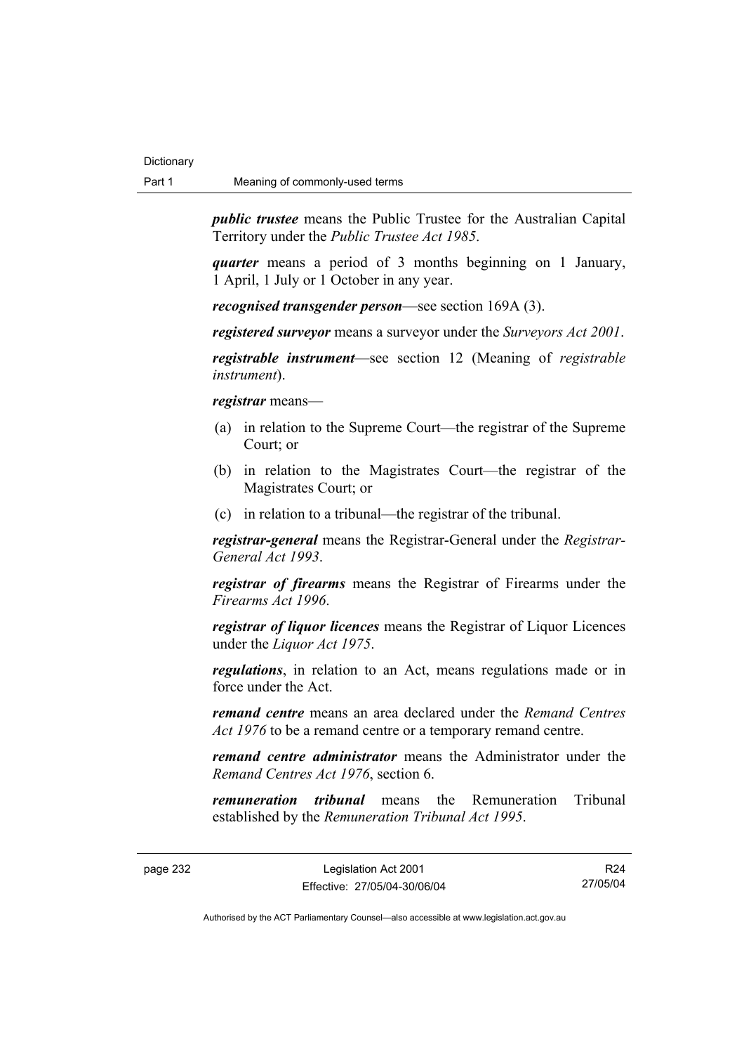*public trustee* means the Public Trustee for the Australian Capital Territory under the *Public Trustee Act 1985*.

*quarter* means a period of 3 months beginning on 1 January, 1 April, 1 July or 1 October in any year.

*recognised transgender person*—see section 169A (3).

*registered surveyor* means a surveyor under the *Surveyors Act 2001*.

*registrable instrument*—see section 12 (Meaning of *registrable instrument*).

*registrar* means—

(a) in relation to the Supreme Court—the registrar of the Supreme Court; or

(b) in relation to the Magistrates Court—the registrar of the Magistrates Court; or

(c) in relation to a tribunal—the registrar of the tribunal.

*registrar-general* means the Registrar-General under the *Registrar-General Act 1993*.

*registrar of firearms* means the Registrar of Firearms under the *Firearms Act 1996*.

*registrar of liquor licences* means the Registrar of Liquor Licences under the *Liquor Act 1975*.

*regulations*, in relation to an Act, means regulations made or in force under the Act.

*remand centre* means an area declared under the *Remand Centres Act 1976* to be a remand centre or a temporary remand centre.

*remand centre administrator* means the Administrator under the *Remand Centres Act 1976*, section 6.

*remuneration tribunal* means the Remuneration Tribunal established by the *Remuneration Tribunal Act 1995*.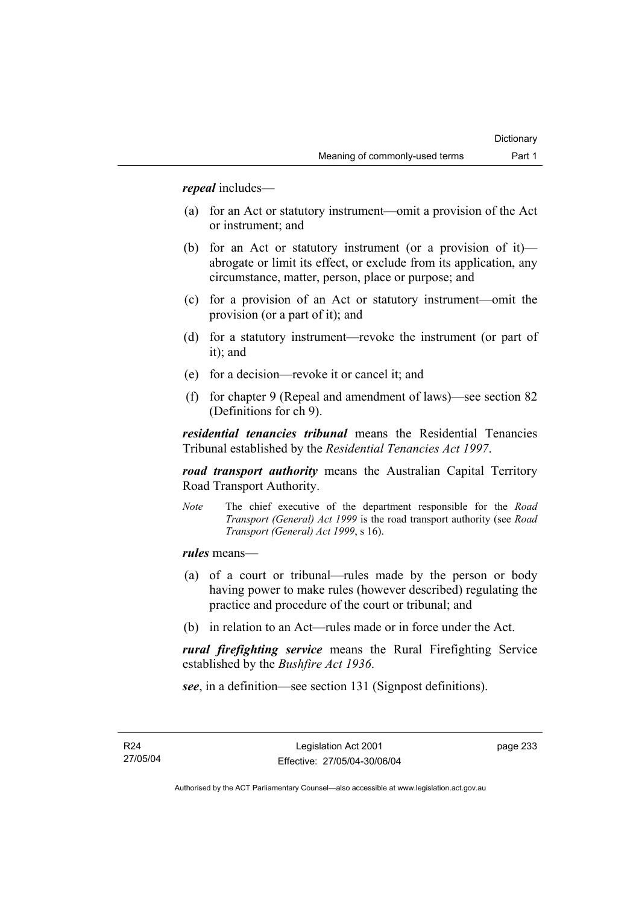***repeal*** includes—

(a) for an Act or statutory instrument—omit a provision of the Act or instrument; and

(b) for an Act or statutory instrument (or a provision of it)—abrogate or limit its effect, or exclude from its application, any circumstance, matter, person, place or purpose; and

(c) for a provision of an Act or statutory instrument—omit the provision (or a part of it); and

(d) for a statutory instrument—revoke the instrument (or part of it); and

(e) for a decision—revoke it or cancel it; and

(f) for chapter 9 (Repeal and amendment of laws)—see section 82 (Definitions for ch 9).

***residential tenancies tribunal*** means the Residential Tenancies Tribunal established by the *Residential Tenancies Act 1997*.

***road transport authority*** means the Australian Capital Territory Road Transport Authority.

*Note* The chief executive of the department responsible for the *Road Transport (General) Act 1999* is the road transport authority (see *Road Transport (General) Act 1999*, s 16).

***rules*** means—

(a) of a court or tribunal—rules made by the person or body having power to make rules (however described) regulating the practice and procedure of the court or tribunal; and

(b) in relation to an Act—rules made or in force under the Act.

***rural firefighting service*** means the Rural Firefighting Service established by the *Bushfire Act 1936*.

***see***, in a definition—see section 131 (Signpost definitions).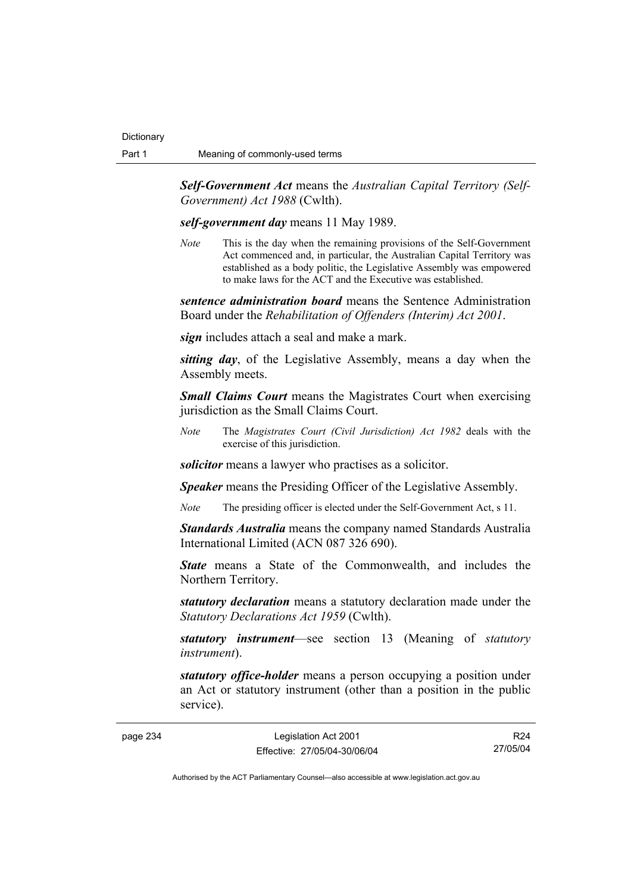***Self-Government Act*** means the *Australian Capital Territory (Self-Government) Act 1988* (Cwlth).

***self-government day*** means 11 May 1989.

*Note* This is the day when the remaining provisions of the Self-Government Act commenced and, in particular, the Australian Capital Territory was established as a body politic, the Legislative Assembly was empowered to make laws for the ACT and the Executive was established.

***sentence administration board*** means the Sentence Administration Board under the *Rehabilitation of Offenders (Interim) Act 2001*.

***sign*** includes attach a seal and make a mark.

***sitting day***, of the Legislative Assembly, means a day when the Assembly meets.

***Small Claims Court*** means the Magistrates Court when exercising jurisdiction as the Small Claims Court.

*Note* The *Magistrates Court (Civil Jurisdiction) Act 1982* deals with the exercise of this jurisdiction.

***solicitor*** means a lawyer who practises as a solicitor.

***Speaker*** means the Presiding Officer of the Legislative Assembly.

*Note* The presiding officer is elected under the Self-Government Act, s 11.

***Standards Australia*** means the company named Standards Australia International Limited (ACN 087 326 690).

***State*** means a State of the Commonwealth, and includes the Northern Territory.

***statutory declaration*** means a statutory declaration made under the *Statutory Declarations Act 1959* (Cwlth).

***statutory instrument***—see section 13 (Meaning of *statutory instrument*).

***statutory office-holder*** means a person occupying a position under an Act or statutory instrument (other than a position in the public service).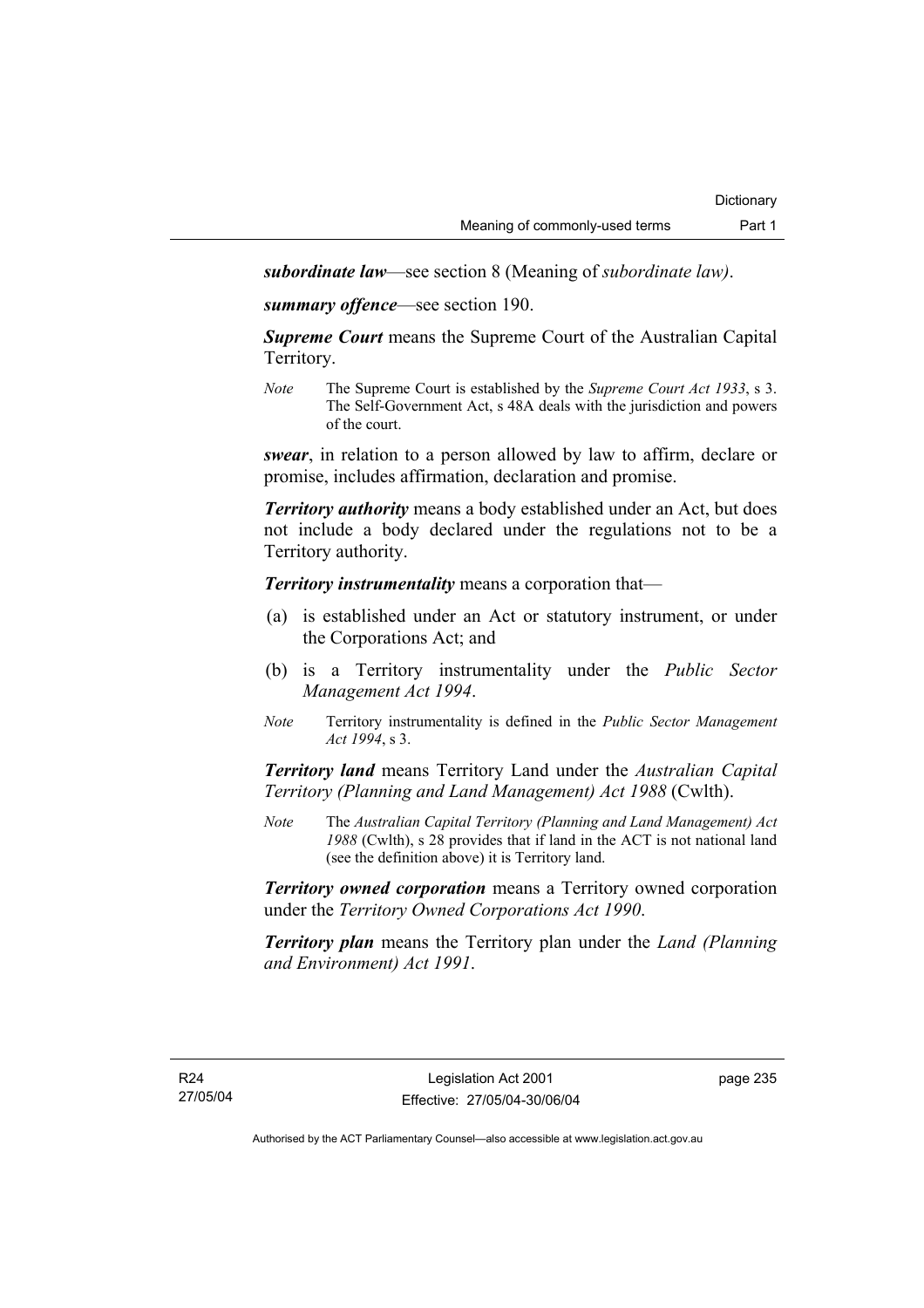***subordinate law***—see section 8 (Meaning of *subordinate law)*.

***summary offence***—see section 190.

***Supreme Court*** means the Supreme Court of the Australian Capital Territory.

*Note* The Supreme Court is established by the *Supreme Court Act 1933*, s 3. The Self-Government Act, s 48A deals with the jurisdiction and powers of the court.

***swear***, in relation to a person allowed by law to affirm, declare or promise, includes affirmation, declaration and promise.

***Territory authority*** means a body established under an Act, but does not include a body declared under the regulations not to be a Territory authority.

***Territory instrumentality*** means a corporation that—

(a) is established under an Act or statutory instrument, or under the Corporations Act; and

(b) is a Territory instrumentality under the *Public Sector Management Act 1994*.

*Note* Territory instrumentality is defined in the *Public Sector Management Act 1994*, s 3.

***Territory land*** means Territory Land under the *Australian Capital Territory (Planning and Land Management) Act 1988* (Cwlth).

*Note* The *Australian Capital Territory (Planning and Land Management) Act 1988* (Cwlth), s 28 provides that if land in the ACT is not national land (see the definition above) it is Territory land.

***Territory owned corporation*** means a Territory owned corporation under the *Territory Owned Corporations Act 1990*.

***Territory plan*** means the Territory plan under the *Land (Planning and Environment) Act 1991*.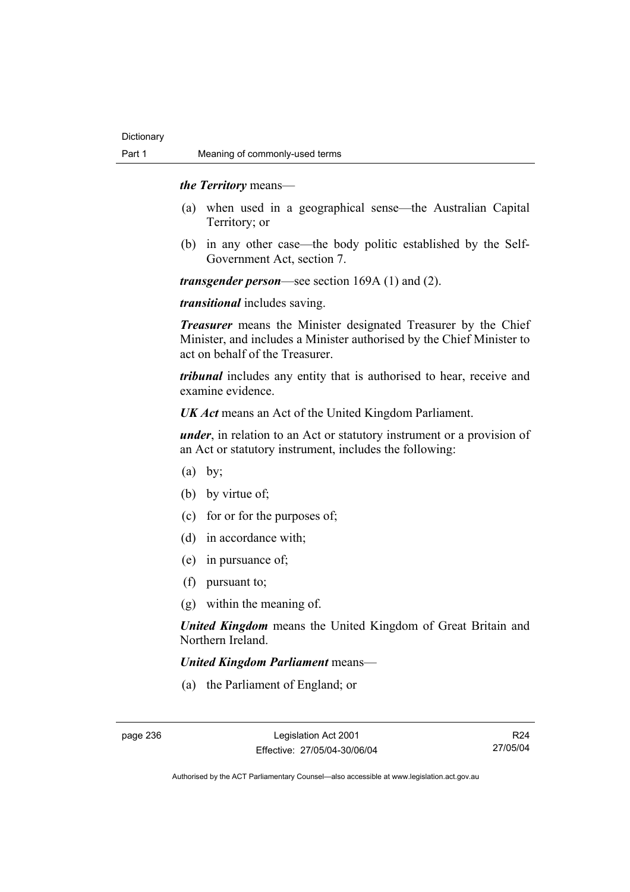***the Territory*** means—

(a) when used in a geographical sense—the Australian Capital Territory; or

(b) in any other case—the body politic established by the Self-Government Act, section 7.

***transgender person***—see section 169A (1) and (2).

***transitional*** includes saving.

***Treasurer*** means the Minister designated Treasurer by the Chief Minister, and includes a Minister authorised by the Chief Minister to act on behalf of the Treasurer.

***tribunal*** includes any entity that is authorised to hear, receive and examine evidence.

***UK Act*** means an Act of the United Kingdom Parliament.

***under***, in relation to an Act or statutory instrument or a provision of an Act or statutory instrument, includes the following:

(a) by;

(b) by virtue of;

(c) for or for the purposes of;

(d) in accordance with;

(e) in pursuance of;

(f) pursuant to;

(g) within the meaning of.

***United Kingdom*** means the United Kingdom of Great Britain and Northern Ireland.

***United Kingdom Parliament*** means—

(a) the Parliament of England; or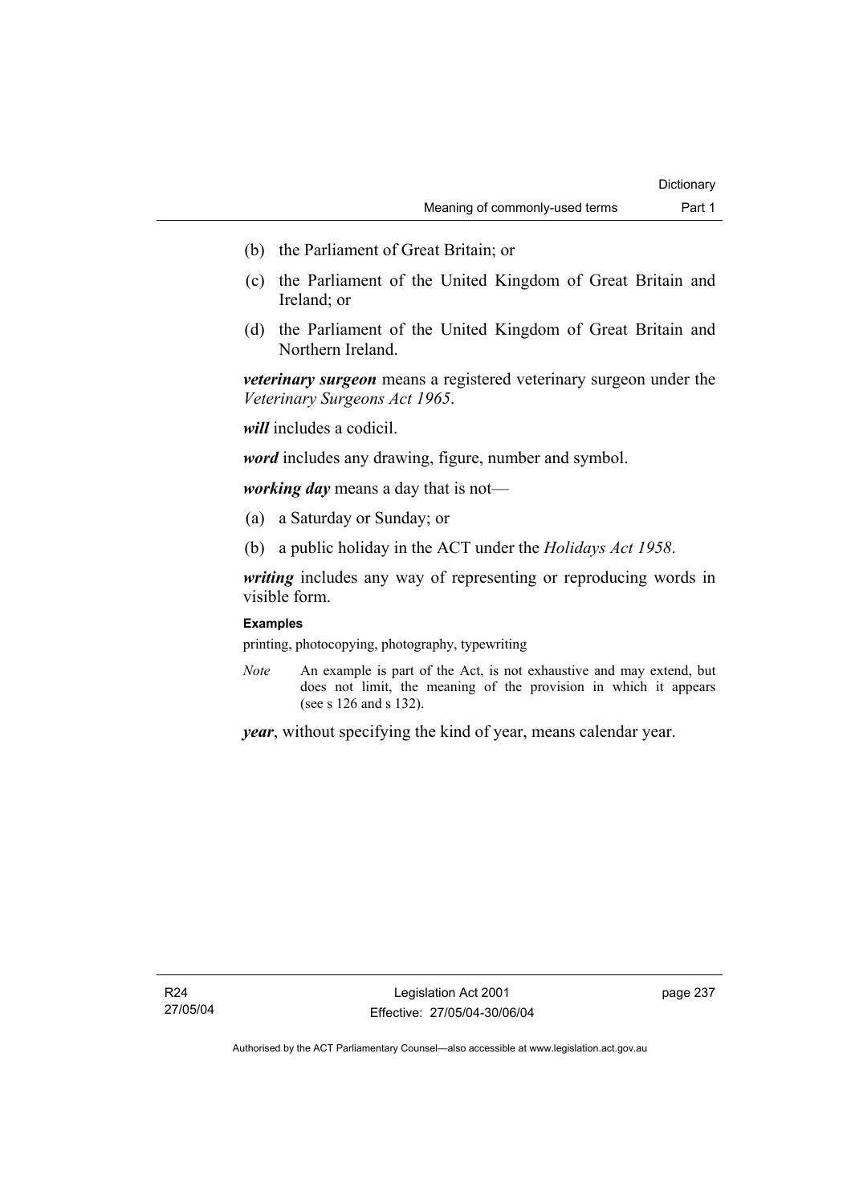(b) the Parliament of Great Britain; or

(c) the Parliament of the United Kingdom of Great Britain and Ireland; or

(d) the Parliament of the United Kingdom of Great Britain and Northern Ireland.

***veterinary surgeon*** means a registered veterinary surgeon under the *Veterinary Surgeons Act 1965*.

***will*** includes a codicil.

***word*** includes any drawing, figure, number and symbol.

***working day*** means a day that is not—

(a) a Saturday or Sunday; or

(b) a public holiday in the ACT under the *Holidays Act 1958*.

***writing*** includes any way of representing or reproducing words in visible form.

**Examples**

printing, photocopying, photography, typewriting

*Note* An example is part of the Act, is not exhaustive and may extend, but does not limit, the meaning of the provision in which it appears (see s 126 and s 132).

***year***, without specifying the kind of year, means calendar year.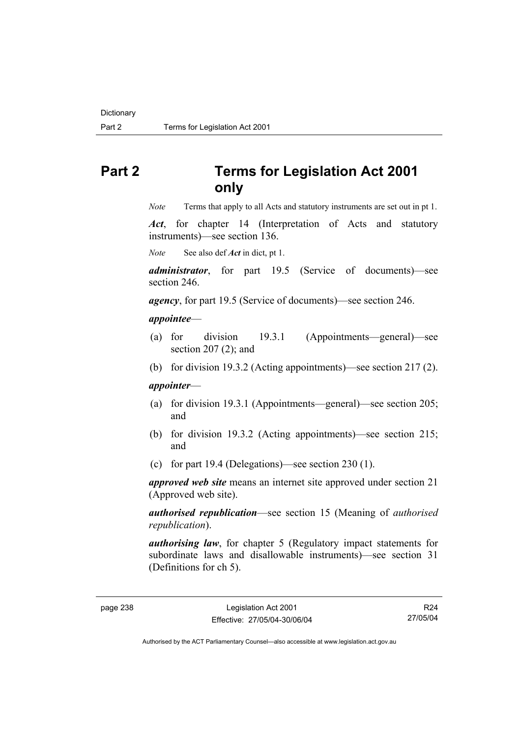# Part 2 Terms for Legislation Act 2001 only

*Note* Terms that apply to all Acts and statutory instruments are set out in pt 1.

***Act***, for chapter 14 (Interpretation of Acts and statutory instruments)—see section 136.

*Note* See also def ***Act*** in dict, pt 1.

***administrator***, for part 19.5 (Service of documents)—see section 246.

***agency***, for part 19.5 (Service of documents)—see section 246.

***appointee***—

(a) for division 19.3.1 (Appointments—general)—see section 207 (2); and

(b) for division 19.3.2 (Acting appointments)—see section 217 (2).

***appointer***—

(a) for division 19.3.1 (Appointments—general)—see section 205; and

(b) for division 19.3.2 (Acting appointments)—see section 215; and

(c) for part 19.4 (Delegations)—see section 230 (1).

***approved web site*** means an internet site approved under section 21 (Approved web site).

***authorised republication***—see section 15 (Meaning of *authorised republication*).

***authorising law***, for chapter 5 (Regulatory impact statements for subordinate laws and disallowable instruments)—see section 31 (Definitions for ch 5).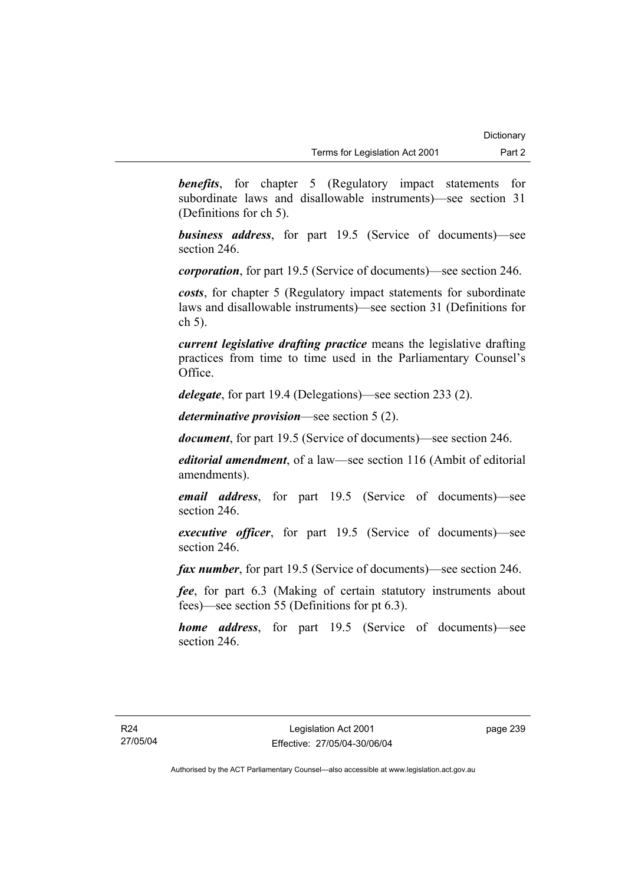***benefits***, for chapter 5 (Regulatory impact statements for subordinate laws and disallowable instruments)—see section 31 (Definitions for ch 5).

***business address***, for part 19.5 (Service of documents)—see section 246.

***corporation***, for part 19.5 (Service of documents)—see section 246.

***costs***, for chapter 5 (Regulatory impact statements for subordinate laws and disallowable instruments)—see section 31 (Definitions for ch 5).

***current legislative drafting practice*** means the legislative drafting practices from time to time used in the Parliamentary Counsel's Office.

***delegate***, for part 19.4 (Delegations)—see section 233 (2).

***determinative provision***—see section 5 (2).

***document***, for part 19.5 (Service of documents)—see section 246.

***editorial amendment***, of a law—see section 116 (Ambit of editorial amendments).

***email address***, for part 19.5 (Service of documents)—see section 246.

***executive officer***, for part 19.5 (Service of documents)—see section 246.

***fax number***, for part 19.5 (Service of documents)—see section 246.

***fee***, for part 6.3 (Making of certain statutory instruments about fees)—see section 55 (Definitions for pt 6.3).

***home address***, for part 19.5 (Service of documents)—see section 246.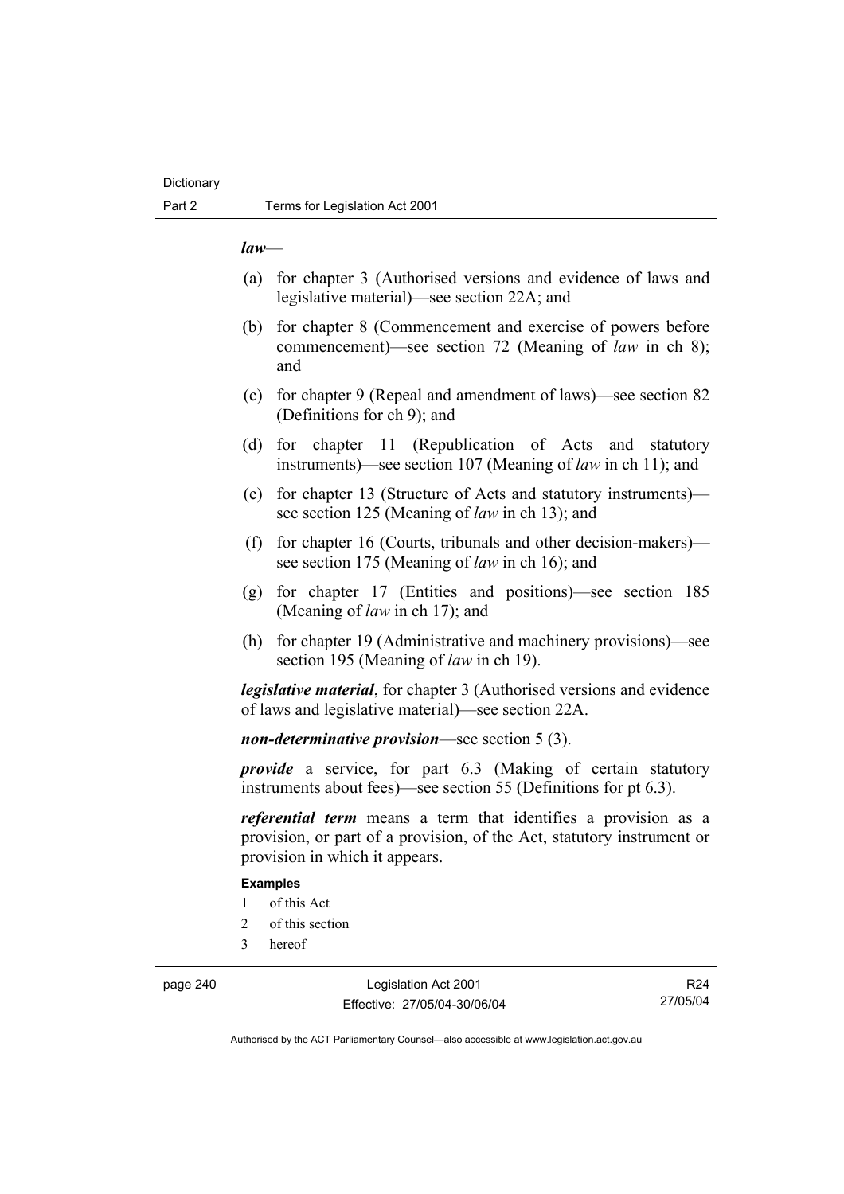***law***—

(a) for chapter 3 (Authorised versions and evidence of laws and legislative material)—see section 22A; and

(b) for chapter 8 (Commencement and exercise of powers before commencement)—see section 72 (Meaning of *law* in ch 8); and

(c) for chapter 9 (Repeal and amendment of laws)—see section 82 (Definitions for ch 9); and

(d) for chapter 11 (Republication of Acts and statutory instruments)—see section 107 (Meaning of *law* in ch 11); and

(e) for chapter 13 (Structure of Acts and statutory instruments)—see section 125 (Meaning of *law* in ch 13); and

(f) for chapter 16 (Courts, tribunals and other decision-makers)—see section 175 (Meaning of *law* in ch 16); and

(g) for chapter 17 (Entities and positions)—see section 185 (Meaning of *law* in ch 17); and

(h) for chapter 19 (Administrative and machinery provisions)—see section 195 (Meaning of *law* in ch 19).

***legislative material***, for chapter 3 (Authorised versions and evidence of laws and legislative material)—see section 22A.

***non-determinative provision***—see section 5 (3).

***provide*** a service, for part 6.3 (Making of certain statutory instruments about fees)—see section 55 (Definitions for pt 6.3).

***referential term*** means a term that identifies a provision as a provision, or part of a provision, of the Act, statutory instrument or provision in which it appears.

**Examples**

1 of this Act

2 of this section

3 hereof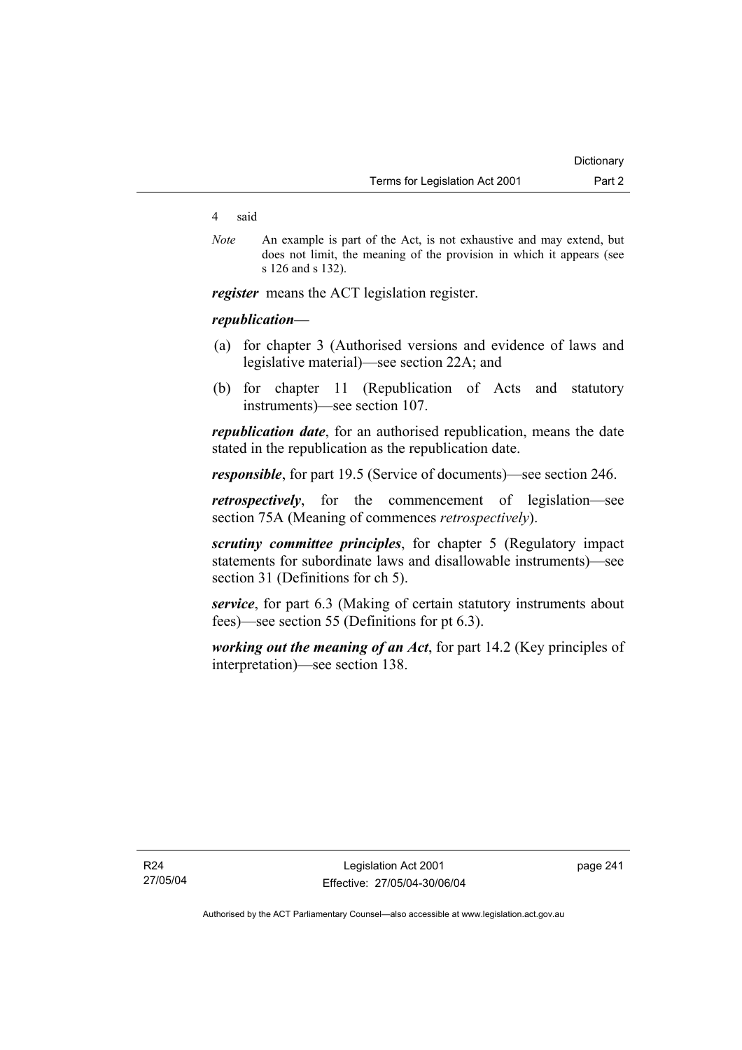4 said

*Note* An example is part of the Act, is not exhaustive and may extend, but does not limit, the meaning of the provision in which it appears (see s 126 and s 132).

***register*** means the ACT legislation register.

***republication***—

(a) for chapter 3 (Authorised versions and evidence of laws and legislative material)—see section 22A; and

(b) for chapter 11 (Republication of Acts and statutory instruments)—see section 107.

***republication date***, for an authorised republication, means the date stated in the republication as the republication date.

***responsible***, for part 19.5 (Service of documents)—see section 246.

***retrospectively***, for the commencement of legislation—see section 75A (Meaning of commences *retrospectively*).

***scrutiny committee principles***, for chapter 5 (Regulatory impact statements for subordinate laws and disallowable instruments)—see section 31 (Definitions for ch 5).

***service***, for part 6.3 (Making of certain statutory instruments about fees)—see section 55 (Definitions for pt 6.3).

***working out the meaning of an Act***, for part 14.2 (Key principles of interpretation)—see section 138.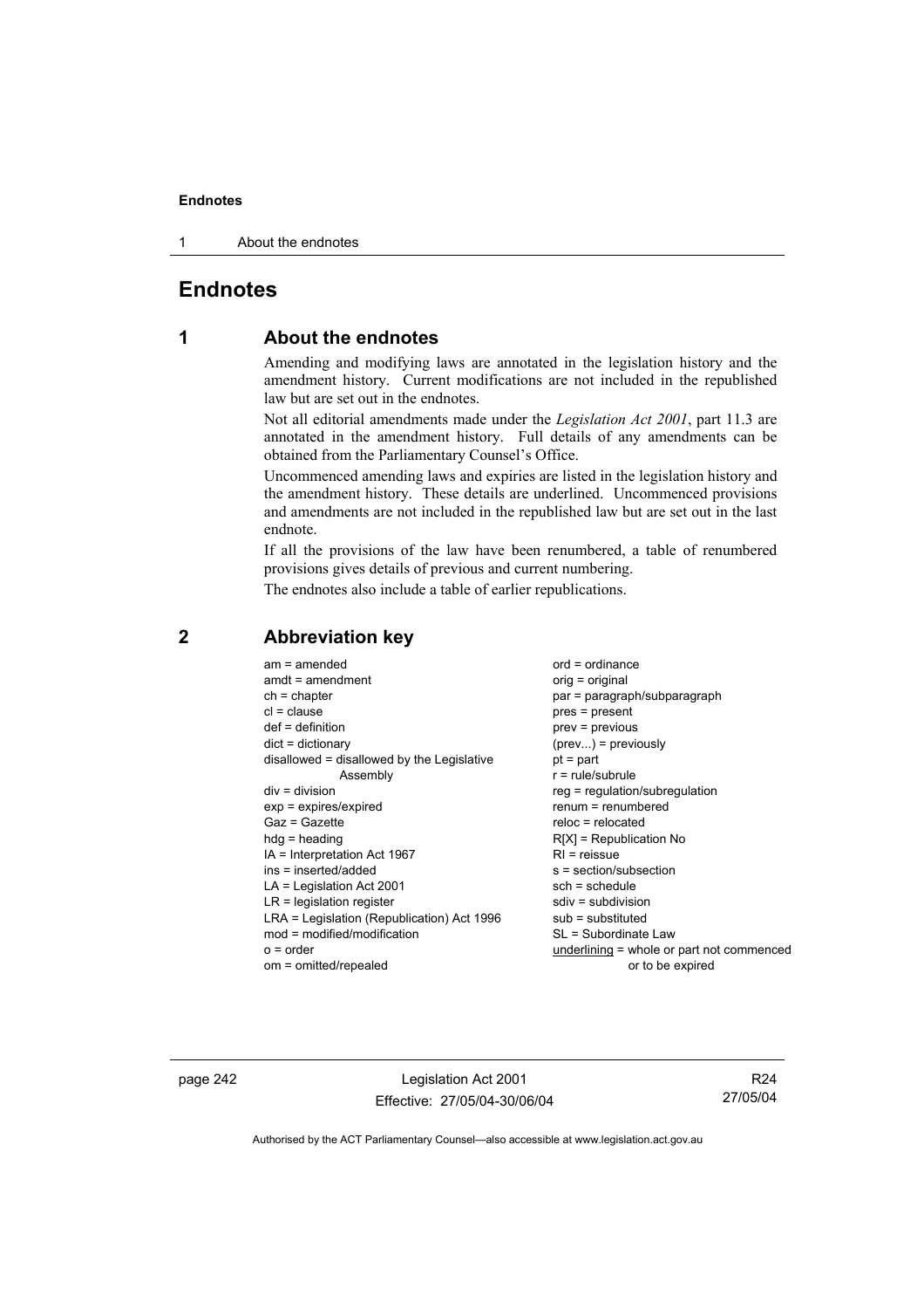# Endnotes

## 1 About the endnotes

Amending and modifying laws are annotated in the legislation history and the amendment history. Current modifications are not included in the republished law but are set out in the endnotes.

Not all editorial amendments made under the *Legislation Act 2001*, part 11.3 are annotated in the amendment history. Full details of any amendments can be obtained from the Parliamentary Counsel's Office.

Uncommenced amending laws and expiries are listed in the legislation history and the amendment history. These details are underlined. Uncommenced provisions and amendments are not included in the republished law but are set out in the last endnote.

If all the provisions of the law have been renumbered, a table of renumbered provisions gives details of previous and current numbering.

The endnotes also include a table of earlier republications.

## 2 Abbreviation key

am = amended
amdt = amendment
ch = chapter
cl = clause
def = definition
dict = dictionary
disallowed = disallowed by the Legislative Assembly
div = division
exp = expires/expired
Gaz = Gazette
hdg = heading
IA = Interpretation Act 1967
ins = inserted/added
LA = Legislation Act 2001
LR = legislation register
LRA = Legislation (Republication) Act 1996
mod = modified/modification
o = order
om = omitted/repealed
ord = ordinance
orig = original
par = paragraph/subparagraph
pres = present
prev = previous
(prev...) = previously
pt = part
r = rule/subrule
reg = regulation/subregulation
renum = renumbered
reloc = relocated
R[X] = Republication No
RI = reissue
s = section/subsection
sch = schedule
sdiv = subdivision
sub = substituted
SL = Subordinate Law
<u>underlining</u> = whole or part not commenced or to be expired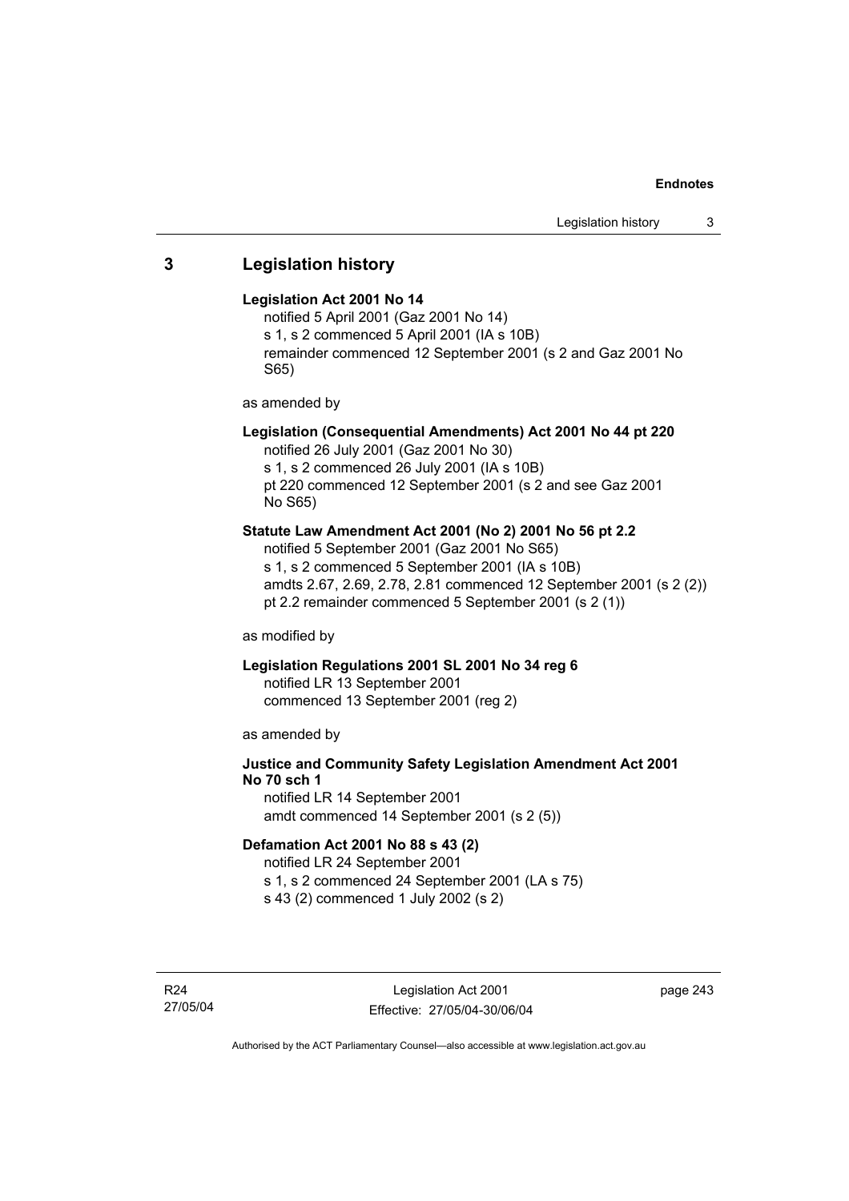## 3 Legislation history

**Legislation Act 2001 No 14**

notified 5 April 2001 (Gaz 2001 No 14)
s 1, s 2 commenced 5 April 2001 (IA s 10B)
remainder commenced 12 September 2001 (s 2 and Gaz 2001 No S65)

as amended by

**Legislation (Consequential Amendments) Act 2001 No 44 pt 220**

notified 26 July 2001 (Gaz 2001 No 30)
s 1, s 2 commenced 26 July 2001 (IA s 10B)
pt 220 commenced 12 September 2001 (s 2 and see Gaz 2001 No S65)

**Statute Law Amendment Act 2001 (No 2) 2001 No 56 pt 2.2**

notified 5 September 2001 (Gaz 2001 No S65)
s 1, s 2 commenced 5 September 2001 (IA s 10B)
amdts 2.67, 2.69, 2.78, 2.81 commenced 12 September 2001 (s 2 (2))
pt 2.2 remainder commenced 5 September 2001 (s 2 (1))

as modified by

**Legislation Regulations 2001 SL 2001 No 34 reg 6**

notified LR 13 September 2001
commenced 13 September 2001 (reg 2)

as amended by

**Justice and Community Safety Legislation Amendment Act 2001 No 70 sch 1**

notified LR 14 September 2001
amdt commenced 14 September 2001 (s 2 (5))

**Defamation Act 2001 No 88 s 43 (2)**

notified LR 24 September 2001
s 1, s 2 commenced 24 September 2001 (LA s 75)
s 43 (2) commenced 1 July 2002 (s 2)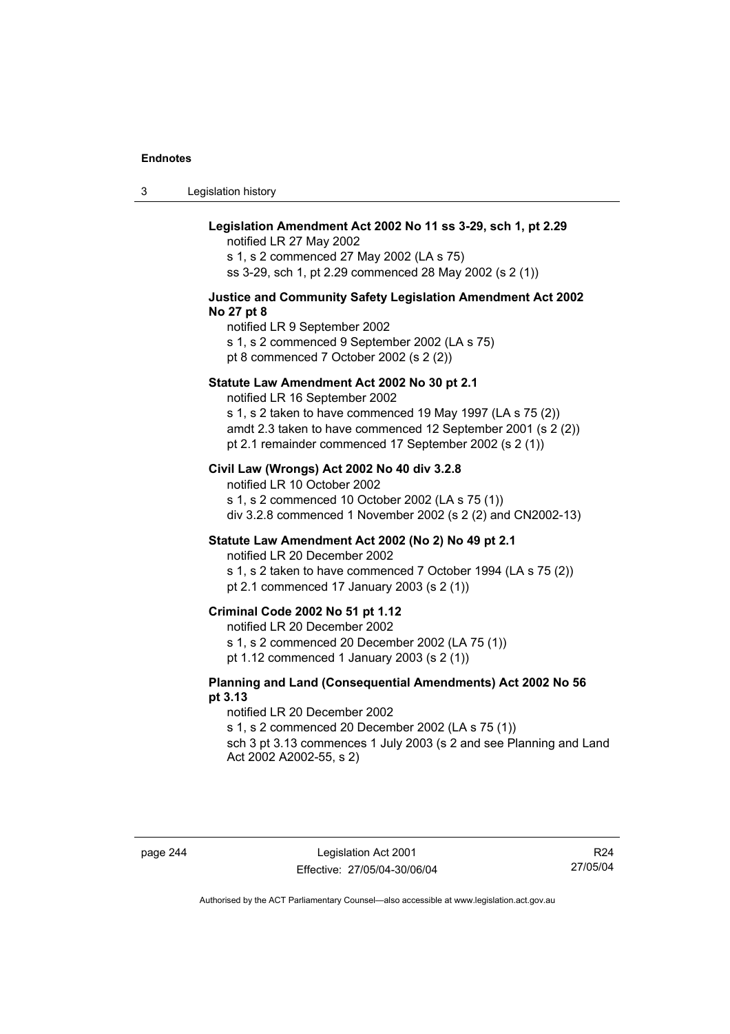**Legislation Amendment Act 2002 No 11 ss 3-29, sch 1, pt 2.29**

notified LR 27 May 2002
s 1, s 2 commenced 27 May 2002 (LA s 75)
ss 3-29, sch 1, pt 2.29 commenced 28 May 2002 (s 2 (1))

**Justice and Community Safety Legislation Amendment Act 2002 No 27 pt 8**

notified LR 9 September 2002
s 1, s 2 commenced 9 September 2002 (LA s 75)
pt 8 commenced 7 October 2002 (s 2 (2))

**Statute Law Amendment Act 2002 No 30 pt 2.1**

notified LR 16 September 2002
s 1, s 2 taken to have commenced 19 May 1997 (LA s 75 (2))
amdt 2.3 taken to have commenced 12 September 2001 (s 2 (2))
pt 2.1 remainder commenced 17 September 2002 (s 2 (1))

**Civil Law (Wrongs) Act 2002 No 40 div 3.2.8**

notified LR 10 October 2002
s 1, s 2 commenced 10 October 2002 (LA s 75 (1))
div 3.2.8 commenced 1 November 2002 (s 2 (2) and CN2002-13)

**Statute Law Amendment Act 2002 (No 2) No 49 pt 2.1**

notified LR 20 December 2002
s 1, s 2 taken to have commenced 7 October 1994 (LA s 75 (2))
pt 2.1 commenced 17 January 2003 (s 2 (1))

**Criminal Code 2002 No 51 pt 1.12**

notified LR 20 December 2002
s 1, s 2 commenced 20 December 2002 (LA 75 (1))
pt 1.12 commenced 1 January 2003 (s 2 (1))

**Planning and Land (Consequential Amendments) Act 2002 No 56 pt 3.13**

notified LR 20 December 2002
s 1, s 2 commenced 20 December 2002 (LA s 75 (1))
sch 3 pt 3.13 commences 1 July 2003 (s 2 and see Planning and Land Act 2002 A2002-55, s 2)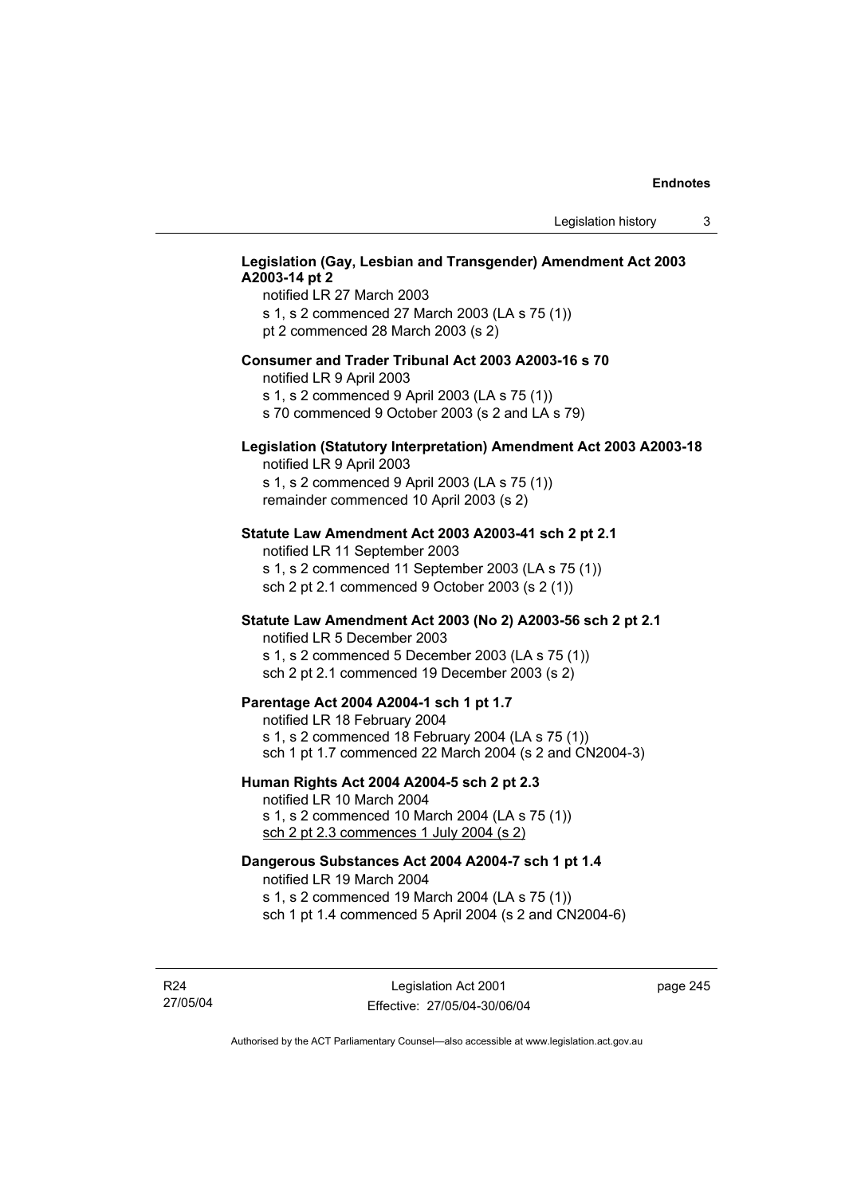**Legislation (Gay, Lesbian and Transgender) Amendment Act 2003 A2003-14 pt 2**

notified LR 27 March 2003
s 1, s 2 commenced 27 March 2003 (LA s 75 (1))
pt 2 commenced 28 March 2003 (s 2)

**Consumer and Trader Tribunal Act 2003 A2003-16 s 70**

notified LR 9 April 2003
s 1, s 2 commenced 9 April 2003 (LA s 75 (1))
s 70 commenced 9 October 2003 (s 2 and LA s 79)

**Legislation (Statutory Interpretation) Amendment Act 2003 A2003-18**

notified LR 9 April 2003
s 1, s 2 commenced 9 April 2003 (LA s 75 (1))
remainder commenced 10 April 2003 (s 2)

**Statute Law Amendment Act 2003 A2003-41 sch 2 pt 2.1**

notified LR 11 September 2003
s 1, s 2 commenced 11 September 2003 (LA s 75 (1))
sch 2 pt 2.1 commenced 9 October 2003 (s 2 (1))

**Statute Law Amendment Act 2003 (No 2) A2003-56 sch 2 pt 2.1**

notified LR 5 December 2003
s 1, s 2 commenced 5 December 2003 (LA s 75 (1))
sch 2 pt 2.1 commenced 19 December 2003 (s 2)

**Parentage Act 2004 A2004-1 sch 1 pt 1.7**

notified LR 18 February 2004
s 1, s 2 commenced 18 February 2004 (LA s 75 (1))
sch 1 pt 1.7 commenced 22 March 2004 (s 2 and CN2004-3)

**Human Rights Act 2004 A2004-5 sch 2 pt 2.3**

notified LR 10 March 2004
s 1, s 2 commenced 10 March 2004 (LA s 75 (1))
sch 2 pt 2.3 commences 1 July 2004 (s 2)

**Dangerous Substances Act 2004 A2004-7 sch 1 pt 1.4**

notified LR 19 March 2004
s 1, s 2 commenced 19 March 2004 (LA s 75 (1))
sch 1 pt 1.4 commenced 5 April 2004 (s 2 and CN2004-6)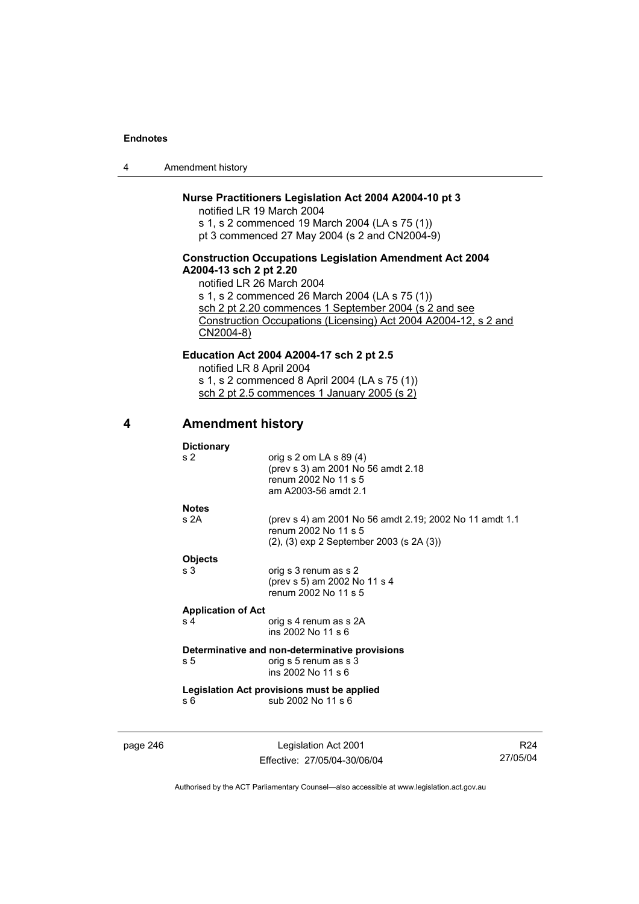**Nurse Practitioners Legislation Act 2004 A2004-10 pt 3**

notified LR 19 March 2004

s 1, s 2 commenced 19 March 2004 (LA s 75 (1))

pt 3 commenced 27 May 2004 (s 2 and CN2004-9)

**Construction Occupations Legislation Amendment Act 2004 A2004-13 sch 2 pt 2.20**

notified LR 26 March 2004

s 1, s 2 commenced 26 March 2004 (LA s 75 (1))

sch 2 pt 2.20 commences 1 September 2004 (s 2 and see Construction Occupations (Licensing) Act 2004 A2004-12, s 2 and CN2004-8)

**Education Act 2004 A2004-17 sch 2 pt 2.5**

notified LR 8 April 2004

s 1, s 2 commenced 8 April 2004 (LA s 75 (1))

sch 2 pt 2.5 commences 1 January 2005 (s 2)

## 4 Amendment history

**Dictionary**

| | |
|---|---|
| s 2 | orig s 2 om LA s 89 (4)<br>(prev s 3) am 2001 No 56 amdt 2.18<br>renum 2002 No 11 s 5<br>am A2003-56 amdt 2.1 |

**Notes**

| | |
|---|---|
| s 2A | (prev s 4) am 2001 No 56 amdt 2.19; 2002 No 11 amdt 1.1<br>renum 2002 No 11 s 5<br>(2), (3) exp 2 September 2003 (s 2A (3)) |

**Objects**

| | |
|---|---|
| s 3 | orig s 3 renum as s 2<br>(prev s 5) am 2002 No 11 s 4<br>renum 2002 No 11 s 5 |

**Application of Act**

| | |
|---|---|
| s 4 | orig s 4 renum as s 2A<br>ins 2002 No 11 s 6 |

**Determinative and non-determinative provisions**

| | |
|---|---|
| s 5 | orig s 5 renum as s 3<br>ins 2002 No 11 s 6 |

**Legislation Act provisions must be applied**

| | |
|---|---|
| s 6 | sub 2002 No 11 s 6 |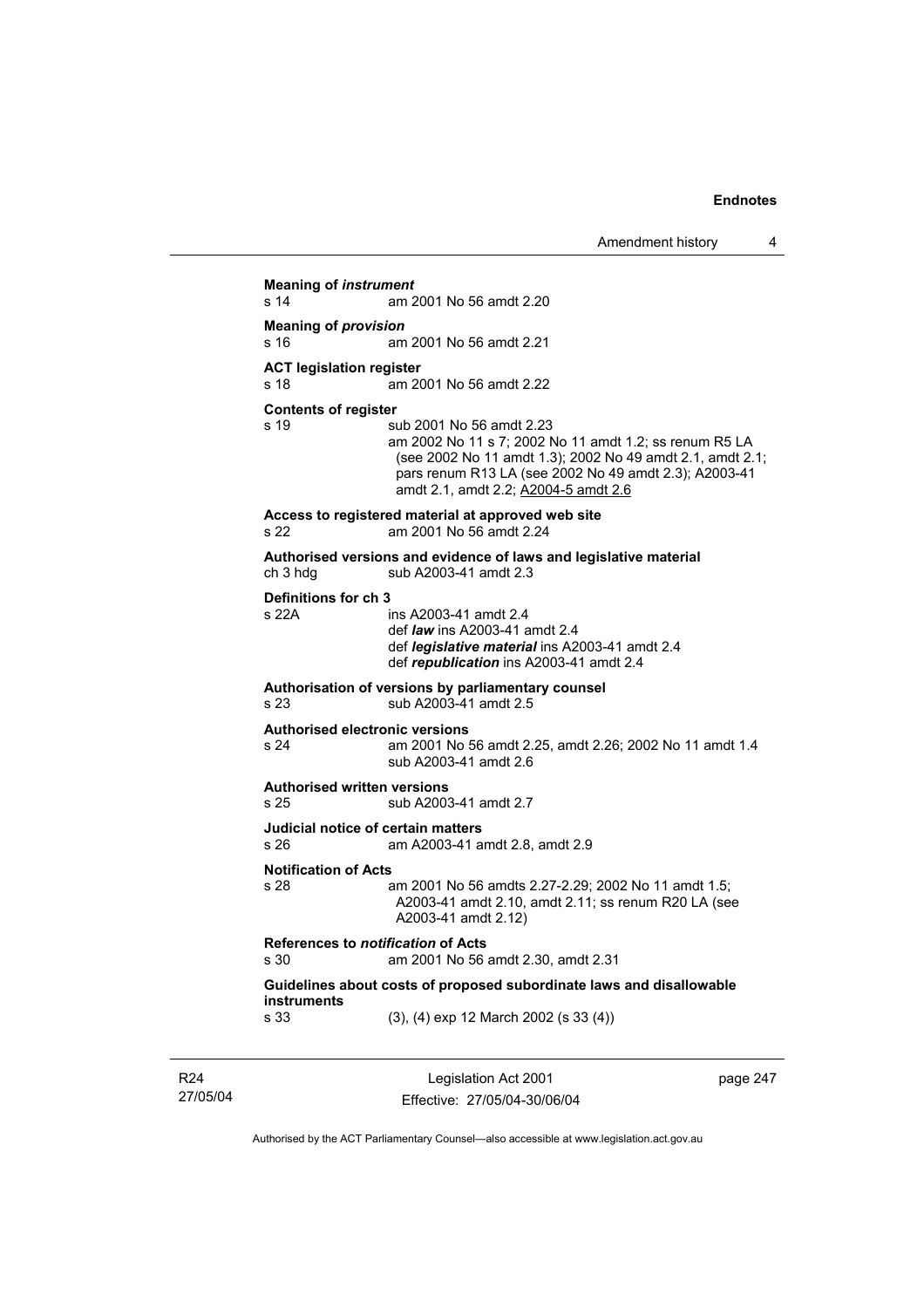**Meaning of *instrument***
s 14 am 2001 No 56 amdt 2.20

**Meaning of *provision***
s 16 am 2001 No 56 amdt 2.21

**ACT legislation register**
s 18 am 2001 No 56 amdt 2.22

**Contents of register**
s 19 sub 2001 No 56 amdt 2.23
am 2002 No 11 s 7; 2002 No 11 amdt 1.2; ss renum R5 LA (see 2002 No 11 amdt 1.3); 2002 No 49 amdt 2.1, amdt 2.1; pars renum R13 LA (see 2002 No 49 amdt 2.3); A2003-41 amdt 2.1, amdt 2.2; A2004-5 amdt 2.6

**Access to registered material at approved web site**
s 22 am 2001 No 56 amdt 2.24

**Authorised versions and evidence of laws and legislative material**
ch 3 hdg sub A2003-41 amdt 2.3

**Definitions for ch 3**
s 22A ins A2003-41 amdt 2.4
def ***law*** ins A2003-41 amdt 2.4
def ***legislative material*** ins A2003-41 amdt 2.4
def ***republication*** ins A2003-41 amdt 2.4

**Authorisation of versions by parliamentary counsel**
s 23 sub A2003-41 amdt 2.5

**Authorised electronic versions**
s 24 am 2001 No 56 amdt 2.25, amdt 2.26; 2002 No 11 amdt 1.4
sub A2003-41 amdt 2.6

**Authorised written versions**
s 25 sub A2003-41 amdt 2.7

**Judicial notice of certain matters**
s 26 am A2003-41 amdt 2.8, amdt 2.9

**Notification of Acts**
s 28 am 2001 No 56 amdts 2.27-2.29; 2002 No 11 amdt 1.5; A2003-41 amdt 2.10, amdt 2.11; ss renum R20 LA (see A2003-41 amdt 2.12)

**References to *notification* of Acts**
s 30 am 2001 No 56 amdt 2.30, amdt 2.31

**Guidelines about costs of proposed subordinate laws and disallowable instruments**
s 33 (3), (4) exp 12 March 2002 (s 33 (4))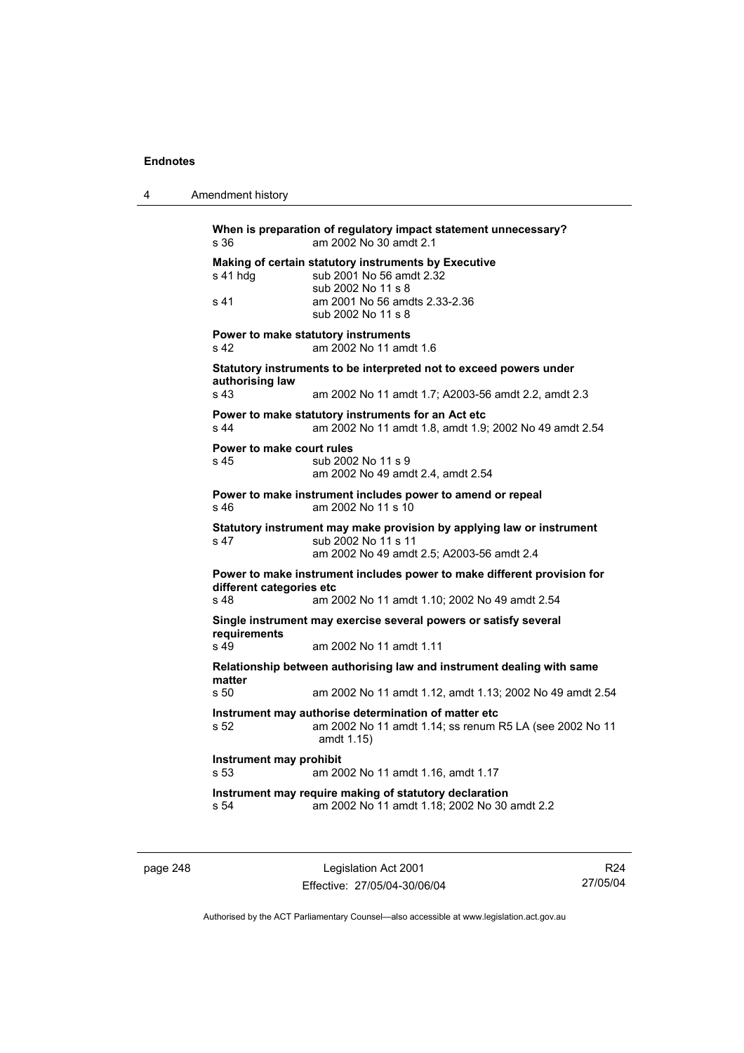**When is preparation of regulatory impact statement unnecessary?**
s 36 am 2002 No 30 amdt 2.1

**Making of certain statutory instruments by Executive**
s 41 hdg sub 2001 No 56 amdt 2.32
sub 2002 No 11 s 8
s 41 am 2001 No 56 amdts 2.33-2.36
sub 2002 No 11 s 8

**Power to make statutory instruments**
s 42 am 2002 No 11 amdt 1.6

**Statutory instruments to be interpreted not to exceed powers under authorising law**
s 43 am 2002 No 11 amdt 1.7; A2003-56 amdt 2.2, amdt 2.3

**Power to make statutory instruments for an Act etc**
s 44 am 2002 No 11 amdt 1.8, amdt 1.9; 2002 No 49 amdt 2.54

**Power to make court rules**
s 45 sub 2002 No 11 s 9
am 2002 No 49 amdt 2.4, amdt 2.54

**Power to make instrument includes power to amend or repeal**
s 46 am 2002 No 11 s 10

**Statutory instrument may make provision by applying law or instrument**
s 47 sub 2002 No 11 s 11
am 2002 No 49 amdt 2.5; A2003-56 amdt 2.4

**Power to make instrument includes power to make different provision for different categories etc**
s 48 am 2002 No 11 amdt 1.10; 2002 No 49 amdt 2.54

**Single instrument may exercise several powers or satisfy several requirements**
s 49 am 2002 No 11 amdt 1.11

**Relationship between authorising law and instrument dealing with same matter**
s 50 am 2002 No 11 amdt 1.12, amdt 1.13; 2002 No 49 amdt 2.54

**Instrument may authorise determination of matter etc**
s 52 am 2002 No 11 amdt 1.14; ss renum R5 LA (see 2002 No 11 amdt 1.15)

**Instrument may prohibit**
s 53 am 2002 No 11 amdt 1.16, amdt 1.17

**Instrument may require making of statutory declaration**
s 54 am 2002 No 11 amdt 1.18; 2002 No 30 amdt 2.2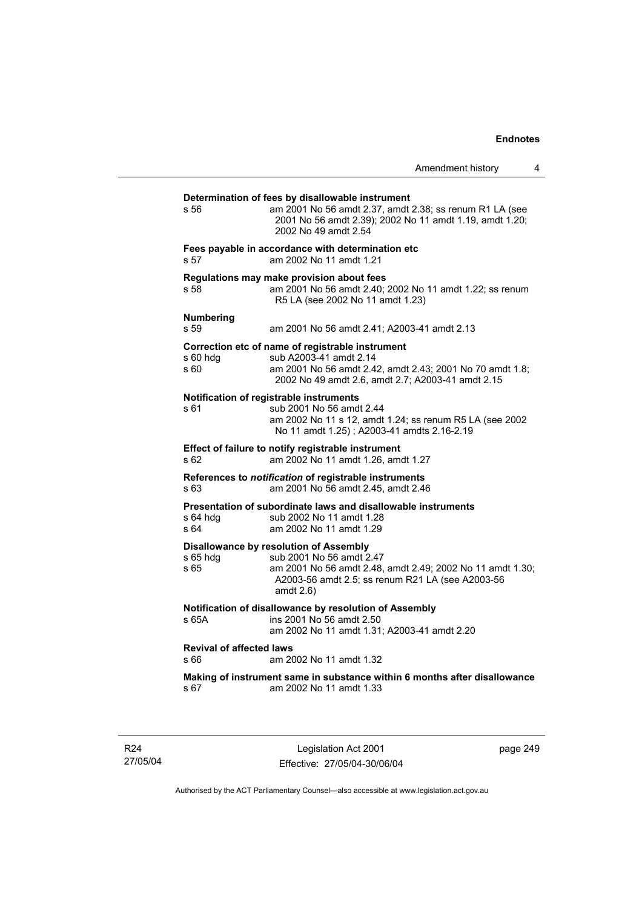**Determination of fees by disallowable instrument**

s 56 — am 2001 No 56 amdt 2.37, amdt 2.38; ss renum R1 LA (see 2001 No 56 amdt 2.39); 2002 No 11 amdt 1.19, amdt 1.20; 2002 No 49 amdt 2.54

**Fees payable in accordance with determination etc**

s 57 — am 2002 No 11 amdt 1.21

**Regulations may make provision about fees**

s 58 — am 2001 No 56 amdt 2.40; 2002 No 11 amdt 1.22; ss renum R5 LA (see 2002 No 11 amdt 1.23)

**Numbering**

s 59 — am 2001 No 56 amdt 2.41; A2003-41 amdt 2.13

**Correction etc of name of registrable instrument**

s 60 hdg — sub A2003-41 amdt 2.14

s 60 — am 2001 No 56 amdt 2.42, amdt 2.43; 2001 No 70 amdt 1.8; 2002 No 49 amdt 2.6, amdt 2.7; A2003-41 amdt 2.15

**Notification of registrable instruments**

s 61 — sub 2001 No 56 amdt 2.44
am 2002 No 11 s 12, amdt 1.24; ss renum R5 LA (see 2002 No 11 amdt 1.25) ; A2003-41 amdts 2.16-2.19

**Effect of failure to notify registrable instrument**

s 62 — am 2002 No 11 amdt 1.26, amdt 1.27

**References to *notification* of registrable instruments**

s 63 — am 2001 No 56 amdt 2.45, amdt 2.46

**Presentation of subordinate laws and disallowable instruments**

s 64 hdg — sub 2002 No 11 amdt 1.28

s 64 — am 2002 No 11 amdt 1.29

**Disallowance by resolution of Assembly**

s 65 hdg — sub 2001 No 56 amdt 2.47

s 65 — am 2001 No 56 amdt 2.48, amdt 2.49; 2002 No 11 amdt 1.30; A2003-56 amdt 2.5; ss renum R21 LA (see A2003-56 amdt 2.6)

**Notification of disallowance by resolution of Assembly**

s 65A — ins 2001 No 56 amdt 2.50
am 2002 No 11 amdt 1.31; A2003-41 amdt 2.20

**Revival of affected laws**

s 66 — am 2002 No 11 amdt 1.32

**Making of instrument same in substance within 6 months after disallowance**

s 67 — am 2002 No 11 amdt 1.33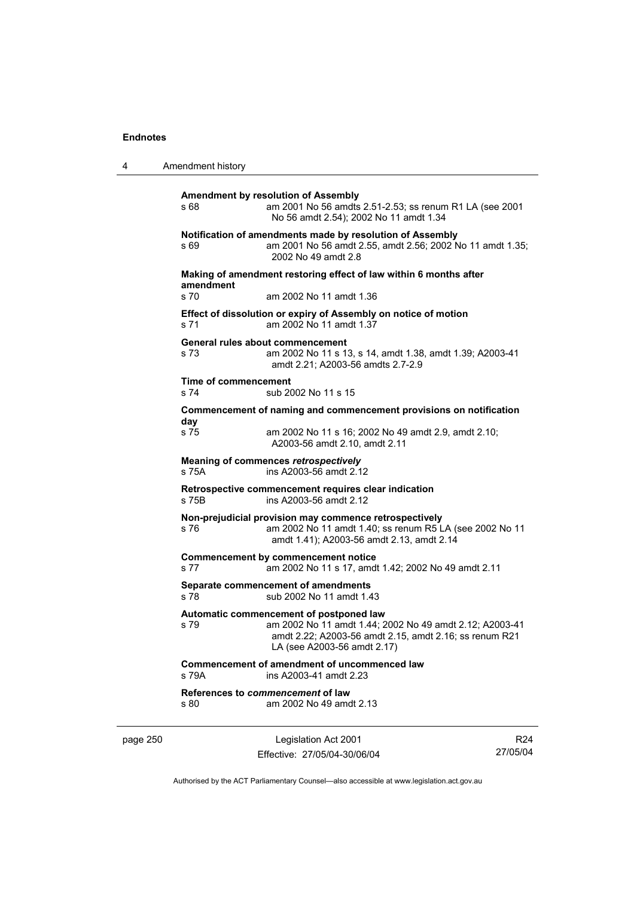**Amendment by resolution of Assembly**

s 68 — am 2001 No 56 amdts 2.51-2.53; ss renum R1 LA (see 2001 No 56 amdt 2.54); 2002 No 11 amdt 1.34

**Notification of amendments made by resolution of Assembly**

s 69 — am 2001 No 56 amdt 2.55, amdt 2.56; 2002 No 11 amdt 1.35; 2002 No 49 amdt 2.8

**Making of amendment restoring effect of law within 6 months after amendment**

s 70 — am 2002 No 11 amdt 1.36

**Effect of dissolution or expiry of Assembly on notice of motion**

s 71 — am 2002 No 11 amdt 1.37

**General rules about commencement**

s 73 — am 2002 No 11 s 13, s 14, amdt 1.38, amdt 1.39; A2003-41 amdt 2.21; A2003-56 amdts 2.7-2.9

**Time of commencement**

s 74 — sub 2002 No 11 s 15

**Commencement of naming and commencement provisions on notification day**

s 75 — am 2002 No 11 s 16; 2002 No 49 amdt 2.9, amdt 2.10; A2003-56 amdt 2.10, amdt 2.11

**Meaning of commences *retrospectively***

s 75A — ins A2003-56 amdt 2.12

**Retrospective commencement requires clear indication**

s 75B — ins A2003-56 amdt 2.12

**Non-prejudicial provision may commence retrospectively**

s 76 — am 2002 No 11 amdt 1.40; ss renum R5 LA (see 2002 No 11 amdt 1.41); A2003-56 amdt 2.13, amdt 2.14

**Commencement by commencement notice**

s 77 — am 2002 No 11 s 17, amdt 1.42; 2002 No 49 amdt 2.11

**Separate commencement of amendments**

s 78 — sub 2002 No 11 amdt 1.43

**Automatic commencement of postponed law**

s 79 — am 2002 No 11 amdt 1.44; 2002 No 49 amdt 2.12; A2003-41 amdt 2.22; A2003-56 amdt 2.15, amdt 2.16; ss renum R21 LA (see A2003-56 amdt 2.17)

**Commencement of amendment of uncommenced law**

s 79A — ins A2003-41 amdt 2.23

**References to *commencement* of law**

s 80 — am 2002 No 49 amdt 2.13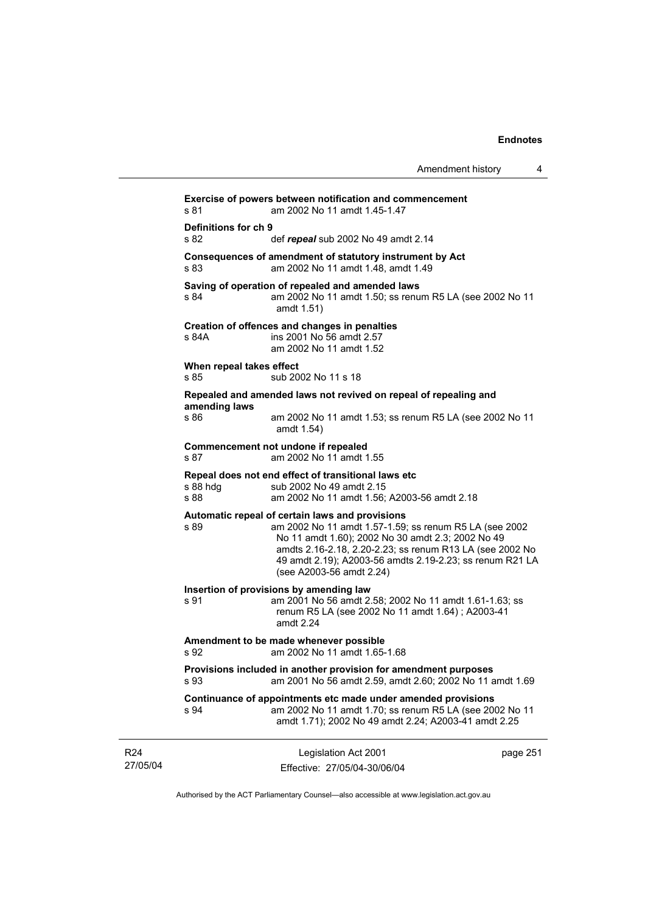**Exercise of powers between notification and commencement**
s 81 am 2002 No 11 amdt 1.45-1.47

**Definitions for ch 9**
s 82 def ***repeal*** sub 2002 No 49 amdt 2.14

**Consequences of amendment of statutory instrument by Act**
s 83 am 2002 No 11 amdt 1.48, amdt 1.49

**Saving of operation of repealed and amended laws**
s 84 am 2002 No 11 amdt 1.50; ss renum R5 LA (see 2002 No 11 amdt 1.51)

**Creation of offences and changes in penalties**
s 84A ins 2001 No 56 amdt 2.57
am 2002 No 11 amdt 1.52

**When repeal takes effect**
s 85 sub 2002 No 11 s 18

**Repealed and amended laws not revived on repeal of repealing and amending laws**
s 86 am 2002 No 11 amdt 1.53; ss renum R5 LA (see 2002 No 11 amdt 1.54)

**Commencement not undone if repealed**
s 87 am 2002 No 11 amdt 1.55

**Repeal does not end effect of transitional laws etc**
s 88 hdg sub 2002 No 49 amdt 2.15
s 88 am 2002 No 11 amdt 1.56; A2003-56 amdt 2.18

**Automatic repeal of certain laws and provisions**
s 89 am 2002 No 11 amdt 1.57-1.59; ss renum R5 LA (see 2002 No 11 amdt 1.60); 2002 No 30 amdt 2.3; 2002 No 49 amdts 2.16-2.18, 2.20-2.23; ss renum R13 LA (see 2002 No 49 amdt 2.19); A2003-56 amdts 2.19-2.23; ss renum R21 LA (see A2003-56 amdt 2.24)

**Insertion of provisions by amending law**
s 91 am 2001 No 56 amdt 2.58; 2002 No 11 amdt 1.61-1.63; ss renum R5 LA (see 2002 No 11 amdt 1.64) ; A2003-41 amdt 2.24

**Amendment to be made whenever possible**
s 92 am 2002 No 11 amdt 1.65-1.68

**Provisions included in another provision for amendment purposes**
s 93 am 2001 No 56 amdt 2.59, amdt 2.60; 2002 No 11 amdt 1.69

**Continuance of appointments etc made under amended provisions**
s 94 am 2002 No 11 amdt 1.70; ss renum R5 LA (see 2002 No 11 amdt 1.71); 2002 No 49 amdt 2.24; A2003-41 amdt 2.25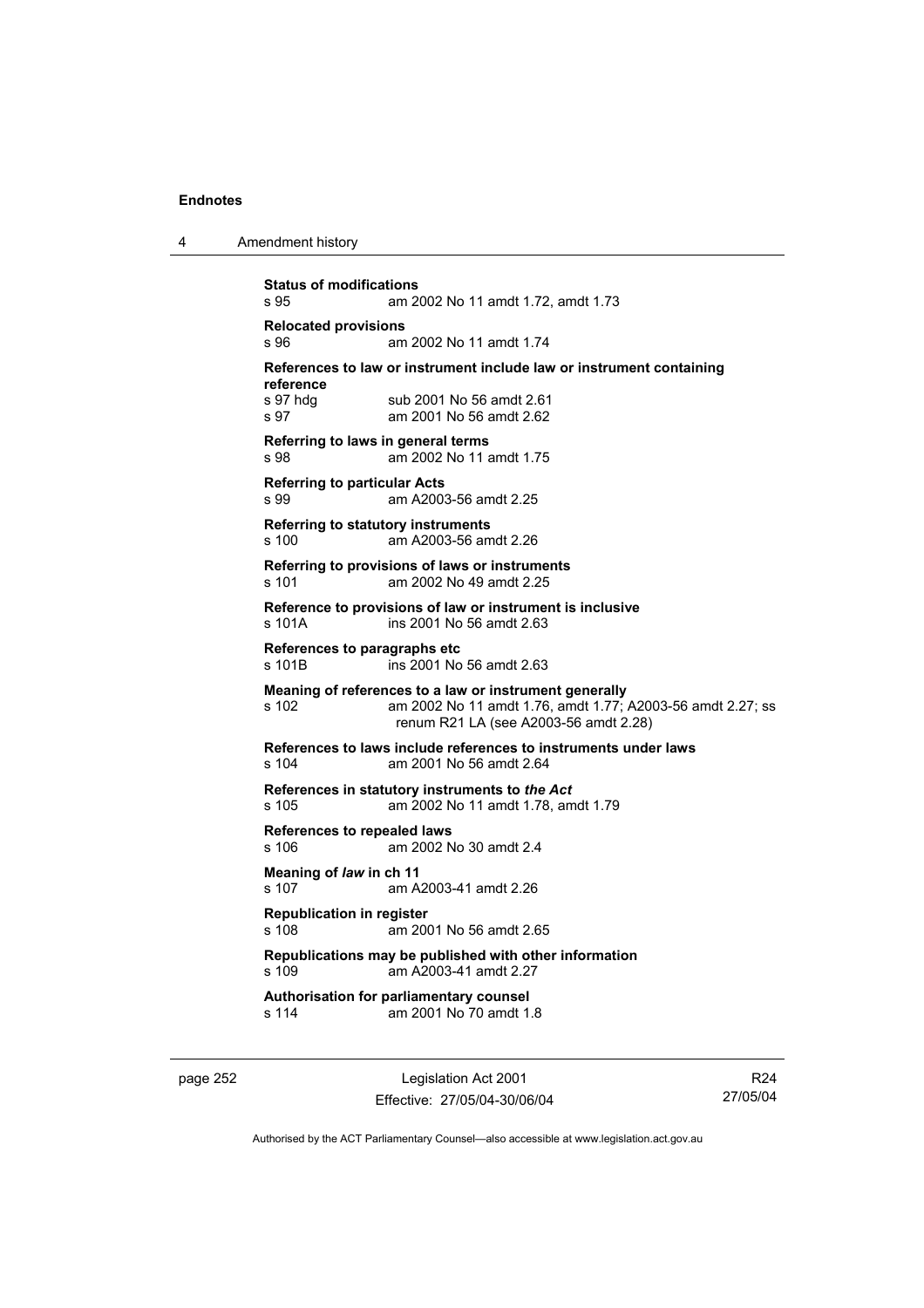**Status of modifications**
s 95 am 2002 No 11 amdt 1.72, amdt 1.73

**Relocated provisions**
s 96 am 2002 No 11 amdt 1.74

**References to law or instrument include law or instrument containing reference**
s 97 hdg sub 2001 No 56 amdt 2.61
s 97 am 2001 No 56 amdt 2.62

**Referring to laws in general terms**
s 98 am 2002 No 11 amdt 1.75

**Referring to particular Acts**
s 99 am A2003-56 amdt 2.25

**Referring to statutory instruments**
s 100 am A2003-56 amdt 2.26

**Referring to provisions of laws or instruments**
s 101 am 2002 No 49 amdt 2.25

**Reference to provisions of law or instrument is inclusive**
s 101A ins 2001 No 56 amdt 2.63

**References to paragraphs etc**
s 101B ins 2001 No 56 amdt 2.63

**Meaning of references to a law or instrument generally**
s 102 am 2002 No 11 amdt 1.76, amdt 1.77; A2003-56 amdt 2.27; ss renum R21 LA (see A2003-56 amdt 2.28)

**References to laws include references to instruments under laws**
s 104 am 2001 No 56 amdt 2.64

**References in statutory instruments to *the Act***
s 105 am 2002 No 11 amdt 1.78, amdt 1.79

**References to repealed laws**
s 106 am 2002 No 30 amdt 2.4

**Meaning of *law* in ch 11**
s 107 am A2003-41 amdt 2.26

**Republication in register**
s 108 am 2001 No 56 amdt 2.65

**Republications may be published with other information**
s 109 am A2003-41 amdt 2.27

**Authorisation for parliamentary counsel**
s 114 am 2001 No 70 amdt 1.8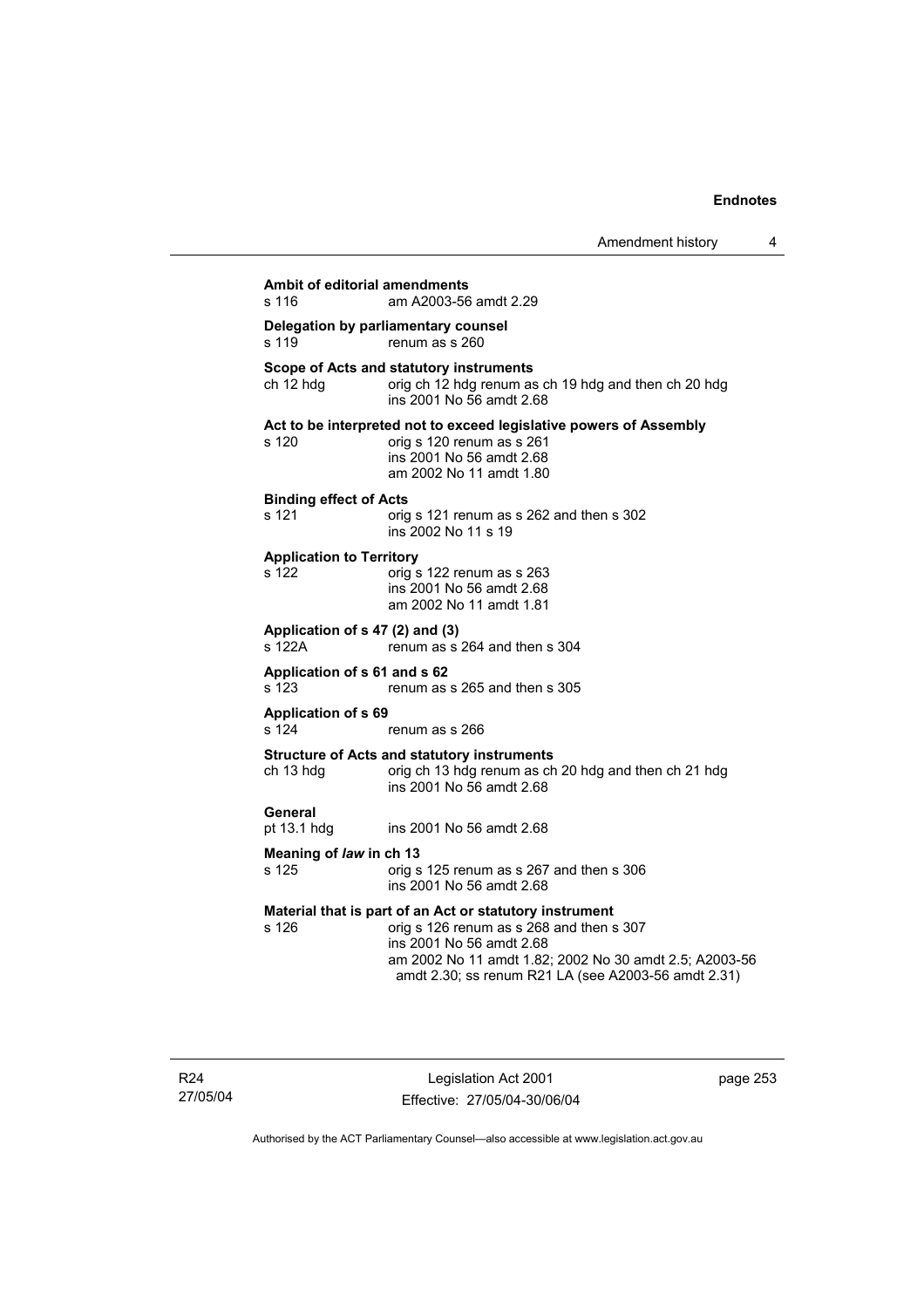**Ambit of editorial amendments**
s 116 am A2003-56 amdt 2.29

**Delegation by parliamentary counsel**
s 119 renum as s 260

**Scope of Acts and statutory instruments**
ch 12 hdg orig ch 12 hdg renum as ch 19 hdg and then ch 20 hdg
ins 2001 No 56 amdt 2.68

**Act to be interpreted not to exceed legislative powers of Assembly**
s 120 orig s 120 renum as s 261
ins 2001 No 56 amdt 2.68
am 2002 No 11 amdt 1.80

**Binding effect of Acts**
s 121 orig s 121 renum as s 262 and then s 302
ins 2002 No 11 s 19

**Application to Territory**
s 122 orig s 122 renum as s 263
ins 2001 No 56 amdt 2.68
am 2002 No 11 amdt 1.81

**Application of s 47 (2) and (3)**
s 122A renum as s 264 and then s 304

**Application of s 61 and s 62**
s 123 renum as s 265 and then s 305

**Application of s 69**
s 124 renum as s 266

**Structure of Acts and statutory instruments**
ch 13 hdg orig ch 13 hdg renum as ch 20 hdg and then ch 21 hdg
ins 2001 No 56 amdt 2.68

**General**
pt 13.1 hdg ins 2001 No 56 amdt 2.68

**Meaning of *law* in ch 13**
s 125 orig s 125 renum as s 267 and then s 306
ins 2001 No 56 amdt 2.68

**Material that is part of an Act or statutory instrument**
s 126 orig s 126 renum as s 268 and then s 307
ins 2001 No 56 amdt 2.68
am 2002 No 11 amdt 1.82; 2002 No 30 amdt 2.5; A2003-56 amdt 2.30; ss renum R21 LA (see A2003-56 amdt 2.31)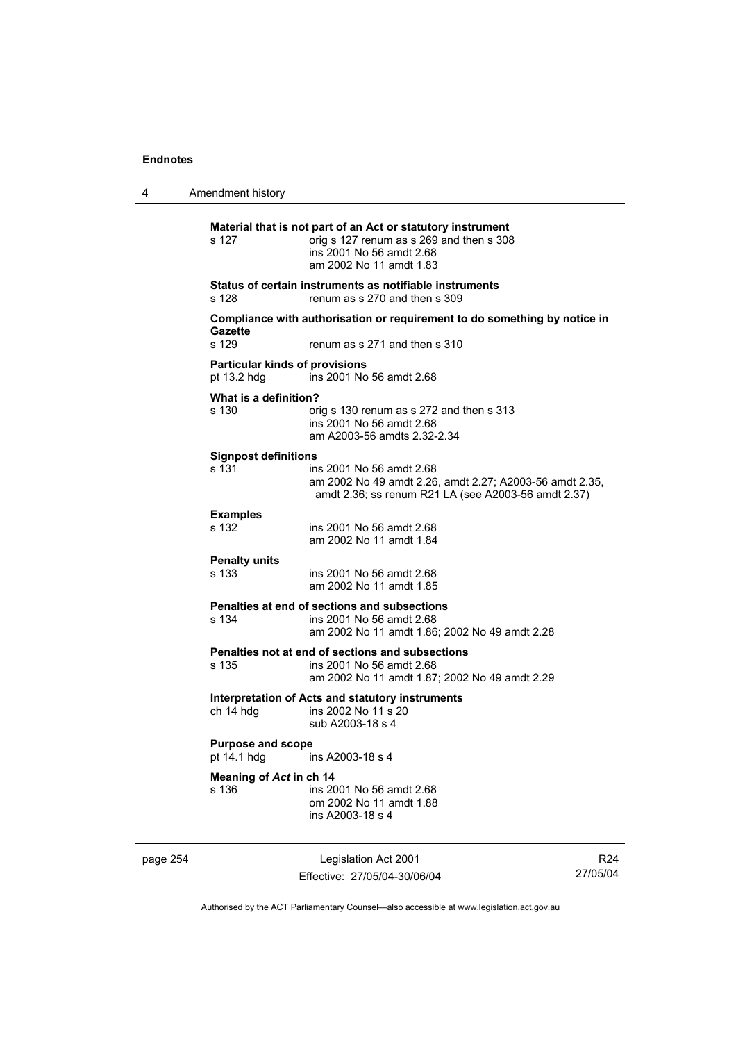**Material that is not part of an Act or statutory instrument**

s 127 — orig s 127 renum as s 269 and then s 308
ins 2001 No 56 amdt 2.68
am 2002 No 11 amdt 1.83

**Status of certain instruments as notifiable instruments**

s 128 — renum as s 270 and then s 309

**Compliance with authorisation or requirement to do something by notice in Gazette**

s 129 — renum as s 271 and then s 310

**Particular kinds of provisions**

pt 13.2 hdg — ins 2001 No 56 amdt 2.68

**What is a definition?**

s 130 — orig s 130 renum as s 272 and then s 313
ins 2001 No 56 amdt 2.68
am A2003-56 amdts 2.32-2.34

**Signpost definitions**

s 131 — ins 2001 No 56 amdt 2.68
am 2002 No 49 amdt 2.26, amdt 2.27; A2003-56 amdt 2.35, amdt 2.36; ss renum R21 LA (see A2003-56 amdt 2.37)

**Examples**

s 132 — ins 2001 No 56 amdt 2.68
am 2002 No 11 amdt 1.84

**Penalty units**

s 133 — ins 2001 No 56 amdt 2.68
am 2002 No 11 amdt 1.85

**Penalties at end of sections and subsections**

s 134 — ins 2001 No 56 amdt 2.68
am 2002 No 11 amdt 1.86; 2002 No 49 amdt 2.28

**Penalties not at end of sections and subsections**

s 135 — ins 2001 No 56 amdt 2.68
am 2002 No 11 amdt 1.87; 2002 No 49 amdt 2.29

**Interpretation of Acts and statutory instruments**

ch 14 hdg — ins 2002 No 11 s 20
sub A2003-18 s 4

**Purpose and scope**

pt 14.1 hdg — ins A2003-18 s 4

**Meaning of *Act* in ch 14**

s 136 — ins 2001 No 56 amdt 2.68
om 2002 No 11 amdt 1.88
ins A2003-18 s 4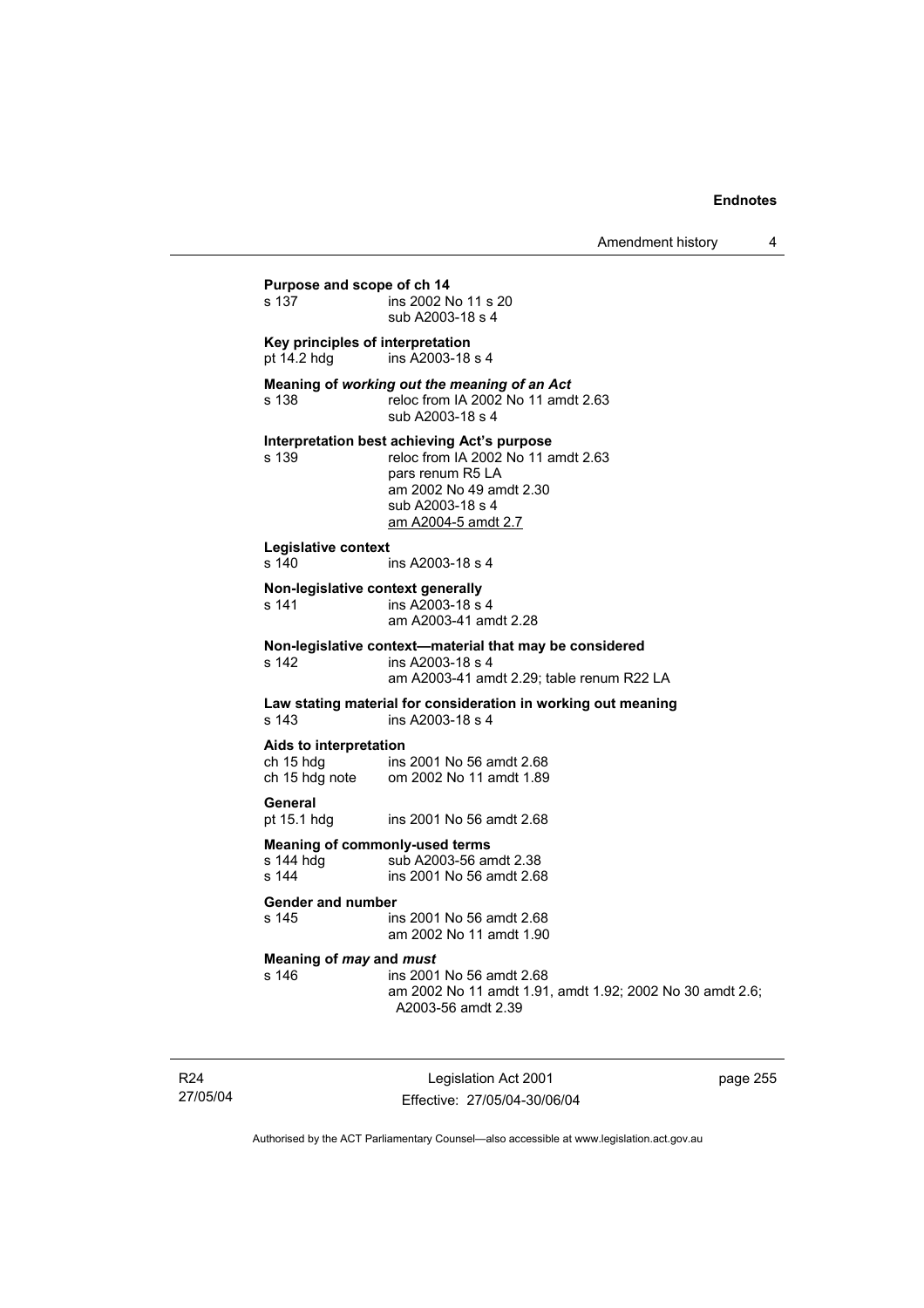**Purpose and scope of ch 14**

s 137 ins 2002 No 11 s 20
sub A2003-18 s 4

**Key principles of interpretation**

pt 14.2 hdg ins A2003-18 s 4

**Meaning of *working out the meaning of an Act***

s 138 reloc from IA 2002 No 11 amdt 2.63
sub A2003-18 s 4

**Interpretation best achieving Act's purpose**

s 139 reloc from IA 2002 No 11 amdt 2.63
pars renum R5 LA
am 2002 No 49 amdt 2.30
sub A2003-18 s 4
am A2004-5 amdt 2.7

**Legislative context**

s 140 ins A2003-18 s 4

**Non-legislative context generally**

s 141 ins A2003-18 s 4
am A2003-41 amdt 2.28

**Non-legislative context—material that may be considered**

s 142 ins A2003-18 s 4
am A2003-41 amdt 2.29; table renum R22 LA

**Law stating material for consideration in working out meaning**

s 143 ins A2003-18 s 4

**Aids to interpretation**

ch 15 hdg ins 2001 No 56 amdt 2.68
ch 15 hdg note om 2002 No 11 amdt 1.89

**General**

pt 15.1 hdg ins 2001 No 56 amdt 2.68

**Meaning of commonly-used terms**

s 144 hdg sub A2003-56 amdt 2.38
s 144 ins 2001 No 56 amdt 2.68

**Gender and number**

s 145 ins 2001 No 56 amdt 2.68
am 2002 No 11 amdt 1.90

**Meaning of *may* and *must***

s 146 ins 2001 No 56 amdt 2.68
am 2002 No 11 amdt 1.91, amdt 1.92; 2002 No 30 amdt 2.6; A2003-56 amdt 2.39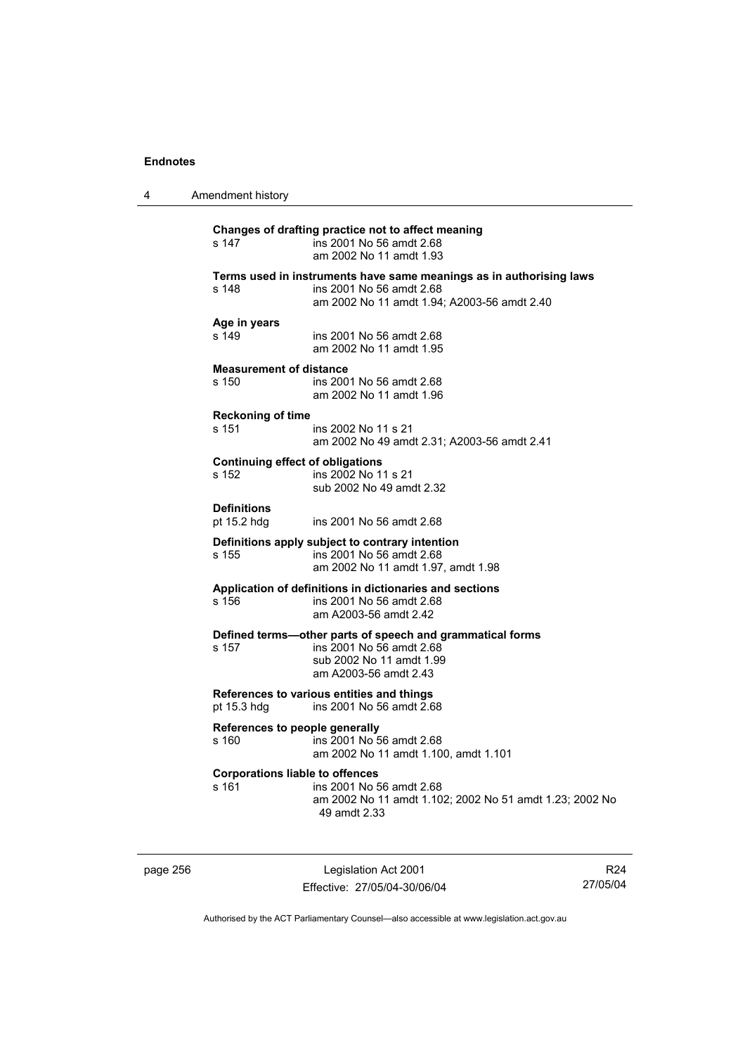**Changes of drafting practice not to affect meaning**

s 147 ins 2001 No 56 amdt 2.68
am 2002 No 11 amdt 1.93

**Terms used in instruments have same meanings as in authorising laws**

s 148 ins 2001 No 56 amdt 2.68
am 2002 No 11 amdt 1.94; A2003-56 amdt 2.40

**Age in years**

s 149 ins 2001 No 56 amdt 2.68
am 2002 No 11 amdt 1.95

**Measurement of distance**

s 150 ins 2001 No 56 amdt 2.68
am 2002 No 11 amdt 1.96

**Reckoning of time**

s 151 ins 2002 No 11 s 21
am 2002 No 49 amdt 2.31; A2003-56 amdt 2.41

**Continuing effect of obligations**

s 152 ins 2002 No 11 s 21
sub 2002 No 49 amdt 2.32

**Definitions**

pt 15.2 hdg ins 2001 No 56 amdt 2.68

**Definitions apply subject to contrary intention**

s 155 ins 2001 No 56 amdt 2.68
am 2002 No 11 amdt 1.97, amdt 1.98

**Application of definitions in dictionaries and sections**

s 156 ins 2001 No 56 amdt 2.68
am A2003-56 amdt 2.42

**Defined terms—other parts of speech and grammatical forms**

s 157 ins 2001 No 56 amdt 2.68
sub 2002 No 11 amdt 1.99
am A2003-56 amdt 2.43

**References to various entities and things**

pt 15.3 hdg ins 2001 No 56 amdt 2.68

**References to people generally**

s 160 ins 2001 No 56 amdt 2.68
am 2002 No 11 amdt 1.100, amdt 1.101

**Corporations liable to offences**

s 161 ins 2001 No 56 amdt 2.68
am 2002 No 11 amdt 1.102; 2002 No 51 amdt 1.23; 2002 No 49 amdt 2.33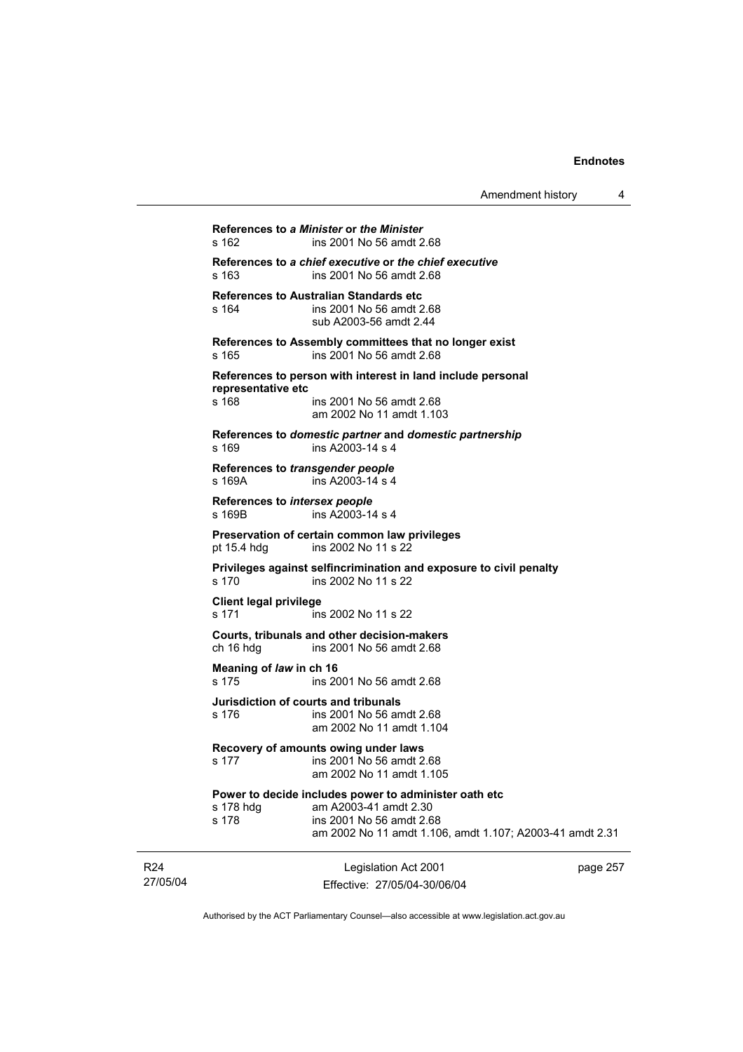**References to *a Minister* or *the Minister***
s 162 ins 2001 No 56 amdt 2.68

**References to *a chief executive* or *the chief executive***
s 163 ins 2001 No 56 amdt 2.68

**References to Australian Standards etc**
s 164 ins 2001 No 56 amdt 2.68
sub A2003-56 amdt 2.44

**References to Assembly committees that no longer exist**
s 165 ins 2001 No 56 amdt 2.68

**References to person with interest in land include personal representative etc**
s 168 ins 2001 No 56 amdt 2.68
am 2002 No 11 amdt 1.103

**References to *domestic partner* and *domestic partnership***
s 169 ins A2003-14 s 4

**References to *transgender people***
s 169A ins A2003-14 s 4

**References to *intersex people***
s 169B ins A2003-14 s 4

**Preservation of certain common law privileges**
pt 15.4 hdg ins 2002 No 11 s 22

**Privileges against selfincrimination and exposure to civil penalty**
s 170 ins 2002 No 11 s 22

**Client legal privilege**
s 171 ins 2002 No 11 s 22

**Courts, tribunals and other decision-makers**
ch 16 hdg ins 2001 No 56 amdt 2.68

**Meaning of *law* in ch 16**
s 175 ins 2001 No 56 amdt 2.68

**Jurisdiction of courts and tribunals**
s 176 ins 2001 No 56 amdt 2.68
am 2002 No 11 amdt 1.104

**Recovery of amounts owing under laws**
s 177 ins 2001 No 56 amdt 2.68
am 2002 No 11 amdt 1.105

**Power to decide includes power to administer oath etc**
s 178 hdg am A2003-41 amdt 2.30
s 178 ins 2001 No 56 amdt 2.68
am 2002 No 11 amdt 1.106, amdt 1.107; A2003-41 amdt 2.31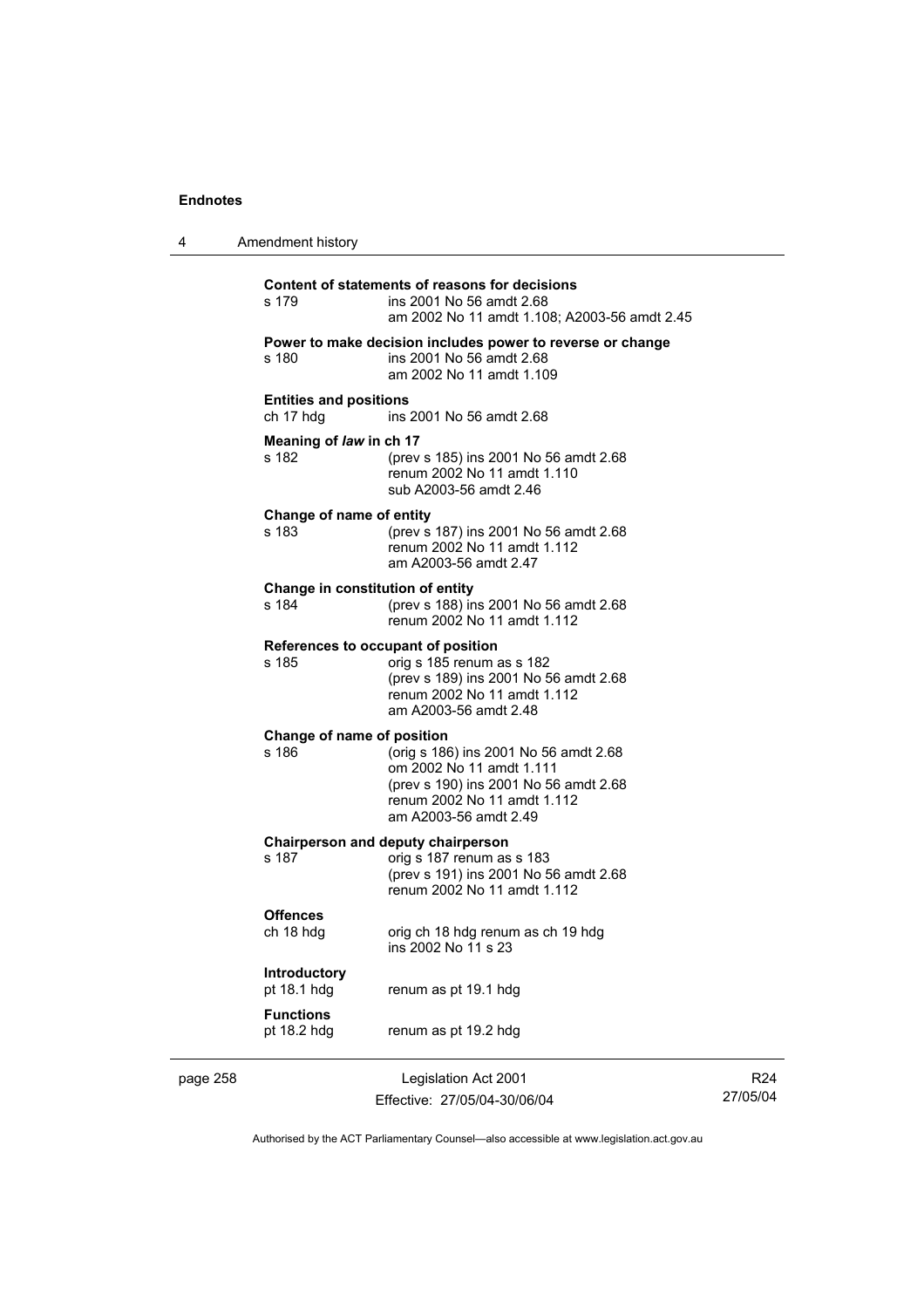**Content of statements of reasons for decisions**

s 179 ins 2001 No 56 amdt 2.68
am 2002 No 11 amdt 1.108; A2003-56 amdt 2.45

**Power to make decision includes power to reverse or change**

s 180 ins 2001 No 56 amdt 2.68
am 2002 No 11 amdt 1.109

**Entities and positions**

ch 17 hdg ins 2001 No 56 amdt 2.68

**Meaning of *law* in ch 17**

s 182 (prev s 185) ins 2001 No 56 amdt 2.68
renum 2002 No 11 amdt 1.110
sub A2003-56 amdt 2.46

**Change of name of entity**

s 183 (prev s 187) ins 2001 No 56 amdt 2.68
renum 2002 No 11 amdt 1.112
am A2003-56 amdt 2.47

**Change in constitution of entity**

s 184 (prev s 188) ins 2001 No 56 amdt 2.68
renum 2002 No 11 amdt 1.112

**References to occupant of position**

s 185 orig s 185 renum as s 182
(prev s 189) ins 2001 No 56 amdt 2.68
renum 2002 No 11 amdt 1.112
am A2003-56 amdt 2.48

**Change of name of position**

s 186 (orig s 186) ins 2001 No 56 amdt 2.68
om 2002 No 11 amdt 1.111
(prev s 190) ins 2001 No 56 amdt 2.68
renum 2002 No 11 amdt 1.112
am A2003-56 amdt 2.49

**Chairperson and deputy chairperson**

s 187 orig s 187 renum as s 183
(prev s 191) ins 2001 No 56 amdt 2.68
renum 2002 No 11 amdt 1.112

**Offences**

ch 18 hdg orig ch 18 hdg renum as ch 19 hdg
ins 2002 No 11 s 23

**Introductory**

pt 18.1 hdg renum as pt 19.1 hdg

**Functions**

pt 18.2 hdg renum as pt 19.2 hdg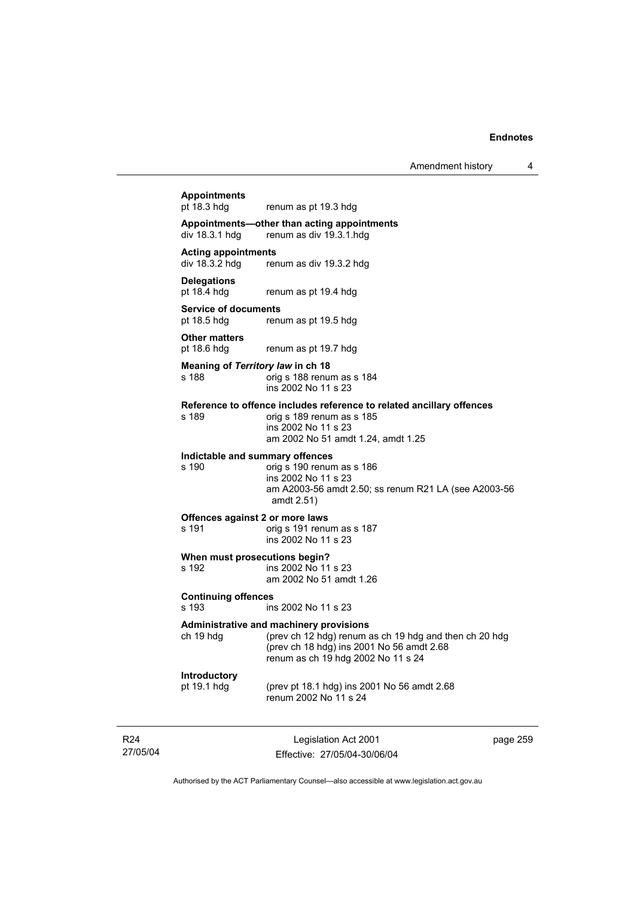**Appointments**

pt 18.3 hdg renum as pt 19.3 hdg

**Appointments—other than acting appointments**

div 18.3.1 hdg renum as div 19.3.1.hdg

**Acting appointments**

div 18.3.2 hdg renum as div 19.3.2 hdg

**Delegations**

pt 18.4 hdg renum as pt 19.4 hdg

**Service of documents**

pt 18.5 hdg renum as pt 19.5 hdg

**Other matters**

pt 18.6 hdg renum as pt 19.7 hdg

**Meaning of *Territory law* in ch 18**

s 188 orig s 188 renum as s 184
ins 2002 No 11 s 23

**Reference to offence includes reference to related ancillary offences**

s 189 orig s 189 renum as s 185
ins 2002 No 11 s 23
am 2002 No 51 amdt 1.24, amdt 1.25

**Indictable and summary offences**

s 190 orig s 190 renum as s 186
ins 2002 No 11 s 23
am A2003-56 amdt 2.50; ss renum R21 LA (see A2003-56 amdt 2.51)

**Offences against 2 or more laws**

s 191 orig s 191 renum as s 187
ins 2002 No 11 s 23

**When must prosecutions begin?**

s 192 ins 2002 No 11 s 23
am 2002 No 51 amdt 1.26

**Continuing offences**

s 193 ins 2002 No 11 s 23

**Administrative and machinery provisions**

ch 19 hdg (prev ch 12 hdg) renum as ch 19 hdg and then ch 20 hdg
(prev ch 18 hdg) ins 2001 No 56 amdt 2.68
renum as ch 19 hdg 2002 No 11 s 24

**Introductory**

pt 19.1 hdg (prev pt 18.1 hdg) ins 2001 No 56 amdt 2.68
renum 2002 No 11 s 24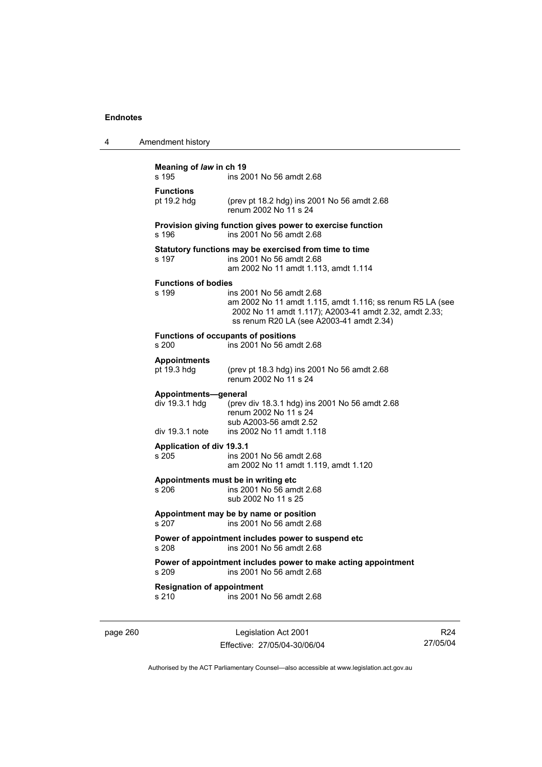**Meaning of *law* in ch 19**
s 195 ins 2001 No 56 amdt 2.68

**Functions**
pt 19.2 hdg (prev pt 18.2 hdg) ins 2001 No 56 amdt 2.68
renum 2002 No 11 s 24

**Provision giving function gives power to exercise function**
s 196 ins 2001 No 56 amdt 2.68

**Statutory functions may be exercised from time to time**
s 197 ins 2001 No 56 amdt 2.68
am 2002 No 11 amdt 1.113, amdt 1.114

**Functions of bodies**
s 199 ins 2001 No 56 amdt 2.68
am 2002 No 11 amdt 1.115, amdt 1.116; ss renum R5 LA (see 2002 No 11 amdt 1.117); A2003-41 amdt 2.32, amdt 2.33; ss renum R20 LA (see A2003-41 amdt 2.34)

**Functions of occupants of positions**
s 200 ins 2001 No 56 amdt 2.68

**Appointments**
pt 19.3 hdg (prev pt 18.3 hdg) ins 2001 No 56 amdt 2.68
renum 2002 No 11 s 24

**Appointments—general**
div 19.3.1 hdg (prev div 18.3.1 hdg) ins 2001 No 56 amdt 2.68
renum 2002 No 11 s 24
sub A2003-56 amdt 2.52
div 19.3.1 note ins 2002 No 11 amdt 1.118

**Application of div 19.3.1**
s 205 ins 2001 No 56 amdt 2.68
am 2002 No 11 amdt 1.119, amdt 1.120

**Appointments must be in writing etc**
s 206 ins 2001 No 56 amdt 2.68
sub 2002 No 11 s 25

**Appointment may be by name or position**
s 207 ins 2001 No 56 amdt 2.68

**Power of appointment includes power to suspend etc**
s 208 ins 2001 No 56 amdt 2.68

**Power of appointment includes power to make acting appointment**
s 209 ins 2001 No 56 amdt 2.68

**Resignation of appointment**
s 210 ins 2001 No 56 amdt 2.68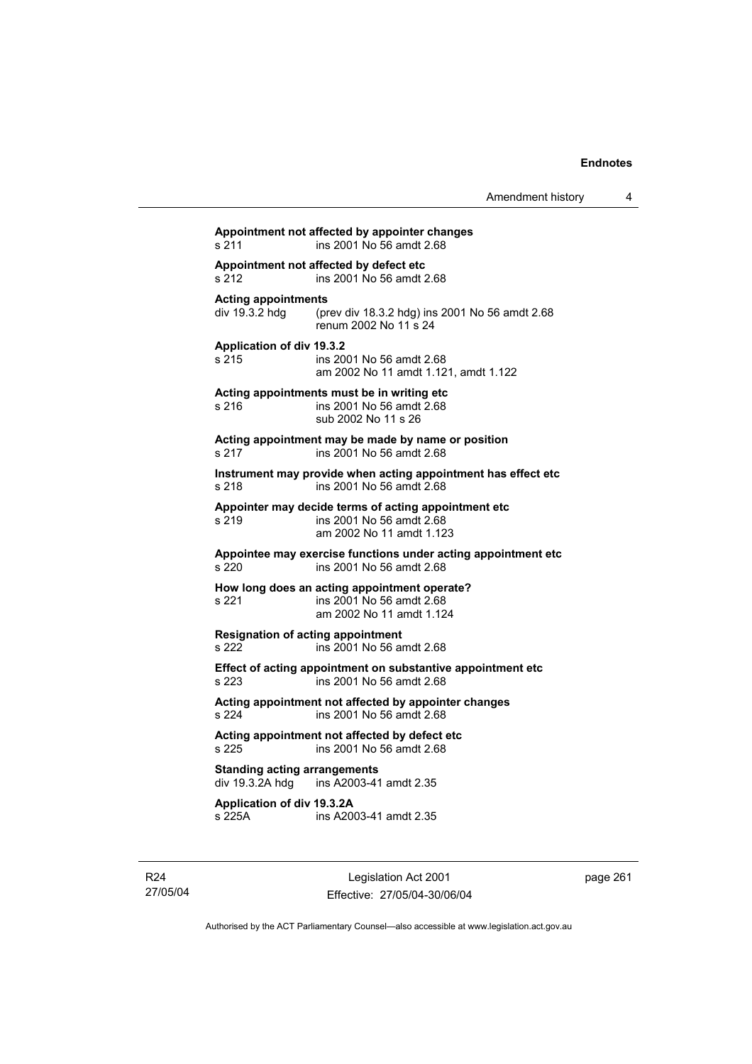**Appointment not affected by appointer changes**
s 211 ins 2001 No 56 amdt 2.68

**Appointment not affected by defect etc**
s 212 ins 2001 No 56 amdt 2.68

**Acting appointments**
div 19.3.2 hdg (prev div 18.3.2 hdg) ins 2001 No 56 amdt 2.68
renum 2002 No 11 s 24

**Application of div 19.3.2**
s 215 ins 2001 No 56 amdt 2.68
am 2002 No 11 amdt 1.121, amdt 1.122

**Acting appointments must be in writing etc**
s 216 ins 2001 No 56 amdt 2.68
sub 2002 No 11 s 26

**Acting appointment may be made by name or position**
s 217 ins 2001 No 56 amdt 2.68

**Instrument may provide when acting appointment has effect etc**
s 218 ins 2001 No 56 amdt 2.68

**Appointer may decide terms of acting appointment etc**
s 219 ins 2001 No 56 amdt 2.68
am 2002 No 11 amdt 1.123

**Appointee may exercise functions under acting appointment etc**
s 220 ins 2001 No 56 amdt 2.68

**How long does an acting appointment operate?**
s 221 ins 2001 No 56 amdt 2.68
am 2002 No 11 amdt 1.124

**Resignation of acting appointment**
s 222 ins 2001 No 56 amdt 2.68

**Effect of acting appointment on substantive appointment etc**
s 223 ins 2001 No 56 amdt 2.68

**Acting appointment not affected by appointer changes**
s 224 ins 2001 No 56 amdt 2.68

**Acting appointment not affected by defect etc**
s 225 ins 2001 No 56 amdt 2.68

**Standing acting arrangements**
div 19.3.2A hdg ins A2003-41 amdt 2.35

**Application of div 19.3.2A**
s 225A ins A2003-41 amdt 2.35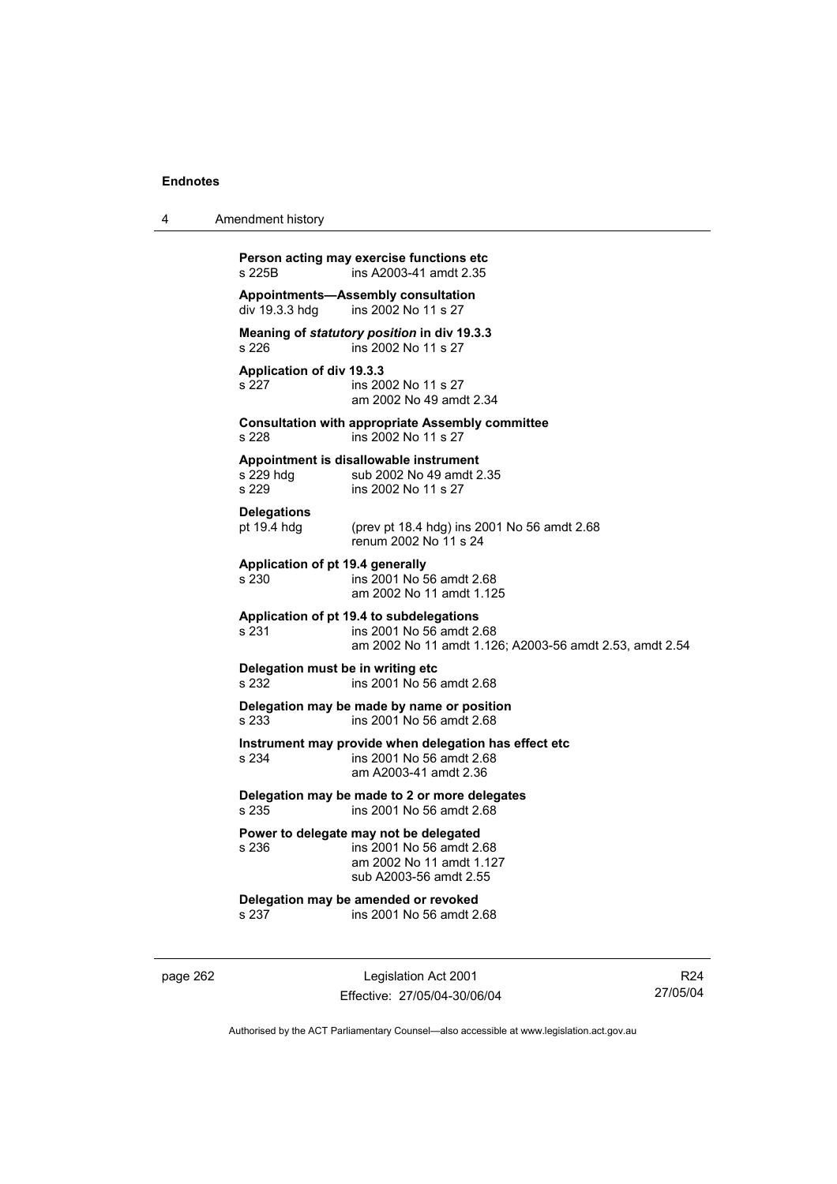**Person acting may exercise functions etc**
s 225B ins A2003-41 amdt 2.35

**Appointments—Assembly consultation**
div 19.3.3 hdg ins 2002 No 11 s 27

**Meaning of *statutory position* in div 19.3.3**
s 226 ins 2002 No 11 s 27

**Application of div 19.3.3**
s 227 ins 2002 No 11 s 27
am 2002 No 49 amdt 2.34

**Consultation with appropriate Assembly committee**
s 228 ins 2002 No 11 s 27

**Appointment is disallowable instrument**
s 229 hdg sub 2002 No 49 amdt 2.35
s 229 ins 2002 No 11 s 27

**Delegations**
pt 19.4 hdg (prev pt 18.4 hdg) ins 2001 No 56 amdt 2.68
renum 2002 No 11 s 24

**Application of pt 19.4 generally**
s 230 ins 2001 No 56 amdt 2.68
am 2002 No 11 amdt 1.125

**Application of pt 19.4 to subdelegations**
s 231 ins 2001 No 56 amdt 2.68
am 2002 No 11 amdt 1.126; A2003-56 amdt 2.53, amdt 2.54

**Delegation must be in writing etc**
s 232 ins 2001 No 56 amdt 2.68

**Delegation may be made by name or position**
s 233 ins 2001 No 56 amdt 2.68

**Instrument may provide when delegation has effect etc**
s 234 ins 2001 No 56 amdt 2.68
am A2003-41 amdt 2.36

**Delegation may be made to 2 or more delegates**
s 235 ins 2001 No 56 amdt 2.68

**Power to delegate may not be delegated**
s 236 ins 2001 No 56 amdt 2.68
am 2002 No 11 amdt 1.127
sub A2003-56 amdt 2.55

**Delegation may be amended or revoked**
s 237 ins 2001 No 56 amdt 2.68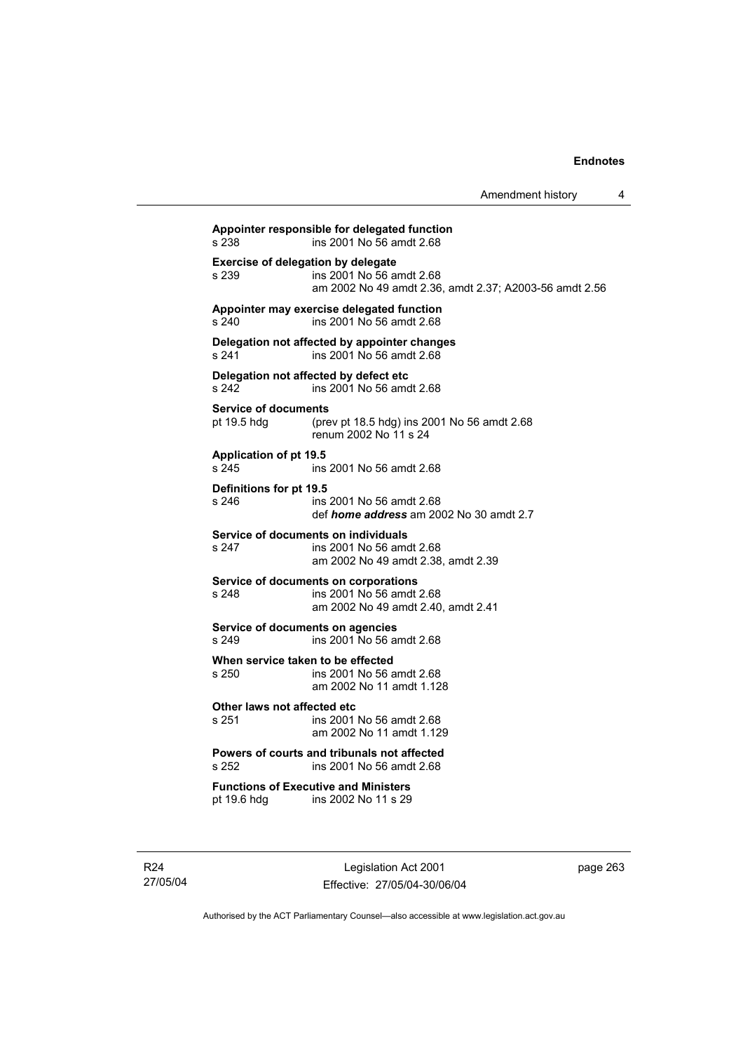**Appointer responsible for delegated function**

s 238 ins 2001 No 56 amdt 2.68

**Exercise of delegation by delegate**

s 239 ins 2001 No 56 amdt 2.68
am 2002 No 49 amdt 2.36, amdt 2.37; A2003-56 amdt 2.56

**Appointer may exercise delegated function**

s 240 ins 2001 No 56 amdt 2.68

**Delegation not affected by appointer changes**

s 241 ins 2001 No 56 amdt 2.68

**Delegation not affected by defect etc**

s 242 ins 2001 No 56 amdt 2.68

**Service of documents**

pt 19.5 hdg (prev pt 18.5 hdg) ins 2001 No 56 amdt 2.68
renum 2002 No 11 s 24

**Application of pt 19.5**

s 245 ins 2001 No 56 amdt 2.68

**Definitions for pt 19.5**

s 246 ins 2001 No 56 amdt 2.68
def ***home address*** am 2002 No 30 amdt 2.7

**Service of documents on individuals**

s 247 ins 2001 No 56 amdt 2.68
am 2002 No 49 amdt 2.38, amdt 2.39

**Service of documents on corporations**

s 248 ins 2001 No 56 amdt 2.68
am 2002 No 49 amdt 2.40, amdt 2.41

**Service of documents on agencies**

s 249 ins 2001 No 56 amdt 2.68

**When service taken to be effected**

s 250 ins 2001 No 56 amdt 2.68
am 2002 No 11 amdt 1.128

**Other laws not affected etc**

s 251 ins 2001 No 56 amdt 2.68
am 2002 No 11 amdt 1.129

**Powers of courts and tribunals not affected**

s 252 ins 2001 No 56 amdt 2.68

**Functions of Executive and Ministers**

pt 19.6 hdg ins 2002 No 11 s 29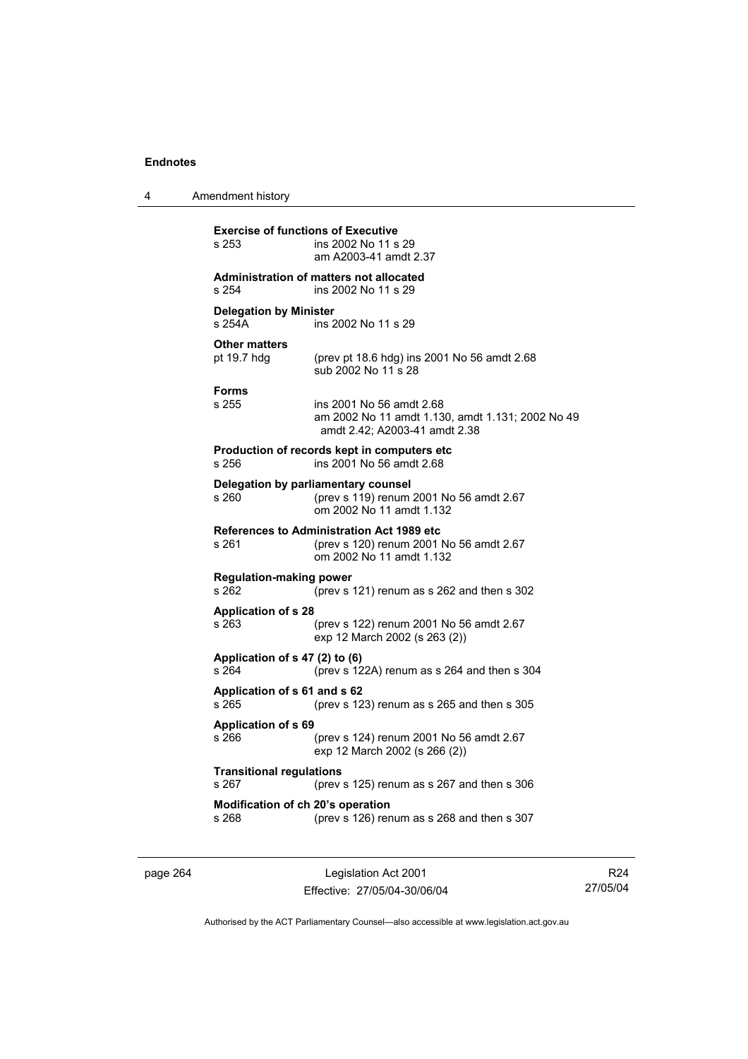**Exercise of functions of Executive**

s 253 ins 2002 No 11 s 29
am A2003-41 amdt 2.37

**Administration of matters not allocated**

s 254 ins 2002 No 11 s 29

**Delegation by Minister**

s 254A ins 2002 No 11 s 29

**Other matters**

pt 19.7 hdg (prev pt 18.6 hdg) ins 2001 No 56 amdt 2.68
sub 2002 No 11 s 28

**Forms**

s 255 ins 2001 No 56 amdt 2.68
am 2002 No 11 amdt 1.130, amdt 1.131; 2002 No 49 amdt 2.42; A2003-41 amdt 2.38

**Production of records kept in computers etc**

s 256 ins 2001 No 56 amdt 2.68

**Delegation by parliamentary counsel**

s 260 (prev s 119) renum 2001 No 56 amdt 2.67
om 2002 No 11 amdt 1.132

**References to Administration Act 1989 etc**

s 261 (prev s 120) renum 2001 No 56 amdt 2.67
om 2002 No 11 amdt 1.132

**Regulation-making power**

s 262 (prev s 121) renum as s 262 and then s 302

**Application of s 28**

s 263 (prev s 122) renum 2001 No 56 amdt 2.67
exp 12 March 2002 (s 263 (2))

**Application of s 47 (2) to (6)**

s 264 (prev s 122A) renum as s 264 and then s 304

**Application of s 61 and s 62**

s 265 (prev s 123) renum as s 265 and then s 305

**Application of s 69**

s 266 (prev s 124) renum 2001 No 56 amdt 2.67
exp 12 March 2002 (s 266 (2))

**Transitional regulations**

s 267 (prev s 125) renum as s 267 and then s 306

**Modification of ch 20's operation**

s 268 (prev s 126) renum as s 268 and then s 307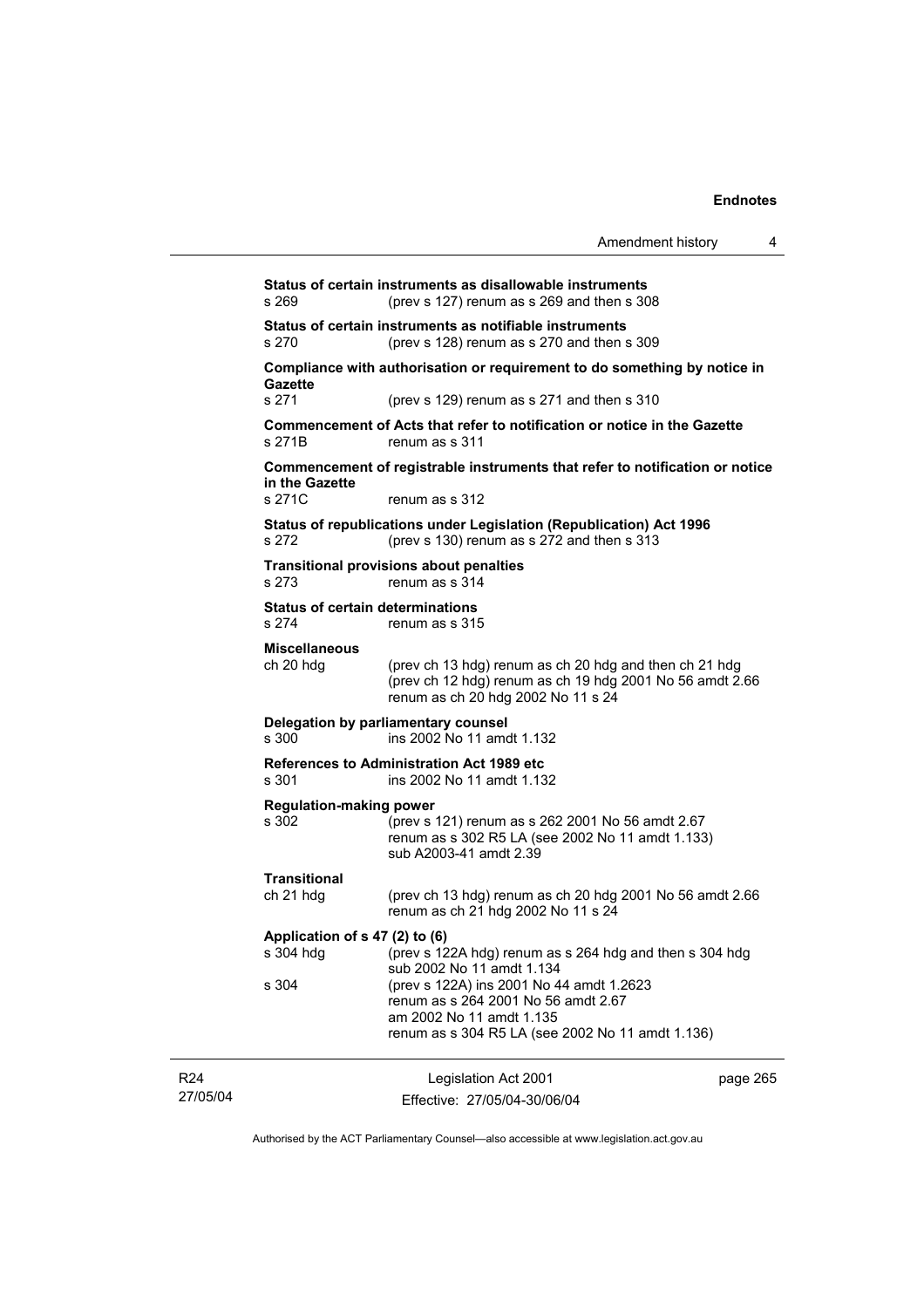**Status of certain instruments as disallowable instruments**

s 269 (prev s 127) renum as s 269 and then s 308

**Status of certain instruments as notifiable instruments**

s 270 (prev s 128) renum as s 270 and then s 309

**Compliance with authorisation or requirement to do something by notice in Gazette**

s 271 (prev s 129) renum as s 271 and then s 310

**Commencement of Acts that refer to notification or notice in the Gazette**

s 271B renum as s 311

**Commencement of registrable instruments that refer to notification or notice in the Gazette**

s 271C renum as s 312

**Status of republications under Legislation (Republication) Act 1996**

s 272 (prev s 130) renum as s 272 and then s 313

**Transitional provisions about penalties**

s 273 renum as s 314

**Status of certain determinations**

s 274 renum as s 315

**Miscellaneous**

ch 20 hdg (prev ch 13 hdg) renum as ch 20 hdg and then ch 21 hdg
(prev ch 12 hdg) renum as ch 19 hdg 2001 No 56 amdt 2.66
renum as ch 20 hdg 2002 No 11 s 24

**Delegation by parliamentary counsel**

s 300 ins 2002 No 11 amdt 1.132

**References to Administration Act 1989 etc**

s 301 ins 2002 No 11 amdt 1.132

**Regulation-making power**

s 302 (prev s 121) renum as s 262 2001 No 56 amdt 2.67
renum as s 302 R5 LA (see 2002 No 11 amdt 1.133)
sub A2003-41 amdt 2.39

**Transitional**

ch 21 hdg (prev ch 13 hdg) renum as ch 20 hdg 2001 No 56 amdt 2.66
renum as ch 21 hdg 2002 No 11 s 24

**Application of s 47 (2) to (6)**

s 304 hdg (prev s 122A hdg) renum as s 264 hdg and then s 304 hdg
sub 2002 No 11 amdt 1.134

s 304 (prev s 122A) ins 2001 No 44 amdt 1.2623
renum as s 264 2001 No 56 amdt 2.67
am 2002 No 11 amdt 1.135
renum as s 304 R5 LA (see 2002 No 11 amdt 1.136)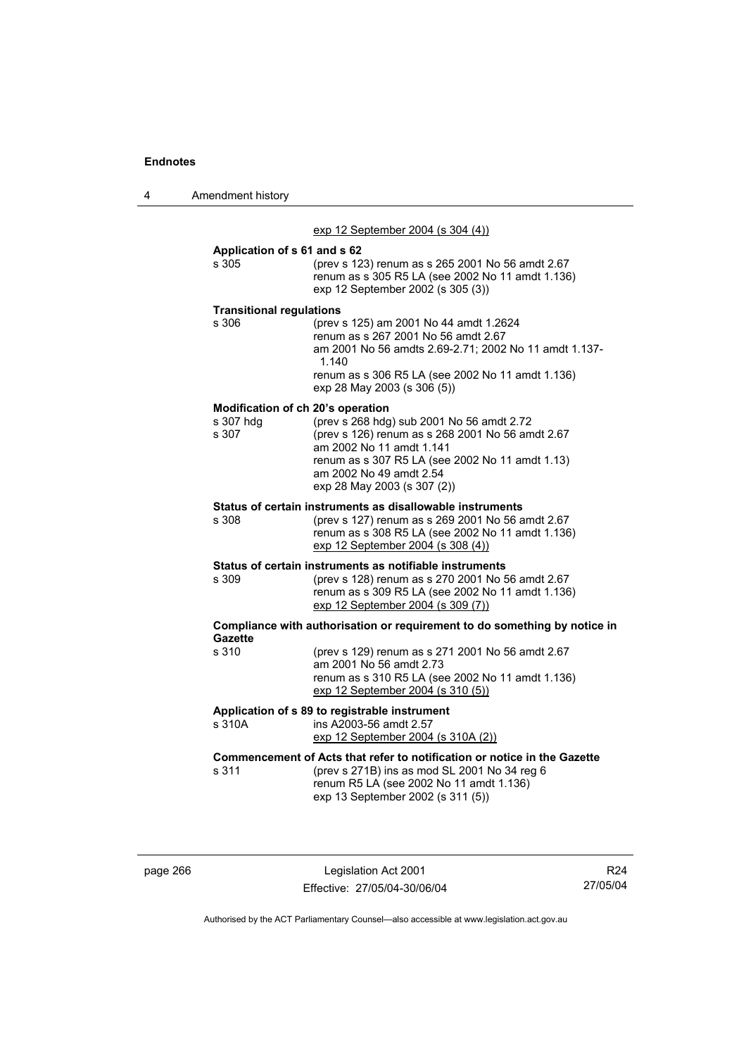exp 12 September 2004 (s 304 (4))

**Application of s 61 and s 62**

s 305 — (prev s 123) renum as s 265 2001 No 56 amdt 2.67
renum as s 305 R5 LA (see 2002 No 11 amdt 1.136)
exp 12 September 2002 (s 305 (3))

**Transitional regulations**

s 306 — (prev s 125) am 2001 No 44 amdt 1.2624
renum as s 267 2001 No 56 amdt 2.67
am 2001 No 56 amdts 2.69-2.71; 2002 No 11 amdt 1.137-1.140
renum as s 306 R5 LA (see 2002 No 11 amdt 1.136)
exp 28 May 2003 (s 306 (5))

**Modification of ch 20's operation**

s 307 hdg — (prev s 268 hdg) sub 2001 No 56 amdt 2.72

s 307 — (prev s 126) renum as s 268 2001 No 56 amdt 2.67
am 2002 No 11 amdt 1.141
renum as s 307 R5 LA (see 2002 No 11 amdt 1.13)
am 2002 No 49 amdt 2.54
exp 28 May 2003 (s 307 (2))

**Status of certain instruments as disallowable instruments**

s 308 — (prev s 127) renum as s 269 2001 No 56 amdt 2.67
renum as s 308 R5 LA (see 2002 No 11 amdt 1.136)
exp 12 September 2004 (s 308 (4))

**Status of certain instruments as notifiable instruments**

s 309 — (prev s 128) renum as s 270 2001 No 56 amdt 2.67
renum as s 309 R5 LA (see 2002 No 11 amdt 1.136)
exp 12 September 2004 (s 309 (7))

**Compliance with authorisation or requirement to do something by notice in Gazette**

s 310 — (prev s 129) renum as s 271 2001 No 56 amdt 2.67
am 2001 No 56 amdt 2.73
renum as s 310 R5 LA (see 2002 No 11 amdt 1.136)
exp 12 September 2004 (s 310 (5))

**Application of s 89 to registrable instrument**

s 310A — ins A2003-56 amdt 2.57
exp 12 September 2004 (s 310A (2))

**Commencement of Acts that refer to notification or notice in the Gazette**

s 311 — (prev s 271B) ins as mod SL 2001 No 34 reg 6
renum R5 LA (see 2002 No 11 amdt 1.136)
exp 13 September 2002 (s 311 (5))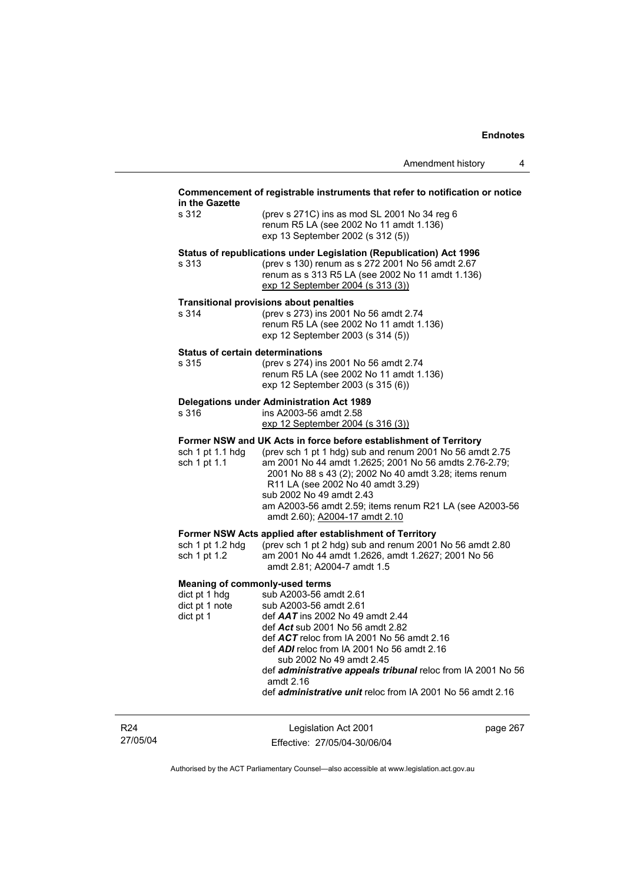**Commencement of registrable instruments that refer to notification or notice in the Gazette**

s 312 (prev s 271C) ins as mod SL 2001 No 34 reg 6
renum R5 LA (see 2002 No 11 amdt 1.136)
exp 13 September 2002 (s 312 (5))

**Status of republications under Legislation (Republication) Act 1996**

s 313 (prev s 130) renum as s 272 2001 No 56 amdt 2.67
renum as s 313 R5 LA (see 2002 No 11 amdt 1.136)
exp 12 September 2004 (s 313 (3))

**Transitional provisions about penalties**

s 314 (prev s 273) ins 2001 No 56 amdt 2.74
renum R5 LA (see 2002 No 11 amdt 1.136)
exp 12 September 2003 (s 314 (5))

**Status of certain determinations**

s 315 (prev s 274) ins 2001 No 56 amdt 2.74
renum R5 LA (see 2002 No 11 amdt 1.136)
exp 12 September 2003 (s 315 (6))

**Delegations under Administration Act 1989**

s 316 ins A2003-56 amdt 2.58
exp 12 September 2004 (s 316 (3))

**Former NSW and UK Acts in force before establishment of Territory**

sch 1 pt 1.1 hdg (prev sch 1 pt 1 hdg) sub and renum 2001 No 56 amdt 2.75
sch 1 pt 1.1 am 2001 No 44 amdt 1.2625; 2001 No 56 amdts 2.76-2.79; 2001 No 88 s 43 (2); 2002 No 40 amdt 3.28; items renum R11 LA (see 2002 No 40 amdt 3.29)
sub 2002 No 49 amdt 2.43
am A2003-56 amdt 2.59; items renum R21 LA (see A2003-56 amdt 2.60); A2004-17 amdt 2.10

**Former NSW Acts applied after establishment of Territory**

sch 1 pt 1.2 hdg (prev sch 1 pt 2 hdg) sub and renum 2001 No 56 amdt 2.80
sch 1 pt 1.2 am 2001 No 44 amdt 1.2626, amdt 1.2627; 2001 No 56 amdt 2.81; A2004-7 amdt 1.5

**Meaning of commonly-used terms**

dict pt 1 hdg sub A2003-56 amdt 2.61
dict pt 1 note sub A2003-56 amdt 2.61
dict pt 1 def ***AAT*** ins 2002 No 49 amdt 2.44
def ***Act*** sub 2001 No 56 amdt 2.82
def ***ACT*** reloc from IA 2001 No 56 amdt 2.16
def ***ADI*** reloc from IA 2001 No 56 amdt 2.16
sub 2002 No 49 amdt 2.45
def ***administrative appeals tribunal*** reloc from IA 2001 No 56 amdt 2.16
def ***administrative unit*** reloc from IA 2001 No 56 amdt 2.16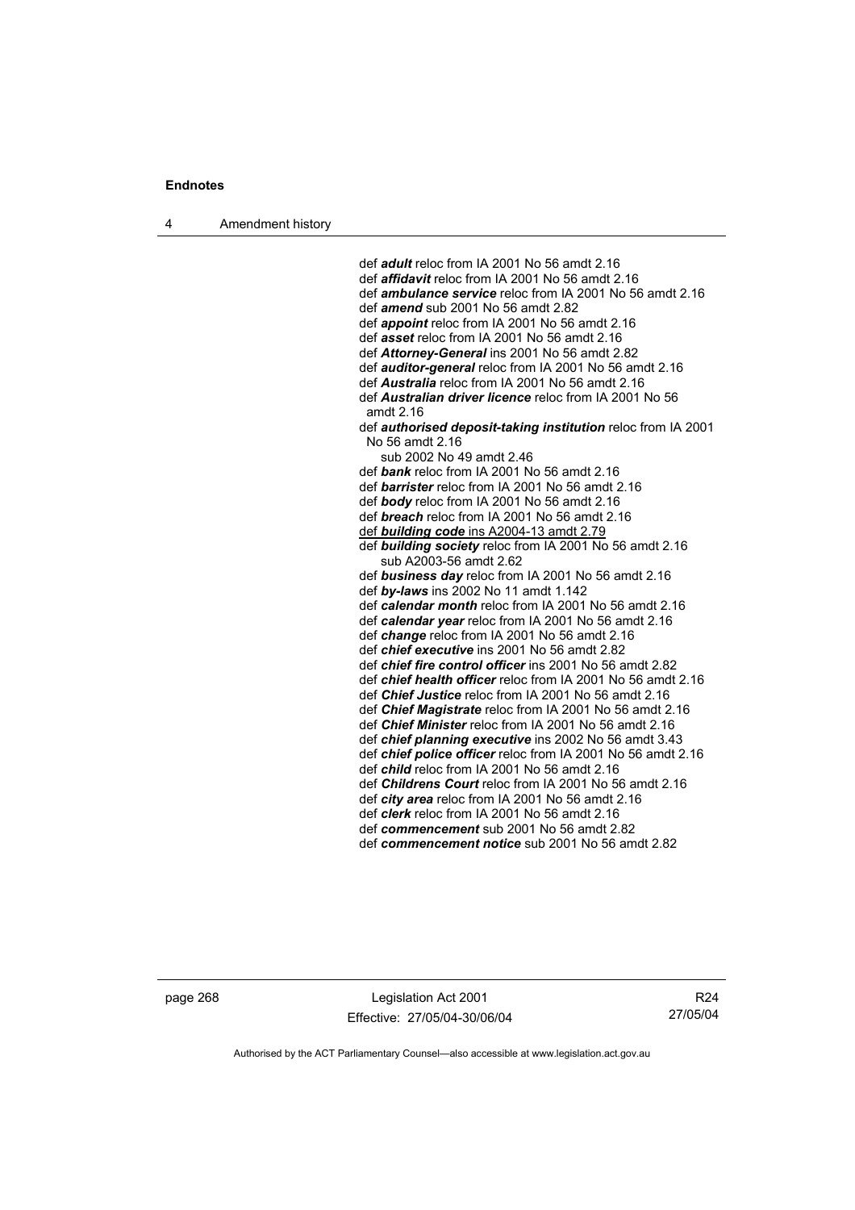def ***adult*** reloc from IA 2001 No 56 amdt 2.16
def ***affidavit*** reloc from IA 2001 No 56 amdt 2.16
def ***ambulance service*** reloc from IA 2001 No 56 amdt 2.16
def ***amend*** sub 2001 No 56 amdt 2.82
def ***appoint*** reloc from IA 2001 No 56 amdt 2.16
def ***asset*** reloc from IA 2001 No 56 amdt 2.16
def ***Attorney-General*** ins 2001 No 56 amdt 2.82
def ***auditor-general*** reloc from IA 2001 No 56 amdt 2.16
def ***Australia*** reloc from IA 2001 No 56 amdt 2.16
def ***Australian driver licence*** reloc from IA 2001 No 56 amdt 2.16
def ***authorised deposit-taking institution*** reloc from IA 2001 No 56 amdt 2.16
sub 2002 No 49 amdt 2.46
def ***bank*** reloc from IA 2001 No 56 amdt 2.16
def ***barrister*** reloc from IA 2001 No 56 amdt 2.16
def ***body*** reloc from IA 2001 No 56 amdt 2.16
def ***breach*** reloc from IA 2001 No 56 amdt 2.16
def ***building code*** ins A2004-13 amdt 2.79
def ***building society*** reloc from IA 2001 No 56 amdt 2.16
sub A2003-56 amdt 2.62
def ***business day*** reloc from IA 2001 No 56 amdt 2.16
def ***by-laws*** ins 2002 No 11 amdt 1.142
def ***calendar month*** reloc from IA 2001 No 56 amdt 2.16
def ***calendar year*** reloc from IA 2001 No 56 amdt 2.16
def ***change*** reloc from IA 2001 No 56 amdt 2.16
def ***chief executive*** ins 2001 No 56 amdt 2.82
def ***chief fire control officer*** ins 2001 No 56 amdt 2.82
def ***chief health officer*** reloc from IA 2001 No 56 amdt 2.16
def ***Chief Justice*** reloc from IA 2001 No 56 amdt 2.16
def ***Chief Magistrate*** reloc from IA 2001 No 56 amdt 2.16
def ***Chief Minister*** reloc from IA 2001 No 56 amdt 2.16
def ***chief planning executive*** ins 2002 No 56 amdt 3.43
def ***chief police officer*** reloc from IA 2001 No 56 amdt 2.16
def ***child*** reloc from IA 2001 No 56 amdt 2.16
def ***Childrens Court*** reloc from IA 2001 No 56 amdt 2.16
def ***city area*** reloc from IA 2001 No 56 amdt 2.16
def ***clerk*** reloc from IA 2001 No 56 amdt 2.16
def ***commencement*** sub 2001 No 56 amdt 2.82
def ***commencement notice*** sub 2001 No 56 amdt 2.82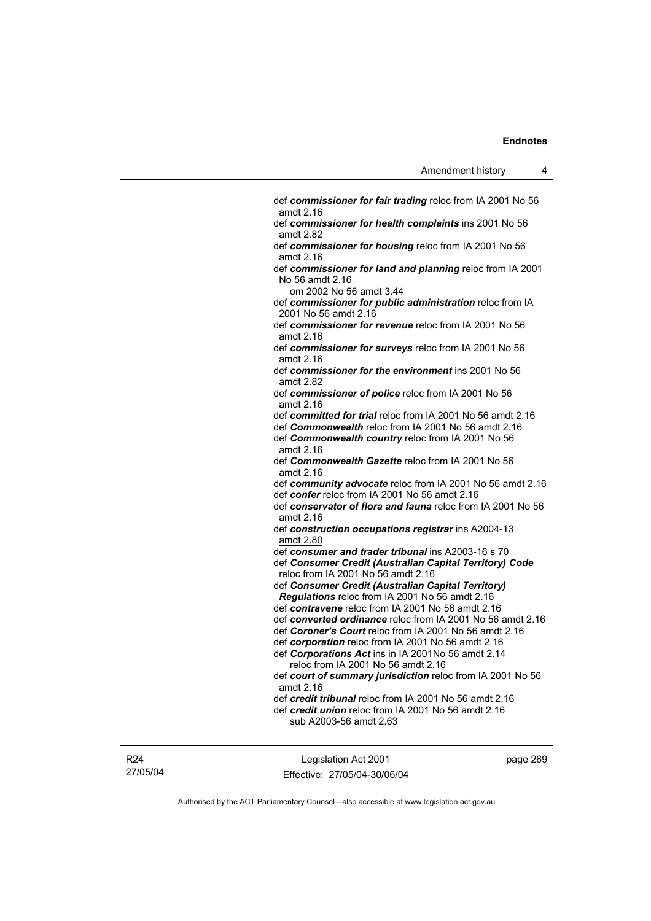def ***commissioner for fair trading*** reloc from IA 2001 No 56 amdt 2.16

def ***commissioner for health complaints*** ins 2001 No 56 amdt 2.82

def ***commissioner for housing*** reloc from IA 2001 No 56 amdt 2.16

def ***commissioner for land and planning*** reloc from IA 2001 No 56 amdt 2.16
om 2002 No 56 amdt 3.44

def ***commissioner for public administration*** reloc from IA 2001 No 56 amdt 2.16

def ***commissioner for revenue*** reloc from IA 2001 No 56 amdt 2.16

def ***commissioner for surveys*** reloc from IA 2001 No 56 amdt 2.16

def ***commissioner for the environment*** ins 2001 No 56 amdt 2.82

def ***commissioner of police*** reloc from IA 2001 No 56 amdt 2.16

def ***committed for trial*** reloc from IA 2001 No 56 amdt 2.16

def ***Commonwealth*** reloc from IA 2001 No 56 amdt 2.16

def ***Commonwealth country*** reloc from IA 2001 No 56 amdt 2.16

def ***Commonwealth Gazette*** reloc from IA 2001 No 56 amdt 2.16

def ***community advocate*** reloc from IA 2001 No 56 amdt 2.16

def ***confer*** reloc from IA 2001 No 56 amdt 2.16

def ***conservator of flora and fauna*** reloc from IA 2001 No 56 amdt 2.16

<u>def ***construction occupations registrar*** ins A2004-13 amdt 2.80</u>

def ***consumer and trader tribunal*** ins A2003-16 s 70

def ***Consumer Credit (Australian Capital Territory) Code*** reloc from IA 2001 No 56 amdt 2.16

def ***Consumer Credit (Australian Capital Territory) Regulations*** reloc from IA 2001 No 56 amdt 2.16

def ***contravene*** reloc from IA 2001 No 56 amdt 2.16

def ***converted ordinance*** reloc from IA 2001 No 56 amdt 2.16

def ***Coroner's Court*** reloc from IA 2001 No 56 amdt 2.16

def ***corporation*** reloc from IA 2001 No 56 amdt 2.16

def ***Corporations Act*** ins in IA 2001No 56 amdt 2.14
reloc from IA 2001 No 56 amdt 2.16

def ***court of summary jurisdiction*** reloc from IA 2001 No 56 amdt 2.16

def ***credit tribunal*** reloc from IA 2001 No 56 amdt 2.16

def ***credit union*** reloc from IA 2001 No 56 amdt 2.16
sub A2003-56 amdt 2.63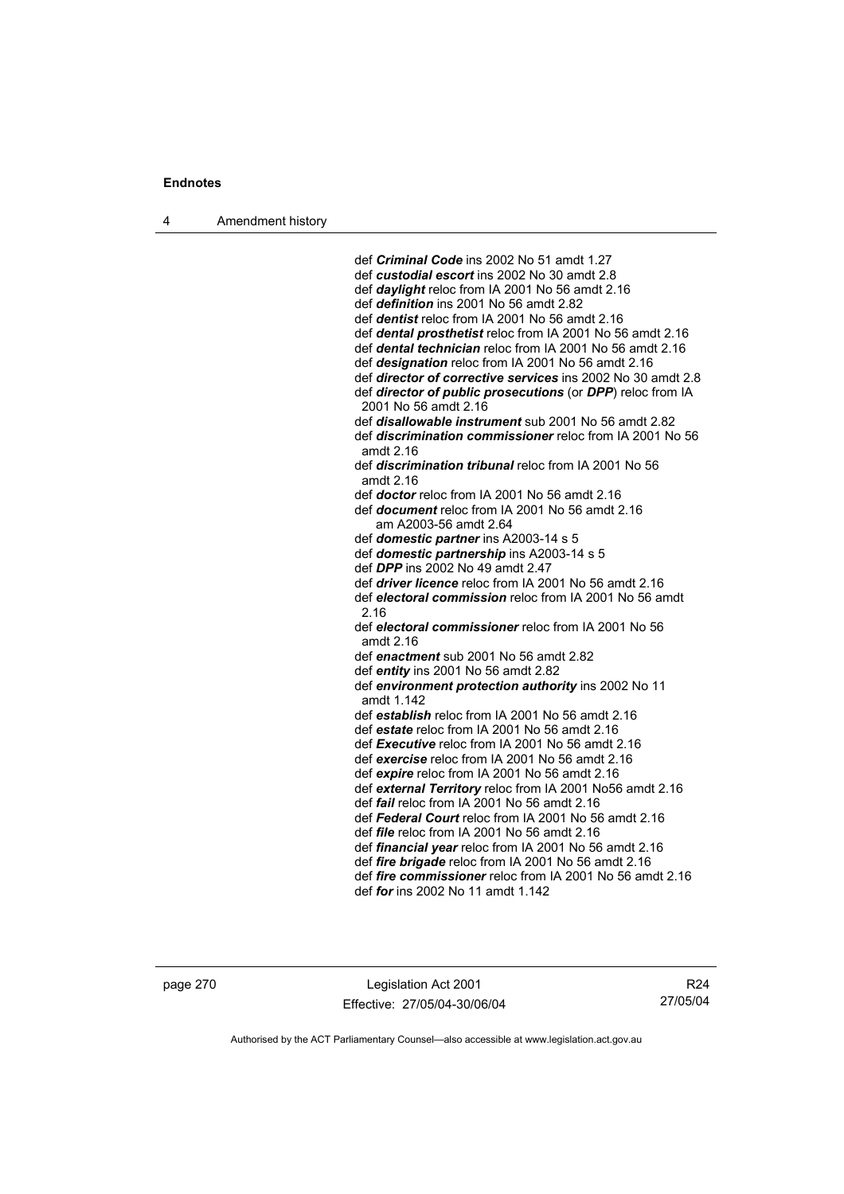def ***Criminal Code*** ins 2002 No 51 amdt 1.27
def ***custodial escort*** ins 2002 No 30 amdt 2.8
def ***daylight*** reloc from IA 2001 No 56 amdt 2.16
def ***definition*** ins 2001 No 56 amdt 2.82
def ***dentist*** reloc from IA 2001 No 56 amdt 2.16
def ***dental prosthetist*** reloc from IA 2001 No 56 amdt 2.16
def ***dental technician*** reloc from IA 2001 No 56 amdt 2.16
def ***designation*** reloc from IA 2001 No 56 amdt 2.16
def ***director of corrective services*** ins 2002 No 30 amdt 2.8
def ***director of public prosecutions*** (or ***DPP***) reloc from IA 2001 No 56 amdt 2.16
def ***disallowable instrument*** sub 2001 No 56 amdt 2.82
def ***discrimination commissioner*** reloc from IA 2001 No 56 amdt 2.16
def ***discrimination tribunal*** reloc from IA 2001 No 56 amdt 2.16
def ***doctor*** reloc from IA 2001 No 56 amdt 2.16
def ***document*** reloc from IA 2001 No 56 amdt 2.16
am A2003-56 amdt 2.64
def ***domestic partner*** ins A2003-14 s 5
def ***domestic partnership*** ins A2003-14 s 5
def ***DPP*** ins 2002 No 49 amdt 2.47
def ***driver licence*** reloc from IA 2001 No 56 amdt 2.16
def ***electoral commission*** reloc from IA 2001 No 56 amdt 2.16
def ***electoral commissioner*** reloc from IA 2001 No 56 amdt 2.16
def ***enactment*** sub 2001 No 56 amdt 2.82
def ***entity*** ins 2001 No 56 amdt 2.82
def ***environment protection authority*** ins 2002 No 11 amdt 1.142
def ***establish*** reloc from IA 2001 No 56 amdt 2.16
def ***estate*** reloc from IA 2001 No 56 amdt 2.16
def ***Executive*** reloc from IA 2001 No 56 amdt 2.16
def ***exercise*** reloc from IA 2001 No 56 amdt 2.16
def ***expire*** reloc from IA 2001 No 56 amdt 2.16
def ***external Territory*** reloc from IA 2001 No56 amdt 2.16
def ***fail*** reloc from IA 2001 No 56 amdt 2.16
def ***Federal Court*** reloc from IA 2001 No 56 amdt 2.16
def ***file*** reloc from IA 2001 No 56 amdt 2.16
def ***financial year*** reloc from IA 2001 No 56 amdt 2.16
def ***fire brigade*** reloc from IA 2001 No 56 amdt 2.16
def ***fire commissioner*** reloc from IA 2001 No 56 amdt 2.16
def ***for*** ins 2002 No 11 amdt 1.142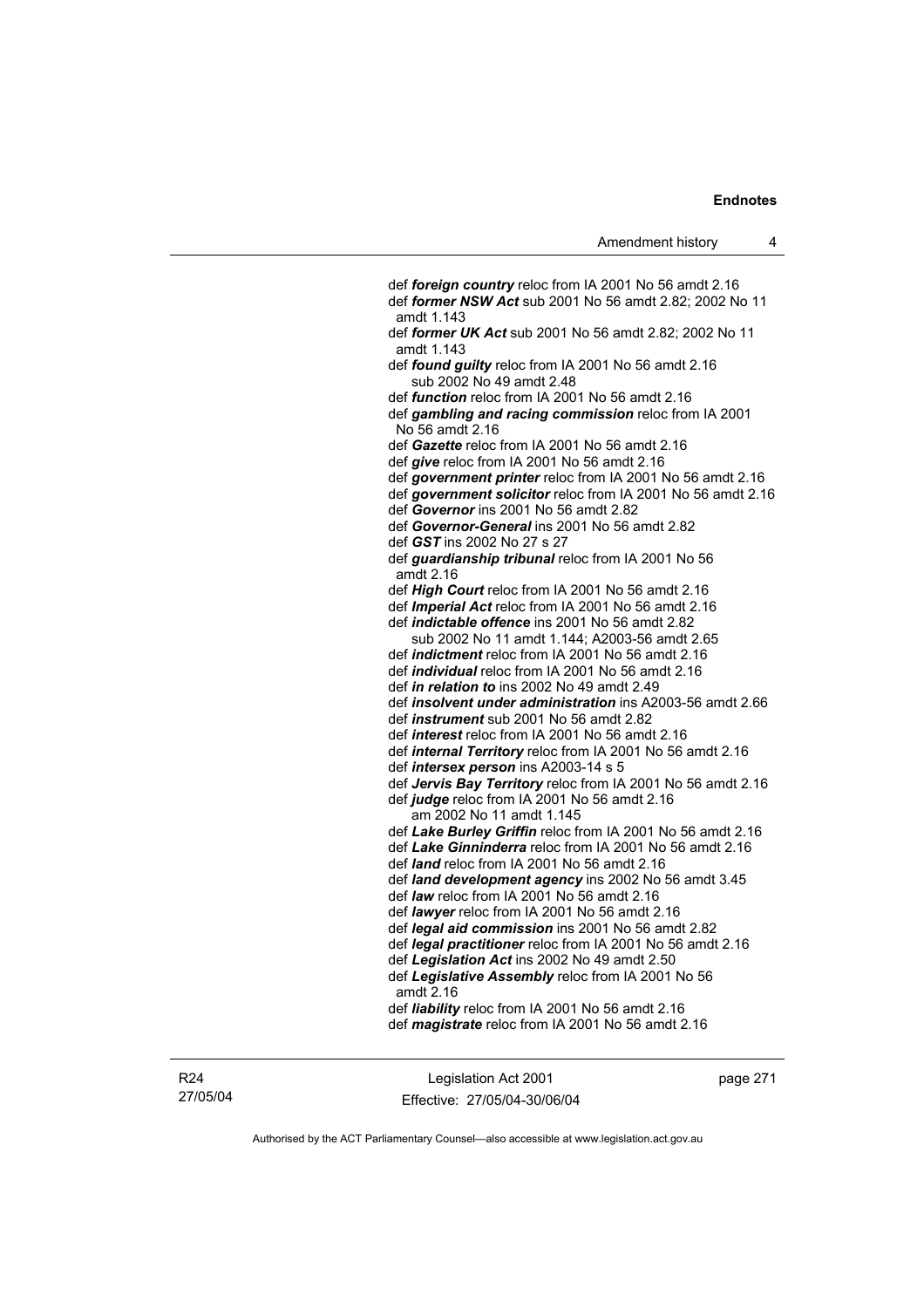def ***foreign country*** reloc from IA 2001 No 56 amdt 2.16

def ***former NSW Act*** sub 2001 No 56 amdt 2.82; 2002 No 11 amdt 1.143

def ***former UK Act*** sub 2001 No 56 amdt 2.82; 2002 No 11 amdt 1.143

def ***found guilty*** reloc from IA 2001 No 56 amdt 2.16
sub 2002 No 49 amdt 2.48

def ***function*** reloc from IA 2001 No 56 amdt 2.16

def ***gambling and racing commission*** reloc from IA 2001 No 56 amdt 2.16

def ***Gazette*** reloc from IA 2001 No 56 amdt 2.16

def ***give*** reloc from IA 2001 No 56 amdt 2.16

def ***government printer*** reloc from IA 2001 No 56 amdt 2.16

def ***government solicitor*** reloc from IA 2001 No 56 amdt 2.16

def ***Governor*** ins 2001 No 56 amdt 2.82

def ***Governor-General*** ins 2001 No 56 amdt 2.82

def ***GST*** ins 2002 No 27 s 27

def ***guardianship tribunal*** reloc from IA 2001 No 56 amdt 2.16

def ***High Court*** reloc from IA 2001 No 56 amdt 2.16

def ***Imperial Act*** reloc from IA 2001 No 56 amdt 2.16

def ***indictable offence*** ins 2001 No 56 amdt 2.82
sub 2002 No 11 amdt 1.144; A2003-56 amdt 2.65

def ***indictment*** reloc from IA 2001 No 56 amdt 2.16

def ***individual*** reloc from IA 2001 No 56 amdt 2.16

def ***in relation to*** ins 2002 No 49 amdt 2.49

def ***insolvent under administration*** ins A2003-56 amdt 2.66

def ***instrument*** sub 2001 No 56 amdt 2.82

def ***interest*** reloc from IA 2001 No 56 amdt 2.16

def ***internal Territory*** reloc from IA 2001 No 56 amdt 2.16

def ***intersex person*** ins A2003-14 s 5

def ***Jervis Bay Territory*** reloc from IA 2001 No 56 amdt 2.16

def ***judge*** reloc from IA 2001 No 56 amdt 2.16
am 2002 No 11 amdt 1.145

def ***Lake Burley Griffin*** reloc from IA 2001 No 56 amdt 2.16

def ***Lake Ginninderra*** reloc from IA 2001 No 56 amdt 2.16

def ***land*** reloc from IA 2001 No 56 amdt 2.16

def ***land development agency*** ins 2002 No 56 amdt 3.45

def ***law*** reloc from IA 2001 No 56 amdt 2.16

def ***lawyer*** reloc from IA 2001 No 56 amdt 2.16

def ***legal aid commission*** ins 2001 No 56 amdt 2.82

def ***legal practitioner*** reloc from IA 2001 No 56 amdt 2.16

def ***Legislation Act*** ins 2002 No 49 amdt 2.50

def ***Legislative Assembly*** reloc from IA 2001 No 56 amdt 2.16

def ***liability*** reloc from IA 2001 No 56 amdt 2.16

def ***magistrate*** reloc from IA 2001 No 56 amdt 2.16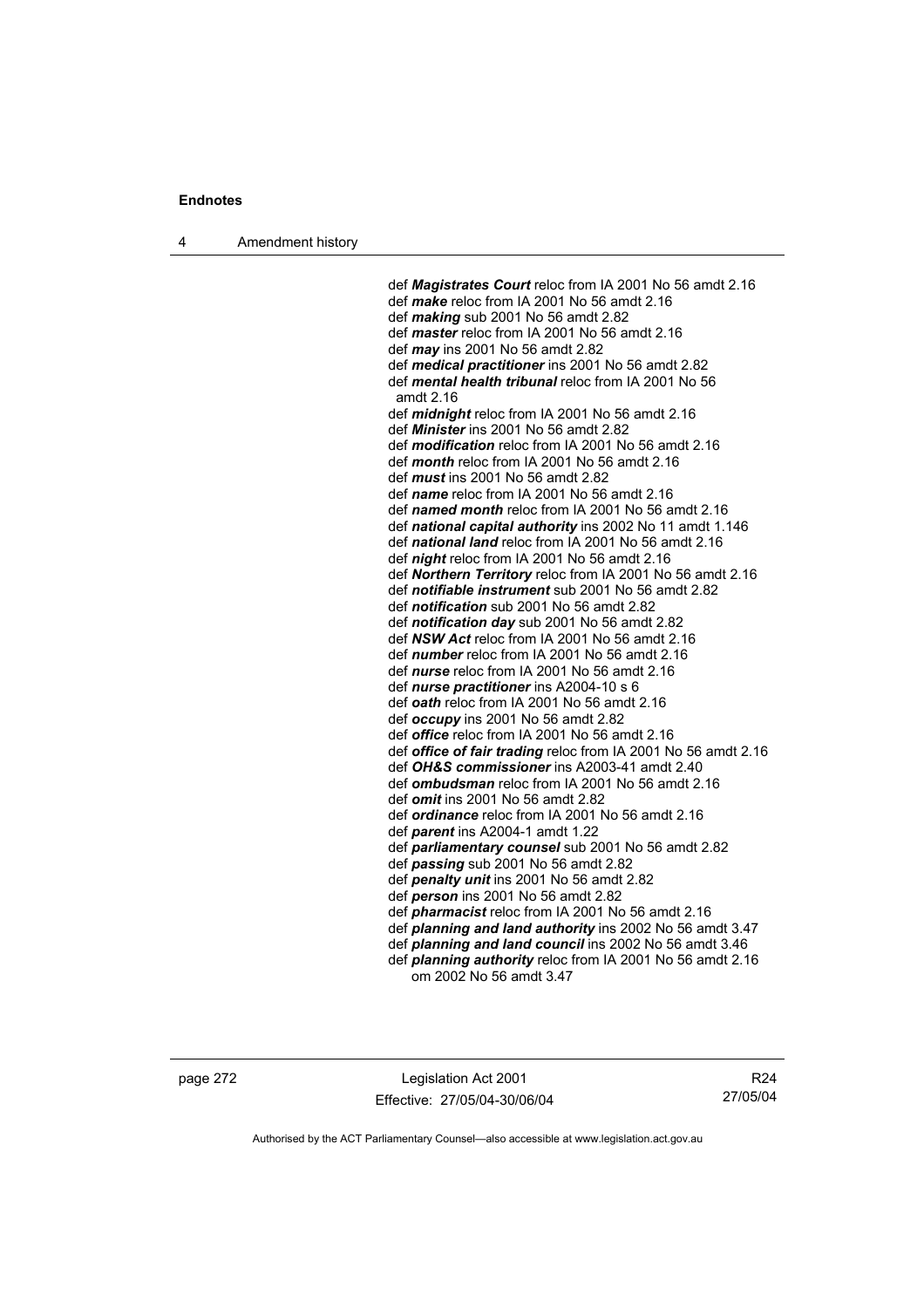def ***Magistrates Court*** reloc from IA 2001 No 56 amdt 2.16
def ***make*** reloc from IA 2001 No 56 amdt 2.16
def ***making*** sub 2001 No 56 amdt 2.82
def ***master*** reloc from IA 2001 No 56 amdt 2.16
def ***may*** ins 2001 No 56 amdt 2.82
def ***medical practitioner*** ins 2001 No 56 amdt 2.82
def ***mental health tribunal*** reloc from IA 2001 No 56 amdt 2.16
def ***midnight*** reloc from IA 2001 No 56 amdt 2.16
def ***Minister*** ins 2001 No 56 amdt 2.82
def ***modification*** reloc from IA 2001 No 56 amdt 2.16
def ***month*** reloc from IA 2001 No 56 amdt 2.16
def ***must*** ins 2001 No 56 amdt 2.82
def ***name*** reloc from IA 2001 No 56 amdt 2.16
def ***named month*** reloc from IA 2001 No 56 amdt 2.16
def ***national capital authority*** ins 2002 No 11 amdt 1.146
def ***national land*** reloc from IA 2001 No 56 amdt 2.16
def ***night*** reloc from IA 2001 No 56 amdt 2.16
def ***Northern Territory*** reloc from IA 2001 No 56 amdt 2.16
def ***notifiable instrument*** sub 2001 No 56 amdt 2.82
def ***notification*** sub 2001 No 56 amdt 2.82
def ***notification day*** sub 2001 No 56 amdt 2.82
def ***NSW Act*** reloc from IA 2001 No 56 amdt 2.16
def ***number*** reloc from IA 2001 No 56 amdt 2.16
def ***nurse*** reloc from IA 2001 No 56 amdt 2.16
def ***nurse practitioner*** ins A2004-10 s 6
def ***oath*** reloc from IA 2001 No 56 amdt 2.16
def ***occupy*** ins 2001 No 56 amdt 2.82
def ***office*** reloc from IA 2001 No 56 amdt 2.16
def ***office of fair trading*** reloc from IA 2001 No 56 amdt 2.16
def ***OH&S commissioner*** ins A2003-41 amdt 2.40
def ***ombudsman*** reloc from IA 2001 No 56 amdt 2.16
def ***omit*** ins 2001 No 56 amdt 2.82
def ***ordinance*** reloc from IA 2001 No 56 amdt 2.16
def ***parent*** ins A2004-1 amdt 1.22
def ***parliamentary counsel*** sub 2001 No 56 amdt 2.82
def ***passing*** sub 2001 No 56 amdt 2.82
def ***penalty unit*** ins 2001 No 56 amdt 2.82
def ***person*** ins 2001 No 56 amdt 2.82
def ***pharmacist*** reloc from IA 2001 No 56 amdt 2.16
def ***planning and land authority*** ins 2002 No 56 amdt 3.47
def ***planning and land council*** ins 2002 No 56 amdt 3.46
def ***planning authority*** reloc from IA 2001 No 56 amdt 2.16
om 2002 No 56 amdt 3.47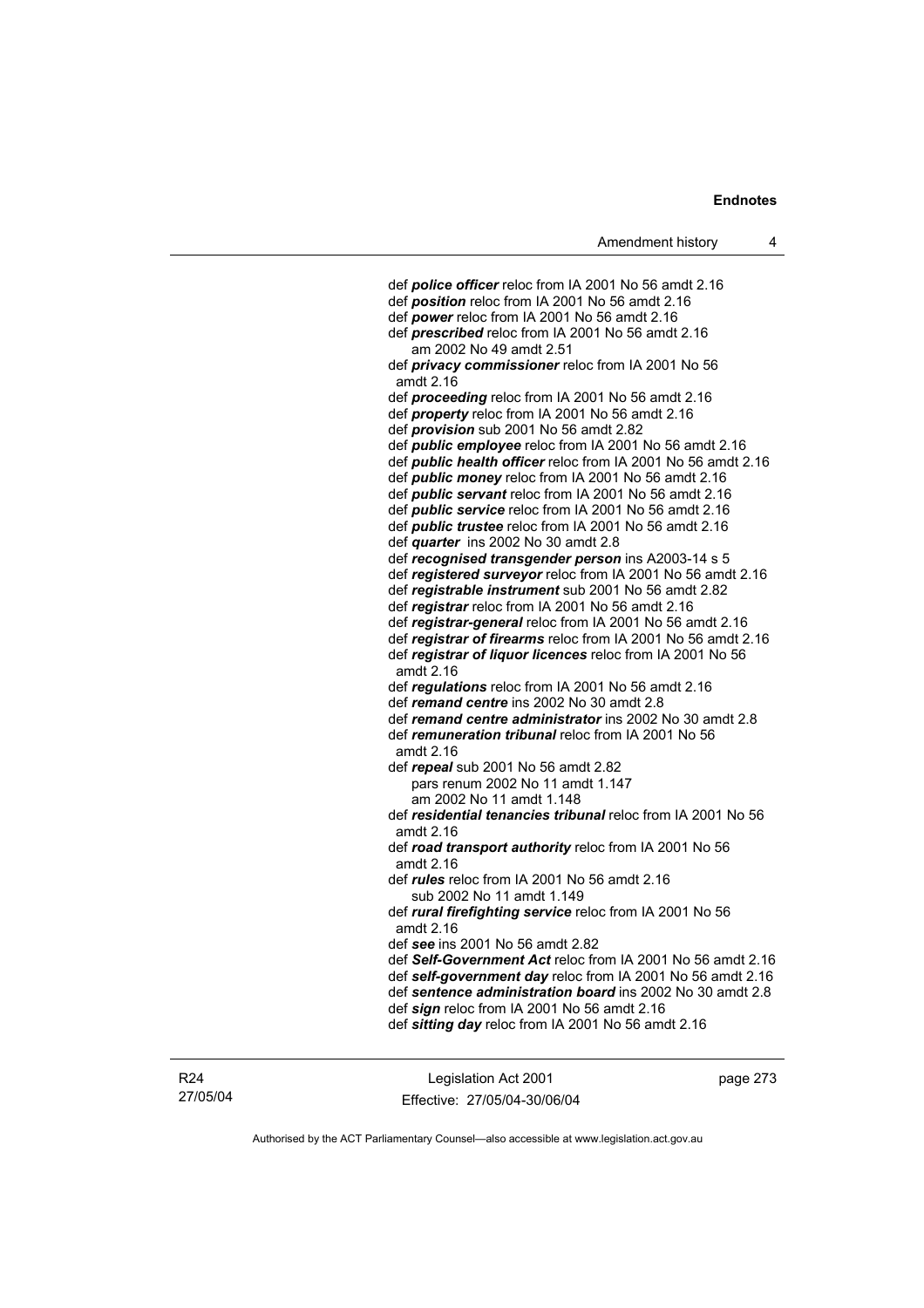def ***police officer*** reloc from IA 2001 No 56 amdt 2.16
def ***position*** reloc from IA 2001 No 56 amdt 2.16
def ***power*** reloc from IA 2001 No 56 amdt 2.16
def ***prescribed*** reloc from IA 2001 No 56 amdt 2.16
  am 2002 No 49 amdt 2.51
def ***privacy commissioner*** reloc from IA 2001 No 56 amdt 2.16
def ***proceeding*** reloc from IA 2001 No 56 amdt 2.16
def ***property*** reloc from IA 2001 No 56 amdt 2.16
def ***provision*** sub 2001 No 56 amdt 2.82
def ***public employee*** reloc from IA 2001 No 56 amdt 2.16
def ***public health officer*** reloc from IA 2001 No 56 amdt 2.16
def ***public money*** reloc from IA 2001 No 56 amdt 2.16
def ***public servant*** reloc from IA 2001 No 56 amdt 2.16
def ***public service*** reloc from IA 2001 No 56 amdt 2.16
def ***public trustee*** reloc from IA 2001 No 56 amdt 2.16
def ***quarter*** ins 2002 No 30 amdt 2.8
def ***recognised transgender person*** ins A2003-14 s 5
def ***registered surveyor*** reloc from IA 2001 No 56 amdt 2.16
def ***registrable instrument*** sub 2001 No 56 amdt 2.82
def ***registrar*** reloc from IA 2001 No 56 amdt 2.16
def ***registrar-general*** reloc from IA 2001 No 56 amdt 2.16
def ***registrar of firearms*** reloc from IA 2001 No 56 amdt 2.16
def ***registrar of liquor licences*** reloc from IA 2001 No 56 amdt 2.16
def ***regulations*** reloc from IA 2001 No 56 amdt 2.16
def ***remand centre*** ins 2002 No 30 amdt 2.8
def ***remand centre administrator*** ins 2002 No 30 amdt 2.8
def ***remuneration tribunal*** reloc from IA 2001 No 56 amdt 2.16
def ***repeal*** sub 2001 No 56 amdt 2.82
  pars renum 2002 No 11 amdt 1.147
  am 2002 No 11 amdt 1.148
def ***residential tenancies tribunal*** reloc from IA 2001 No 56 amdt 2.16
def ***road transport authority*** reloc from IA 2001 No 56 amdt 2.16
def ***rules*** reloc from IA 2001 No 56 amdt 2.16
  sub 2002 No 11 amdt 1.149
def ***rural firefighting service*** reloc from IA 2001 No 56 amdt 2.16
def ***see*** ins 2001 No 56 amdt 2.82
def ***Self-Government Act*** reloc from IA 2001 No 56 amdt 2.16
def ***self-government day*** reloc from IA 2001 No 56 amdt 2.16
def ***sentence administration board*** ins 2002 No 30 amdt 2.8
def ***sign*** reloc from IA 2001 No 56 amdt 2.16
def ***sitting day*** reloc from IA 2001 No 56 amdt 2.16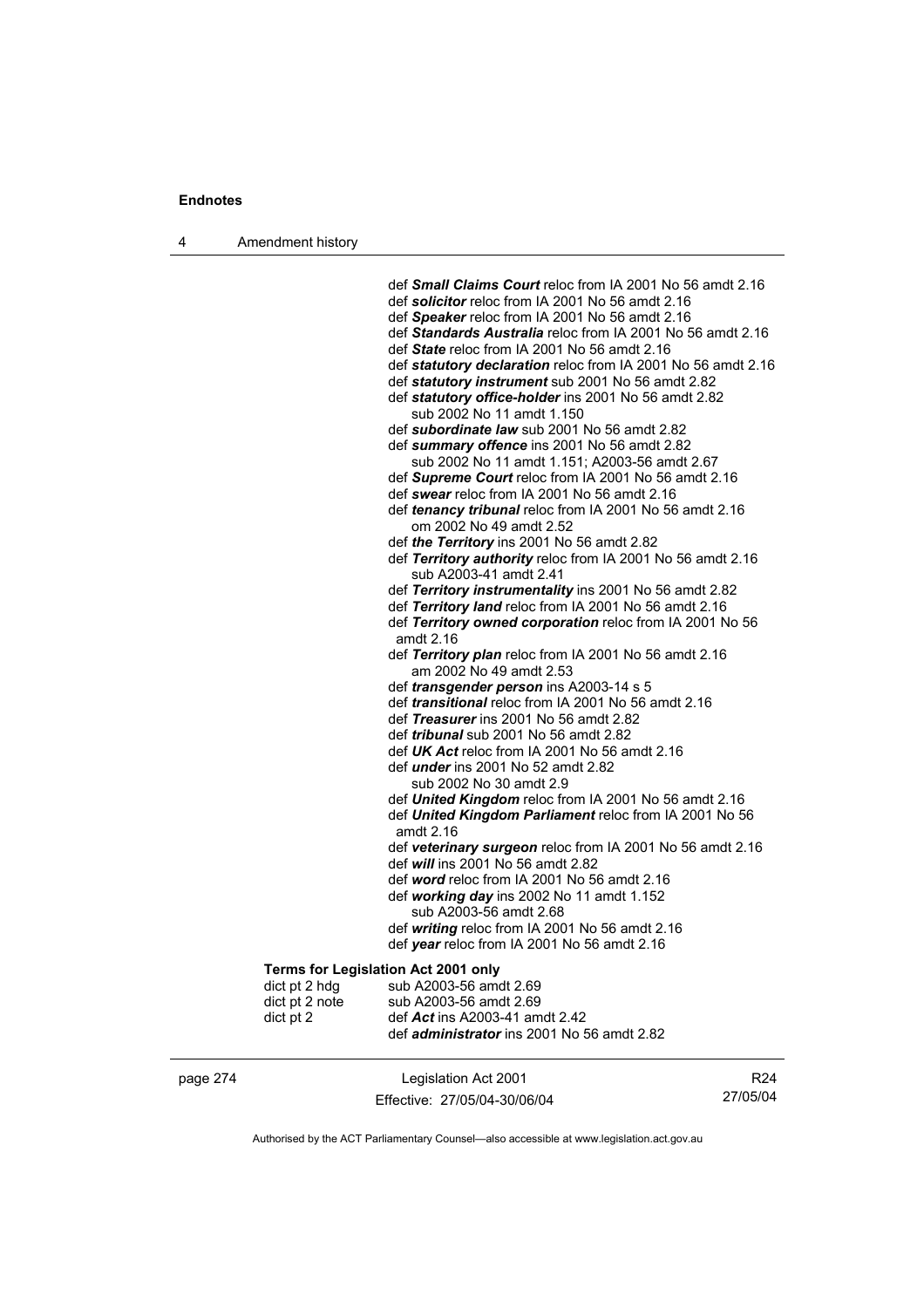def ***Small Claims Court*** reloc from IA 2001 No 56 amdt 2.16
def ***solicitor*** reloc from IA 2001 No 56 amdt 2.16
def ***Speaker*** reloc from IA 2001 No 56 amdt 2.16
def ***Standards Australia*** reloc from IA 2001 No 56 amdt 2.16
def ***State*** reloc from IA 2001 No 56 amdt 2.16
def ***statutory declaration*** reloc from IA 2001 No 56 amdt 2.16
def ***statutory instrument*** sub 2001 No 56 amdt 2.82
def ***statutory office-holder*** ins 2001 No 56 amdt 2.82
  sub 2002 No 11 amdt 1.150
def ***subordinate law*** sub 2001 No 56 amdt 2.82
def ***summary offence*** ins 2001 No 56 amdt 2.82
  sub 2002 No 11 amdt 1.151; A2003-56 amdt 2.67
def ***Supreme Court*** reloc from IA 2001 No 56 amdt 2.16
def ***swear*** reloc from IA 2001 No 56 amdt 2.16
def ***tenancy tribunal*** reloc from IA 2001 No 56 amdt 2.16
  om 2002 No 49 amdt 2.52
def ***the Territory*** ins 2001 No 56 amdt 2.82
def ***Territory authority*** reloc from IA 2001 No 56 amdt 2.16
  sub A2003-41 amdt 2.41
def ***Territory instrumentality*** ins 2001 No 56 amdt 2.82
def ***Territory land*** reloc from IA 2001 No 56 amdt 2.16
def ***Territory owned corporation*** reloc from IA 2001 No 56 amdt 2.16
def ***Territory plan*** reloc from IA 2001 No 56 amdt 2.16
  am 2002 No 49 amdt 2.53
def ***transgender person*** ins A2003-14 s 5
def ***transitional*** reloc from IA 2001 No 56 amdt 2.16
def ***Treasurer*** ins 2001 No 56 amdt 2.82
def ***tribunal*** sub 2001 No 56 amdt 2.82
def ***UK Act*** reloc from IA 2001 No 56 amdt 2.16
def ***under*** ins 2001 No 52 amdt 2.82
  sub 2002 No 30 amdt 2.9
def ***United Kingdom*** reloc from IA 2001 No 56 amdt 2.16
def ***United Kingdom Parliament*** reloc from IA 2001 No 56 amdt 2.16
def ***veterinary surgeon*** reloc from IA 2001 No 56 amdt 2.16
def ***will*** ins 2001 No 56 amdt 2.82
def ***word*** reloc from IA 2001 No 56 amdt 2.16
def ***working day*** ins 2002 No 11 amdt 1.152
  sub A2003-56 amdt 2.68
def ***writing*** reloc from IA 2001 No 56 amdt 2.16
def ***year*** reloc from IA 2001 No 56 amdt 2.16

**Terms for Legislation Act 2001 only**

| | |
|---|---|
| dict pt 2 hdg | sub A2003-56 amdt 2.69 |
| dict pt 2 note | sub A2003-56 amdt 2.69 |
| dict pt 2 | def ***Act*** ins A2003-41 amdt 2.42 |
| | def ***administrator*** ins 2001 No 56 amdt 2.82 |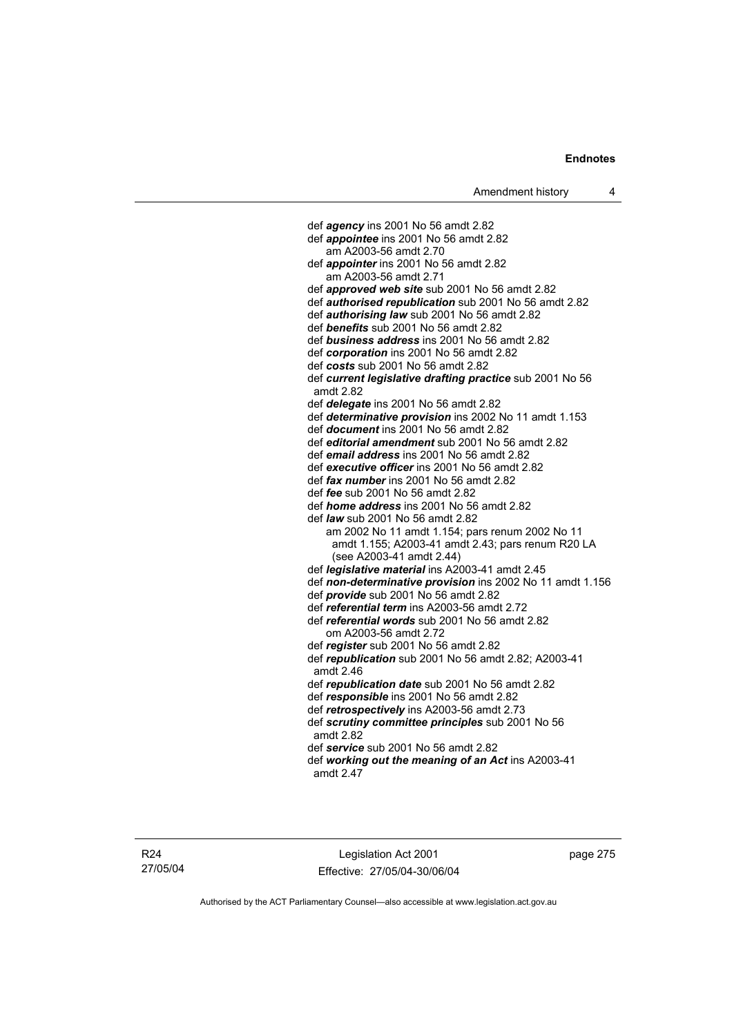def ***agency*** ins 2001 No 56 amdt 2.82
def ***appointee*** ins 2001 No 56 amdt 2.82
    am A2003-56 amdt 2.70
def ***appointer*** ins 2001 No 56 amdt 2.82
    am A2003-56 amdt 2.71
def ***approved web site*** sub 2001 No 56 amdt 2.82
def ***authorised republication*** sub 2001 No 56 amdt 2.82
def ***authorising law*** sub 2001 No 56 amdt 2.82
def ***benefits*** sub 2001 No 56 amdt 2.82
def ***business address*** ins 2001 No 56 amdt 2.82
def ***corporation*** ins 2001 No 56 amdt 2.82
def ***costs*** sub 2001 No 56 amdt 2.82
def ***current legislative drafting practice*** sub 2001 No 56 amdt 2.82
def ***delegate*** ins 2001 No 56 amdt 2.82
def ***determinative provision*** ins 2002 No 11 amdt 1.153
def ***document*** ins 2001 No 56 amdt 2.82
def ***editorial amendment*** sub 2001 No 56 amdt 2.82
def ***email address*** ins 2001 No 56 amdt 2.82
def ***executive officer*** ins 2001 No 56 amdt 2.82
def ***fax number*** ins 2001 No 56 amdt 2.82
def ***fee*** sub 2001 No 56 amdt 2.82
def ***home address*** ins 2001 No 56 amdt 2.82
def ***law*** sub 2001 No 56 amdt 2.82
    am 2002 No 11 amdt 1.154; pars renum 2002 No 11 amdt 1.155; A2003-41 amdt 2.43; pars renum R20 LA (see A2003-41 amdt 2.44)
def ***legislative material*** ins A2003-41 amdt 2.45
def ***non-determinative provision*** ins 2002 No 11 amdt 1.156
def ***provide*** sub 2001 No 56 amdt 2.82
def ***referential term*** ins A2003-56 amdt 2.72
def ***referential words*** sub 2001 No 56 amdt 2.82
    om A2003-56 amdt 2.72
def ***register*** sub 2001 No 56 amdt 2.82
def ***republication*** sub 2001 No 56 amdt 2.82; A2003-41 amdt 2.46
def ***republication date*** sub 2001 No 56 amdt 2.82
def ***responsible*** ins 2001 No 56 amdt 2.82
def ***retrospectively*** ins A2003-56 amdt 2.73
def ***scrutiny committee principles*** sub 2001 No 56 amdt 2.82
def ***service*** sub 2001 No 56 amdt 2.82
def ***working out the meaning of an Act*** ins A2003-41 amdt 2.47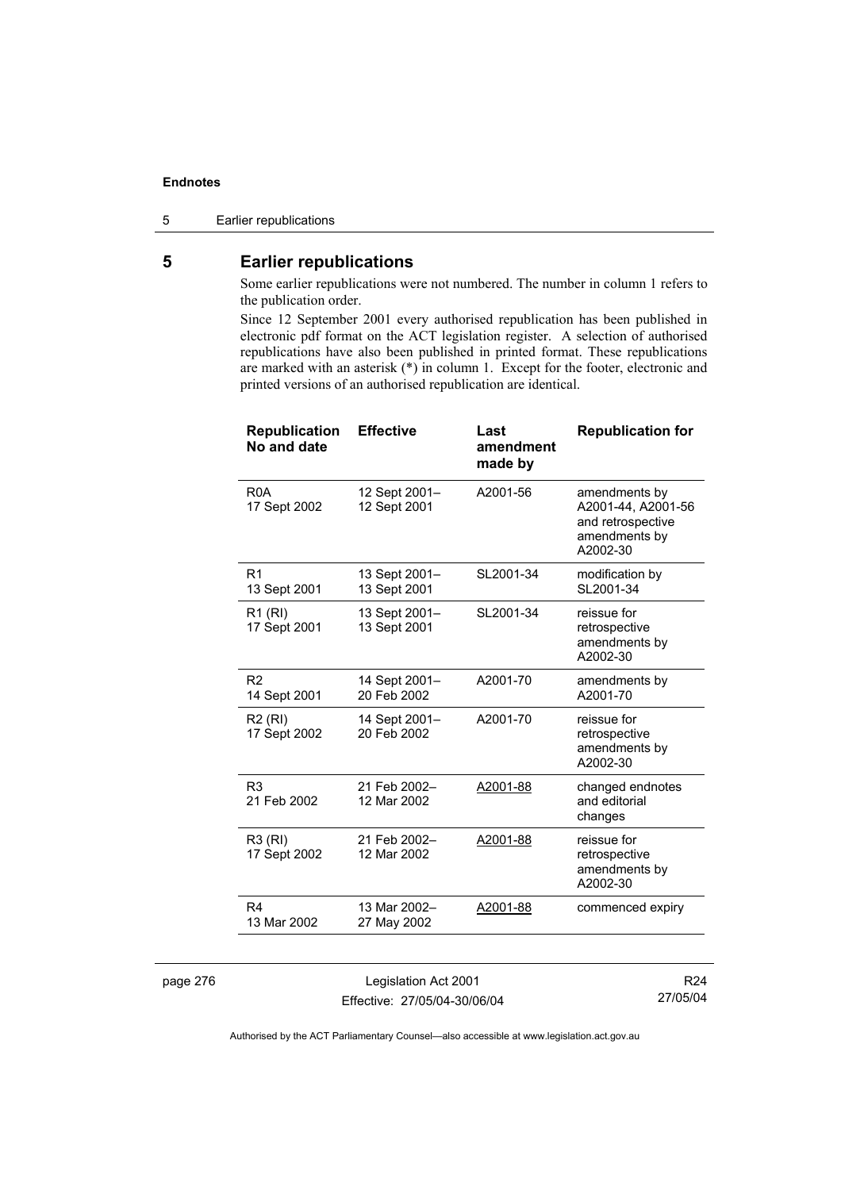## 5 Earlier republications

Some earlier republications were not numbered. The number in column 1 refers to the publication order.

Since 12 September 2001 every authorised republication has been published in electronic pdf format on the ACT legislation register. A selection of authorised republications have also been published in printed format. These republications are marked with an asterisk (*) in column 1. Except for the footer, electronic and printed versions of an authorised republication are identical.

| Republication No and date | Effective | Last amendment made by | Republication for |
|---|---|---|---|
| R0A 17 Sept 2002 | 12 Sept 2001– 12 Sept 2001 | A2001-56 | amendments by A2001-44, A2001-56 and retrospective amendments by A2002-30 |
| R1 13 Sept 2001 | 13 Sept 2001– 13 Sept 2001 | SL2001-34 | modification by SL2001-34 |
| R1 (RI) 17 Sept 2001 | 13 Sept 2001– 13 Sept 2001 | SL2001-34 | reissue for retrospective amendments by A2002-30 |
| R2 14 Sept 2001 | 14 Sept 2001– 20 Feb 2002 | A2001-70 | amendments by A2001-70 |
| R2 (RI) 17 Sept 2002 | 14 Sept 2001– 20 Feb 2002 | A2001-70 | reissue for retrospective amendments by A2002-30 |
| R3 21 Feb 2002 | 21 Feb 2002– 12 Mar 2002 | A2001-88 | changed endnotes and editorial changes |
| R3 (RI) 17 Sept 2002 | 21 Feb 2002– 12 Mar 2002 | A2001-88 | reissue for retrospective amendments by A2002-30 |
| R4 13 Mar 2002 | 13 Mar 2002– 27 May 2002 | A2001-88 | commenced expiry |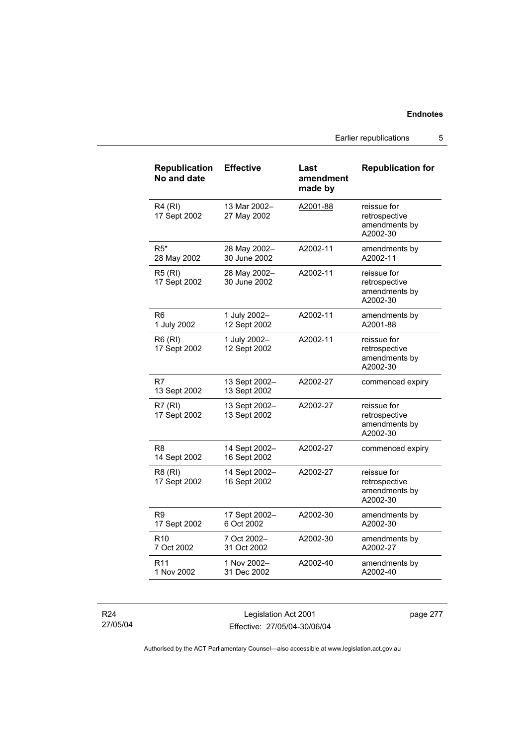| Republication No and date | Effective | Last amendment made by | Republication for |
|---|---|---|---|
| R4 (RI) 17 Sept 2002 | 13 Mar 2002– 27 May 2002 | A2001-88 | reissue for retrospective amendments by A2002-30 |
| R5* 28 May 2002 | 28 May 2002– 30 June 2002 | A2002-11 | amendments by A2002-11 |
| R5 (RI) 17 Sept 2002 | 28 May 2002– 30 June 2002 | A2002-11 | reissue for retrospective amendments by A2002-30 |
| R6 1 July 2002 | 1 July 2002– 12 Sept 2002 | A2002-11 | amendments by A2001-88 |
| R6 (RI) 17 Sept 2002 | 1 July 2002– 12 Sept 2002 | A2002-11 | reissue for retrospective amendments by A2002-30 |
| R7 13 Sept 2002 | 13 Sept 2002– 13 Sept 2002 | A2002-27 | commenced expiry |
| R7 (RI) 17 Sept 2002 | 13 Sept 2002– 13 Sept 2002 | A2002-27 | reissue for retrospective amendments by A2002-30 |
| R8 14 Sept 2002 | 14 Sept 2002– 16 Sept 2002 | A2002-27 | commenced expiry |
| R8 (RI) 17 Sept 2002 | 14 Sept 2002– 16 Sept 2002 | A2002-27 | reissue for retrospective amendments by A2002-30 |
| R9 17 Sept 2002 | 17 Sept 2002– 6 Oct 2002 | A2002-30 | amendments by A2002-30 |
| R10 7 Oct 2002 | 7 Oct 2002– 31 Oct 2002 | A2002-30 | amendments by A2002-27 |
| R11 1 Nov 2002 | 1 Nov 2002– 31 Dec 2002 | A2002-40 | amendments by A2002-40 |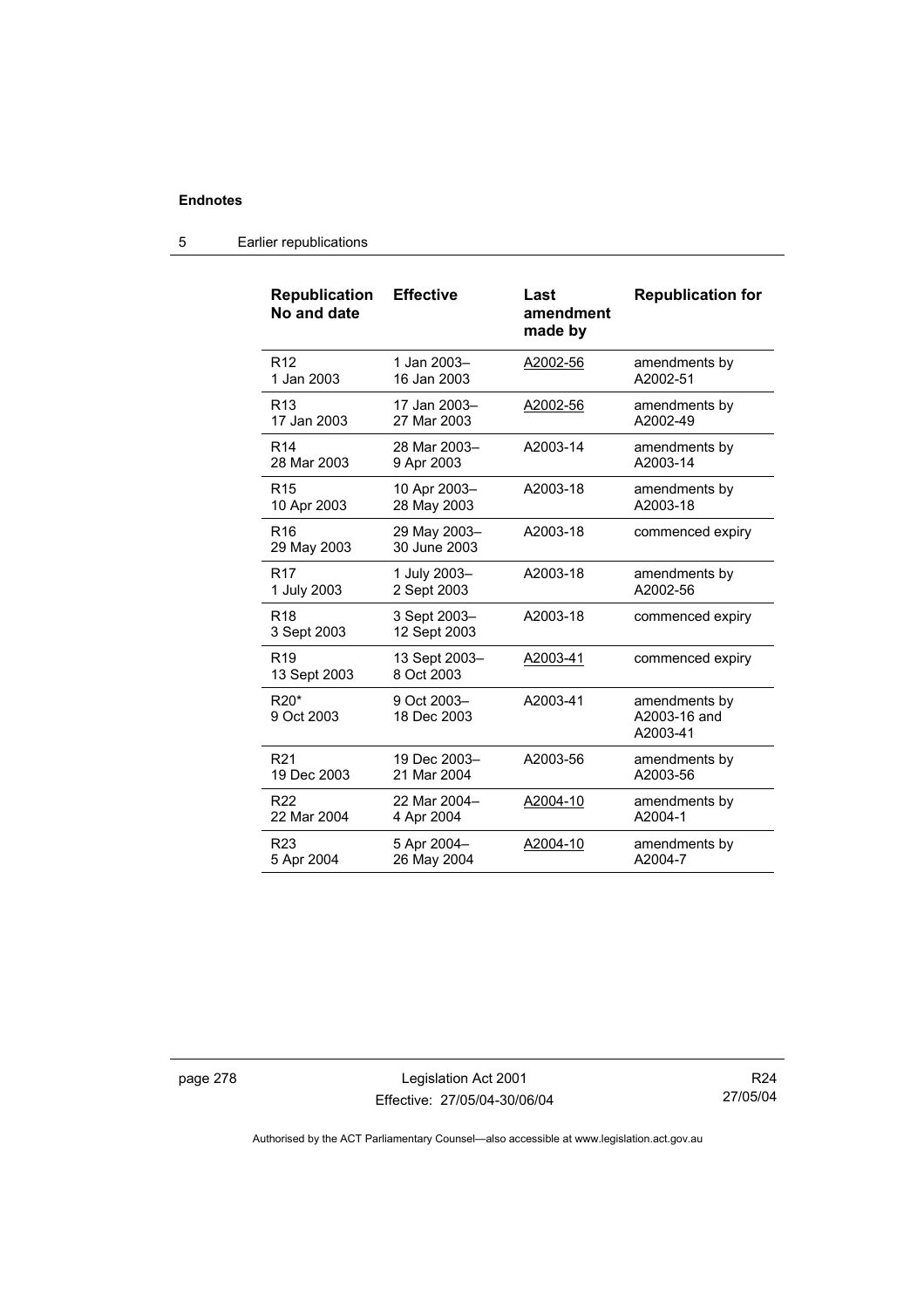| Republication No and date | Effective | Last amendment made by | Republication for |
| --- | --- | --- | --- |
| R12<br>1 Jan 2003 | 1 Jan 2003–<br>16 Jan 2003 | A2002-56 | amendments by A2002-51 |
| R13<br>17 Jan 2003 | 17 Jan 2003–<br>27 Mar 2003 | A2002-56 | amendments by A2002-49 |
| R14<br>28 Mar 2003 | 28 Mar 2003–<br>9 Apr 2003 | A2003-14 | amendments by A2003-14 |
| R15<br>10 Apr 2003 | 10 Apr 2003–<br>28 May 2003 | A2003-18 | amendments by A2003-18 |
| R16<br>29 May 2003 | 29 May 2003–<br>30 June 2003 | A2003-18 | commenced expiry |
| R17<br>1 July 2003 | 1 July 2003–<br>2 Sept 2003 | A2003-18 | amendments by A2002-56 |
| R18<br>3 Sept 2003 | 3 Sept 2003–<br>12 Sept 2003 | A2003-18 | commenced expiry |
| R19<br>13 Sept 2003 | 13 Sept 2003–<br>8 Oct 2003 | A2003-41 | commenced expiry |
| R20*<br>9 Oct 2003 | 9 Oct 2003–<br>18 Dec 2003 | A2003-41 | amendments by A2003-16 and A2003-41 |
| R21<br>19 Dec 2003 | 19 Dec 2003–<br>21 Mar 2004 | A2003-56 | amendments by A2003-56 |
| R22<br>22 Mar 2004 | 22 Mar 2004–<br>4 Apr 2004 | A2004-10 | amendments by A2004-1 |
| R23<br>5 Apr 2004 | 5 Apr 2004–<br>26 May 2004 | A2004-10 | amendments by A2004-7 |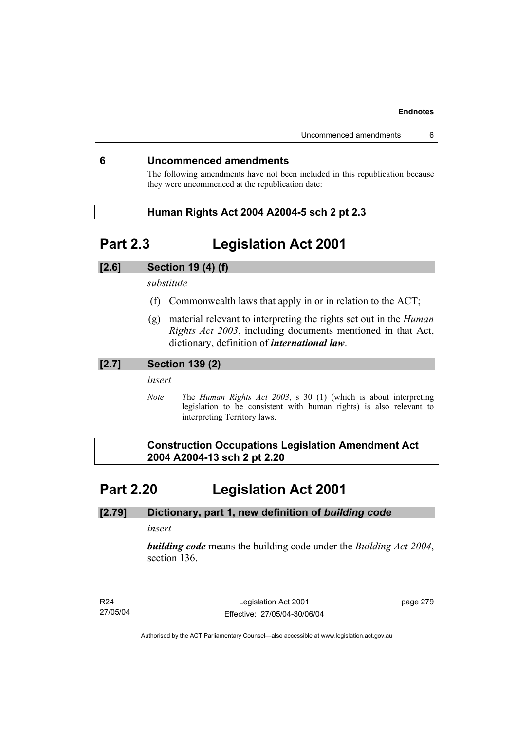## 6 Uncommenced amendments

The following amendments have not been included in this republication because they were uncommenced at the republication date:

**Human Rights Act 2004 A2004-5 sch 2 pt 2.3**

# Part 2.3 Legislation Act 2001

### [2.6] Section 19 (4) (f)

*substitute*

(f) Commonwealth laws that apply in or in relation to the ACT;

(g) material relevant to interpreting the rights set out in the *Human Rights Act 2003*, including documents mentioned in that Act, dictionary, definition of ***international law***.

### [2.7] Section 139 (2)

*insert*

*Note* The *Human Rights Act 2003*, s 30 (1) (which is about interpreting legislation to be consistent with human rights) is also relevant to interpreting Territory laws.

**Construction Occupations Legislation Amendment Act 2004 A2004-13 sch 2 pt 2.20**

# Part 2.20 Legislation Act 2001

### [2.79] Dictionary, part 1, new definition of *building code*

*insert*

***building code*** means the building code under the *Building Act 2004*, section 136.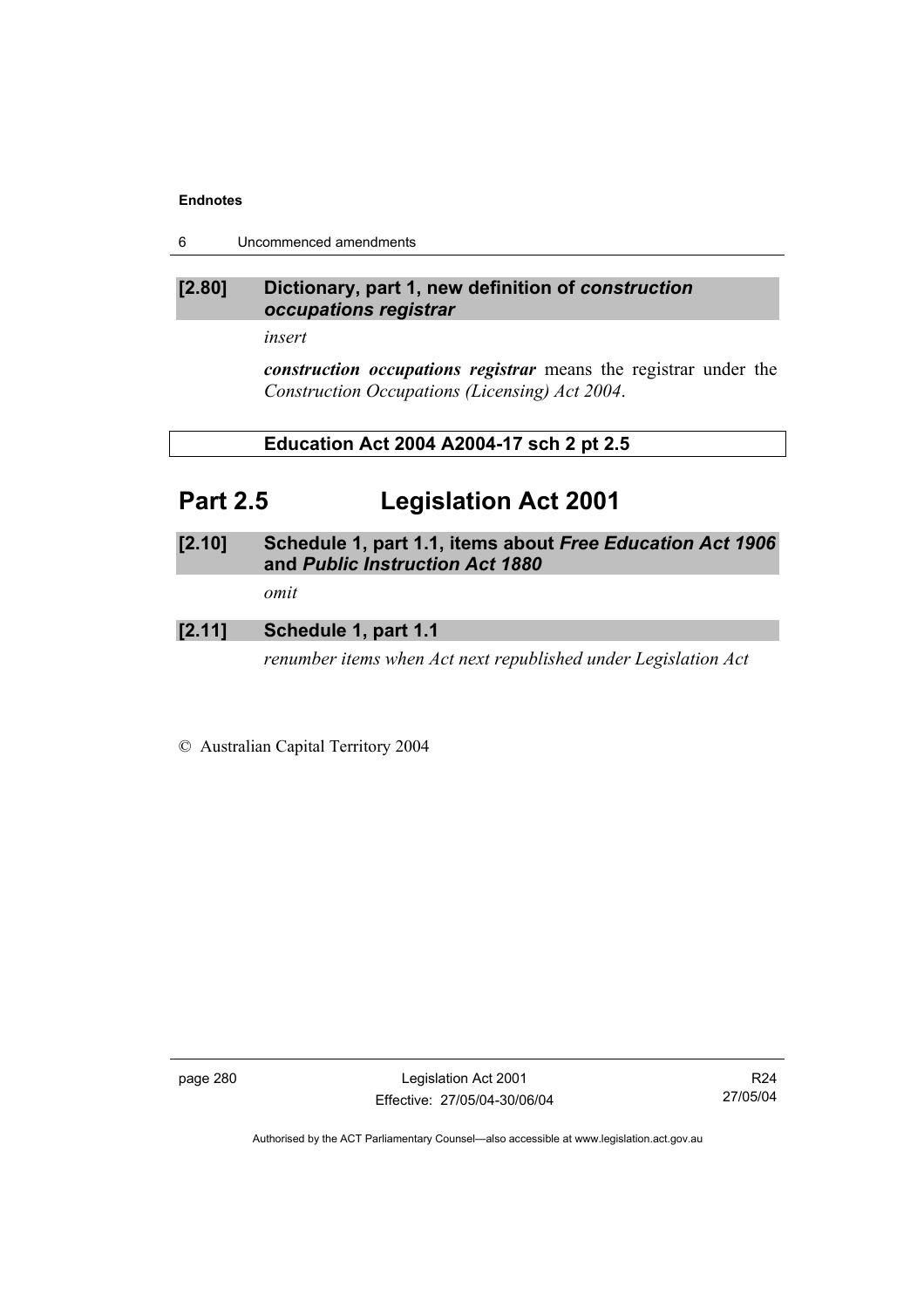**[2.80] Dictionary, part 1, new definition of *construction occupations registrar***

*insert*

***construction occupations registrar*** means the registrar under the *Construction Occupations (Licensing) Act 2004*.

**Education Act 2004 A2004-17 sch 2 pt 2.5**

# Part 2.5 Legislation Act 2001

**[2.10] Schedule 1, part 1.1, items about *Free Education Act 1906* and *Public Instruction Act 1880***

*omit*

**[2.11] Schedule 1, part 1.1**

*renumber items when Act next republished under Legislation Act*

© Australian Capital Territory 2004